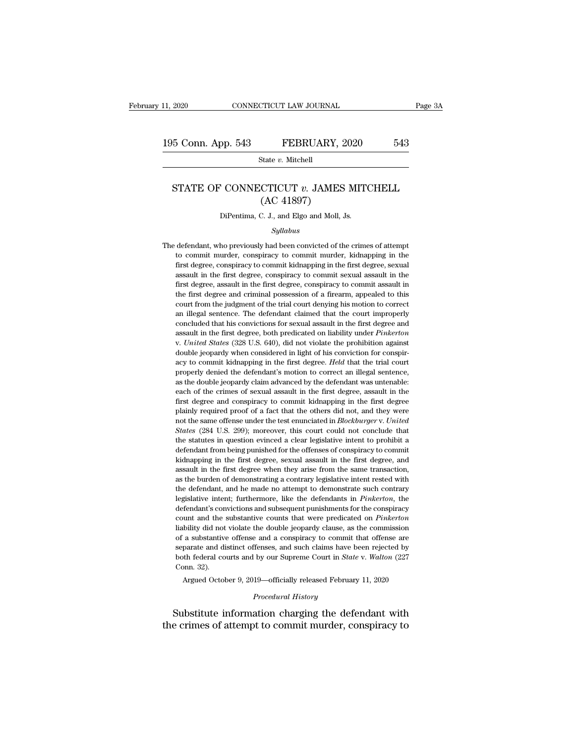# STATE OF CONNECTICUT *v.* JAMES MITCHELL (AC 41897)

DiPentima, C. J., and Elgo and Moll, Js.

*Syllabus*

The defendant, who previously had been convicted of the crimes of attempt to commit murder, conspiracy to commit murder, kidnapping in the first degree, conspiracy to commit kidnapping in the first degree, sexual assault in the first degree, conspiracy to commit sexual assault in the first degree, assault in the first degree, conspiracy to commit assault in the first degree and criminal possession of a firearm, appealed to this court from the judgment of the trial court denying his motion to correct an illegal sentence. The defendant claimed that the court improperly concluded that his convictions for sexual assault in the first degree and assault in the first degree, both predicated on liability under *Pinkerton* v. *United States* (328 U.S. 640), did not violate the prohibition against double jeopardy when considered in light of his conviction for conspiracy to commit kidnapping in the first degree. *Held* that the trial court properly denied the defendant's motion to correct an illegal sentence, as the double jeopardy claim advanced by the defendant was untenable: each of the crimes of sexual assault in the first degree, assault in the first degree and conspiracy to commit kidnapping in the first degree plainly required proof of a fact that the others did not, and they were not the same offense under the test enunciated in *Blockburger* v. *United States* (284 U.S. 299); moreover, this court could not conclude that the statutes in question evinced a clear legislative intent to prohibit a defendant from being punished for the offenses of conspiracy to commit kidnapping in the first degree, sexual assault in the first degree, and assault in the first degree when they arise from the same transaction, as the burden of demonstrating a contrary legislative intent rested with the defendant, and he made no attempt to demonstrate such contrary legislative intent; furthermore, like the defendants in *Pinkerton*, the defendant's convictions and subsequent punishments for the conspiracy count and the substantive counts that were predicated on *Pinkerton* liability did not violate the double jeopardy clause, as the commission of a substantive offense and a conspiracy to commit that offense are separate and distinct offenses, and such claims have been rejected by both federal courts and by our Supreme Court in *State* v. *Walton* (227 Conn. 32).

Argued October 9, 2019—officially released February 11, 2020

*Procedural History*

Substitute information charging the defendant with the crimes of attempt to commit murder, conspiracy to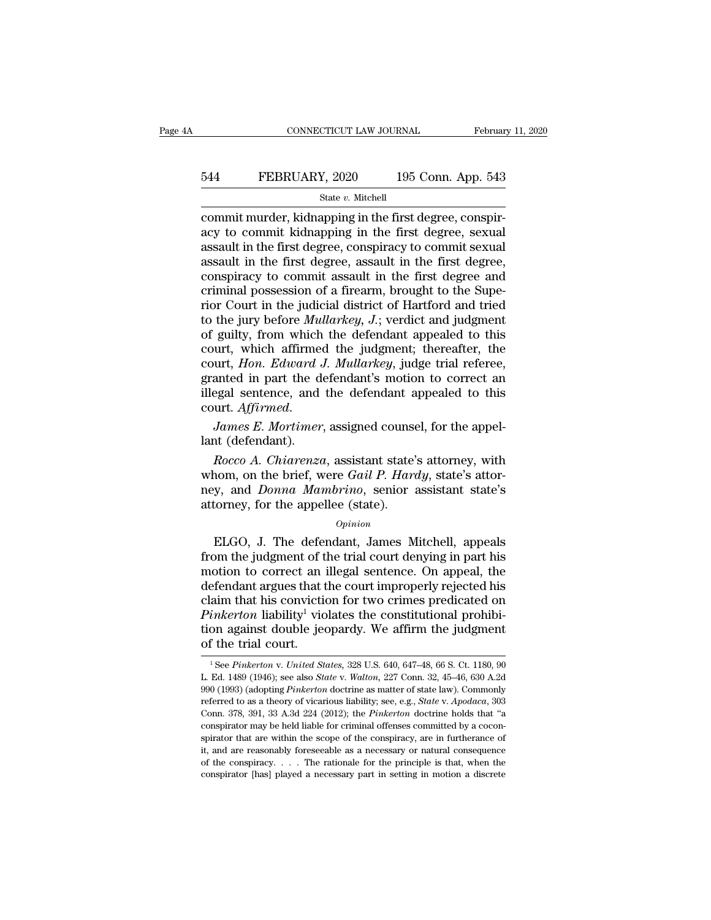commit murder, kidnapping in the first degree, conspiracy to commit kidnapping in the first degree, sexual assault in the first degree, conspiracy to commit sexual assault in the first degree, assault in the first degree, conspiracy to commit assault in the first degree and criminal possession of a firearm, brought to the Superior Court in the judicial district of Hartford and tried to the jury before *Mullarkey, J.*; verdict and judgment of guilty, from which the defendant appealed to this court, which affirmed the judgment; thereafter, the court, *Hon. Edward J. Mullarkey*, judge trial referee, granted in part the defendant's motion to correct an illegal sentence, and the defendant appealed to this court. *Affirmed.*

*James E. Mortimer*, assigned counsel, for the appellant (defendant).

*Rocco A. Chiarenza*, assistant state's attorney, with whom, on the brief, were *Gail P. Hardy*, state's attorney, and *Donna Mambrino*, senior assistant state's attorney, for the appellee (state).

*Opinion*

ELGO, J. The defendant, James Mitchell, appeals from the judgment of the trial court denying in part his motion to correct an illegal sentence. On appeal, the defendant argues that the court improperly rejected his claim that his conviction for two crimes predicated on *Pinkerton* liability[1] violates the constitutional prohibition against double jeopardy. We affirm the judgment of the trial court.

---

[1] See *Pinkerton* v. *United States*, 328 U.S. 640, 647–48, 66 S. Ct. 1180, 90 L. Ed. 1489 (1946); see also *State* v. *Walton*, 227 Conn. 32, 45–46, 630 A.2d 990 (1993) (adopting *Pinkerton* doctrine as matter of state law). Commonly referred to as a theory of vicarious liability; see, e.g., *State* v. *Apodaca*, 303 Conn. 378, 391, 33 A.3d 224 (2012); the *Pinkerton* doctrine holds that "a conspirator may be held liable for criminal offenses committed by a coconspirator that are within the scope of the conspiracy, are in furtherance of it, and are reasonably foreseeable as a necessary or natural consequence of the conspiracy. . . . The rationale for the principle is that, when the conspirator [has] played a necessary part in setting in motion a discrete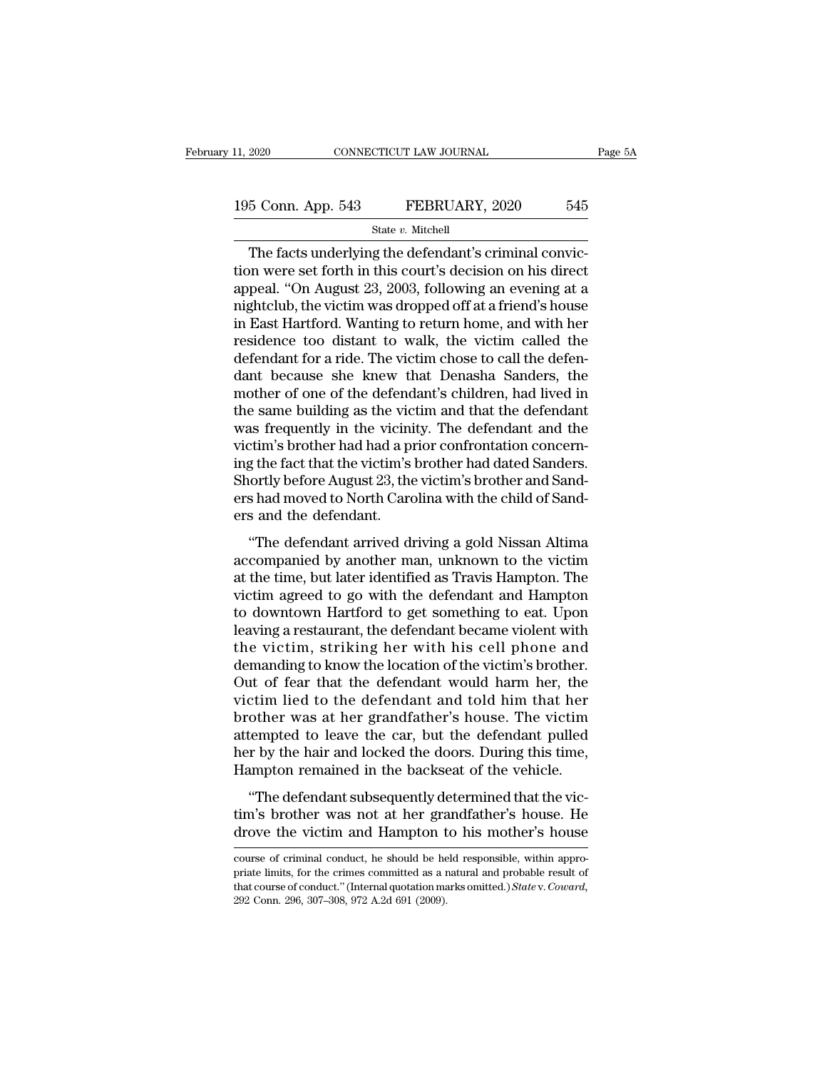The facts underlying the defendant's criminal conviction were set forth in this court's decision on his direct appeal. "On August 23, 2003, following an evening at a nightclub, the victim was dropped off at a friend's house in East Hartford. Wanting to return home, and with her residence too distant to walk, the victim called the defendant for a ride. The victim chose to call the defendant because she knew that Denasha Sanders, the mother of one of the defendant's children, had lived in the same building as the victim and that the defendant was frequently in the vicinity. The defendant and the victim's brother had had a prior confrontation concerning the fact that the victim's brother had dated Sanders. Shortly before August 23, the victim's brother and Sanders had moved to North Carolina with the child of Sanders and the defendant.

"The defendant arrived driving a gold Nissan Altima accompanied by another man, unknown to the victim at the time, but later identified as Travis Hampton. The victim agreed to go with the defendant and Hampton to downtown Hartford to get something to eat. Upon leaving a restaurant, the defendant became violent with the victim, striking her with his cell phone and demanding to know the location of the victim's brother. Out of fear that the defendant would harm her, the victim lied to the defendant and told him that her brother was at her grandfather's house. The victim attempted to leave the car, but the defendant pulled her by the hair and locked the doors. During this time, Hampton remained in the backseat of the vehicle.

"The defendant subsequently determined that the victim's brother was not at her grandfather's house. He drove the victim and Hampton to his mother's house

course of criminal conduct, he should be held responsible, within appropriate limits, for the crimes committed as a natural and probable result of that course of conduct." (Internal quotation marks omitted.) *State* v. *Coward*, 292 Conn. 296, 307–308, 972 A.2d 691 (2009).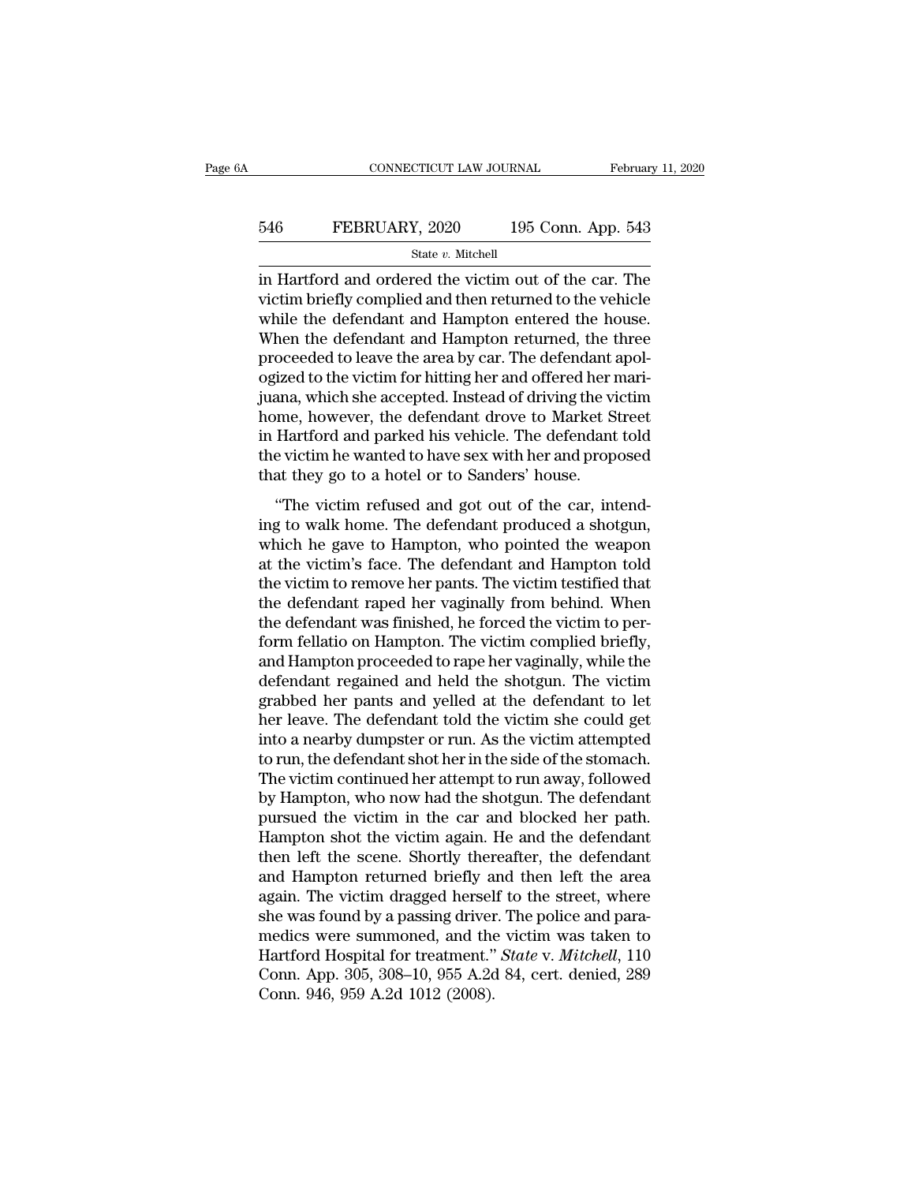in Hartford and ordered the victim out of the car. The victim briefly complied and then returned to the vehicle while the defendant and Hampton entered the house. When the defendant and Hampton returned, the three proceeded to leave the area by car. The defendant apologized to the victim for hitting her and offered her marijuana, which she accepted. Instead of driving the victim home, however, the defendant drove to Market Street in Hartford and parked his vehicle. The defendant told the victim he wanted to have sex with her and proposed that they go to a hotel or to Sanders' house.

"The victim refused and got out of the car, intending to walk home. The defendant produced a shotgun, which he gave to Hampton, who pointed the weapon at the victim's face. The defendant and Hampton told the victim to remove her pants. The victim testified that the defendant raped her vaginally from behind. When the defendant was finished, he forced the victim to perform fellatio on Hampton. The victim complied briefly, and Hampton proceeded to rape her vaginally, while the defendant regained and held the shotgun. The victim grabbed her pants and yelled at the defendant to let her leave. The defendant told the victim she could get into a nearby dumpster or run. As the victim attempted to run, the defendant shot her in the side of the stomach. The victim continued her attempt to run away, followed by Hampton, who now had the shotgun. The defendant pursued the victim in the car and blocked her path. Hampton shot the victim again. He and the defendant then left the scene. Shortly thereafter, the defendant and Hampton returned briefly and then left the area again. The victim dragged herself to the street, where she was found by a passing driver. The police and paramedics were summoned, and the victim was taken to Hartford Hospital for treatment." *State* v. *Mitchell*, 110 Conn. App. 305, 308–10, 955 A.2d 84, cert. denied, 289 Conn. 946, 959 A.2d 1012 (2008).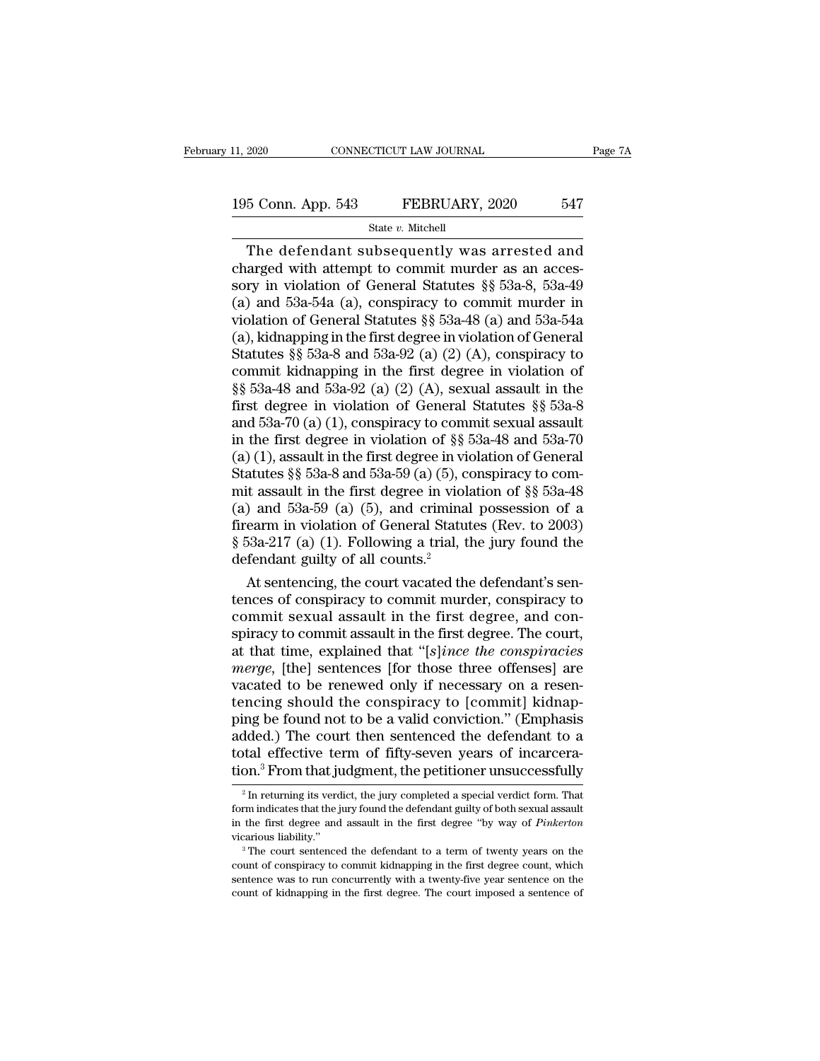The defendant subsequently was arrested and charged with attempt to commit murder as an accessory in violation of General Statutes §§ 53a-8, 53a-49 (a) and 53a-54a (a), conspiracy to commit murder in violation of General Statutes §§ 53a-48 (a) and 53a-54a (a), kidnapping in the first degree in violation of General Statutes §§ 53a-8 and 53a-92 (a) (2) (A), conspiracy to commit kidnapping in the first degree in violation of §§ 53a-48 and 53a-92 (a) (2) (A), sexual assault in the first degree in violation of General Statutes §§ 53a-8 and 53a-70 (a) (1), conspiracy to commit sexual assault in the first degree in violation of §§ 53a-48 and 53a-70 (a) (1), assault in the first degree in violation of General Statutes §§ 53a-8 and 53a-59 (a) (5), conspiracy to commit assault in the first degree in violation of §§ 53a-48 (a) and 53a-59 (a) (5), and criminal possession of a firearm in violation of General Statutes (Rev. to 2003) § 53a-217 (a) (1). Following a trial, the jury found the defendant guilty of all counts.[2]

At sentencing, the court vacated the defendant's sentences of conspiracy to commit murder, conspiracy to commit sexual assault in the first degree, and conspiracy to commit assault in the first degree. The court, at that time, explained that "[*s*]*ince the conspiracies merge*, [the] sentences [for those three offenses] are vacated to be renewed only if necessary on a resentencing should the conspiracy to [commit] kidnapping be found not to be a valid conviction." (Emphasis added.) The court then sentenced the defendant to a total effective term of fifty-seven years of incarceration.[3] From that judgment, the petitioner unsuccessfully

[2] In returning its verdict, the jury completed a special verdict form. That form indicates that the jury found the defendant guilty of both sexual assault in the first degree and assault in the first degree "by way of *Pinkerton* vicarious liability."

[3] The court sentenced the defendant to a term of twenty years on the count of conspiracy to commit kidnapping in the first degree count, which sentence was to run concurrently with a twenty-five year sentence on the count of kidnapping in the first degree. The court imposed a sentence of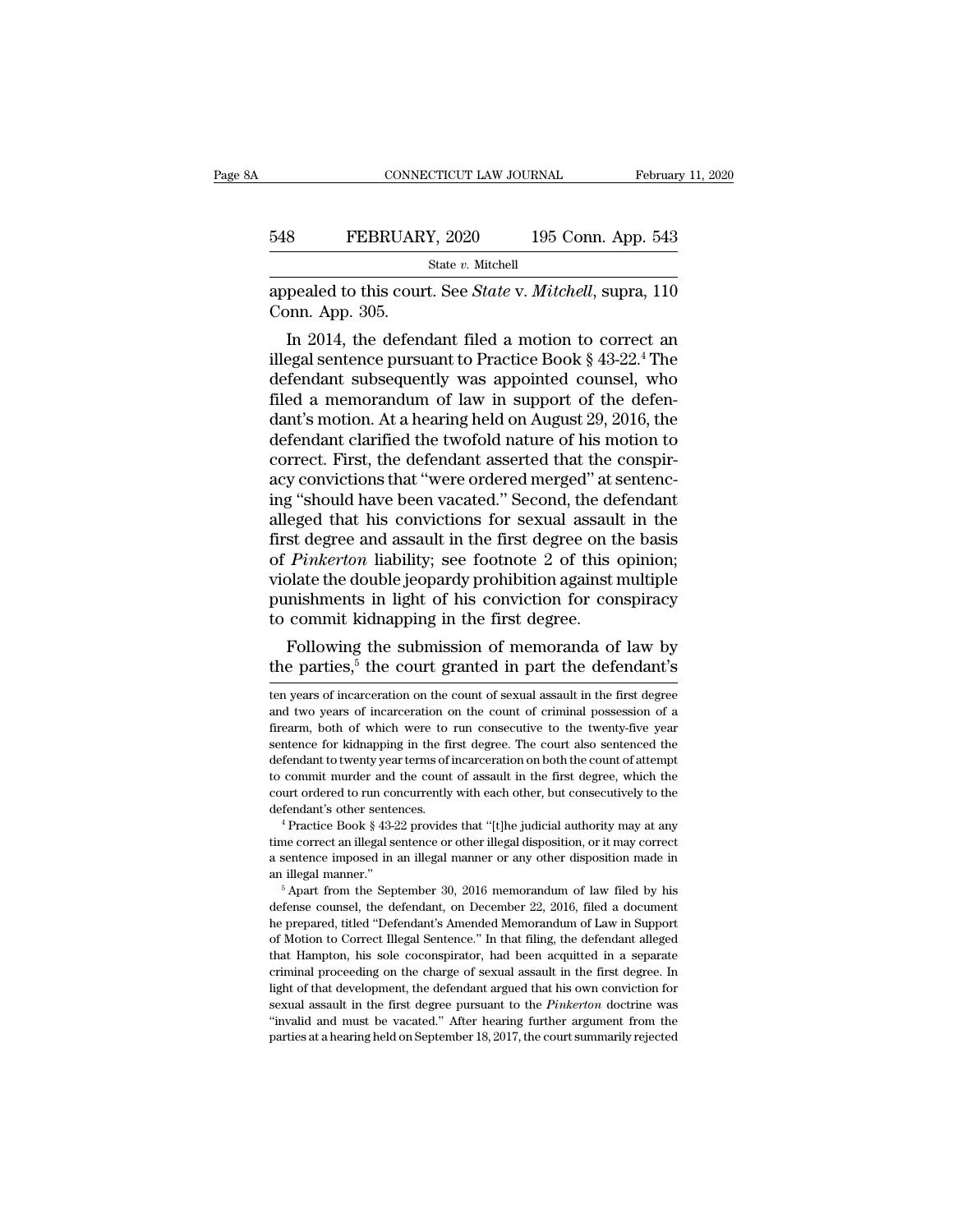appealed to this court. See *State* v. *Mitchell*, supra, 110 Conn. App. 305.

In 2014, the defendant filed a motion to correct an illegal sentence pursuant to Practice Book § 43-22.[4] The defendant subsequently was appointed counsel, who filed a memorandum of law in support of the defendant's motion. At a hearing held on August 29, 2016, the defendant clarified the twofold nature of his motion to correct. First, the defendant asserted that the conspiracy convictions that "were ordered merged" at sentencing "should have been vacated." Second, the defendant alleged that his convictions for sexual assault in the first degree and assault in the first degree on the basis of *Pinkerton* liability; see footnote 2 of this opinion; violate the double jeopardy prohibition against multiple punishments in light of his conviction for conspiracy to commit kidnapping in the first degree.

Following the submission of memoranda of law by the parties,[5] the court granted in part the defendant's

---

ten years of incarceration on the count of sexual assault in the first degree and two years of incarceration on the count of criminal possession of a firearm, both of which were to run consecutive to the twenty-five year sentence for kidnapping in the first degree. The court also sentenced the defendant to twenty year terms of incarceration on both the count of attempt to commit murder and the count of assault in the first degree, which the court ordered to run concurrently with each other, but consecutively to the defendant's other sentences.

[4] Practice Book § 43-22 provides that "[t]he judicial authority may at any time correct an illegal sentence or other illegal disposition, or it may correct a sentence imposed in an illegal manner or any other disposition made in an illegal manner."

[5] Apart from the September 30, 2016 memorandum of law filed by his defense counsel, the defendant, on December 22, 2016, filed a document he prepared, titled "Defendant's Amended Memorandum of Law in Support of Motion to Correct Illegal Sentence." In that filing, the defendant alleged that Hampton, his sole coconspirator, had been acquitted in a separate criminal proceeding on the charge of sexual assault in the first degree. In light of that development, the defendant argued that his own conviction for sexual assault in the first degree pursuant to the *Pinkerton* doctrine was "invalid and must be vacated." After hearing further argument from the parties at a hearing held on September 18, 2017, the court summarily rejected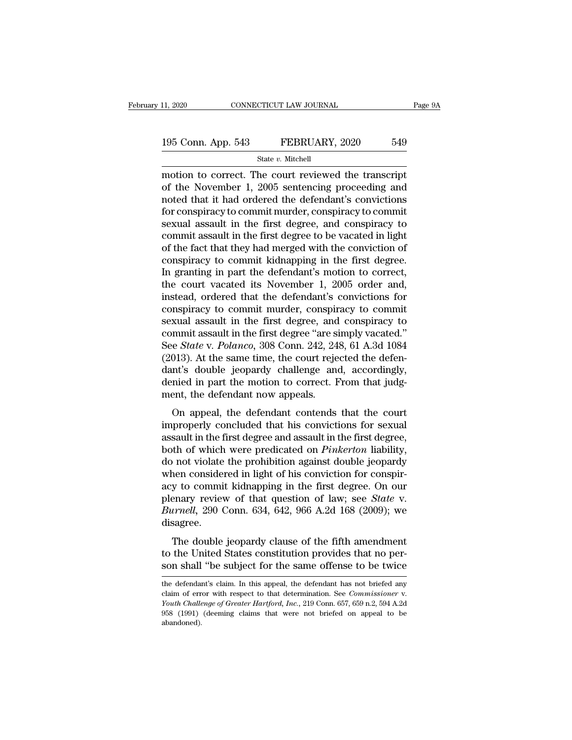motion to correct. The court reviewed the transcript of the November 1, 2005 sentencing proceeding and noted that it had ordered the defendant's convictions for conspiracy to commit murder, conspiracy to commit sexual assault in the first degree, and conspiracy to commit assault in the first degree to be vacated in light of the fact that they had merged with the conviction of conspiracy to commit kidnapping in the first degree. In granting in part the defendant's motion to correct, the court vacated its November 1, 2005 order and, instead, ordered that the defendant's convictions for conspiracy to commit murder, conspiracy to commit sexual assault in the first degree, and conspiracy to commit assault in the first degree "are simply vacated." See *State* v. *Polanco*, 308 Conn. 242, 248, 61 A.3d 1084 (2013). At the same time, the court rejected the defendant's double jeopardy challenge and, accordingly, denied in part the motion to correct. From that judgment, the defendant now appeals.

On appeal, the defendant contends that the court improperly concluded that his convictions for sexual assault in the first degree and assault in the first degree, both of which were predicated on *Pinkerton* liability, do not violate the prohibition against double jeopardy when considered in light of his conviction for conspiracy to commit kidnapping in the first degree. On our plenary review of that question of law; see *State* v. *Burnell*, 290 Conn. 634, 642, 966 A.2d 168 (2009); we disagree.

The double jeopardy clause of the fifth amendment to the United States constitution provides that no person shall "be subject for the same offense to be twice

---

the defendant's claim. In this appeal, the defendant has not briefed any claim of error with respect to that determination. See *Commissioner* v. *Youth Challenge of Greater Hartford, Inc.*, 219 Conn. 657, 659 n.2, 594 A.2d 958 (1991) (deeming claims that were not briefed on appeal to be abandoned).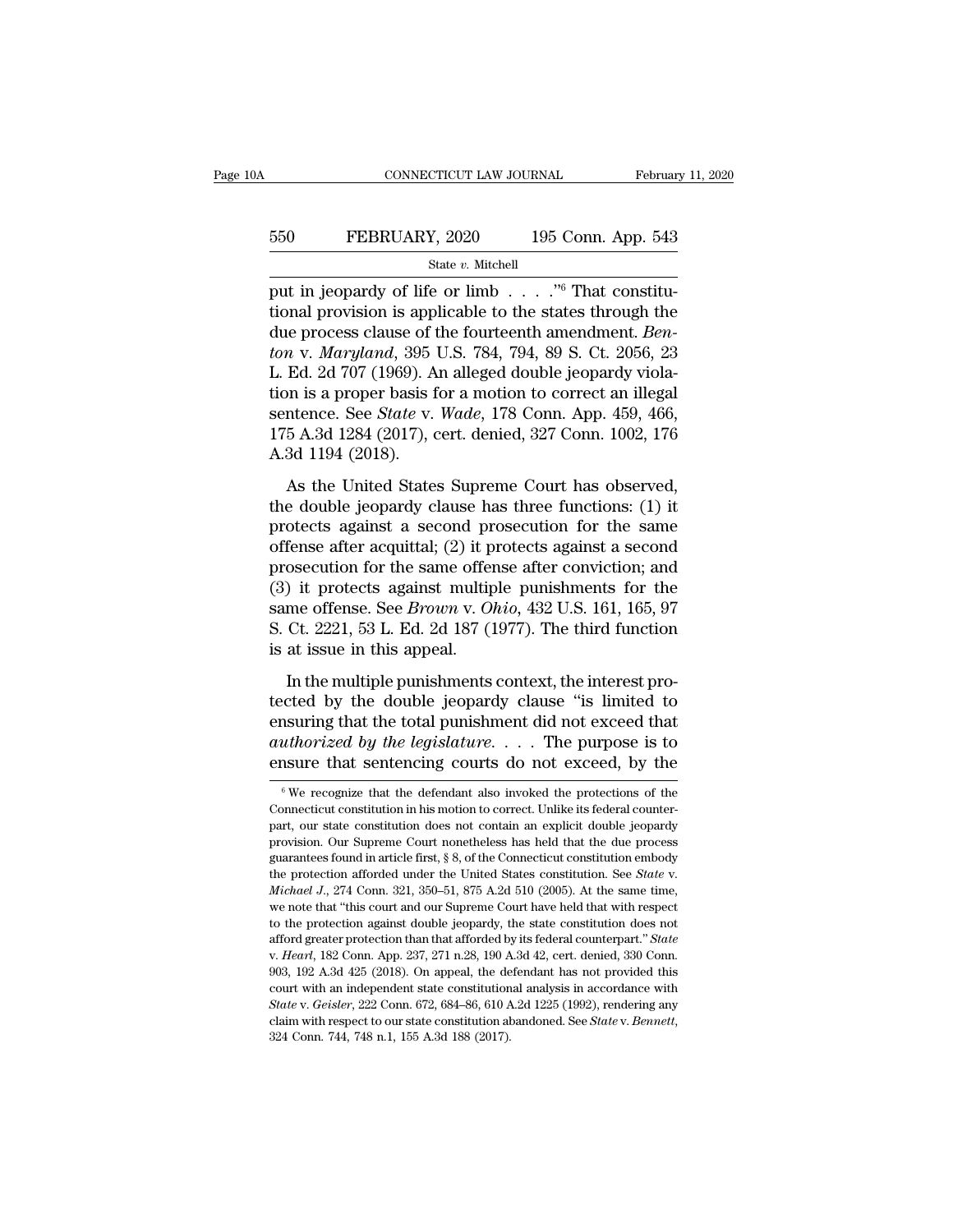put in jeopardy of life or limb . . . ."[6] That constitutional provision is applicable to the states through the due process clause of the fourteenth amendment. *Benton* v. *Maryland*, 395 U.S. 784, 794, 89 S. Ct. 2056, 23 L. Ed. 2d 707 (1969). An alleged double jeopardy violation is a proper basis for a motion to correct an illegal sentence. See *State* v. *Wade*, 178 Conn. App. 459, 466, 175 A.3d 1284 (2017), cert. denied, 327 Conn. 1002, 176 A.3d 1194 (2018).

As the United States Supreme Court has observed, the double jeopardy clause has three functions: (1) it protects against a second prosecution for the same offense after acquittal; (2) it protects against a second prosecution for the same offense after conviction; and (3) it protects against multiple punishments for the same offense. See *Brown* v. *Ohio*, 432 U.S. 161, 165, 97 S. Ct. 2221, 53 L. Ed. 2d 187 (1977). The third function is at issue in this appeal.

In the multiple punishments context, the interest protected by the double jeopardy clause "is limited to ensuring that the total punishment did not exceed that *authorized by the legislature*. . . . The purpose is to ensure that sentencing courts do not exceed, by the

[6] We recognize that the defendant also invoked the protections of the Connecticut constitution in his motion to correct. Unlike its federal counterpart, our state constitution does not contain an explicit double jeopardy provision. Our Supreme Court nonetheless has held that the due process guarantees found in article first, § 8, of the Connecticut constitution embody the protection afforded under the United States constitution. See *State* v. *Michael J.*, 274 Conn. 321, 350–51, 875 A.2d 510 (2005). At the same time, we note that "this court and our Supreme Court have held that with respect to the protection against double jeopardy, the state constitution does not afford greater protection than that afforded by its federal counterpart." *State* v. *Hearl*, 182 Conn. App. 237, 271 n.28, 190 A.3d 42, cert. denied, 330 Conn. 903, 192 A.3d 425 (2018). On appeal, the defendant has not provided this court with an independent state constitutional analysis in accordance with *State* v. *Geisler*, 222 Conn. 672, 684–86, 610 A.2d 1225 (1992), rendering any claim with respect to our state constitution abandoned. See *State* v. *Bennett*, 324 Conn. 744, 748 n.1, 155 A.3d 188 (2017).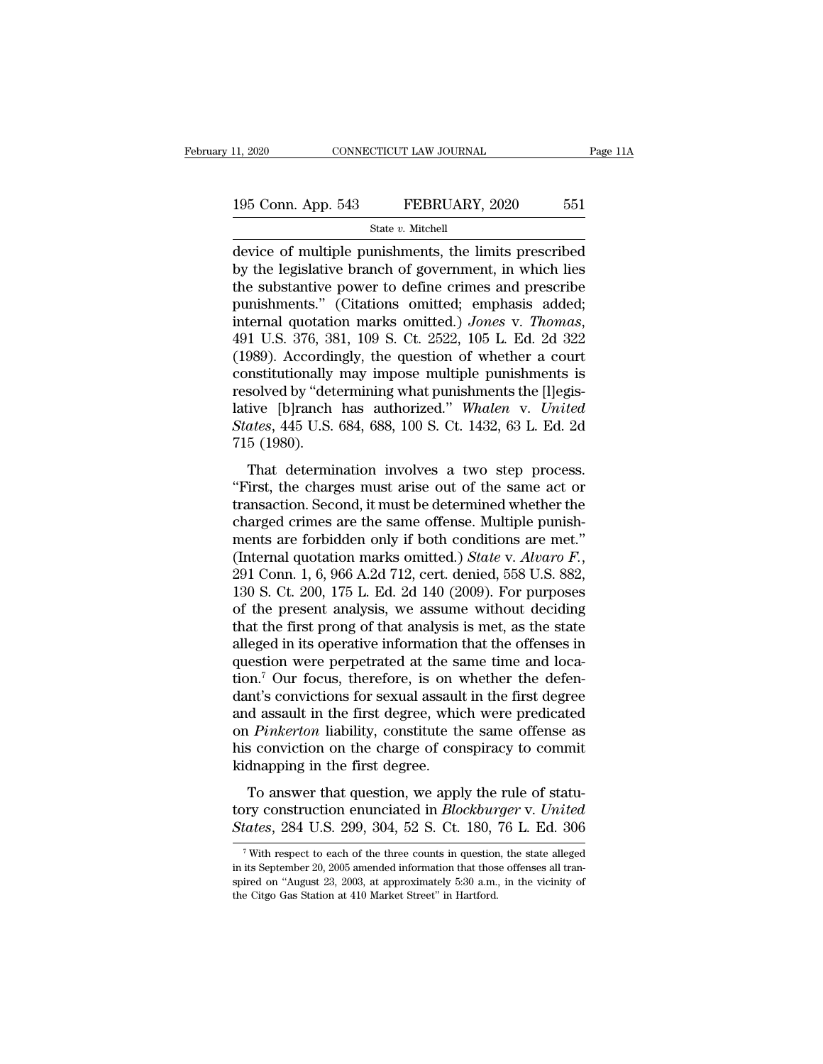device of multiple punishments, the limits prescribed by the legislative branch of government, in which lies the substantive power to define crimes and prescribe punishments." (Citations omitted; emphasis added; internal quotation marks omitted.) *Jones* v. *Thomas*, 491 U.S. 376, 381, 109 S. Ct. 2522, 105 L. Ed. 2d 322 (1989). Accordingly, the question of whether a court constitutionally may impose multiple punishments is resolved by "determining what punishments the [l]egislative [b]ranch has authorized." *Whalen* v. *United States*, 445 U.S. 684, 688, 100 S. Ct. 1432, 63 L. Ed. 2d 715 (1980).

That determination involves a two step process. "First, the charges must arise out of the same act or transaction. Second, it must be determined whether the charged crimes are the same offense. Multiple punishments are forbidden only if both conditions are met." (Internal quotation marks omitted.) *State* v. *Alvaro F.*, 291 Conn. 1, 6, 966 A.2d 712, cert. denied, 558 U.S. 882, 130 S. Ct. 200, 175 L. Ed. 2d 140 (2009). For purposes of the present analysis, we assume without deciding that the first prong of that analysis is met, as the state alleged in its operative information that the offenses in question were perpetrated at the same time and location.[7] Our focus, therefore, is on whether the defendant's convictions for sexual assault in the first degree and assault in the first degree, which were predicated on *Pinkerton* liability, constitute the same offense as his conviction on the charge of conspiracy to commit kidnapping in the first degree.

To answer that question, we apply the rule of statutory construction enunciated in *Blockburger* v. *United States*, 284 U.S. 299, 304, 52 S. Ct. 180, 76 L. Ed. 306

[7] With respect to each of the three counts in question, the state alleged in its September 20, 2005 amended information that those offenses all transpired on "August 23, 2003, at approximately 5:30 a.m., in the vicinity of the Citgo Gas Station at 410 Market Street" in Hartford.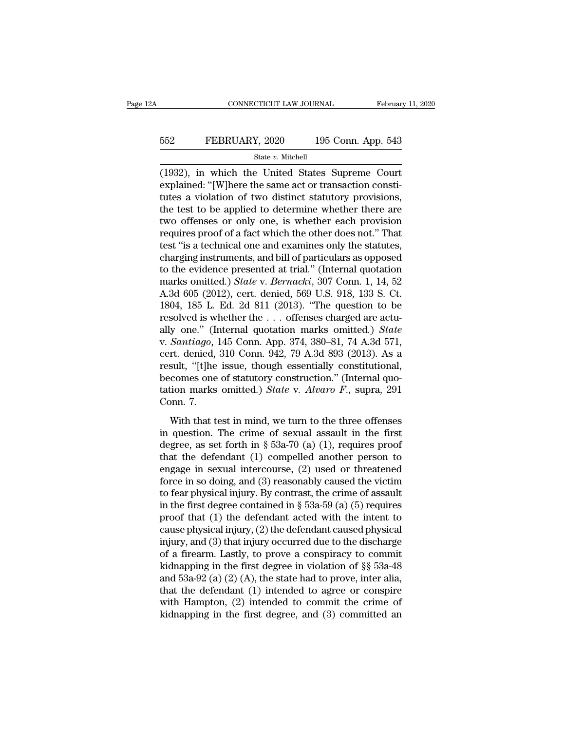(1932), in which the United States Supreme Court explained: "[W]here the same act or transaction constitutes a violation of two distinct statutory provisions, the test to be applied to determine whether there are two offenses or only one, is whether each provision requires proof of a fact which the other does not." That test "is a technical one and examines only the statutes, charging instruments, and bill of particulars as opposed to the evidence presented at trial." (Internal quotation marks omitted.) *State* v. *Bernacki*, 307 Conn. 1, 14, 52 A.3d 605 (2012), cert. denied, 569 U.S. 918, 133 S. Ct. 1804, 185 L. Ed. 2d 811 (2013). "The question to be resolved is whether the . . . offenses charged are actually one." (Internal quotation marks omitted.) *State* v. *Santiago*, 145 Conn. App. 374, 380–81, 74 A.3d 571, cert. denied, 310 Conn. 942, 79 A.3d 893 (2013). As a result, "[t]he issue, though essentially constitutional, becomes one of statutory construction." (Internal quotation marks omitted.) *State* v. *Alvaro F.*, supra, 291 Conn. 7.

With that test in mind, we turn to the three offenses in question. The crime of sexual assault in the first degree, as set forth in § 53a-70 (a) (1), requires proof that the defendant (1) compelled another person to engage in sexual intercourse, (2) used or threatened force in so doing, and (3) reasonably caused the victim to fear physical injury. By contrast, the crime of assault in the first degree contained in § 53a-59 (a) (5) requires proof that (1) the defendant acted with the intent to cause physical injury, (2) the defendant caused physical injury, and (3) that injury occurred due to the discharge of a firearm. Lastly, to prove a conspiracy to commit kidnapping in the first degree in violation of §§ 53a-48 and 53a-92 (a) (2) (A), the state had to prove, inter alia, that the defendant (1) intended to agree or conspire with Hampton, (2) intended to commit the crime of kidnapping in the first degree, and (3) committed an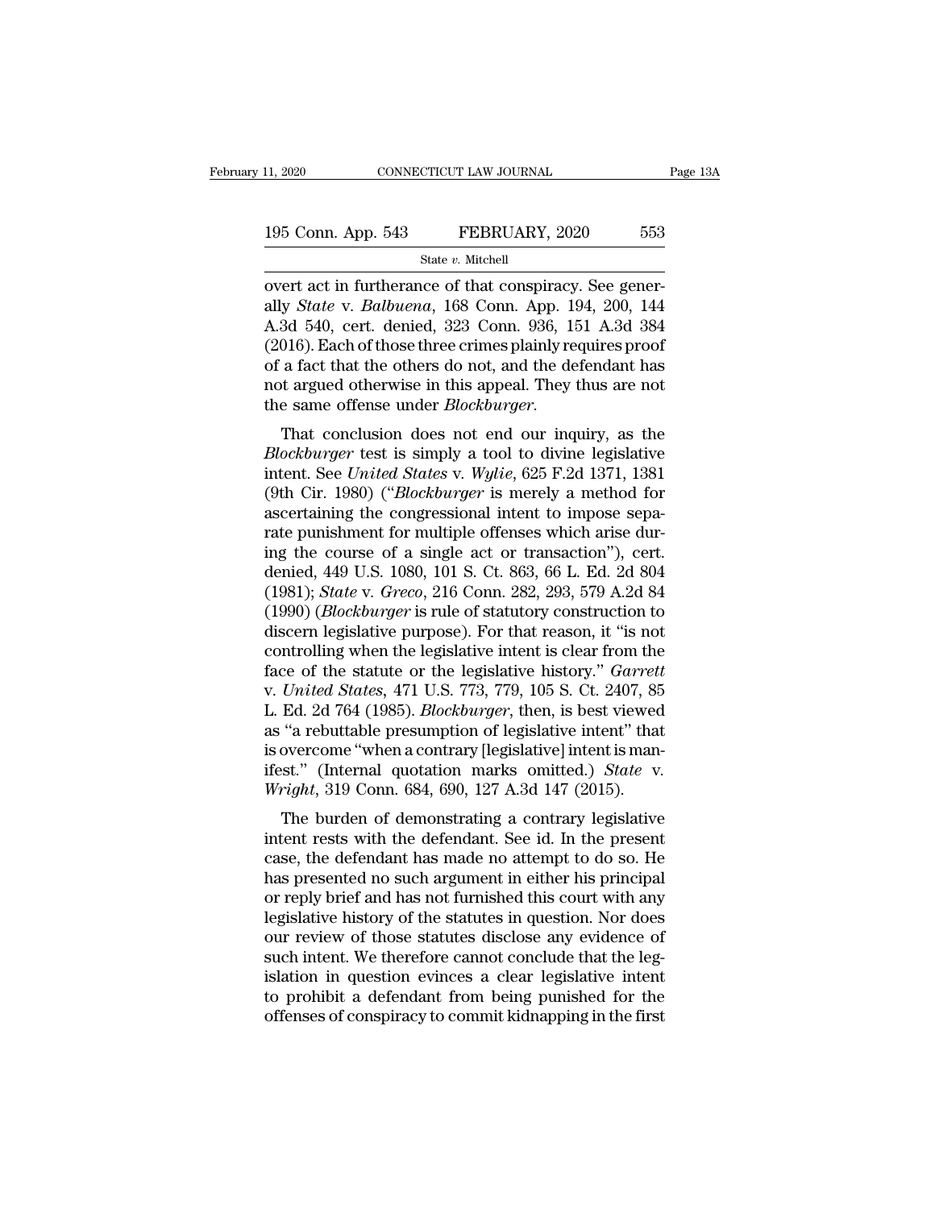overt act in furtherance of that conspiracy. See generally *State* v. *Balbuena*, 168 Conn. App. 194, 200, 144 A.3d 540, cert. denied, 323 Conn. 936, 151 A.3d 384 (2016). Each of those three crimes plainly requires proof of a fact that the others do not, and the defendant has not argued otherwise in this appeal. They thus are not the same offense under *Blockburger*.

That conclusion does not end our inquiry, as the *Blockburger* test is simply a tool to divine legislative intent. See *United States* v. *Wylie*, 625 F.2d 1371, 1381 (9th Cir. 1980) ("*Blockburger* is merely a method for ascertaining the congressional intent to impose separate punishment for multiple offenses which arise during the course of a single act or transaction"), cert. denied, 449 U.S. 1080, 101 S. Ct. 863, 66 L. Ed. 2d 804 (1981); *State* v. *Greco*, 216 Conn. 282, 293, 579 A.2d 84 (1990) (*Blockburger* is rule of statutory construction to discern legislative purpose). For that reason, it "is not controlling when the legislative intent is clear from the face of the statute or the legislative history." *Garrett* v. *United States*, 471 U.S. 773, 779, 105 S. Ct. 2407, 85 L. Ed. 2d 764 (1985). *Blockburger*, then, is best viewed as "a rebuttable presumption of legislative intent" that is overcome "when a contrary [legislative] intent is manifest." (Internal quotation marks omitted.) *State* v. *Wright*, 319 Conn. 684, 690, 127 A.3d 147 (2015).

The burden of demonstrating a contrary legislative intent rests with the defendant. See id. In the present case, the defendant has made no attempt to do so. He has presented no such argument in either his principal or reply brief and has not furnished this court with any legislative history of the statutes in question. Nor does our review of those statutes disclose any evidence of such intent. We therefore cannot conclude that the legislation in question evinces a clear legislative intent to prohibit a defendant from being punished for the offenses of conspiracy to commit kidnapping in the first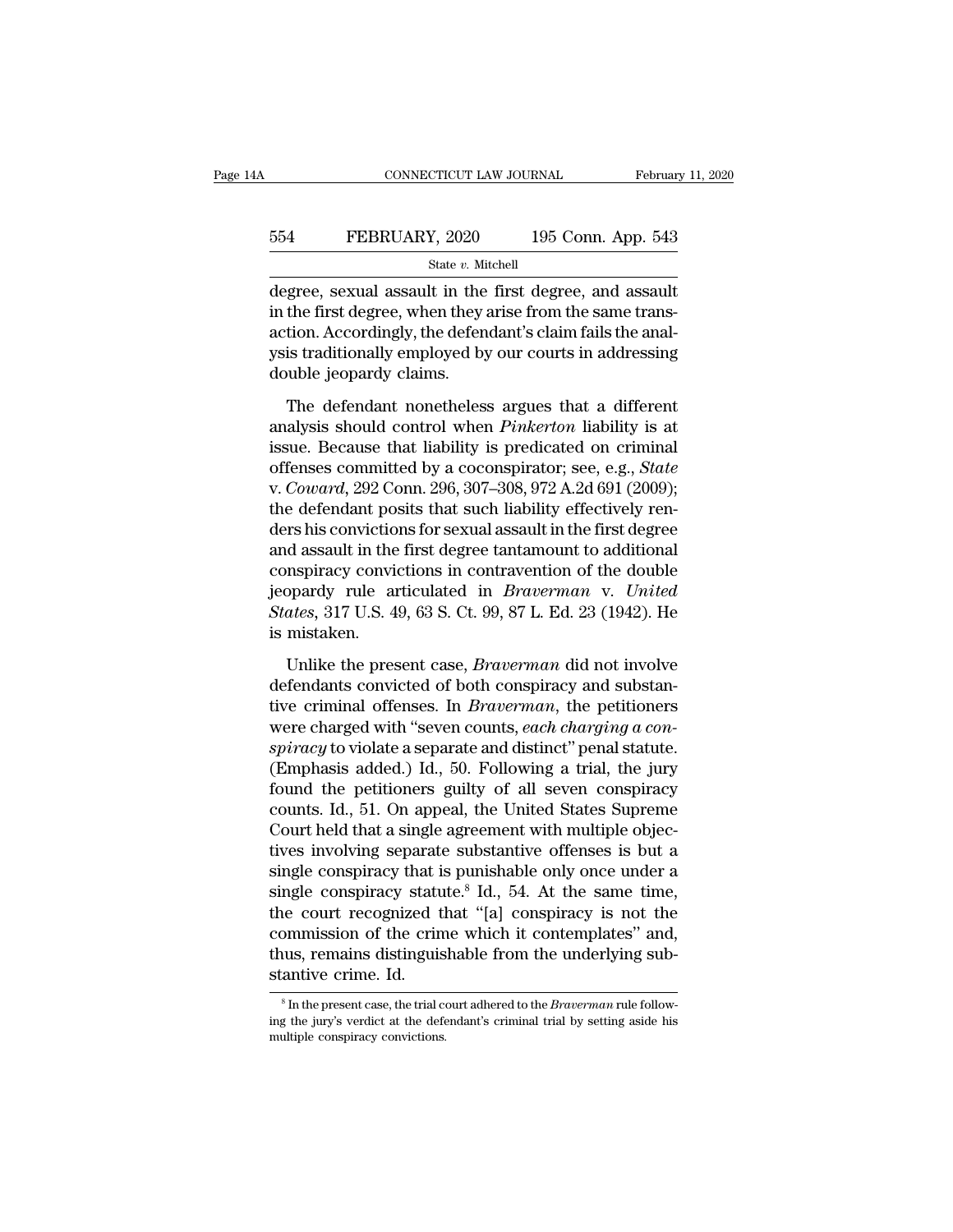degree, sexual assault in the first degree, and assault in the first degree, when they arise from the same transaction. Accordingly, the defendant's claim fails the analysis traditionally employed by our courts in addressing double jeopardy claims.

The defendant nonetheless argues that a different analysis should control when *Pinkerton* liability is at issue. Because that liability is predicated on criminal offenses committed by a coconspirator; see, e.g., *State* v. *Coward*, 292 Conn. 296, 307–308, 972 A.2d 691 (2009); the defendant posits that such liability effectively renders his convictions for sexual assault in the first degree and assault in the first degree tantamount to additional conspiracy convictions in contravention of the double jeopardy rule articulated in *Braverman* v. *United States*, 317 U.S. 49, 63 S. Ct. 99, 87 L. Ed. 23 (1942). He is mistaken.

Unlike the present case, *Braverman* did not involve defendants convicted of both conspiracy and substantive criminal offenses. In *Braverman*, the petitioners were charged with "seven counts, *each charging a conspiracy* to violate a separate and distinct" penal statute. (Emphasis added.) Id., 50. Following a trial, the jury found the petitioners guilty of all seven conspiracy counts. Id., 51. On appeal, the United States Supreme Court held that a single agreement with multiple objectives involving separate substantive offenses is but a single conspiracy that is punishable only once under a single conspiracy statute.[8] Id., 54. At the same time, the court recognized that "[a] conspiracy is not the commission of the crime which it contemplates" and, thus, remains distinguishable from the underlying substantive crime. Id.

---

[8] In the present case, the trial court adhered to the *Braverman* rule following the jury's verdict at the defendant's criminal trial by setting aside his multiple conspiracy convictions.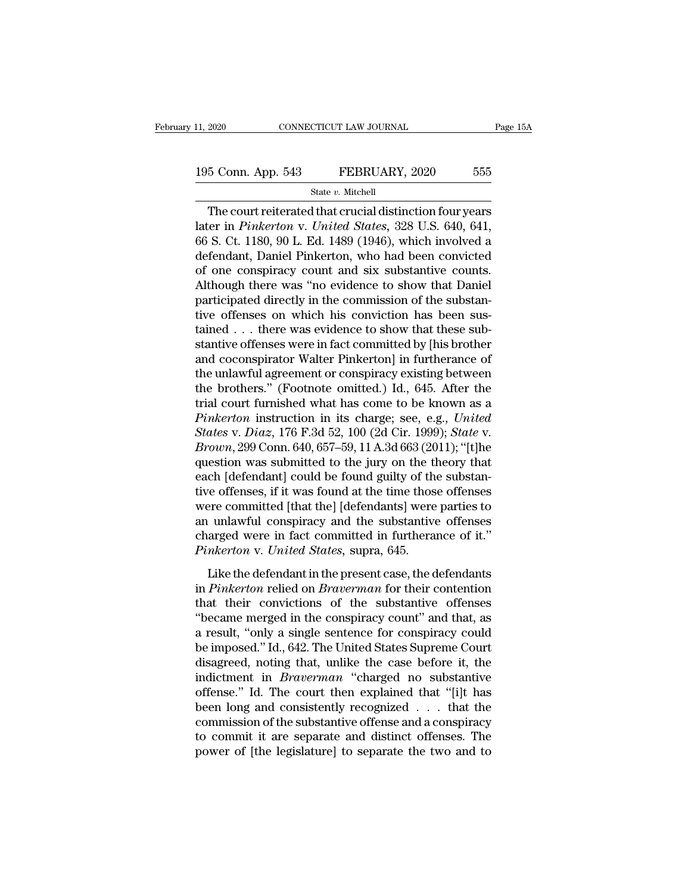The court reiterated that crucial distinction four years later in *Pinkerton* v. *United States*, 328 U.S. 640, 641, 66 S. Ct. 1180, 90 L. Ed. 1489 (1946), which involved a defendant, Daniel Pinkerton, who had been convicted of one conspiracy count and six substantive counts. Although there was "no evidence to show that Daniel participated directly in the commission of the substantive offenses on which his conviction has been sustained . . . there was evidence to show that these substantive offenses were in fact committed by [his brother and coconspirator Walter Pinkerton] in furtherance of the unlawful agreement or conspiracy existing between the brothers." (Footnote omitted.) Id., 645. After the trial court furnished what has come to be known as a *Pinkerton* instruction in its charge; see, e.g., *United States* v. *Diaz*, 176 F.3d 52, 100 (2d Cir. 1999); *State* v. *Brown*, 299 Conn. 640, 657–59, 11 A.3d 663 (2011); "[t]he question was submitted to the jury on the theory that each [defendant] could be found guilty of the substantive offenses, if it was found at the time those offenses were committed [that the] [defendants] were parties to an unlawful conspiracy and the substantive offenses charged were in fact committed in furtherance of it." *Pinkerton* v. *United States*, supra, 645.

Like the defendant in the present case, the defendants in *Pinkerton* relied on *Braverman* for their contention that their convictions of the substantive offenses "became merged in the conspiracy count" and that, as a result, "only a single sentence for conspiracy could be imposed." Id., 642. The United States Supreme Court disagreed, noting that, unlike the case before it, the indictment in *Braverman* "charged no substantive offense." Id. The court then explained that "[i]t has been long and consistently recognized . . . that the commission of the substantive offense and a conspiracy to commit it are separate and distinct offenses. The power of [the legislature] to separate the two and to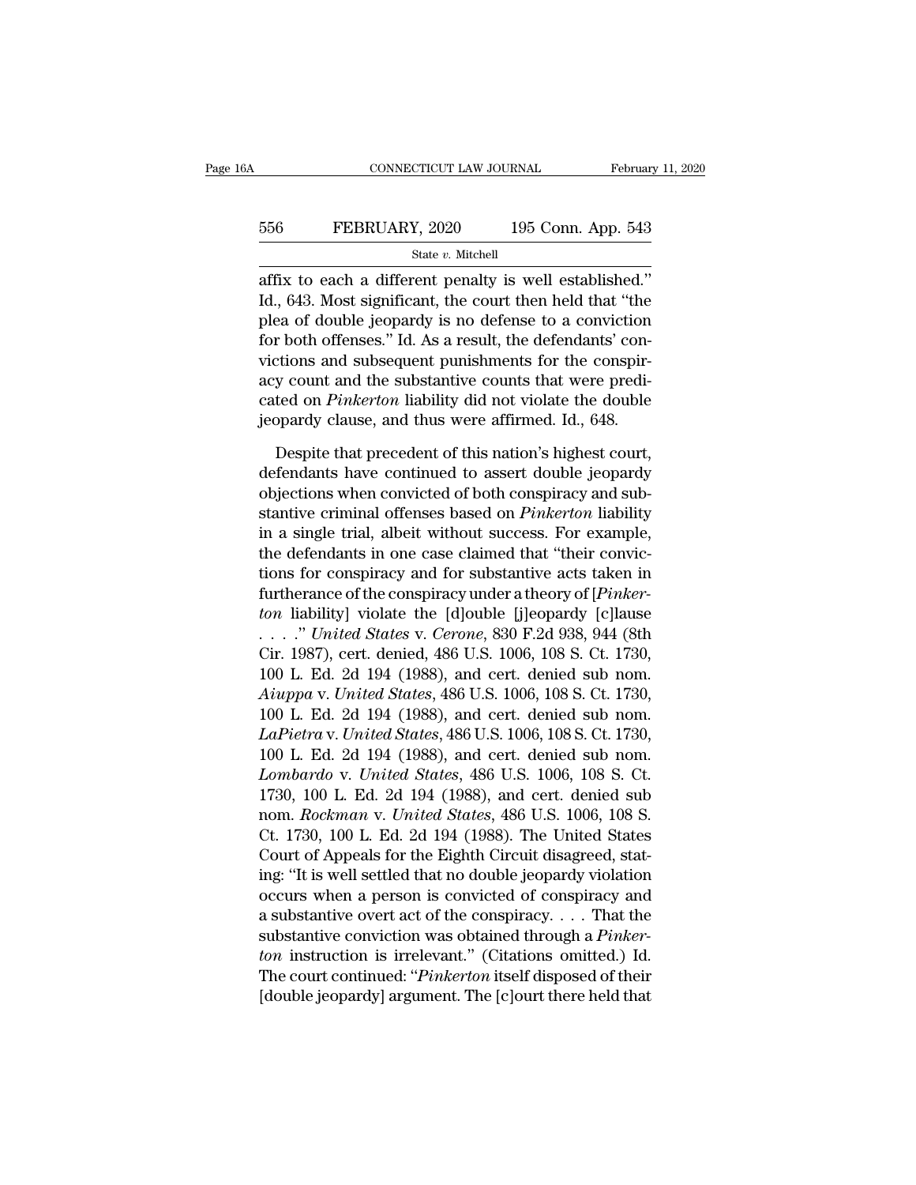affix to each a different penalty is well established." Id., 643. Most significant, the court then held that "the plea of double jeopardy is no defense to a conviction for both offenses." Id. As a result, the defendants' convictions and subsequent punishments for the conspiracy count and the substantive counts that were predicated on *Pinkerton* liability did not violate the double jeopardy clause, and thus were affirmed. Id., 648.

Despite that precedent of this nation's highest court, defendants have continued to assert double jeopardy objections when convicted of both conspiracy and substantive criminal offenses based on *Pinkerton* liability in a single trial, albeit without success. For example, the defendants in one case claimed that "their convictions for conspiracy and for substantive acts taken in furtherance of the conspiracy under a theory of [*Pinkerton* liability] violate the [d]ouble [j]eopardy [c]lause . . . ." *United States* v. *Cerone*, 830 F.2d 938, 944 (8th Cir. 1987), cert. denied, 486 U.S. 1006, 108 S. Ct. 1730, 100 L. Ed. 2d 194 (1988), and cert. denied sub nom. *Aiuppa* v. *United States*, 486 U.S. 1006, 108 S. Ct. 1730, 100 L. Ed. 2d 194 (1988), and cert. denied sub nom. *LaPietra* v. *United States*, 486 U.S. 1006, 108 S. Ct. 1730, 100 L. Ed. 2d 194 (1988), and cert. denied sub nom. *Lombardo* v. *United States*, 486 U.S. 1006, 108 S. Ct. 1730, 100 L. Ed. 2d 194 (1988), and cert. denied sub nom. *Rockman* v. *United States*, 486 U.S. 1006, 108 S. Ct. 1730, 100 L. Ed. 2d 194 (1988). The United States Court of Appeals for the Eighth Circuit disagreed, stating: "It is well settled that no double jeopardy violation occurs when a person is convicted of conspiracy and a substantive overt act of the conspiracy. . . . That the substantive conviction was obtained through a *Pinkerton* instruction is irrelevant." (Citations omitted.) Id. The court continued: "*Pinkerton* itself disposed of their [double jeopardy] argument. The [c]ourt there held that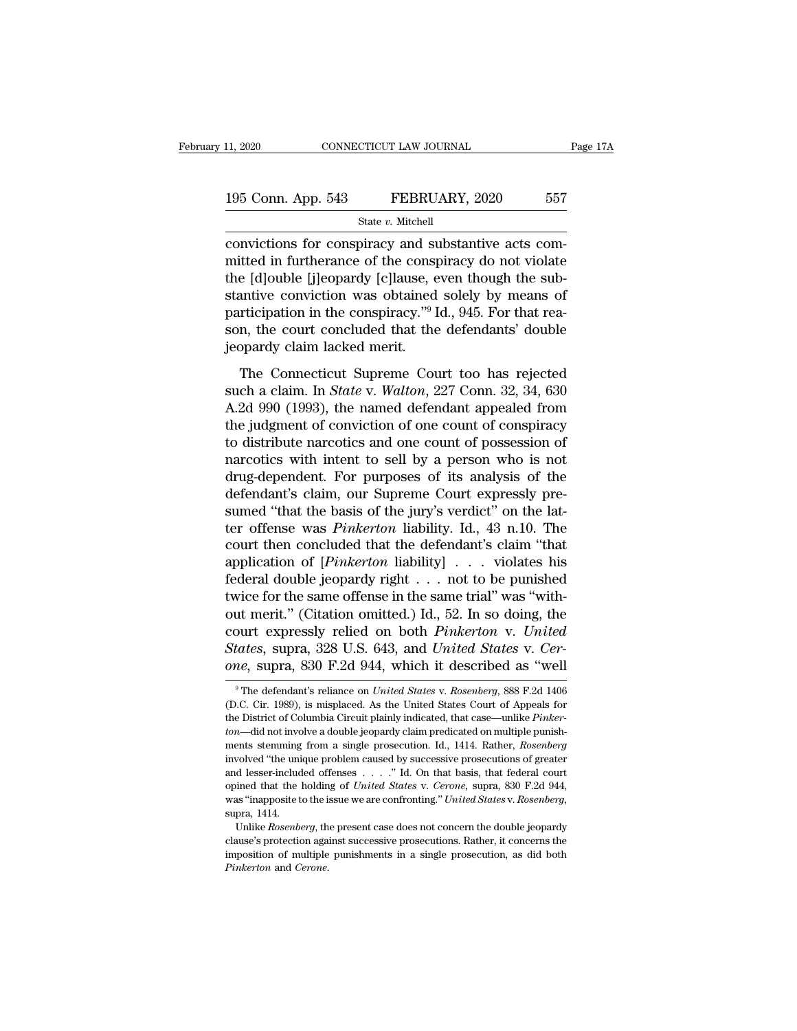convictions for conspiracy and substantive acts committed in furtherance of the conspiracy do not violate the [d]ouble [j]eopardy [c]lause, even though the substantive conviction was obtained solely by means of participation in the conspiracy."[9] Id., 945. For that reason, the court concluded that the defendants' double jeopardy claim lacked merit.

The Connecticut Supreme Court too has rejected such a claim. In *State* v. *Walton*, 227 Conn. 32, 34, 630 A.2d 990 (1993), the named defendant appealed from the judgment of conviction of one count of conspiracy to distribute narcotics and one count of possession of narcotics with intent to sell by a person who is not drug-dependent. For purposes of its analysis of the defendant's claim, our Supreme Court expressly presumed "that the basis of the jury's verdict" on the latter offense was *Pinkerton* liability. Id., 43 n.10. The court then concluded that the defendant's claim "that application of [*Pinkerton* liability] . . . violates his federal double jeopardy right . . . not to be punished twice for the same offense in the same trial" was "without merit." (Citation omitted.) Id., 52. In so doing, the court expressly relied on both *Pinkerton* v. *United States*, supra, 328 U.S. 643, and *United States* v. *Cerone*, supra, 830 F.2d 944, which it described as "well

[9] The defendant's reliance on *United States* v. *Rosenberg*, 888 F.2d 1406 (D.C. Cir. 1989), is misplaced. As the United States Court of Appeals for the District of Columbia Circuit plainly indicated, that case—unlike *Pinkerton*—did not involve a double jeopardy claim predicated on multiple punishments stemming from a single prosecution. Id., 1414. Rather, *Rosenberg* involved "the unique problem caused by successive prosecutions of greater and lesser-included offenses . . . ." Id. On that basis, that federal court opined that the holding of *United States* v. *Cerone*, supra, 830 F.2d 944, was "inapposite to the issue we are confronting." *United States* v. *Rosenberg*, supra, 1414.

Unlike *Rosenberg*, the present case does not concern the double jeopardy clause's protection against successive prosecutions. Rather, it concerns the imposition of multiple punishments in a single prosecution, as did both *Pinkerton* and *Cerone*.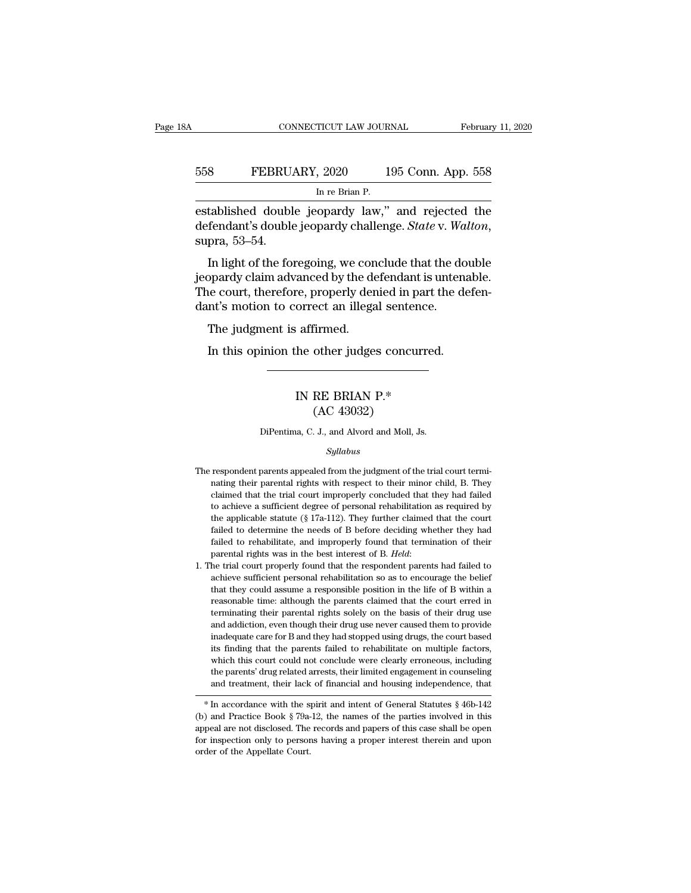established double jeopardy law," and rejected the defendant's double jeopardy challenge. *State* v. *Walton*, supra, 53–54.

In light of the foregoing, we conclude that the double jeopardy claim advanced by the defendant is untenable. The court, therefore, properly denied in part the defendant's motion to correct an illegal sentence.

The judgment is affirmed.

In this opinion the other judges concurred.

---

# IN RE BRIAN P.*
## (AC 43032)

DiPentima, C. J., and Alvord and Moll, Js.

*Syllabus*

The respondent parents appealed from the judgment of the trial court terminating their parental rights with respect to their minor child, B. They claimed that the trial court improperly concluded that they had failed to achieve a sufficient degree of personal rehabilitation as required by the applicable statute (§ 17a-112). They further claimed that the court failed to determine the needs of B before deciding whether they had failed to rehabilitate, and improperly found that termination of their parental rights was in the best interest of B. *Held*:

1. The trial court properly found that the respondent parents had failed to achieve sufficient personal rehabilitation so as to encourage the belief that they could assume a responsible position in the life of B within a reasonable time: although the parents claimed that the court erred in terminating their parental rights solely on the basis of their drug use and addiction, even though their drug use never caused them to provide inadequate care for B and they had stopped using drugs, the court based its finding that the parents failed to rehabilitate on multiple factors, which this court could not conclude were clearly erroneous, including the parents' drug related arrests, their limited engagement in counseling and treatment, their lack of financial and housing independence, that

\* In accordance with the spirit and intent of General Statutes § 46b-142 (b) and Practice Book § 79a-12, the names of the parties involved in this appeal are not disclosed. The records and papers of this case shall be open for inspection only to persons having a proper interest therein and upon order of the Appellate Court.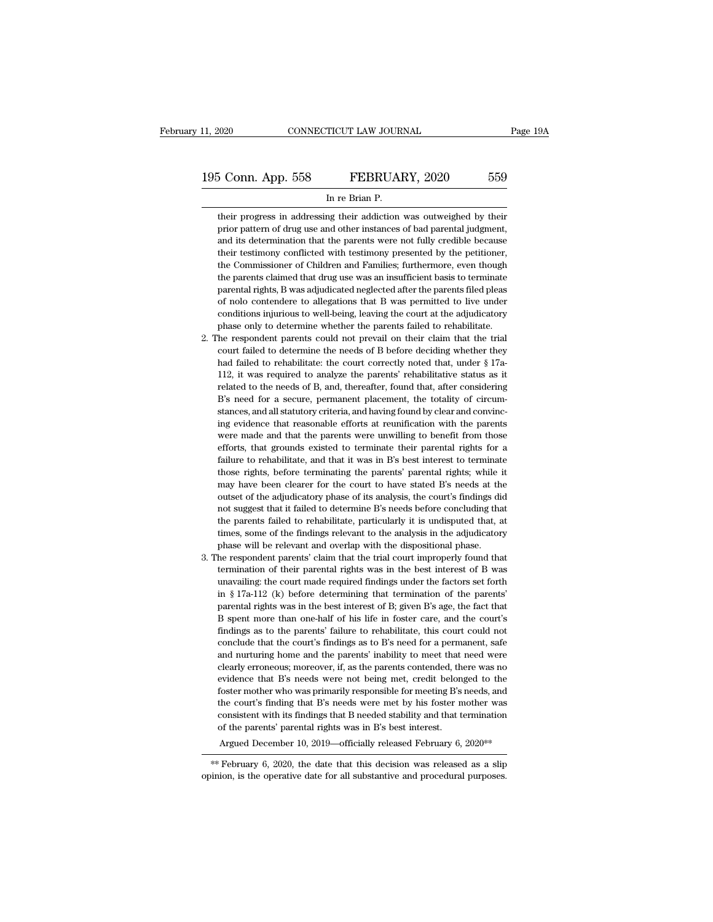their progress in addressing their addiction was outweighed by their prior pattern of drug use and other instances of bad parental judgment, and its determination that the parents were not fully credible because their testimony conflicted with testimony presented by the petitioner, the Commissioner of Children and Families; furthermore, even though the parents claimed that drug use was an insufficient basis to terminate parental rights, B was adjudicated neglected after the parents filed pleas of nolo contendere to allegations that B was permitted to live under conditions injurious to well-being, leaving the court at the adjudicatory phase only to determine whether the parents failed to rehabilitate.

2. The respondent parents could not prevail on their claim that the trial court failed to determine the needs of B before deciding whether they had failed to rehabilitate: the court correctly noted that, under § 17a-112, it was required to analyze the parents' rehabilitative status as it related to the needs of B, and, thereafter, found that, after considering B's need for a secure, permanent placement, the totality of circumstances, and all statutory criteria, and having found by clear and convincing evidence that reasonable efforts at reunification with the parents were made and that the parents were unwilling to benefit from those efforts, that grounds existed to terminate their parental rights for a failure to rehabilitate, and that it was in B's best interest to terminate those rights, before terminating the parents' parental rights; while it may have been clearer for the court to have stated B's needs at the outset of the adjudicatory phase of its analysis, the court's findings did not suggest that it failed to determine B's needs before concluding that the parents failed to rehabilitate, particularly it is undisputed that, at times, some of the findings relevant to the analysis in the adjudicatory phase will be relevant and overlap with the dispositional phase.

3. The respondent parents' claim that the trial court improperly found that termination of their parental rights was in the best interest of B was unavailing: the court made required findings under the factors set forth in § 17a-112 (k) before determining that termination of the parents' parental rights was in the best interest of B; given B's age, the fact that B spent more than one-half of his life in foster care, and the court's findings as to the parents' failure to rehabilitate, this court could not conclude that the court's findings as to B's need for a permanent, safe and nurturing home and the parents' inability to meet that need were clearly erroneous; moreover, if, as the parents contended, there was no evidence that B's needs were not being met, credit belonged to the foster mother who was primarily responsible for meeting B's needs, and the court's finding that B's needs were met by his foster mother was consistent with its findings that B needed stability and that termination of the parents' parental rights was in B's best interest.

Argued December 10, 2019—officially released February 6, 2020**

** February 6, 2020, the date that this decision was released as a slip opinion, is the operative date for all substantive and procedural purposes.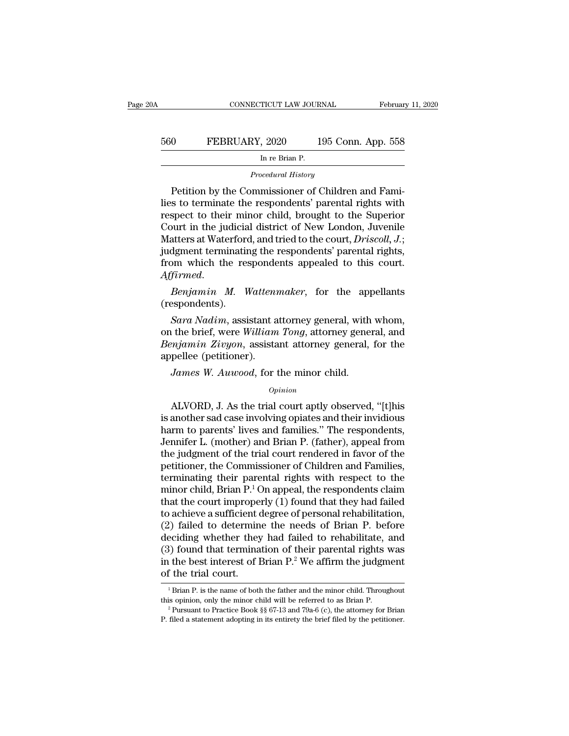*Procedural History*

Petition by the Commissioner of Children and Families to terminate the respondents' parental rights with respect to their minor child, brought to the Superior Court in the judicial district of New London, Juvenile Matters at Waterford, and tried to the court, *Driscoll, J.*; judgment terminating the respondents' parental rights, from which the respondents appealed to this court. *Affirmed*.

*Benjamin M. Wattenmaker*, for the appellants (respondents).

*Sara Nadim*, assistant attorney general, with whom, on the brief, were *William Tong*, attorney general, and *Benjamin Zivyon*, assistant attorney general, for the appellee (petitioner).

*James W. Auwood*, for the minor child.

*Opinion*

ALVORD, J. As the trial court aptly observed, "[t]his is another sad case involving opiates and their invidious harm to parents' lives and families." The respondents, Jennifer L. (mother) and Brian P. (father), appeal from the judgment of the trial court rendered in favor of the petitioner, the Commissioner of Children and Families, terminating their parental rights with respect to the minor child, Brian P.[1] On appeal, the respondents claim that the court improperly (1) found that they had failed to achieve a sufficient degree of personal rehabilitation, (2) failed to determine the needs of Brian P. before deciding whether they had failed to rehabilitate, and (3) found that termination of their parental rights was in the best interest of Brian P.[2] We affirm the judgment of the trial court.

[1] Brian P. is the name of both the father and the minor child. Throughout this opinion, only the minor child will be referred to as Brian P.

[2] Pursuant to Practice Book §§ 67-13 and 79a-6 (c), the attorney for Brian P. filed a statement adopting in its entirety the brief filed by the petitioner.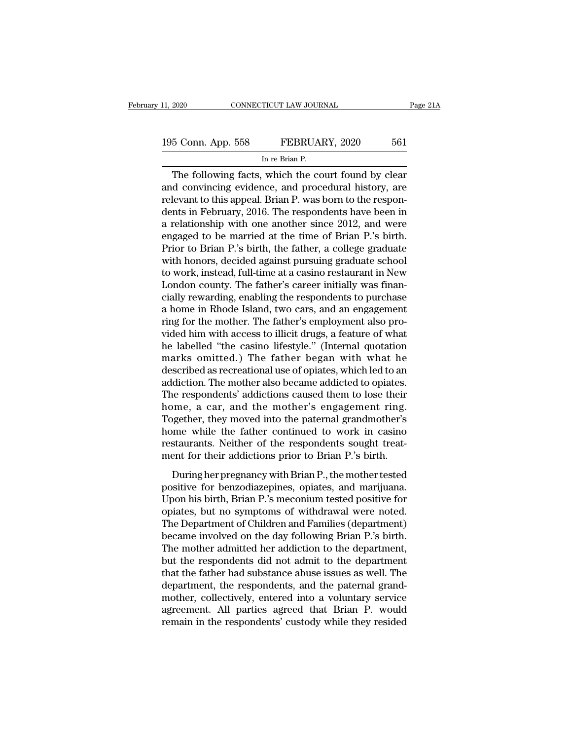The following facts, which the court found by clear and convincing evidence, and procedural history, are relevant to this appeal. Brian P. was born to the respondents in February, 2016. The respondents have been in a relationship with one another since 2012, and were engaged to be married at the time of Brian P.'s birth. Prior to Brian P.'s birth, the father, a college graduate with honors, decided against pursuing graduate school to work, instead, full-time at a casino restaurant in New London county. The father's career initially was financially rewarding, enabling the respondents to purchase a home in Rhode Island, two cars, and an engagement ring for the mother. The father's employment also provided him with access to illicit drugs, a feature of what he labelled "the casino lifestyle." (Internal quotation marks omitted.) The father began with what he described as recreational use of opiates, which led to an addiction. The mother also became addicted to opiates. The respondents' addictions caused them to lose their home, a car, and the mother's engagement ring. Together, they moved into the paternal grandmother's home while the father continued to work in casino restaurants. Neither of the respondents sought treatment for their addictions prior to Brian P.'s birth.

During her pregnancy with Brian P., the mother tested positive for benzodiazepines, opiates, and marijuana. Upon his birth, Brian P.'s meconium tested positive for opiates, but no symptoms of withdrawal were noted. The Department of Children and Families (department) became involved on the day following Brian P.'s birth. The mother admitted her addiction to the department, but the respondents did not admit to the department that the father had substance abuse issues as well. The department, the respondents, and the paternal grandmother, collectively, entered into a voluntary service agreement. All parties agreed that Brian P. would remain in the respondents' custody while they resided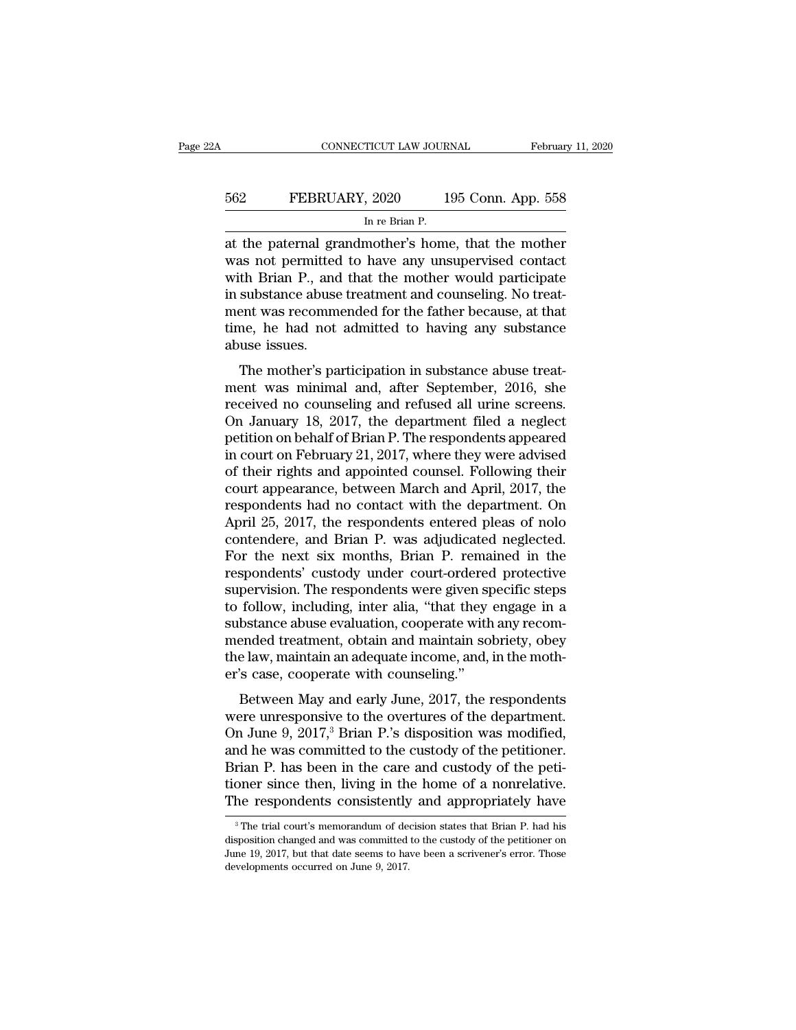at the paternal grandmother's home, that the mother was not permitted to have any unsupervised contact with Brian P., and that the mother would participate in substance abuse treatment and counseling. No treatment was recommended for the father because, at that time, he had not admitted to having any substance abuse issues.

The mother's participation in substance abuse treatment was minimal and, after September, 2016, she received no counseling and refused all urine screens. On January 18, 2017, the department filed a neglect petition on behalf of Brian P. The respondents appeared in court on February 21, 2017, where they were advised of their rights and appointed counsel. Following their court appearance, between March and April, 2017, the respondents had no contact with the department. On April 25, 2017, the respondents entered pleas of nolo contendere, and Brian P. was adjudicated neglected. For the next six months, Brian P. remained in the respondents' custody under court-ordered protective supervision. The respondents were given specific steps to follow, including, inter alia, "that they engage in a substance abuse evaluation, cooperate with any recommended treatment, obtain and maintain sobriety, obey the law, maintain an adequate income, and, in the mother's case, cooperate with counseling."

Between May and early June, 2017, the respondents were unresponsive to the overtures of the department. On June 9, 2017,[3] Brian P.'s disposition was modified, and he was committed to the custody of the petitioner. Brian P. has been in the care and custody of the petitioner since then, living in the home of a nonrelative. The respondents consistently and appropriately have

[3] The trial court's memorandum of decision states that Brian P. had his disposition changed and was committed to the custody of the petitioner on June 19, 2017, but that date seems to have been a scrivener's error. Those developments occurred on June 9, 2017.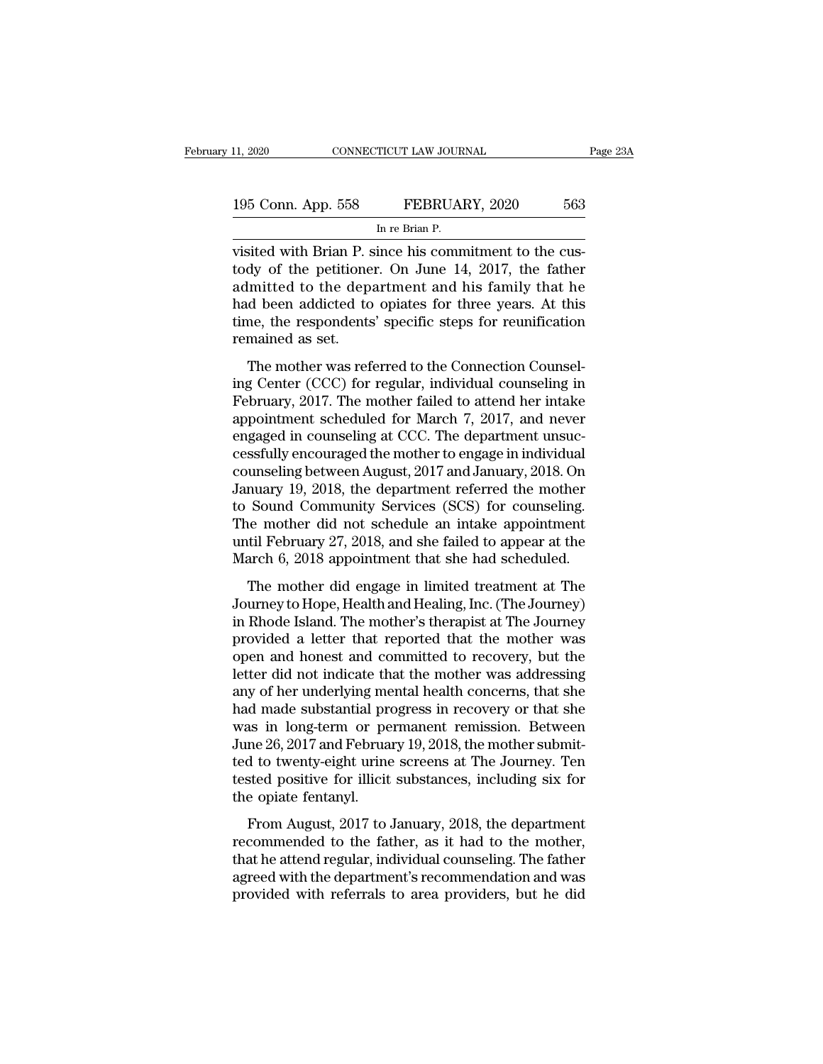visited with Brian P. since his commitment to the custody of the petitioner. On June 14, 2017, the father admitted to the department and his family that he had been addicted to opiates for three years. At this time, the respondents' specific steps for reunification remained as set.

The mother was referred to the Connection Counseling Center (CCC) for regular, individual counseling in February, 2017. The mother failed to attend her intake appointment scheduled for March 7, 2017, and never engaged in counseling at CCC. The department unsuccessfully encouraged the mother to engage in individual counseling between August, 2017 and January, 2018. On January 19, 2018, the department referred the mother to Sound Community Services (SCS) for counseling. The mother did not schedule an intake appointment until February 27, 2018, and she failed to appear at the March 6, 2018 appointment that she had scheduled.

The mother did engage in limited treatment at The Journey to Hope, Health and Healing, Inc. (The Journey) in Rhode Island. The mother's therapist at The Journey provided a letter that reported that the mother was open and honest and committed to recovery, but the letter did not indicate that the mother was addressing any of her underlying mental health concerns, that she had made substantial progress in recovery or that she was in long-term or permanent remission. Between June 26, 2017 and February 19, 2018, the mother submitted to twenty-eight urine screens at The Journey. Ten tested positive for illicit substances, including six for the opiate fentanyl.

From August, 2017 to January, 2018, the department recommended to the father, as it had to the mother, that he attend regular, individual counseling. The father agreed with the department's recommendation and was provided with referrals to area providers, but he did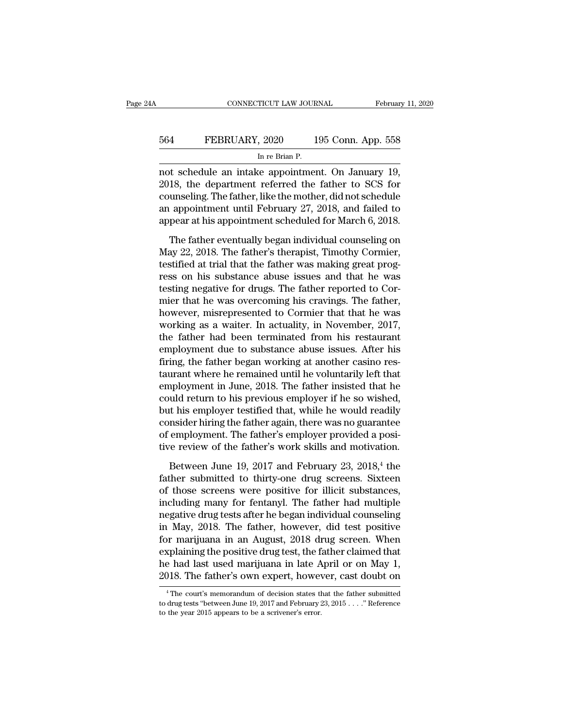not schedule an intake appointment. On January 19, 2018, the department referred the father to SCS for counseling. The father, like the mother, did not schedule an appointment until February 27, 2018, and failed to appear at his appointment scheduled for March 6, 2018.

The father eventually began individual counseling on May 22, 2018. The father's therapist, Timothy Cormier, testified at trial that the father was making great progress on his substance abuse issues and that he was testing negative for drugs. The father reported to Cormier that he was overcoming his cravings. The father, however, misrepresented to Cormier that that he was working as a waiter. In actuality, in November, 2017, the father had been terminated from his restaurant employment due to substance abuse issues. After his firing, the father began working at another casino restaurant where he remained until he voluntarily left that employment in June, 2018. The father insisted that he could return to his previous employer if he so wished, but his employer testified that, while he would readily consider hiring the father again, there was no guarantee of employment. The father's employer provided a positive review of the father's work skills and motivation.

Between June 19, 2017 and February 23, 2018,[4] the father submitted to thirty-one drug screens. Sixteen of those screens were positive for illicit substances, including many for fentanyl. The father had multiple negative drug tests after he began individual counseling in May, 2018. The father, however, did test positive for marijuana in an August, 2018 drug screen. When explaining the positive drug test, the father claimed that he had last used marijuana in late April or on May 1, 2018. The father's own expert, however, cast doubt on

[4] The court's memorandum of decision states that the father submitted to drug tests "between June 19, 2017 and February 23, 2015 . . . ." Reference to the year 2015 appears to be a scrivener's error.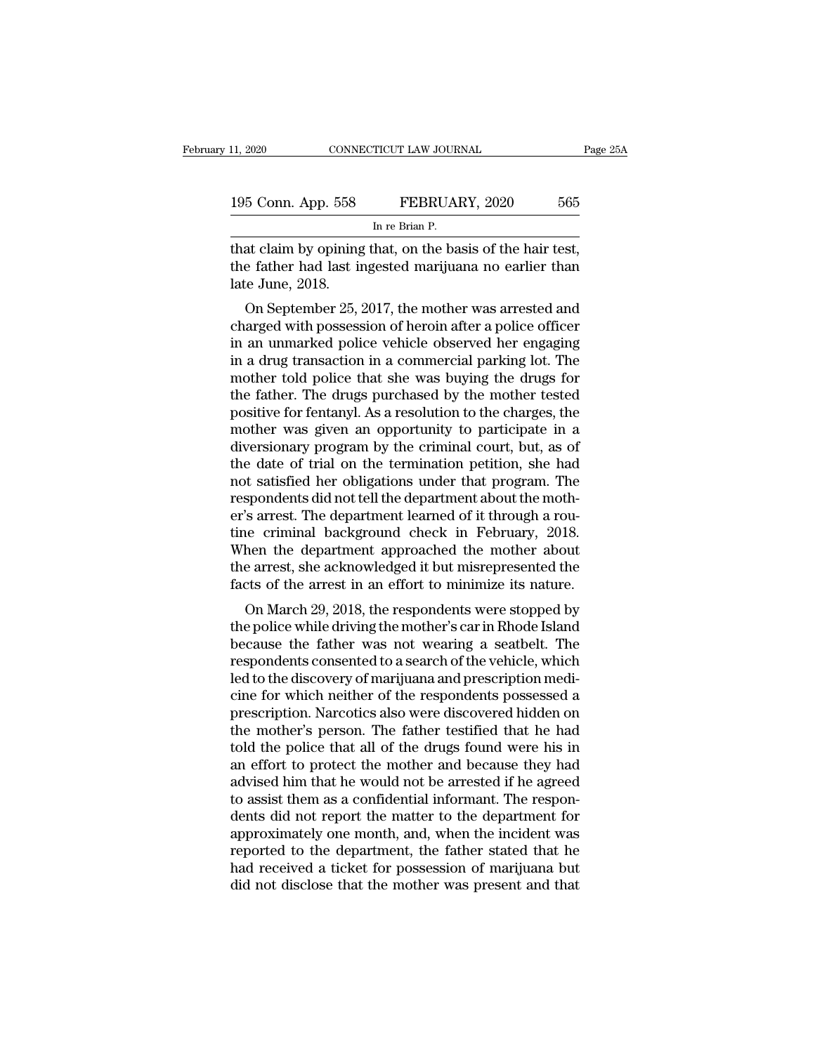that claim by opining that, on the basis of the hair test, the father had last ingested marijuana no earlier than late June, 2018.

On September 25, 2017, the mother was arrested and charged with possession of heroin after a police officer in an unmarked police vehicle observed her engaging in a drug transaction in a commercial parking lot. The mother told police that she was buying the drugs for the father. The drugs purchased by the mother tested positive for fentanyl. As a resolution to the charges, the mother was given an opportunity to participate in a diversionary program by the criminal court, but, as of the date of trial on the termination petition, she had not satisfied her obligations under that program. The respondents did not tell the department about the mother's arrest. The department learned of it through a routine criminal background check in February, 2018. When the department approached the mother about the arrest, she acknowledged it but misrepresented the facts of the arrest in an effort to minimize its nature.

On March 29, 2018, the respondents were stopped by the police while driving the mother's car in Rhode Island because the father was not wearing a seatbelt. The respondents consented to a search of the vehicle, which led to the discovery of marijuana and prescription medicine for which neither of the respondents possessed a prescription. Narcotics also were discovered hidden on the mother's person. The father testified that he had told the police that all of the drugs found were his in an effort to protect the mother and because they had advised him that he would not be arrested if he agreed to assist them as a confidential informant. The respondents did not report the matter to the department for approximately one month, and, when the incident was reported to the department, the father stated that he had received a ticket for possession of marijuana but did not disclose that the mother was present and that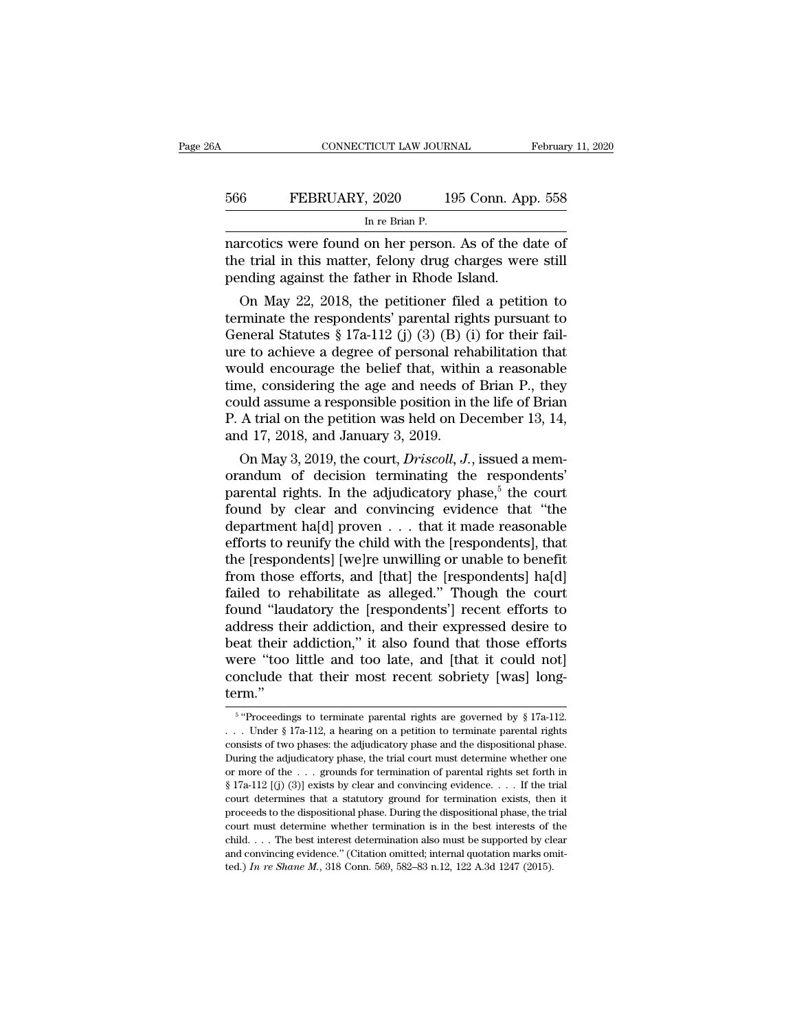narcotics were found on her person. As of the date of the trial in this matter, felony drug charges were still pending against the father in Rhode Island.

On May 22, 2018, the petitioner filed a petition to terminate the respondents' parental rights pursuant to General Statutes § 17a-112 (j) (3) (B) (i) for their failure to achieve a degree of personal rehabilitation that would encourage the belief that, within a reasonable time, considering the age and needs of Brian P., they could assume a responsible position in the life of Brian P. A trial on the petition was held on December 13, 14, and 17, 2018, and January 3, 2019.

On May 3, 2019, the court, *Driscoll, J.*, issued a memorandum of decision terminating the respondents' parental rights. In the adjudicatory phase,[5] the court found by clear and convincing evidence that "the department ha[d] proven . . . that it made reasonable efforts to reunify the child with the [respondents], that the [respondents] [we]re unwilling or unable to benefit from those efforts, and [that] the [respondents] ha[d] failed to rehabilitate as alleged." Though the court found "laudatory the [respondents'] recent efforts to address their addiction, and their expressed desire to beat their addiction," it also found that those efforts were "too little and too late, and [that it could not] conclude that their most recent sobriety [was] long-term."

[5] "Proceedings to terminate parental rights are governed by § 17a-112. . . . Under § 17a-112, a hearing on a petition to terminate parental rights consists of two phases: the adjudicatory phase and the dispositional phase. During the adjudicatory phase, the trial court must determine whether one or more of the . . . grounds for termination of parental rights set forth in § 17a-112 [(j) (3)] exists by clear and convincing evidence. . . . If the trial court determines that a statutory ground for termination exists, then it proceeds to the dispositional phase. During the dispositional phase, the trial court must determine whether termination is in the best interests of the child. . . . The best interest determination also must be supported by clear and convincing evidence." (Citation omitted; internal quotation marks omitted.) *In re Shane M.*, 318 Conn. 569, 582–83 n.12, 122 A.3d 1247 (2015).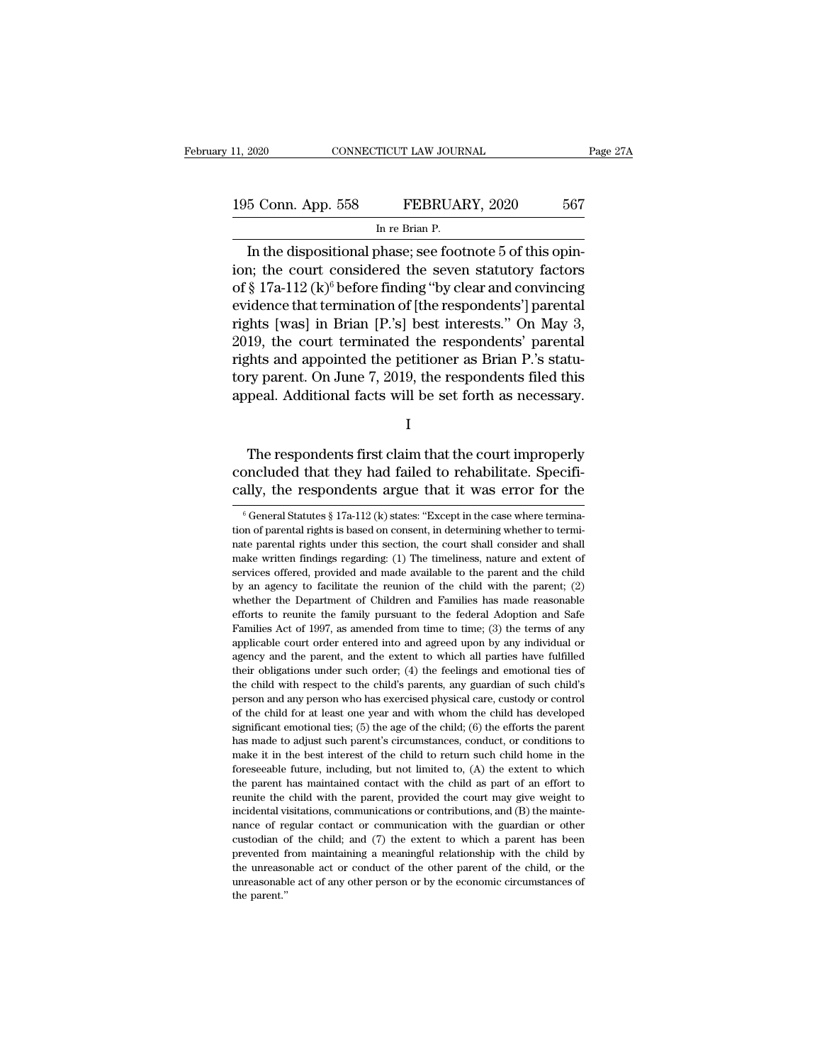In the dispositional phase; see footnote 5 of this opinion; the court considered the seven statutory factors of § 17a-112 (k)[6] before finding "by clear and convincing evidence that termination of [the respondents'] parental rights [was] in Brian [P.'s] best interests." On May 3, 2019, the court terminated the respondents' parental rights and appointed the petitioner as Brian P.'s statutory parent. On June 7, 2019, the respondents filed this appeal. Additional facts will be set forth as necessary.

I

The respondents first claim that the court improperly concluded that they had failed to rehabilitate. Specifically, the respondents argue that it was error for the

[6] General Statutes § 17a-112 (k) states: "Except in the case where termination of parental rights is based on consent, in determining whether to terminate parental rights under this section, the court shall consider and shall make written findings regarding: (1) The timeliness, nature and extent of services offered, provided and made available to the parent and the child by an agency to facilitate the reunion of the child with the parent; (2) whether the Department of Children and Families has made reasonable efforts to reunite the family pursuant to the federal Adoption and Safe Families Act of 1997, as amended from time to time; (3) the terms of any applicable court order entered into and agreed upon by any individual or agency and the parent, and the extent to which all parties have fulfilled their obligations under such order; (4) the feelings and emotional ties of the child with respect to the child's parents, any guardian of such child's person and any person who has exercised physical care, custody or control of the child for at least one year and with whom the child has developed significant emotional ties; (5) the age of the child; (6) the efforts the parent has made to adjust such parent's circumstances, conduct, or conditions to make it in the best interest of the child to return such child home in the foreseeable future, including, but not limited to, (A) the extent to which the parent has maintained contact with the child as part of an effort to reunite the child with the parent, provided the court may give weight to incidental visitations, communications or contributions, and (B) the maintenance of regular contact or communication with the guardian or other custodian of the child; and (7) the extent to which a parent has been prevented from maintaining a meaningful relationship with the child by the unreasonable act or conduct of the other parent of the child, or the unreasonable act of any other person or by the economic circumstances of the parent."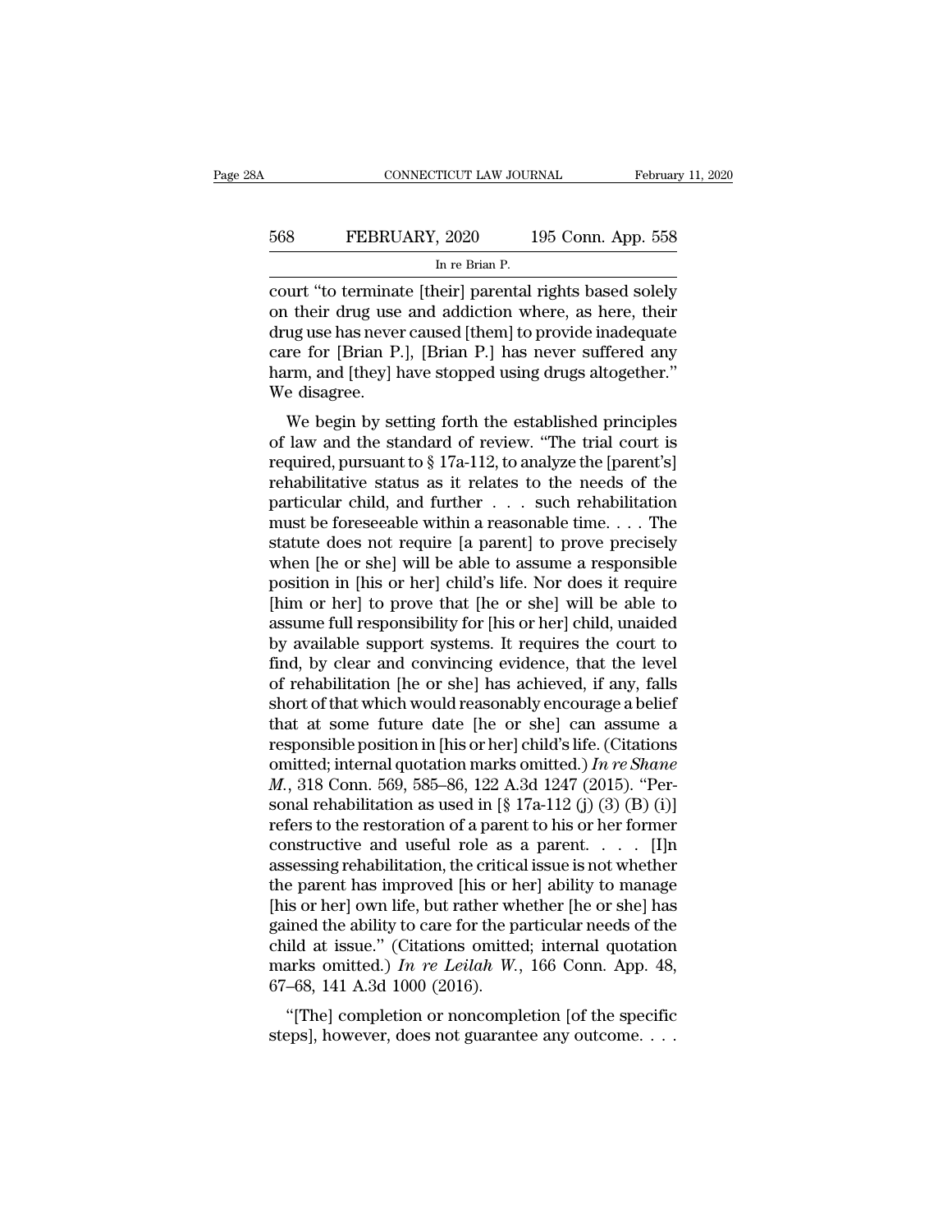court "to terminate [their] parental rights based solely on their drug use and addiction where, as here, their drug use has never caused [them] to provide inadequate care for [Brian P.], [Brian P.] has never suffered any harm, and [they] have stopped using drugs altogether." We disagree.

We begin by setting forth the established principles of law and the standard of review. "The trial court is required, pursuant to § 17a-112, to analyze the [parent's] rehabilitative status as it relates to the needs of the particular child, and further . . . such rehabilitation must be foreseeable within a reasonable time. . . . The statute does not require [a parent] to prove precisely when [he or she] will be able to assume a responsible position in [his or her] child's life. Nor does it require [him or her] to prove that [he or she] will be able to assume full responsibility for [his or her] child, unaided by available support systems. It requires the court to find, by clear and convincing evidence, that the level of rehabilitation [he or she] has achieved, if any, falls short of that which would reasonably encourage a belief that at some future date [he or she] can assume a responsible position in [his or her] child's life. (Citations omitted; internal quotation marks omitted.) *In re Shane M.*, 318 Conn. 569, 585–86, 122 A.3d 1247 (2015). "Personal rehabilitation as used in [§ 17a-112 (j) (3) (B) (i)] refers to the restoration of a parent to his or her former constructive and useful role as a parent. . . . [I]n assessing rehabilitation, the critical issue is not whether the parent has improved [his or her] ability to manage [his or her] own life, but rather whether [he or she] has gained the ability to care for the particular needs of the child at issue." (Citations omitted; internal quotation marks omitted.) *In re Leilah W.*, 166 Conn. App. 48, 67–68, 141 A.3d 1000 (2016).

"[The] completion or noncompletion [of the specific steps], however, does not guarantee any outcome. . . .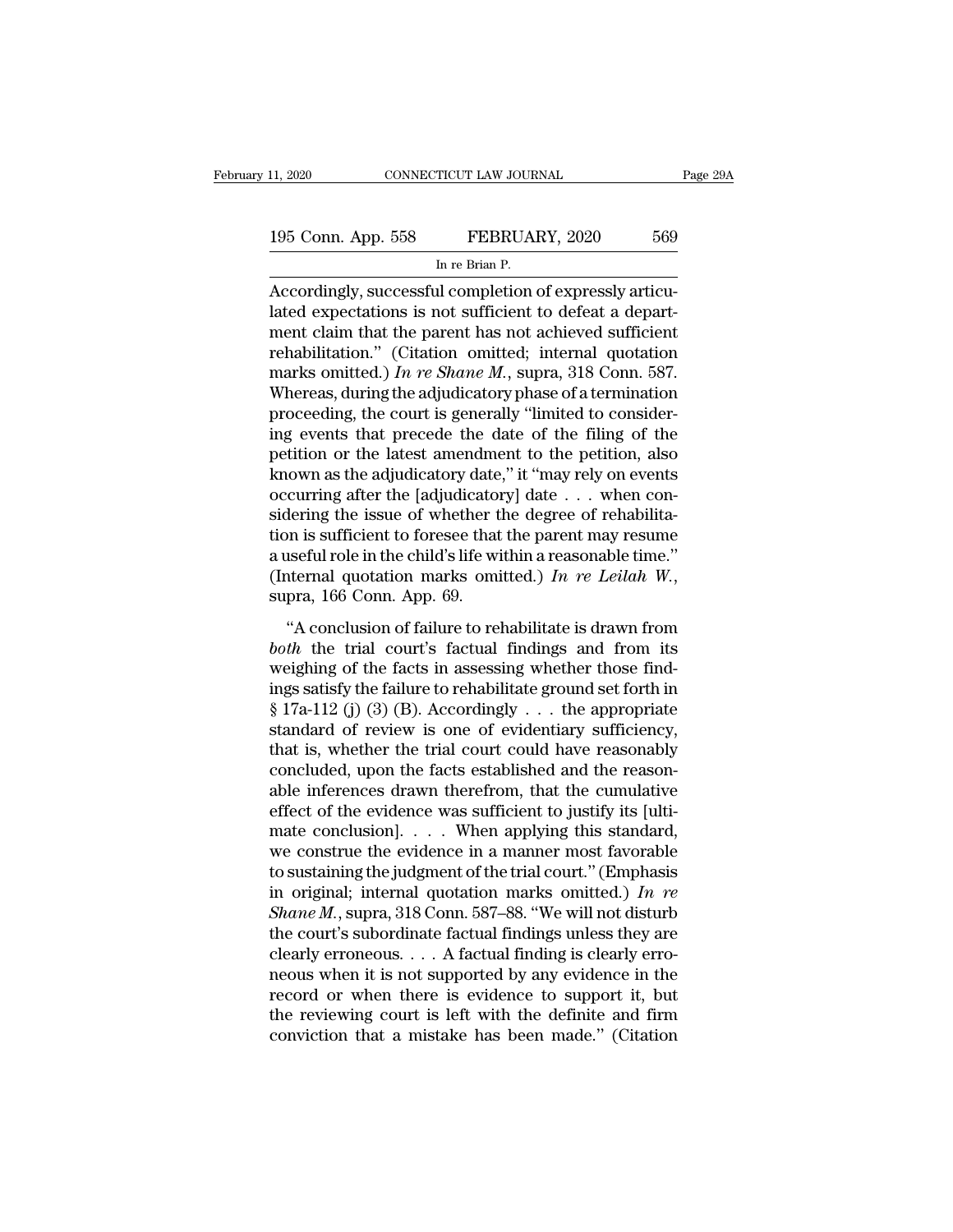Accordingly, successful completion of expressly articulated expectations is not sufficient to defeat a department claim that the parent has not achieved sufficient rehabilitation." (Citation omitted; internal quotation marks omitted.) *In re Shane M.*, supra, 318 Conn. 587. Whereas, during the adjudicatory phase of a termination proceeding, the court is generally "limited to considering events that precede the date of the filing of the petition or the latest amendment to the petition, also known as the adjudicatory date," it "may rely on events occurring after the [adjudicatory] date . . . when considering the issue of whether the degree of rehabilitation is sufficient to foresee that the parent may resume a useful role in the child's life within a reasonable time." (Internal quotation marks omitted.) *In re Leilah W.*, supra, 166 Conn. App. 69.

"A conclusion of failure to rehabilitate is drawn from *both* the trial court's factual findings and from its weighing of the facts in assessing whether those findings satisfy the failure to rehabilitate ground set forth in § 17a-112 (j) (3) (B). Accordingly . . . the appropriate standard of review is one of evidentiary sufficiency, that is, whether the trial court could have reasonably concluded, upon the facts established and the reasonable inferences drawn therefrom, that the cumulative effect of the evidence was sufficient to justify its [ultimate conclusion]. . . . When applying this standard, we construe the evidence in a manner most favorable to sustaining the judgment of the trial court." (Emphasis in original; internal quotation marks omitted.) *In re Shane M.*, supra, 318 Conn. 587–88. "We will not disturb the court's subordinate factual findings unless they are clearly erroneous. . . . A factual finding is clearly erroneous when it is not supported by any evidence in the record or when there is evidence to support it, but the reviewing court is left with the definite and firm conviction that a mistake has been made." (Citation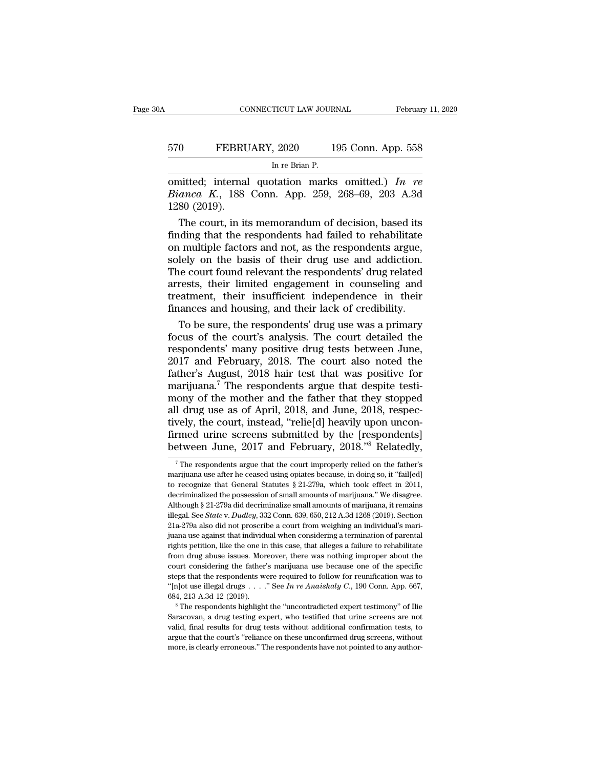omitted; internal quotation marks omitted.) *In re Bianca K.*, 188 Conn. App. 259, 268–69, 203 A.3d 1280 (2019).

The court, in its memorandum of decision, based its finding that the respondents had failed to rehabilitate on multiple factors and not, as the respondents argue, solely on the basis of their drug use and addiction. The court found relevant the respondents' drug related arrests, their limited engagement in counseling and treatment, their insufficient independence in their finances and housing, and their lack of credibility.

To be sure, the respondents' drug use was a primary focus of the court's analysis. The court detailed the respondents' many positive drug tests between June, 2017 and February, 2018. The court also noted the father's August, 2018 hair test that was positive for marijuana.[7] The respondents argue that despite testimony of the mother and the father that they stopped all drug use as of April, 2018, and June, 2018, respectively, the court, instead, "relie[d] heavily upon unconfirmed urine screens submitted by the [respondents] between June, 2017 and February, 2018."[8] Relatedly,

---

[7] The respondents argue that the court improperly relied on the father's marijuana use after he ceased using opiates because, in doing so, it "fail[ed] to recognize that General Statutes § 21-279a, which took effect in 2011, decriminalized the possession of small amounts of marijuana." We disagree. Although § 21-279a did decriminalize small amounts of marijuana, it remains illegal. See *State* v. *Dudley*, 332 Conn. 639, 650, 212 A.3d 1268 (2019). Section 21a-279a also did not proscribe a court from weighing an individual's marijuana use against that individual when considering a termination of parental rights petition, like the one in this case, that alleges a failure to rehabilitate from drug abuse issues. Moreover, there was nothing improper about the court considering the father's marijuana use because one of the specific steps that the respondents were required to follow for reunification was to "[n]ot use illegal drugs . . . ." See *In re Anaishaly C.*, 190 Conn. App. 667, 684, 213 A.3d 12 (2019).

[8] The respondents highlight the "uncontradicted expert testimony" of Ilie Saracovan, a drug testing expert, who testified that urine screens are not valid, final results for drug tests without additional confirmation tests, to argue that the court's "reliance on these unconfirmed drug screens, without more, is clearly erroneous." The respondents have not pointed to any author-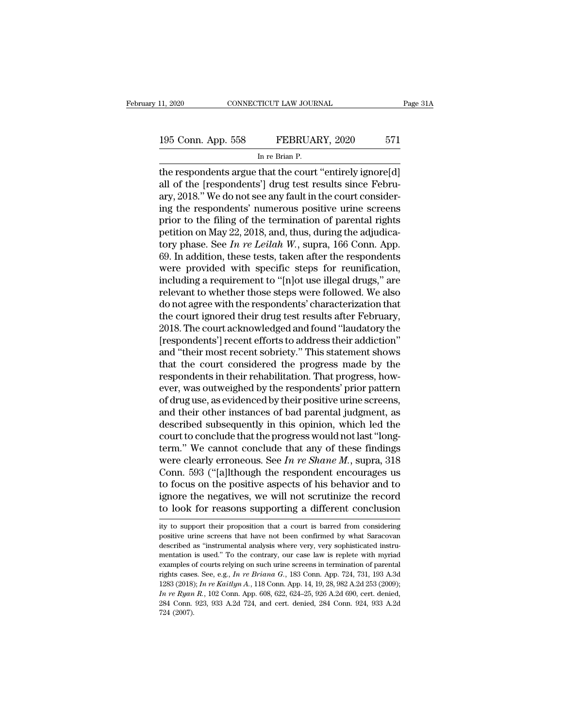the respondents argue that the court "entirely ignore[d] all of the [respondents'] drug test results since February, 2018." We do not see any fault in the court considering the respondents' numerous positive urine screens prior to the filing of the termination of parental rights petition on May 22, 2018, and, thus, during the adjudicatory phase. See *In re Leilah W.*, supra, 166 Conn. App. 69. In addition, these tests, taken after the respondents were provided with specific steps for reunification, including a requirement to "[n]ot use illegal drugs," are relevant to whether those steps were followed. We also do not agree with the respondents' characterization that the court ignored their drug test results after February, 2018. The court acknowledged and found "laudatory the [respondents'] recent efforts to address their addiction" and "their most recent sobriety." This statement shows that the court considered the progress made by the respondents in their rehabilitation. That progress, however, was outweighed by the respondents' prior pattern of drug use, as evidenced by their positive urine screens, and their other instances of bad parental judgment, as described subsequently in this opinion, which led the court to conclude that the progress would not last "long-term." We cannot conclude that any of these findings were clearly erroneous. See *In re Shane M.*, supra, 318 Conn. 593 ("[a]lthough the respondent encourages us to focus on the positive aspects of his behavior and to ignore the negatives, we will not scrutinize the record to look for reasons supporting a different conclusion

---

ity to support their proposition that a court is barred from considering positive urine screens that have not been confirmed by what Saracovan described as "instrumental analysis where very, very sophisticated instrumentation is used." To the contrary, our case law is replete with myriad examples of courts relying on such urine screens in termination of parental rights cases. See, e.g., *In re Briana G.*, 183 Conn. App. 724, 731, 193 A.3d 1283 (2018); *In re Kaitlyn A.*, 118 Conn. App. 14, 19, 28, 982 A.2d 253 (2009); *In re Ryan R.*, 102 Conn. App. 608, 622, 624–25, 926 A.2d 690, cert. denied, 284 Conn. 923, 933 A.2d 724, and cert. denied, 284 Conn. 924, 933 A.2d 724 (2007).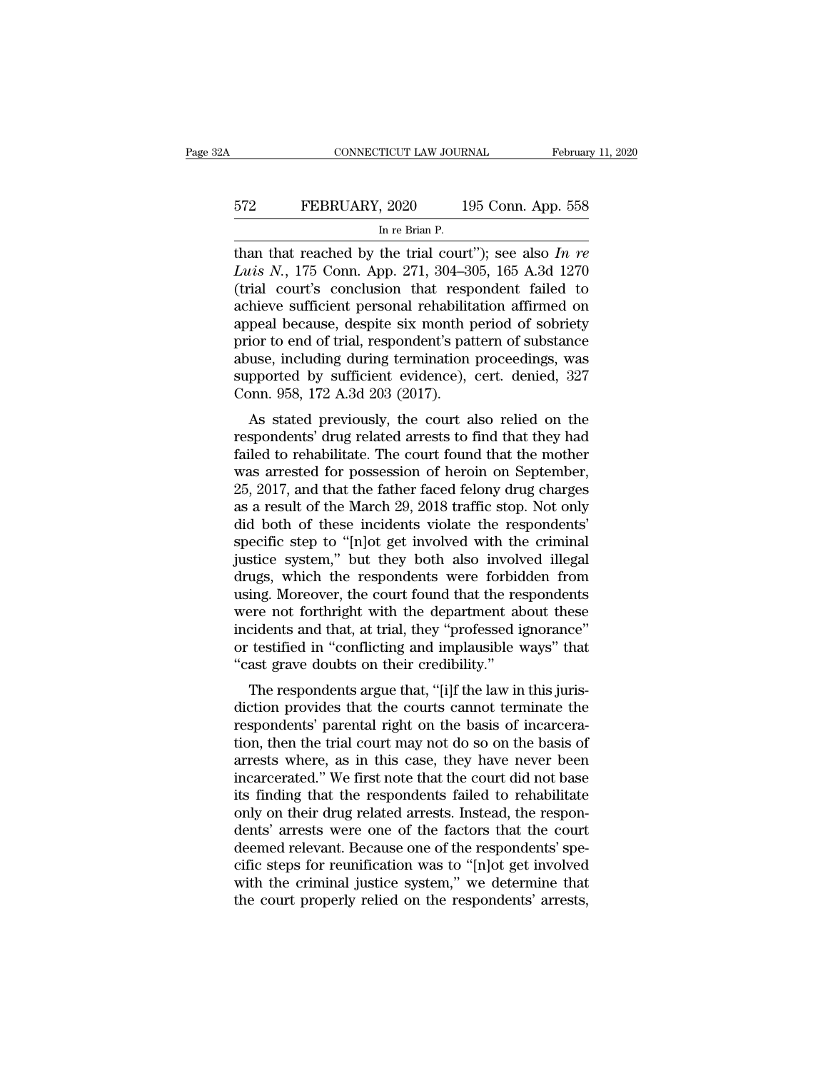than that reached by the trial court"); see also *In re Luis N.*, 175 Conn. App. 271, 304–305, 165 A.3d 1270 (trial court's conclusion that respondent failed to achieve sufficient personal rehabilitation affirmed on appeal because, despite six month period of sobriety prior to end of trial, respondent's pattern of substance abuse, including during termination proceedings, was supported by sufficient evidence), cert. denied, 327 Conn. 958, 172 A.3d 203 (2017).

As stated previously, the court also relied on the respondents' drug related arrests to find that they had failed to rehabilitate. The court found that the mother was arrested for possession of heroin on September, 25, 2017, and that the father faced felony drug charges as a result of the March 29, 2018 traffic stop. Not only did both of these incidents violate the respondents' specific step to "[n]ot get involved with the criminal justice system," but they both also involved illegal drugs, which the respondents were forbidden from using. Moreover, the court found that the respondents were not forthright with the department about these incidents and that, at trial, they "professed ignorance" or testified in "conflicting and implausible ways" that "cast grave doubts on their credibility."

The respondents argue that, "[i]f the law in this jurisdiction provides that the courts cannot terminate the respondents' parental right on the basis of incarceration, then the trial court may not do so on the basis of arrests where, as in this case, they have never been incarcerated." We first note that the court did not base its finding that the respondents failed to rehabilitate only on their drug related arrests. Instead, the respondents' arrests were one of the factors that the court deemed relevant. Because one of the respondents' specific steps for reunification was to "[n]ot get involved with the criminal justice system," we determine that the court properly relied on the respondents' arrests,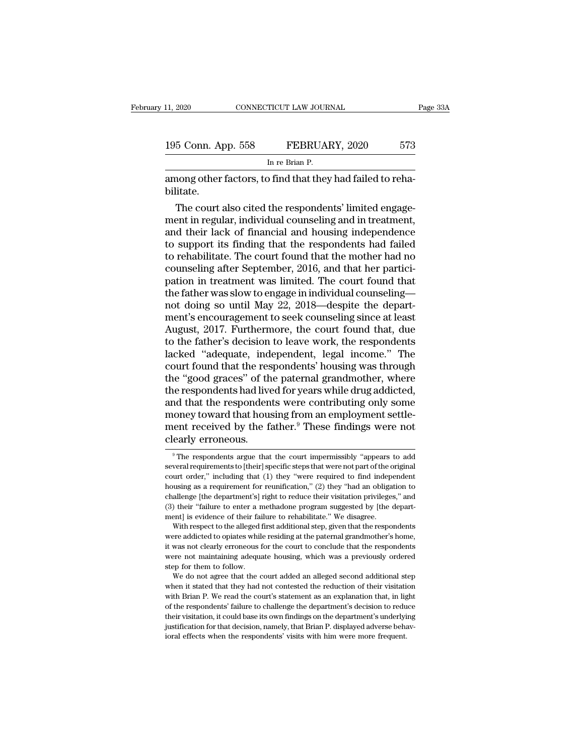among other factors, to find that they had failed to rehabilitate.

The court also cited the respondents' limited engagement in regular, individual counseling and in treatment, and their lack of financial and housing independence to support its finding that the respondents had failed to rehabilitate. The court found that the mother had no counseling after September, 2016, and that her participation in treatment was limited. The court found that the father was slow to engage in individual counseling—not doing so until May 22, 2018—despite the department's encouragement to seek counseling since at least August, 2017. Furthermore, the court found that, due to the father's decision to leave work, the respondents lacked "adequate, independent, legal income." The court found that the respondents' housing was through the "good graces" of the paternal grandmother, where the respondents had lived for years while drug addicted, and that the respondents were contributing only some money toward that housing from an employment settlement received by the father.[9] These findings were not clearly erroneous.

---

[9] The respondents argue that the court impermissibly "appears to add several requirements to [their] specific steps that were not part of the original court order," including that (1) they "were required to find independent housing as a requirement for reunification," (2) they "had an obligation to challenge [the department's] right to reduce their visitation privileges," and (3) their "failure to enter a methadone program suggested by [the department] is evidence of their failure to rehabilitate." We disagree.

With respect to the alleged first additional step, given that the respondents were addicted to opiates while residing at the paternal grandmother's home, it was not clearly erroneous for the court to conclude that the respondents were not maintaining adequate housing, which was a previously ordered step for them to follow.

We do not agree that the court added an alleged second additional step when it stated that they had not contested the reduction of their visitation with Brian P. We read the court's statement as an explanation that, in light of the respondents' failure to challenge the department's decision to reduce their visitation, it could base its own findings on the department's underlying justification for that decision, namely, that Brian P. displayed adverse behavioral effects when the respondents' visits with him were more frequent.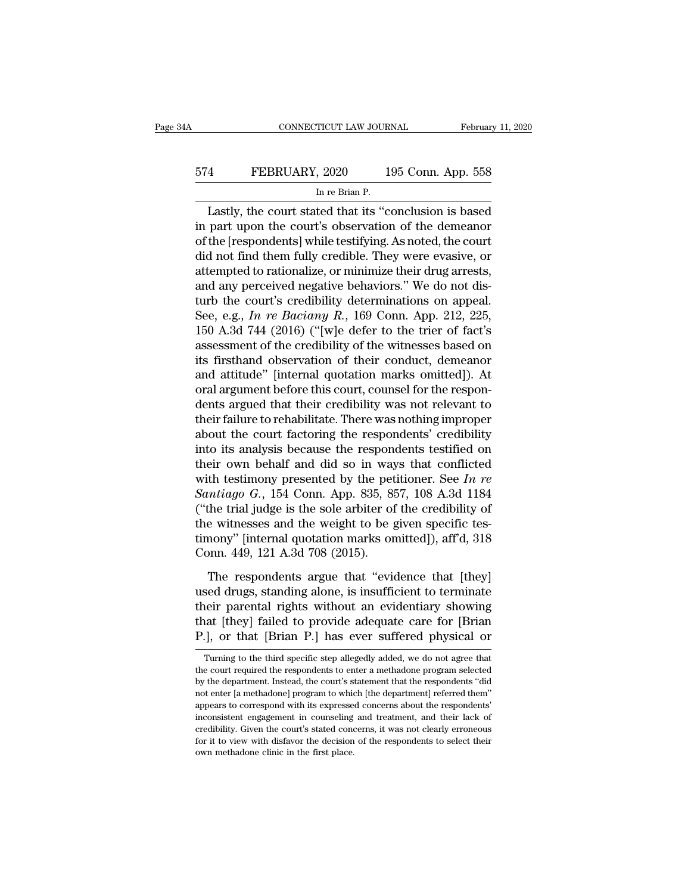Lastly, the court stated that its "conclusion is based in part upon the court's observation of the demeanor of the [respondents] while testifying. As noted, the court did not find them fully credible. They were evasive, or attempted to rationalize, or minimize their drug arrests, and any perceived negative behaviors." We do not disturb the court's credibility determinations on appeal. See, e.g., *In re Baciany R.*, 169 Conn. App. 212, 225, 150 A.3d 744 (2016) ("[w]e defer to the trier of fact's assessment of the credibility of the witnesses based on its firsthand observation of their conduct, demeanor and attitude" [internal quotation marks omitted]). At oral argument before this court, counsel for the respondents argued that their credibility was not relevant to their failure to rehabilitate. There was nothing improper about the court factoring the respondents' credibility into its analysis because the respondents testified on their own behalf and did so in ways that conflicted with testimony presented by the petitioner. See *In re Santiago G.*, 154 Conn. App. 835, 857, 108 A.3d 1184 ("the trial judge is the sole arbiter of the credibility of the witnesses and the weight to be given specific testimony" [internal quotation marks omitted]), aff'd, 318 Conn. 449, 121 A.3d 708 (2015).

The respondents argue that "evidence that [they] used drugs, standing alone, is insufficient to terminate their parental rights without an evidentiary showing that [they] failed to provide adequate care for [Brian P.], or that [Brian P.] has ever suffered physical or

---

Turning to the third specific step allegedly added, we do not agree that the court required the respondents to enter a methadone program selected by the department. Instead, the court's statement that the respondents "did not enter [a methadone] program to which [the department] referred them" appears to correspond with its expressed concerns about the respondents' inconsistent engagement in counseling and treatment, and their lack of credibility. Given the court's stated concerns, it was not clearly erroneous for it to view with disfavor the decision of the respondents to select their own methadone clinic in the first place.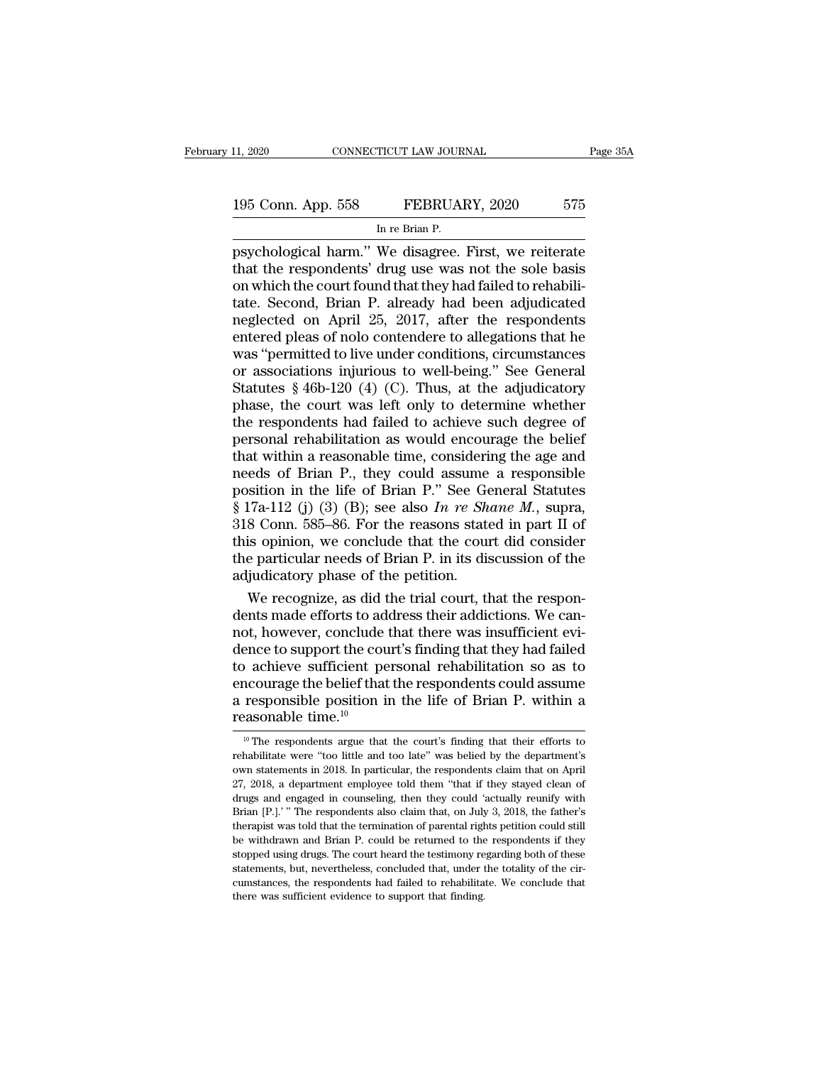psychological harm." We disagree. First, we reiterate that the respondents' drug use was not the sole basis on which the court found that they had failed to rehabilitate. Second, Brian P. already had been adjudicated neglected on April 25, 2017, after the respondents entered pleas of nolo contendere to allegations that he was "permitted to live under conditions, circumstances or associations injurious to well-being." See General Statutes § 46b-120 (4) (C). Thus, at the adjudicatory phase, the court was left only to determine whether the respondents had failed to achieve such degree of personal rehabilitation as would encourage the belief that within a reasonable time, considering the age and needs of Brian P., they could assume a responsible position in the life of Brian P." See General Statutes § 17a-112 (j) (3) (B); see also *In re Shane M.*, supra, 318 Conn. 585–86. For the reasons stated in part II of this opinion, we conclude that the court did consider the particular needs of Brian P. in its discussion of the adjudicatory phase of the petition.

We recognize, as did the trial court, that the respondents made efforts to address their addictions. We cannot, however, conclude that there was insufficient evidence to support the court's finding that they had failed to achieve sufficient personal rehabilitation so as to encourage the belief that the respondents could assume a responsible position in the life of Brian P. within a reasonable time.[10]

---

[10] The respondents argue that the court's finding that their efforts to rehabilitate were "too little and too late" was belied by the department's own statements in 2018. In particular, the respondents claim that on April 27, 2018, a department employee told them "that if they stayed clean of drugs and engaged in counseling, then they could 'actually reunify with Brian [P.].' " The respondents also claim that, on July 3, 2018, the father's therapist was told that the termination of parental rights petition could still be withdrawn and Brian P. could be returned to the respondents if they stopped using drugs. The court heard the testimony regarding both of these statements, but, nevertheless, concluded that, under the totality of the circumstances, the respondents had failed to rehabilitate. We conclude that there was sufficient evidence to support that finding.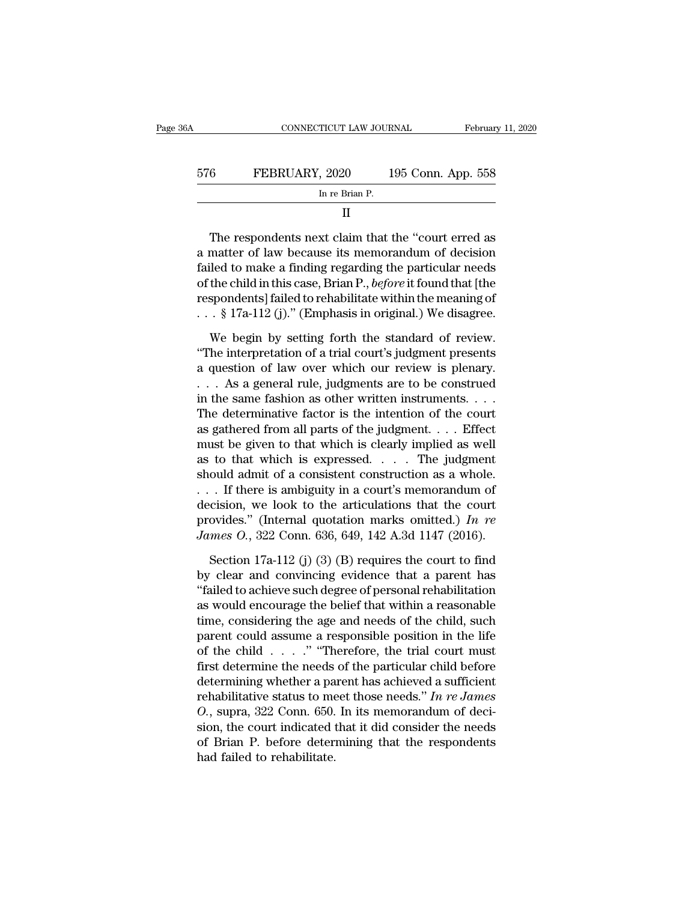II

The respondents next claim that the "court erred as a matter of law because its memorandum of decision failed to make a finding regarding the particular needs of the child in this case, Brian P., *before* it found that [the respondents] failed to rehabilitate within the meaning of . . . § 17a-112 (j)." (Emphasis in original.) We disagree.

We begin by setting forth the standard of review. "The interpretation of a trial court's judgment presents a question of law over which our review is plenary. . . . As a general rule, judgments are to be construed in the same fashion as other written instruments. . . . The determinative factor is the intention of the court as gathered from all parts of the judgment. . . . Effect must be given to that which is clearly implied as well as to that which is expressed. . . . The judgment should admit of a consistent construction as a whole. . . . If there is ambiguity in a court's memorandum of decision, we look to the articulations that the court provides." (Internal quotation marks omitted.) *In re James O.*, 322 Conn. 636, 649, 142 A.3d 1147 (2016).

Section 17a-112 (j) (3) (B) requires the court to find by clear and convincing evidence that a parent has "failed to achieve such degree of personal rehabilitation as would encourage the belief that within a reasonable time, considering the age and needs of the child, such parent could assume a responsible position in the life of the child . . . ." "Therefore, the trial court must first determine the needs of the particular child before determining whether a parent has achieved a sufficient rehabilitative status to meet those needs." *In re James O.*, supra, 322 Conn. 650. In its memorandum of decision, the court indicated that it did consider the needs of Brian P. before determining that the respondents had failed to rehabilitate.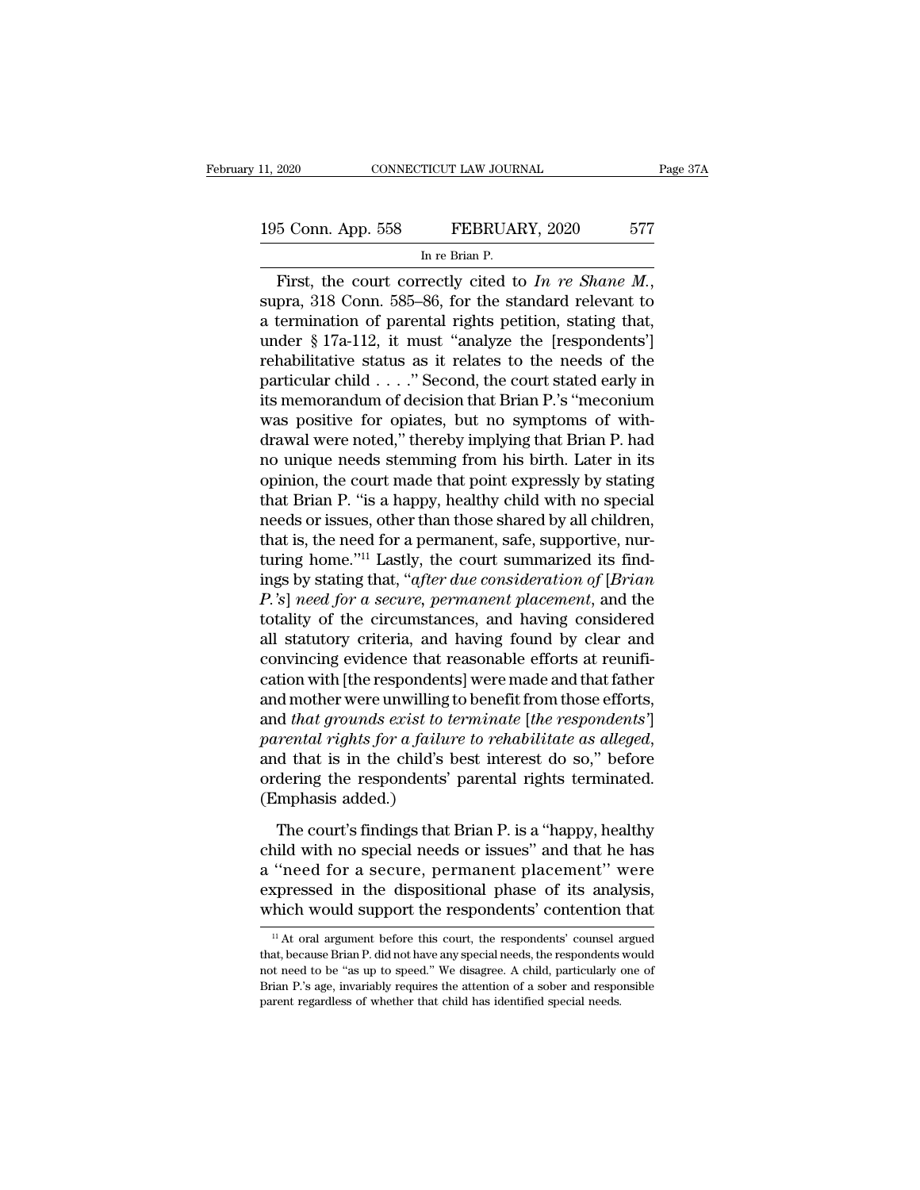First, the court correctly cited to *In re Shane M.*, supra, 318 Conn. 585–86, for the standard relevant to a termination of parental rights petition, stating that, under § 17a-112, it must "analyze the [respondents'] rehabilitative status as it relates to the needs of the particular child . . . ." Second, the court stated early in its memorandum of decision that Brian P.'s "meconium was positive for opiates, but no symptoms of withdrawal were noted," thereby implying that Brian P. had no unique needs stemming from his birth. Later in its opinion, the court made that point expressly by stating that Brian P. "is a happy, healthy child with no special needs or issues, other than those shared by all children, that is, the need for a permanent, safe, supportive, nurturing home."[11] Lastly, the court summarized its findings by stating that, "*after due consideration of* [*Brian P.'s*] *need for a secure, permanent placement*, and the totality of the circumstances, and having considered all statutory criteria, and having found by clear and convincing evidence that reasonable efforts at reunification with [the respondents] were made and that father and mother were unwilling to benefit from those efforts, and *that grounds exist to terminate* [*the respondents'*] *parental rights for a failure to rehabilitate as alleged*, and that is in the child's best interest do so," before ordering the respondents' parental rights terminated. (Emphasis added.)

The court's findings that Brian P. is a "happy, healthy child with no special needs or issues" and that he has a "need for a secure, permanent placement" were expressed in the dispositional phase of its analysis, which would support the respondents' contention that

[11] At oral argument before this court, the respondents' counsel argued that, because Brian P. did not have any special needs, the respondents would not need to be "as up to speed." We disagree. A child, particularly one of Brian P.'s age, invariably requires the attention of a sober and responsible parent regardless of whether that child has identified special needs.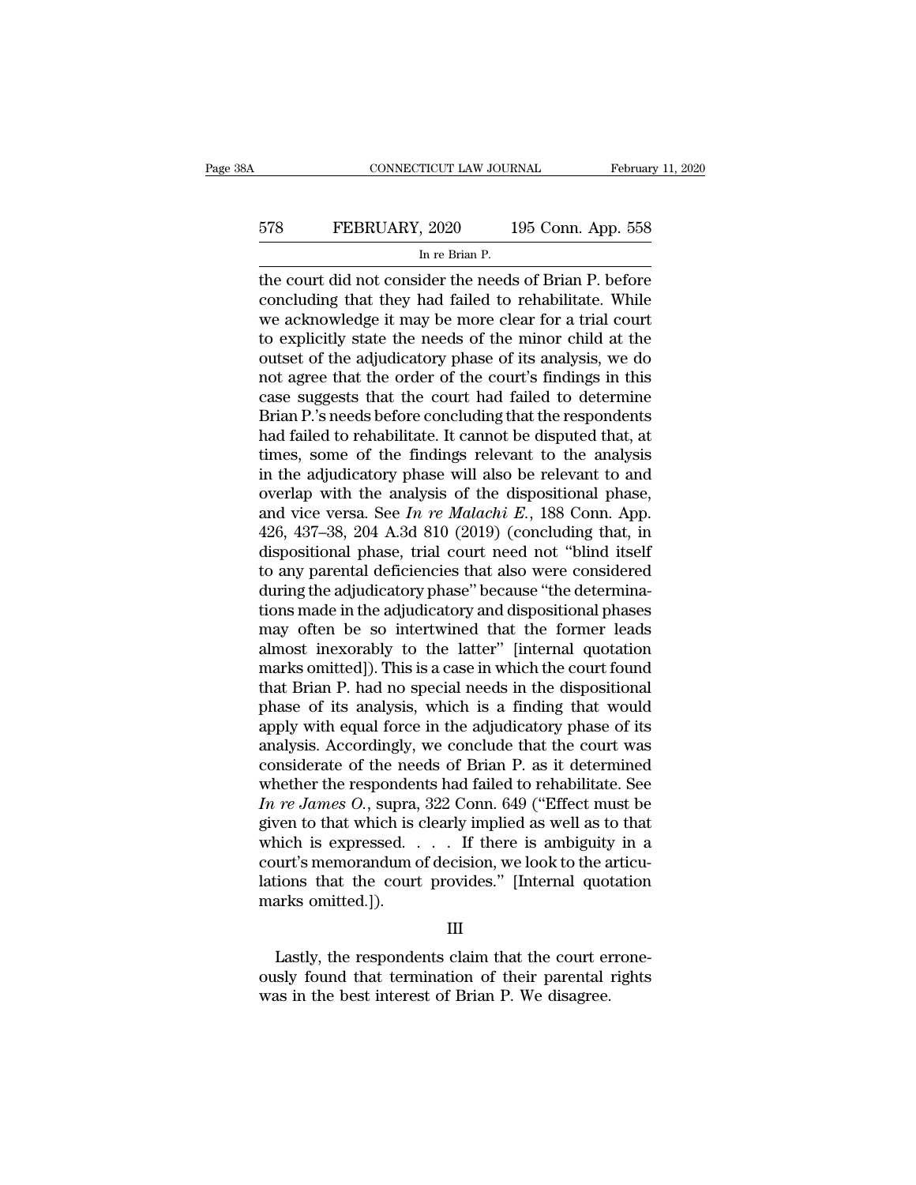the court did not consider the needs of Brian P. before concluding that they had failed to rehabilitate. While we acknowledge it may be more clear for a trial court to explicitly state the needs of the minor child at the outset of the adjudicatory phase of its analysis, we do not agree that the order of the court's findings in this case suggests that the court had failed to determine Brian P.'s needs before concluding that the respondents had failed to rehabilitate. It cannot be disputed that, at times, some of the findings relevant to the analysis in the adjudicatory phase will also be relevant to and overlap with the analysis of the dispositional phase, and vice versa. See *In re Malachi E.*, 188 Conn. App. 426, 437–38, 204 A.3d 810 (2019) (concluding that, in dispositional phase, trial court need not "blind itself to any parental deficiencies that also were considered during the adjudicatory phase" because "the determinations made in the adjudicatory and dispositional phases may often be so intertwined that the former leads almost inexorably to the latter" [internal quotation marks omitted]). This is a case in which the court found that Brian P. had no special needs in the dispositional phase of its analysis, which is a finding that would apply with equal force in the adjudicatory phase of its analysis. Accordingly, we conclude that the court was considerate of the needs of Brian P. as it determined whether the respondents had failed to rehabilitate. See *In re James O.*, supra, 322 Conn. 649 ("Effect must be given to that which is clearly implied as well as to that which is expressed. . . . If there is ambiguity in a court's memorandum of decision, we look to the articulations that the court provides." [Internal quotation marks omitted.]).

III

Lastly, the respondents claim that the court erroneously found that termination of their parental rights was in the best interest of Brian P. We disagree.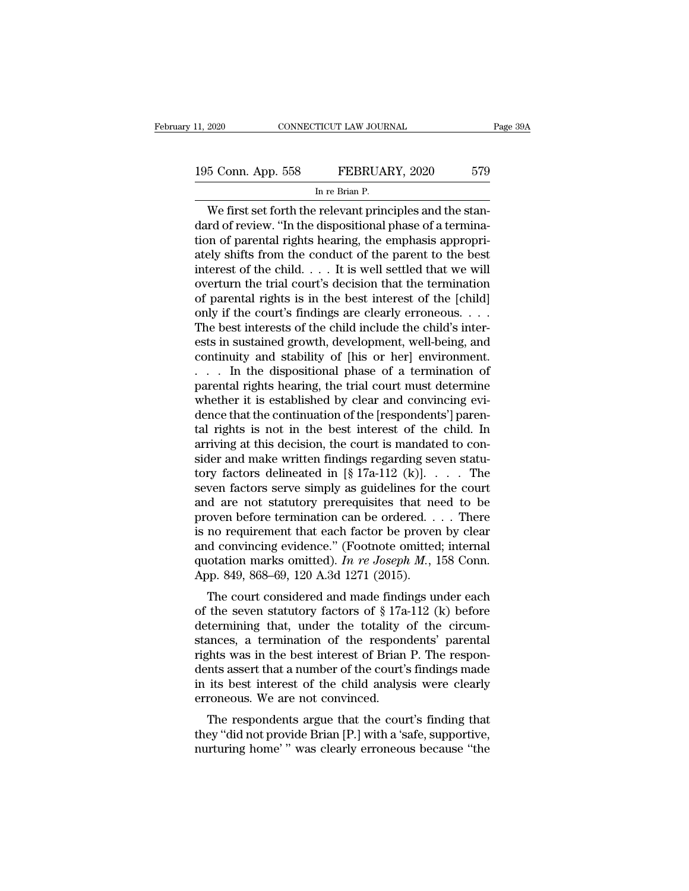We first set forth the relevant principles and the standard of review. "In the dispositional phase of a termination of parental rights hearing, the emphasis appropriately shifts from the conduct of the parent to the best interest of the child. . . . It is well settled that we will overturn the trial court's decision that the termination of parental rights is in the best interest of the [child] only if the court's findings are clearly erroneous. . . . The best interests of the child include the child's interests in sustained growth, development, well-being, and continuity and stability of [his or her] environment. . . . In the dispositional phase of a termination of parental rights hearing, the trial court must determine whether it is established by clear and convincing evidence that the continuation of the [respondents'] parental rights is not in the best interest of the child. In arriving at this decision, the court is mandated to consider and make written findings regarding seven statutory factors delineated in [§ 17a-112 (k)]. . . . The seven factors serve simply as guidelines for the court and are not statutory prerequisites that need to be proven before termination can be ordered. . . . There is no requirement that each factor be proven by clear and convincing evidence." (Footnote omitted; internal quotation marks omitted). *In re Joseph M.*, 158 Conn. App. 849, 868–69, 120 A.3d 1271 (2015).

The court considered and made findings under each of the seven statutory factors of § 17a-112 (k) before determining that, under the totality of the circumstances, a termination of the respondents' parental rights was in the best interest of Brian P. The respondents assert that a number of the court's findings made in its best interest of the child analysis were clearly erroneous. We are not convinced.

The respondents argue that the court's finding that they "did not provide Brian [P.] with a 'safe, supportive, nurturing home' " was clearly erroneous because "the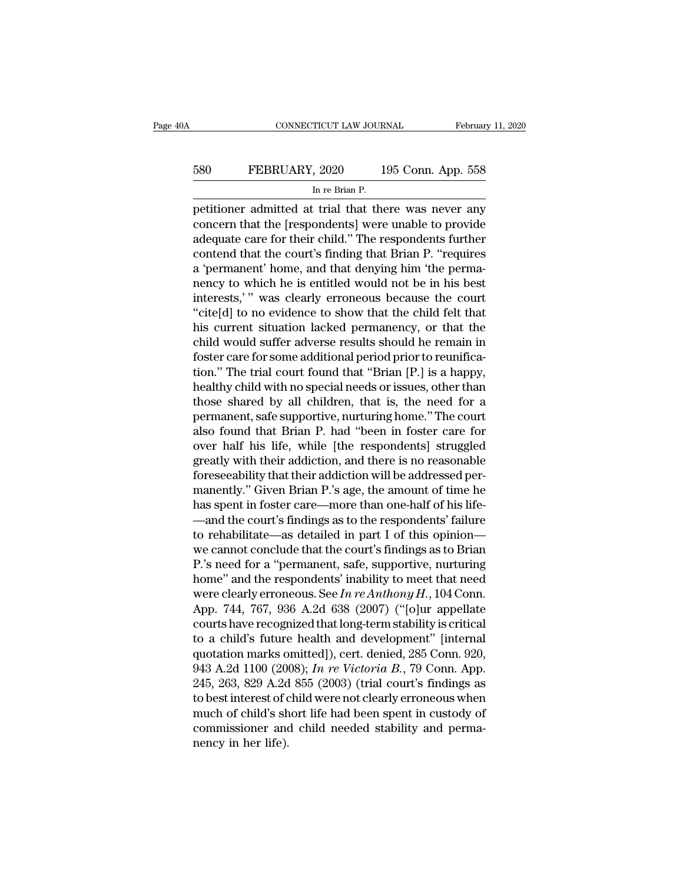petitioner admitted at trial that there was never any concern that the [respondents] were unable to provide adequate care for their child." The respondents further contend that the court's finding that Brian P. "requires a 'permanent' home, and that denying him 'the permanency to which he is entitled would not be in his best interests,' " was clearly erroneous because the court "cite[d] to no evidence to show that the child felt that his current situation lacked permanency, or that the child would suffer adverse results should he remain in foster care for some additional period prior to reunification." The trial court found that "Brian [P.] is a happy, healthy child with no special needs or issues, other than those shared by all children, that is, the need for a permanent, safe supportive, nurturing home." The court also found that Brian P. had "been in foster care for over half his life, while [the respondents] struggled greatly with their addiction, and there is no reasonable foreseeability that their addiction will be addressed permanently." Given Brian P.'s age, the amount of time he has spent in foster care—more than one-half of his life—and the court's findings as to the respondents' failure to rehabilitate—as detailed in part I of this opinion—we cannot conclude that the court's findings as to Brian P.'s need for a "permanent, safe, supportive, nurturing home" and the respondents' inability to meet that need were clearly erroneous. See *In re Anthony H.*, 104 Conn. App. 744, 767, 936 A.2d 638 (2007) ("[o]ur appellate courts have recognized that long-term stability is critical to a child's future health and development" [internal quotation marks omitted]), cert. denied, 285 Conn. 920, 943 A.2d 1100 (2008); *In re Victoria B.*, 79 Conn. App. 245, 263, 829 A.2d 855 (2003) (trial court's findings as to best interest of child were not clearly erroneous when much of child's short life had been spent in custody of commissioner and child needed stability and permanency in her life).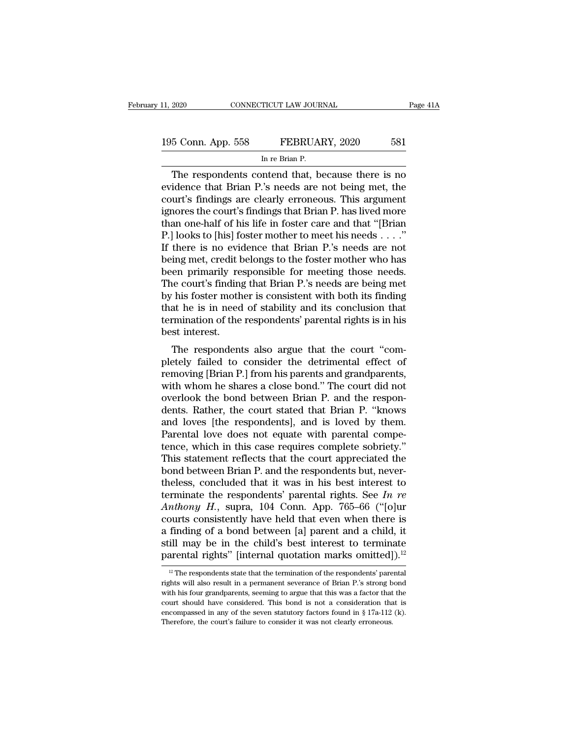The respondents contend that, because there is no evidence that Brian P.'s needs are not being met, the court's findings are clearly erroneous. This argument ignores the court's findings that Brian P. has lived more than one-half of his life in foster care and that "[Brian P.] looks to [his] foster mother to meet his needs . . . ." If there is no evidence that Brian P.'s needs are not being met, credit belongs to the foster mother who has been primarily responsible for meeting those needs. The court's finding that Brian P.'s needs are being met by his foster mother is consistent with both its finding that he is in need of stability and its conclusion that termination of the respondents' parental rights is in his best interest.

The respondents also argue that the court "completely failed to consider the detrimental effect of removing [Brian P.] from his parents and grandparents, with whom he shares a close bond." The court did not overlook the bond between Brian P. and the respondents. Rather, the court stated that Brian P. "knows and loves [the respondents], and is loved by them. Parental love does not equate with parental competence, which in this case requires complete sobriety." This statement reflects that the court appreciated the bond between Brian P. and the respondents but, nevertheless, concluded that it was in his best interest to terminate the respondents' parental rights. See *In re Anthony H.*, supra, 104 Conn. App. 765–66 ("[o]ur courts consistently have held that even when there is a finding of a bond between [a] parent and a child, it still may be in the child's best interest to terminate parental rights" [internal quotation marks omitted]).[12]

[12] The respondents state that the termination of the respondents' parental rights will also result in a permanent severance of Brian P.'s strong bond with his four grandparents, seeming to argue that this was a factor that the court should have considered. This bond is not a consideration that is encompassed in any of the seven statutory factors found in § 17a-112 (k). Therefore, the court's failure to consider it was not clearly erroneous.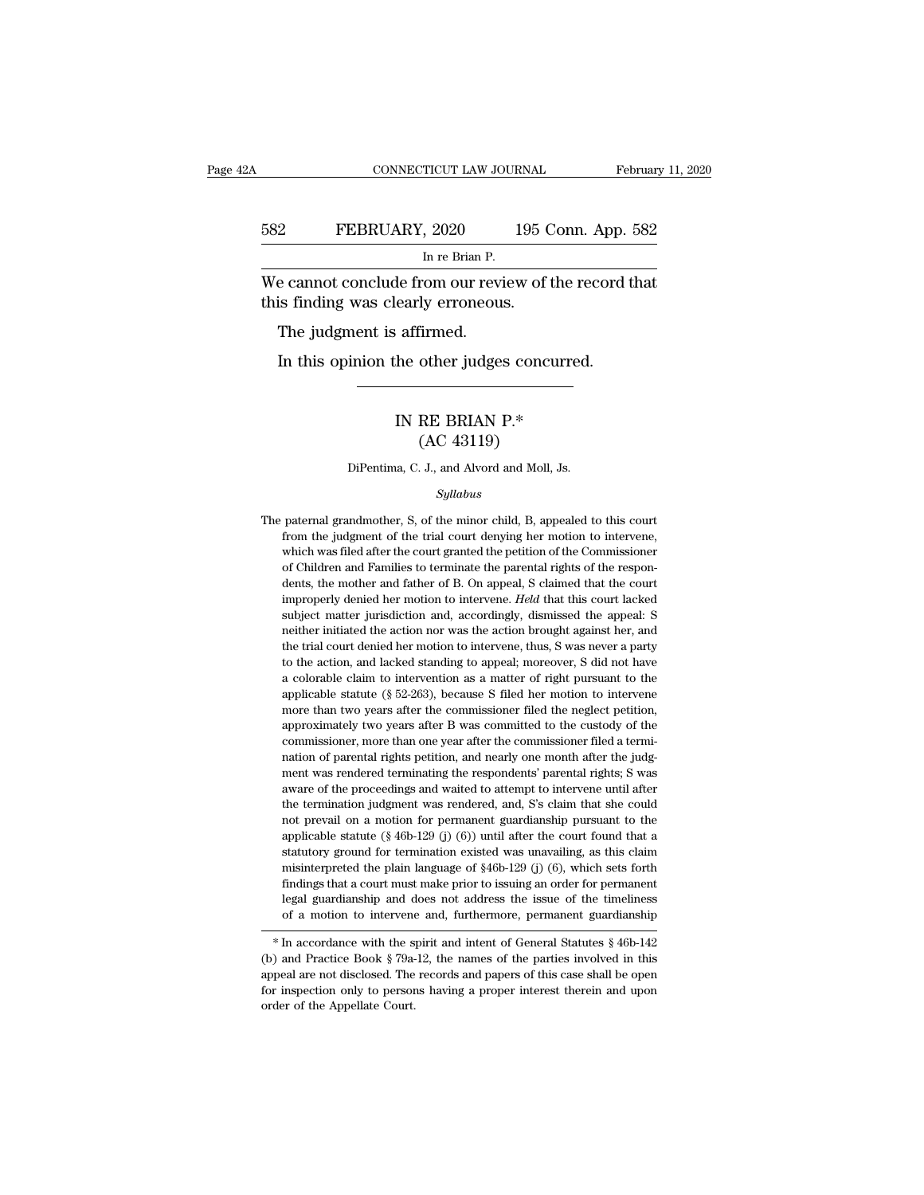We cannot conclude from our review of the record that this finding was clearly erroneous.

The judgment is affirmed.

In this opinion the other judges concurred.

---

# IN RE BRIAN P.*
## (AC 43119)

DiPentima, C. J., and Alvord and Moll, Js.

*Syllabus*

The paternal grandmother, S, of the minor child, B, appealed to this court from the judgment of the trial court denying her motion to intervene, which was filed after the court granted the petition of the Commissioner of Children and Families to terminate the parental rights of the respondents, the mother and father of B. On appeal, S claimed that the court improperly denied her motion to intervene. *Held* that this court lacked subject matter jurisdiction and, accordingly, dismissed the appeal: S neither initiated the action nor was the action brought against her, and the trial court denied her motion to intervene, thus, S was never a party to the action, and lacked standing to appeal; moreover, S did not have a colorable claim to intervention as a matter of right pursuant to the applicable statute (§ 52-263), because S filed her motion to intervene more than two years after the commissioner filed the neglect petition, approximately two years after B was committed to the custody of the commissioner, more than one year after the commissioner filed a termination of parental rights petition, and nearly one month after the judgment was rendered terminating the respondents' parental rights; S was aware of the proceedings and waited to attempt to intervene until after the termination judgment was rendered, and, S's claim that she could not prevail on a motion for permanent guardianship pursuant to the applicable statute (§ 46b-129 (j) (6)) until after the court found that a statutory ground for termination existed was unavailing, as this claim misinterpreted the plain language of §46b-129 (j) (6), which sets forth findings that a court must make prior to issuing an order for permanent legal guardianship and does not address the issue of the timeliness of a motion to intervene and, furthermore, permanent guardianship

---

* In accordance with the spirit and intent of General Statutes § 46b-142 (b) and Practice Book § 79a-12, the names of the parties involved in this appeal are not disclosed. The records and papers of this case shall be open for inspection only to persons having a proper interest therein and upon order of the Appellate Court.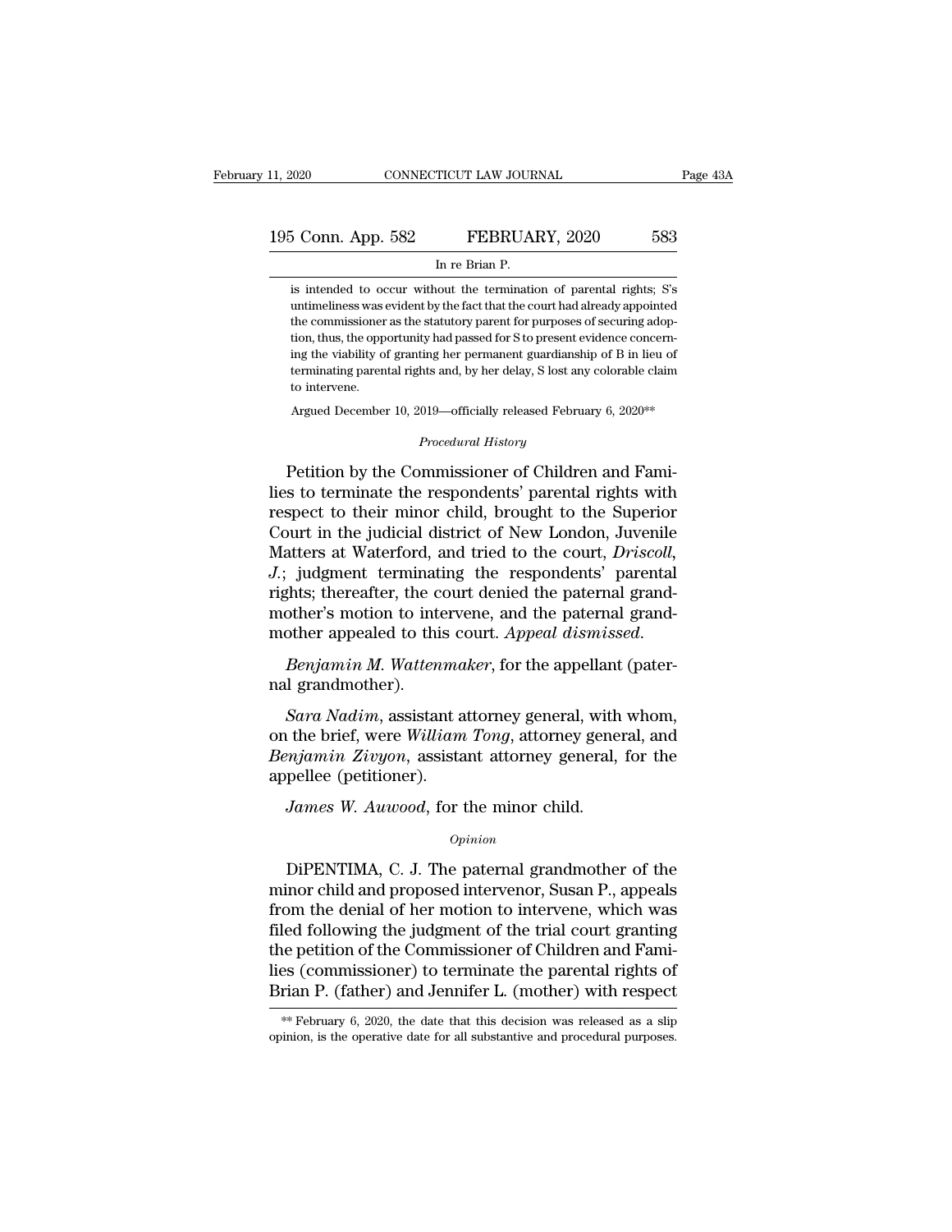is intended to occur without the termination of parental rights; S's untimeliness was evident by the fact that the court had already appointed the commissioner as the statutory parent for purposes of securing adoption, thus, the opportunity had passed for S to present evidence concerning the viability of granting her permanent guardianship of B in lieu of terminating parental rights and, by her delay, S lost any colorable claim to intervene.

Argued December 10, 2019—officially released February 6, 2020**

*Procedural History*

Petition by the Commissioner of Children and Families to terminate the respondents' parental rights with respect to their minor child, brought to the Superior Court in the judicial district of New London, Juvenile Matters at Waterford, and tried to the court, *Driscoll, J.*; judgment terminating the respondents' parental rights; thereafter, the court denied the paternal grandmother's motion to intervene, and the paternal grandmother appealed to this court. *Appeal dismissed.*

*Benjamin M. Wattenmaker*, for the appellant (paternal grandmother).

*Sara Nadim*, assistant attorney general, with whom, on the brief, were *William Tong*, attorney general, and *Benjamin Zivyon*, assistant attorney general, for the appellee (petitioner).

*James W. Auwood*, for the minor child.

*Opinion*

DiPENTIMA, C. J. The paternal grandmother of the minor child and proposed intervenor, Susan P., appeals from the denial of her motion to intervene, which was filed following the judgment of the trial court granting the petition of the Commissioner of Children and Families (commissioner) to terminate the parental rights of Brian P. (father) and Jennifer L. (mother) with respect

** February 6, 2020, the date that this decision was released as a slip opinion, is the operative date for all substantive and procedural purposes.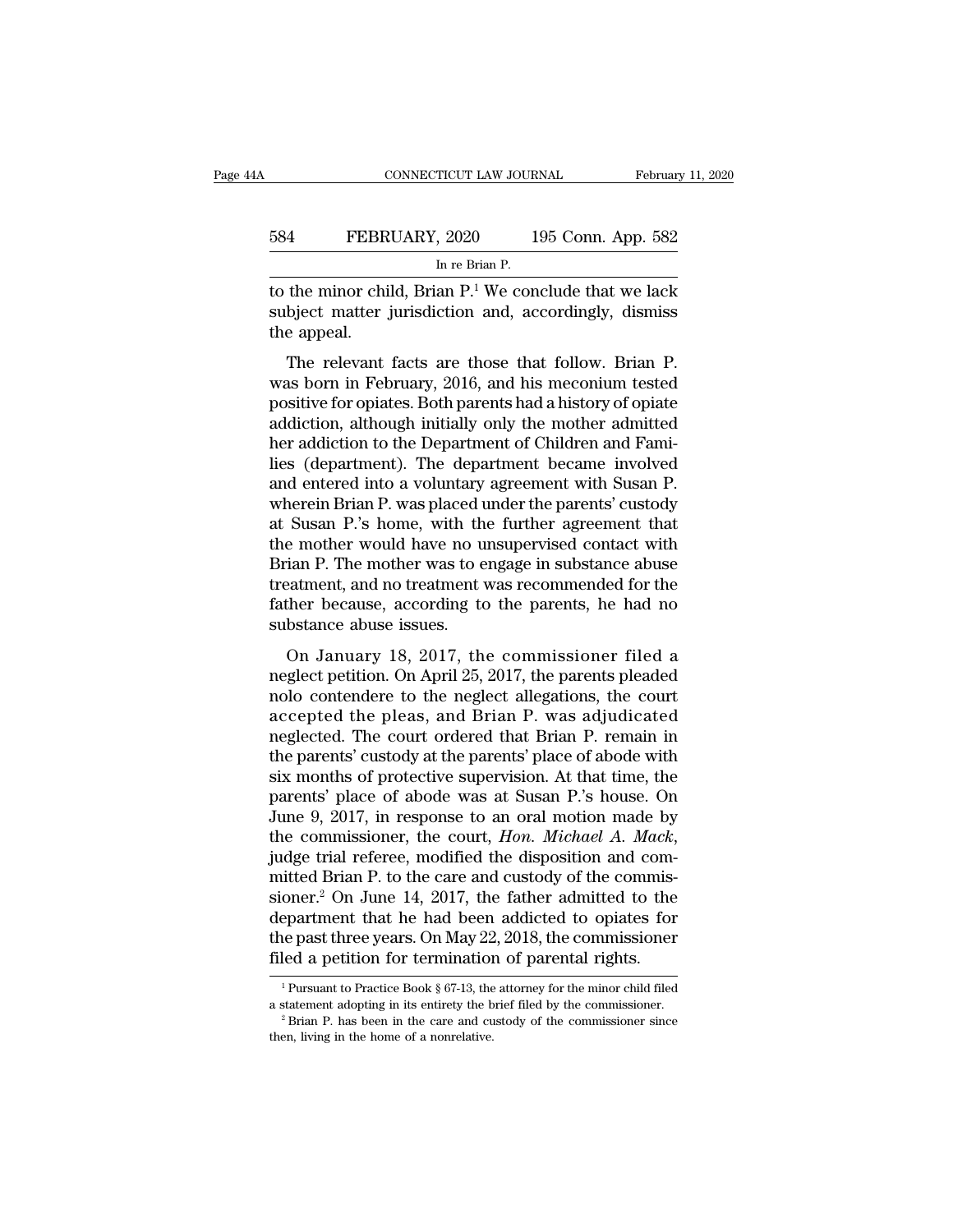to the minor child, Brian P.[1] We conclude that we lack subject matter jurisdiction and, accordingly, dismiss the appeal.

The relevant facts are those that follow. Brian P. was born in February, 2016, and his meconium tested positive for opiates. Both parents had a history of opiate addiction, although initially only the mother admitted her addiction to the Department of Children and Families (department). The department became involved and entered into a voluntary agreement with Susan P. wherein Brian P. was placed under the parents' custody at Susan P.'s home, with the further agreement that the mother would have no unsupervised contact with Brian P. The mother was to engage in substance abuse treatment, and no treatment was recommended for the father because, according to the parents, he had no substance abuse issues.

On January 18, 2017, the commissioner filed a neglect petition. On April 25, 2017, the parents pleaded nolo contendere to the neglect allegations, the court accepted the pleas, and Brian P. was adjudicated neglected. The court ordered that Brian P. remain in the parents' custody at the parents' place of abode with six months of protective supervision. At that time, the parents' place of abode was at Susan P.'s house. On June 9, 2017, in response to an oral motion made by the commissioner, the court, *Hon. Michael A. Mack*, judge trial referee, modified the disposition and committed Brian P. to the care and custody of the commissioner.[2] On June 14, 2017, the father admitted to the department that he had been addicted to opiates for the past three years. On May 22, 2018, the commissioner filed a petition for termination of parental rights.

[1] Pursuant to Practice Book § 67-13, the attorney for the minor child filed a statement adopting in its entirety the brief filed by the commissioner.

[2] Brian P. has been in the care and custody of the commissioner since then, living in the home of a nonrelative.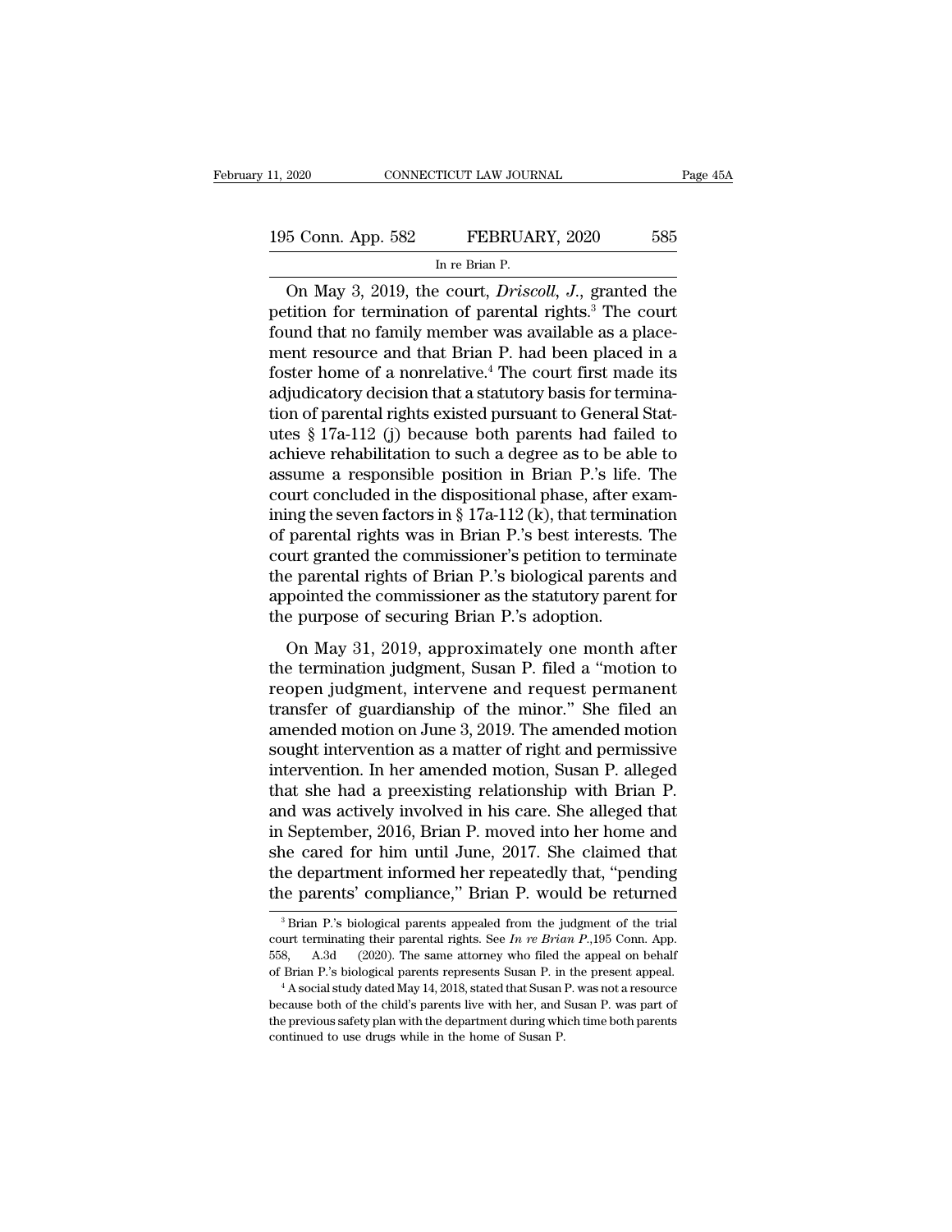On May 3, 2019, the court, *Driscoll*, *J.*, granted the petition for termination of parental rights.[3] The court found that no family member was available as a placement resource and that Brian P. had been placed in a foster home of a nonrelative.[4] The court first made its adjudicatory decision that a statutory basis for termination of parental rights existed pursuant to General Statutes § 17a-112 (j) because both parents had failed to achieve rehabilitation to such a degree as to be able to assume a responsible position in Brian P.'s life. The court concluded in the dispositional phase, after examining the seven factors in § 17a-112 (k), that termination of parental rights was in Brian P.'s best interests. The court granted the commissioner's petition to terminate the parental rights of Brian P.'s biological parents and appointed the commissioner as the statutory parent for the purpose of securing Brian P.'s adoption.

On May 31, 2019, approximately one month after the termination judgment, Susan P. filed a "motion to reopen judgment, intervene and request permanent transfer of guardianship of the minor." She filed an amended motion on June 3, 2019. The amended motion sought intervention as a matter of right and permissive intervention. In her amended motion, Susan P. alleged that she had a preexisting relationship with Brian P. and was actively involved in his care. She alleged that in September, 2016, Brian P. moved into her home and she cared for him until June, 2017. She claimed that the department informed her repeatedly that, "pending the parents' compliance," Brian P. would be returned

---

[3] Brian P.'s biological parents appealed from the judgment of the trial court terminating their parental rights. See *In re Brian P.*,195 Conn. App. 558, A.3d (2020). The same attorney who filed the appeal on behalf of Brian P.'s biological parents represents Susan P. in the present appeal.

[4] A social study dated May 14, 2018, stated that Susan P. was not a resource because both of the child's parents live with her, and Susan P. was part of the previous safety plan with the department during which time both parents continued to use drugs while in the home of Susan P.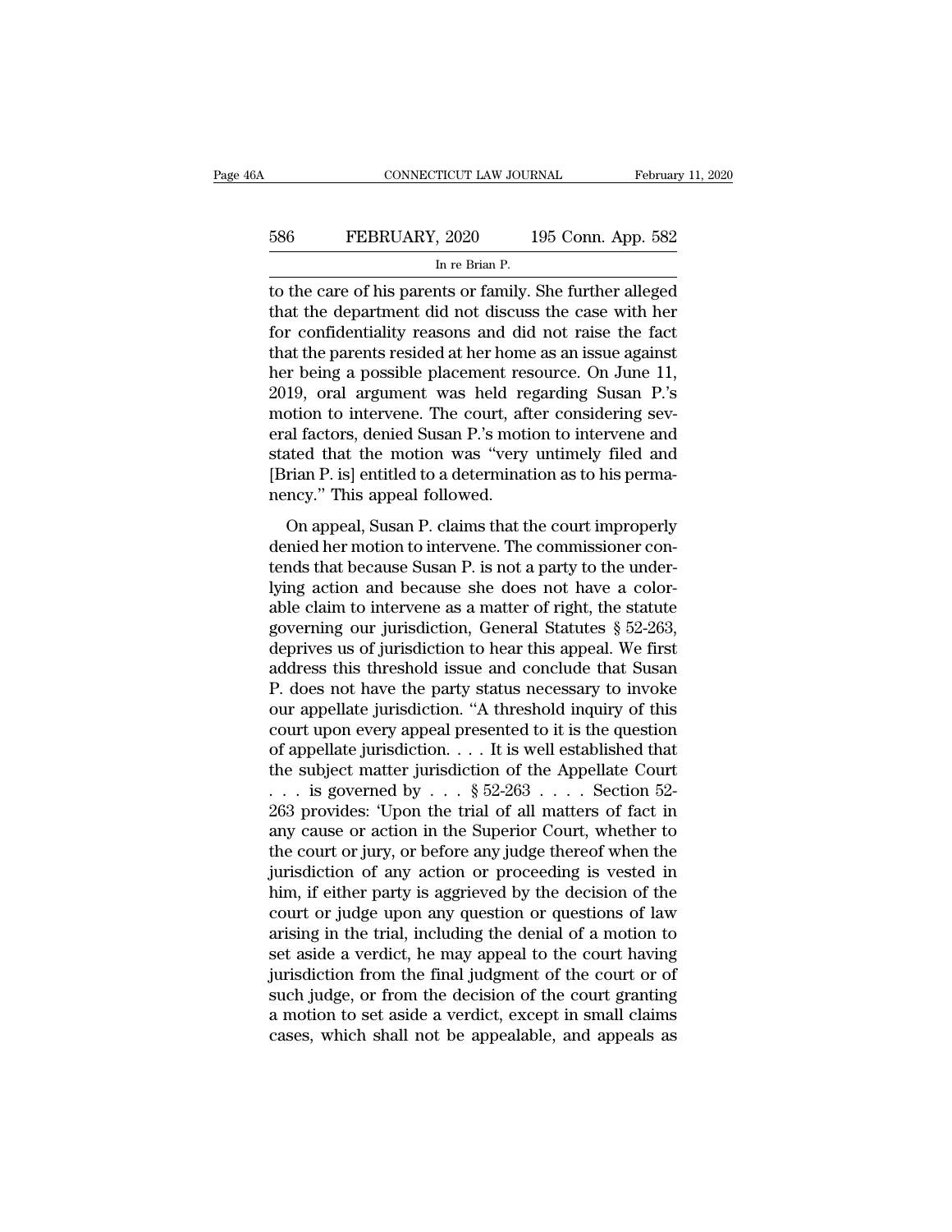to the care of his parents or family. She further alleged that the department did not discuss the case with her for confidentiality reasons and did not raise the fact that the parents resided at her home as an issue against her being a possible placement resource. On June 11, 2019, oral argument was held regarding Susan P.'s motion to intervene. The court, after considering several factors, denied Susan P.'s motion to intervene and stated that the motion was "very untimely filed and [Brian P. is] entitled to a determination as to his permanency." This appeal followed.

On appeal, Susan P. claims that the court improperly denied her motion to intervene. The commissioner contends that because Susan P. is not a party to the underlying action and because she does not have a colorable claim to intervene as a matter of right, the statute governing our jurisdiction, General Statutes § 52-263, deprives us of jurisdiction to hear this appeal. We first address this threshold issue and conclude that Susan P. does not have the party status necessary to invoke our appellate jurisdiction. "A threshold inquiry of this court upon every appeal presented to it is the question of appellate jurisdiction. . . . It is well established that the subject matter jurisdiction of the Appellate Court . . . is governed by . . . § 52-263 . . . . Section 52-263 provides: 'Upon the trial of all matters of fact in any cause or action in the Superior Court, whether to the court or jury, or before any judge thereof when the jurisdiction of any action or proceeding is vested in him, if either party is aggrieved by the decision of the court or judge upon any question or questions of law arising in the trial, including the denial of a motion to set aside a verdict, he may appeal to the court having jurisdiction from the final judgment of the court or of such judge, or from the decision of the court granting a motion to set aside a verdict, except in small claims cases, which shall not be appealable, and appeals as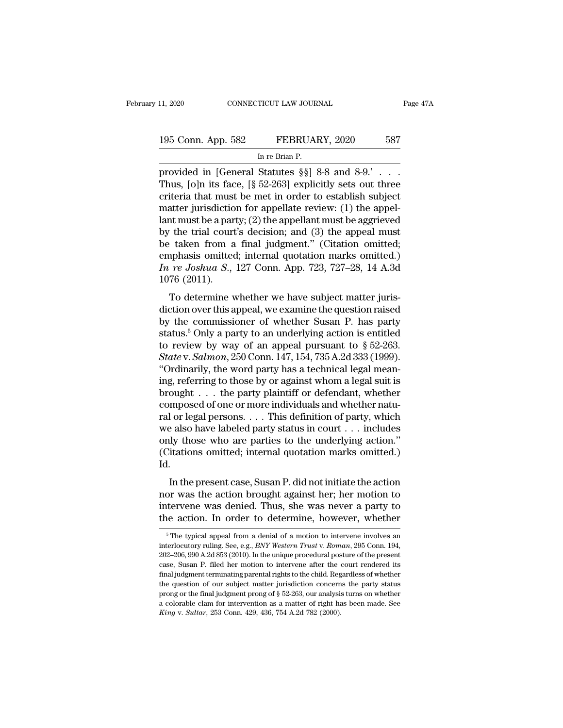provided in [General Statutes §§] 8-8 and 8-9.' . . . Thus, [o]n its face, [§ 52-263] explicitly sets out three criteria that must be met in order to establish subject matter jurisdiction for appellate review: (1) the appellant must be a party; (2) the appellant must be aggrieved by the trial court's decision; and (3) the appeal must be taken from a final judgment." (Citation omitted; emphasis omitted; internal quotation marks omitted.) *In re Joshua S.*, 127 Conn. App. 723, 727–28, 14 A.3d 1076 (2011).

To determine whether we have subject matter jurisdiction over this appeal, we examine the question raised by the commissioner of whether Susan P. has party status.[5] Only a party to an underlying action is entitled to review by way of an appeal pursuant to § 52-263. *State* v. *Salmon*, 250 Conn. 147, 154, 735 A.2d 333 (1999). "Ordinarily, the word party has a technical legal meaning, referring to those by or against whom a legal suit is brought . . . the party plaintiff or defendant, whether composed of one or more individuals and whether natural or legal persons. . . . This definition of party, which we also have labeled party status in court . . . includes only those who are parties to the underlying action." (Citations omitted; internal quotation marks omitted.) Id.

In the present case, Susan P. did not initiate the action nor was the action brought against her; her motion to intervene was denied. Thus, she was never a party to the action. In order to determine, however, whether

[5] The typical appeal from a denial of a motion to intervene involves an interlocutory ruling. See, e.g., *BNY Western Trust* v. *Roman*, 295 Conn. 194, 202–206, 990 A.2d 853 (2010). In the unique procedural posture of the present case, Susan P. filed her motion to intervene after the court rendered its final judgment terminating parental rights to the child. Regardless of whether the question of our subject matter jurisdiction concerns the party status prong or the final judgment prong of § 52-263, our analysis turns on whether a colorable clam for intervention as a matter of right has been made. See *King* v. *Sultar*, 253 Conn. 429, 436, 754 A.2d 782 (2000).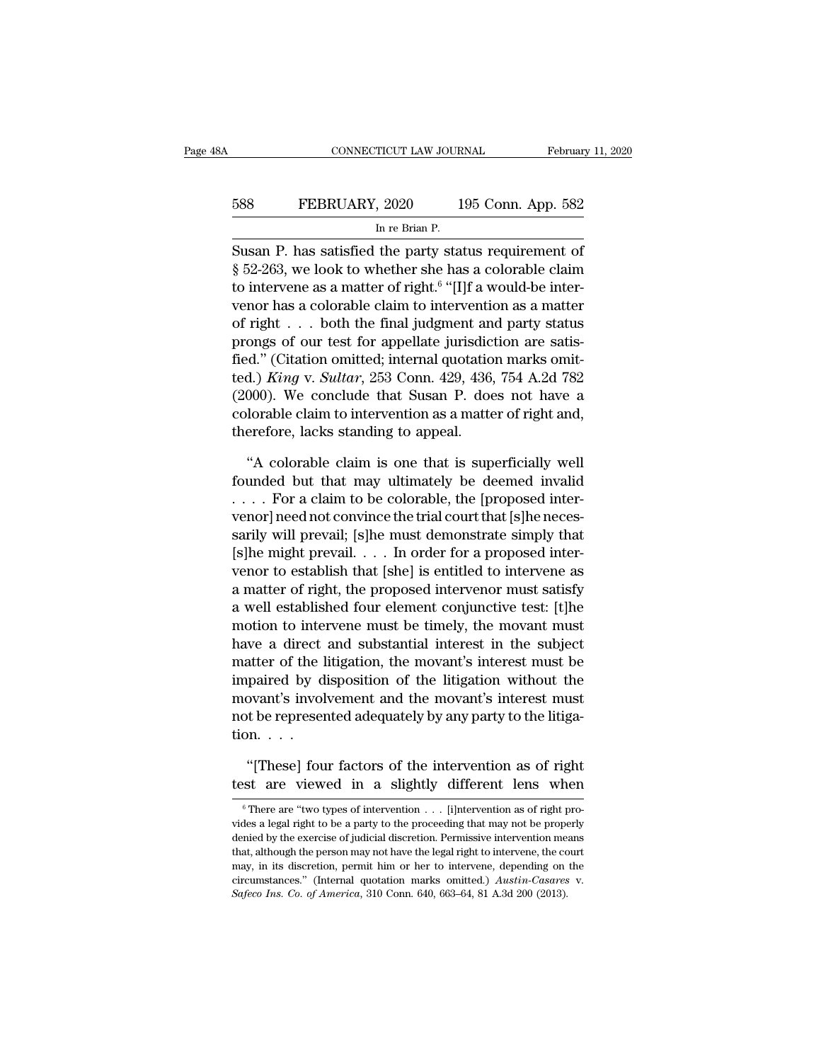Susan P. has satisfied the party status requirement of § 52-263, we look to whether she has a colorable claim to intervene as a matter of right.[6] "[I]f a would-be intervenor has a colorable claim to intervention as a matter of right . . . both the final judgment and party status prongs of our test for appellate jurisdiction are satisfied." (Citation omitted; internal quotation marks omitted.) *King* v. *Sultar*, 253 Conn. 429, 436, 754 A.2d 782 (2000). We conclude that Susan P. does not have a colorable claim to intervention as a matter of right and, therefore, lacks standing to appeal.

"A colorable claim is one that is superficially well founded but that may ultimately be deemed invalid . . . . For a claim to be colorable, the [proposed intervenor] need not convince the trial court that [s]he necessarily will prevail; [s]he must demonstrate simply that [s]he might prevail. . . . In order for a proposed intervenor to establish that [she] is entitled to intervene as a matter of right, the proposed intervenor must satisfy a well established four element conjunctive test: [t]he motion to intervene must be timely, the movant must have a direct and substantial interest in the subject matter of the litigation, the movant's interest must be impaired by disposition of the litigation without the movant's involvement and the movant's interest must not be represented adequately by any party to the litigation. . . .

"[These] four factors of the intervention as of right test are viewed in a slightly different lens when

[6] There are "two types of intervention . . . [i]ntervention as of right provides a legal right to be a party to the proceeding that may not be properly denied by the exercise of judicial discretion. Permissive intervention means that, although the person may not have the legal right to intervene, the court may, in its discretion, permit him or her to intervene, depending on the circumstances." (Internal quotation marks omitted.) *Austin-Casares* v. *Safeco Ins. Co. of America*, 310 Conn. 640, 663–64, 81 A.3d 200 (2013).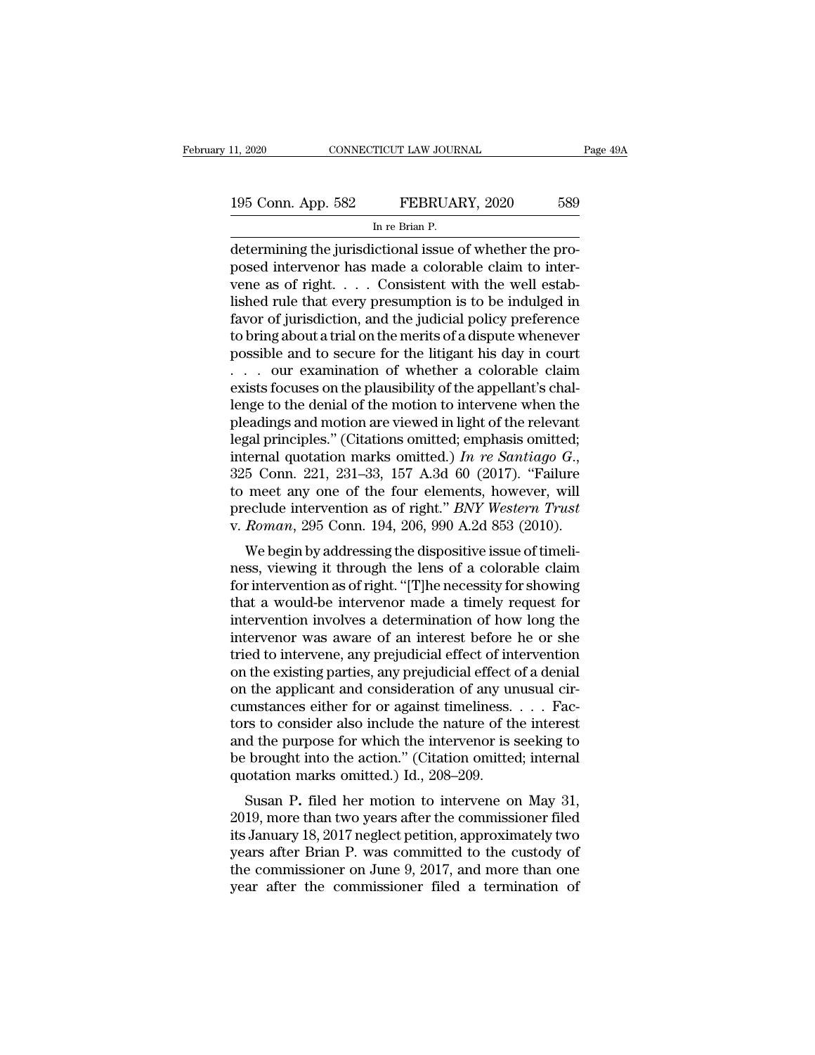determining the jurisdictional issue of whether the proposed intervenor has made a colorable claim to intervene as of right. . . . Consistent with the well established rule that every presumption is to be indulged in favor of jurisdiction, and the judicial policy preference to bring about a trial on the merits of a dispute whenever possible and to secure for the litigant his day in court . . . our examination of whether a colorable claim exists focuses on the plausibility of the appellant's challenge to the denial of the motion to intervene when the pleadings and motion are viewed in light of the relevant legal principles." (Citations omitted; emphasis omitted; internal quotation marks omitted.) *In re Santiago G.*, 325 Conn. 221, 231–33, 157 A.3d 60 (2017). "Failure to meet any one of the four elements, however, will preclude intervention as of right." *BNY Western Trust* v. *Roman*, 295 Conn. 194, 206, 990 A.2d 853 (2010).

We begin by addressing the dispositive issue of timeliness, viewing it through the lens of a colorable claim for intervention as of right. "[T]he necessity for showing that a would-be intervenor made a timely request for intervention involves a determination of how long the intervenor was aware of an interest before he or she tried to intervene, any prejudicial effect of intervention on the existing parties, any prejudicial effect of a denial on the applicant and consideration of any unusual circumstances either for or against timeliness. . . . Factors to consider also include the nature of the interest and the purpose for which the intervenor is seeking to be brought into the action." (Citation omitted; internal quotation marks omitted.) Id., 208–209.

Susan P. filed her motion to intervene on May 31, 2019, more than two years after the commissioner filed its January 18, 2017 neglect petition, approximately two years after Brian P. was committed to the custody of the commissioner on June 9, 2017, and more than one year after the commissioner filed a termination of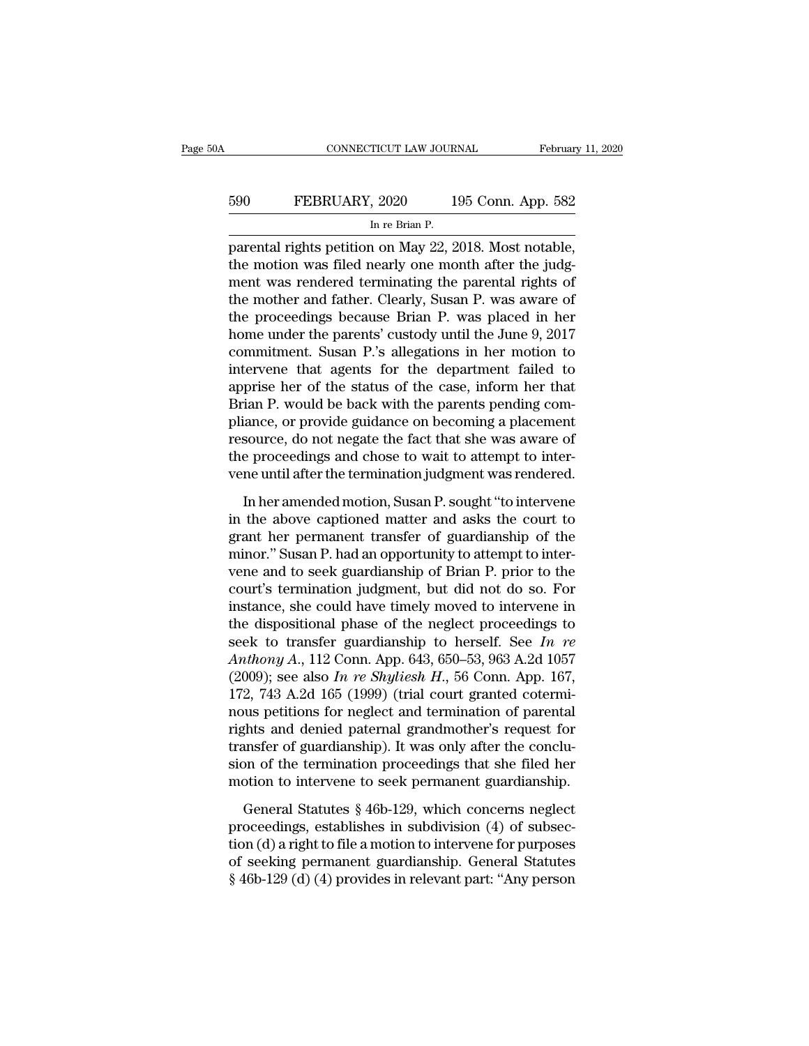parental rights petition on May 22, 2018. Most notable, the motion was filed nearly one month after the judgment was rendered terminating the parental rights of the mother and father. Clearly, Susan P. was aware of the proceedings because Brian P. was placed in her home under the parents' custody until the June 9, 2017 commitment. Susan P.'s allegations in her motion to intervene that agents for the department failed to apprise her of the status of the case, inform her that Brian P. would be back with the parents pending compliance, or provide guidance on becoming a placement resource, do not negate the fact that she was aware of the proceedings and chose to wait to attempt to intervene until after the termination judgment was rendered.

In her amended motion, Susan P. sought "to intervene in the above captioned matter and asks the court to grant her permanent transfer of guardianship of the minor." Susan P. had an opportunity to attempt to intervene and to seek guardianship of Brian P. prior to the court's termination judgment, but did not do so. For instance, she could have timely moved to intervene in the dispositional phase of the neglect proceedings to seek to transfer guardianship to herself. See *In re Anthony A.*, 112 Conn. App. 643, 650–53, 963 A.2d 1057 (2009); see also *In re Shyliesh H.*, 56 Conn. App. 167, 172, 743 A.2d 165 (1999) (trial court granted coterminous petitions for neglect and termination of parental rights and denied paternal grandmother's request for transfer of guardianship). It was only after the conclusion of the termination proceedings that she filed her motion to intervene to seek permanent guardianship.

General Statutes § 46b-129, which concerns neglect proceedings, establishes in subdivision (4) of subsection (d) a right to file a motion to intervene for purposes of seeking permanent guardianship. General Statutes § 46b-129 (d) (4) provides in relevant part: "Any person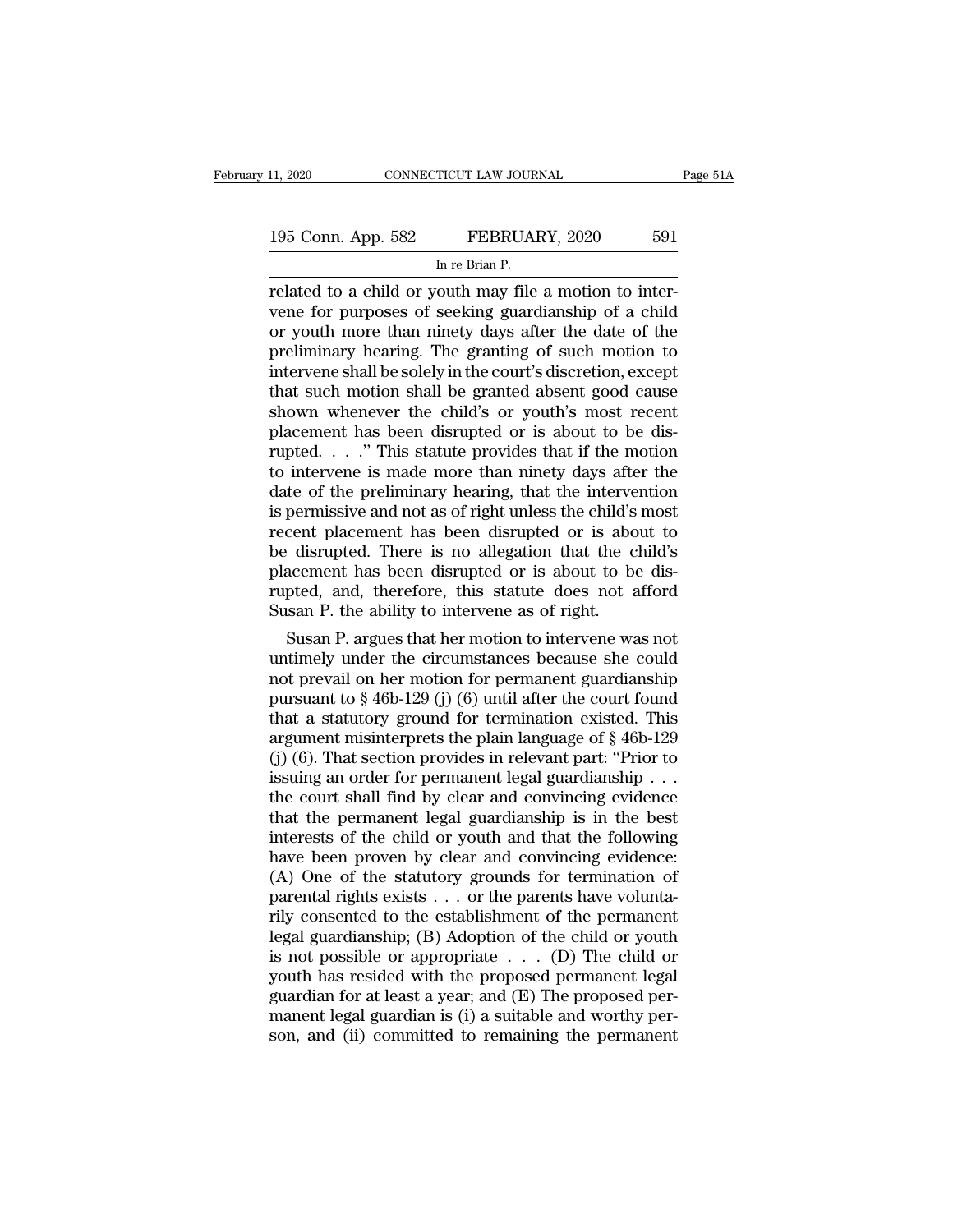related to a child or youth may file a motion to intervene for purposes of seeking guardianship of a child or youth more than ninety days after the date of the preliminary hearing. The granting of such motion to intervene shall be solely in the court's discretion, except that such motion shall be granted absent good cause shown whenever the child's or youth's most recent placement has been disrupted or is about to be disrupted. . . ." This statute provides that if the motion to intervene is made more than ninety days after the date of the preliminary hearing, that the intervention is permissive and not as of right unless the child's most recent placement has been disrupted or is about to be disrupted. There is no allegation that the child's placement has been disrupted or is about to be disrupted, and, therefore, this statute does not afford Susan P. the ability to intervene as of right.

Susan P. argues that her motion to intervene was not untimely under the circumstances because she could not prevail on her motion for permanent guardianship pursuant to § 46b-129 (j) (6) until after the court found that a statutory ground for termination existed. This argument misinterprets the plain language of § 46b-129 (j) (6). That section provides in relevant part: "Prior to issuing an order for permanent legal guardianship . . . the court shall find by clear and convincing evidence that the permanent legal guardianship is in the best interests of the child or youth and that the following have been proven by clear and convincing evidence: (A) One of the statutory grounds for termination of parental rights exists . . . or the parents have voluntarily consented to the establishment of the permanent legal guardianship; (B) Adoption of the child or youth is not possible or appropriate . . . (D) The child or youth has resided with the proposed permanent legal guardian for at least a year; and (E) The proposed permanent legal guardian is (i) a suitable and worthy person, and (ii) committed to remaining the permanent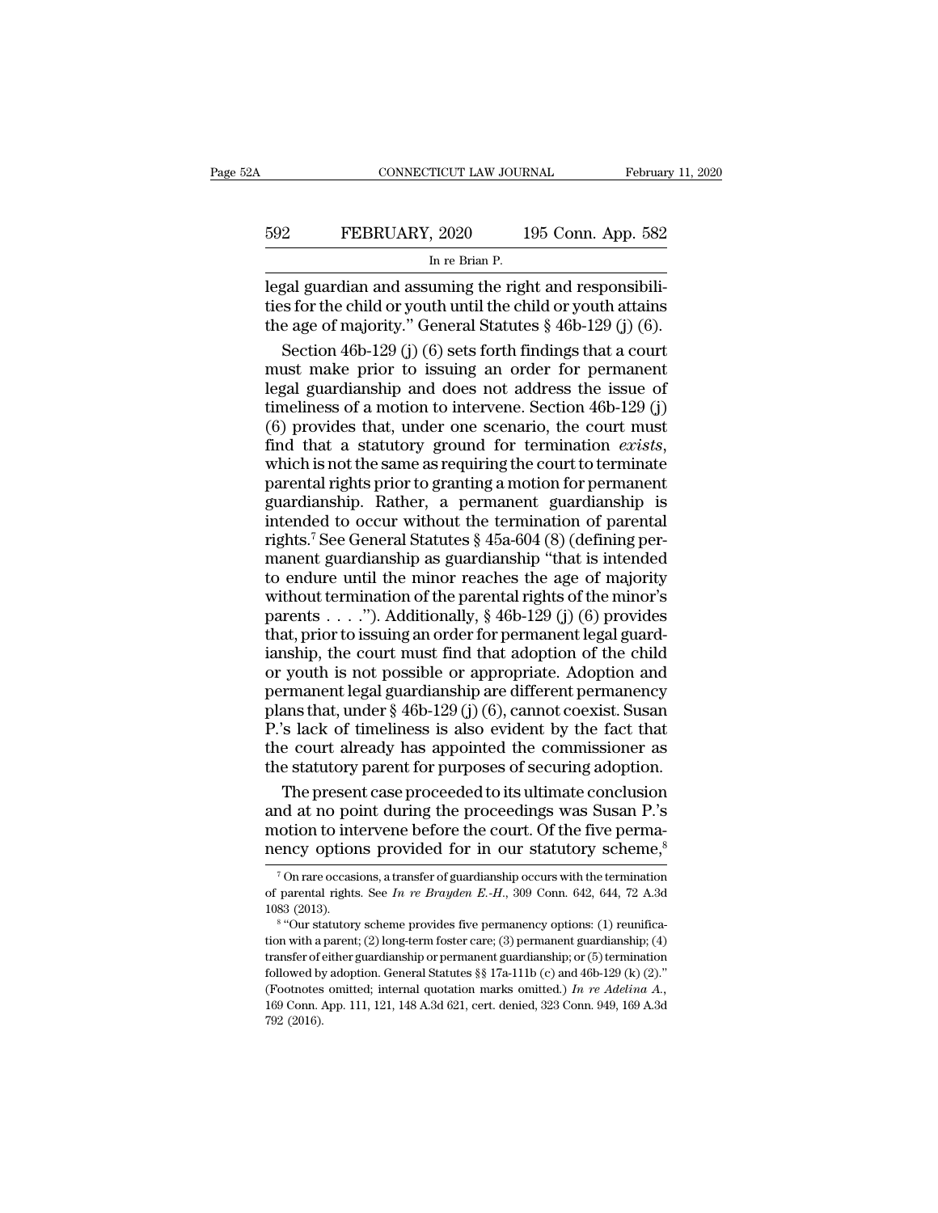legal guardian and assuming the right and responsibilities for the child or youth until the child or youth attains the age of majority." General Statutes § 46b-129 (j) (6).

Section 46b-129 (j) (6) sets forth findings that a court must make prior to issuing an order for permanent legal guardianship and does not address the issue of timeliness of a motion to intervene. Section 46b-129 (j) (6) provides that, under one scenario, the court must find that a statutory ground for termination *exists*, which is not the same as requiring the court to terminate parental rights prior to granting a motion for permanent guardianship. Rather, a permanent guardianship is intended to occur without the termination of parental rights.[7] See General Statutes § 45a-604 (8) (defining permanent guardianship as guardianship "that is intended to endure until the minor reaches the age of majority without termination of the parental rights of the minor's parents . . . ."). Additionally, § 46b-129 (j) (6) provides that, prior to issuing an order for permanent legal guardianship, the court must find that adoption of the child or youth is not possible or appropriate. Adoption and permanent legal guardianship are different permanency plans that, under § 46b-129 (j) (6), cannot coexist. Susan P.'s lack of timeliness is also evident by the fact that the court already has appointed the commissioner as the statutory parent for purposes of securing adoption.

The present case proceeded to its ultimate conclusion and at no point during the proceedings was Susan P.'s motion to intervene before the court. Of the five permanency options provided for in our statutory scheme,[8]

[7] On rare occasions, a transfer of guardianship occurs with the termination of parental rights. See *In re Brayden E.-H.*, 309 Conn. 642, 644, 72 A.3d 1083 (2013).

[8] "Our statutory scheme provides five permanency options: (1) reunification with a parent; (2) long-term foster care; (3) permanent guardianship; (4) transfer of either guardianship or permanent guardianship; or (5) termination followed by adoption. General Statutes §§ 17a-111b (c) and 46b-129 (k) (2)." (Footnotes omitted; internal quotation marks omitted.) *In re Adelina A.*, 169 Conn. App. 111, 121, 148 A.3d 621, cert. denied, 323 Conn. 949, 169 A.3d 792 (2016).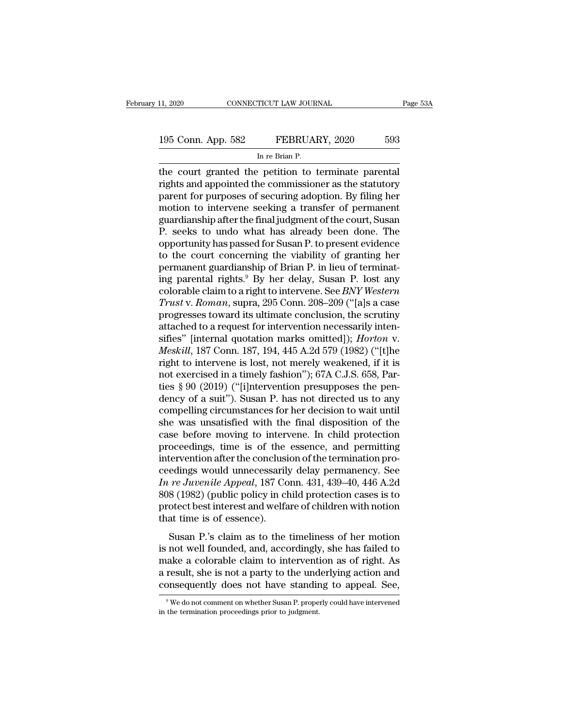the court granted the petition to terminate parental rights and appointed the commissioner as the statutory parent for purposes of securing adoption. By filing her motion to intervene seeking a transfer of permanent guardianship after the final judgment of the court, Susan P. seeks to undo what has already been done. The opportunity has passed for Susan P. to present evidence to the court concerning the viability of granting her permanent guardianship of Brian P. in lieu of terminating parental rights.[9] By her delay, Susan P. lost any colorable claim to a right to intervene. See *BNY Western Trust* v. *Roman*, supra, 295 Conn. 208–209 ("[a]s a case progresses toward its ultimate conclusion, the scrutiny attached to a request for intervention necessarily intensifies" [internal quotation marks omitted]); *Horton* v. *Meskill*, 187 Conn. 187, 194, 445 A.2d 579 (1982) ("[t]he right to intervene is lost, not merely weakened, if it is not exercised in a timely fashion"); 67A C.J.S. 658, Parties § 90 (2019) ("[i]ntervention presupposes the pendency of a suit"). Susan P. has not directed us to any compelling circumstances for her decision to wait until she was unsatisfied with the final disposition of the case before moving to intervene. In child protection proceedings, time is of the essence, and permitting intervention after the conclusion of the termination proceedings would unnecessarily delay permanency. See *In re Juvenile Appeal*, 187 Conn. 431, 439–40, 446 A.2d 808 (1982) (public policy in child protection cases is to protect best interest and welfare of children with notion that time is of essence).

Susan P.'s claim as to the timeliness of her motion is not well founded, and, accordingly, she has failed to make a colorable claim to intervention as of right. As a result, she is not a party to the underlying action and consequently does not have standing to appeal. See,

[9] We do not comment on whether Susan P. properly could have intervened in the termination proceedings prior to judgment.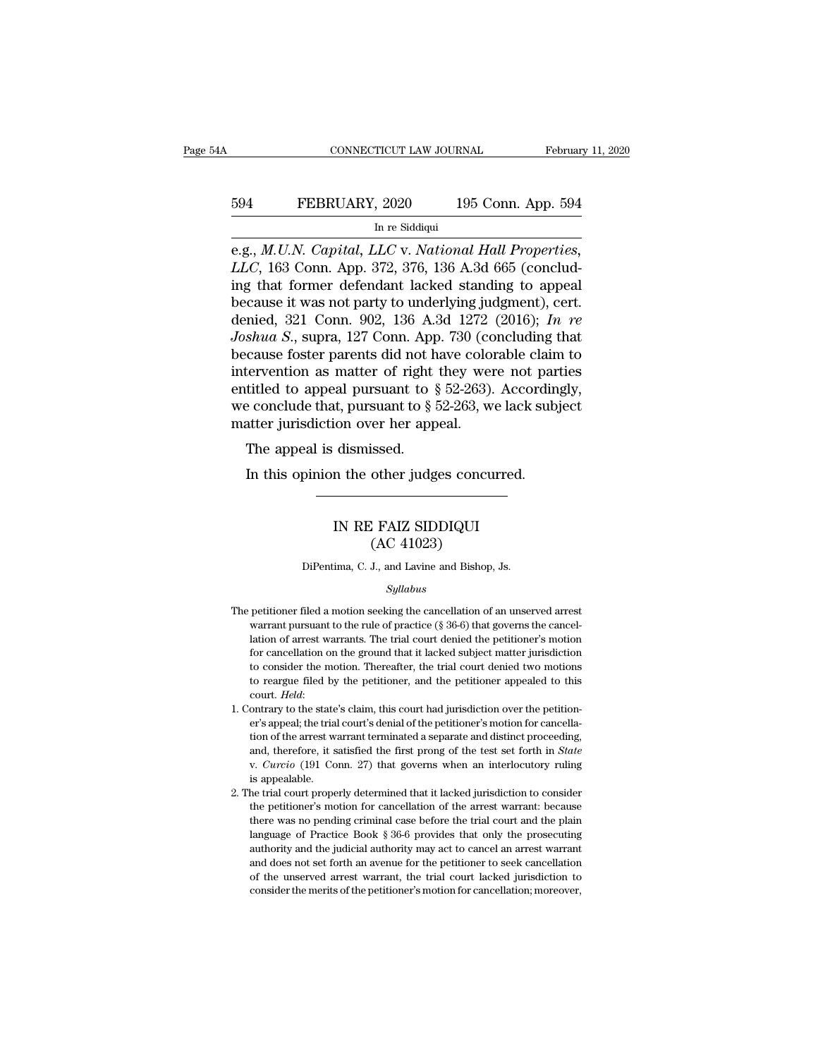e.g., *M.U.N. Capital, LLC* v. *National Hall Properties, LLC*, 163 Conn. App. 372, 376, 136 A.3d 665 (concluding that former defendant lacked standing to appeal because it was not party to underlying judgment), cert. denied, 321 Conn. 902, 136 A.3d 1272 (2016); *In re Joshua S.*, supra, 127 Conn. App. 730 (concluding that because foster parents did not have colorable claim to intervention as matter of right they were not parties entitled to appeal pursuant to § 52-263). Accordingly, we conclude that, pursuant to § 52-263, we lack subject matter jurisdiction over her appeal.

The appeal is dismissed.

In this opinion the other judges concurred.

---

# IN RE FAIZ SIDDIQUI
## (AC 41023)

DiPentima, C. J., and Lavine and Bishop, Js.

*Syllabus*

The petitioner filed a motion seeking the cancellation of an unserved arrest warrant pursuant to the rule of practice (§ 36-6) that governs the cancellation of arrest warrants. The trial court denied the petitioner's motion for cancellation on the ground that it lacked subject matter jurisdiction to consider the motion. Thereafter, the trial court denied two motions to reargue filed by the petitioner, and the petitioner appealed to this court. *Held*:

1. Contrary to the state's claim, this court had jurisdiction over the petitioner's appeal; the trial court's denial of the petitioner's motion for cancellation of the arrest warrant terminated a separate and distinct proceeding, and, therefore, it satisfied the first prong of the test set forth in *State* v. *Curcio* (191 Conn. 27) that governs when an interlocutory ruling is appealable.
2. The trial court properly determined that it lacked jurisdiction to consider the petitioner's motion for cancellation of the arrest warrant: because there was no pending criminal case before the trial court and the plain language of Practice Book § 36-6 provides that only the prosecuting authority and the judicial authority may act to cancel an arrest warrant and does not set forth an avenue for the petitioner to seek cancellation of the unserved arrest warrant, the trial court lacked jurisdiction to consider the merits of the petitioner's motion for cancellation; moreover,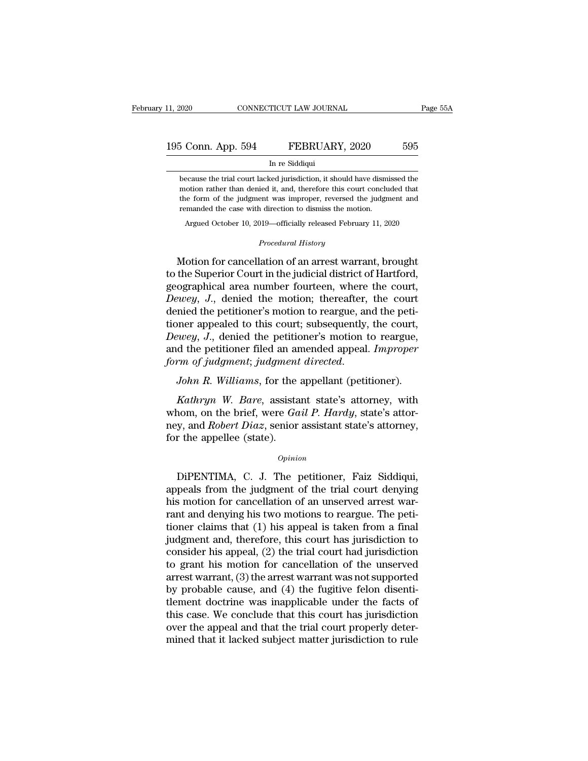because the trial court lacked jurisdiction, it should have dismissed the motion rather than denied it, and, therefore this court concluded that the form of the judgment was improper, reversed the judgment and remanded the case with direction to dismiss the motion.

Argued October 10, 2019—officially released February 11, 2020

*Procedural History*

Motion for cancellation of an arrest warrant, brought to the Superior Court in the judicial district of Hartford, geographical area number fourteen, where the court, *Dewey, J.*, denied the motion; thereafter, the court denied the petitioner's motion to reargue, and the petitioner appealed to this court; subsequently, the court, *Dewey, J.*, denied the petitioner's motion to reargue, and the petitioner filed an amended appeal. *Improper form of judgment; judgment directed.*

*John R. Williams*, for the appellant (petitioner).

*Kathryn W. Bare*, assistant state's attorney, with whom, on the brief, were *Gail P. Hardy*, state's attorney, and *Robert Diaz*, senior assistant state's attorney, for the appellee (state).

*Opinion*

DiPENTIMA, C. J. The petitioner, Faiz Siddiqui, appeals from the judgment of the trial court denying his motion for cancellation of an unserved arrest warrant and denying his two motions to reargue. The petitioner claims that (1) his appeal is taken from a final judgment and, therefore, this court has jurisdiction to consider his appeal, (2) the trial court had jurisdiction to grant his motion for cancellation of the unserved arrest warrant, (3) the arrest warrant was not supported by probable cause, and (4) the fugitive felon disentitlement doctrine was inapplicable under the facts of this case. We conclude that this court has jurisdiction over the appeal and that the trial court properly determined that it lacked subject matter jurisdiction to rule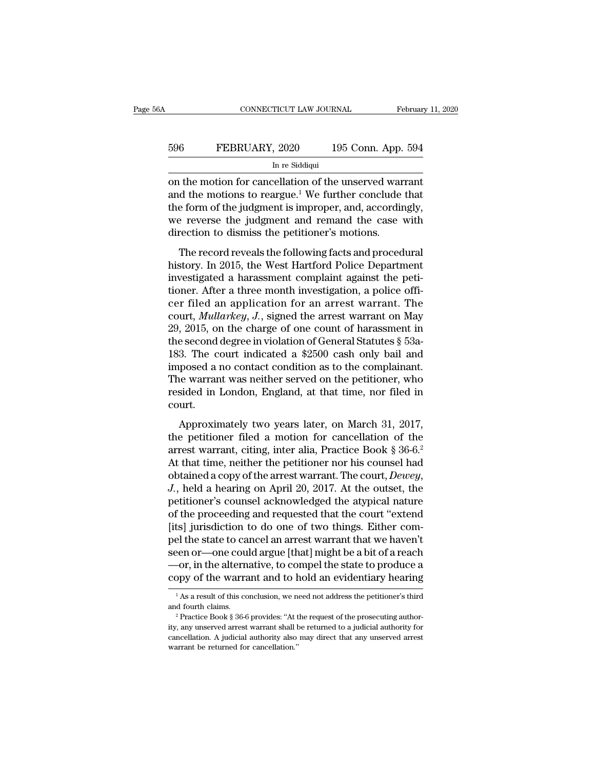on the motion for cancellation of the unserved warrant and the motions to reargue.[1] We further conclude that the form of the judgment is improper, and, accordingly, we reverse the judgment and remand the case with direction to dismiss the petitioner's motions.

The record reveals the following facts and procedural history. In 2015, the West Hartford Police Department investigated a harassment complaint against the petitioner. After a three month investigation, a police officer filed an application for an arrest warrant. The court, *Mullarkey, J.*, signed the arrest warrant on May 29, 2015, on the charge of one count of harassment in the second degree in violation of General Statutes § 53a-183. The court indicated a $2500 cash only bail and imposed a no contact condition as to the complainant. The warrant was neither served on the petitioner, who resided in London, England, at that time, nor filed in court.

Approximately two years later, on March 31, 2017, the petitioner filed a motion for cancellation of the arrest warrant, citing, inter alia, Practice Book § 36-6.[2] At that time, neither the petitioner nor his counsel had obtained a copy of the arrest warrant. The court, *Dewey, J.*, held a hearing on April 20, 2017. At the outset, the petitioner's counsel acknowledged the atypical nature of the proceeding and requested that the court "extend [its] jurisdiction to do one of two things. Either compel the state to cancel an arrest warrant that we haven't seen or—one could argue [that] might be a bit of a reach —or, in the alternative, to compel the state to produce a copy of the warrant and to hold an evidentiary hearing

[1] As a result of this conclusion, we need not address the petitioner's third and fourth claims.

[2] Practice Book § 36-6 provides: "At the request of the prosecuting authority, any unserved arrest warrant shall be returned to a judicial authority for cancellation. A judicial authority also may direct that any unserved arrest warrant be returned for cancellation."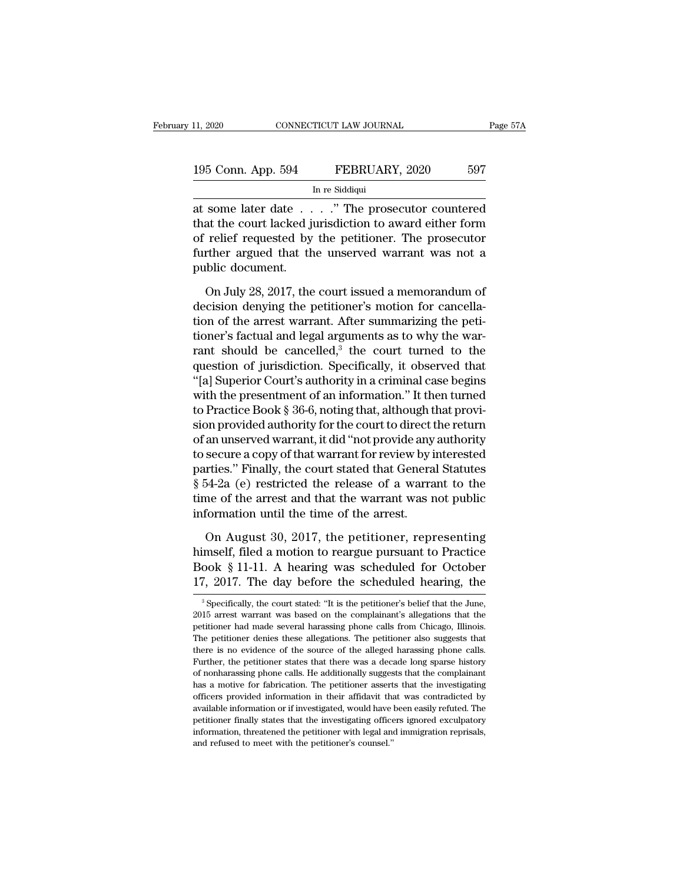at some later date . . . .” The prosecutor countered that the court lacked jurisdiction to award either form of relief requested by the petitioner. The prosecutor further argued that the unserved warrant was not a public document.

On July 28, 2017, the court issued a memorandum of decision denying the petitioner’s motion for cancellation of the arrest warrant. After summarizing the petitioner’s factual and legal arguments as to why the warrant should be cancelled,[3] the court turned to the question of jurisdiction. Specifically, it observed that “[a] Superior Court’s authority in a criminal case begins with the presentment of an information.” It then turned to Practice Book § 36-6, noting that, although that provision provided authority for the court to direct the return of an unserved warrant, it did “not provide any authority to secure a copy of that warrant for review by interested parties.” Finally, the court stated that General Statutes § 54-2a (e) restricted the release of a warrant to the time of the arrest and that the warrant was not public information until the time of the arrest.

On August 30, 2017, the petitioner, representing himself, filed a motion to reargue pursuant to Practice Book § 11-11. A hearing was scheduled for October 17, 2017. The day before the scheduled hearing, the

---

[3] Specifically, the court stated: “It is the petitioner’s belief that the June, 2015 arrest warrant was based on the complainant’s allegations that the petitioner had made several harassing phone calls from Chicago, Illinois. The petitioner denies these allegations. The petitioner also suggests that there is no evidence of the source of the alleged harassing phone calls. Further, the petitioner states that there was a decade long sparse history of nonharassing phone calls. He additionally suggests that the complainant has a motive for fabrication. The petitioner asserts that the investigating officers provided information in their affidavit that was contradicted by available information or if investigated, would have been easily refuted. The petitioner finally states that the investigating officers ignored exculpatory information, threatened the petitioner with legal and immigration reprisals, and refused to meet with the petitioner’s counsel.”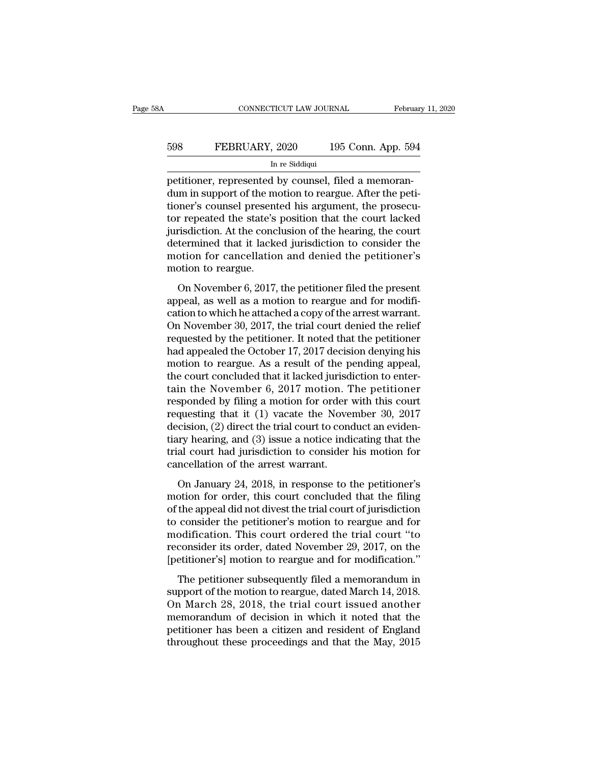petitioner, represented by counsel, filed a memorandum in support of the motion to reargue. After the petitioner's counsel presented his argument, the prosecutor repeated the state's position that the court lacked jurisdiction. At the conclusion of the hearing, the court determined that it lacked jurisdiction to consider the motion for cancellation and denied the petitioner's motion to reargue.

On November 6, 2017, the petitioner filed the present appeal, as well as a motion to reargue and for modification to which he attached a copy of the arrest warrant. On November 30, 2017, the trial court denied the relief requested by the petitioner. It noted that the petitioner had appealed the October 17, 2017 decision denying his motion to reargue. As a result of the pending appeal, the court concluded that it lacked jurisdiction to entertain the November 6, 2017 motion. The petitioner responded by filing a motion for order with this court requesting that it (1) vacate the November 30, 2017 decision, (2) direct the trial court to conduct an evidentiary hearing, and (3) issue a notice indicating that the trial court had jurisdiction to consider his motion for cancellation of the arrest warrant.

On January 24, 2018, in response to the petitioner's motion for order, this court concluded that the filing of the appeal did not divest the trial court of jurisdiction to consider the petitioner's motion to reargue and for modification. This court ordered the trial court "to reconsider its order, dated November 29, 2017, on the [petitioner's] motion to reargue and for modification."

The petitioner subsequently filed a memorandum in support of the motion to reargue, dated March 14, 2018. On March 28, 2018, the trial court issued another memorandum of decision in which it noted that the petitioner has been a citizen and resident of England throughout these proceedings and that the May, 2015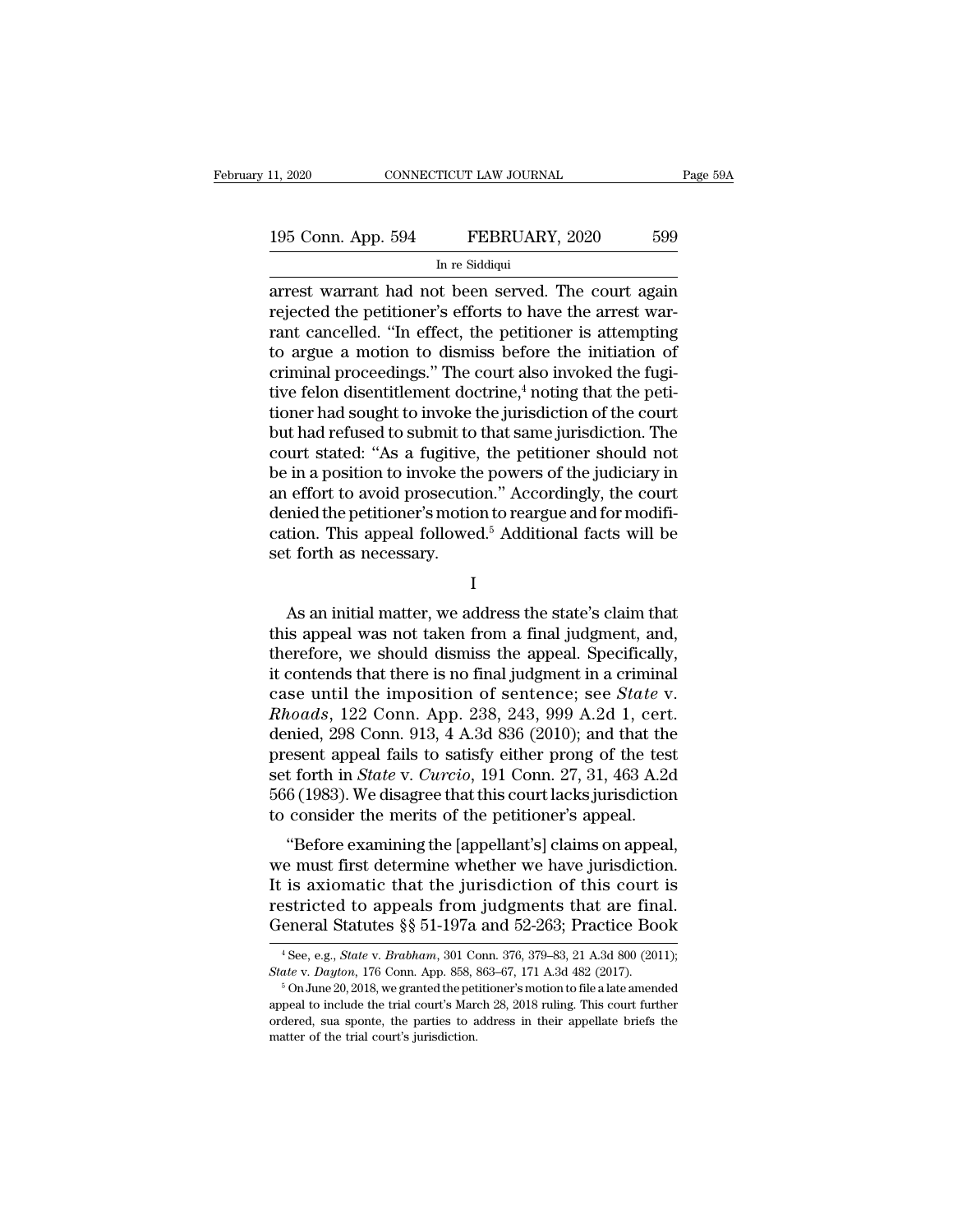arrest warrant had not been served. The court again rejected the petitioner's efforts to have the arrest warrant cancelled. "In effect, the petitioner is attempting to argue a motion to dismiss before the initiation of criminal proceedings." The court also invoked the fugitive felon disentitlement doctrine,[4] noting that the petitioner had sought to invoke the jurisdiction of the court but had refused to submit to that same jurisdiction. The court stated: "As a fugitive, the petitioner should not be in a position to invoke the powers of the judiciary in an effort to avoid prosecution." Accordingly, the court denied the petitioner's motion to reargue and for modification. This appeal followed.[5] Additional facts will be set forth as necessary.

I

As an initial matter, we address the state's claim that this appeal was not taken from a final judgment, and, therefore, we should dismiss the appeal. Specifically, it contends that there is no final judgment in a criminal case until the imposition of sentence; see *State* v. *Rhoads*, 122 Conn. App. 238, 243, 999 A.2d 1, cert. denied, 298 Conn. 913, 4 A.3d 836 (2010); and that the present appeal fails to satisfy either prong of the test set forth in *State* v. *Curcio*, 191 Conn. 27, 31, 463 A.2d 566 (1983). We disagree that this court lacks jurisdiction to consider the merits of the petitioner's appeal.

"Before examining the [appellant's] claims on appeal, we must first determine whether we have jurisdiction. It is axiomatic that the jurisdiction of this court is restricted to appeals from judgments that are final. General Statutes §§ 51-197a and 52-263; Practice Book

[4] See, e.g., *State* v. *Brabham*, 301 Conn. 376, 379–83, 21 A.3d 800 (2011); *State* v. *Dayton*, 176 Conn. App. 858, 863–67, 171 A.3d 482 (2017).

[5] On June 20, 2018, we granted the petitioner's motion to file a late amended appeal to include the trial court's March 28, 2018 ruling. This court further ordered, sua sponte, the parties to address in their appellate briefs the matter of the trial court's jurisdiction.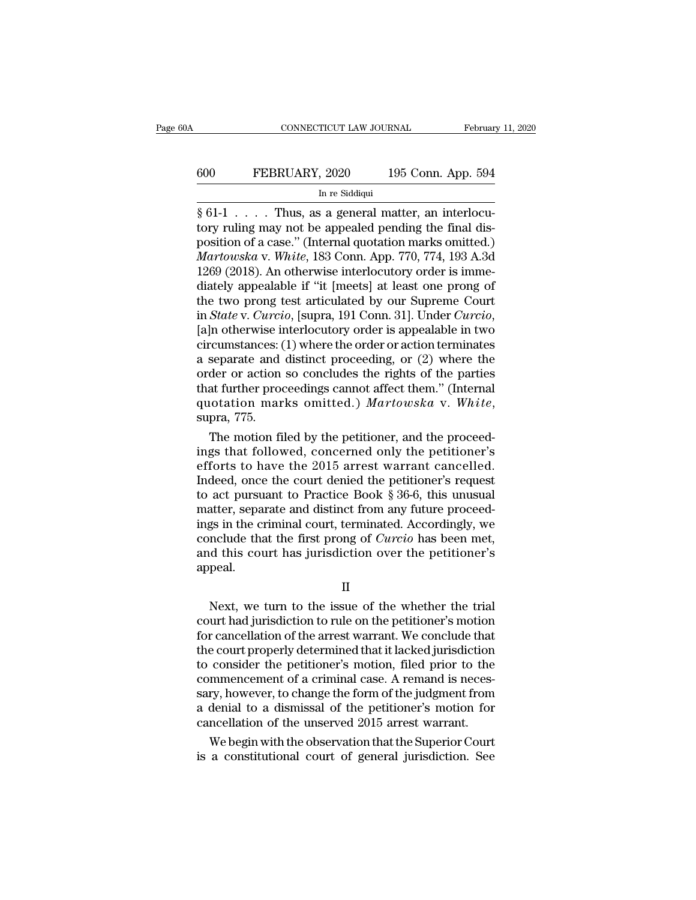§ 61-1 . . . . Thus, as a general matter, an interlocutory ruling may not be appealed pending the final disposition of a case." (Internal quotation marks omitted.) *Martowska* v. *White*, 183 Conn. App. 770, 774, 193 A.3d 1269 (2018). An otherwise interlocutory order is immediately appealable if "it [meets] at least one prong of the two prong test articulated by our Supreme Court in *State* v. *Curcio*, [supra, 191 Conn. 31]. Under *Curcio*, [a]n otherwise interlocutory order is appealable in two circumstances: (1) where the order or action terminates a separate and distinct proceeding, or (2) where the order or action so concludes the rights of the parties that further proceedings cannot affect them." (Internal quotation marks omitted.) *Martowska* v. *White*, supra, 775.

The motion filed by the petitioner, and the proceedings that followed, concerned only the petitioner's efforts to have the 2015 arrest warrant cancelled. Indeed, once the court denied the petitioner's request to act pursuant to Practice Book § 36-6, this unusual matter, separate and distinct from any future proceedings in the criminal court, terminated. Accordingly, we conclude that the first prong of *Curcio* has been met, and this court has jurisdiction over the petitioner's appeal.

## II

Next, we turn to the issue of the whether the trial court had jurisdiction to rule on the petitioner's motion for cancellation of the arrest warrant. We conclude that the court properly determined that it lacked jurisdiction to consider the petitioner's motion, filed prior to the commencement of a criminal case. A remand is necessary, however, to change the form of the judgment from a denial to a dismissal of the petitioner's motion for cancellation of the unserved 2015 arrest warrant.

We begin with the observation that the Superior Court is a constitutional court of general jurisdiction. See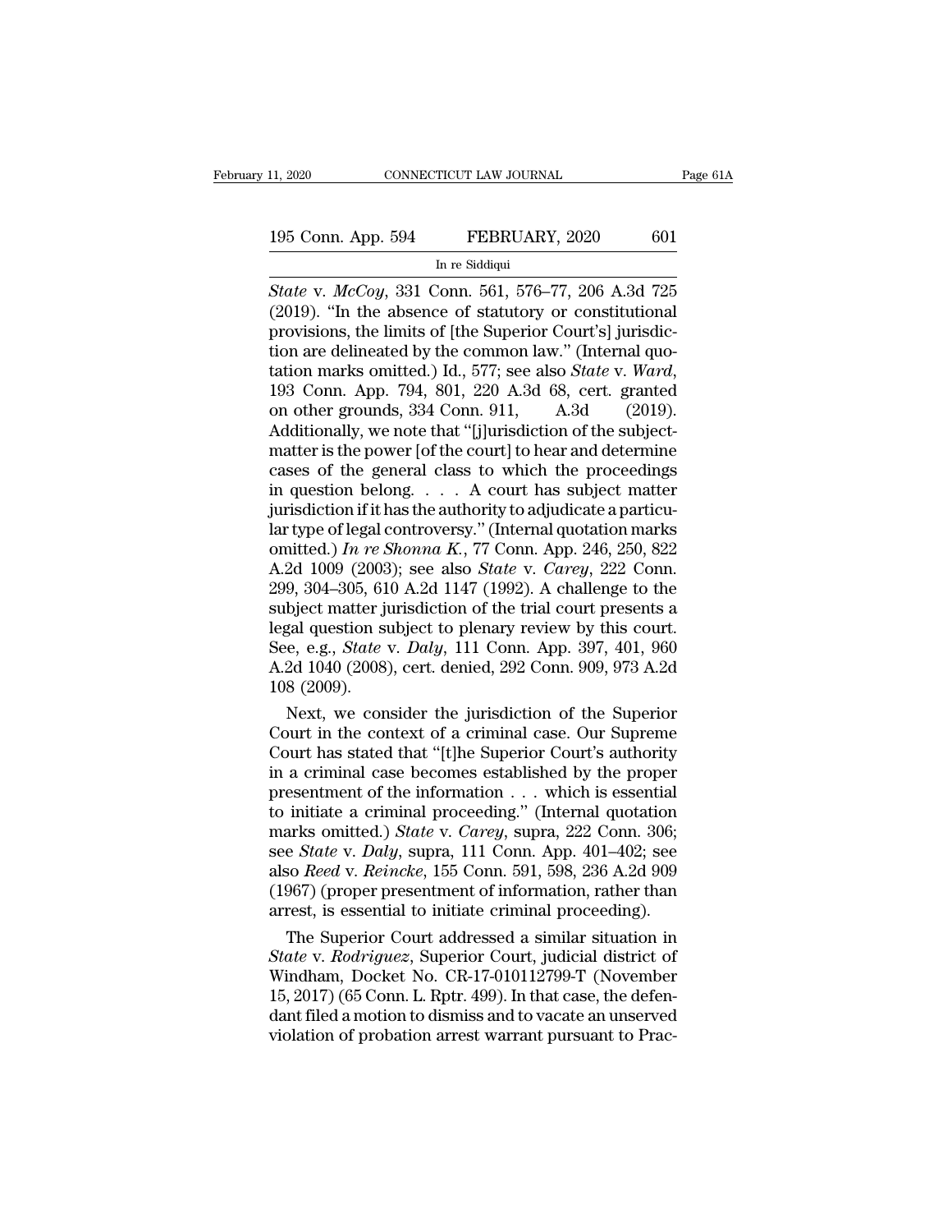*State* v. *McCoy*, 331 Conn. 561, 576–77, 206 A.3d 725 (2019). "In the absence of statutory or constitutional provisions, the limits of [the Superior Court's] jurisdiction are delineated by the common law." (Internal quotation marks omitted.) Id., 577; see also *State* v. *Ward*, 193 Conn. App. 794, 801, 220 A.3d 68, cert. granted on other grounds, 334 Conn. 911, A.3d (2019). Additionally, we note that "[j]urisdiction of the subject-matter is the power [of the court] to hear and determine cases of the general class to which the proceedings in question belong. . . . A court has subject matter jurisdiction if it has the authority to adjudicate a particular type of legal controversy." (Internal quotation marks omitted.) *In re Shonna K.*, 77 Conn. App. 246, 250, 822 A.2d 1009 (2003); see also *State* v. *Carey*, 222 Conn. 299, 304–305, 610 A.2d 1147 (1992). A challenge to the subject matter jurisdiction of the trial court presents a legal question subject to plenary review by this court. See, e.g., *State* v. *Daly*, 111 Conn. App. 397, 401, 960 A.2d 1040 (2008), cert. denied, 292 Conn. 909, 973 A.2d 108 (2009).

Next, we consider the jurisdiction of the Superior Court in the context of a criminal case. Our Supreme Court has stated that "[t]he Superior Court's authority in a criminal case becomes established by the proper presentment of the information . . . which is essential to initiate a criminal proceeding." (Internal quotation marks omitted.) *State* v. *Carey*, supra, 222 Conn. 306; see *State* v. *Daly*, supra, 111 Conn. App. 401–402; see also *Reed* v. *Reincke*, 155 Conn. 591, 598, 236 A.2d 909 (1967) (proper presentment of information, rather than arrest, is essential to initiate criminal proceeding).

The Superior Court addressed a similar situation in *State* v. *Rodriguez*, Superior Court, judicial district of Windham, Docket No. CR-17-010112799-T (November 15, 2017) (65 Conn. L. Rptr. 499). In that case, the defendant filed a motion to dismiss and to vacate an unserved violation of probation arrest warrant pursuant to Prac-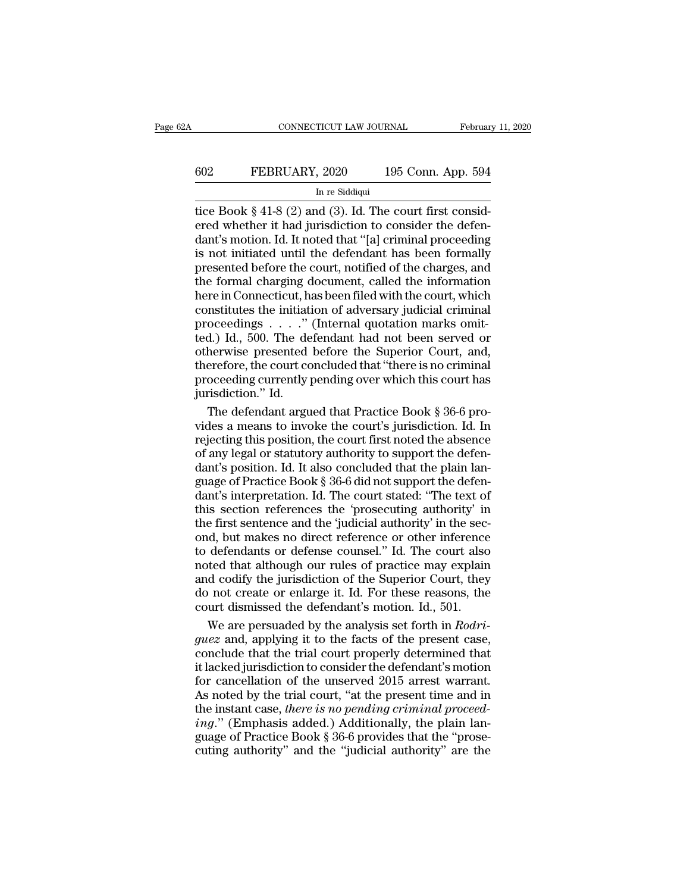tice Book § 41-8 (2) and (3). Id. The court first considered whether it had jurisdiction to consider the defendant's motion. Id. It noted that "[a] criminal proceeding is not initiated until the defendant has been formally presented before the court, notified of the charges, and the formal charging document, called the information here in Connecticut, has been filed with the court, which constitutes the initiation of adversary judicial criminal proceedings . . . ." (Internal quotation marks omitted.) Id., 500. The defendant had not been served or otherwise presented before the Superior Court, and, therefore, the court concluded that "there is no criminal proceeding currently pending over which this court has jurisdiction." Id.

The defendant argued that Practice Book § 36-6 provides a means to invoke the court's jurisdiction. Id. In rejecting this position, the court first noted the absence of any legal or statutory authority to support the defendant's position. Id. It also concluded that the plain language of Practice Book § 36-6 did not support the defendant's interpretation. Id. The court stated: "The text of this section references the 'prosecuting authority' in the first sentence and the 'judicial authority' in the second, but makes no direct reference or other inference to defendants or defense counsel." Id. The court also noted that although our rules of practice may explain and codify the jurisdiction of the Superior Court, they do not create or enlarge it. Id. For these reasons, the court dismissed the defendant's motion. Id., 501.

We are persuaded by the analysis set forth in *Rodriguez* and, applying it to the facts of the present case, conclude that the trial court properly determined that it lacked jurisdiction to consider the defendant's motion for cancellation of the unserved 2015 arrest warrant. As noted by the trial court, "at the present time and in the instant case, *there is no pending criminal proceeding*." (Emphasis added.) Additionally, the plain language of Practice Book § 36-6 provides that the "prosecuting authority" and the "judicial authority" are the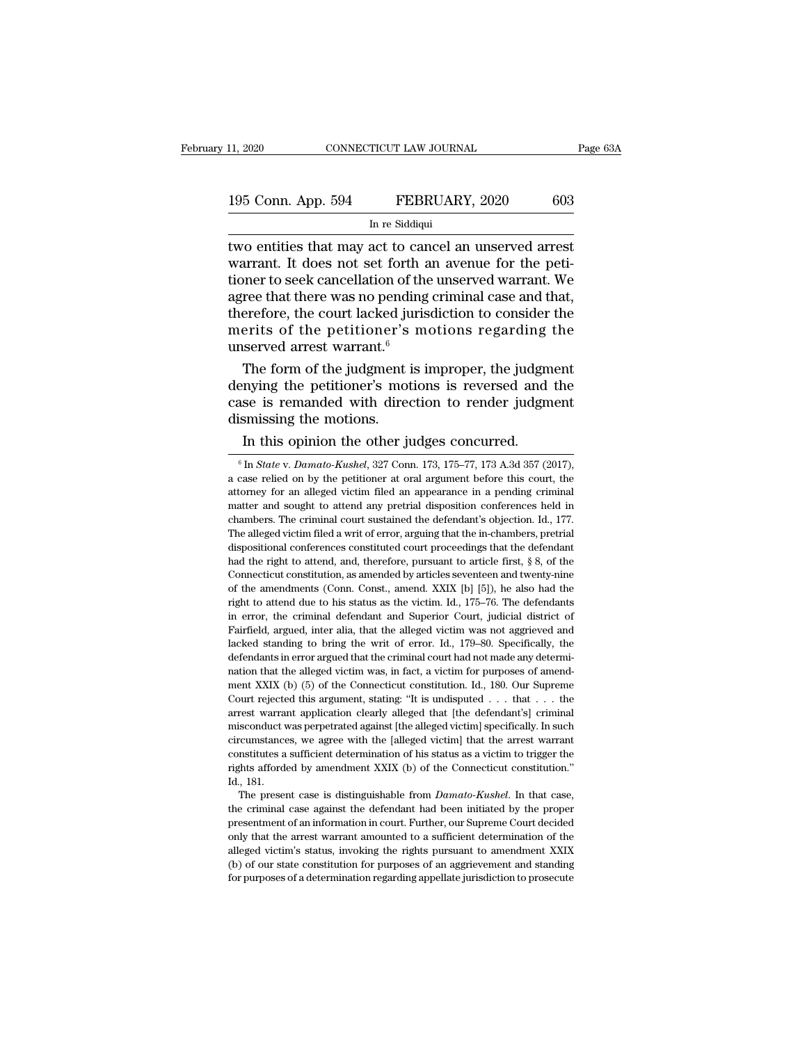two entities that may act to cancel an unserved arrest warrant. It does not set forth an avenue for the petitioner to seek cancellation of the unserved warrant. We agree that there was no pending criminal case and that, therefore, the court lacked jurisdiction to consider the merits of the petitioner's motions regarding the unserved arrest warrant.[6]

The form of the judgment is improper, the judgment denying the petitioner's motions is reversed and the case is remanded with direction to render judgment dismissing the motions.

In this opinion the other judges concurred.

[6] In *State* v. *Damato-Kushel*, 327 Conn. 173, 175–77, 173 A.3d 357 (2017), a case relied on by the petitioner at oral argument before this court, the attorney for an alleged victim filed an appearance in a pending criminal matter and sought to attend any pretrial disposition conferences held in chambers. The criminal court sustained the defendant's objection. Id., 177. The alleged victim filed a writ of error, arguing that the in-chambers, pretrial dispositional conferences constituted court proceedings that the defendant had the right to attend, and, therefore, pursuant to article first, § 8, of the Connecticut constitution, as amended by articles seventeen and twenty-nine of the amendments (Conn. Const., amend. XXIX [b] [5]), he also had the right to attend due to his status as the victim. Id., 175–76. The defendants in error, the criminal defendant and Superior Court, judicial district of Fairfield, argued, inter alia, that the alleged victim was not aggrieved and lacked standing to bring the writ of error. Id., 179–80. Specifically, the defendants in error argued that the criminal court had not made any determination that the alleged victim was, in fact, a victim for purposes of amendment XXIX (b) (5) of the Connecticut constitution. Id., 180. Our Supreme Court rejected this argument, stating: "It is undisputed . . . that . . . the arrest warrant application clearly alleged that [the defendant's] criminal misconduct was perpetrated against [the alleged victim] specifically. In such circumstances, we agree with the [alleged victim] that the arrest warrant constitutes a sufficient determination of his status as a victim to trigger the rights afforded by amendment XXIX (b) of the Connecticut constitution." Id., 181.

The present case is distinguishable from *Damato-Kushel*. In that case, the criminal case against the defendant had been initiated by the proper presentment of an information in court. Further, our Supreme Court decided only that the arrest warrant amounted to a sufficient determination of the alleged victim's status, invoking the rights pursuant to amendment XXIX (b) of our state constitution for purposes of an aggrievement and standing for purposes of a determination regarding appellate jurisdiction to prosecute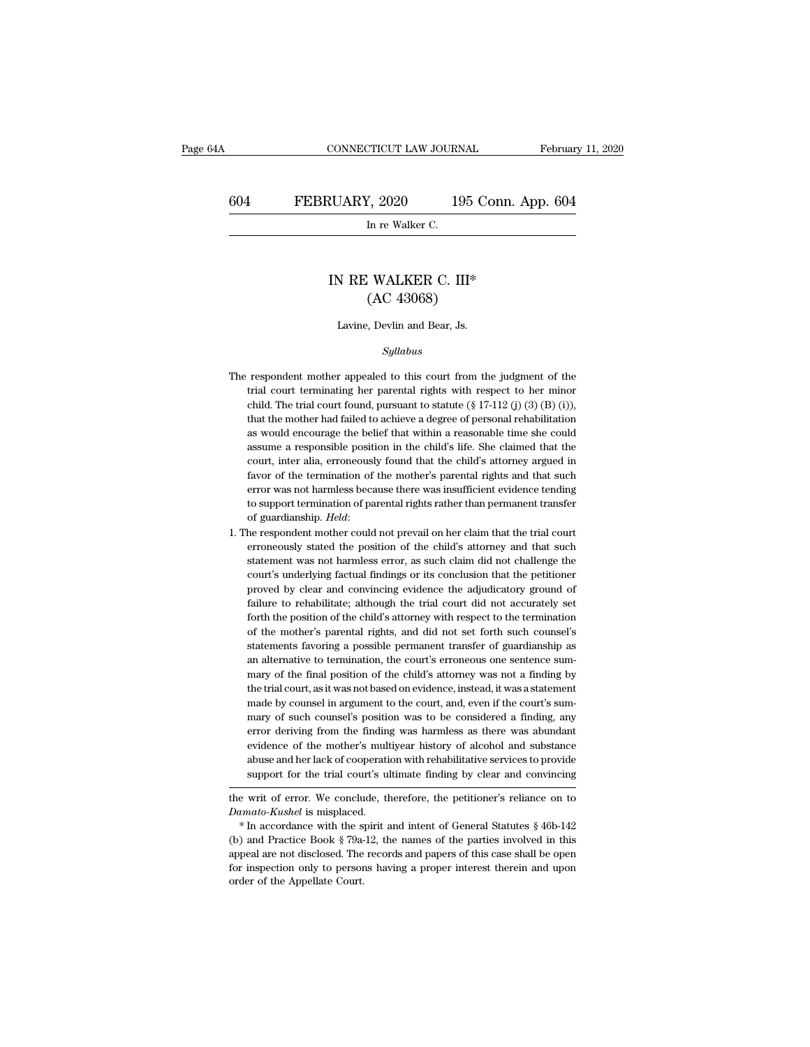# IN RE WALKER C. III*
## (AC 43068)

Lavine, Devlin and Bear, Js.

*Syllabus*

The respondent mother appealed to this court from the judgment of the trial court terminating her parental rights with respect to her minor child. The trial court found, pursuant to statute (§ 17-112 (j) (3) (B) (i)), that the mother had failed to achieve a degree of personal rehabilitation as would encourage the belief that within a reasonable time she could assume a responsible position in the child's life. She claimed that the court, inter alia, erroneously found that the child's attorney argued in favor of the termination of the mother's parental rights and that such error was not harmless because there was insufficient evidence tending to support termination of parental rights rather than permanent transfer of guardianship. *Held*:

1. The respondent mother could not prevail on her claim that the trial court erroneously stated the position of the child's attorney and that such statement was not harmless error, as such claim did not challenge the court's underlying factual findings or its conclusion that the petitioner proved by clear and convincing evidence the adjudicatory ground of failure to rehabilitate; although the trial court did not accurately set forth the position of the child's attorney with respect to the termination of the mother's parental rights, and did not set forth such counsel's statements favoring a possible permanent transfer of guardianship as an alternative to termination, the court's erroneous one sentence summary of the final position of the child's attorney was not a finding by the trial court, as it was not based on evidence, instead, it was a statement made by counsel in argument to the court, and, even if the court's summary of such counsel's position was to be considered a finding, any error deriving from the finding was harmless as there was abundant evidence of the mother's multiyear history of alcohol and substance abuse and her lack of cooperation with rehabilitative services to provide support for the trial court's ultimate finding by clear and convincing

the writ of error. We conclude, therefore, the petitioner's reliance on to *Damato-Kushel* is misplaced.

\* In accordance with the spirit and intent of General Statutes § 46b-142 (b) and Practice Book § 79a-12, the names of the parties involved in this appeal are not disclosed. The records and papers of this case shall be open for inspection only to persons having a proper interest therein and upon order of the Appellate Court.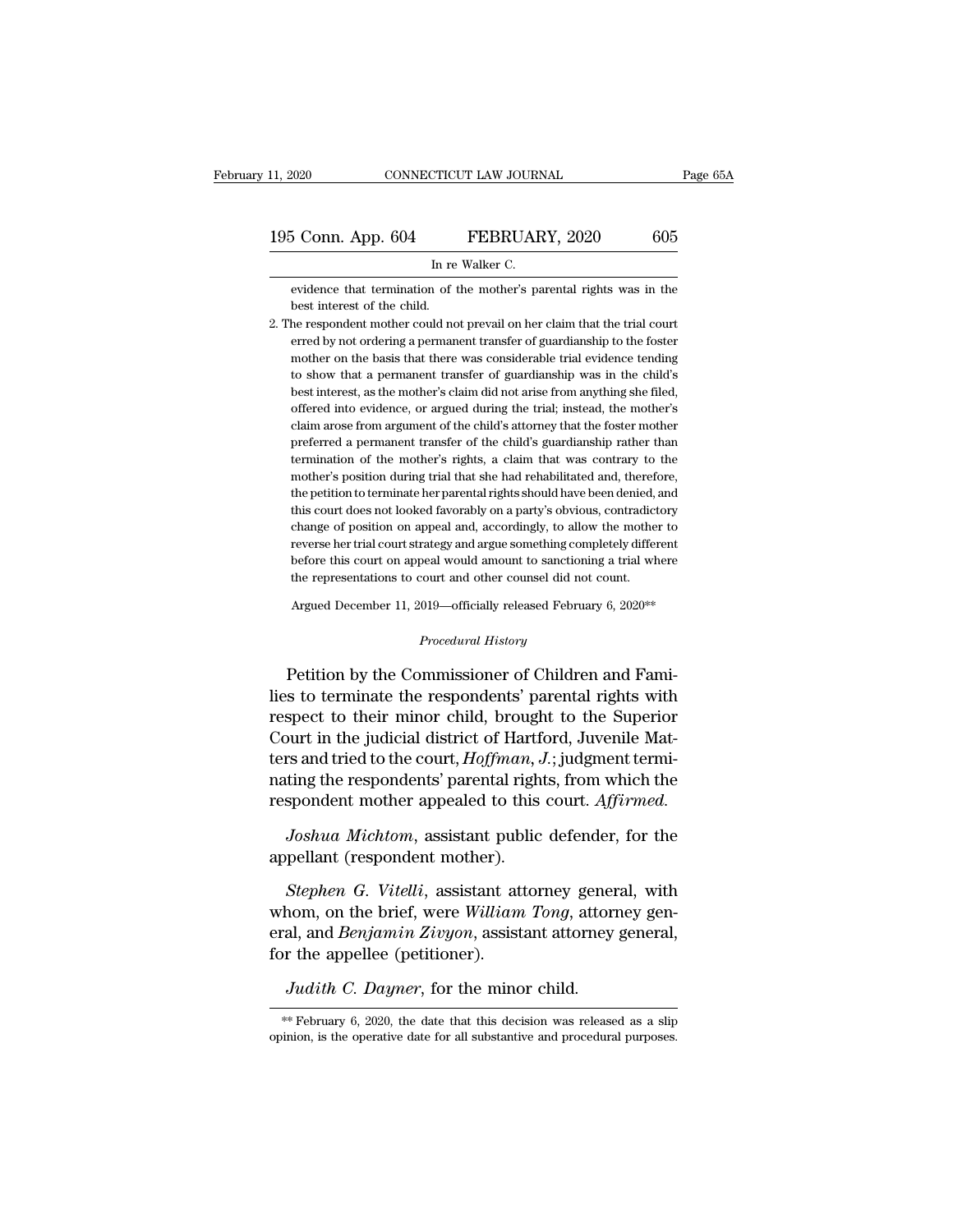evidence that termination of the mother's parental rights was in the best interest of the child.

2. The respondent mother could not prevail on her claim that the trial court erred by not ordering a permanent transfer of guardianship to the foster mother on the basis that there was considerable trial evidence tending to show that a permanent transfer of guardianship was in the child's best interest, as the mother's claim did not arise from anything she filed, offered into evidence, or argued during the trial; instead, the mother's claim arose from argument of the child's attorney that the foster mother preferred a permanent transfer of the child's guardianship rather than termination of the mother's rights, a claim that was contrary to the mother's position during trial that she had rehabilitated and, therefore, the petition to terminate her parental rights should have been denied, and this court does not looked favorably on a party's obvious, contradictory change of position on appeal and, accordingly, to allow the mother to reverse her trial court strategy and argue something completely different before this court on appeal would amount to sanctioning a trial where the representations to court and other counsel did not count.

Argued December 11, 2019—officially released February 6, 2020**

*Procedural History*

Petition by the Commissioner of Children and Families to terminate the respondents' parental rights with respect to their minor child, brought to the Superior Court in the judicial district of Hartford, Juvenile Matters and tried to the court, *Hoffman, J.*; judgment terminating the respondents' parental rights, from which the respondent mother appealed to this court. *Affirmed.*

*Joshua Michtom*, assistant public defender, for the appellant (respondent mother).

*Stephen G. Vitelli*, assistant attorney general, with whom, on the brief, were *William Tong*, attorney general, and *Benjamin Zivyon*, assistant attorney general, for the appellee (petitioner).

*Judith C. Dayner*, for the minor child.

** February 6, 2020, the date that this decision was released as a slip opinion, is the operative date for all substantive and procedural purposes.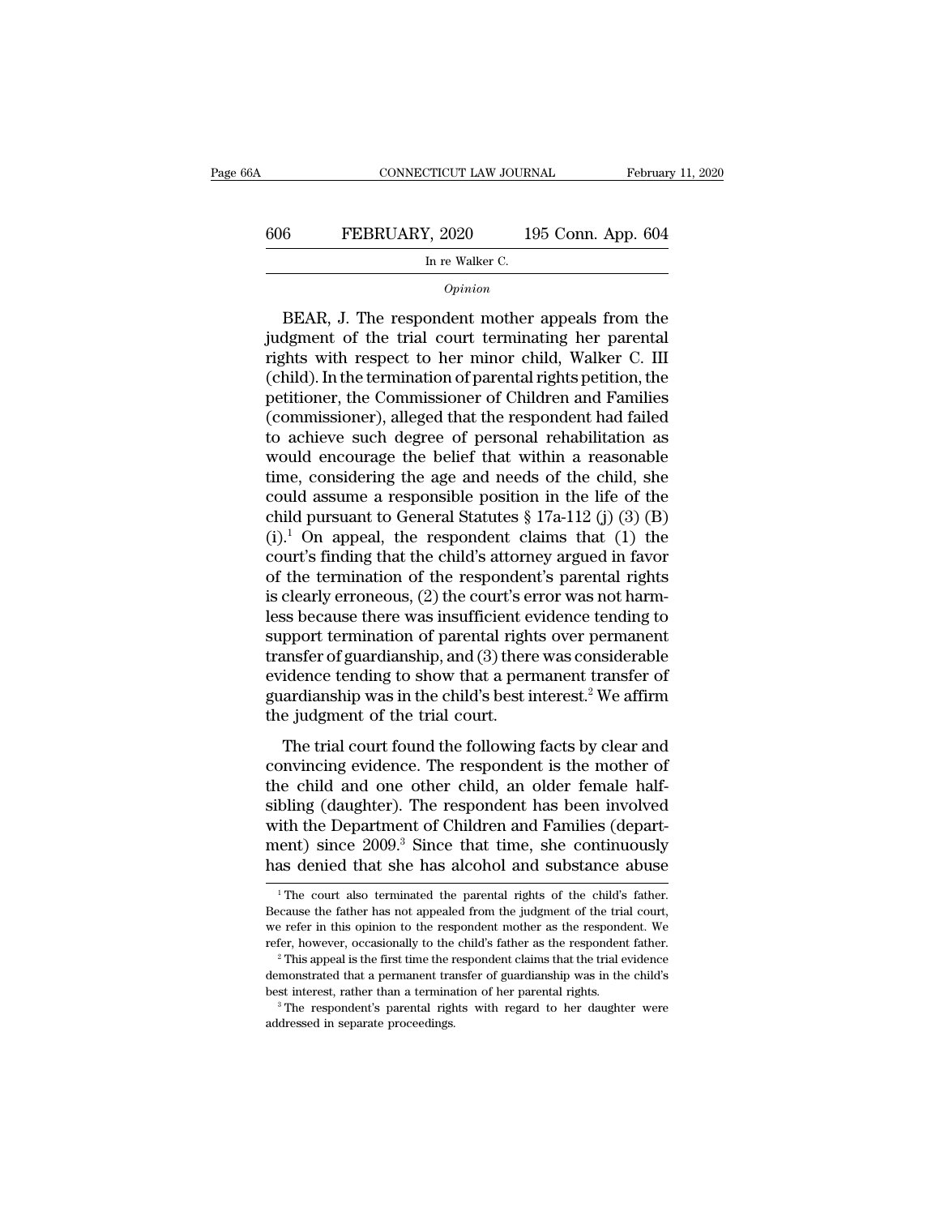*Opinion*

BEAR, J. The respondent mother appeals from the judgment of the trial court terminating her parental rights with respect to her minor child, Walker C. III (child). In the termination of parental rights petition, the petitioner, the Commissioner of Children and Families (commissioner), alleged that the respondent had failed to achieve such degree of personal rehabilitation as would encourage the belief that within a reasonable time, considering the age and needs of the child, she could assume a responsible position in the life of the child pursuant to General Statutes § 17a-112 (j) (3) (B) (i).[1] On appeal, the respondent claims that (1) the court's finding that the child's attorney argued in favor of the termination of the respondent's parental rights is clearly erroneous, (2) the court's error was not harmless because there was insufficient evidence tending to support termination of parental rights over permanent transfer of guardianship, and (3) there was considerable evidence tending to show that a permanent transfer of guardianship was in the child's best interest.[2] We affirm the judgment of the trial court.

The trial court found the following facts by clear and convincing evidence. The respondent is the mother of the child and one other child, an older female half-sibling (daughter). The respondent has been involved with the Department of Children and Families (department) since 2009.[3] Since that time, she continuously has denied that she has alcohol and substance abuse

[1] The court also terminated the parental rights of the child's father. Because the father has not appealed from the judgment of the trial court, we refer in this opinion to the respondent mother as the respondent. We refer, however, occasionally to the child's father as the respondent father.

[2] This appeal is the first time the respondent claims that the trial evidence demonstrated that a permanent transfer of guardianship was in the child's best interest, rather than a termination of her parental rights.

[3] The respondent's parental rights with regard to her daughter were addressed in separate proceedings.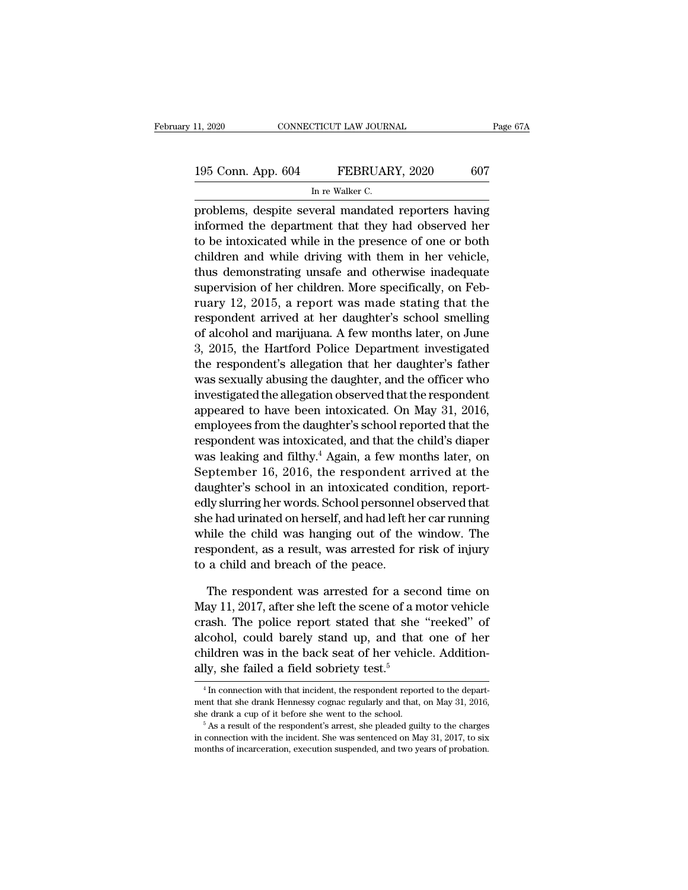problems, despite several mandated reporters having informed the department that they had observed her to be intoxicated while in the presence of one or both children and while driving with them in her vehicle, thus demonstrating unsafe and otherwise inadequate supervision of her children. More specifically, on February 12, 2015, a report was made stating that the respondent arrived at her daughter's school smelling of alcohol and marijuana. A few months later, on June 3, 2015, the Hartford Police Department investigated the respondent's allegation that her daughter's father was sexually abusing the daughter, and the officer who investigated the allegation observed that the respondent appeared to have been intoxicated. On May 31, 2016, employees from the daughter's school reported that the respondent was intoxicated, and that the child's diaper was leaking and filthy.[4] Again, a few months later, on September 16, 2016, the respondent arrived at the daughter's school in an intoxicated condition, reportedly slurring her words. School personnel observed that she had urinated on herself, and had left her car running while the child was hanging out of the window. The respondent, as a result, was arrested for risk of injury to a child and breach of the peace.

The respondent was arrested for a second time on May 11, 2017, after she left the scene of a motor vehicle crash. The police report stated that she "reeked" of alcohol, could barely stand up, and that one of her children was in the back seat of her vehicle. Additionally, she failed a field sobriety test.[5]

[4] In connection with that incident, the respondent reported to the department that she drank Hennessy cognac regularly and that, on May 31, 2016, she drank a cup of it before she went to the school.

[5] As a result of the respondent's arrest, she pleaded guilty to the charges in connection with the incident. She was sentenced on May 31, 2017, to six months of incarceration, execution suspended, and two years of probation.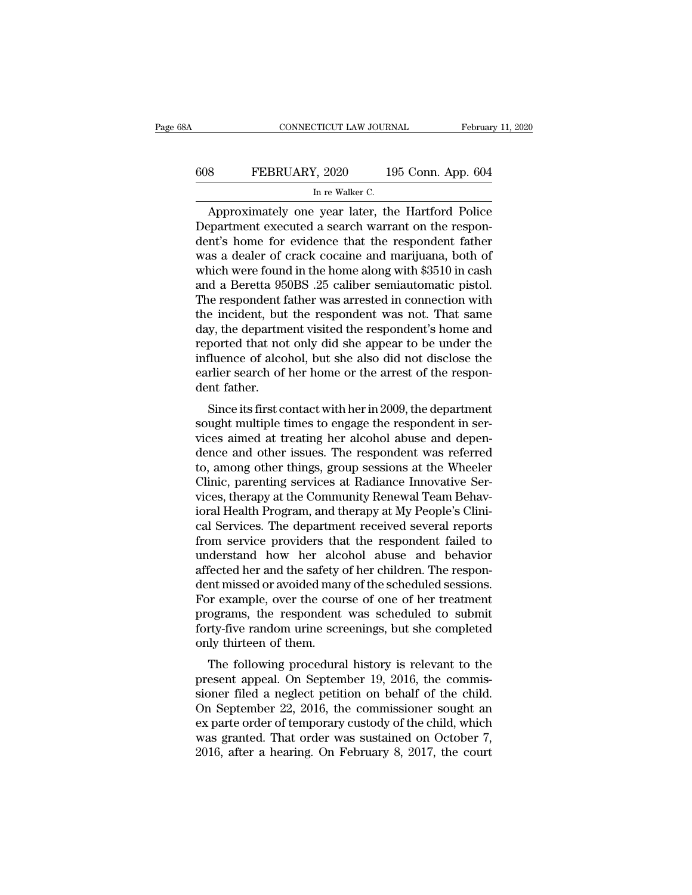Approximately one year later, the Hartford Police Department executed a search warrant on the respondent's home for evidence that the respondent father was a dealer of crack cocaine and marijuana, both of which were found in the home along with $3510 in cash and a Beretta 950BS .25 caliber semiautomatic pistol. The respondent father was arrested in connection with the incident, but the respondent was not. That same day, the department visited the respondent's home and reported that not only did she appear to be under the influence of alcohol, but she also did not disclose the earlier search of her home or the arrest of the respondent father.

Since its first contact with her in 2009, the department sought multiple times to engage the respondent in services aimed at treating her alcohol abuse and dependence and other issues. The respondent was referred to, among other things, group sessions at the Wheeler Clinic, parenting services at Radiance Innovative Services, therapy at the Community Renewal Team Behavioral Health Program, and therapy at My People's Clinical Services. The department received several reports from service providers that the respondent failed to understand how her alcohol abuse and behavior affected her and the safety of her children. The respondent missed or avoided many of the scheduled sessions. For example, over the course of one of her treatment programs, the respondent was scheduled to submit forty-five random urine screenings, but she completed only thirteen of them.

The following procedural history is relevant to the present appeal. On September 19, 2016, the commissioner filed a neglect petition on behalf of the child. On September 22, 2016, the commissioner sought an ex parte order of temporary custody of the child, which was granted. That order was sustained on October 7, 2016, after a hearing. On February 8, 2017, the court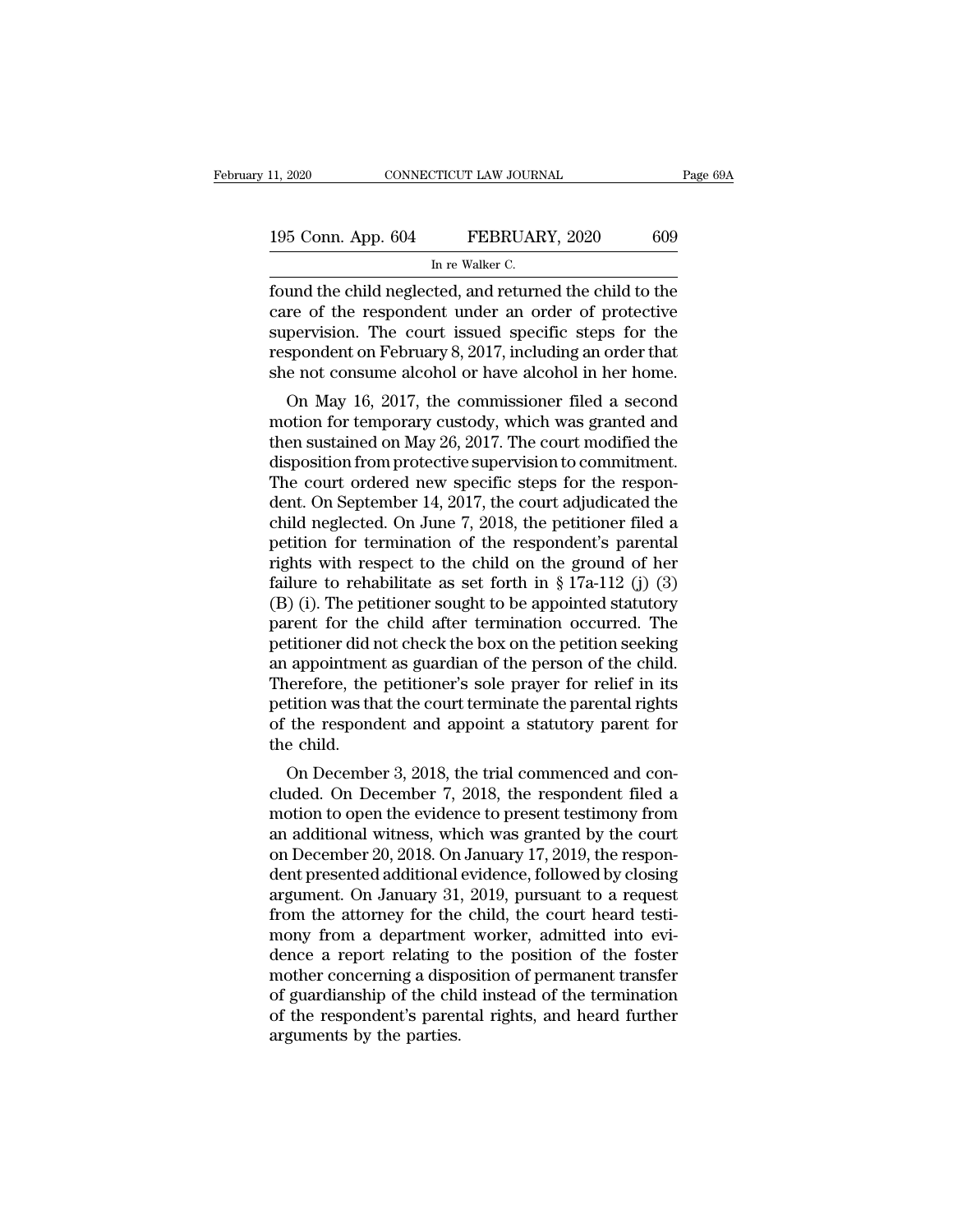found the child neglected, and returned the child to the care of the respondent under an order of protective supervision. The court issued specific steps for the respondent on February 8, 2017, including an order that she not consume alcohol or have alcohol in her home.

On May 16, 2017, the commissioner filed a second motion for temporary custody, which was granted and then sustained on May 26, 2017. The court modified the disposition from protective supervision to commitment. The court ordered new specific steps for the respondent. On September 14, 2017, the court adjudicated the child neglected. On June 7, 2018, the petitioner filed a petition for termination of the respondent's parental rights with respect to the child on the ground of her failure to rehabilitate as set forth in § 17a-112 (j) (3) (B) (i). The petitioner sought to be appointed statutory parent for the child after termination occurred. The petitioner did not check the box on the petition seeking an appointment as guardian of the person of the child. Therefore, the petitioner's sole prayer for relief in its petition was that the court terminate the parental rights of the respondent and appoint a statutory parent for the child.

On December 3, 2018, the trial commenced and concluded. On December 7, 2018, the respondent filed a motion to open the evidence to present testimony from an additional witness, which was granted by the court on December 20, 2018. On January 17, 2019, the respondent presented additional evidence, followed by closing argument. On January 31, 2019, pursuant to a request from the attorney for the child, the court heard testimony from a department worker, admitted into evidence a report relating to the position of the foster mother concerning a disposition of permanent transfer of guardianship of the child instead of the termination of the respondent's parental rights, and heard further arguments by the parties.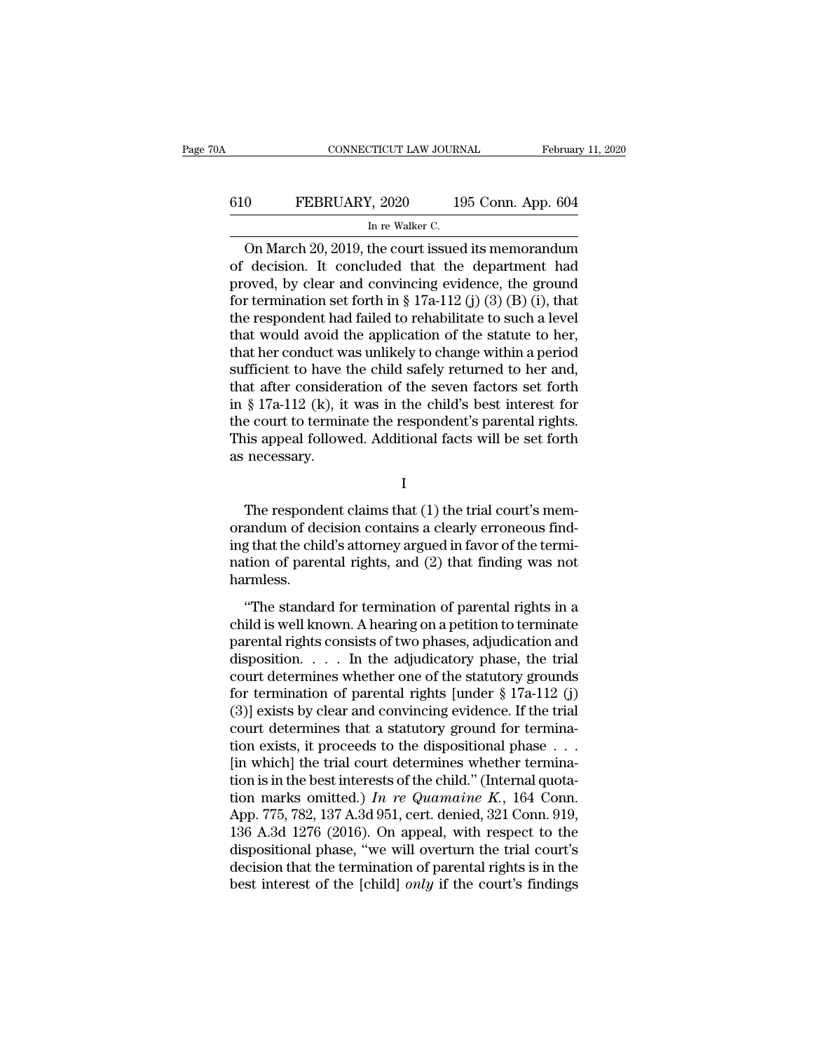On March 20, 2019, the court issued its memorandum of decision. It concluded that the department had proved, by clear and convincing evidence, the ground for termination set forth in § 17a-112 (j) (3) (B) (i), that the respondent had failed to rehabilitate to such a level that would avoid the application of the statute to her, that her conduct was unlikely to change within a period sufficient to have the child safely returned to her and, that after consideration of the seven factors set forth in § 17a-112 (k), it was in the child's best interest for the court to terminate the respondent's parental rights. This appeal followed. Additional facts will be set forth as necessary.

I

The respondent claims that (1) the trial court's memorandum of decision contains a clearly erroneous finding that the child's attorney argued in favor of the termination of parental rights, and (2) that finding was not harmless.

"The standard for termination of parental rights in a child is well known. A hearing on a petition to terminate parental rights consists of two phases, adjudication and disposition. . . . In the adjudicatory phase, the trial court determines whether one of the statutory grounds for termination of parental rights [under § 17a-112 (j) (3)] exists by clear and convincing evidence. If the trial court determines that a statutory ground for termination exists, it proceeds to the dispositional phase . . . [in which] the trial court determines whether termination is in the best interests of the child." (Internal quotation marks omitted.) *In re Quamaine K.*, 164 Conn. App. 775, 782, 137 A.3d 951, cert. denied, 321 Conn. 919, 136 A.3d 1276 (2016). On appeal, with respect to the dispositional phase, "we will overturn the trial court's decision that the termination of parental rights is in the best interest of the [child] *only* if the court's findings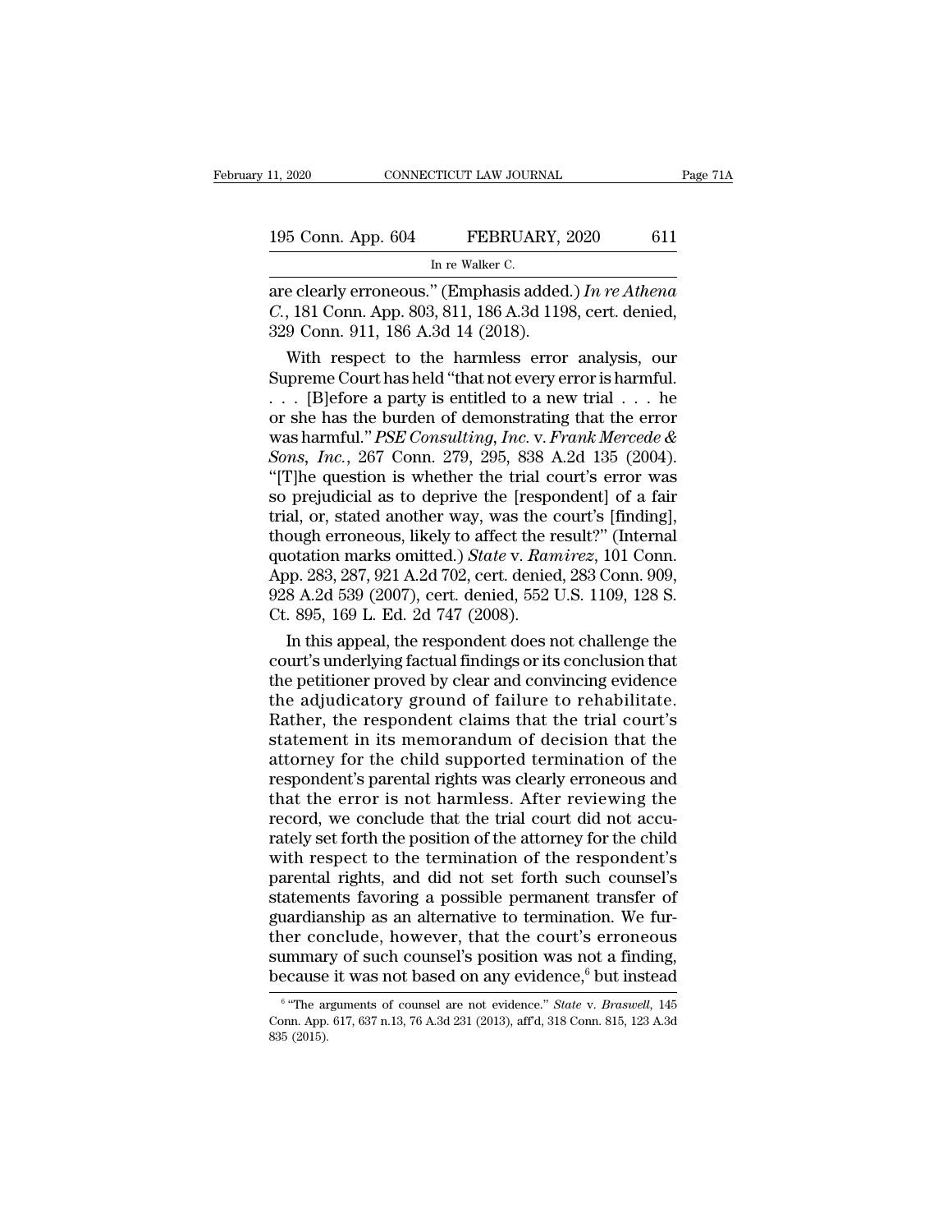are clearly erroneous." (Emphasis added.) *In re Athena C.*, 181 Conn. App. 803, 811, 186 A.3d 1198, cert. denied, 329 Conn. 911, 186 A.3d 14 (2018).

With respect to the harmless error analysis, our Supreme Court has held "that not every error is harmful. . . . [B]efore a party is entitled to a new trial . . . he or she has the burden of demonstrating that the error was harmful." *PSE Consulting, Inc.* v. *Frank Mercede & Sons, Inc.*, 267 Conn. 279, 295, 838 A.2d 135 (2004). "[T]he question is whether the trial court's error was so prejudicial as to deprive the [respondent] of a fair trial, or, stated another way, was the court's [finding], though erroneous, likely to affect the result?" (Internal quotation marks omitted.) *State* v. *Ramirez*, 101 Conn. App. 283, 287, 921 A.2d 702, cert. denied, 283 Conn. 909, 928 A.2d 539 (2007), cert. denied, 552 U.S. 1109, 128 S. Ct. 895, 169 L. Ed. 2d 747 (2008).

In this appeal, the respondent does not challenge the court's underlying factual findings or its conclusion that the petitioner proved by clear and convincing evidence the adjudicatory ground of failure to rehabilitate. Rather, the respondent claims that the trial court's statement in its memorandum of decision that the attorney for the child supported termination of the respondent's parental rights was clearly erroneous and that the error is not harmless. After reviewing the record, we conclude that the trial court did not accurately set forth the position of the attorney for the child with respect to the termination of the respondent's parental rights, and did not set forth such counsel's statements favoring a possible permanent transfer of guardianship as an alternative to termination. We further conclude, however, that the court's erroneous summary of such counsel's position was not a finding, because it was not based on any evidence,[6] but instead

[6] "The arguments of counsel are not evidence." *State* v. *Braswell*, 145 Conn. App. 617, 637 n.13, 76 A.3d 231 (2013), aff'd, 318 Conn. 815, 123 A.3d 835 (2015).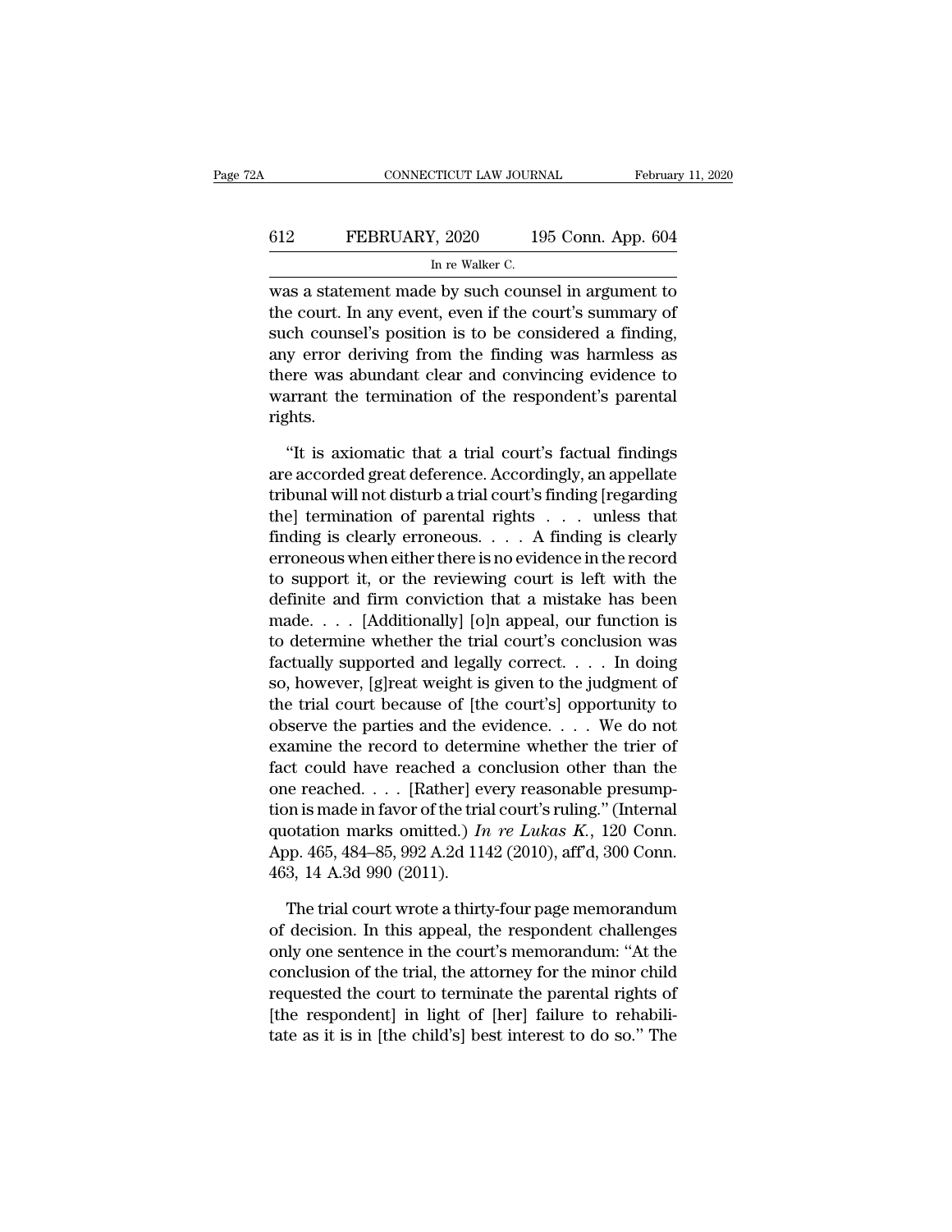was a statement made by such counsel in argument to the court. In any event, even if the court's summary of such counsel's position is to be considered a finding, any error deriving from the finding was harmless as there was abundant clear and convincing evidence to warrant the termination of the respondent's parental rights.

"It is axiomatic that a trial court's factual findings are accorded great deference. Accordingly, an appellate tribunal will not disturb a trial court's finding [regarding the] termination of parental rights . . . unless that finding is clearly erroneous. . . . A finding is clearly erroneous when either there is no evidence in the record to support it, or the reviewing court is left with the definite and firm conviction that a mistake has been made. . . . [Additionally] [o]n appeal, our function is to determine whether the trial court's conclusion was factually supported and legally correct. . . . In doing so, however, [g]reat weight is given to the judgment of the trial court because of [the court's] opportunity to observe the parties and the evidence. . . . We do not examine the record to determine whether the trier of fact could have reached a conclusion other than the one reached. . . . [Rather] every reasonable presumption is made in favor of the trial court's ruling." (Internal quotation marks omitted.) *In re Lukas K.*, 120 Conn. App. 465, 484–85, 992 A.2d 1142 (2010), aff'd, 300 Conn. 463, 14 A.3d 990 (2011).

The trial court wrote a thirty-four page memorandum of decision. In this appeal, the respondent challenges only one sentence in the court's memorandum: "At the conclusion of the trial, the attorney for the minor child requested the court to terminate the parental rights of [the respondent] in light of [her] failure to rehabilitate as it is in [the child's] best interest to do so." The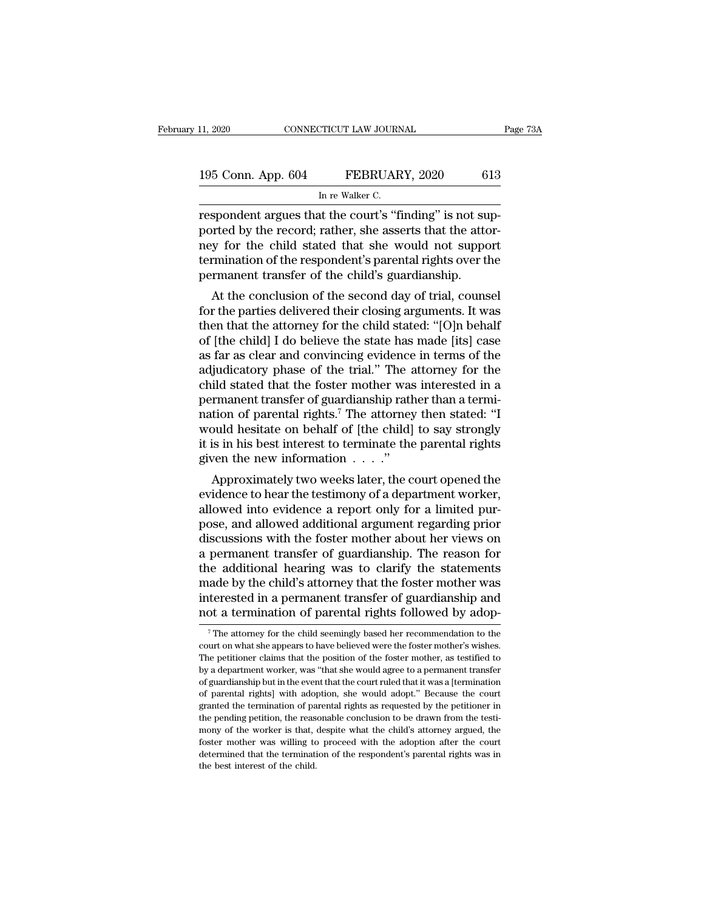respondent argues that the court's "finding" is not supported by the record; rather, she asserts that the attorney for the child stated that she would not support termination of the respondent's parental rights over the permanent transfer of the child's guardianship.

At the conclusion of the second day of trial, counsel for the parties delivered their closing arguments. It was then that the attorney for the child stated: "[O]n behalf of [the child] I do believe the state has made [its] case as far as clear and convincing evidence in terms of the adjudicatory phase of the trial." The attorney for the child stated that the foster mother was interested in a permanent transfer of guardianship rather than a termination of parental rights.[7] The attorney then stated: "I would hesitate on behalf of [the child] to say strongly it is in his best interest to terminate the parental rights given the new information . . . ."

Approximately two weeks later, the court opened the evidence to hear the testimony of a department worker, allowed into evidence a report only for a limited purpose, and allowed additional argument regarding prior discussions with the foster mother about her views on a permanent transfer of guardianship. The reason for the additional hearing was to clarify the statements made by the child's attorney that the foster mother was interested in a permanent transfer of guardianship and not a termination of parental rights followed by adop-

[7] The attorney for the child seemingly based her recommendation to the court on what she appears to have believed were the foster mother's wishes. The petitioner claims that the position of the foster mother, as testified to by a department worker, was "that she would agree to a permanent transfer of guardianship but in the event that the court ruled that it was a [termination of parental rights] with adoption, she would adopt." Because the court granted the termination of parental rights as requested by the petitioner in the pending petition, the reasonable conclusion to be drawn from the testimony of the worker is that, despite what the child's attorney argued, the foster mother was willing to proceed with the adoption after the court determined that the termination of the respondent's parental rights was in the best interest of the child.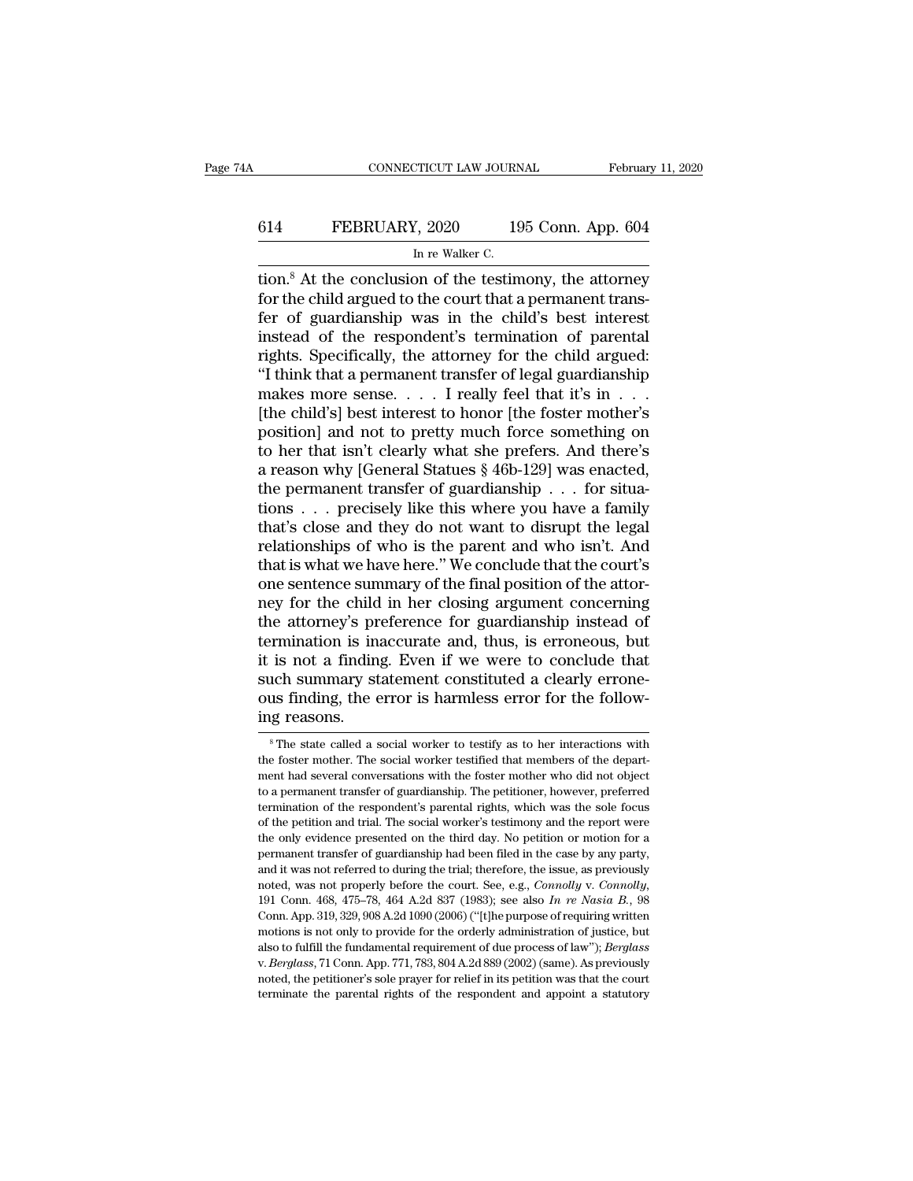tion.[8] At the conclusion of the testimony, the attorney for the child argued to the court that a permanent transfer of guardianship was in the child's best interest instead of the respondent's termination of parental rights. Specifically, the attorney for the child argued: "I think that a permanent transfer of legal guardianship makes more sense. . . . I really feel that it's in . . . [the child's] best interest to honor [the foster mother's position] and not to pretty much force something on to her that isn't clearly what she prefers. And there's a reason why [General Statues § 46b-129] was enacted, the permanent transfer of guardianship . . . for situations . . . precisely like this where you have a family that's close and they do not want to disrupt the legal relationships of who is the parent and who isn't. And that is what we have here." We conclude that the court's one sentence summary of the final position of the attorney for the child in her closing argument concerning the attorney's preference for guardianship instead of termination is inaccurate and, thus, is erroneous, but it is not a finding. Even if we were to conclude that such summary statement constituted a clearly erroneous finding, the error is harmless error for the following reasons.

[8] The state called a social worker to testify as to her interactions with the foster mother. The social worker testified that members of the department had several conversations with the foster mother who did not object to a permanent transfer of guardianship. The petitioner, however, preferred termination of the respondent's parental rights, which was the sole focus of the petition and trial. The social worker's testimony and the report were the only evidence presented on the third day. No petition or motion for a permanent transfer of guardianship had been filed in the case by any party, and it was not referred to during the trial; therefore, the issue, as previously noted, was not properly before the court. See, e.g., *Connolly* v. *Connolly*, 191 Conn. 468, 475–78, 464 A.2d 837 (1983); see also *In re Nasia B.*, 98 Conn. App. 319, 329, 908 A.2d 1090 (2006) ("[t]he purpose of requiring written motions is not only to provide for the orderly administration of justice, but also to fulfill the fundamental requirement of due process of law"); *Berglass* v. *Berglass*, 71 Conn. App. 771, 783, 804 A.2d 889 (2002) (same). As previously noted, the petitioner's sole prayer for relief in its petition was that the court terminate the parental rights of the respondent and appoint a statutory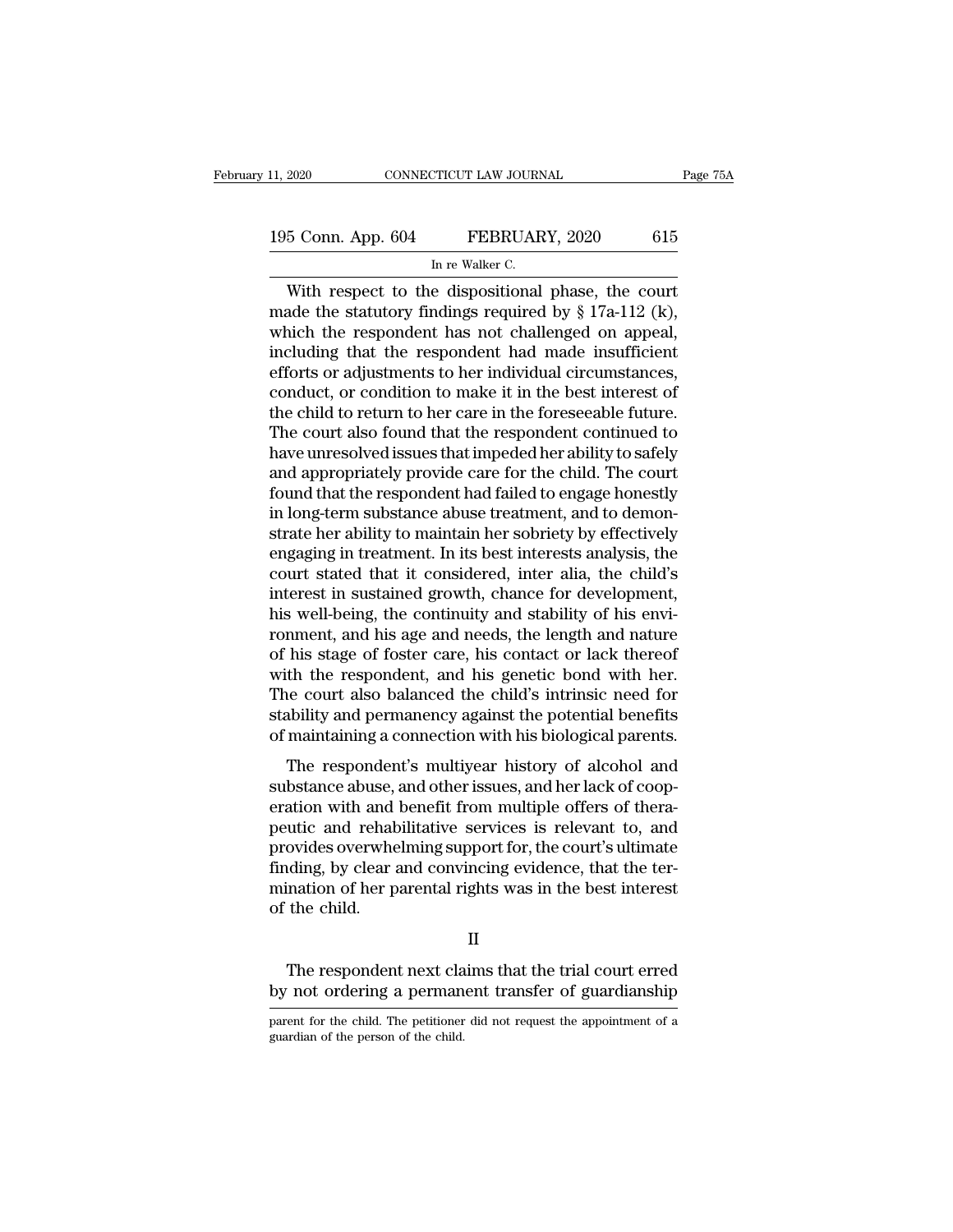With respect to the dispositional phase, the court made the statutory findings required by § 17a-112 (k), which the respondent has not challenged on appeal, including that the respondent had made insufficient efforts or adjustments to her individual circumstances, conduct, or condition to make it in the best interest of the child to return to her care in the foreseeable future. The court also found that the respondent continued to have unresolved issues that impeded her ability to safely and appropriately provide care for the child. The court found that the respondent had failed to engage honestly in long-term substance abuse treatment, and to demonstrate her ability to maintain her sobriety by effectively engaging in treatment. In its best interests analysis, the court stated that it considered, inter alia, the child's interest in sustained growth, chance for development, his well-being, the continuity and stability of his environment, and his age and needs, the length and nature of his stage of foster care, his contact or lack thereof with the respondent, and his genetic bond with her. The court also balanced the child's intrinsic need for stability and permanency against the potential benefits of maintaining a connection with his biological parents.

The respondent's multiyear history of alcohol and substance abuse, and other issues, and her lack of cooperation with and benefit from multiple offers of therapeutic and rehabilitative services is relevant to, and provides overwhelming support for, the court's ultimate finding, by clear and convincing evidence, that the termination of her parental rights was in the best interest of the child.

## II

The respondent next claims that the trial court erred by not ordering a permanent transfer of guardianship

parent for the child. The petitioner did not request the appointment of a guardian of the person of the child.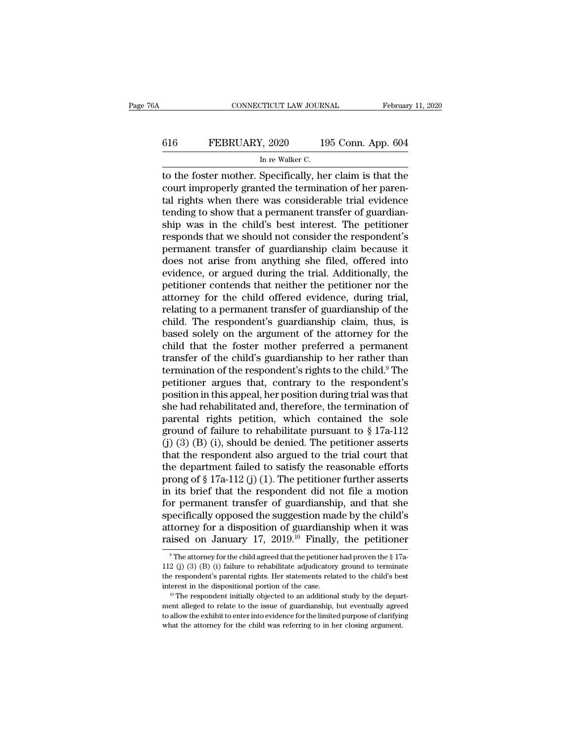to the foster mother. Specifically, her claim is that the court improperly granted the termination of her parental rights when there was considerable trial evidence tending to show that a permanent transfer of guardianship was in the child's best interest. The petitioner responds that we should not consider the respondent's permanent transfer of guardianship claim because it does not arise from anything she filed, offered into evidence, or argued during the trial. Additionally, the petitioner contends that neither the petitioner nor the attorney for the child offered evidence, during trial, relating to a permanent transfer of guardianship of the child. The respondent's guardianship claim, thus, is based solely on the argument of the attorney for the child that the foster mother preferred a permanent transfer of the child's guardianship to her rather than termination of the respondent's rights to the child.[9] The petitioner argues that, contrary to the respondent's position in this appeal, her position during trial was that she had rehabilitated and, therefore, the termination of parental rights petition, which contained the sole ground of failure to rehabilitate pursuant to § 17a-112 (j) (3) (B) (i), should be denied. The petitioner asserts that the respondent also argued to the trial court that the department failed to satisfy the reasonable efforts prong of § 17a-112 (j) (1). The petitioner further asserts in its brief that the respondent did not file a motion for permanent transfer of guardianship, and that she specifically opposed the suggestion made by the child's attorney for a disposition of guardianship when it was raised on January 17, 2019.[10] Finally, the petitioner

[9] The attorney for the child agreed that the petitioner had proven the § 17a-112 (j) (3) (B) (i) failure to rehabilitate adjudicatory ground to terminate the respondent's parental rights. Her statements related to the child's best interest in the dispositional portion of the case.

[10] The respondent initially objected to an additional study by the department alleged to relate to the issue of guardianship, but eventually agreed to allow the exhibit to enter into evidence for the limited purpose of clarifying what the attorney for the child was referring to in her closing argument.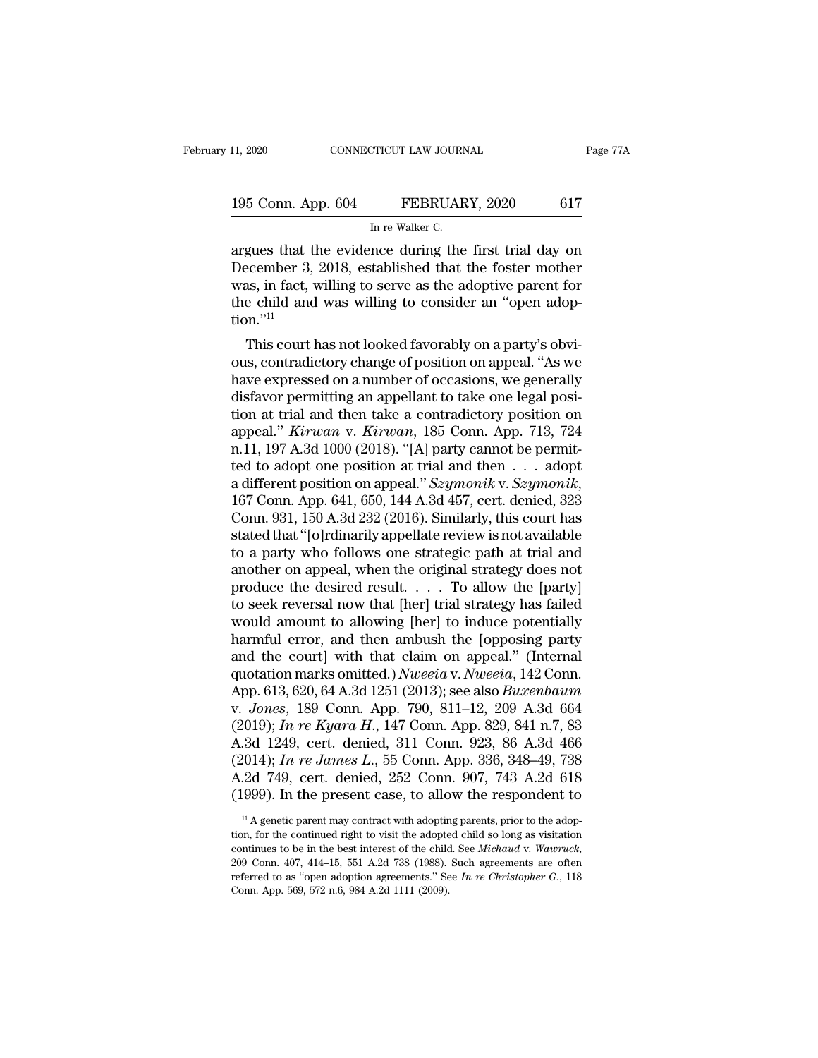argues that the evidence during the first trial day on December 3, 2018, established that the foster mother was, in fact, willing to serve as the adoptive parent for the child and was willing to consider an "open adoption."[11]

This court has not looked favorably on a party's obvious, contradictory change of position on appeal. "As we have expressed on a number of occasions, we generally disfavor permitting an appellant to take one legal position at trial and then take a contradictory position on appeal." *Kirwan* v. *Kirwan*, 185 Conn. App. 713, 724 n.11, 197 A.3d 1000 (2018). "[A] party cannot be permitted to adopt one position at trial and then . . . adopt a different position on appeal." *Szymonik* v. *Szymonik*, 167 Conn. App. 641, 650, 144 A.3d 457, cert. denied, 323 Conn. 931, 150 A.3d 232 (2016). Similarly, this court has stated that "[o]rdinarily appellate review is not available to a party who follows one strategic path at trial and another on appeal, when the original strategy does not produce the desired result. . . . To allow the [party] to seek reversal now that [her] trial strategy has failed would amount to allowing [her] to induce potentially harmful error, and then ambush the [opposing party and the court] with that claim on appeal." (Internal quotation marks omitted.) *Nweeia* v. *Nweeia*, 142 Conn. App. 613, 620, 64 A.3d 1251 (2013); see also *Buxenbaum* v. *Jones*, 189 Conn. App. 790, 811–12, 209 A.3d 664 (2019); *In re Kyara H.*, 147 Conn. App. 829, 841 n.7, 83 A.3d 1249, cert. denied, 311 Conn. 923, 86 A.3d 466 (2014); *In re James L.*, 55 Conn. App. 336, 348–49, 738 A.2d 749, cert. denied, 252 Conn. 907, 743 A.2d 618 (1999). In the present case, to allow the respondent to

[11] A genetic parent may contract with adopting parents, prior to the adoption, for the continued right to visit the adopted child so long as visitation continues to be in the best interest of the child. See *Michaud* v. *Wawruck*, 209 Conn. 407, 414–15, 551 A.2d 738 (1988). Such agreements are often referred to as "open adoption agreements." See *In re Christopher G.*, 118 Conn. App. 569, 572 n.6, 984 A.2d 1111 (2009).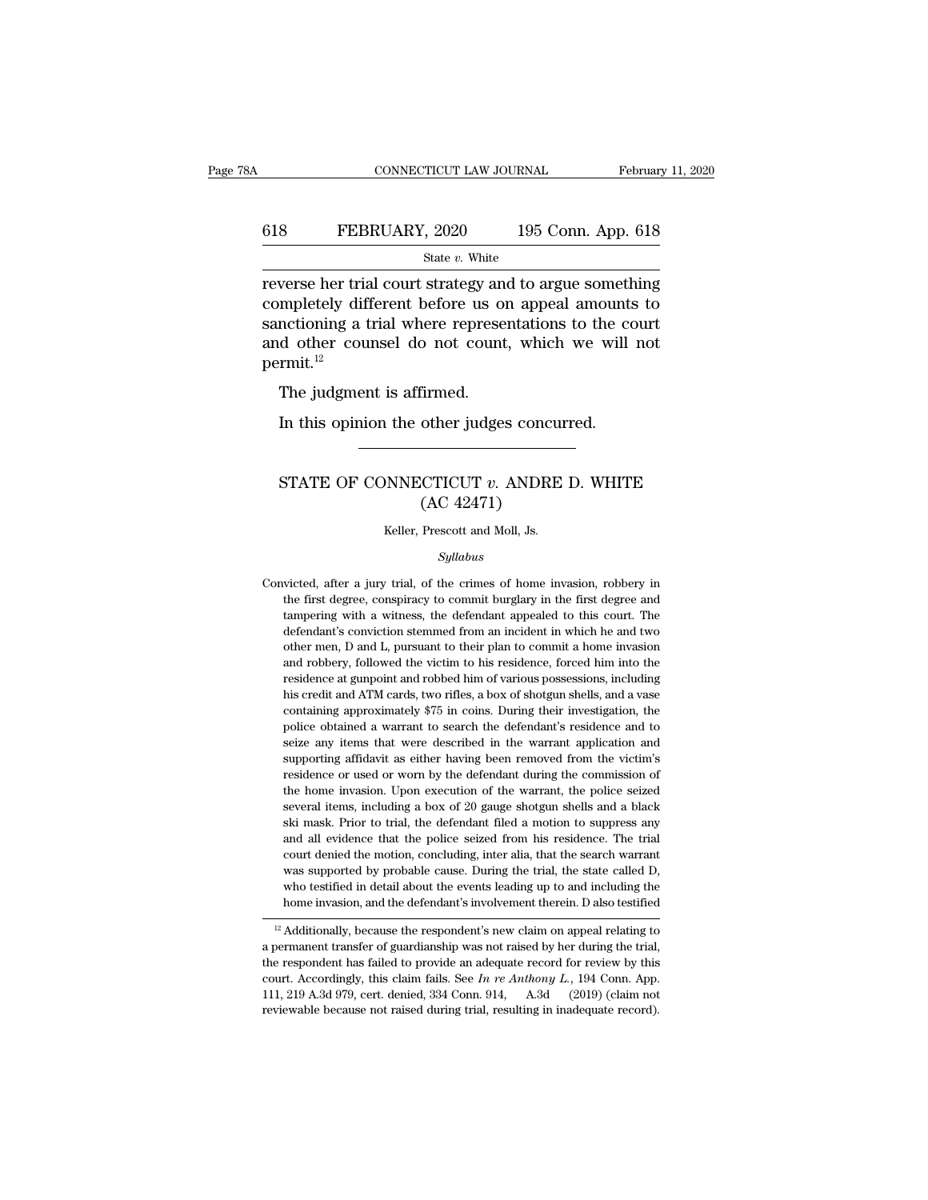reverse her trial court strategy and to argue something completely different before us on appeal amounts to sanctioning a trial where representations to the court and other counsel do not count, which we will not permit.[12]

The judgment is affirmed.

In this opinion the other judges concurred.

---

# STATE OF CONNECTICUT *v.* ANDRE D. WHITE
## (AC 42471)

Keller, Prescott and Moll, Js.

*Syllabus*

Convicted, after a jury trial, of the crimes of home invasion, robbery in the first degree, conspiracy to commit burglary in the first degree and tampering with a witness, the defendant appealed to this court. The defendant's conviction stemmed from an incident in which he and two other men, D and L, pursuant to their plan to commit a home invasion and robbery, followed the victim to his residence, forced him into the residence at gunpoint and robbed him of various possessions, including his credit and ATM cards, two rifles, a box of shotgun shells, and a vase containing approximately $75 in coins. During their investigation, the police obtained a warrant to search the defendant's residence and to seize any items that were described in the warrant application and supporting affidavit as either having been removed from the victim's residence or used or worn by the defendant during the commission of the home invasion. Upon execution of the warrant, the police seized several items, including a box of 20 gauge shotgun shells and a black ski mask. Prior to trial, the defendant filed a motion to suppress any and all evidence that the police seized from his residence. The trial court denied the motion, concluding, inter alia, that the search warrant was supported by probable cause. During the trial, the state called D, who testified in detail about the events leading up to and including the home invasion, and the defendant's involvement therein. D also testified

---

[12] Additionally, because the respondent's new claim on appeal relating to a permanent transfer of guardianship was not raised by her during the trial, the respondent has failed to provide an adequate record for review by this court. Accordingly, this claim fails. See *In re Anthony L.*, 194 Conn. App. 111, 219 A.3d 979, cert. denied, 334 Conn. 914, A.3d (2019) (claim not reviewable because not raised during trial, resulting in inadequate record).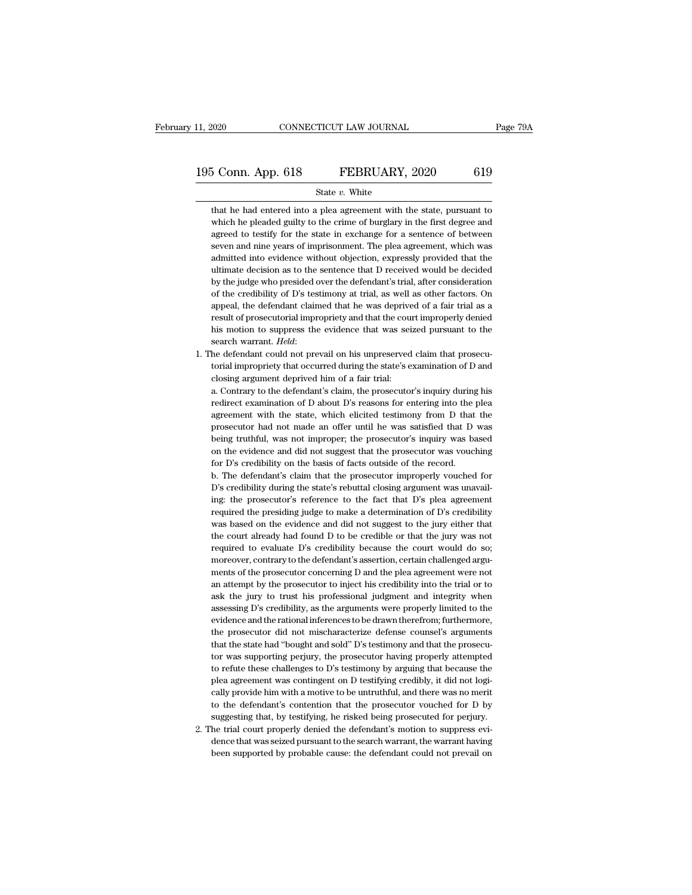that he had entered into a plea agreement with the state, pursuant to which he pleaded guilty to the crime of burglary in the first degree and agreed to testify for the state in exchange for a sentence of between seven and nine years of imprisonment. The plea agreement, which was admitted into evidence without objection, expressly provided that the ultimate decision as to the sentence that D received would be decided by the judge who presided over the defendant's trial, after consideration of the credibility of D's testimony at trial, as well as other factors. On appeal, the defendant claimed that he was deprived of a fair trial as a result of prosecutorial impropriety and that the court improperly denied his motion to suppress the evidence that was seized pursuant to the search warrant. *Held*:

1. The defendant could not prevail on his unpreserved claim that prosecutorial impropriety that occurred during the state's examination of D and closing argument deprived him of a fair trial:

   a. Contrary to the defendant's claim, the prosecutor's inquiry during his redirect examination of D about D's reasons for entering into the plea agreement with the state, which elicited testimony from D that the prosecutor had not made an offer until he was satisfied that D was being truthful, was not improper; the prosecutor's inquiry was based on the evidence and did not suggest that the prosecutor was vouching for D's credibility on the basis of facts outside of the record.

   b. The defendant's claim that the prosecutor improperly vouched for D's credibility during the state's rebuttal closing argument was unavailing: the prosecutor's reference to the fact that D's plea agreement required the presiding judge to make a determination of D's credibility was based on the evidence and did not suggest to the jury either that the court already had found D to be credible or that the jury was not required to evaluate D's credibility because the court would do so; moreover, contrary to the defendant's assertion, certain challenged arguments of the prosecutor concerning D and the plea agreement were not an attempt by the prosecutor to inject his credibility into the trial or to ask the jury to trust his professional judgment and integrity when assessing D's credibility, as the arguments were properly limited to the evidence and the rational inferences to be drawn therefrom; furthermore, the prosecutor did not mischaracterize defense counsel's arguments that the state had "bought and sold" D's testimony and that the prosecutor was supporting perjury, the prosecutor having properly attempted to refute these challenges to D's testimony by arguing that because the plea agreement was contingent on D testifying credibly, it did not logically provide him with a motive to be untruthful, and there was no merit to the defendant's contention that the prosecutor vouched for D by suggesting that, by testifying, he risked being prosecuted for perjury.

2. The trial court properly denied the defendant's motion to suppress evidence that was seized pursuant to the search warrant, the warrant having been supported by probable cause: the defendant could not prevail on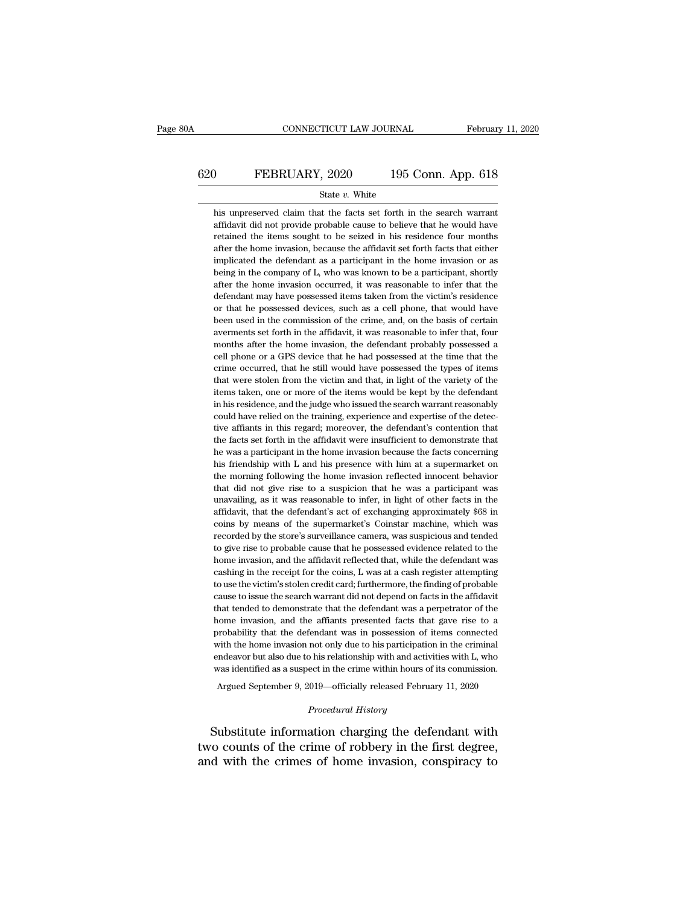his unpreserved claim that the facts set forth in the search warrant affidavit did not provide probable cause to believe that he would have retained the items sought to be seized in his residence four months after the home invasion, because the affidavit set forth facts that either implicated the defendant as a participant in the home invasion or as being in the company of L, who was known to be a participant, shortly after the home invasion occurred, it was reasonable to infer that the defendant may have possessed items taken from the victim's residence or that he possessed devices, such as a cell phone, that would have been used in the commission of the crime, and, on the basis of certain averments set forth in the affidavit, it was reasonable to infer that, four months after the home invasion, the defendant probably possessed a cell phone or a GPS device that he had possessed at the time that the crime occurred, that he still would have possessed the types of items that were stolen from the victim and that, in light of the variety of the items taken, one or more of the items would be kept by the defendant in his residence, and the judge who issued the search warrant reasonably could have relied on the training, experience and expertise of the detective affiants in this regard; moreover, the defendant's contention that the facts set forth in the affidavit were insufficient to demonstrate that he was a participant in the home invasion because the facts concerning his friendship with L and his presence with him at a supermarket on the morning following the home invasion reflected innocent behavior that did not give rise to a suspicion that he was a participant was unavailing, as it was reasonable to infer, in light of other facts in the affidavit, that the defendant's act of exchanging approximately $68 in coins by means of the supermarket's Coinstar machine, which was recorded by the store's surveillance camera, was suspicious and tended to give rise to probable cause that he possessed evidence related to the home invasion, and the affidavit reflected that, while the defendant was cashing in the receipt for the coins, L was at a cash register attempting to use the victim's stolen credit card; furthermore, the finding of probable cause to issue the search warrant did not depend on facts in the affidavit that tended to demonstrate that the defendant was a perpetrator of the home invasion, and the affiants presented facts that gave rise to a probability that the defendant was in possession of items connected with the home invasion not only due to his participation in the criminal endeavor but also due to his relationship with and activities with L, who was identified as a suspect in the crime within hours of its commission.

Argued September 9, 2019—officially released February 11, 2020

*Procedural History*

Substitute information charging the defendant with two counts of the crime of robbery in the first degree, and with the crimes of home invasion, conspiracy to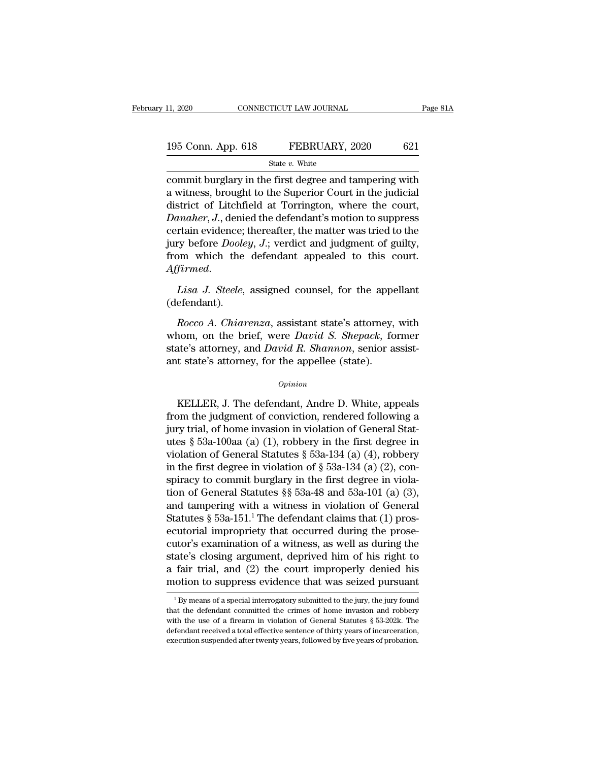commit burglary in the first degree and tampering with a witness, brought to the Superior Court in the judicial district of Litchfield at Torrington, where the court, *Danaher*, *J.*, denied the defendant's motion to suppress certain evidence; thereafter, the matter was tried to the jury before *Dooley*, *J.*; verdict and judgment of guilty, from which the defendant appealed to this court. *Affirmed.*

*Lisa J. Steele*, assigned counsel, for the appellant (defendant).

*Rocco A. Chiarenza*, assistant state's attorney, with whom, on the brief, were *David S. Shepack*, former state's attorney, and *David R. Shannon*, senior assistant state's attorney, for the appellee (state).

*Opinion*

KELLER, J. The defendant, Andre D. White, appeals from the judgment of conviction, rendered following a jury trial, of home invasion in violation of General Statutes § 53a-100aa (a) (1), robbery in the first degree in violation of General Statutes § 53a-134 (a) (4), robbery in the first degree in violation of § 53a-134 (a) (2), conspiracy to commit burglary in the first degree in violation of General Statutes §§ 53a-48 and 53a-101 (a) (3), and tampering with a witness in violation of General Statutes § 53a-151.[1] The defendant claims that (1) prosecutorial impropriety that occurred during the prosecutor's examination of a witness, as well as during the state's closing argument, deprived him of his right to a fair trial, and (2) the court improperly denied his motion to suppress evidence that was seized pursuant

[1] By means of a special interrogatory submitted to the jury, the jury found that the defendant committed the crimes of home invasion and robbery with the use of a firearm in violation of General Statutes § 53-202k. The defendant received a total effective sentence of thirty years of incarceration, execution suspended after twenty years, followed by five years of probation.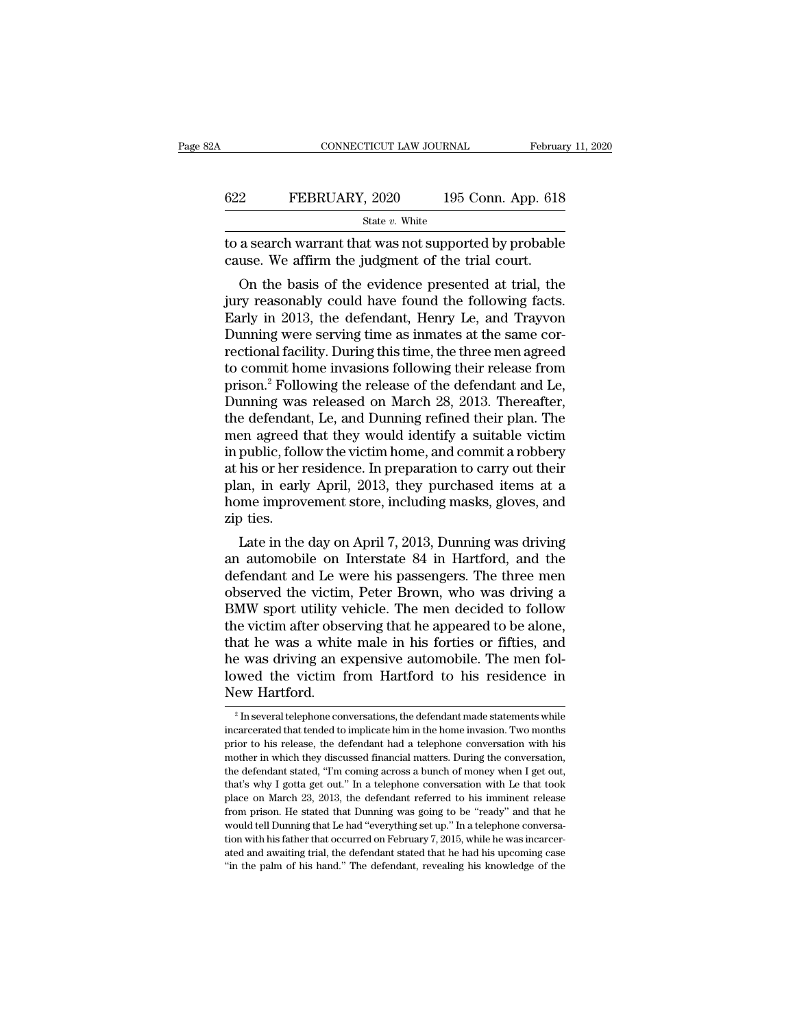to a search warrant that was not supported by probable cause. We affirm the judgment of the trial court.

On the basis of the evidence presented at trial, the jury reasonably could have found the following facts. Early in 2013, the defendant, Henry Le, and Trayvon Dunning were serving time as inmates at the same correctional facility. During this time, the three men agreed to commit home invasions following their release from prison.[2] Following the release of the defendant and Le, Dunning was released on March 28, 2013. Thereafter, the defendant, Le, and Dunning refined their plan. The men agreed that they would identify a suitable victim in public, follow the victim home, and commit a robbery at his or her residence. In preparation to carry out their plan, in early April, 2013, they purchased items at a home improvement store, including masks, gloves, and zip ties.

Late in the day on April 7, 2013, Dunning was driving an automobile on Interstate 84 in Hartford, and the defendant and Le were his passengers. The three men observed the victim, Peter Brown, who was driving a BMW sport utility vehicle. The men decided to follow the victim after observing that he appeared to be alone, that he was a white male in his forties or fifties, and he was driving an expensive automobile. The men followed the victim from Hartford to his residence in New Hartford.

[2] In several telephone conversations, the defendant made statements while incarcerated that tended to implicate him in the home invasion. Two months prior to his release, the defendant had a telephone conversation with his mother in which they discussed financial matters. During the conversation, the defendant stated, "I'm coming across a bunch of money when I get out, that's why I gotta get out." In a telephone conversation with Le that took place on March 23, 2013, the defendant referred to his imminent release from prison. He stated that Dunning was going to be "ready" and that he would tell Dunning that Le had "everything set up." In a telephone conversation with his father that occurred on February 7, 2015, while he was incarcerated and awaiting trial, the defendant stated that he had his upcoming case "in the palm of his hand." The defendant, revealing his knowledge of the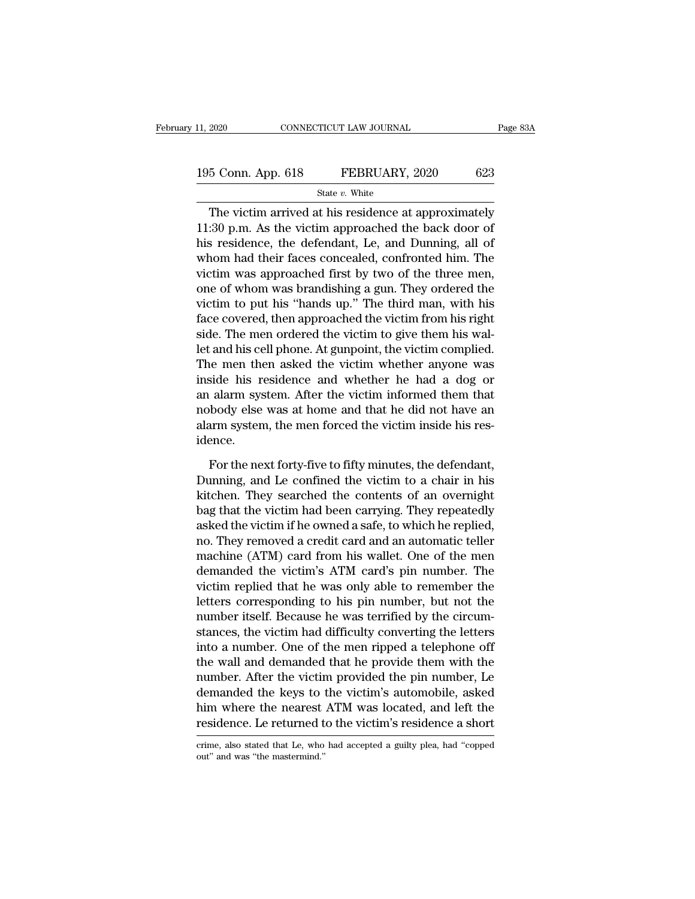The victim arrived at his residence at approximately 11:30 p.m. As the victim approached the back door of his residence, the defendant, Le, and Dunning, all of whom had their faces concealed, confronted him. The victim was approached first by two of the three men, one of whom was brandishing a gun. They ordered the victim to put his "hands up." The third man, with his face covered, then approached the victim from his right side. The men ordered the victim to give them his wallet and his cell phone. At gunpoint, the victim complied. The men then asked the victim whether anyone was inside his residence and whether he had a dog or an alarm system. After the victim informed them that nobody else was at home and that he did not have an alarm system, the men forced the victim inside his residence.

For the next forty-five to fifty minutes, the defendant, Dunning, and Le confined the victim to a chair in his kitchen. They searched the contents of an overnight bag that the victim had been carrying. They repeatedly asked the victim if he owned a safe, to which he replied, no. They removed a credit card and an automatic teller machine (ATM) card from his wallet. One of the men demanded the victim's ATM card's pin number. The victim replied that he was only able to remember the letters corresponding to his pin number, but not the number itself. Because he was terrified by the circumstances, the victim had difficulty converting the letters into a number. One of the men ripped a telephone off the wall and demanded that he provide them with the number. After the victim provided the pin number, Le demanded the keys to the victim's automobile, asked him where the nearest ATM was located, and left the residence. Le returned to the victim's residence a short

crime, also stated that Le, who had accepted a guilty plea, had "copped out" and was "the mastermind."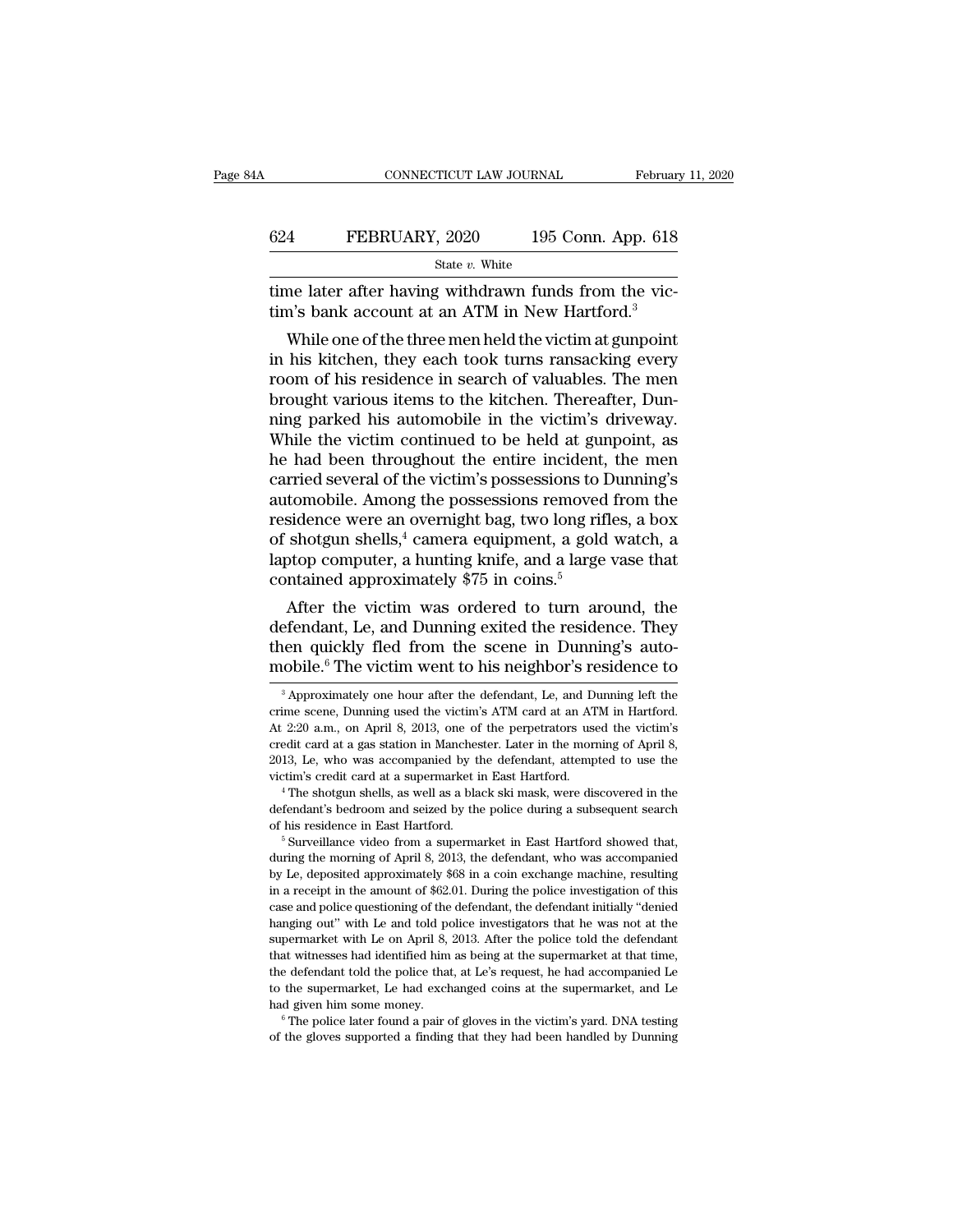time later after having withdrawn funds from the victim's bank account at an ATM in New Hartford.[3]

While one of the three men held the victim at gunpoint in his kitchen, they each took turns ransacking every room of his residence in search of valuables. The men brought various items to the kitchen. Thereafter, Dunning parked his automobile in the victim's driveway. While the victim continued to be held at gunpoint, as he had been throughout the entire incident, the men carried several of the victim's possessions to Dunning's automobile. Among the possessions removed from the residence were an overnight bag, two long rifles, a box of shotgun shells,[4] camera equipment, a gold watch, a laptop computer, a hunting knife, and a large vase that contained approximately $75 in coins.[5]

After the victim was ordered to turn around, the defendant, Le, and Dunning exited the residence. They then quickly fled from the scene in Dunning's automobile.[6] The victim went to his neighbor's residence to

[3] Approximately one hour after the defendant, Le, and Dunning left the crime scene, Dunning used the victim's ATM card at an ATM in Hartford. At 2:20 a.m., on April 8, 2013, one of the perpetrators used the victim's credit card at a gas station in Manchester. Later in the morning of April 8, 2013, Le, who was accompanied by the defendant, attempted to use the victim's credit card at a supermarket in East Hartford.

[4] The shotgun shells, as well as a black ski mask, were discovered in the defendant's bedroom and seized by the police during a subsequent search of his residence in East Hartford.

[5] Surveillance video from a supermarket in East Hartford showed that, during the morning of April 8, 2013, the defendant, who was accompanied by Le, deposited approximately $68 in a coin exchange machine, resulting in a receipt in the amount of $62.01. During the police investigation of this case and police questioning of the defendant, the defendant initially "denied hanging out" with Le and told police investigators that he was not at the supermarket with Le on April 8, 2013. After the police told the defendant that witnesses had identified him as being at the supermarket at that time, the defendant told the police that, at Le's request, he had accompanied Le to the supermarket, Le had exchanged coins at the supermarket, and Le had given him some money.

[6] The police later found a pair of gloves in the victim's yard. DNA testing of the gloves supported a finding that they had been handled by Dunning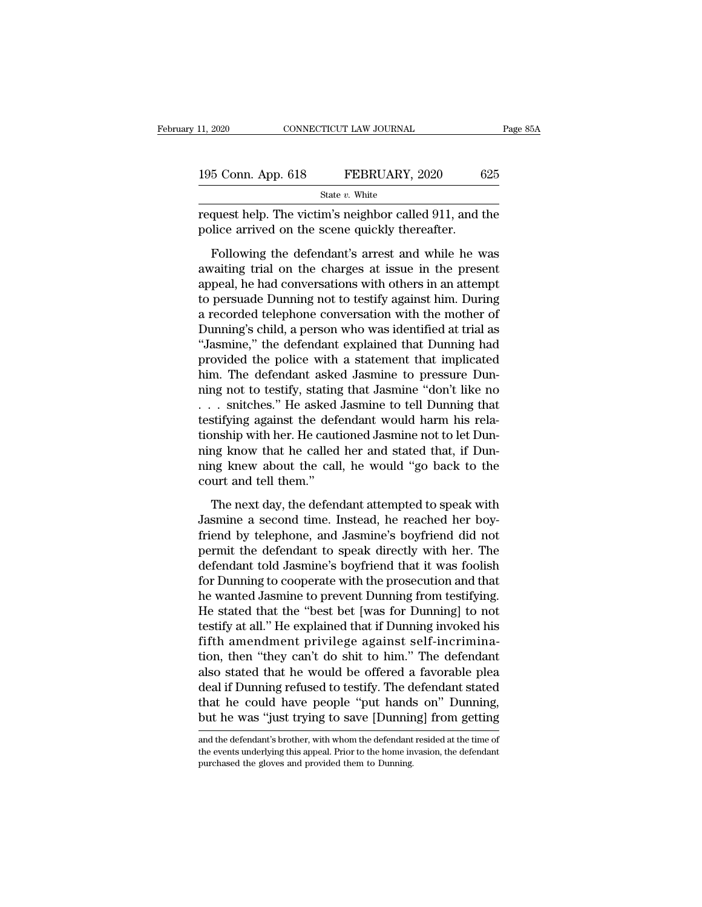request help. The victim's neighbor called 911, and the police arrived on the scene quickly thereafter.

Following the defendant's arrest and while he was awaiting trial on the charges at issue in the present appeal, he had conversations with others in an attempt to persuade Dunning not to testify against him. During a recorded telephone conversation with the mother of Dunning's child, a person who was identified at trial as "Jasmine," the defendant explained that Dunning had provided the police with a statement that implicated him. The defendant asked Jasmine to pressure Dunning not to testify, stating that Jasmine "don't like no . . . snitches." He asked Jasmine to tell Dunning that testifying against the defendant would harm his relationship with her. He cautioned Jasmine not to let Dunning know that he called her and stated that, if Dunning knew about the call, he would "go back to the court and tell them."

The next day, the defendant attempted to speak with Jasmine a second time. Instead, he reached her boyfriend by telephone, and Jasmine's boyfriend did not permit the defendant to speak directly with her. The defendant told Jasmine's boyfriend that it was foolish for Dunning to cooperate with the prosecution and that he wanted Jasmine to prevent Dunning from testifying. He stated that the "best bet [was for Dunning] to not testify at all." He explained that if Dunning invoked his fifth amendment privilege against self-incrimination, then "they can't do shit to him." The defendant also stated that he would be offered a favorable plea deal if Dunning refused to testify. The defendant stated that he could have people "put hands on" Dunning, but he was "just trying to save [Dunning] from getting

and the defendant's brother, with whom the defendant resided at the time of the events underlying this appeal. Prior to the home invasion, the defendant purchased the gloves and provided them to Dunning.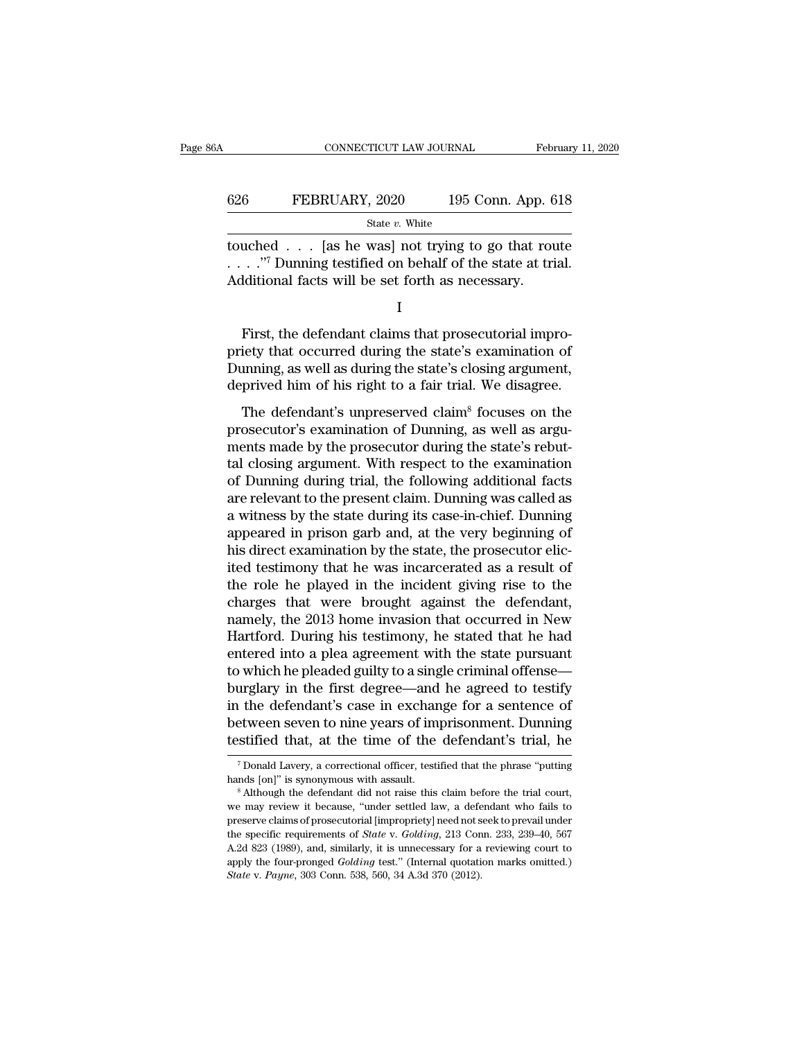touched . . . [as he was] not trying to go that route . . . ."[7] Dunning testified on behalf of the state at trial. Additional facts will be set forth as necessary.

I

First, the defendant claims that prosecutorial impropriety that occurred during the state's examination of Dunning, as well as during the state's closing argument, deprived him of his right to a fair trial. We disagree.

The defendant's unpreserved claim[8] focuses on the prosecutor's examination of Dunning, as well as arguments made by the prosecutor during the state's rebuttal closing argument. With respect to the examination of Dunning during trial, the following additional facts are relevant to the present claim. Dunning was called as a witness by the state during its case-in-chief. Dunning appeared in prison garb and, at the very beginning of his direct examination by the state, the prosecutor elicited testimony that he was incarcerated as a result of the role he played in the incident giving rise to the charges that were brought against the defendant, namely, the 2013 home invasion that occurred in New Hartford. During his testimony, he stated that he had entered into a plea agreement with the state pursuant to which he pleaded guilty to a single criminal offense—burglary in the first degree—and he agreed to testify in the defendant's case in exchange for a sentence of between seven to nine years of imprisonment. Dunning testified that, at the time of the defendant's trial, he

[7] Donald Lavery, a correctional officer, testified that the phrase "putting hands [on]" is synonymous with assault.

[8] Although the defendant did not raise this claim before the trial court, we may review it because, "under settled law, a defendant who fails to preserve claims of prosecutorial [impropriety] need not seek to prevail under the specific requirements of *State* v. *Golding*, 213 Conn. 233, 239–40, 567 A.2d 823 (1989), and, similarly, it is unnecessary for a reviewing court to apply the four-pronged *Golding* test." (Internal quotation marks omitted.) *State* v. *Payne*, 303 Conn. 538, 560, 34 A.3d 370 (2012).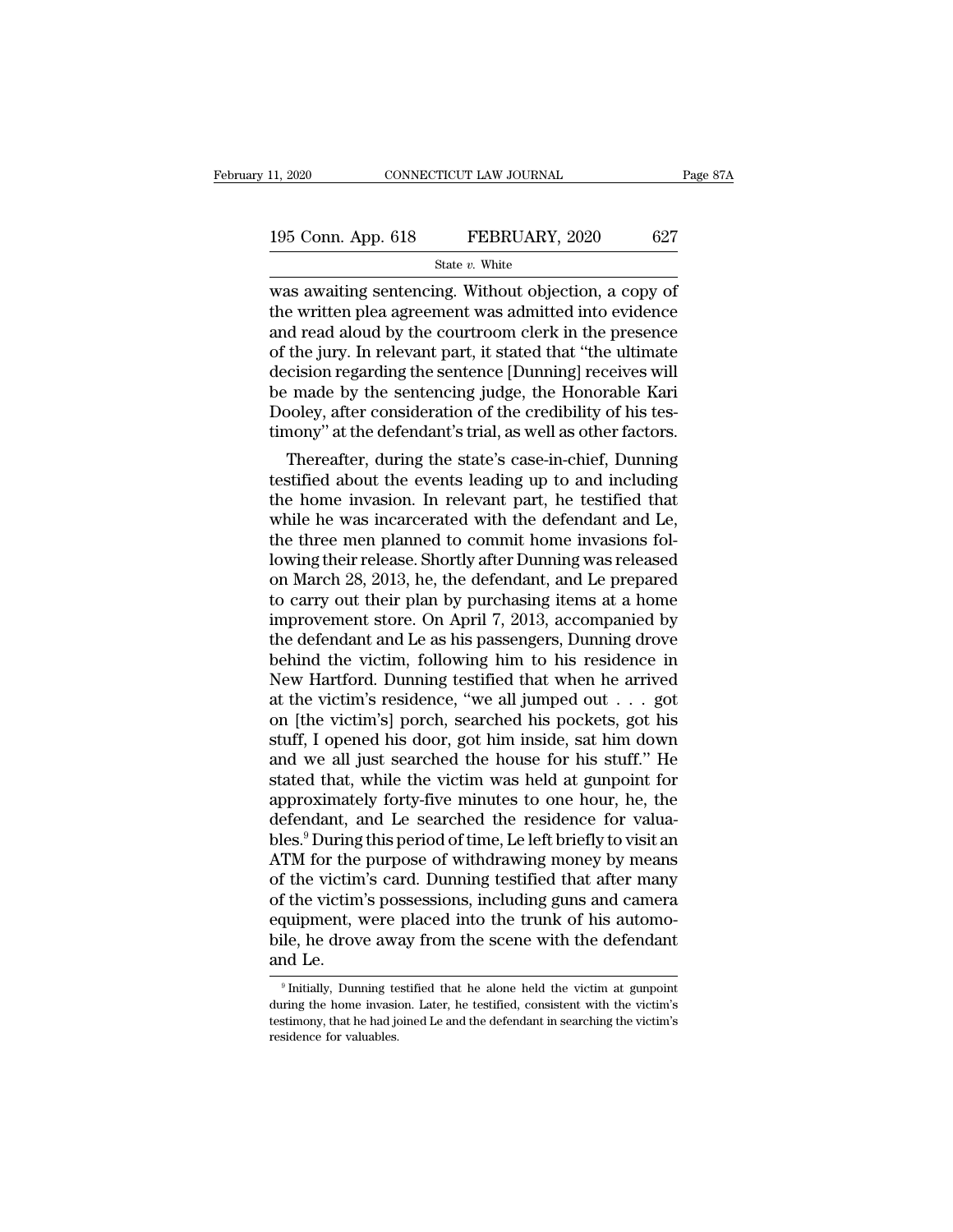was awaiting sentencing. Without objection, a copy of the written plea agreement was admitted into evidence and read aloud by the courtroom clerk in the presence of the jury. In relevant part, it stated that "the ultimate decision regarding the sentence [Dunning] receives will be made by the sentencing judge, the Honorable Kari Dooley, after consideration of the credibility of his testimony" at the defendant's trial, as well as other factors.

Thereafter, during the state's case-in-chief, Dunning testified about the events leading up to and including the home invasion. In relevant part, he testified that while he was incarcerated with the defendant and Le, the three men planned to commit home invasions following their release. Shortly after Dunning was released on March 28, 2013, he, the defendant, and Le prepared to carry out their plan by purchasing items at a home improvement store. On April 7, 2013, accompanied by the defendant and Le as his passengers, Dunning drove behind the victim, following him to his residence in New Hartford. Dunning testified that when he arrived at the victim's residence, "we all jumped out . . . got on [the victim's] porch, searched his pockets, got his stuff, I opened his door, got him inside, sat him down and we all just searched the house for his stuff." He stated that, while the victim was held at gunpoint for approximately forty-five minutes to one hour, he, the defendant, and Le searched the residence for valuables.[9] During this period of time, Le left briefly to visit an ATM for the purpose of withdrawing money by means of the victim's card. Dunning testified that after many of the victim's possessions, including guns and camera equipment, were placed into the trunk of his automobile, he drove away from the scene with the defendant and Le.

[9] Initially, Dunning testified that he alone held the victim at gunpoint during the home invasion. Later, he testified, consistent with the victim's testimony, that he had joined Le and the defendant in searching the victim's residence for valuables.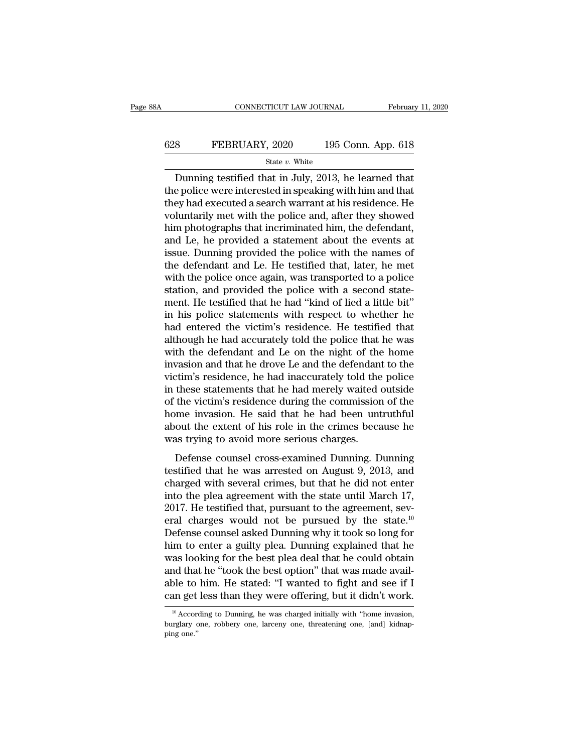Dunning testified that in July, 2013, he learned that the police were interested in speaking with him and that they had executed a search warrant at his residence. He voluntarily met with the police and, after they showed him photographs that incriminated him, the defendant, and Le, he provided a statement about the events at issue. Dunning provided the police with the names of the defendant and Le. He testified that, later, he met with the police once again, was transported to a police station, and provided the police with a second statement. He testified that he had "kind of lied a little bit" in his police statements with respect to whether he had entered the victim's residence. He testified that although he had accurately told the police that he was with the defendant and Le on the night of the home invasion and that he drove Le and the defendant to the victim's residence, he had inaccurately told the police in these statements that he had merely waited outside of the victim's residence during the commission of the home invasion. He said that he had been untruthful about the extent of his role in the crimes because he was trying to avoid more serious charges.

Defense counsel cross-examined Dunning. Dunning testified that he was arrested on August 9, 2013, and charged with several crimes, but that he did not enter into the plea agreement with the state until March 17, 2017. He testified that, pursuant to the agreement, several charges would not be pursued by the state.[10] Defense counsel asked Dunning why it took so long for him to enter a guilty plea. Dunning explained that he was looking for the best plea deal that he could obtain and that he "took the best option" that was made available to him. He stated: "I wanted to fight and see if I can get less than they were offering, but it didn't work.

[10] According to Dunning, he was charged initially with "home invasion, burglary one, robbery one, larceny one, threatening one, [and] kidnapping one."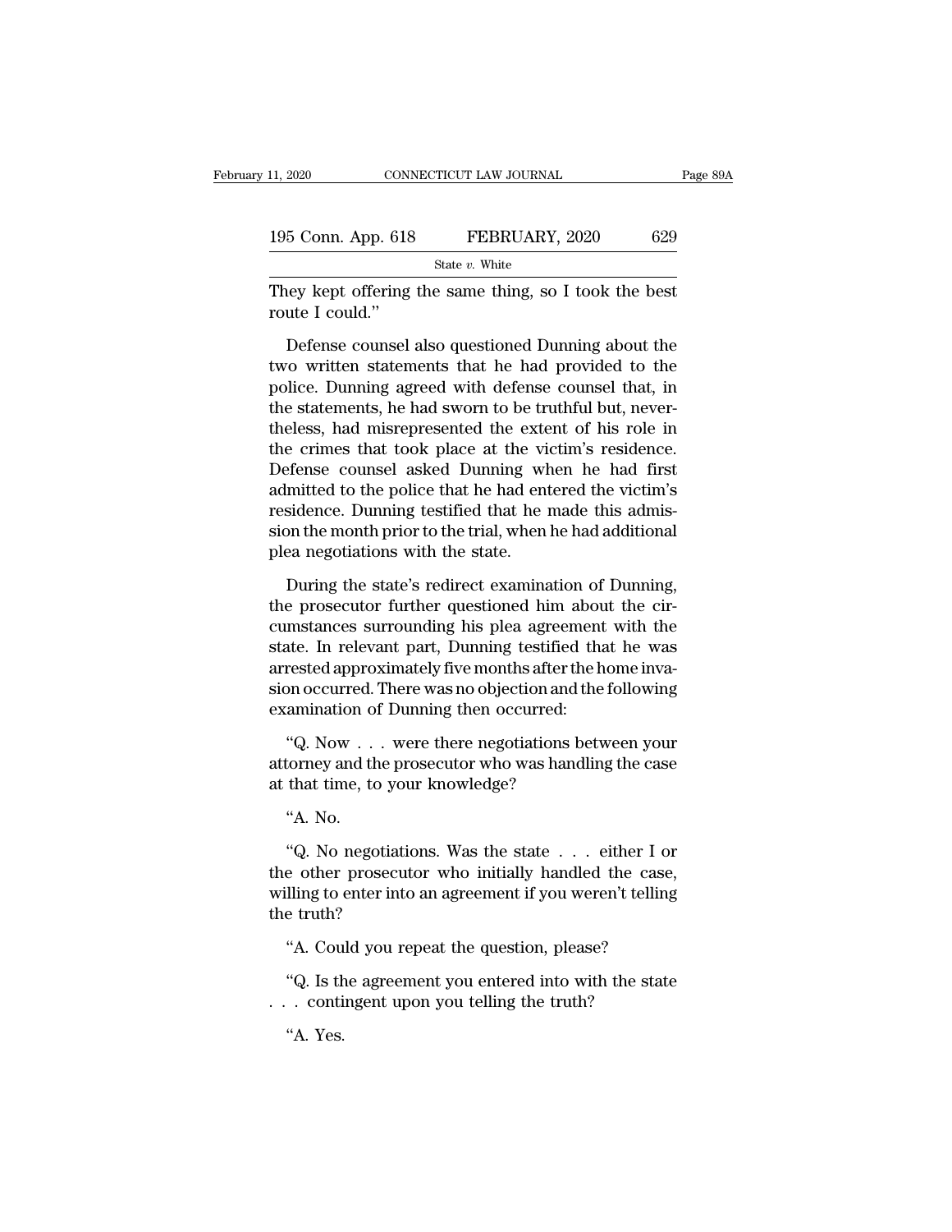They kept offering the same thing, so I took the best route I could."

Defense counsel also questioned Dunning about the two written statements that he had provided to the police. Dunning agreed with defense counsel that, in the statements, he had sworn to be truthful but, nevertheless, had misrepresented the extent of his role in the crimes that took place at the victim's residence. Defense counsel asked Dunning when he had first admitted to the police that he had entered the victim's residence. Dunning testified that he made this admission the month prior to the trial, when he had additional plea negotiations with the state.

During the state's redirect examination of Dunning, the prosecutor further questioned him about the circumstances surrounding his plea agreement with the state. In relevant part, Dunning testified that he was arrested approximately five months after the home invasion occurred. There was no objection and the following examination of Dunning then occurred:

"Q. Now . . . were there negotiations between your attorney and the prosecutor who was handling the case at that time, to your knowledge?

"A. No.

"Q. No negotiations. Was the state . . . either I or the other prosecutor who initially handled the case, willing to enter into an agreement if you weren't telling the truth?

"A. Could you repeat the question, please?

"Q. Is the agreement you entered into with the state . . . contingent upon you telling the truth?

"A. Yes.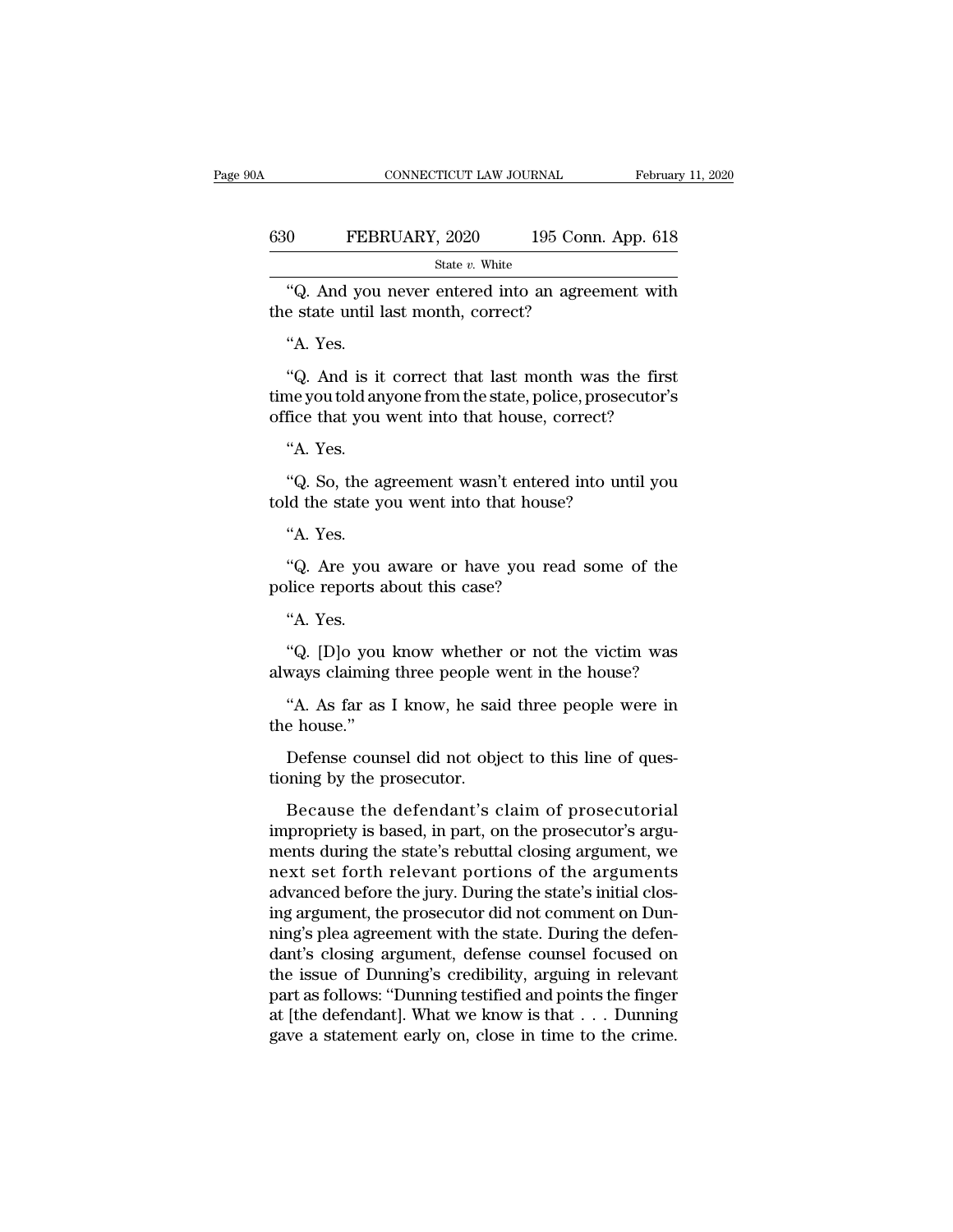"Q. And you never entered into an agreement with the state until last month, correct?

"A. Yes.

"Q. And is it correct that last month was the first time you told anyone from the state, police, prosecutor's office that you went into that house, correct?

"A. Yes.

"Q. So, the agreement wasn't entered into until you told the state you went into that house?

"A. Yes.

"Q. Are you aware or have you read some of the police reports about this case?

"A. Yes.

"Q. [D]o you know whether or not the victim was always claiming three people went in the house?

"A. As far as I know, he said three people were in the house."

Defense counsel did not object to this line of questioning by the prosecutor.

Because the defendant's claim of prosecutorial impropriety is based, in part, on the prosecutor's arguments during the state's rebuttal closing argument, we next set forth relevant portions of the arguments advanced before the jury. During the state's initial closing argument, the prosecutor did not comment on Dunning's plea agreement with the state. During the defendant's closing argument, defense counsel focused on the issue of Dunning's credibility, arguing in relevant part as follows: "Dunning testified and points the finger at [the defendant]. What we know is that . . . Dunning gave a statement early on, close in time to the crime.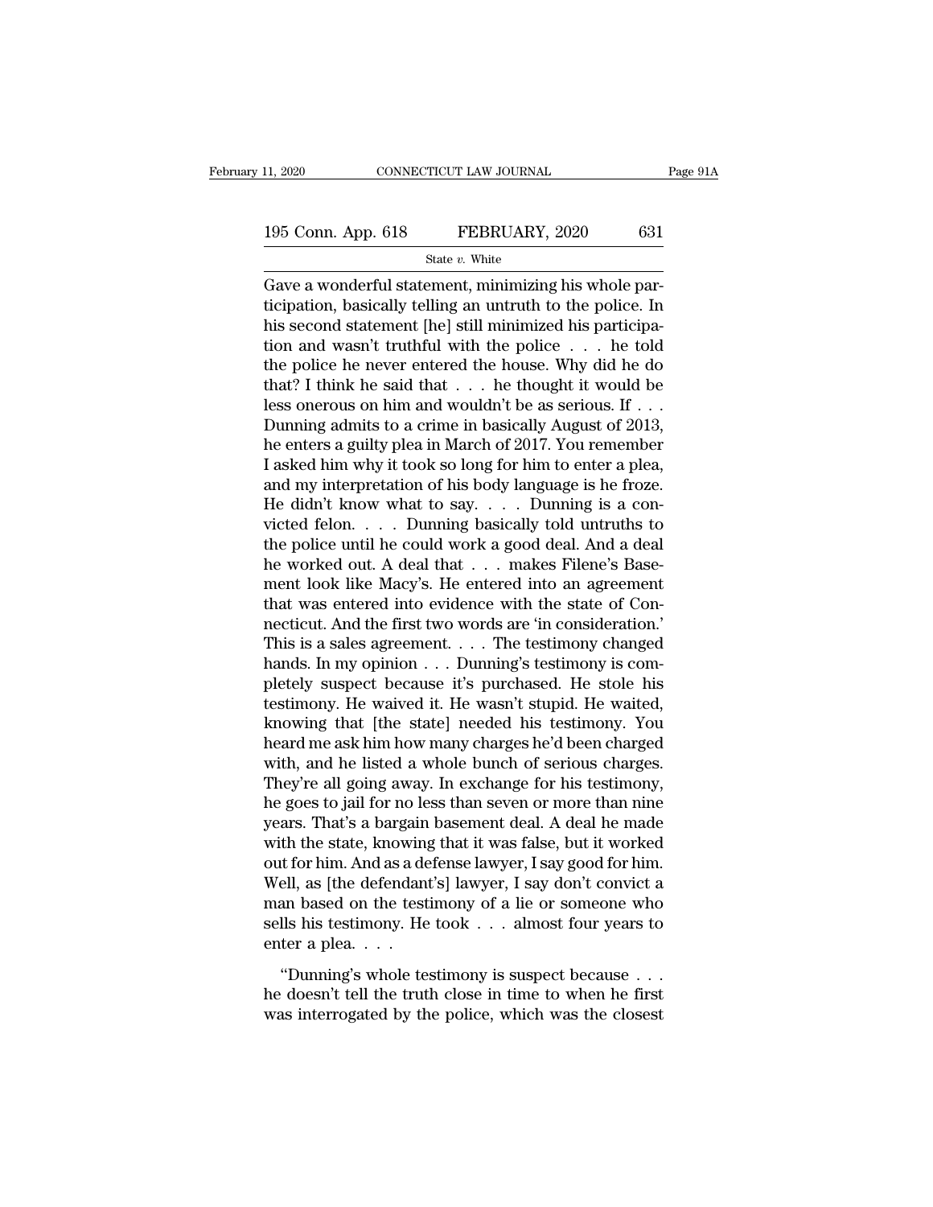Gave a wonderful statement, minimizing his whole participation, basically telling an untruth to the police. In his second statement [he] still minimized his participation and wasn't truthful with the police . . . he told the police he never entered the house. Why did he do that? I think he said that . . . he thought it would be less onerous on him and wouldn't be as serious. If . . . Dunning admits to a crime in basically August of 2013, he enters a guilty plea in March of 2017. You remember I asked him why it took so long for him to enter a plea, and my interpretation of his body language is he froze. He didn't know what to say. . . . Dunning is a convicted felon. . . . Dunning basically told untruths to the police until he could work a good deal. And a deal he worked out. A deal that . . . makes Filene's Basement look like Macy's. He entered into an agreement that was entered into evidence with the state of Connecticut. And the first two words are 'in consideration.' This is a sales agreement. . . . The testimony changed hands. In my opinion . . . Dunning's testimony is completely suspect because it's purchased. He stole his testimony. He waived it. He wasn't stupid. He waited, knowing that [the state] needed his testimony. You heard me ask him how many charges he'd been charged with, and he listed a whole bunch of serious charges. They're all going away. In exchange for his testimony, he goes to jail for no less than seven or more than nine years. That's a bargain basement deal. A deal he made with the state, knowing that it was false, but it worked out for him. And as a defense lawyer, I say good for him. Well, as [the defendant's] lawyer, I say don't convict a man based on the testimony of a lie or someone who sells his testimony. He took . . . almost four years to enter a plea. . . .

"Dunning's whole testimony is suspect because . . . he doesn't tell the truth close in time to when he first was interrogated by the police, which was the closest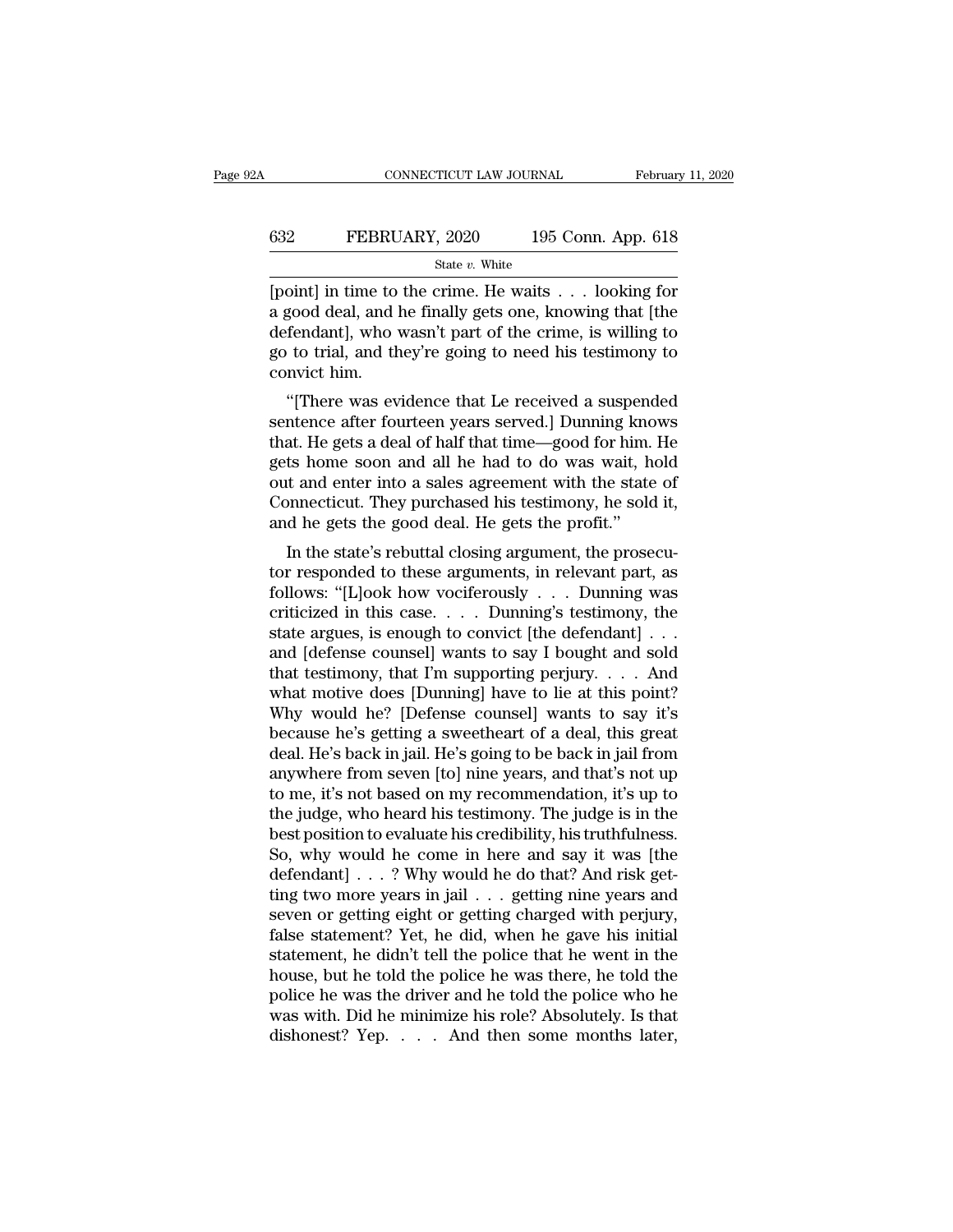[point] in time to the crime. He waits . . . looking for a good deal, and he finally gets one, knowing that [the defendant], who wasn't part of the crime, is willing to go to trial, and they're going to need his testimony to convict him.

"[There was evidence that Le received a suspended sentence after fourteen years served.] Dunning knows that. He gets a deal of half that time—good for him. He gets home soon and all he had to do was wait, hold out and enter into a sales agreement with the state of Connecticut. They purchased his testimony, he sold it, and he gets the good deal. He gets the profit."

In the state's rebuttal closing argument, the prosecutor responded to these arguments, in relevant part, as follows: "[L]ook how vociferously . . . Dunning was criticized in this case. . . . Dunning's testimony, the state argues, is enough to convict [the defendant] . . . and [defense counsel] wants to say I bought and sold that testimony, that I'm supporting perjury. . . . And what motive does [Dunning] have to lie at this point? Why would he? [Defense counsel] wants to say it's because he's getting a sweetheart of a deal, this great deal. He's back in jail. He's going to be back in jail from anywhere from seven [to] nine years, and that's not up to me, it's not based on my recommendation, it's up to the judge, who heard his testimony. The judge is in the best position to evaluate his credibility, his truthfulness. So, why would he come in here and say it was [the defendant] . . . ? Why would he do that? And risk getting two more years in jail . . . getting nine years and seven or getting eight or getting charged with perjury, false statement? Yet, he did, when he gave his initial statement, he didn't tell the police that he went in the house, but he told the police he was there, he told the police he was the driver and he told the police who he was with. Did he minimize his role? Absolutely. Is that dishonest? Yep. . . . And then some months later,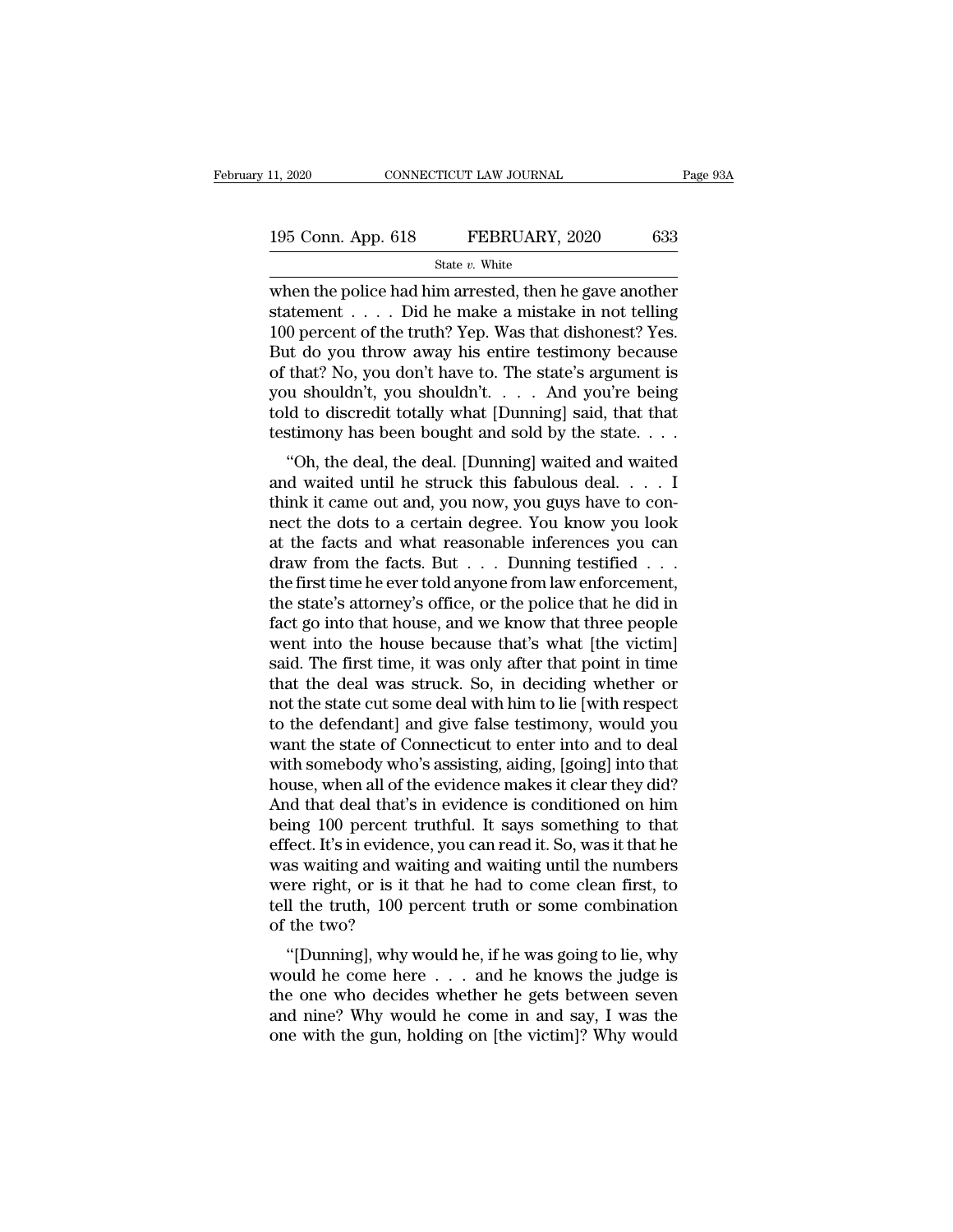when the police had him arrested, then he gave another statement . . . . Did he make a mistake in not telling 100 percent of the truth? Yep. Was that dishonest? Yes. But do you throw away his entire testimony because of that? No, you don't have to. The state's argument is you shouldn't, you shouldn't. . . . And you're being told to discredit totally what [Dunning] said, that that testimony has been bought and sold by the state. . . .

"Oh, the deal, the deal. [Dunning] waited and waited and waited until he struck this fabulous deal. . . . I think it came out and, you now, you guys have to connect the dots to a certain degree. You know you look at the facts and what reasonable inferences you can draw from the facts. But . . . Dunning testified . . . the first time he ever told anyone from law enforcement, the state's attorney's office, or the police that he did in fact go into that house, and we know that three people went into the house because that's what [the victim] said. The first time, it was only after that point in time that the deal was struck. So, in deciding whether or not the state cut some deal with him to lie [with respect to the defendant] and give false testimony, would you want the state of Connecticut to enter into and to deal with somebody who's assisting, aiding, [going] into that house, when all of the evidence makes it clear they did? And that deal that's in evidence is conditioned on him being 100 percent truthful. It says something to that effect. It's in evidence, you can read it. So, was it that he was waiting and waiting and waiting until the numbers were right, or is it that he had to come clean first, to tell the truth, 100 percent truth or some combination of the two?

"[Dunning], why would he, if he was going to lie, why would he come here . . . and he knows the judge is the one who decides whether he gets between seven and nine? Why would he come in and say, I was the one with the gun, holding on [the victim]? Why would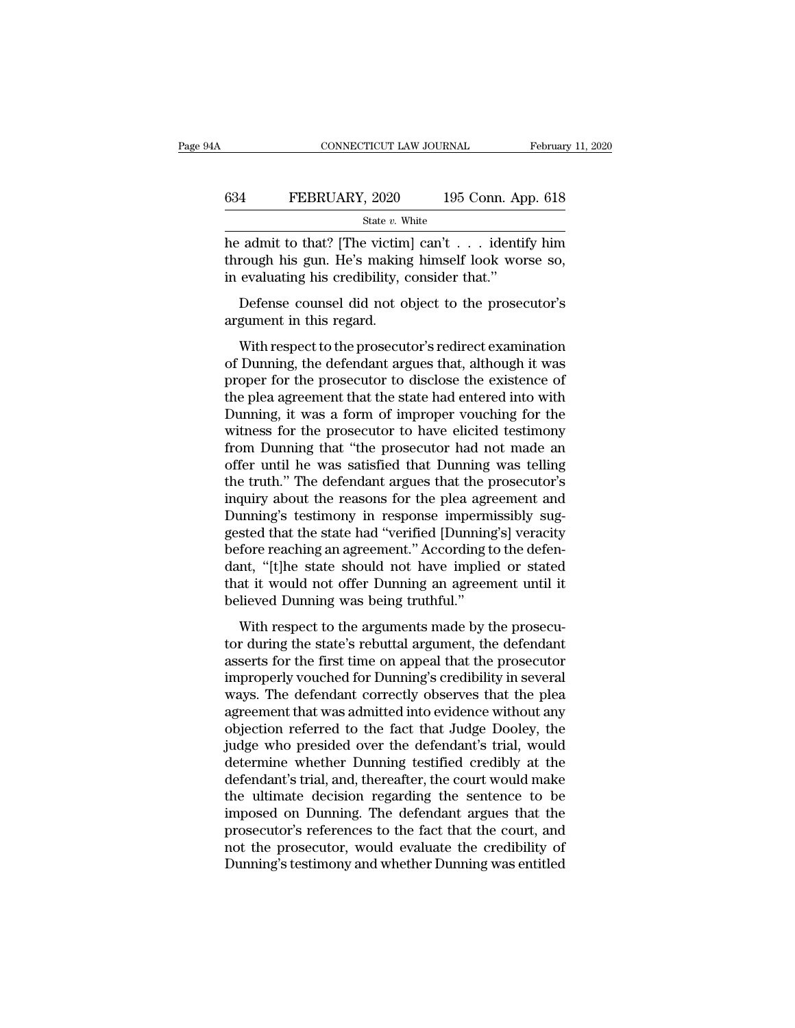he admit to that? [The victim] can't . . . identify him through his gun. He's making himself look worse so, in evaluating his credibility, consider that."

Defense counsel did not object to the prosecutor's argument in this regard.

With respect to the prosecutor's redirect examination of Dunning, the defendant argues that, although it was proper for the prosecutor to disclose the existence of the plea agreement that the state had entered into with Dunning, it was a form of improper vouching for the witness for the prosecutor to have elicited testimony from Dunning that "the prosecutor had not made an offer until he was satisfied that Dunning was telling the truth." The defendant argues that the prosecutor's inquiry about the reasons for the plea agreement and Dunning's testimony in response impermissibly suggested that the state had "verified [Dunning's] veracity before reaching an agreement." According to the defendant, "[t]he state should not have implied or stated that it would not offer Dunning an agreement until it believed Dunning was being truthful."

With respect to the arguments made by the prosecutor during the state's rebuttal argument, the defendant asserts for the first time on appeal that the prosecutor improperly vouched for Dunning's credibility in several ways. The defendant correctly observes that the plea agreement that was admitted into evidence without any objection referred to the fact that Judge Dooley, the judge who presided over the defendant's trial, would determine whether Dunning testified credibly at the defendant's trial, and, thereafter, the court would make the ultimate decision regarding the sentence to be imposed on Dunning. The defendant argues that the prosecutor's references to the fact that the court, and not the prosecutor, would evaluate the credibility of Dunning's testimony and whether Dunning was entitled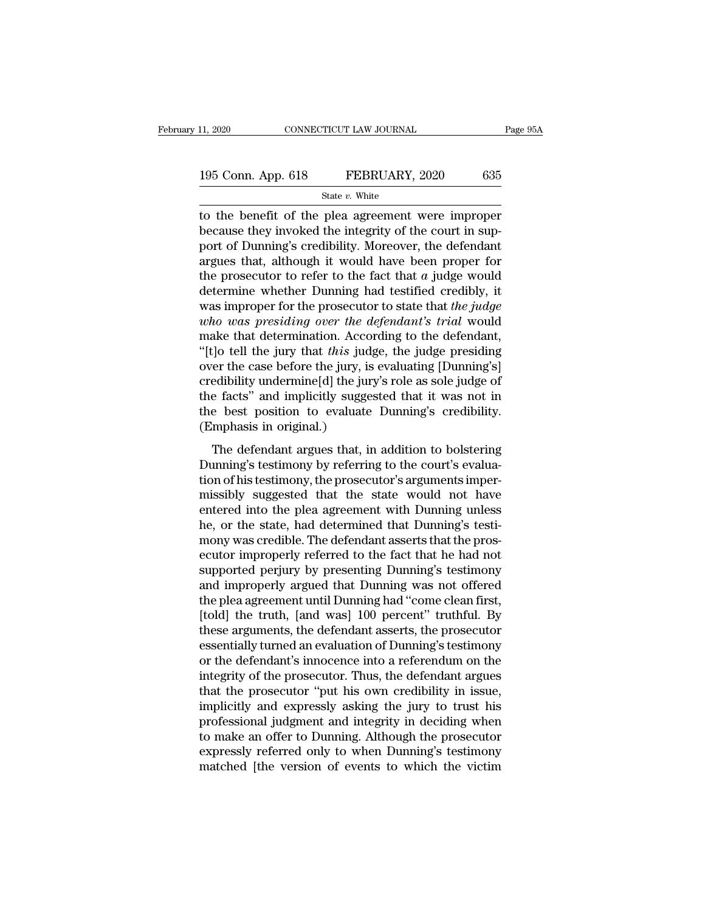to the benefit of the plea agreement were improper because they invoked the integrity of the court in support of Dunning's credibility. Moreover, the defendant argues that, although it would have been proper for the prosecutor to refer to the fact that *a* judge would determine whether Dunning had testified credibly, it was improper for the prosecutor to state that *the judge who was presiding over the defendant's trial* would make that determination. According to the defendant, "[t]o tell the jury that *this* judge, the judge presiding over the case before the jury, is evaluating [Dunning's] credibility undermine[d] the jury's role as sole judge of the facts" and implicitly suggested that it was not in the best position to evaluate Dunning's credibility. (Emphasis in original.)

The defendant argues that, in addition to bolstering Dunning's testimony by referring to the court's evaluation of his testimony, the prosecutor's arguments impermissibly suggested that the state would not have entered into the plea agreement with Dunning unless he, or the state, had determined that Dunning's testimony was credible. The defendant asserts that the prosecutor improperly referred to the fact that he had not supported perjury by presenting Dunning's testimony and improperly argued that Dunning was not offered the plea agreement until Dunning had "come clean first, [told] the truth, [and was] 100 percent" truthful. By these arguments, the defendant asserts, the prosecutor essentially turned an evaluation of Dunning's testimony or the defendant's innocence into a referendum on the integrity of the prosecutor. Thus, the defendant argues that the prosecutor "put his own credibility in issue, implicitly and expressly asking the jury to trust his professional judgment and integrity in deciding when to make an offer to Dunning. Although the prosecutor expressly referred only to when Dunning's testimony matched [the version of events to which the victim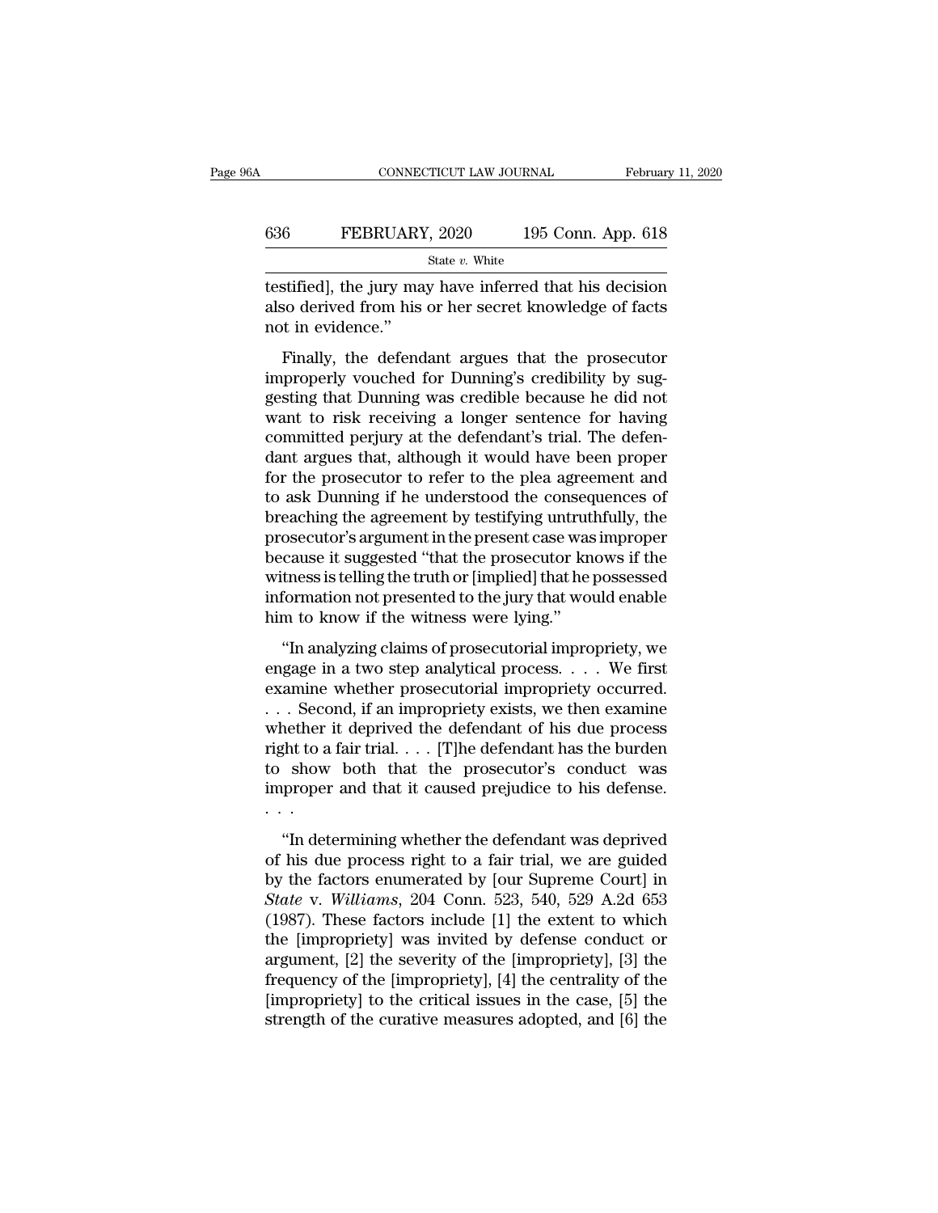testified], the jury may have inferred that his decision also derived from his or her secret knowledge of facts not in evidence."

Finally, the defendant argues that the prosecutor improperly vouched for Dunning's credibility by suggesting that Dunning was credible because he did not want to risk receiving a longer sentence for having committed perjury at the defendant's trial. The defendant argues that, although it would have been proper for the prosecutor to refer to the plea agreement and to ask Dunning if he understood the consequences of breaching the agreement by testifying untruthfully, the prosecutor's argument in the present case was improper because it suggested "that the prosecutor knows if the witness is telling the truth or [implied] that he possessed information not presented to the jury that would enable him to know if the witness were lying."

"In analyzing claims of prosecutorial impropriety, we engage in a two step analytical process. . . . We first examine whether prosecutorial impropriety occurred. . . . Second, if an impropriety exists, we then examine whether it deprived the defendant of his due process right to a fair trial. . . . [T]he defendant has the burden to show both that the prosecutor's conduct was improper and that it caused prejudice to his defense. . . .

"In determining whether the defendant was deprived of his due process right to a fair trial, we are guided by the factors enumerated by [our Supreme Court] in *State* v. *Williams*, 204 Conn. 523, 540, 529 A.2d 653 (1987). These factors include [1] the extent to which the [impropriety] was invited by defense conduct or argument, [2] the severity of the [impropriety], [3] the frequency of the [impropriety], [4] the centrality of the [impropriety] to the critical issues in the case, [5] the strength of the curative measures adopted, and [6] the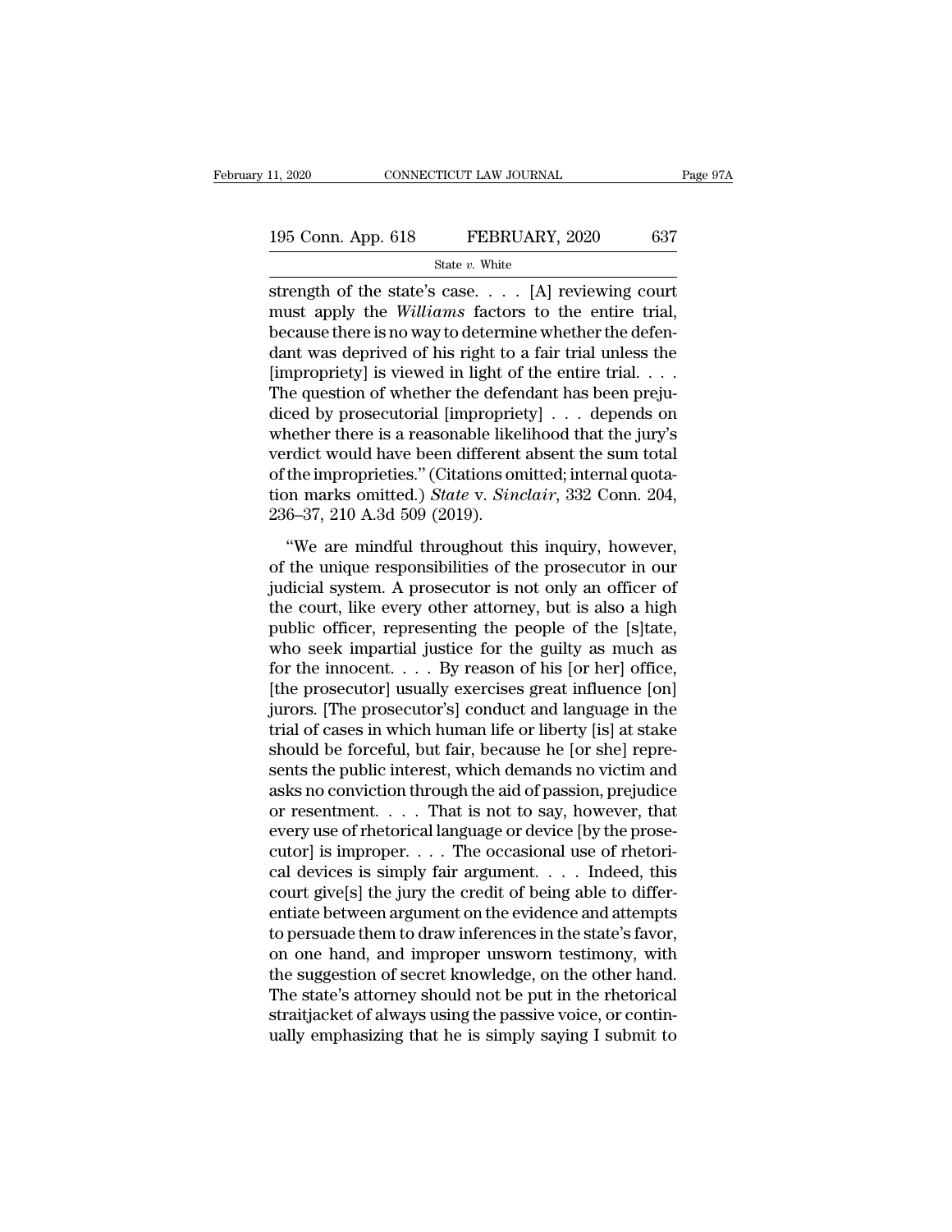strength of the state's case. . . . [A] reviewing court must apply the *Williams* factors to the entire trial, because there is no way to determine whether the defendant was deprived of his right to a fair trial unless the [impropriety] is viewed in light of the entire trial. . . . The question of whether the defendant has been prejudiced by prosecutorial [impropriety] . . . depends on whether there is a reasonable likelihood that the jury's verdict would have been different absent the sum total of the improprieties." (Citations omitted; internal quotation marks omitted.) *State* v. *Sinclair*, 332 Conn. 204, 236–37, 210 A.3d 509 (2019).

"We are mindful throughout this inquiry, however, of the unique responsibilities of the prosecutor in our judicial system. A prosecutor is not only an officer of the court, like every other attorney, but is also a high public officer, representing the people of the [s]tate, who seek impartial justice for the guilty as much as for the innocent. . . . By reason of his [or her] office, [the prosecutor] usually exercises great influence [on] jurors. [The prosecutor's] conduct and language in the trial of cases in which human life or liberty [is] at stake should be forceful, but fair, because he [or she] represents the public interest, which demands no victim and asks no conviction through the aid of passion, prejudice or resentment. . . . That is not to say, however, that every use of rhetorical language or device [by the prosecutor] is improper. . . . The occasional use of rhetorical devices is simply fair argument. . . . Indeed, this court give[s] the jury the credit of being able to differentiate between argument on the evidence and attempts to persuade them to draw inferences in the state's favor, on one hand, and improper unsworn testimony, with the suggestion of secret knowledge, on the other hand. The state's attorney should not be put in the rhetorical straitjacket of always using the passive voice, or continually emphasizing that he is simply saying I submit to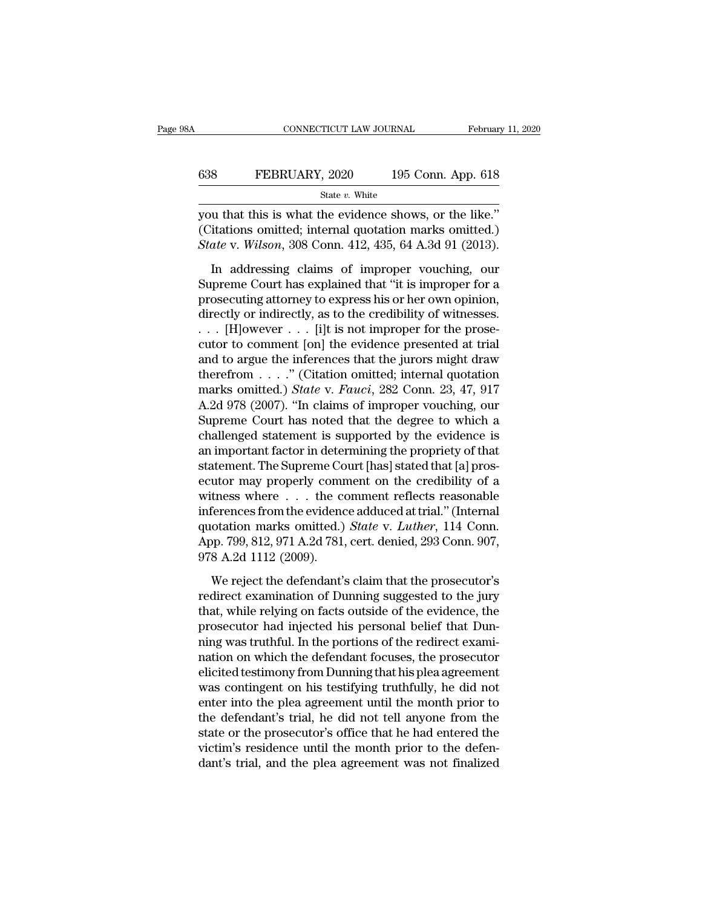you that this is what the evidence shows, or the like." (Citations omitted; internal quotation marks omitted.) *State* v. *Wilson*, 308 Conn. 412, 435, 64 A.3d 91 (2013).

In addressing claims of improper vouching, our Supreme Court has explained that "it is improper for a prosecuting attorney to express his or her own opinion, directly or indirectly, as to the credibility of witnesses. . . . [H]owever . . . [i]t is not improper for the prosecutor to comment [on] the evidence presented at trial and to argue the inferences that the jurors might draw therefrom . . . ." (Citation omitted; internal quotation marks omitted.) *State* v. *Fauci*, 282 Conn. 23, 47, 917 A.2d 978 (2007). "In claims of improper vouching, our Supreme Court has noted that the degree to which a challenged statement is supported by the evidence is an important factor in determining the propriety of that statement. The Supreme Court [has] stated that [a] prosecutor may properly comment on the credibility of a witness where . . . the comment reflects reasonable inferences from the evidence adduced at trial." (Internal quotation marks omitted.) *State* v. *Luther*, 114 Conn. App. 799, 812, 971 A.2d 781, cert. denied, 293 Conn. 907, 978 A.2d 1112 (2009).

We reject the defendant's claim that the prosecutor's redirect examination of Dunning suggested to the jury that, while relying on facts outside of the evidence, the prosecutor had injected his personal belief that Dunning was truthful. In the portions of the redirect examination on which the defendant focuses, the prosecutor elicited testimony from Dunning that his plea agreement was contingent on his testifying truthfully, he did not enter into the plea agreement until the month prior to the defendant's trial, he did not tell anyone from the state or the prosecutor's office that he had entered the victim's residence until the month prior to the defendant's trial, and the plea agreement was not finalized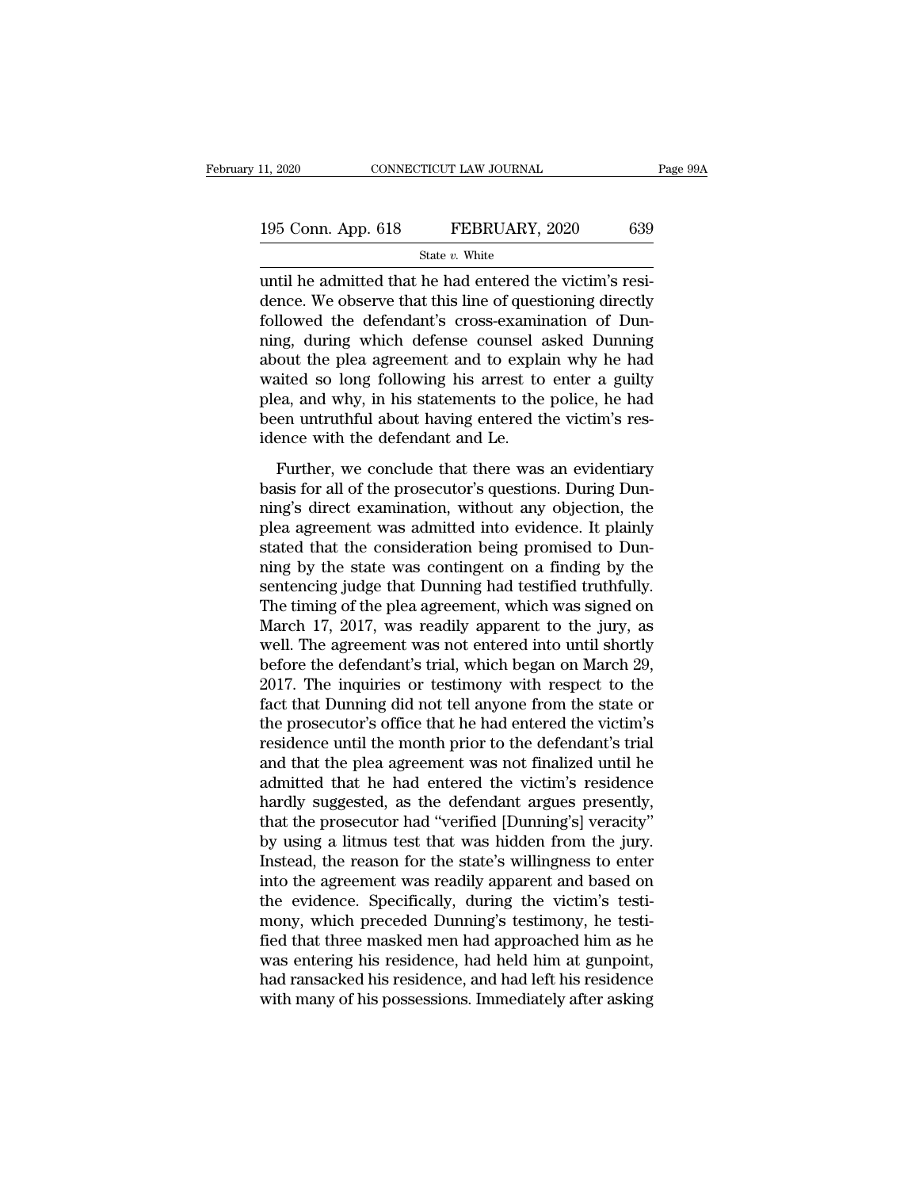until he admitted that he had entered the victim's residence. We observe that this line of questioning directly followed the defendant's cross-examination of Dunning, during which defense counsel asked Dunning about the plea agreement and to explain why he had waited so long following his arrest to enter a guilty plea, and why, in his statements to the police, he had been untruthful about having entered the victim's residence with the defendant and Le.

Further, we conclude that there was an evidentiary basis for all of the prosecutor's questions. During Dunning's direct examination, without any objection, the plea agreement was admitted into evidence. It plainly stated that the consideration being promised to Dunning by the state was contingent on a finding by the sentencing judge that Dunning had testified truthfully. The timing of the plea agreement, which was signed on March 17, 2017, was readily apparent to the jury, as well. The agreement was not entered into until shortly before the defendant's trial, which began on March 29, 2017. The inquiries or testimony with respect to the fact that Dunning did not tell anyone from the state or the prosecutor's office that he had entered the victim's residence until the month prior to the defendant's trial and that the plea agreement was not finalized until he admitted that he had entered the victim's residence hardly suggested, as the defendant argues presently, that the prosecutor had "verified [Dunning's] veracity" by using a litmus test that was hidden from the jury. Instead, the reason for the state's willingness to enter into the agreement was readily apparent and based on the evidence. Specifically, during the victim's testimony, which preceded Dunning's testimony, he testified that three masked men had approached him as he was entering his residence, had held him at gunpoint, had ransacked his residence, and had left his residence with many of his possessions. Immediately after asking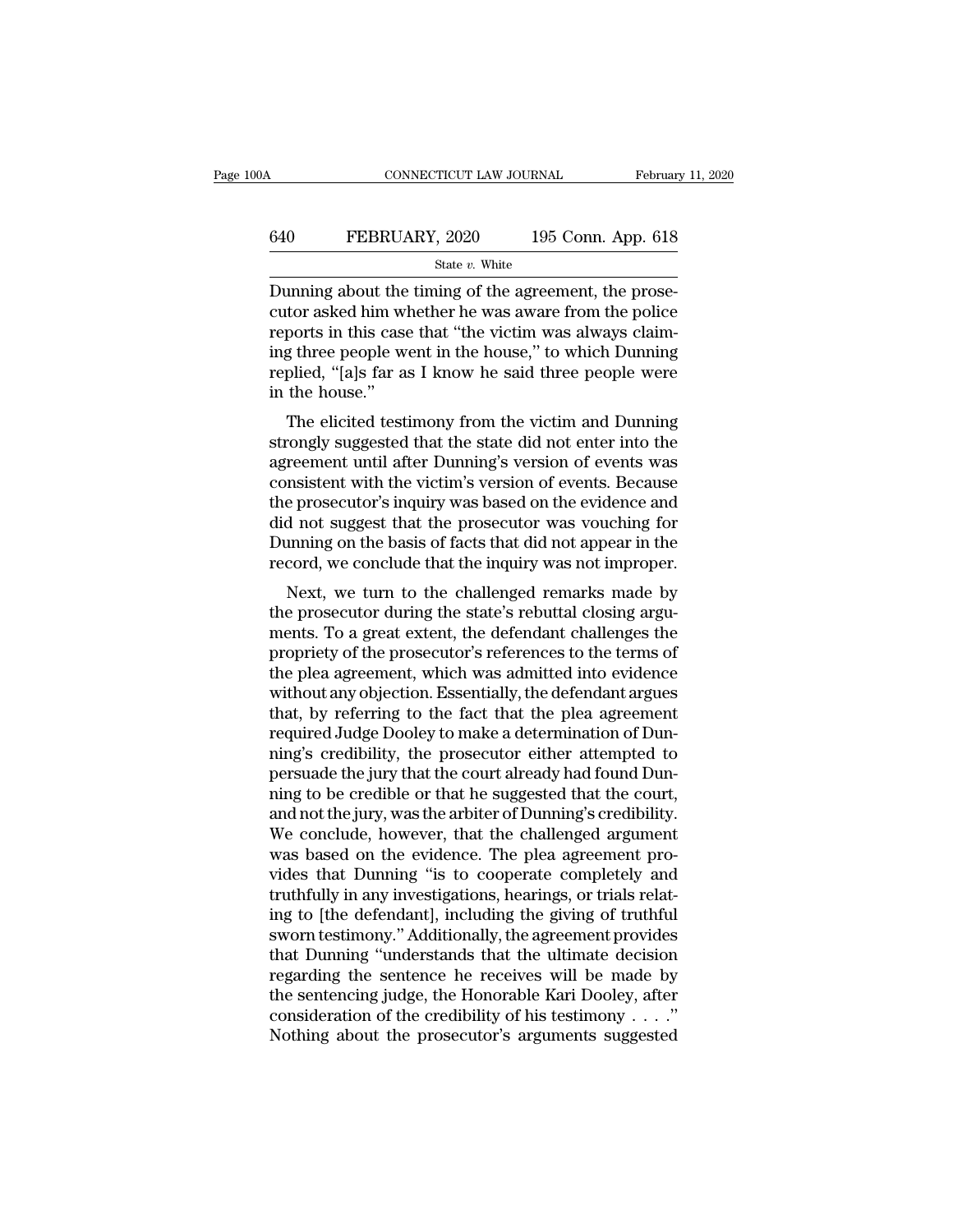Dunning about the timing of the agreement, the prosecutor asked him whether he was aware from the police reports in this case that "the victim was always claiming three people went in the house," to which Dunning replied, "[a]s far as I know he said three people were in the house."

The elicited testimony from the victim and Dunning strongly suggested that the state did not enter into the agreement until after Dunning's version of events was consistent with the victim's version of events. Because the prosecutor's inquiry was based on the evidence and did not suggest that the prosecutor was vouching for Dunning on the basis of facts that did not appear in the record, we conclude that the inquiry was not improper.

Next, we turn to the challenged remarks made by the prosecutor during the state's rebuttal closing arguments. To a great extent, the defendant challenges the propriety of the prosecutor's references to the terms of the plea agreement, which was admitted into evidence without any objection. Essentially, the defendant argues that, by referring to the fact that the plea agreement required Judge Dooley to make a determination of Dunning's credibility, the prosecutor either attempted to persuade the jury that the court already had found Dunning to be credible or that he suggested that the court, and not the jury, was the arbiter of Dunning's credibility. We conclude, however, that the challenged argument was based on the evidence. The plea agreement provides that Dunning "is to cooperate completely and truthfully in any investigations, hearings, or trials relating to [the defendant], including the giving of truthful sworn testimony." Additionally, the agreement provides that Dunning "understands that the ultimate decision regarding the sentence he receives will be made by the sentencing judge, the Honorable Kari Dooley, after consideration of the credibility of his testimony . . . ." Nothing about the prosecutor's arguments suggested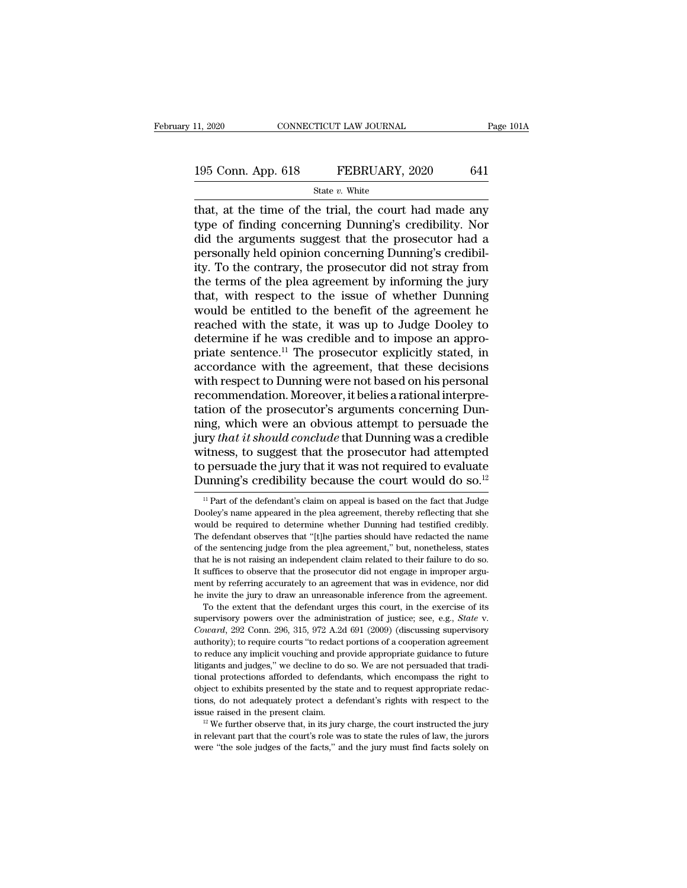that, at the time of the trial, the court had made any type of finding concerning Dunning's credibility. Nor did the arguments suggest that the prosecutor had a personally held opinion concerning Dunning's credibility. To the contrary, the prosecutor did not stray from the terms of the plea agreement by informing the jury that, with respect to the issue of whether Dunning would be entitled to the benefit of the agreement he reached with the state, it was up to Judge Dooley to determine if he was credible and to impose an appropriate sentence.[11] The prosecutor explicitly stated, in accordance with the agreement, that these decisions with respect to Dunning were not based on his personal recommendation. Moreover, it belies a rational interpretation of the prosecutor's arguments concerning Dunning, which were an obvious attempt to persuade the jury *that it should conclude* that Dunning was a credible witness, to suggest that the prosecutor had attempted to persuade the jury that it was not required to evaluate Dunning's credibility because the court would do so.[12]

[11] Part of the defendant's claim on appeal is based on the fact that Judge Dooley's name appeared in the plea agreement, thereby reflecting that she would be required to determine whether Dunning had testified credibly. The defendant observes that "[t]he parties should have redacted the name of the sentencing judge from the plea agreement," but, nonetheless, states that he is not raising an independent claim related to their failure to do so. It suffices to observe that the prosecutor did not engage in improper argument by referring accurately to an agreement that was in evidence, nor did he invite the jury to draw an unreasonable inference from the agreement.

To the extent that the defendant urges this court, in the exercise of its supervisory powers over the administration of justice; see, e.g., *State* v. *Coward*, 292 Conn. 296, 315, 972 A.2d 691 (2009) (discussing supervisory authority); to require courts "to redact portions of a cooperation agreement to reduce any implicit vouching and provide appropriate guidance to future litigants and judges," we decline to do so. We are not persuaded that traditional protections afforded to defendants, which encompass the right to object to exhibits presented by the state and to request appropriate redactions, do not adequately protect a defendant's rights with respect to the issue raised in the present claim.

[12] We further observe that, in its jury charge, the court instructed the jury in relevant part that the court's role was to state the rules of law, the jurors were "the sole judges of the facts," and the jury must find facts solely on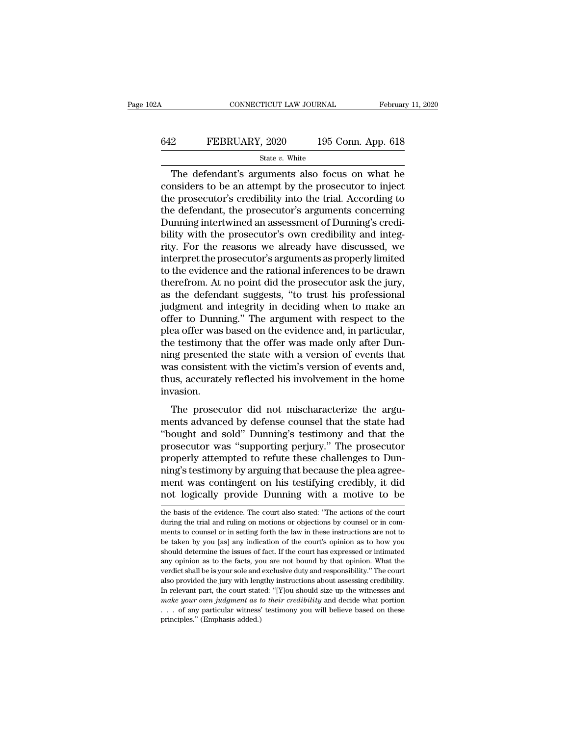The defendant's arguments also focus on what he considers to be an attempt by the prosecutor to inject the prosecutor's credibility into the trial. According to the defendant, the prosecutor's arguments concerning Dunning intertwined an assessment of Dunning's credibility with the prosecutor's own credibility and integrity. For the reasons we already have discussed, we interpret the prosecutor's arguments as properly limited to the evidence and the rational inferences to be drawn therefrom. At no point did the prosecutor ask the jury, as the defendant suggests, "to trust his professional judgment and integrity in deciding when to make an offer to Dunning." The argument with respect to the plea offer was based on the evidence and, in particular, the testimony that the offer was made only after Dunning presented the state with a version of events that was consistent with the victim's version of events and, thus, accurately reflected his involvement in the home invasion.

The prosecutor did not mischaracterize the arguments advanced by defense counsel that the state had "bought and sold" Dunning's testimony and that the prosecutor was "supporting perjury." The prosecutor properly attempted to refute these challenges to Dunning's testimony by arguing that because the plea agreement was contingent on his testifying credibly, it did not logically provide Dunning with a motive to be

the basis of the evidence. The court also stated: "The actions of the court during the trial and ruling on motions or objections by counsel or in comments to counsel or in setting forth the law in these instructions are not to be taken by you [as] any indication of the court's opinion as to how you should determine the issues of fact. If the court has expressed or intimated any opinion as to the facts, you are not bound by that opinion. What the verdict shall be is your sole and exclusive duty and responsibility." The court also provided the jury with lengthy instructions about assessing credibility. In relevant part, the court stated: "[Y]ou should size up the witnesses and *make your own judgment as to their credibility* and decide what portion . . . of any particular witness' testimony you will believe based on these principles." (Emphasis added.)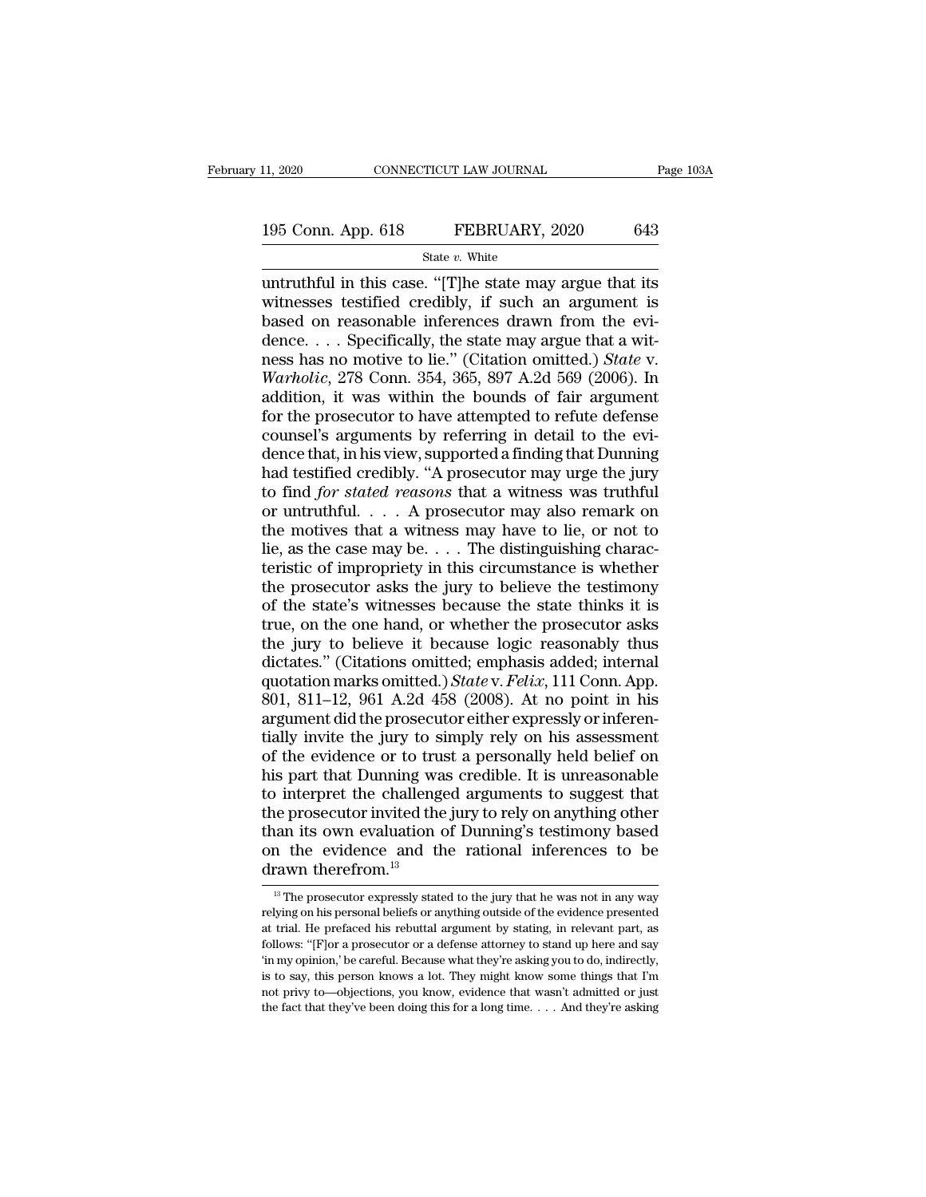untruthful in this case. "[T]he state may argue that its witnesses testified credibly, if such an argument is based on reasonable inferences drawn from the evidence. . . . Specifically, the state may argue that a witness has no motive to lie." (Citation omitted.) *State* v. *Warholic*, 278 Conn. 354, 365, 897 A.2d 569 (2006). In addition, it was within the bounds of fair argument for the prosecutor to have attempted to refute defense counsel's arguments by referring in detail to the evidence that, in his view, supported a finding that Dunning had testified credibly. "A prosecutor may urge the jury to find *for stated reasons* that a witness was truthful or untruthful. . . . A prosecutor may also remark on the motives that a witness may have to lie, or not to lie, as the case may be. . . . The distinguishing characteristic of impropriety in this circumstance is whether the prosecutor asks the jury to believe the testimony of the state's witnesses because the state thinks it is true, on the one hand, or whether the prosecutor asks the jury to believe it because logic reasonably thus dictates." (Citations omitted; emphasis added; internal quotation marks omitted.) *State* v. *Felix*, 111 Conn. App. 801, 811–12, 961 A.2d 458 (2008). At no point in his argument did the prosecutor either expressly or inferentially invite the jury to simply rely on his assessment of the evidence or to trust a personally held belief on his part that Dunning was credible. It is unreasonable to interpret the challenged arguments to suggest that the prosecutor invited the jury to rely on anything other than its own evaluation of Dunning's testimony based on the evidence and the rational inferences to be drawn therefrom.[13]

[13] The prosecutor expressly stated to the jury that he was not in any way relying on his personal beliefs or anything outside of the evidence presented at trial. He prefaced his rebuttal argument by stating, in relevant part, as follows: "[F]or a prosecutor or a defense attorney to stand up here and say 'in my opinion,' be careful. Because what they're asking you to do, indirectly, is to say, this person knows a lot. They might know some things that I'm not privy to—objections, you know, evidence that wasn't admitted or just the fact that they've been doing this for a long time. . . . And they're asking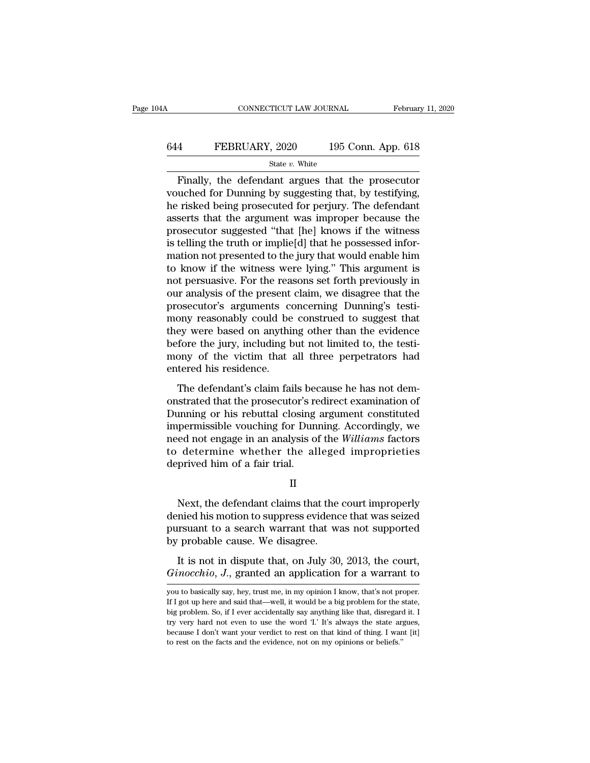Finally, the defendant argues that the prosecutor vouched for Dunning by suggesting that, by testifying, he risked being prosecuted for perjury. The defendant asserts that the argument was improper because the prosecutor suggested "that [he] knows if the witness is telling the truth or implie[d] that he possessed information not presented to the jury that would enable him to know if the witness were lying." This argument is not persuasive. For the reasons set forth previously in our analysis of the present claim, we disagree that the prosecutor's arguments concerning Dunning's testimony reasonably could be construed to suggest that they were based on anything other than the evidence before the jury, including but not limited to, the testimony of the victim that all three perpetrators had entered his residence.

The defendant's claim fails because he has not demonstrated that the prosecutor's redirect examination of Dunning or his rebuttal closing argument constituted impermissible vouching for Dunning. Accordingly, we need not engage in an analysis of the *Williams* factors to determine whether the alleged improprieties deprived him of a fair trial.

## II

Next, the defendant claims that the court improperly denied his motion to suppress evidence that was seized pursuant to a search warrant that was not supported by probable cause. We disagree.

It is not in dispute that, on July 30, 2013, the court, *Ginocchio, J.*, granted an application for a warrant to

---

you to basically say, hey, trust me, in my opinion I know, that's not proper. If I got up here and said that—well, it would be a big problem for the state, big problem. So, if I ever accidentally say anything like that, disregard it. I try very hard not even to use the word 'I.' It's always the state argues, because I don't want your verdict to rest on that kind of thing. I want [it] to rest on the facts and the evidence, not on my opinions or beliefs."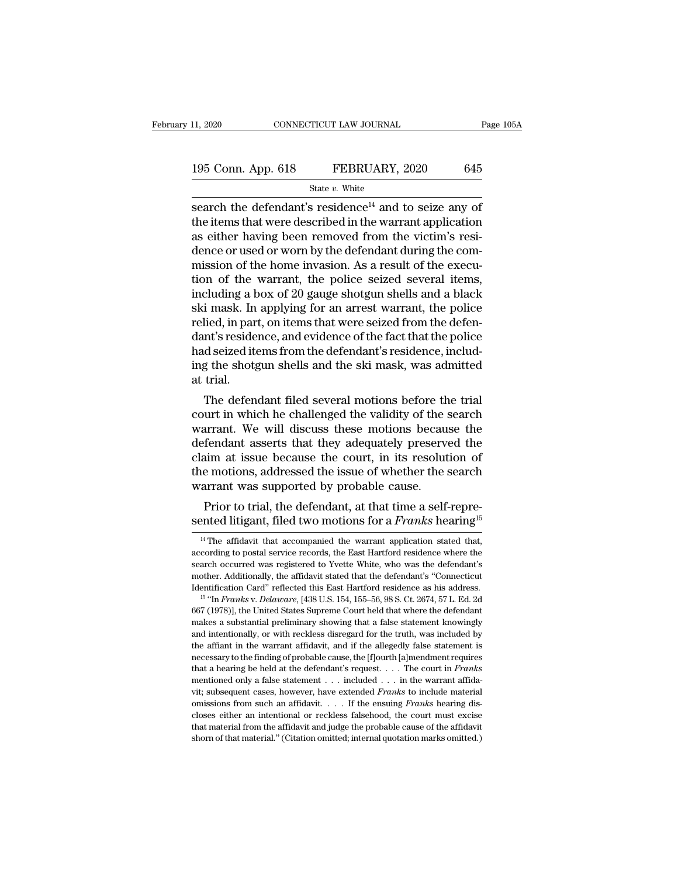search the defendant's residence[14] and to seize any of the items that were described in the warrant application as either having been removed from the victim's residence or used or worn by the defendant during the commission of the home invasion. As a result of the execution of the warrant, the police seized several items, including a box of 20 gauge shotgun shells and a black ski mask. In applying for an arrest warrant, the police relied, in part, on items that were seized from the defendant's residence, and evidence of the fact that the police had seized items from the defendant's residence, including the shotgun shells and the ski mask, was admitted at trial.

The defendant filed several motions before the trial court in which he challenged the validity of the search warrant. We will discuss these motions because the defendant asserts that they adequately preserved the claim at issue because the court, in its resolution of the motions, addressed the issue of whether the search warrant was supported by probable cause.

Prior to trial, the defendant, at that time a self-represented litigant, filed two motions for a *Franks* hearing[15]

---

[14] The affidavit that accompanied the warrant application stated that, according to postal service records, the East Hartford residence where the search occurred was registered to Yvette White, who was the defendant's mother. Additionally, the affidavit stated that the defendant's "Connecticut Identification Card" reflected this East Hartford residence as his address.

[15] "In *Franks* v. *Delaware*, [438 U.S. 154, 155–56, 98 S. Ct. 2674, 57 L. Ed. 2d 667 (1978)], the United States Supreme Court held that where the defendant makes a substantial preliminary showing that a false statement knowingly and intentionally, or with reckless disregard for the truth, was included by the affiant in the warrant affidavit, and if the allegedly false statement is necessary to the finding of probable cause, the [f]ourth [a]mendment requires that a hearing be held at the defendant's request. . . . The court in *Franks* mentioned only a false statement . . . included . . . in the warrant affidavit; subsequent cases, however, have extended *Franks* to include material omissions from such an affidavit. . . . If the ensuing *Franks* hearing discloses either an intentional or reckless falsehood, the court must excise that material from the affidavit and judge the probable cause of the affidavit shorn of that material." (Citation omitted; internal quotation marks omitted.)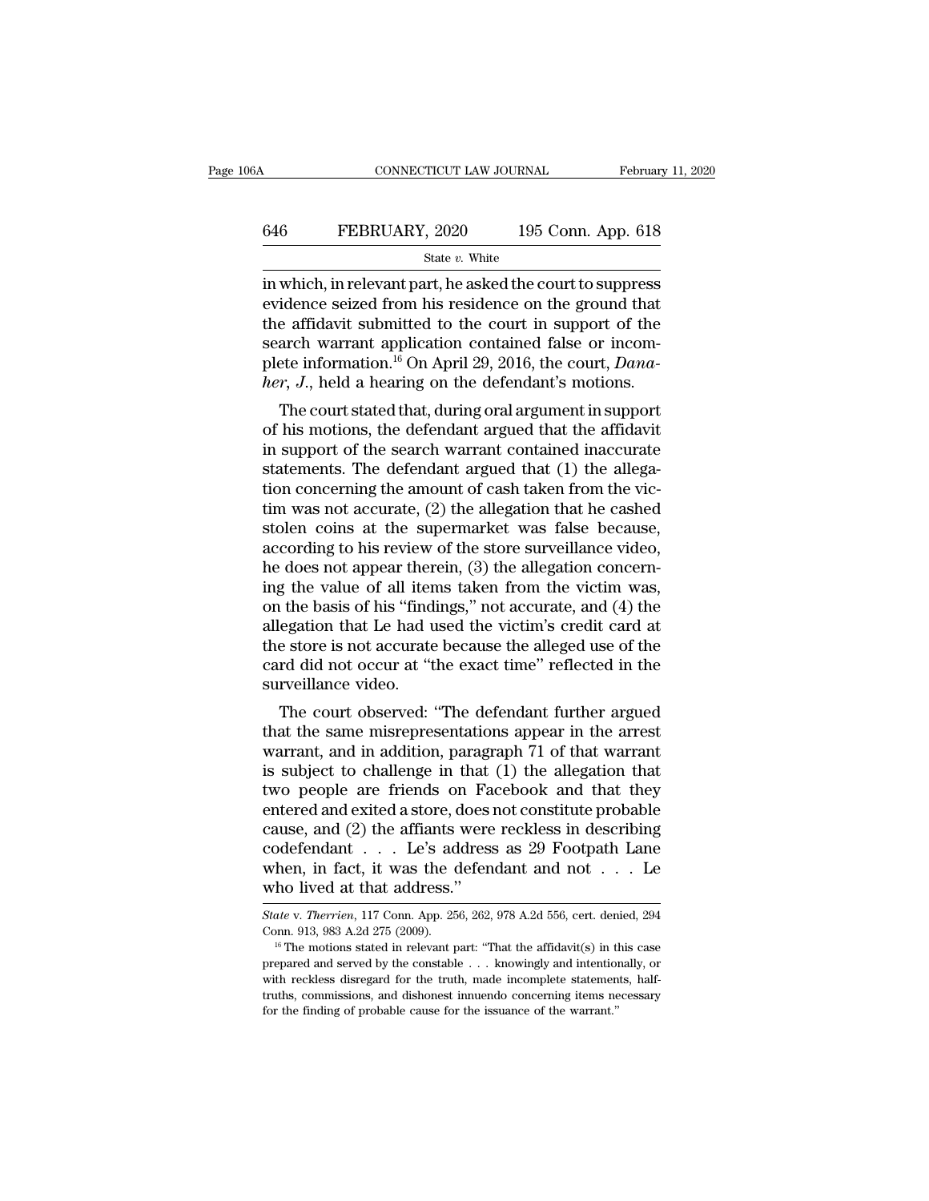in which, in relevant part, he asked the court to suppress evidence seized from his residence on the ground that the affidavit submitted to the court in support of the search warrant application contained false or incomplete information.[16] On April 29, 2016, the court, *Danaher, J.*, held a hearing on the defendant's motions.

The court stated that, during oral argument in support of his motions, the defendant argued that the affidavit in support of the search warrant contained inaccurate statements. The defendant argued that (1) the allegation concerning the amount of cash taken from the victim was not accurate, (2) the allegation that he cashed stolen coins at the supermarket was false because, according to his review of the store surveillance video, he does not appear therein, (3) the allegation concerning the value of all items taken from the victim was, on the basis of his "findings," not accurate, and (4) the allegation that Le had used the victim's credit card at the store is not accurate because the alleged use of the card did not occur at "the exact time" reflected in the surveillance video.

The court observed: "The defendant further argued that the same misrepresentations appear in the arrest warrant, and in addition, paragraph 71 of that warrant is subject to challenge in that (1) the allegation that two people are friends on Facebook and that they entered and exited a store, does not constitute probable cause, and (2) the affiants were reckless in describing codefendant . . . Le's address as 29 Footpath Lane when, in fact, it was the defendant and not . . . Le who lived at that address."

---

*State* v. *Therrien*, 117 Conn. App. 256, 262, 978 A.2d 556, cert. denied, 294 Conn. 913, 983 A.2d 275 (2009).

[16] The motions stated in relevant part: "That the affidavit(s) in this case prepared and served by the constable . . . knowingly and intentionally, or with reckless disregard for the truth, made incomplete statements, half-truths, commissions, and dishonest innuendo concerning items necessary for the finding of probable cause for the issuance of the warrant."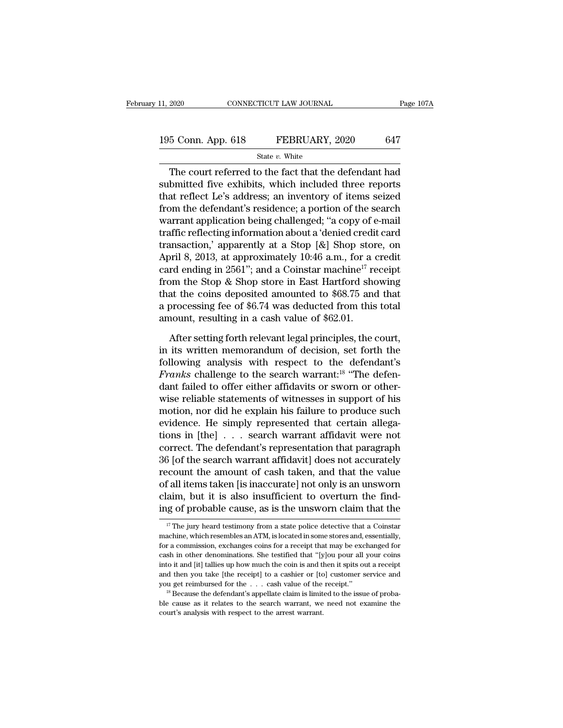The court referred to the fact that the defendant had submitted five exhibits, which included three reports that reflect Le's address; an inventory of items seized from the defendant's residence; a portion of the search warrant application being challenged; "a copy of e-mail traffic reflecting information about a 'denied credit card transaction,' apparently at a Stop [&] Shop store, on April 8, 2013, at approximately 10:46 a.m., for a credit card ending in 2561"; and a Coinstar machine[17] receipt from the Stop & Shop store in East Hartford showing that the coins deposited amounted to $68.75 and that a processing fee of $6.74 was deducted from this total amount, resulting in a cash value of $62.01.

After setting forth relevant legal principles, the court, in its written memorandum of decision, set forth the following analysis with respect to the defendant's *Franks* challenge to the search warrant:[18] "The defendant failed to offer either affidavits or sworn or otherwise reliable statements of witnesses in support of his motion, nor did he explain his failure to produce such evidence. He simply represented that certain allegations in [the] . . . search warrant affidavit were not correct. The defendant's representation that paragraph 36 [of the search warrant affidavit] does not accurately recount the amount of cash taken, and that the value of all items taken [is inaccurate] not only is an unsworn claim, but it is also insufficient to overturn the finding of probable cause, as is the unsworn claim that the

---

[17] The jury heard testimony from a state police detective that a Coinstar machine, which resembles an ATM, is located in some stores and, essentially, for a commission, exchanges coins for a receipt that may be exchanged for cash in other denominations. She testified that "[y]ou pour all your coins into it and [it] tallies up how much the coin is and then it spits out a receipt and then you take [the receipt] to a cashier or [to] customer service and you get reimbursed for the . . . cash value of the receipt."

[18] Because the defendant's appellate claim is limited to the issue of probable cause as it relates to the search warrant, we need not examine the court's analysis with respect to the arrest warrant.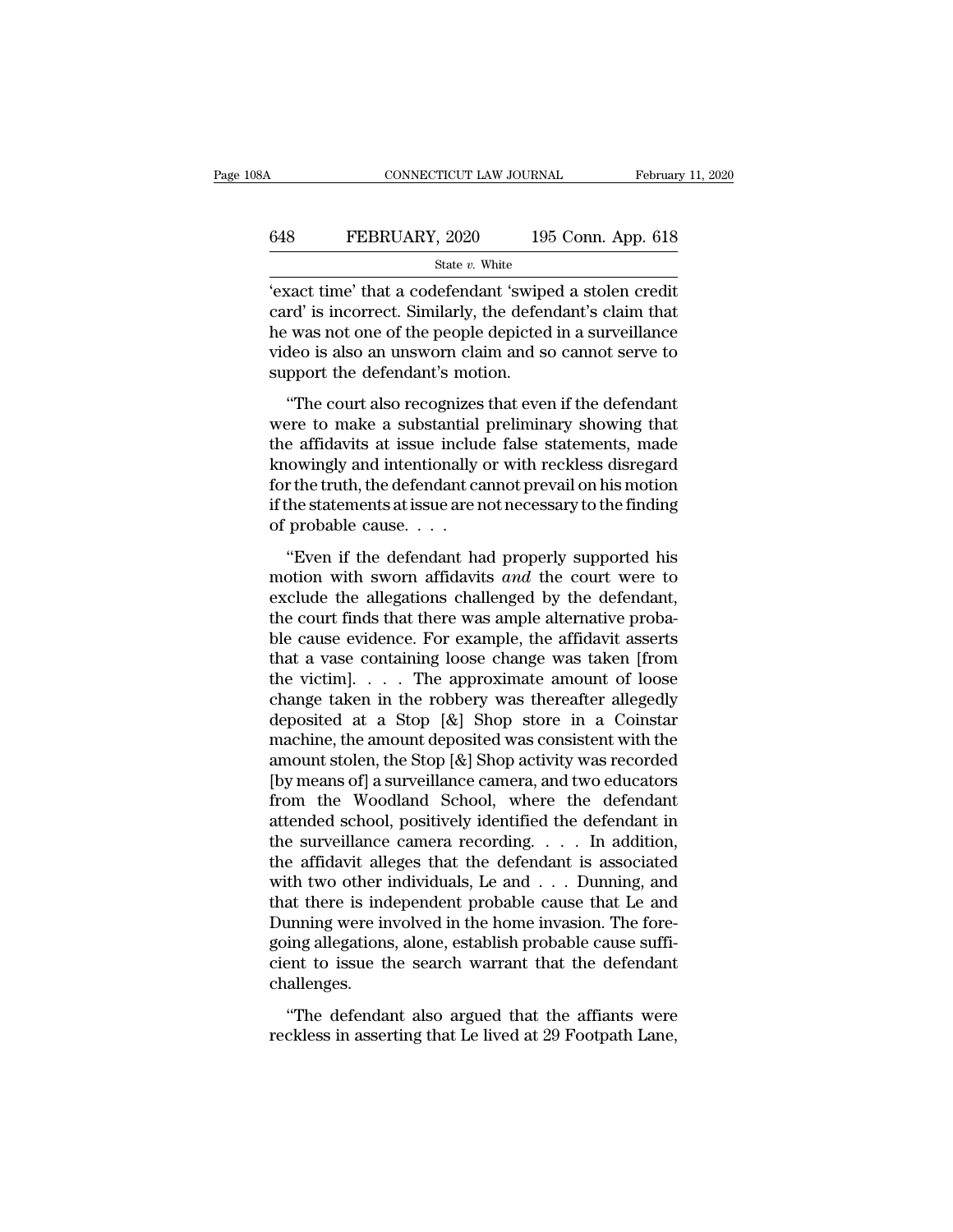'exact time' that a codefendant 'swiped a stolen credit card' is incorrect. Similarly, the defendant's claim that he was not one of the people depicted in a surveillance video is also an unsworn claim and so cannot serve to support the defendant's motion.

"The court also recognizes that even if the defendant were to make a substantial preliminary showing that the affidavits at issue include false statements, made knowingly and intentionally or with reckless disregard for the truth, the defendant cannot prevail on his motion if the statements at issue are not necessary to the finding of probable cause. . . .

"Even if the defendant had properly supported his motion with sworn affidavits *and* the court were to exclude the allegations challenged by the defendant, the court finds that there was ample alternative probable cause evidence. For example, the affidavit asserts that a vase containing loose change was taken [from the victim]. . . . The approximate amount of loose change taken in the robbery was thereafter allegedly deposited at a Stop [&] Shop store in a Coinstar machine, the amount deposited was consistent with the amount stolen, the Stop [&] Shop activity was recorded [by means of] a surveillance camera, and two educators from the Woodland School, where the defendant attended school, positively identified the defendant in the surveillance camera recording. . . . In addition, the affidavit alleges that the defendant is associated with two other individuals, Le and . . . Dunning, and that there is independent probable cause that Le and Dunning were involved in the home invasion. The foregoing allegations, alone, establish probable cause sufficient to issue the search warrant that the defendant challenges.

"The defendant also argued that the affiants were reckless in asserting that Le lived at 29 Footpath Lane,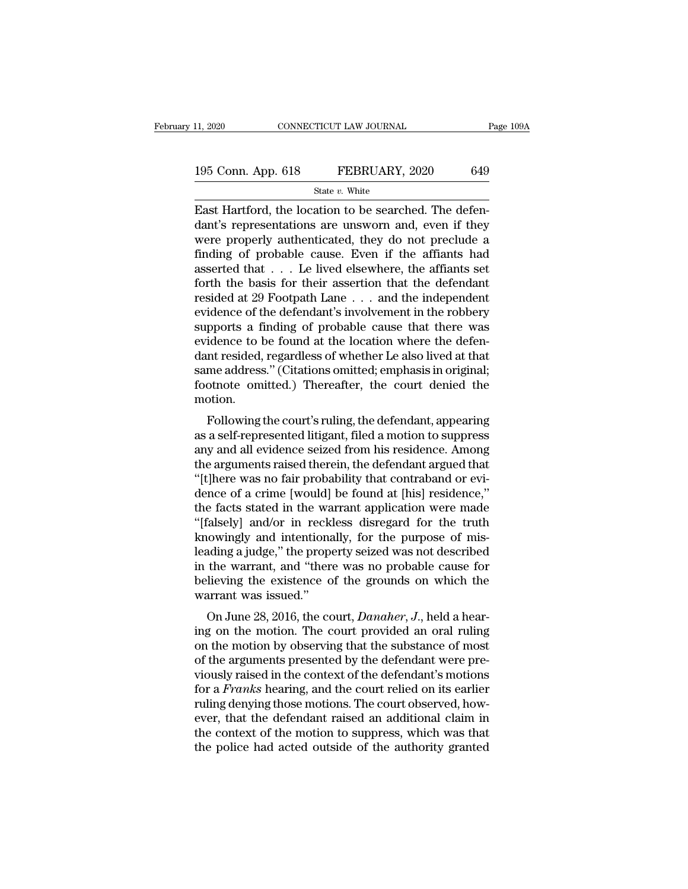East Hartford, the location to be searched. The defendant's representations are unsworn and, even if they were properly authenticated, they do not preclude a finding of probable cause. Even if the affiants had asserted that . . . Le lived elsewhere, the affiants set forth the basis for their assertion that the defendant resided at 29 Footpath Lane . . . and the independent evidence of the defendant's involvement in the robbery supports a finding of probable cause that there was evidence to be found at the location where the defendant resided, regardless of whether Le also lived at that same address." (Citations omitted; emphasis in original; footnote omitted.) Thereafter, the court denied the motion.

Following the court's ruling, the defendant, appearing as a self-represented litigant, filed a motion to suppress any and all evidence seized from his residence. Among the arguments raised therein, the defendant argued that "[t]here was no fair probability that contraband or evidence of a crime [would] be found at [his] residence," the facts stated in the warrant application were made "[falsely] and/or in reckless disregard for the truth knowingly and intentionally, for the purpose of misleading a judge," the property seized was not described in the warrant, and "there was no probable cause for believing the existence of the grounds on which the warrant was issued."

On June 28, 2016, the court, *Danaher*, *J.*, held a hearing on the motion. The court provided an oral ruling on the motion by observing that the substance of most of the arguments presented by the defendant were previously raised in the context of the defendant's motions for a *Franks* hearing, and the court relied on its earlier ruling denying those motions. The court observed, however, that the defendant raised an additional claim in the context of the motion to suppress, which was that the police had acted outside of the authority granted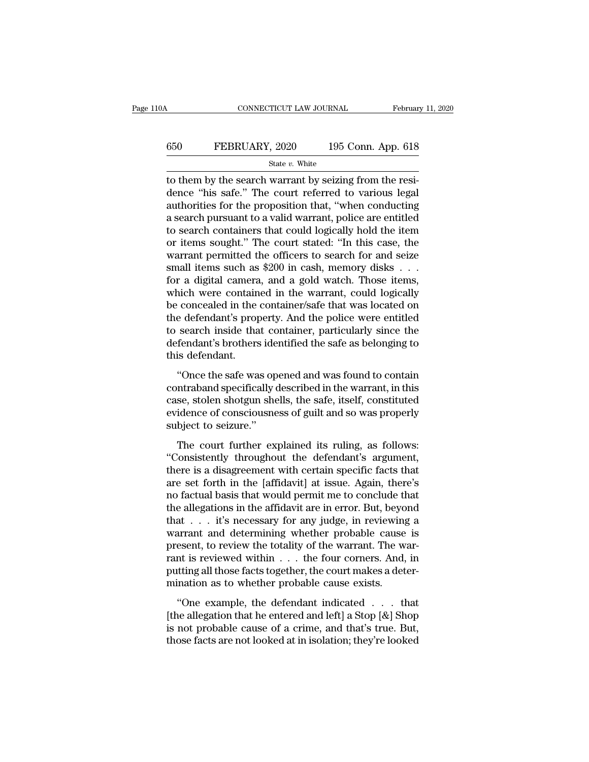to them by the search warrant by seizing from the residence "his safe." The court referred to various legal authorities for the proposition that, "when conducting a search pursuant to a valid warrant, police are entitled to search containers that could logically hold the item or items sought." The court stated: "In this case, the warrant permitted the officers to search for and seize small items such as $200 in cash, memory disks . . . for a digital camera, and a gold watch. Those items, which were contained in the warrant, could logically be concealed in the container/safe that was located on the defendant's property. And the police were entitled to search inside that container, particularly since the defendant's brothers identified the safe as belonging to this defendant.

"Once the safe was opened and was found to contain contraband specifically described in the warrant, in this case, stolen shotgun shells, the safe, itself, constituted evidence of consciousness of guilt and so was properly subject to seizure."

The court further explained its ruling, as follows: "Consistently throughout the defendant's argument, there is a disagreement with certain specific facts that are set forth in the [affidavit] at issue. Again, there's no factual basis that would permit me to conclude that the allegations in the affidavit are in error. But, beyond that . . . it's necessary for any judge, in reviewing a warrant and determining whether probable cause is present, to review the totality of the warrant. The warrant is reviewed within . . . the four corners. And, in putting all those facts together, the court makes a determination as to whether probable cause exists.

"One example, the defendant indicated . . . that [the allegation that he entered and left] a Stop [&] Shop is not probable cause of a crime, and that's true. But, those facts are not looked at in isolation; they're looked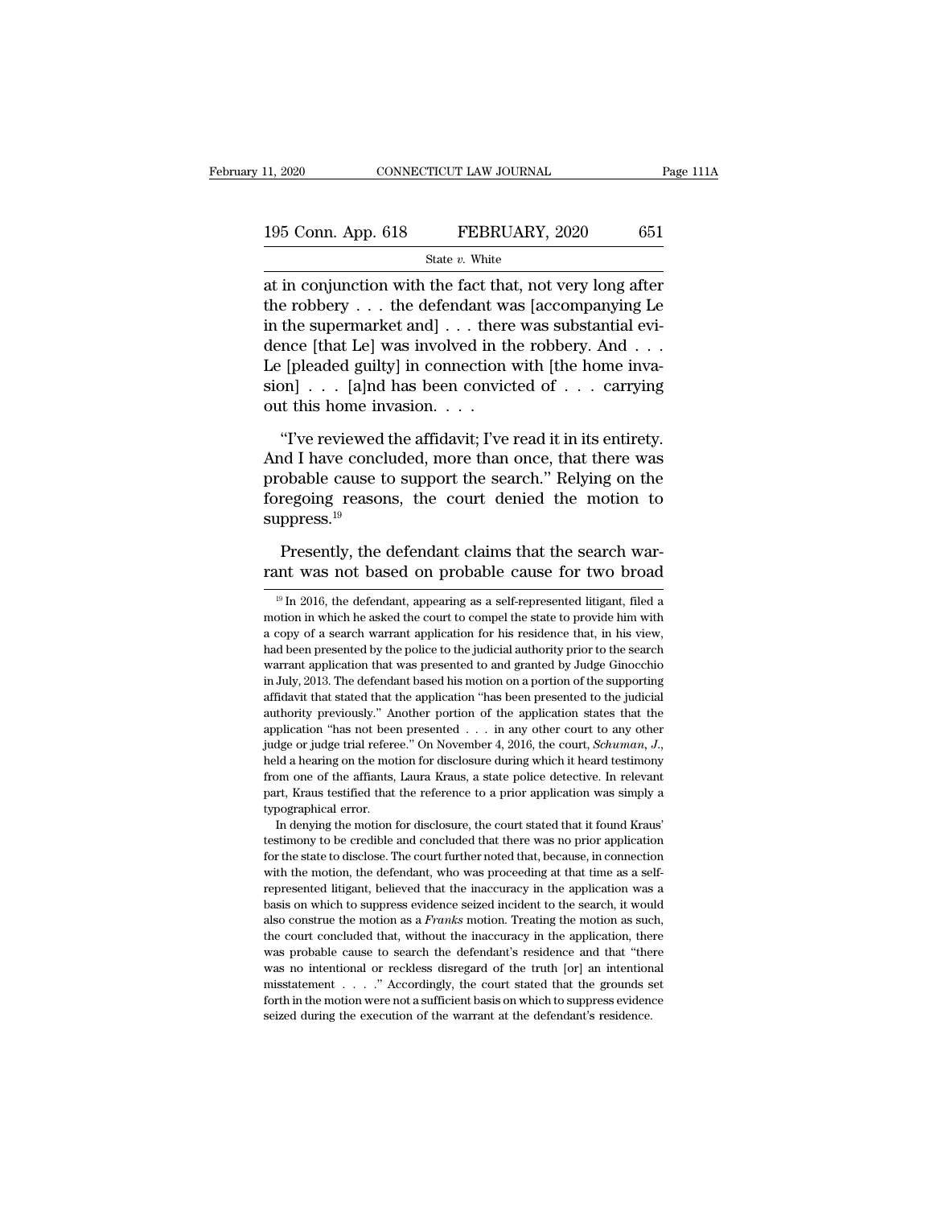at in conjunction with the fact that, not very long after the robbery . . . the defendant was [accompanying Le in the supermarket and] . . . there was substantial evidence [that Le] was involved in the robbery. And . . . Le [pleaded guilty] in connection with [the home invasion] . . . [a]nd has been convicted of . . . carrying out this home invasion. . . .

"I've reviewed the affidavit; I've read it in its entirety. And I have concluded, more than once, that there was probable cause to support the search." Relying on the foregoing reasons, the court denied the motion to suppress.[19]

Presently, the defendant claims that the search warrant was not based on probable cause for two broad

[19] In 2016, the defendant, appearing as a self-represented litigant, filed a motion in which he asked the court to compel the state to provide him with a copy of a search warrant application for his residence that, in his view, had been presented by the police to the judicial authority prior to the search warrant application that was presented to and granted by Judge Ginocchio in July, 2013. The defendant based his motion on a portion of the supporting affidavit that stated that the application "has been presented to the judicial authority previously." Another portion of the application states that the application "has not been presented . . . in any other court to any other judge or judge trial referee." On November 4, 2016, the court, *Schuman, J.*, held a hearing on the motion for disclosure during which it heard testimony from one of the affiants, Laura Kraus, a state police detective. In relevant part, Kraus testified that the reference to a prior application was simply a typographical error.

In denying the motion for disclosure, the court stated that it found Kraus' testimony to be credible and concluded that there was no prior application for the state to disclose. The court further noted that, because, in connection with the motion, the defendant, who was proceeding at that time as a self-represented litigant, believed that the inaccuracy in the application was a basis on which to suppress evidence seized incident to the search, it would also construe the motion as a *Franks* motion. Treating the motion as such, the court concluded that, without the inaccuracy in the application, there was probable cause to search the defendant's residence and that "there was no intentional or reckless disregard of the truth [or] an intentional misstatement . . . ." Accordingly, the court stated that the grounds set forth in the motion were not a sufficient basis on which to suppress evidence seized during the execution of the warrant at the defendant's residence.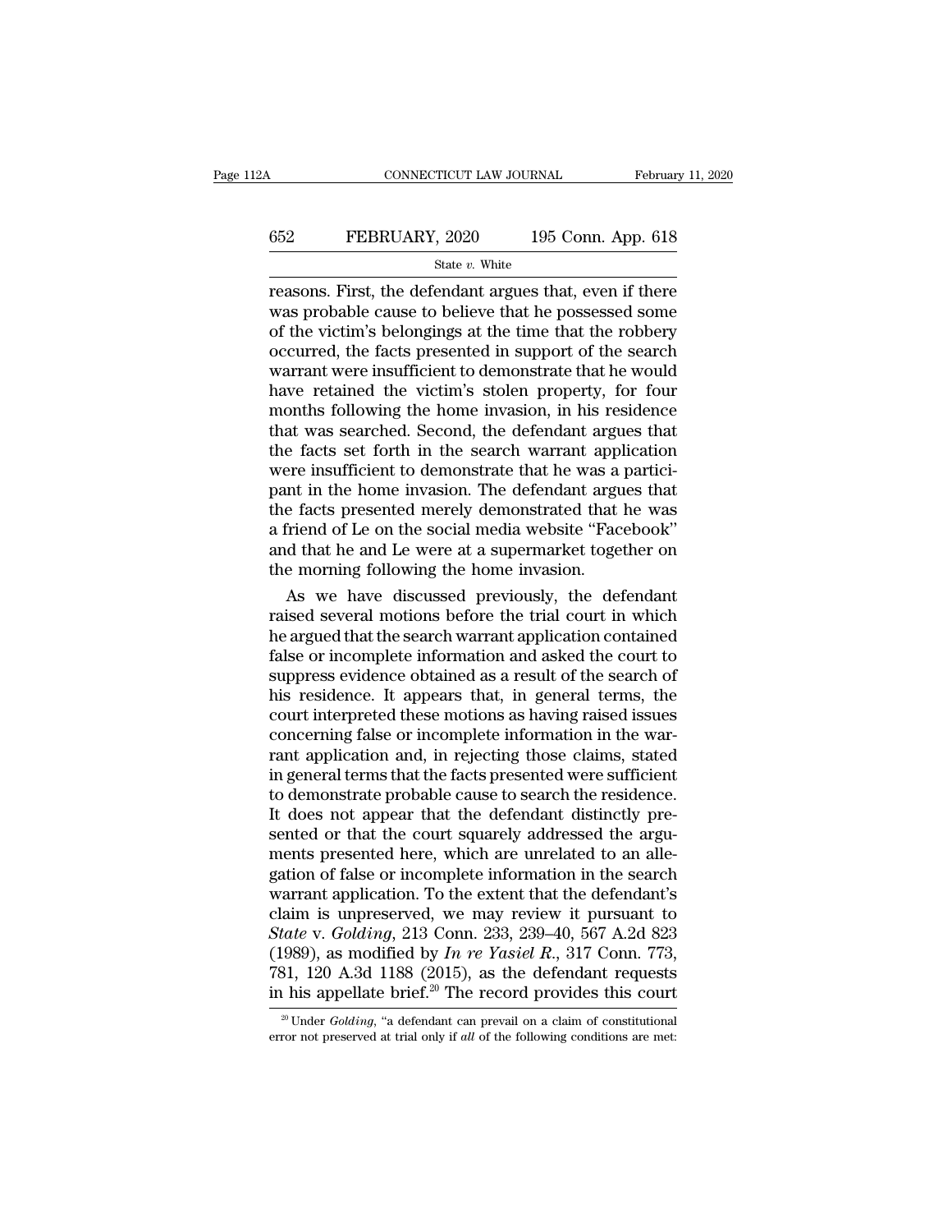reasons. First, the defendant argues that, even if there was probable cause to believe that he possessed some of the victim's belongings at the time that the robbery occurred, the facts presented in support of the search warrant were insufficient to demonstrate that he would have retained the victim's stolen property, for four months following the home invasion, in his residence that was searched. Second, the defendant argues that the facts set forth in the search warrant application were insufficient to demonstrate that he was a participant in the home invasion. The defendant argues that the facts presented merely demonstrated that he was a friend of Le on the social media website "Facebook" and that he and Le were at a supermarket together on the morning following the home invasion.

As we have discussed previously, the defendant raised several motions before the trial court in which he argued that the search warrant application contained false or incomplete information and asked the court to suppress evidence obtained as a result of the search of his residence. It appears that, in general terms, the court interpreted these motions as having raised issues concerning false or incomplete information in the warrant application and, in rejecting those claims, stated in general terms that the facts presented were sufficient to demonstrate probable cause to search the residence. It does not appear that the defendant distinctly presented or that the court squarely addressed the arguments presented here, which are unrelated to an allegation of false or incomplete information in the search warrant application. To the extent that the defendant's claim is unpreserved, we may review it pursuant to *State* v. *Golding*, 213 Conn. 233, 239–40, 567 A.2d 823 (1989), as modified by *In re Yasiel R.*, 317 Conn. 773, 781, 120 A.3d 1188 (2015), as the defendant requests in his appellate brief.[20] The record provides this court

[20] Under *Golding*, "a defendant can prevail on a claim of constitutional error not preserved at trial only if *all* of the following conditions are met: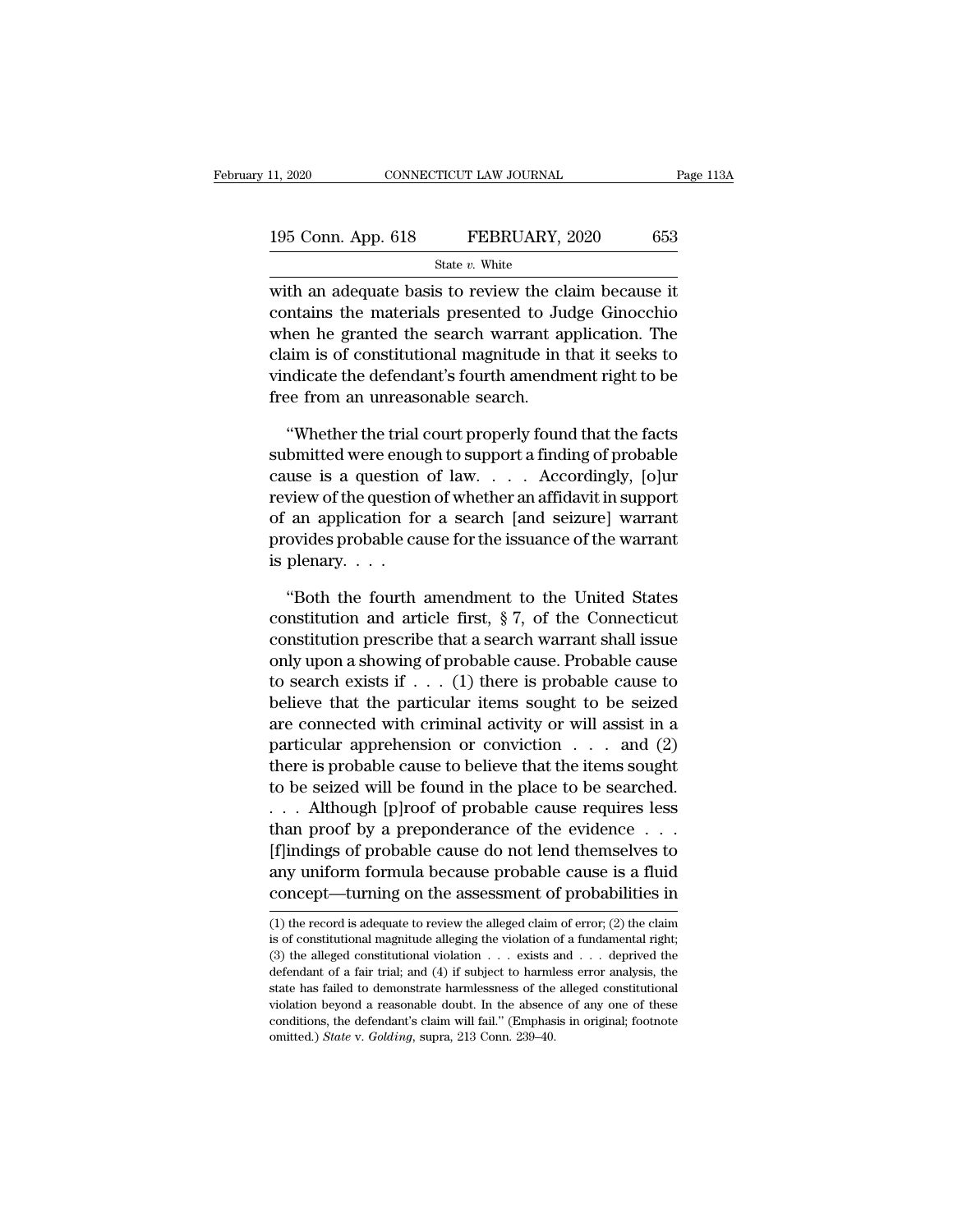with an adequate basis to review the claim because it contains the materials presented to Judge Ginocchio when he granted the search warrant application. The claim is of constitutional magnitude in that it seeks to vindicate the defendant's fourth amendment right to be free from an unreasonable search.

"Whether the trial court properly found that the facts submitted were enough to support a finding of probable cause is a question of law. . . . Accordingly, [o]ur review of the question of whether an affidavit in support of an application for a search [and seizure] warrant provides probable cause for the issuance of the warrant is plenary. . . .

"Both the fourth amendment to the United States constitution and article first, § 7, of the Connecticut constitution prescribe that a search warrant shall issue only upon a showing of probable cause. Probable cause to search exists if . . . (1) there is probable cause to believe that the particular items sought to be seized are connected with criminal activity or will assist in a particular apprehension or conviction . . . and (2) there is probable cause to believe that the items sought to be seized will be found in the place to be searched. . . . Although [p]roof of probable cause requires less than proof by a preponderance of the evidence . . . [f]indings of probable cause do not lend themselves to any uniform formula because probable cause is a fluid concept—turning on the assessment of probabilities in

---

(1) the record is adequate to review the alleged claim of error; (2) the claim is of constitutional magnitude alleging the violation of a fundamental right; (3) the alleged constitutional violation . . . exists and . . . deprived the defendant of a fair trial; and (4) if subject to harmless error analysis, the state has failed to demonstrate harmlessness of the alleged constitutional violation beyond a reasonable doubt. In the absence of any one of these conditions, the defendant's claim will fail." (Emphasis in original; footnote omitted.) *State* v. *Golding*, supra, 213 Conn. 239–40.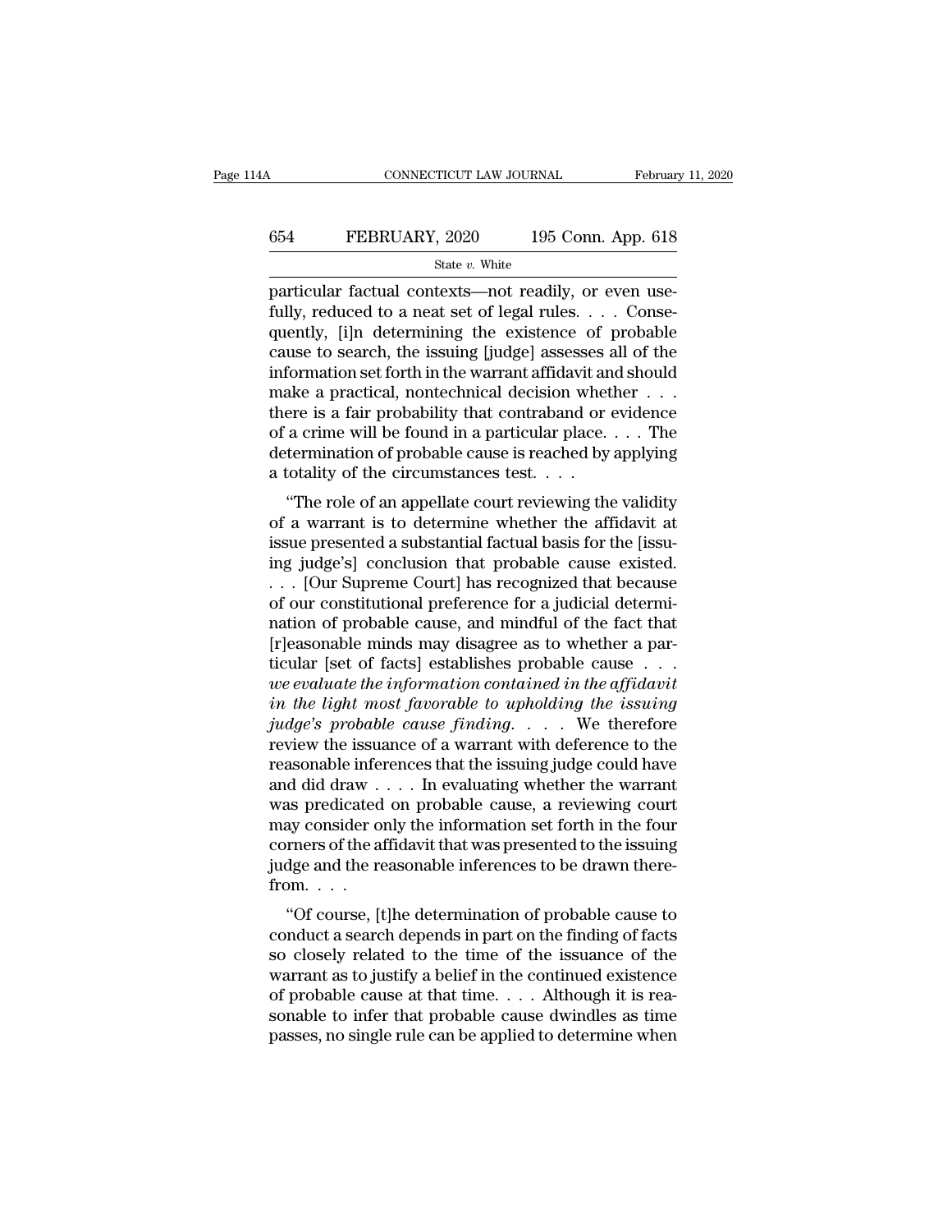particular factual contexts—not readily, or even usefully, reduced to a neat set of legal rules. . . . Consequently, [i]n determining the existence of probable cause to search, the issuing [judge] assesses all of the information set forth in the warrant affidavit and should make a practical, nontechnical decision whether . . . there is a fair probability that contraband or evidence of a crime will be found in a particular place. . . . The determination of probable cause is reached by applying a totality of the circumstances test. . . .

"The role of an appellate court reviewing the validity of a warrant is to determine whether the affidavit at issue presented a substantial factual basis for the [issuing judge's] conclusion that probable cause existed. . . . [Our Supreme Court] has recognized that because of our constitutional preference for a judicial determination of probable cause, and mindful of the fact that [r]easonable minds may disagree as to whether a particular [set of facts] establishes probable cause . . . *we evaluate the information contained in the affidavit in the light most favorable to upholding the issuing judge's probable cause finding*. . . . We therefore review the issuance of a warrant with deference to the reasonable inferences that the issuing judge could have and did draw . . . . In evaluating whether the warrant was predicated on probable cause, a reviewing court may consider only the information set forth in the four corners of the affidavit that was presented to the issuing judge and the reasonable inferences to be drawn therefrom. . . .

"Of course, [t]he determination of probable cause to conduct a search depends in part on the finding of facts so closely related to the time of the issuance of the warrant as to justify a belief in the continued existence of probable cause at that time. . . . Although it is reasonable to infer that probable cause dwindles as time passes, no single rule can be applied to determine when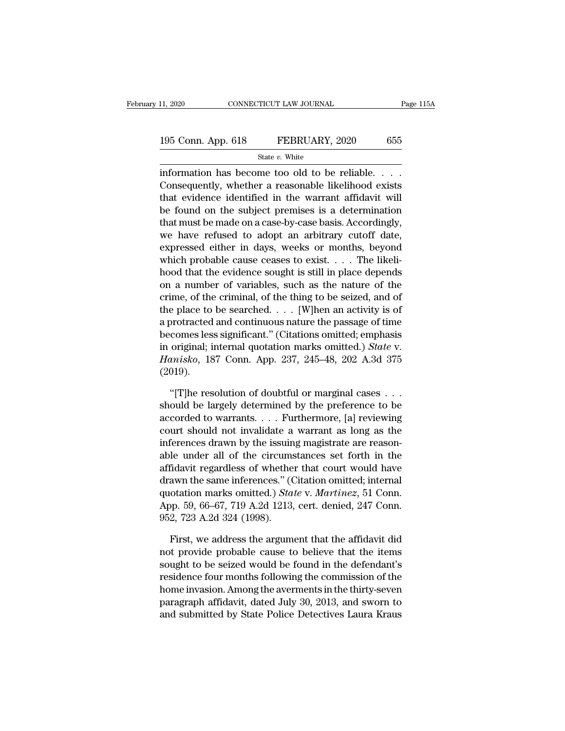information has become too old to be reliable. . . . Consequently, whether a reasonable likelihood exists that evidence identified in the warrant affidavit will be found on the subject premises is a determination that must be made on a case-by-case basis. Accordingly, we have refused to adopt an arbitrary cutoff date, expressed either in days, weeks or months, beyond which probable cause ceases to exist. . . . The likelihood that the evidence sought is still in place depends on a number of variables, such as the nature of the crime, of the criminal, of the thing to be seized, and of the place to be searched. . . . [W]hen an activity is of a protracted and continuous nature the passage of time becomes less significant." (Citations omitted; emphasis in original; internal quotation marks omitted.) *State* v. *Hanisko*, 187 Conn. App. 237, 245–48, 202 A.3d 375 (2019).

"[T]he resolution of doubtful or marginal cases . . . should be largely determined by the preference to be accorded to warrants. . . . Furthermore, [a] reviewing court should not invalidate a warrant as long as the inferences drawn by the issuing magistrate are reasonable under all of the circumstances set forth in the affidavit regardless of whether that court would have drawn the same inferences." (Citation omitted; internal quotation marks omitted.) *State* v. *Martinez*, 51 Conn. App. 59, 66–67, 719 A.2d 1213, cert. denied, 247 Conn. 952, 723 A.2d 324 (1998).

First, we address the argument that the affidavit did not provide probable cause to believe that the items sought to be seized would be found in the defendant's residence four months following the commission of the home invasion. Among the averments in the thirty-seven paragraph affidavit, dated July 30, 2013, and sworn to and submitted by State Police Detectives Laura Kraus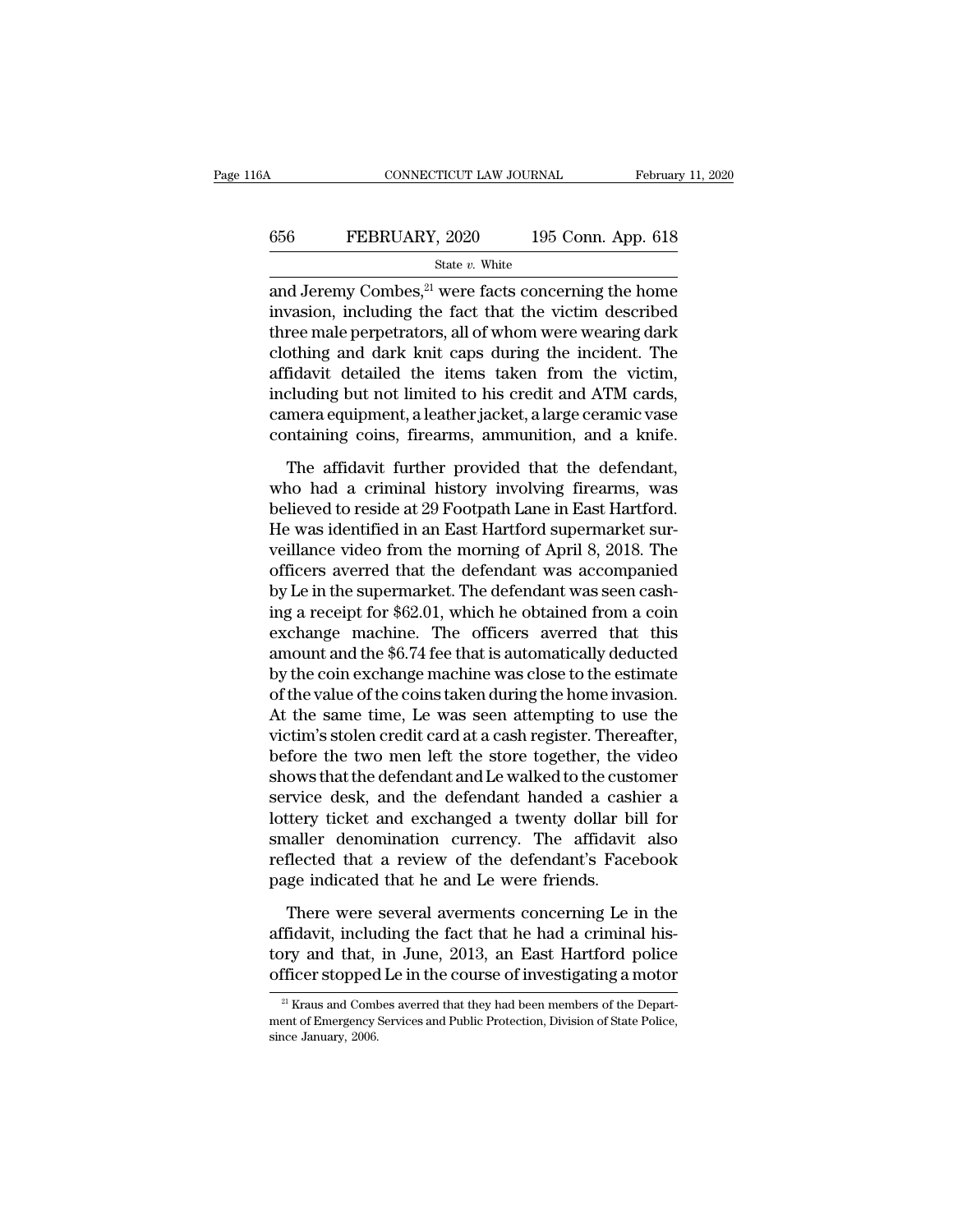and Jeremy Combes,[21] were facts concerning the home invasion, including the fact that the victim described three male perpetrators, all of whom were wearing dark clothing and dark knit caps during the incident. The affidavit detailed the items taken from the victim, including but not limited to his credit and ATM cards, camera equipment, a leather jacket, a large ceramic vase containing coins, firearms, ammunition, and a knife.

The affidavit further provided that the defendant, who had a criminal history involving firearms, was believed to reside at 29 Footpath Lane in East Hartford. He was identified in an East Hartford supermarket surveillance video from the morning of April 8, 2018. The officers averred that the defendant was accompanied by Le in the supermarket. The defendant was seen cashing a receipt for $62.01, which he obtained from a coin exchange machine. The officers averred that this amount and the $6.74 fee that is automatically deducted by the coin exchange machine was close to the estimate of the value of the coins taken during the home invasion. At the same time, Le was seen attempting to use the victim's stolen credit card at a cash register. Thereafter, before the two men left the store together, the video shows that the defendant and Le walked to the customer service desk, and the defendant handed a cashier a lottery ticket and exchanged a twenty dollar bill for smaller denomination currency. The affidavit also reflected that a review of the defendant's Facebook page indicated that he and Le were friends.

There were several averments concerning Le in the affidavit, including the fact that he had a criminal history and that, in June, 2013, an East Hartford police officer stopped Le in the course of investigating a motor

[21] Kraus and Combes averred that they had been members of the Department of Emergency Services and Public Protection, Division of State Police, since January, 2006.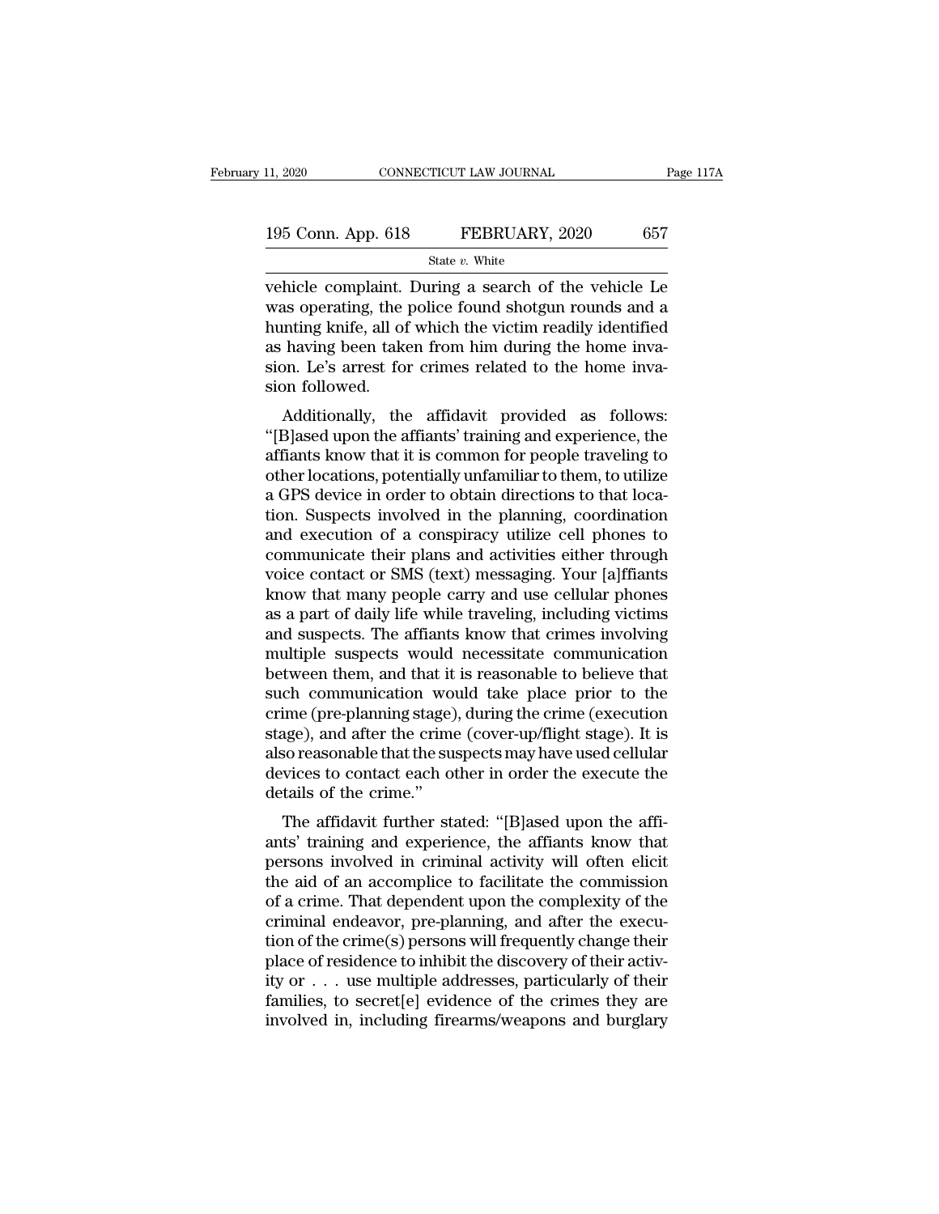vehicle complaint. During a search of the vehicle Le was operating, the police found shotgun rounds and a hunting knife, all of which the victim readily identified as having been taken from him during the home invasion. Le's arrest for crimes related to the home invasion followed.

Additionally, the affidavit provided as follows: "[B]ased upon the affiants' training and experience, the affiants know that it is common for people traveling to other locations, potentially unfamiliar to them, to utilize a GPS device in order to obtain directions to that location. Suspects involved in the planning, coordination and execution of a conspiracy utilize cell phones to communicate their plans and activities either through voice contact or SMS (text) messaging. Your [a]ffiants know that many people carry and use cellular phones as a part of daily life while traveling, including victims and suspects. The affiants know that crimes involving multiple suspects would necessitate communication between them, and that it is reasonable to believe that such communication would take place prior to the crime (pre-planning stage), during the crime (execution stage), and after the crime (cover-up/flight stage). It is also reasonable that the suspects may have used cellular devices to contact each other in order the execute the details of the crime."

The affidavit further stated: "[B]ased upon the affiants' training and experience, the affiants know that persons involved in criminal activity will often elicit the aid of an accomplice to facilitate the commission of a crime. That dependent upon the complexity of the criminal endeavor, pre-planning, and after the execution of the crime(s) persons will frequently change their place of residence to inhibit the discovery of their activity or . . . use multiple addresses, particularly of their families, to secret[e] evidence of the crimes they are involved in, including firearms/weapons and burglary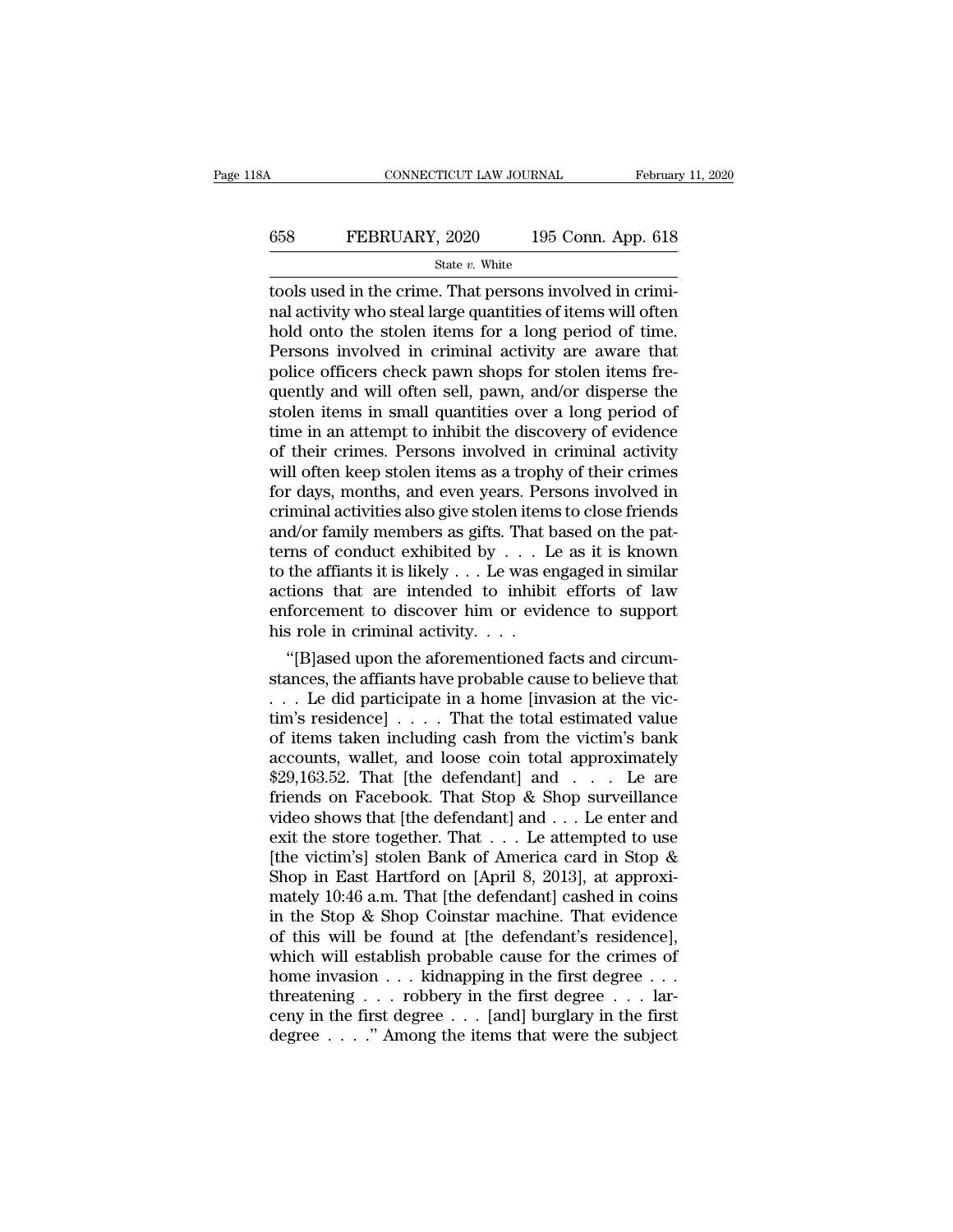tools used in the crime. That persons involved in criminal activity who steal large quantities of items will often hold onto the stolen items for a long period of time. Persons involved in criminal activity are aware that police officers check pawn shops for stolen items frequently and will often sell, pawn, and/or disperse the stolen items in small quantities over a long period of time in an attempt to inhibit the discovery of evidence of their crimes. Persons involved in criminal activity will often keep stolen items as a trophy of their crimes for days, months, and even years. Persons involved in criminal activities also give stolen items to close friends and/or family members as gifts. That based on the patterns of conduct exhibited by . . . Le as it is known to the affiants it is likely . . . Le was engaged in similar actions that are intended to inhibit efforts of law enforcement to discover him or evidence to support his role in criminal activity. . . .

"[B]ased upon the aforementioned facts and circumstances, the affiants have probable cause to believe that . . . Le did participate in a home [invasion at the victim's residence] . . . . That the total estimated value of items taken including cash from the victim's bank accounts, wallet, and loose coin total approximately $29,163.52. That [the defendant] and . . . Le are friends on Facebook. That Stop & Shop surveillance video shows that [the defendant] and . . . Le enter and exit the store together. That . . . Le attempted to use [the victim's] stolen Bank of America card in Stop & Shop in East Hartford on [April 8, 2013], at approximately 10:46 a.m. That [the defendant] cashed in coins in the Stop & Shop Coinstar machine. That evidence of this will be found at [the defendant's residence], which will establish probable cause for the crimes of home invasion . . . kidnapping in the first degree . . . threatening . . . robbery in the first degree . . . larceny in the first degree . . . [and] burglary in the first degree . . . ." Among the items that were the subject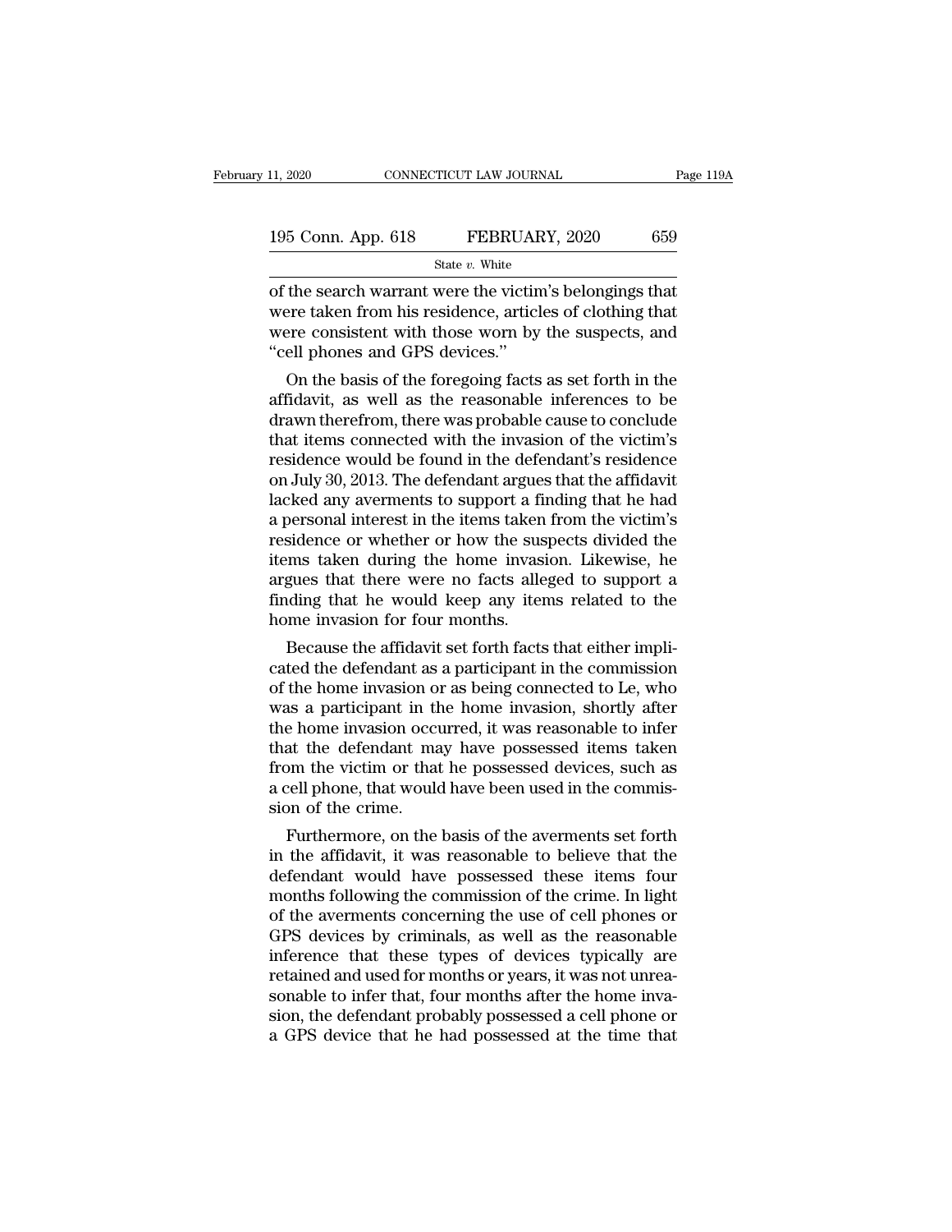of the search warrant were the victim's belongings that were taken from his residence, articles of clothing that were consistent with those worn by the suspects, and "cell phones and GPS devices."

On the basis of the foregoing facts as set forth in the affidavit, as well as the reasonable inferences to be drawn therefrom, there was probable cause to conclude that items connected with the invasion of the victim's residence would be found in the defendant's residence on July 30, 2013. The defendant argues that the affidavit lacked any averments to support a finding that he had a personal interest in the items taken from the victim's residence or whether or how the suspects divided the items taken during the home invasion. Likewise, he argues that there were no facts alleged to support a finding that he would keep any items related to the home invasion for four months.

Because the affidavit set forth facts that either implicated the defendant as a participant in the commission of the home invasion or as being connected to Le, who was a participant in the home invasion, shortly after the home invasion occurred, it was reasonable to infer that the defendant may have possessed items taken from the victim or that he possessed devices, such as a cell phone, that would have been used in the commission of the crime.

Furthermore, on the basis of the averments set forth in the affidavit, it was reasonable to believe that the defendant would have possessed these items four months following the commission of the crime. In light of the averments concerning the use of cell phones or GPS devices by criminals, as well as the reasonable inference that these types of devices typically are retained and used for months or years, it was not unreasonable to infer that, four months after the home invasion, the defendant probably possessed a cell phone or a GPS device that he had possessed at the time that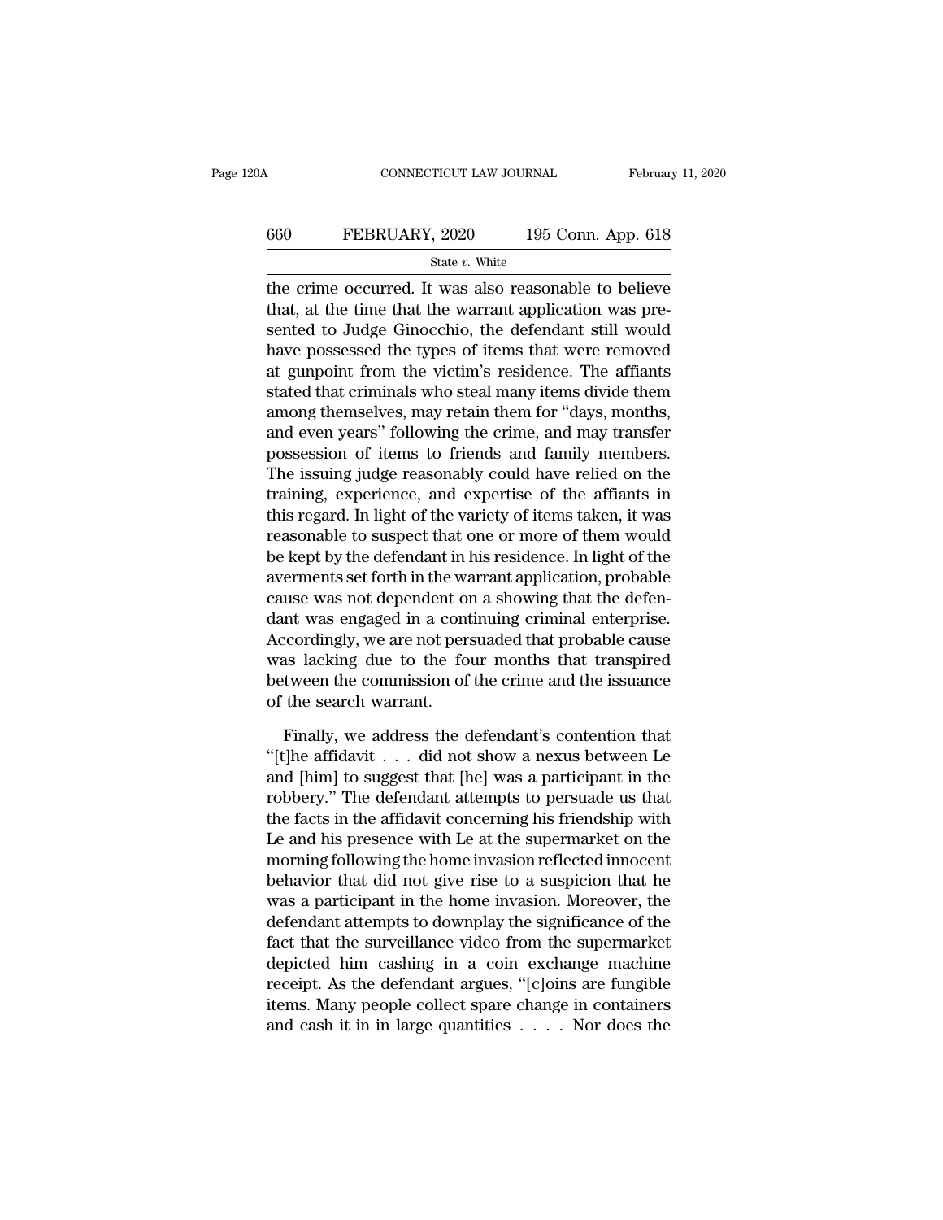the crime occurred. It was also reasonable to believe that, at the time that the warrant application was presented to Judge Ginocchio, the defendant still would have possessed the types of items that were removed at gunpoint from the victim's residence. The affiants stated that criminals who steal many items divide them among themselves, may retain them for "days, months, and even years" following the crime, and may transfer possession of items to friends and family members. The issuing judge reasonably could have relied on the training, experience, and expertise of the affiants in this regard. In light of the variety of items taken, it was reasonable to suspect that one or more of them would be kept by the defendant in his residence. In light of the averments set forth in the warrant application, probable cause was not dependent on a showing that the defendant was engaged in a continuing criminal enterprise. Accordingly, we are not persuaded that probable cause was lacking due to the four months that transpired between the commission of the crime and the issuance of the search warrant.

Finally, we address the defendant's contention that "[t]he affidavit . . . did not show a nexus between Le and [him] to suggest that [he] was a participant in the robbery." The defendant attempts to persuade us that the facts in the affidavit concerning his friendship with Le and his presence with Le at the supermarket on the morning following the home invasion reflected innocent behavior that did not give rise to a suspicion that he was a participant in the home invasion. Moreover, the defendant attempts to downplay the significance of the fact that the surveillance video from the supermarket depicted him cashing in a coin exchange machine receipt. As the defendant argues, "[c]oins are fungible items. Many people collect spare change in containers and cash it in in large quantities . . . . Nor does the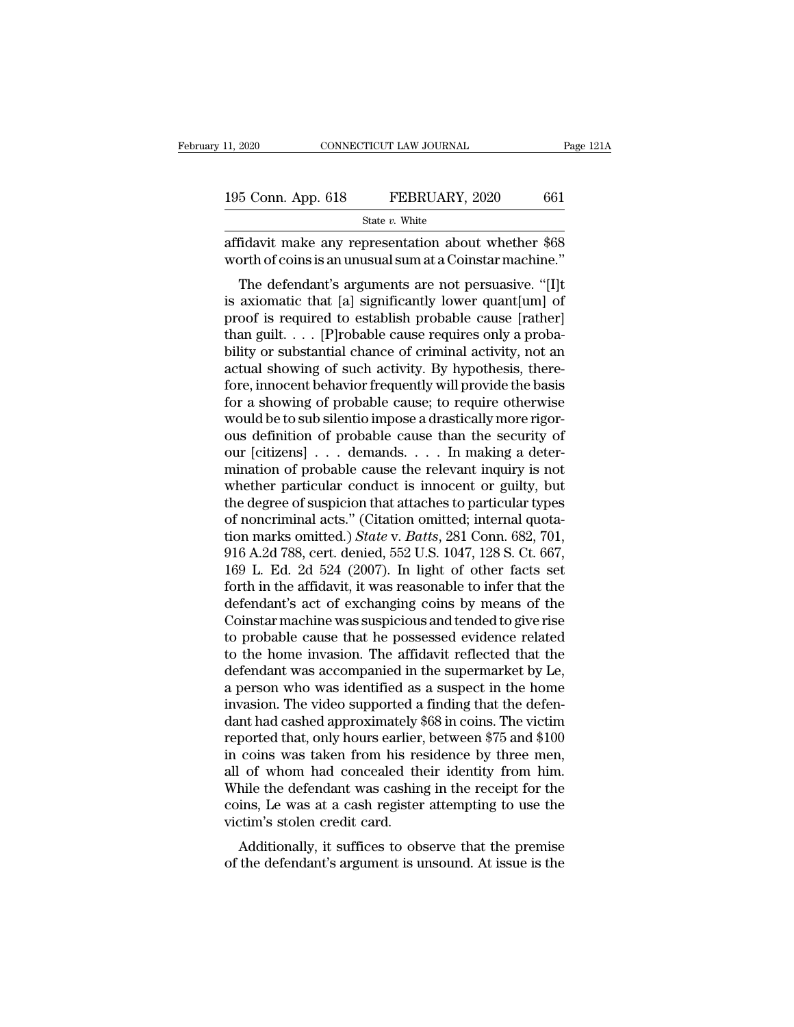affidavit make any representation about whether $68 worth of coins is an unusual sum at a Coinstar machine."

The defendant's arguments are not persuasive. "[I]t is axiomatic that [a] significantly lower quant[um] of proof is required to establish probable cause [rather] than guilt. . . . [P]robable cause requires only a probability or substantial chance of criminal activity, not an actual showing of such activity. By hypothesis, therefore, innocent behavior frequently will provide the basis for a showing of probable cause; to require otherwise would be to sub silentio impose a drastically more rigorous definition of probable cause than the security of our [citizens] . . . demands. . . . In making a determination of probable cause the relevant inquiry is not whether particular conduct is innocent or guilty, but the degree of suspicion that attaches to particular types of noncriminal acts." (Citation omitted; internal quotation marks omitted.) *State* v. *Batts*, 281 Conn. 682, 701, 916 A.2d 788, cert. denied, 552 U.S. 1047, 128 S. Ct. 667, 169 L. Ed. 2d 524 (2007). In light of other facts set forth in the affidavit, it was reasonable to infer that the defendant's act of exchanging coins by means of the Coinstar machine was suspicious and tended to give rise to probable cause that he possessed evidence related to the home invasion. The affidavit reflected that the defendant was accompanied in the supermarket by Le, a person who was identified as a suspect in the home invasion. The video supported a finding that the defendant had cashed approximately $68 in coins. The victim reported that, only hours earlier, between $75 and $100 in coins was taken from his residence by three men, all of whom had concealed their identity from him. While the defendant was cashing in the receipt for the coins, Le was at a cash register attempting to use the victim's stolen credit card.

Additionally, it suffices to observe that the premise of the defendant's argument is unsound. At issue is the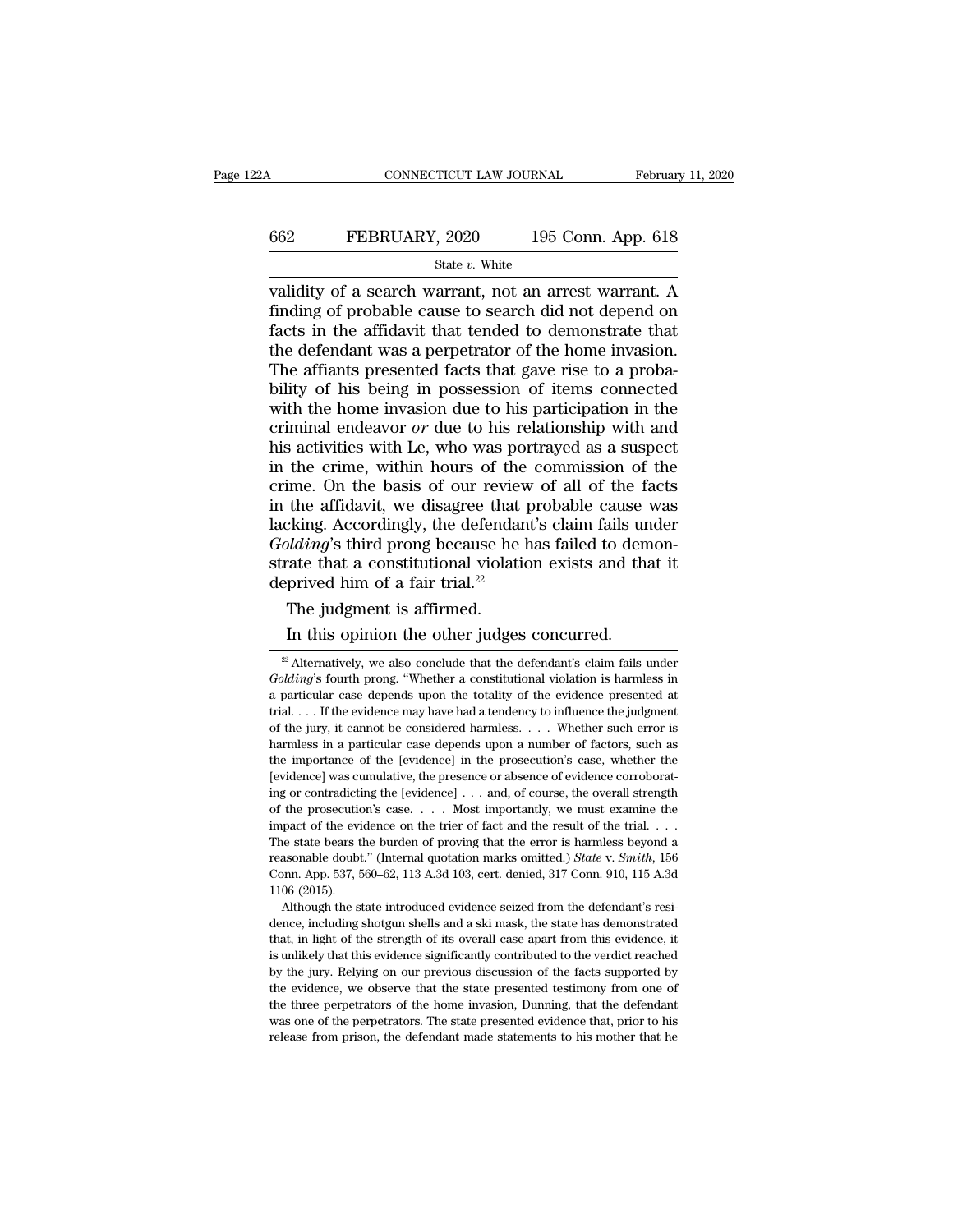validity of a search warrant, not an arrest warrant. A finding of probable cause to search did not depend on facts in the affidavit that tended to demonstrate that the defendant was a perpetrator of the home invasion. The affiants presented facts that gave rise to a probability of his being in possession of items connected with the home invasion due to his participation in the criminal endeavor *or* due to his relationship with and his activities with Le, who was portrayed as a suspect in the crime, within hours of the commission of the crime. On the basis of our review of all of the facts in the affidavit, we disagree that probable cause was lacking. Accordingly, the defendant's claim fails under *Golding*'s third prong because he has failed to demonstrate that a constitutional violation exists and that it deprived him of a fair trial.[22]

The judgment is affirmed.

In this opinion the other judges concurred.

---

[22] Alternatively, we also conclude that the defendant's claim fails under *Golding*'s fourth prong. "Whether a constitutional violation is harmless in a particular case depends upon the totality of the evidence presented at trial. . . . If the evidence may have had a tendency to influence the judgment of the jury, it cannot be considered harmless. . . . Whether such error is harmless in a particular case depends upon a number of factors, such as the importance of the [evidence] in the prosecution's case, whether the [evidence] was cumulative, the presence or absence of evidence corroborating or contradicting the [evidence] . . . and, of course, the overall strength of the prosecution's case. . . . Most importantly, we must examine the impact of the evidence on the trier of fact and the result of the trial. . . . The state bears the burden of proving that the error is harmless beyond a reasonable doubt." (Internal quotation marks omitted.) *State* v. *Smith*, 156 Conn. App. 537, 560–62, 113 A.3d 103, cert. denied, 317 Conn. 910, 115 A.3d 1106 (2015).

Although the state introduced evidence seized from the defendant's residence, including shotgun shells and a ski mask, the state has demonstrated that, in light of the strength of its overall case apart from this evidence, it is unlikely that this evidence significantly contributed to the verdict reached by the jury. Relying on our previous discussion of the facts supported by the evidence, we observe that the state presented testimony from one of the three perpetrators of the home invasion, Dunning, that the defendant was one of the perpetrators. The state presented evidence that, prior to his release from prison, the defendant made statements to his mother that he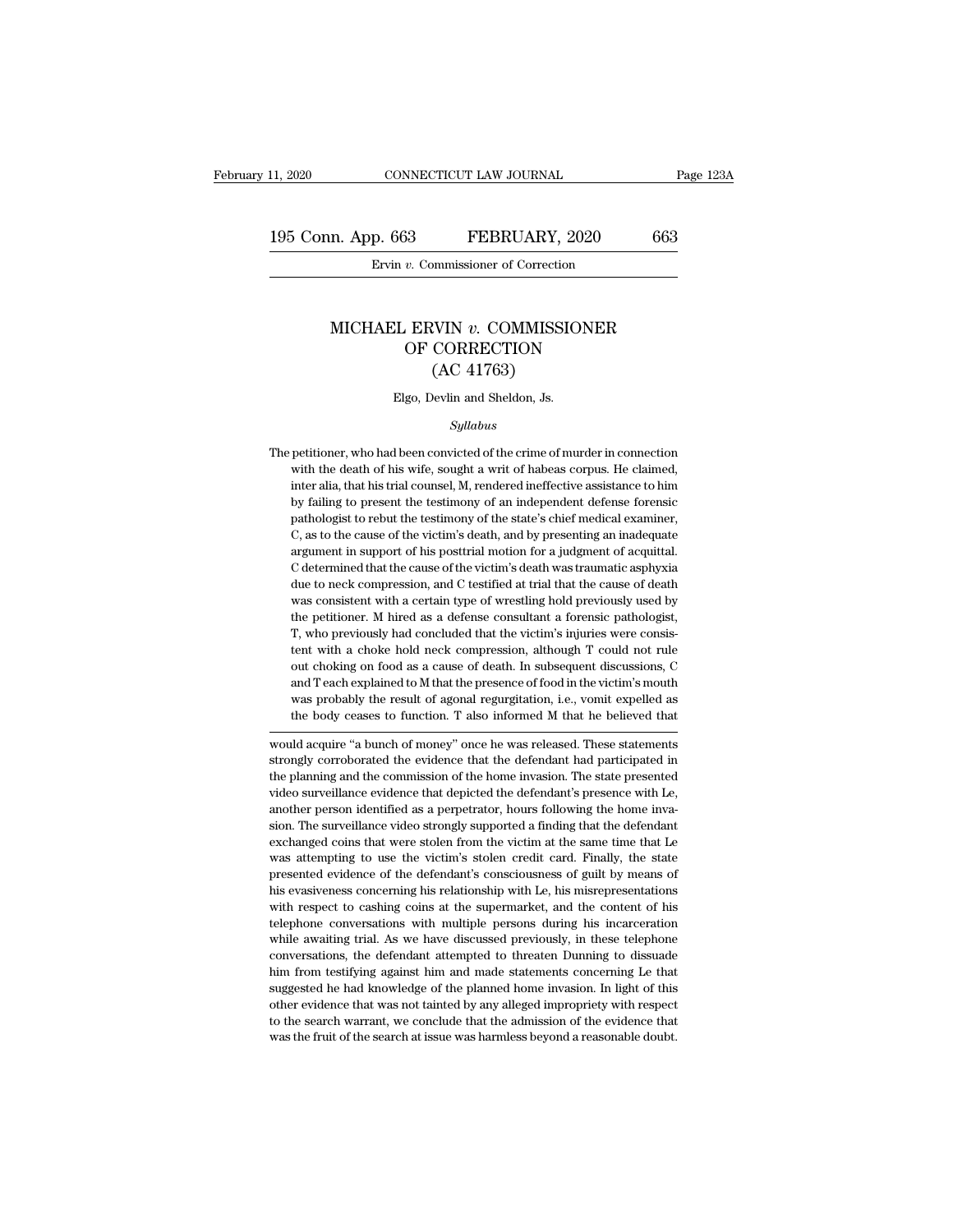# MICHAEL ERVIN *v.* COMMISSIONER OF CORRECTION (AC 41763)

Elgo, Devlin and Sheldon, Js.

*Syllabus*

The petitioner, who had been convicted of the crime of murder in connection with the death of his wife, sought a writ of habeas corpus. He claimed, inter alia, that his trial counsel, M, rendered ineffective assistance to him by failing to present the testimony of an independent defense forensic pathologist to rebut the testimony of the state's chief medical examiner, C, as to the cause of the victim's death, and by presenting an inadequate argument in support of his posttrial motion for a judgment of acquittal. C determined that the cause of the victim's death was traumatic asphyxia due to neck compression, and C testified at trial that the cause of death was consistent with a certain type of wrestling hold previously used by the petitioner. M hired as a defense consultant a forensic pathologist, T, who previously had concluded that the victim's injuries were consistent with a choke hold neck compression, although T could not rule out choking on food as a cause of death. In subsequent discussions, C and T each explained to M that the presence of food in the victim's mouth was probably the result of agonal regurgitation, i.e., vomit expelled as the body ceases to function. T also informed M that he believed that

---

would acquire "a bunch of money" once he was released. These statements strongly corroborated the evidence that the defendant had participated in the planning and the commission of the home invasion. The state presented video surveillance evidence that depicted the defendant's presence with Le, another person identified as a perpetrator, hours following the home invasion. The surveillance video strongly supported a finding that the defendant exchanged coins that were stolen from the victim at the same time that Le was attempting to use the victim's stolen credit card. Finally, the state presented evidence of the defendant's consciousness of guilt by means of his evasiveness concerning his relationship with Le, his misrepresentations with respect to cashing coins at the supermarket, and the content of his telephone conversations with multiple persons during his incarceration while awaiting trial. As we have discussed previously, in these telephone conversations, the defendant attempted to threaten Dunning to dissuade him from testifying against him and made statements concerning Le that suggested he had knowledge of the planned home invasion. In light of this other evidence that was not tainted by any alleged impropriety with respect to the search warrant, we conclude that the admission of the evidence that was the fruit of the search at issue was harmless beyond a reasonable doubt.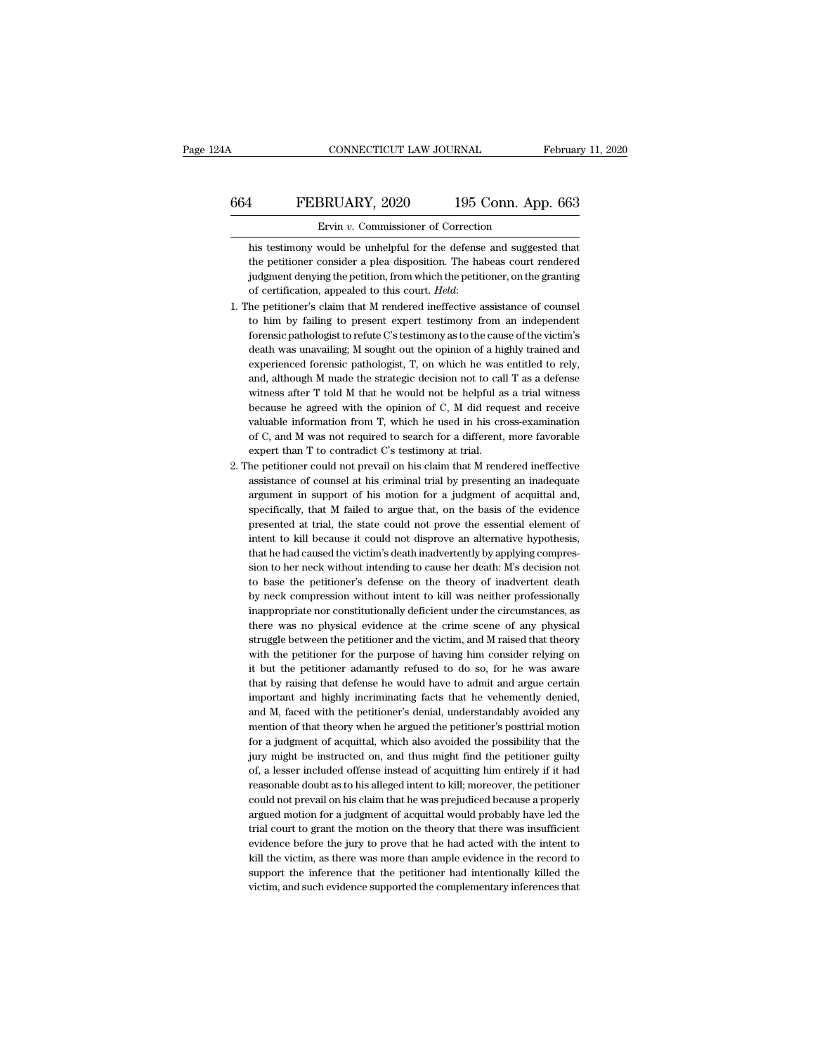his testimony would be unhelpful for the defense and suggested that the petitioner consider a plea disposition. The habeas court rendered judgment denying the petition, from which the petitioner, on the granting of certification, appealed to this court. *Held*:

1. The petitioner's claim that M rendered ineffective assistance of counsel to him by failing to present expert testimony from an independent forensic pathologist to refute C's testimony as to the cause of the victim's death was unavailing; M sought out the opinion of a highly trained and experienced forensic pathologist, T, on which he was entitled to rely, and, although M made the strategic decision not to call T as a defense witness after T told M that he would not be helpful as a trial witness because he agreed with the opinion of C, M did request and receive valuable information from T, which he used in his cross-examination of C, and M was not required to search for a different, more favorable expert than T to contradict C's testimony at trial.

2. The petitioner could not prevail on his claim that M rendered ineffective assistance of counsel at his criminal trial by presenting an inadequate argument in support of his motion for a judgment of acquittal and, specifically, that M failed to argue that, on the basis of the evidence presented at trial, the state could not prove the essential element of intent to kill because it could not disprove an alternative hypothesis, that he had caused the victim's death inadvertently by applying compression to her neck without intending to cause her death: M's decision not to base the petitioner's defense on the theory of inadvertent death by neck compression without intent to kill was neither professionally inappropriate nor constitutionally deficient under the circumstances, as there was no physical evidence at the crime scene of any physical struggle between the petitioner and the victim, and M raised that theory with the petitioner for the purpose of having him consider relying on it but the petitioner adamantly refused to do so, for he was aware that by raising that defense he would have to admit and argue certain important and highly incriminating facts that he vehemently denied, and M, faced with the petitioner's denial, understandably avoided any mention of that theory when he argued the petitioner's posttrial motion for a judgment of acquittal, which also avoided the possibility that the jury might be instructed on, and thus might find the petitioner guilty of, a lesser included offense instead of acquitting him entirely if it had reasonable doubt as to his alleged intent to kill; moreover, the petitioner could not prevail on his claim that he was prejudiced because a properly argued motion for a judgment of acquittal would probably have led the trial court to grant the motion on the theory that there was insufficient evidence before the jury to prove that he had acted with the intent to kill the victim, as there was more than ample evidence in the record to support the inference that the petitioner had intentionally killed the victim, and such evidence supported the complementary inferences that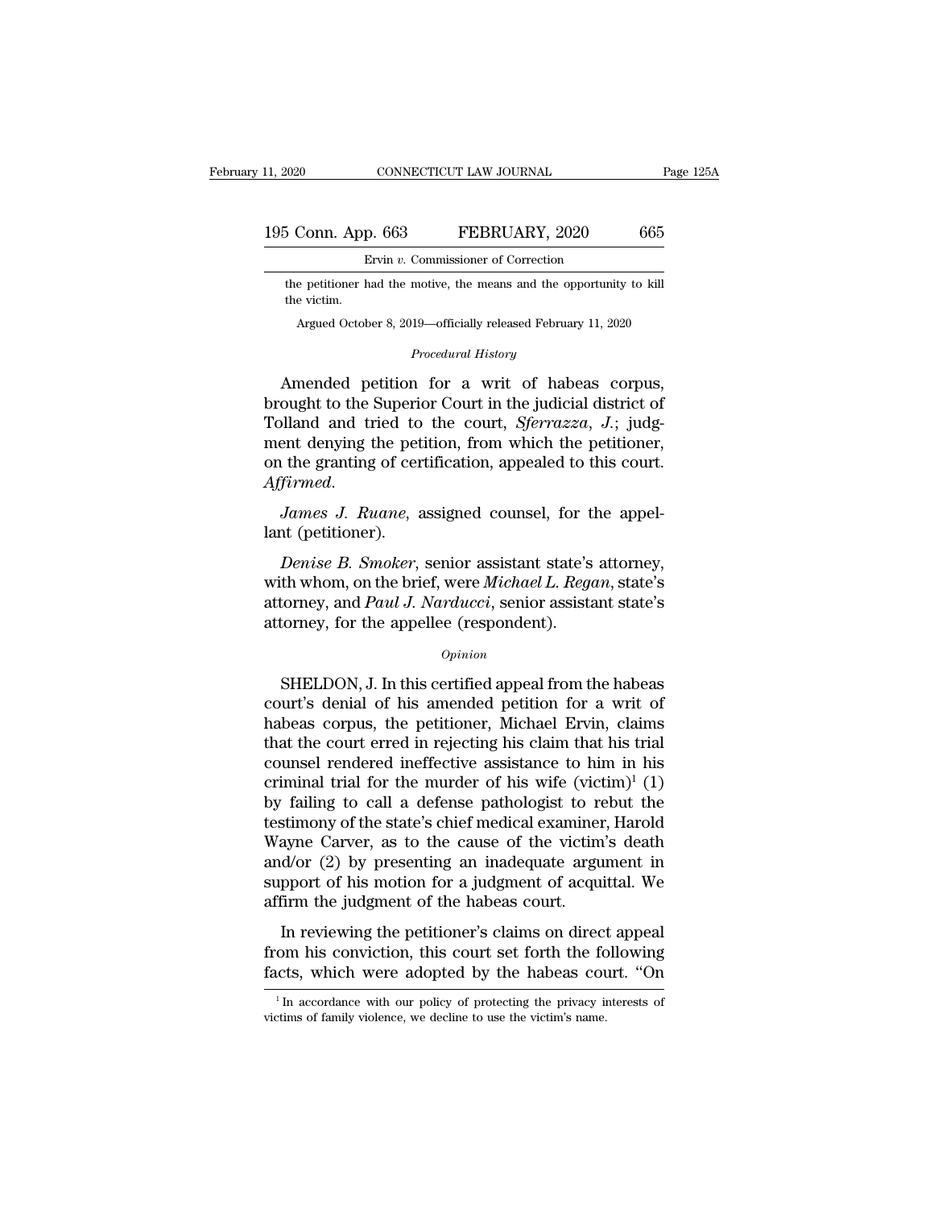the petitioner had the motive, the means and the opportunity to kill the victim.

Argued October 8, 2019—officially released February 11, 2020

*Procedural History*

Amended petition for a writ of habeas corpus, brought to the Superior Court in the judicial district of Tolland and tried to the court, *Sferrazza, J.*; judgment denying the petition, from which the petitioner, on the granting of certification, appealed to this court. *Affirmed.*

*James J. Ruane*, assigned counsel, for the appellant (petitioner).

*Denise B. Smoker*, senior assistant state's attorney, with whom, on the brief, were *Michael L. Regan*, state's attorney, and *Paul J. Narducci*, senior assistant state's attorney, for the appellee (respondent).

*Opinion*

SHELDON, J. In this certified appeal from the habeas court's denial of his amended petition for a writ of habeas corpus, the petitioner, Michael Ervin, claims that the court erred in rejecting his claim that his trial counsel rendered ineffective assistance to him in his criminal trial for the murder of his wife (victim)[1] (1) by failing to call a defense pathologist to rebut the testimony of the state's chief medical examiner, Harold Wayne Carver, as to the cause of the victim's death and/or (2) by presenting an inadequate argument in support of his motion for a judgment of acquittal. We affirm the judgment of the habeas court.

In reviewing the petitioner's claims on direct appeal from his conviction, this court set forth the following facts, which were adopted by the habeas court. "On

[1] In accordance with our policy of protecting the privacy interests of victims of family violence, we decline to use the victim's name.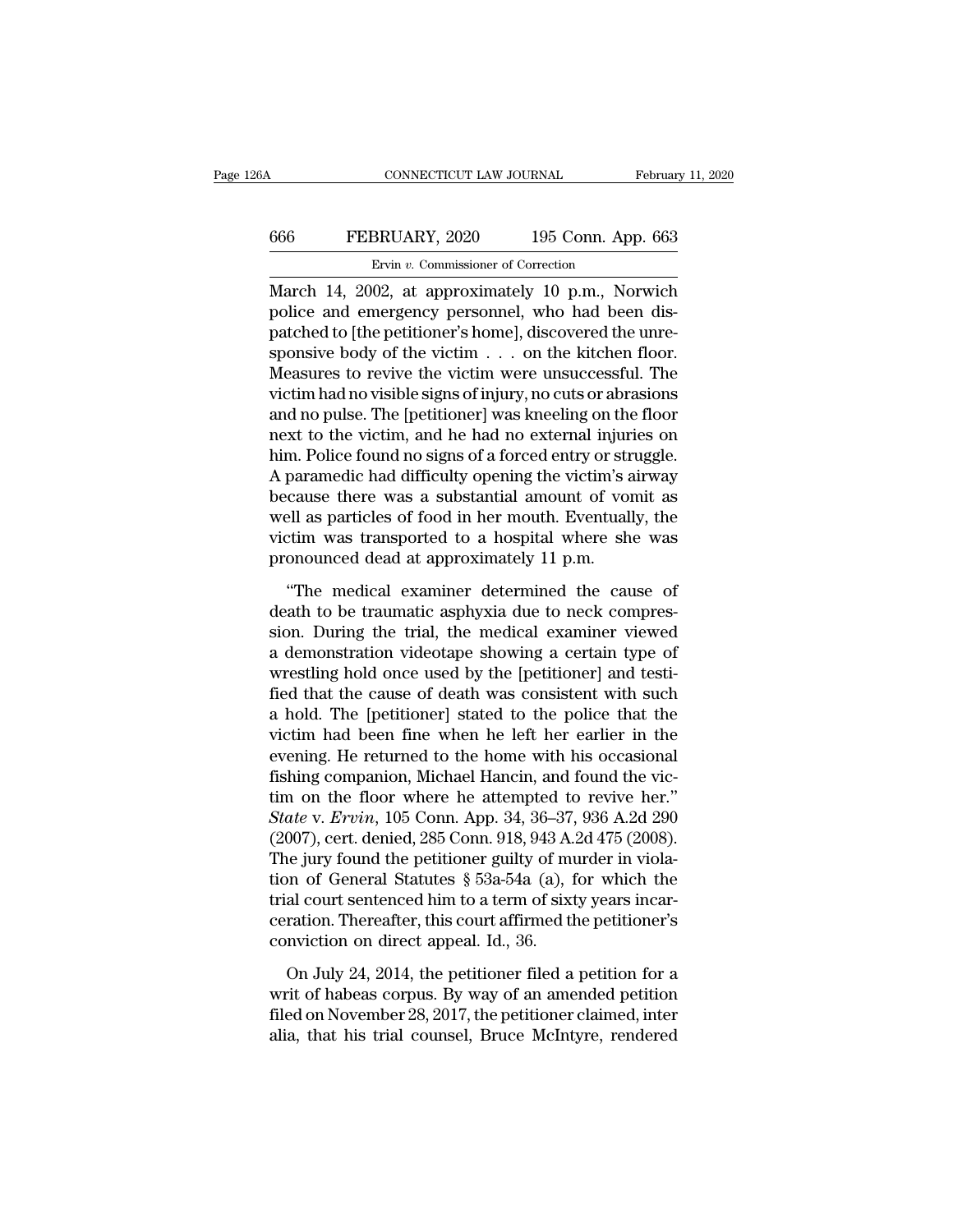March 14, 2002, at approximately 10 p.m., Norwich police and emergency personnel, who had been dispatched to [the petitioner's home], discovered the unresponsive body of the victim . . . on the kitchen floor. Measures to revive the victim were unsuccessful. The victim had no visible signs of injury, no cuts or abrasions and no pulse. The [petitioner] was kneeling on the floor next to the victim, and he had no external injuries on him. Police found no signs of a forced entry or struggle. A paramedic had difficulty opening the victim's airway because there was a substantial amount of vomit as well as particles of food in her mouth. Eventually, the victim was transported to a hospital where she was pronounced dead at approximately 11 p.m.

"The medical examiner determined the cause of death to be traumatic asphyxia due to neck compression. During the trial, the medical examiner viewed a demonstration videotape showing a certain type of wrestling hold once used by the [petitioner] and testified that the cause of death was consistent with such a hold. The [petitioner] stated to the police that the victim had been fine when he left her earlier in the evening. He returned to the home with his occasional fishing companion, Michael Hancin, and found the victim on the floor where he attempted to revive her." *State* v. *Ervin*, 105 Conn. App. 34, 36–37, 936 A.2d 290 (2007), cert. denied, 285 Conn. 918, 943 A.2d 475 (2008). The jury found the petitioner guilty of murder in violation of General Statutes § 53a-54a (a), for which the trial court sentenced him to a term of sixty years incarceration. Thereafter, this court affirmed the petitioner's conviction on direct appeal. Id., 36.

On July 24, 2014, the petitioner filed a petition for a writ of habeas corpus. By way of an amended petition filed on November 28, 2017, the petitioner claimed, inter alia, that his trial counsel, Bruce McIntyre, rendered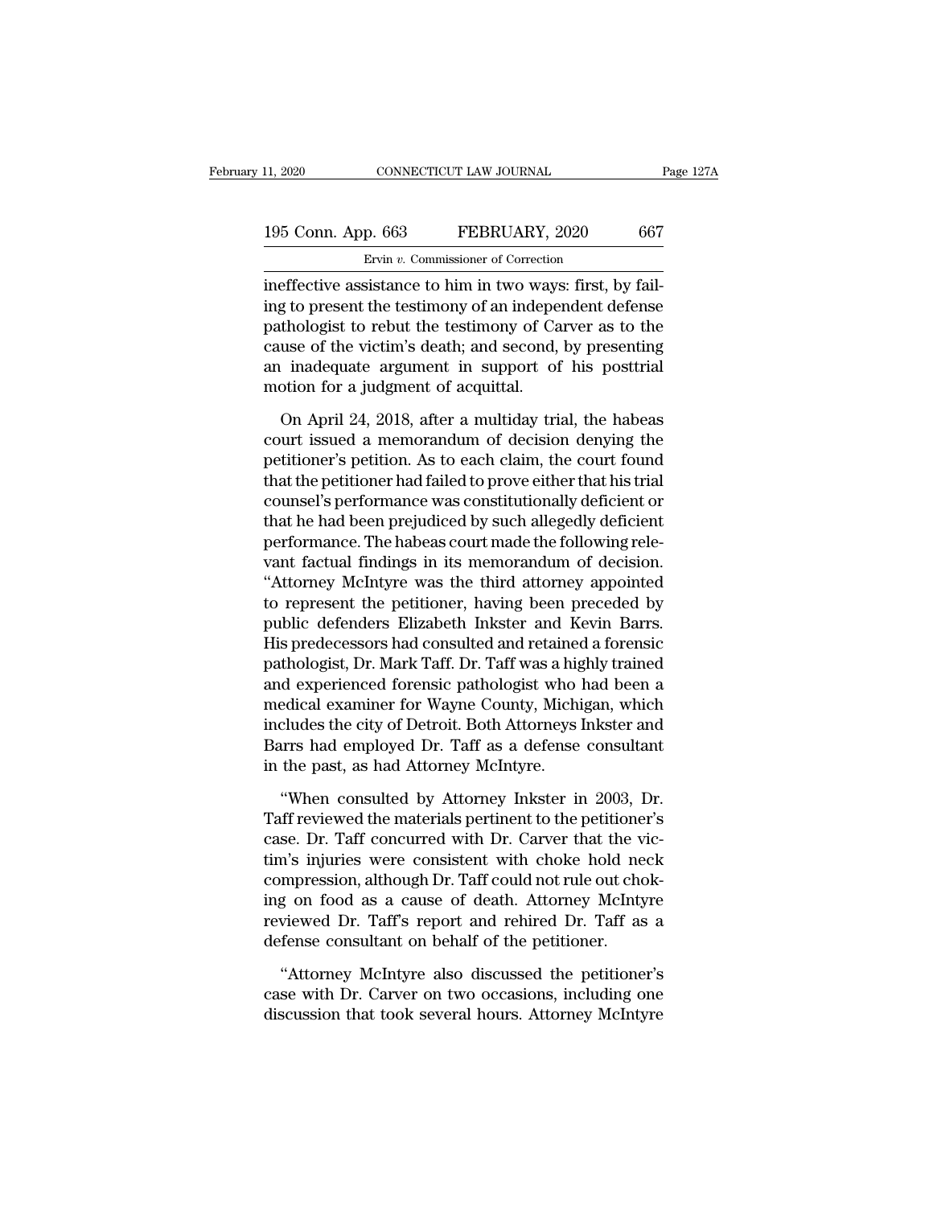ineffective assistance to him in two ways: first, by failing to present the testimony of an independent defense pathologist to rebut the testimony of Carver as to the cause of the victim's death; and second, by presenting an inadequate argument in support of his posttrial motion for a judgment of acquittal.

On April 24, 2018, after a multiday trial, the habeas court issued a memorandum of decision denying the petitioner's petition. As to each claim, the court found that the petitioner had failed to prove either that his trial counsel's performance was constitutionally deficient or that he had been prejudiced by such allegedly deficient performance. The habeas court made the following relevant factual findings in its memorandum of decision. "Attorney McIntyre was the third attorney appointed to represent the petitioner, having been preceded by public defenders Elizabeth Inkster and Kevin Barrs. His predecessors had consulted and retained a forensic pathologist, Dr. Mark Taff. Dr. Taff was a highly trained and experienced forensic pathologist who had been a medical examiner for Wayne County, Michigan, which includes the city of Detroit. Both Attorneys Inkster and Barrs had employed Dr. Taff as a defense consultant in the past, as had Attorney McIntyre.

"When consulted by Attorney Inkster in 2003, Dr. Taff reviewed the materials pertinent to the petitioner's case. Dr. Taff concurred with Dr. Carver that the victim's injuries were consistent with choke hold neck compression, although Dr. Taff could not rule out choking on food as a cause of death. Attorney McIntyre reviewed Dr. Taff's report and rehired Dr. Taff as a defense consultant on behalf of the petitioner.

"Attorney McIntyre also discussed the petitioner's case with Dr. Carver on two occasions, including one discussion that took several hours. Attorney McIntyre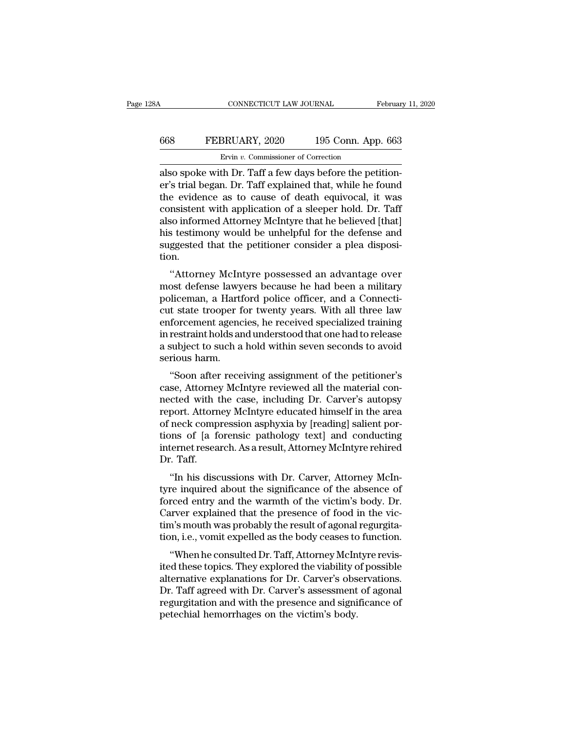also spoke with Dr. Taff a few days before the petitioner's trial began. Dr. Taff explained that, while he found the evidence as to cause of death equivocal, it was consistent with application of a sleeper hold. Dr. Taff also informed Attorney McIntyre that he believed [that] his testimony would be unhelpful for the defense and suggested that the petitioner consider a plea disposition.

"Attorney McIntyre possessed an advantage over most defense lawyers because he had been a military policeman, a Hartford police officer, and a Connecticut state trooper for twenty years. With all three law enforcement agencies, he received specialized training in restraint holds and understood that one had to release a subject to such a hold within seven seconds to avoid serious harm.

"Soon after receiving assignment of the petitioner's case, Attorney McIntyre reviewed all the material connected with the case, including Dr. Carver's autopsy report. Attorney McIntyre educated himself in the area of neck compression asphyxia by [reading] salient portions of [a forensic pathology text] and conducting internet research. As a result, Attorney McIntyre rehired Dr. Taff.

"In his discussions with Dr. Carver, Attorney McIntyre inquired about the significance of the absence of forced entry and the warmth of the victim's body. Dr. Carver explained that the presence of food in the victim's mouth was probably the result of agonal regurgitation, i.e., vomit expelled as the body ceases to function.

"When he consulted Dr. Taff, Attorney McIntyre revisited these topics. They explored the viability of possible alternative explanations for Dr. Carver's observations. Dr. Taff agreed with Dr. Carver's assessment of agonal regurgitation and with the presence and significance of petechial hemorrhages on the victim's body.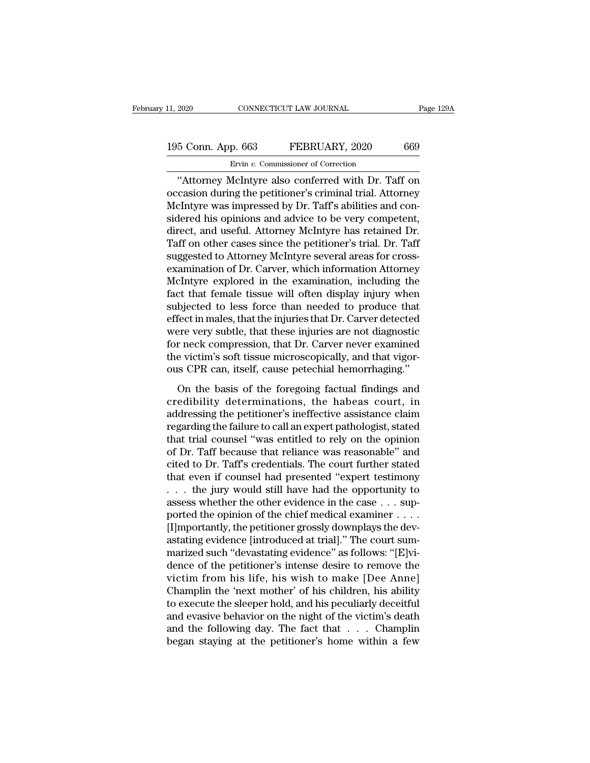"Attorney McIntyre also conferred with Dr. Taff on occasion during the petitioner's criminal trial. Attorney McIntyre was impressed by Dr. Taff's abilities and considered his opinions and advice to be very competent, direct, and useful. Attorney McIntyre has retained Dr. Taff on other cases since the petitioner's trial. Dr. Taff suggested to Attorney McIntyre several areas for cross-examination of Dr. Carver, which information Attorney McIntyre explored in the examination, including the fact that female tissue will often display injury when subjected to less force than needed to produce that effect in males, that the injuries that Dr. Carver detected were very subtle, that these injuries are not diagnostic for neck compression, that Dr. Carver never examined the victim's soft tissue microscopically, and that vigorous CPR can, itself, cause petechial hemorrhaging."

On the basis of the foregoing factual findings and credibility determinations, the habeas court, in addressing the petitioner's ineffective assistance claim regarding the failure to call an expert pathologist, stated that trial counsel "was entitled to rely on the opinion of Dr. Taff because that reliance was reasonable" and cited to Dr. Taff's credentials. The court further stated that even if counsel had presented "expert testimony . . . the jury would still have had the opportunity to assess whether the other evidence in the case . . . supported the opinion of the chief medical examiner . . . . [I]mportantly, the petitioner grossly downplays the devastating evidence [introduced at trial]." The court summarized such "devastating evidence" as follows: "[E]vidence of the petitioner's intense desire to remove the victim from his life, his wish to make [Dee Anne] Champlin the 'next mother' of his children, his ability to execute the sleeper hold, and his peculiarly deceitful and evasive behavior on the night of the victim's death and the following day. The fact that . . . Champlin began staying at the petitioner's home within a few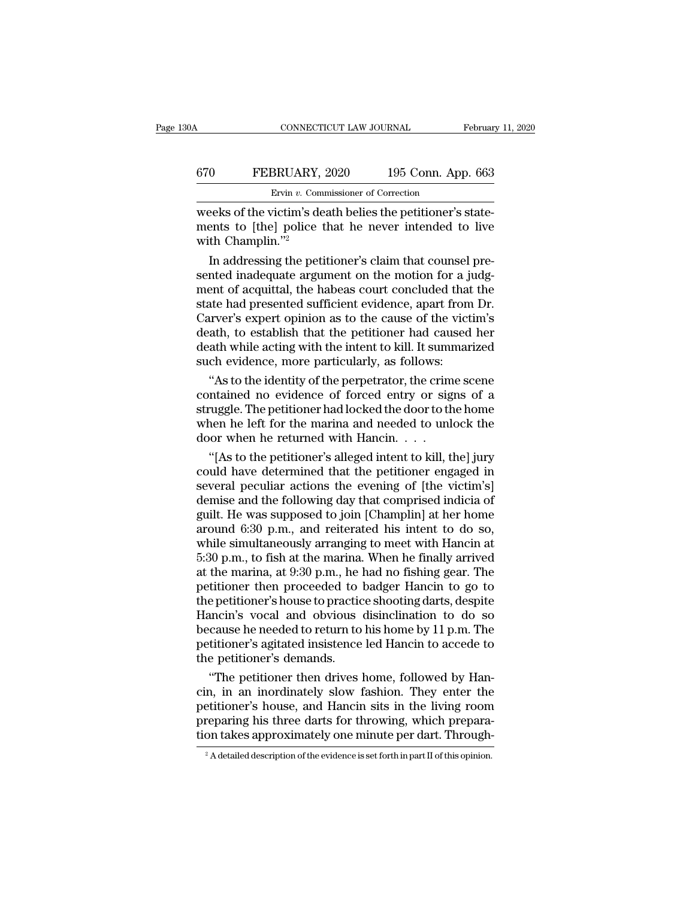weeks of the victim's death belies the petitioner's statements to [the] police that he never intended to live with Champlin."[2]

In addressing the petitioner's claim that counsel presented inadequate argument on the motion for a judgment of acquittal, the habeas court concluded that the state had presented sufficient evidence, apart from Dr. Carver's expert opinion as to the cause of the victim's death, to establish that the petitioner had caused her death while acting with the intent to kill. It summarized such evidence, more particularly, as follows:

"As to the identity of the perpetrator, the crime scene contained no evidence of forced entry or signs of a struggle. The petitioner had locked the door to the home when he left for the marina and needed to unlock the door when he returned with Hancin. . . .

"[As to the petitioner's alleged intent to kill, the] jury could have determined that the petitioner engaged in several peculiar actions the evening of [the victim's] demise and the following day that comprised indicia of guilt. He was supposed to join [Champlin] at her home around 6:30 p.m., and reiterated his intent to do so, while simultaneously arranging to meet with Hancin at 5:30 p.m., to fish at the marina. When he finally arrived at the marina, at 9:30 p.m., he had no fishing gear. The petitioner then proceeded to badger Hancin to go to the petitioner's house to practice shooting darts, despite Hancin's vocal and obvious disinclination to do so because he needed to return to his home by 11 p.m. The petitioner's agitated insistence led Hancin to accede to the petitioner's demands.

"The petitioner then drives home, followed by Hancin, in an inordinately slow fashion. They enter the petitioner's house, and Hancin sits in the living room preparing his three darts for throwing, which preparation takes approximately one minute per dart. Through-

[2] A detailed description of the evidence is set forth in part II of this opinion.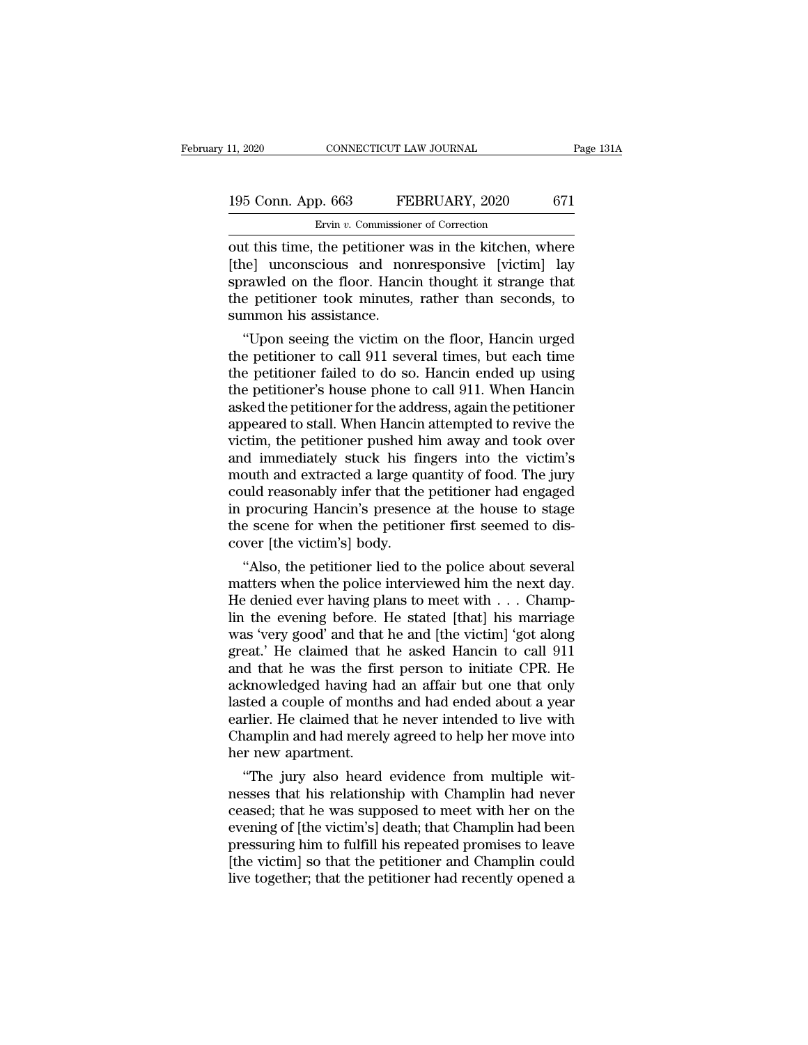out this time, the petitioner was in the kitchen, where [the] unconscious and nonresponsive [victim] lay sprawled on the floor. Hancin thought it strange that the petitioner took minutes, rather than seconds, to summon his assistance.

"Upon seeing the victim on the floor, Hancin urged the petitioner to call 911 several times, but each time the petitioner failed to do so. Hancin ended up using the petitioner's house phone to call 911. When Hancin asked the petitioner for the address, again the petitioner appeared to stall. When Hancin attempted to revive the victim, the petitioner pushed him away and took over and immediately stuck his fingers into the victim's mouth and extracted a large quantity of food. The jury could reasonably infer that the petitioner had engaged in procuring Hancin's presence at the house to stage the scene for when the petitioner first seemed to discover [the victim's] body.

"Also, the petitioner lied to the police about several matters when the police interviewed him the next day. He denied ever having plans to meet with . . . Champlin the evening before. He stated [that] his marriage was 'very good' and that he and [the victim] 'got along great.' He claimed that he asked Hancin to call 911 and that he was the first person to initiate CPR. He acknowledged having had an affair but one that only lasted a couple of months and had ended about a year earlier. He claimed that he never intended to live with Champlin and had merely agreed to help her move into her new apartment.

"The jury also heard evidence from multiple witnesses that his relationship with Champlin had never ceased; that he was supposed to meet with her on the evening of [the victim's] death; that Champlin had been pressuring him to fulfill his repeated promises to leave [the victim] so that the petitioner and Champlin could live together; that the petitioner had recently opened a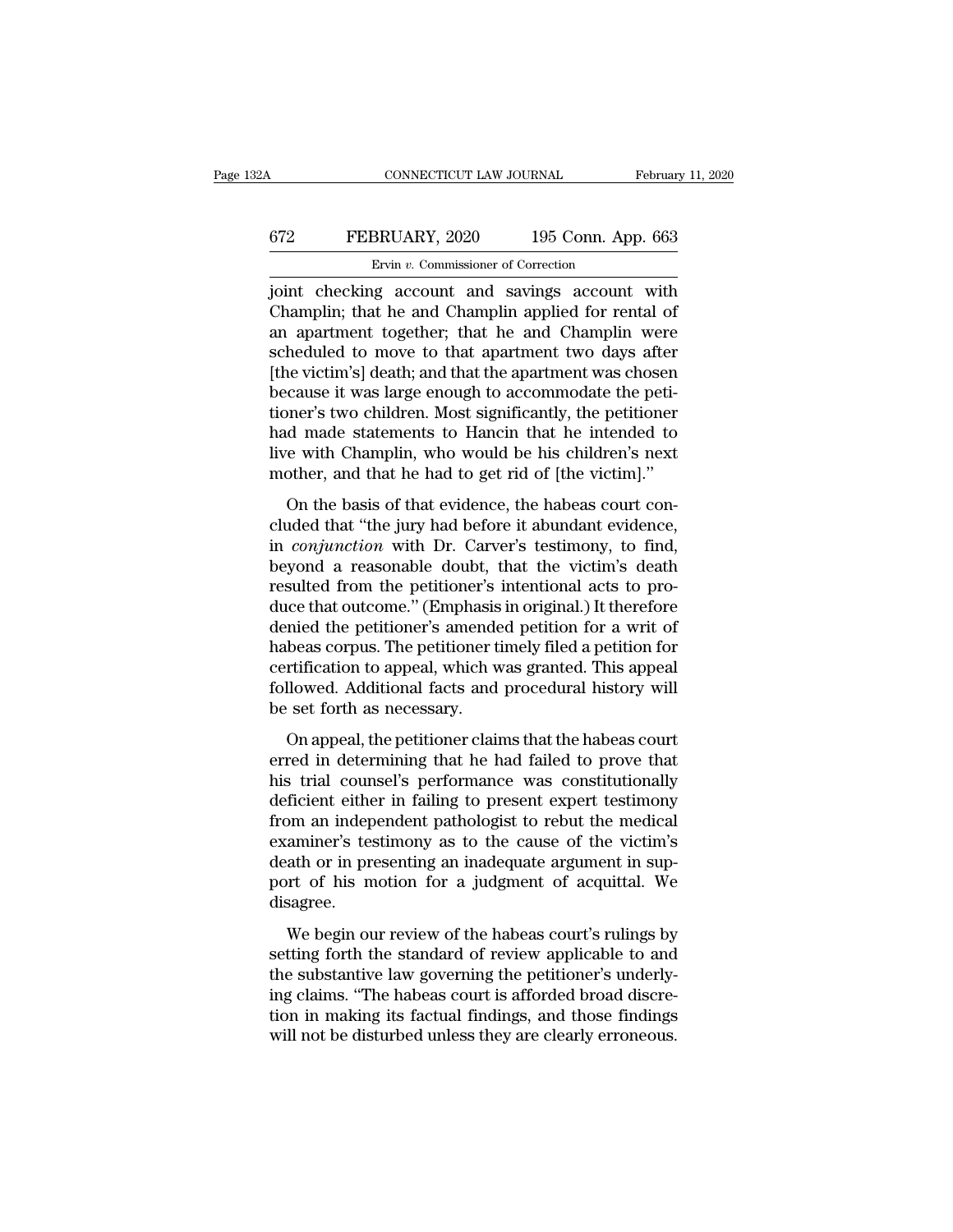joint checking account and savings account with Champlin; that he and Champlin applied for rental of an apartment together; that he and Champlin were scheduled to move to that apartment two days after [the victim's] death; and that the apartment was chosen because it was large enough to accommodate the petitioner's two children. Most significantly, the petitioner had made statements to Hancin that he intended to live with Champlin, who would be his children's next mother, and that he had to get rid of [the victim]."

On the basis of that evidence, the habeas court concluded that "the jury had before it abundant evidence, in *conjunction* with Dr. Carver's testimony, to find, beyond a reasonable doubt, that the victim's death resulted from the petitioner's intentional acts to produce that outcome." (Emphasis in original.) It therefore denied the petitioner's amended petition for a writ of habeas corpus. The petitioner timely filed a petition for certification to appeal, which was granted. This appeal followed. Additional facts and procedural history will be set forth as necessary.

On appeal, the petitioner claims that the habeas court erred in determining that he had failed to prove that his trial counsel's performance was constitutionally deficient either in failing to present expert testimony from an independent pathologist to rebut the medical examiner's testimony as to the cause of the victim's death or in presenting an inadequate argument in support of his motion for a judgment of acquittal. We disagree.

We begin our review of the habeas court's rulings by setting forth the standard of review applicable to and the substantive law governing the petitioner's underlying claims. "The habeas court is afforded broad discretion in making its factual findings, and those findings will not be disturbed unless they are clearly erroneous.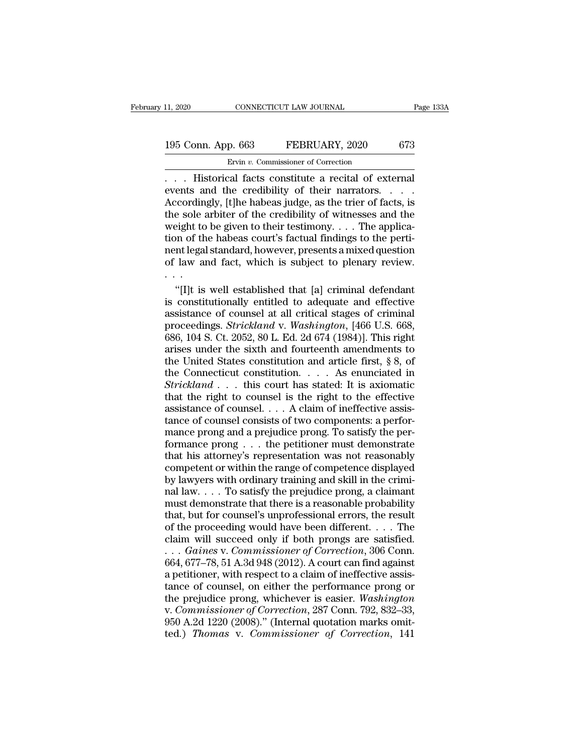. . . Historical facts constitute a recital of external events and the credibility of their narrators. . . . Accordingly, [t]he habeas judge, as the trier of facts, is the sole arbiter of the credibility of witnesses and the weight to be given to their testimony. . . . The application of the habeas court's factual findings to the pertinent legal standard, however, presents a mixed question of law and fact, which is subject to plenary review. . . .

"[I]t is well established that [a] criminal defendant is constitutionally entitled to adequate and effective assistance of counsel at all critical stages of criminal proceedings. *Strickland* v. *Washington*, [466 U.S. 668, 686, 104 S. Ct. 2052, 80 L. Ed. 2d 674 (1984)]. This right arises under the sixth and fourteenth amendments to the United States constitution and article first, § 8, of the Connecticut constitution. . . . As enunciated in *Strickland* . . . this court has stated: It is axiomatic that the right to counsel is the right to the effective assistance of counsel. . . . A claim of ineffective assistance of counsel consists of two components: a performance prong and a prejudice prong. To satisfy the performance prong . . . the petitioner must demonstrate that his attorney's representation was not reasonably competent or within the range of competence displayed by lawyers with ordinary training and skill in the criminal law. . . . To satisfy the prejudice prong, a claimant must demonstrate that there is a reasonable probability that, but for counsel's unprofessional errors, the result of the proceeding would have been different. . . . The claim will succeed only if both prongs are satisfied. . . . *Gaines* v. *Commissioner of Correction*, 306 Conn. 664, 677–78, 51 A.3d 948 (2012). A court can find against a petitioner, with respect to a claim of ineffective assistance of counsel, on either the performance prong or the prejudice prong, whichever is easier. *Washington* v. *Commissioner of Correction*, 287 Conn. 792, 832–33, 950 A.2d 1220 (2008)." (Internal quotation marks omitted.) *Thomas* v. *Commissioner of Correction*, 141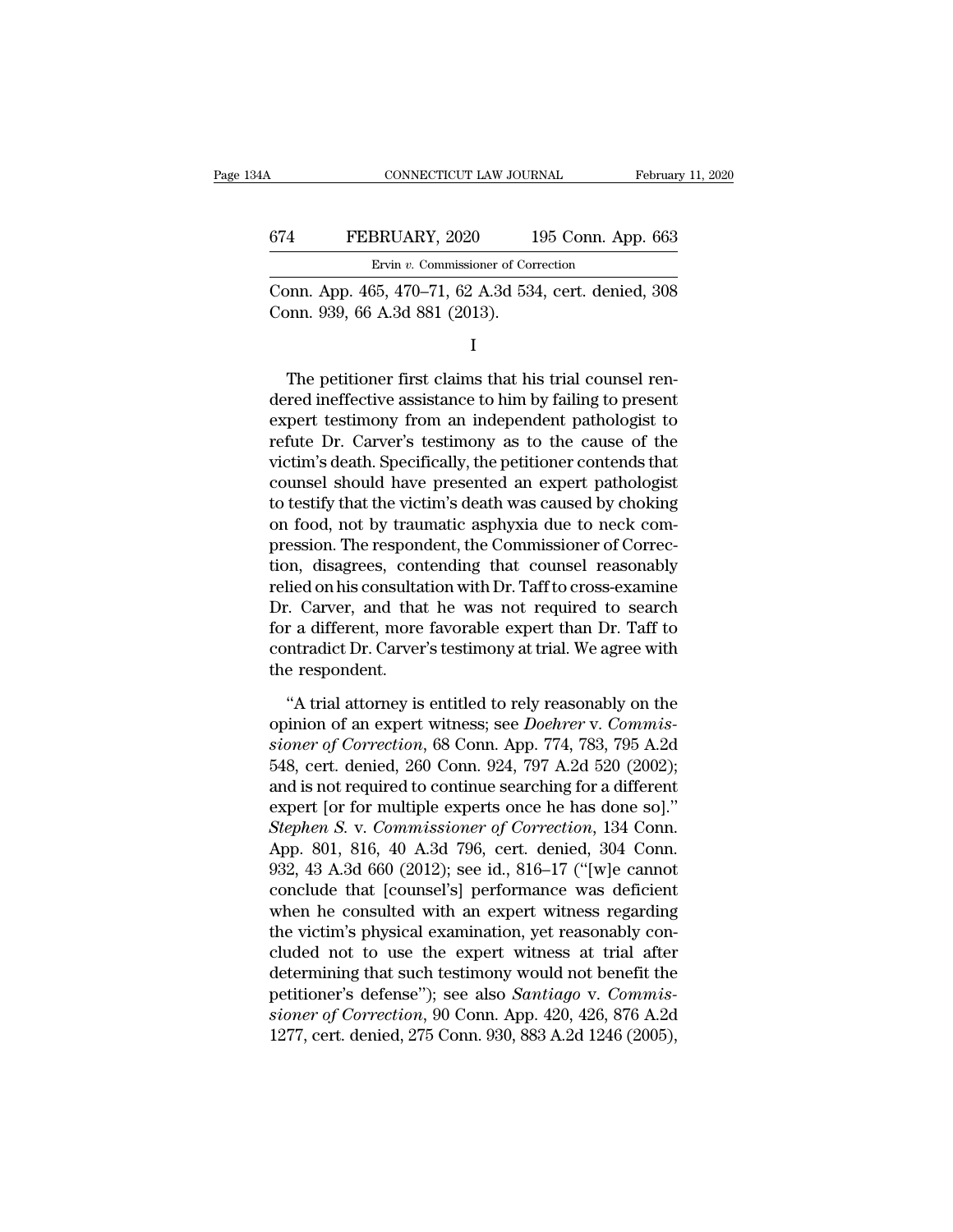Conn. App. 465, 470–71, 62 A.3d 534, cert. denied, 308 Conn. 939, 66 A.3d 881 (2013).

I

The petitioner first claims that his trial counsel rendered ineffective assistance to him by failing to present expert testimony from an independent pathologist to refute Dr. Carver's testimony as to the cause of the victim's death. Specifically, the petitioner contends that counsel should have presented an expert pathologist to testify that the victim's death was caused by choking on food, not by traumatic asphyxia due to neck compression. The respondent, the Commissioner of Correction, disagrees, contending that counsel reasonably relied on his consultation with Dr. Taff to cross-examine Dr. Carver, and that he was not required to search for a different, more favorable expert than Dr. Taff to contradict Dr. Carver's testimony at trial. We agree with the respondent.

"A trial attorney is entitled to rely reasonably on the opinion of an expert witness; see *Doehrer* v. *Commissioner of Correction*, 68 Conn. App. 774, 783, 795 A.2d 548, cert. denied, 260 Conn. 924, 797 A.2d 520 (2002); and is not required to continue searching for a different expert [or for multiple experts once he has done so]." *Stephen S.* v. *Commissioner of Correction*, 134 Conn. App. 801, 816, 40 A.3d 796, cert. denied, 304 Conn. 932, 43 A.3d 660 (2012); see id., 816–17 ("[w]e cannot conclude that [counsel's] performance was deficient when he consulted with an expert witness regarding the victim's physical examination, yet reasonably concluded not to use the expert witness at trial after determining that such testimony would not benefit the petitioner's defense"); see also *Santiago* v. *Commissioner of Correction*, 90 Conn. App. 420, 426, 876 A.2d 1277, cert. denied, 275 Conn. 930, 883 A.2d 1246 (2005),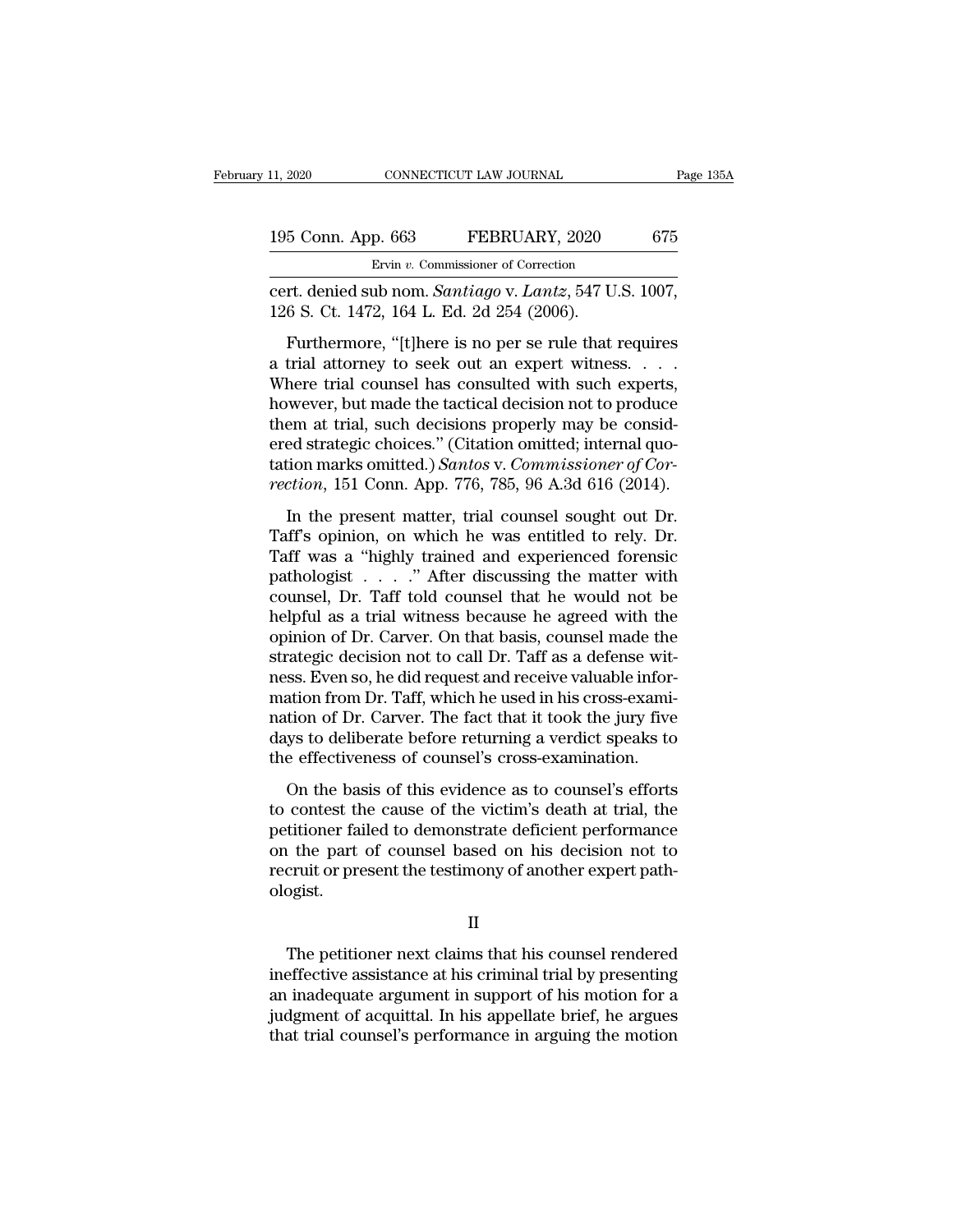cert. denied sub nom. *Santiago* v. *Lantz*, 547 U.S. 1007, 126 S. Ct. 1472, 164 L. Ed. 2d 254 (2006).

Furthermore, "[t]here is no per se rule that requires a trial attorney to seek out an expert witness. . . . Where trial counsel has consulted with such experts, however, but made the tactical decision not to produce them at trial, such decisions properly may be considered strategic choices." (Citation omitted; internal quotation marks omitted.) *Santos* v. *Commissioner of Correction*, 151 Conn. App. 776, 785, 96 A.3d 616 (2014).

In the present matter, trial counsel sought out Dr. Taff's opinion, on which he was entitled to rely. Dr. Taff was a "highly trained and experienced forensic pathologist . . . ." After discussing the matter with counsel, Dr. Taff told counsel that he would not be helpful as a trial witness because he agreed with the opinion of Dr. Carver. On that basis, counsel made the strategic decision not to call Dr. Taff as a defense witness. Even so, he did request and receive valuable information from Dr. Taff, which he used in his cross-examination of Dr. Carver. The fact that it took the jury five days to deliberate before returning a verdict speaks to the effectiveness of counsel's cross-examination.

On the basis of this evidence as to counsel's efforts to contest the cause of the victim's death at trial, the petitioner failed to demonstrate deficient performance on the part of counsel based on his decision not to recruit or present the testimony of another expert pathologist.

## II

The petitioner next claims that his counsel rendered ineffective assistance at his criminal trial by presenting an inadequate argument in support of his motion for a judgment of acquittal. In his appellate brief, he argues that trial counsel's performance in arguing the motion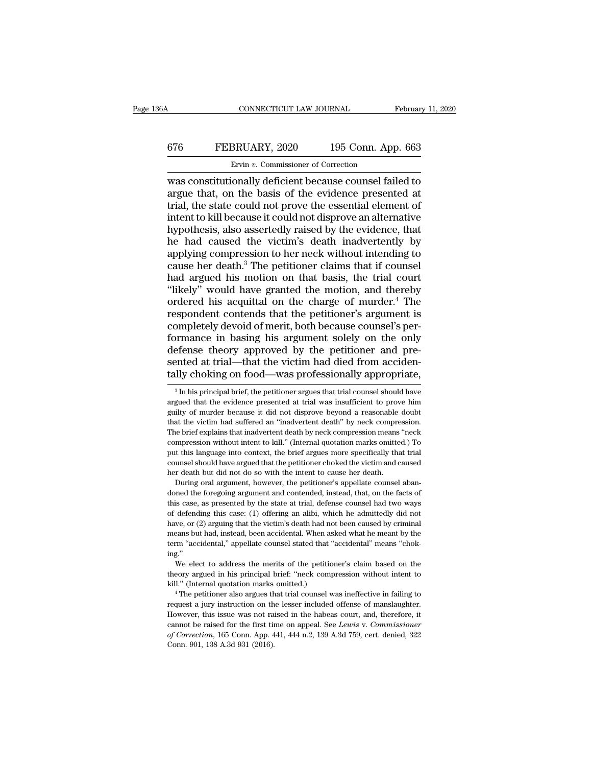was constitutionally deficient because counsel failed to argue that, on the basis of the evidence presented at trial, the state could not prove the essential element of intent to kill because it could not disprove an alternative hypothesis, also assertedly raised by the evidence, that he had caused the victim's death inadvertently by applying compression to her neck without intending to cause her death.[3] The petitioner claims that if counsel had argued his motion on that basis, the trial court "likely" would have granted the motion, and thereby ordered his acquittal on the charge of murder.[4] The respondent contends that the petitioner's argument is completely devoid of merit, both because counsel's performance in basing his argument solely on the only defense theory approved by the petitioner and presented at trial—that the victim had died from accidentally choking on food—was professionally appropriate,

[3] In his principal brief, the petitioner argues that trial counsel should have argued that the evidence presented at trial was insufficient to prove him guilty of murder because it did not disprove beyond a reasonable doubt that the victim had suffered an "inadvertent death" by neck compression. The brief explains that inadvertent death by neck compression means "neck compression without intent to kill." (Internal quotation marks omitted.) To put this language into context, the brief argues more specifically that trial counsel should have argued that the petitioner choked the victim and caused her death but did not do so with the intent to cause her death.

During oral argument, however, the petitioner's appellate counsel abandoned the foregoing argument and contended, instead, that, on the facts of this case, as presented by the state at trial, defense counsel had two ways of defending this case: (1) offering an alibi, which he admittedly did not have, or (2) arguing that the victim's death had not been caused by criminal means but had, instead, been accidental. When asked what he meant by the term "accidental," appellate counsel stated that "accidental" means "choking."

We elect to address the merits of the petitioner's claim based on the theory argued in his principal brief: "neck compression without intent to kill." (Internal quotation marks omitted.)

[4] The petitioner also argues that trial counsel was ineffective in failing to request a jury instruction on the lesser included offense of manslaughter. However, this issue was not raised in the habeas court, and, therefore, it cannot be raised for the first time on appeal. See *Lewis* v. *Commissioner of Correction*, 165 Conn. App. 441, 444 n.2, 139 A.3d 759, cert. denied, 322 Conn. 901, 138 A.3d 931 (2016).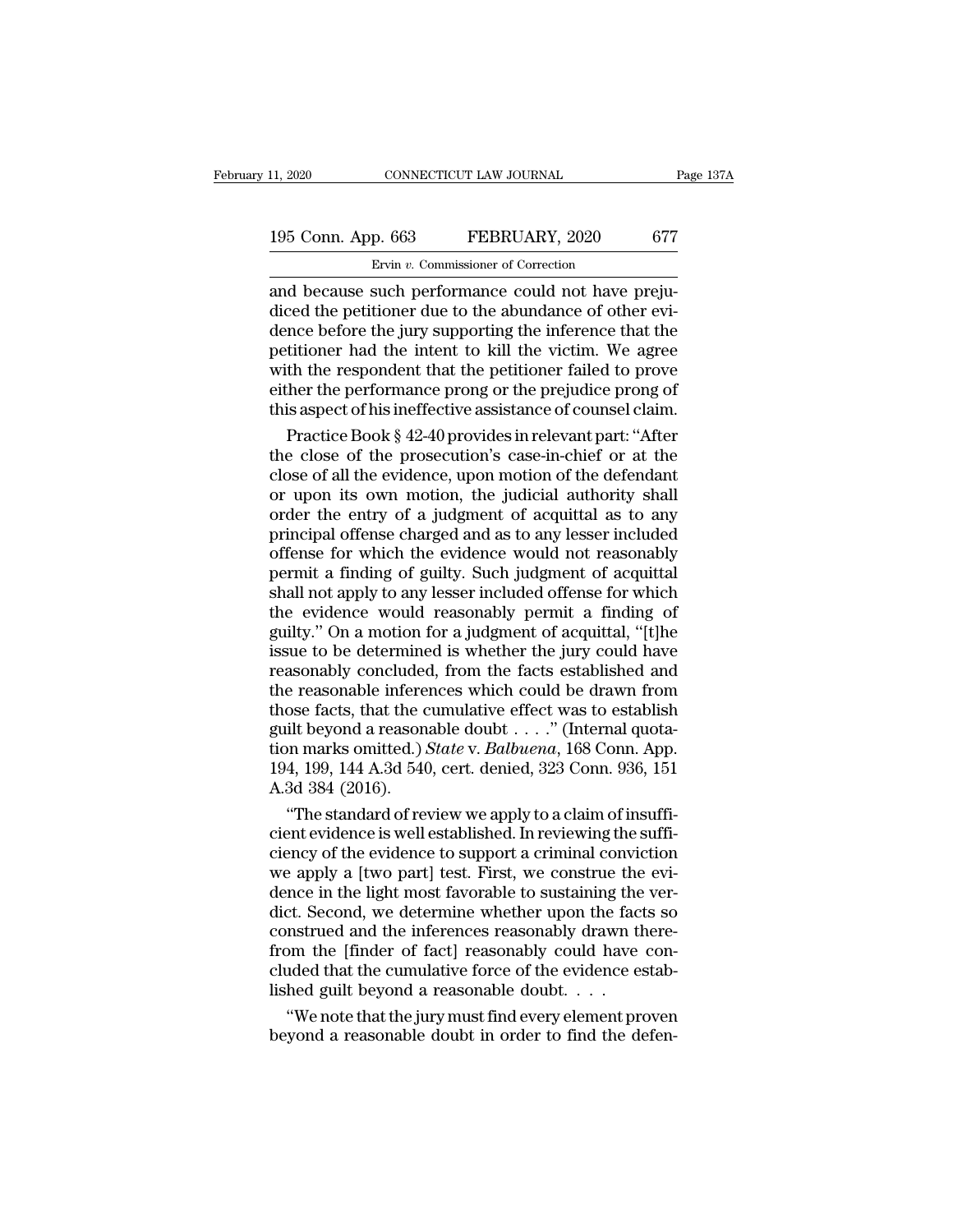and because such performance could not have prejudiced the petitioner due to the abundance of other evidence before the jury supporting the inference that the petitioner had the intent to kill the victim. We agree with the respondent that the petitioner failed to prove either the performance prong or the prejudice prong of this aspect of his ineffective assistance of counsel claim.

Practice Book § 42-40 provides in relevant part: "After the close of the prosecution's case-in-chief or at the close of all the evidence, upon motion of the defendant or upon its own motion, the judicial authority shall order the entry of a judgment of acquittal as to any principal offense charged and as to any lesser included offense for which the evidence would not reasonably permit a finding of guilty. Such judgment of acquittal shall not apply to any lesser included offense for which the evidence would reasonably permit a finding of guilty." On a motion for a judgment of acquittal, "[t]he issue to be determined is whether the jury could have reasonably concluded, from the facts established and the reasonable inferences which could be drawn from those facts, that the cumulative effect was to establish guilt beyond a reasonable doubt . . . ." (Internal quotation marks omitted.) *State* v. *Balbuena*, 168 Conn. App. 194, 199, 144 A.3d 540, cert. denied, 323 Conn. 936, 151 A.3d 384 (2016).

"The standard of review we apply to a claim of insufficient evidence is well established. In reviewing the sufficiency of the evidence to support a criminal conviction we apply a [two part] test. First, we construe the evidence in the light most favorable to sustaining the verdict. Second, we determine whether upon the facts so construed and the inferences reasonably drawn therefrom the [finder of fact] reasonably could have concluded that the cumulative force of the evidence established guilt beyond a reasonable doubt. . . .

"We note that the jury must find every element proven beyond a reasonable doubt in order to find the defen-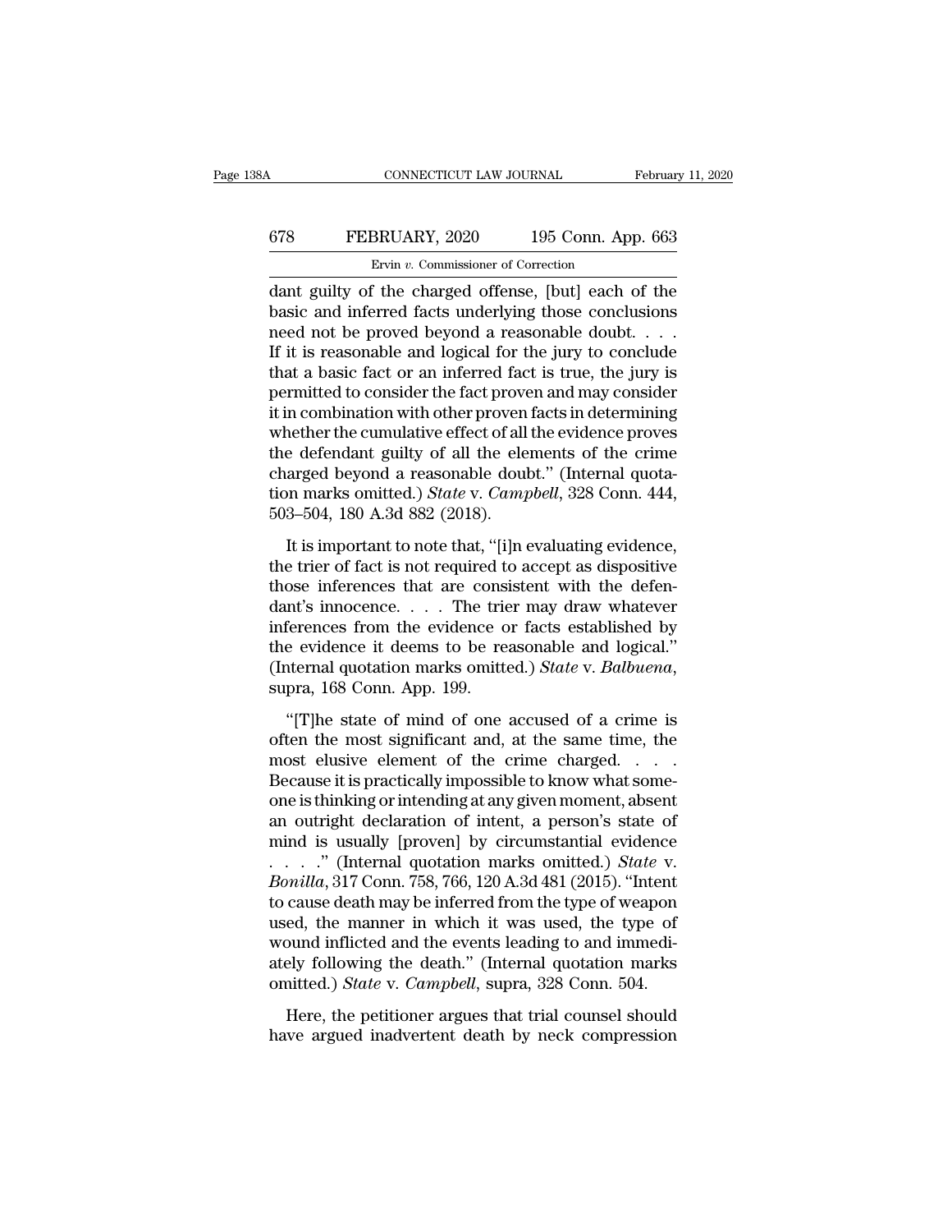dant guilty of the charged offense, [but] each of the basic and inferred facts underlying those conclusions need not be proved beyond a reasonable doubt. . . . If it is reasonable and logical for the jury to conclude that a basic fact or an inferred fact is true, the jury is permitted to consider the fact proven and may consider it in combination with other proven facts in determining whether the cumulative effect of all the evidence proves the defendant guilty of all the elements of the crime charged beyond a reasonable doubt." (Internal quotation marks omitted.) *State* v. *Campbell*, 328 Conn. 444, 503–504, 180 A.3d 882 (2018).

It is important to note that, "[i]n evaluating evidence, the trier of fact is not required to accept as dispositive those inferences that are consistent with the defendant's innocence. . . . The trier may draw whatever inferences from the evidence or facts established by the evidence it deems to be reasonable and logical." (Internal quotation marks omitted.) *State* v. *Balbuena*, supra, 168 Conn. App. 199.

"[T]he state of mind of one accused of a crime is often the most significant and, at the same time, the most elusive element of the crime charged. . . . Because it is practically impossible to know what someone is thinking or intending at any given moment, absent an outright declaration of intent, a person's state of mind is usually [proven] by circumstantial evidence . . . ." (Internal quotation marks omitted.) *State* v. *Bonilla*, 317 Conn. 758, 766, 120 A.3d 481 (2015). "Intent to cause death may be inferred from the type of weapon used, the manner in which it was used, the type of wound inflicted and the events leading to and immediately following the death." (Internal quotation marks omitted.) *State* v. *Campbell*, supra, 328 Conn. 504.

Here, the petitioner argues that trial counsel should have argued inadvertent death by neck compression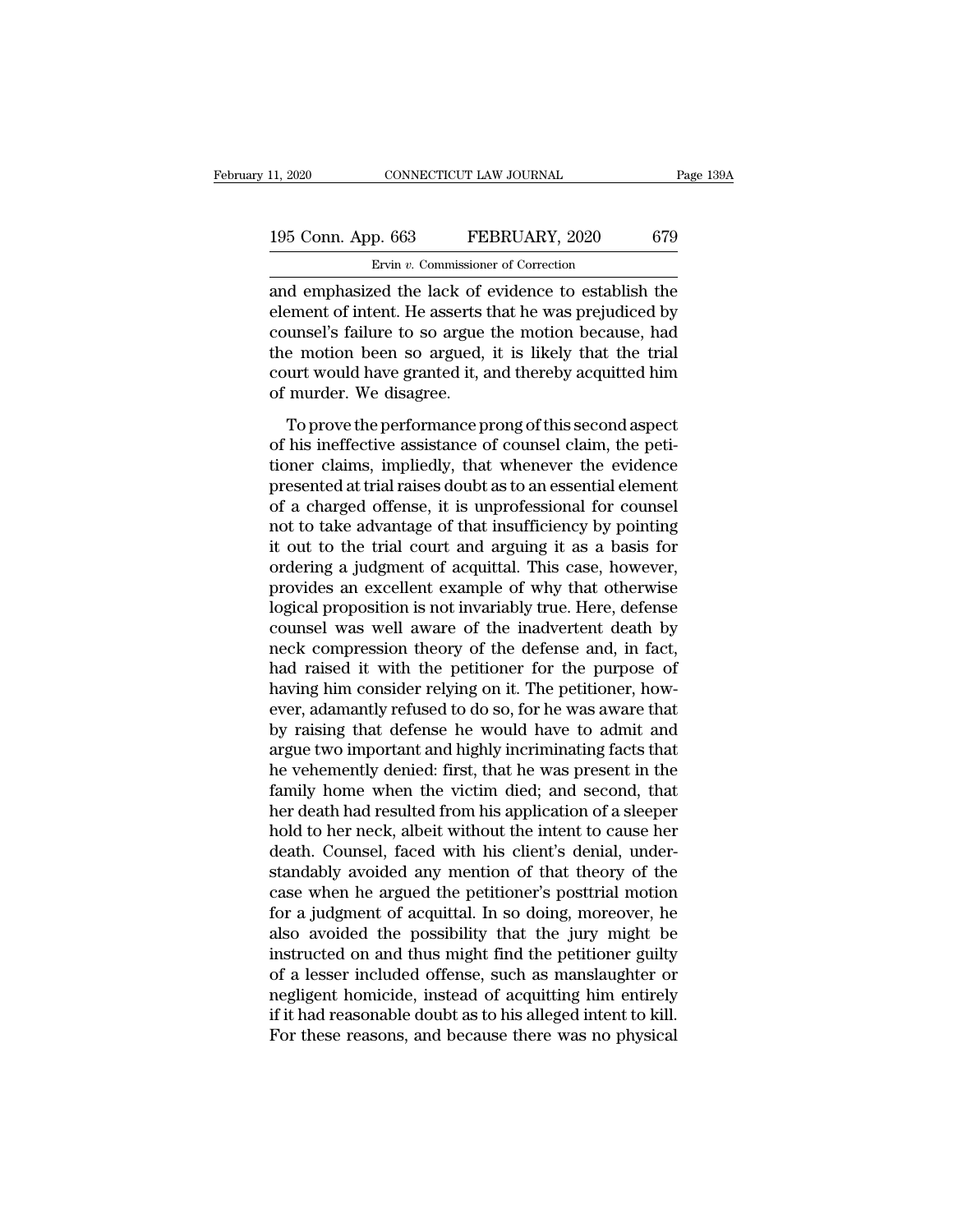and emphasized the lack of evidence to establish the element of intent. He asserts that he was prejudiced by counsel's failure to so argue the motion because, had the motion been so argued, it is likely that the trial court would have granted it, and thereby acquitted him of murder. We disagree.

To prove the performance prong of this second aspect of his ineffective assistance of counsel claim, the petitioner claims, impliedly, that whenever the evidence presented at trial raises doubt as to an essential element of a charged offense, it is unprofessional for counsel not to take advantage of that insufficiency by pointing it out to the trial court and arguing it as a basis for ordering a judgment of acquittal. This case, however, provides an excellent example of why that otherwise logical proposition is not invariably true. Here, defense counsel was well aware of the inadvertent death by neck compression theory of the defense and, in fact, had raised it with the petitioner for the purpose of having him consider relying on it. The petitioner, however, adamantly refused to do so, for he was aware that by raising that defense he would have to admit and argue two important and highly incriminating facts that he vehemently denied: first, that he was present in the family home when the victim died; and second, that her death had resulted from his application of a sleeper hold to her neck, albeit without the intent to cause her death. Counsel, faced with his client's denial, understandably avoided any mention of that theory of the case when he argued the petitioner's posttrial motion for a judgment of acquittal. In so doing, moreover, he also avoided the possibility that the jury might be instructed on and thus might find the petitioner guilty of a lesser included offense, such as manslaughter or negligent homicide, instead of acquitting him entirely if it had reasonable doubt as to his alleged intent to kill. For these reasons, and because there was no physical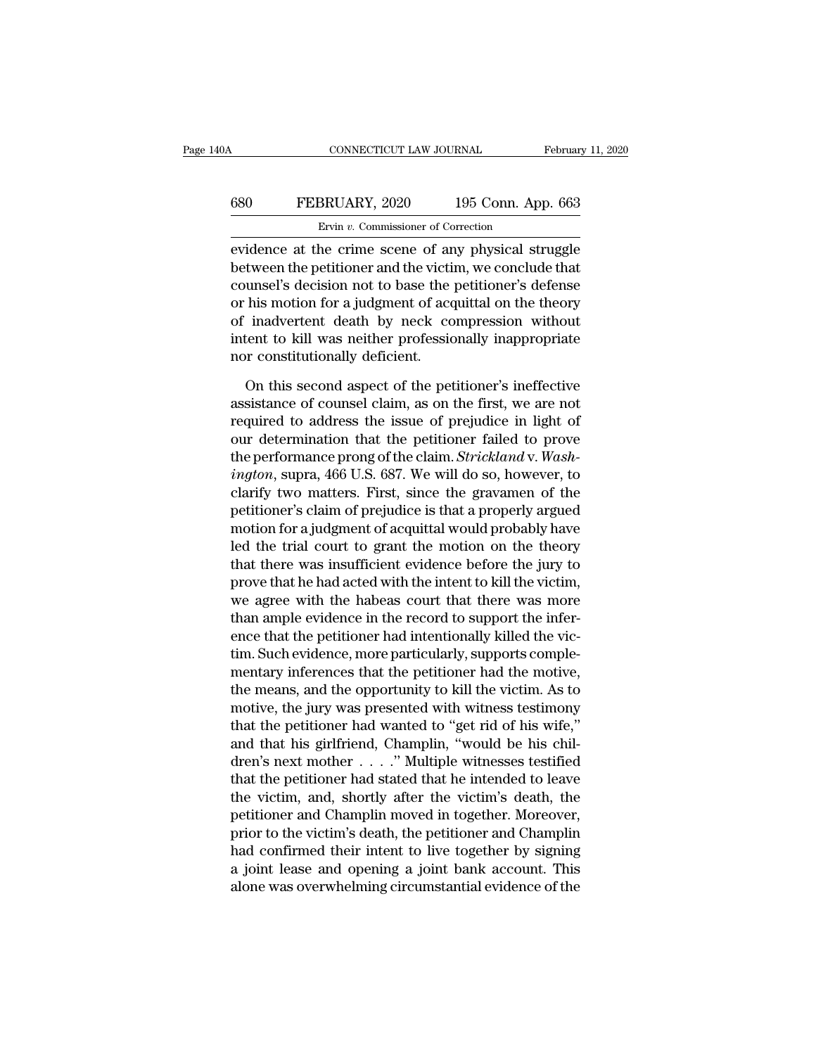evidence at the crime scene of any physical struggle between the petitioner and the victim, we conclude that counsel's decision not to base the petitioner's defense or his motion for a judgment of acquittal on the theory of inadvertent death by neck compression without intent to kill was neither professionally inappropriate nor constitutionally deficient.

On this second aspect of the petitioner's ineffective assistance of counsel claim, as on the first, we are not required to address the issue of prejudice in light of our determination that the petitioner failed to prove the performance prong of the claim. *Strickland* v. *Washington*, supra, 466 U.S. 687. We will do so, however, to clarify two matters. First, since the gravamen of the petitioner's claim of prejudice is that a properly argued motion for a judgment of acquittal would probably have led the trial court to grant the motion on the theory that there was insufficient evidence before the jury to prove that he had acted with the intent to kill the victim, we agree with the habeas court that there was more than ample evidence in the record to support the inference that the petitioner had intentionally killed the victim. Such evidence, more particularly, supports complementary inferences that the petitioner had the motive, the means, and the opportunity to kill the victim. As to motive, the jury was presented with witness testimony that the petitioner had wanted to "get rid of his wife," and that his girlfriend, Champlin, "would be his children's next mother . . . ." Multiple witnesses testified that the petitioner had stated that he intended to leave the victim, and, shortly after the victim's death, the petitioner and Champlin moved in together. Moreover, prior to the victim's death, the petitioner and Champlin had confirmed their intent to live together by signing a joint lease and opening a joint bank account. This alone was overwhelming circumstantial evidence of the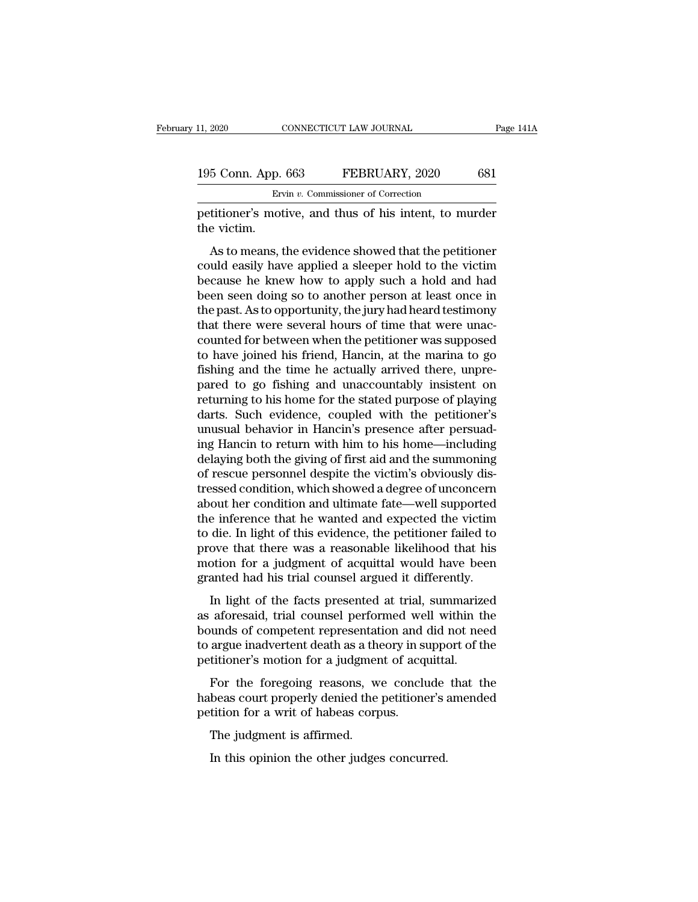petitioner's motive, and thus of his intent, to murder the victim.

As to means, the evidence showed that the petitioner could easily have applied a sleeper hold to the victim because he knew how to apply such a hold and had been seen doing so to another person at least once in the past. As to opportunity, the jury had heard testimony that there were several hours of time that were unaccounted for between when the petitioner was supposed to have joined his friend, Hancin, at the marina to go fishing and the time he actually arrived there, unprepared to go fishing and unaccountably insistent on returning to his home for the stated purpose of playing darts. Such evidence, coupled with the petitioner's unusual behavior in Hancin's presence after persuading Hancin to return with him to his home—including delaying both the giving of first aid and the summoning of rescue personnel despite the victim's obviously distressed condition, which showed a degree of unconcern about her condition and ultimate fate—well supported the inference that he wanted and expected the victim to die. In light of this evidence, the petitioner failed to prove that there was a reasonable likelihood that his motion for a judgment of acquittal would have been granted had his trial counsel argued it differently.

In light of the facts presented at trial, summarized as aforesaid, trial counsel performed well within the bounds of competent representation and did not need to argue inadvertent death as a theory in support of the petitioner's motion for a judgment of acquittal.

For the foregoing reasons, we conclude that the habeas court properly denied the petitioner's amended petition for a writ of habeas corpus.

The judgment is affirmed.

In this opinion the other judges concurred.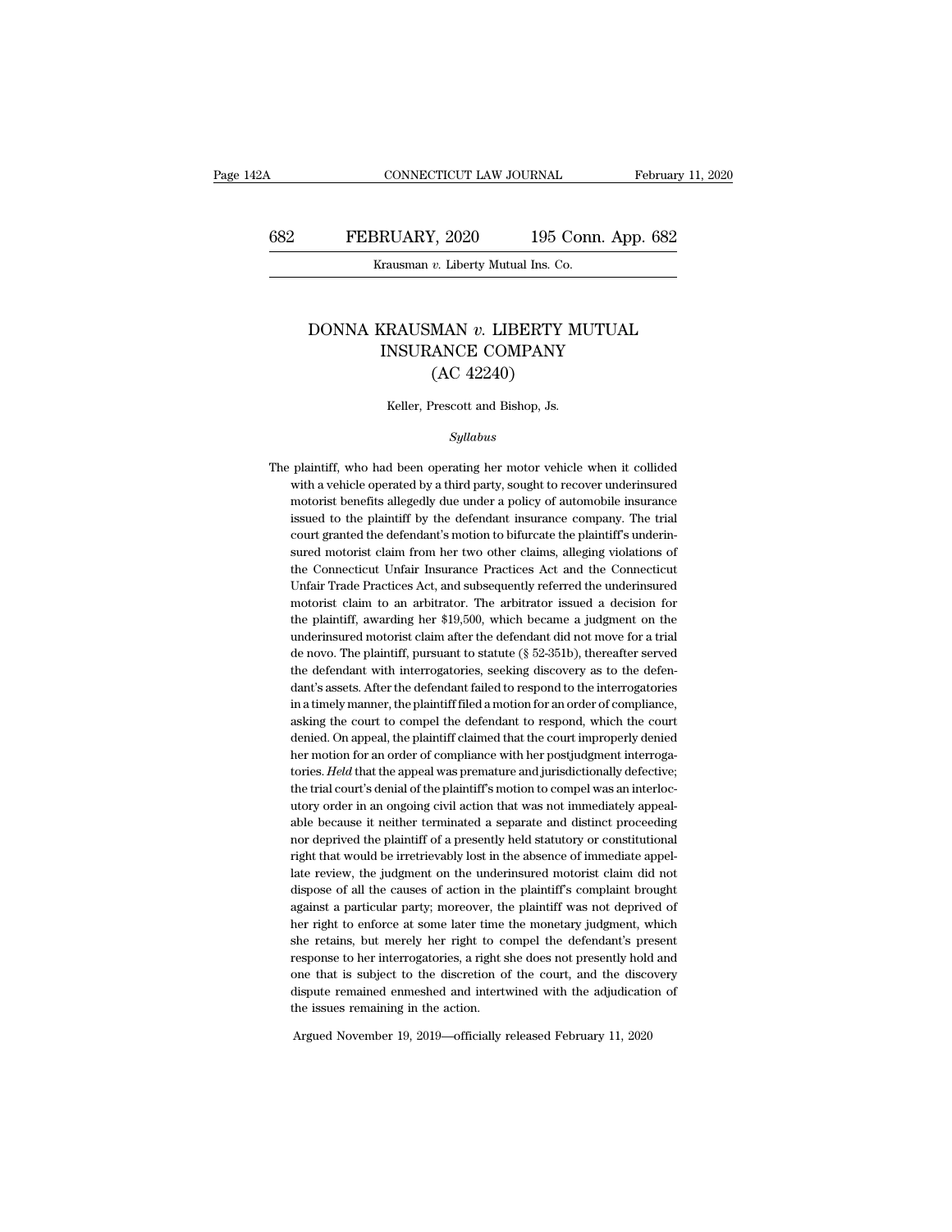# DONNA KRAUSMAN *v.* LIBERTY MUTUAL INSURANCE COMPANY (AC 42240)

Keller, Prescott and Bishop, Js.

*Syllabus*

The plaintiff, who had been operating her motor vehicle when it collided with a vehicle operated by a third party, sought to recover underinsured motorist benefits allegedly due under a policy of automobile insurance issued to the plaintiff by the defendant insurance company. The trial court granted the defendant's motion to bifurcate the plaintiff's underinsured motorist claim from her two other claims, alleging violations of the Connecticut Unfair Insurance Practices Act and the Connecticut Unfair Trade Practices Act, and subsequently referred the underinsured motorist claim to an arbitrator. The arbitrator issued a decision for the plaintiff, awarding her $19,500, which became a judgment on the underinsured motorist claim after the defendant did not move for a trial de novo. The plaintiff, pursuant to statute (§ 52-351b), thereafter served the defendant with interrogatories, seeking discovery as to the defendant's assets. After the defendant failed to respond to the interrogatories in a timely manner, the plaintiff filed a motion for an order of compliance, asking the court to compel the defendant to respond, which the court denied. On appeal, the plaintiff claimed that the court improperly denied her motion for an order of compliance with her postjudgment interrogatories. *Held* that the appeal was premature and jurisdictionally defective; the trial court's denial of the plaintiff's motion to compel was an interlocutory order in an ongoing civil action that was not immediately appealable because it neither terminated a separate and distinct proceeding nor deprived the plaintiff of a presently held statutory or constitutional right that would be irretrievably lost in the absence of immediate appellate review, the judgment on the underinsured motorist claim did not dispose of all the causes of action in the plaintiff's complaint brought against a particular party; moreover, the plaintiff was not deprived of her right to enforce at some later time the monetary judgment, which she retains, but merely her right to compel the defendant's present response to her interrogatories, a right she does not presently hold and one that is subject to the discretion of the court, and the discovery dispute remained enmeshed and intertwined with the adjudication of the issues remaining in the action.

Argued November 19, 2019—officially released February 11, 2020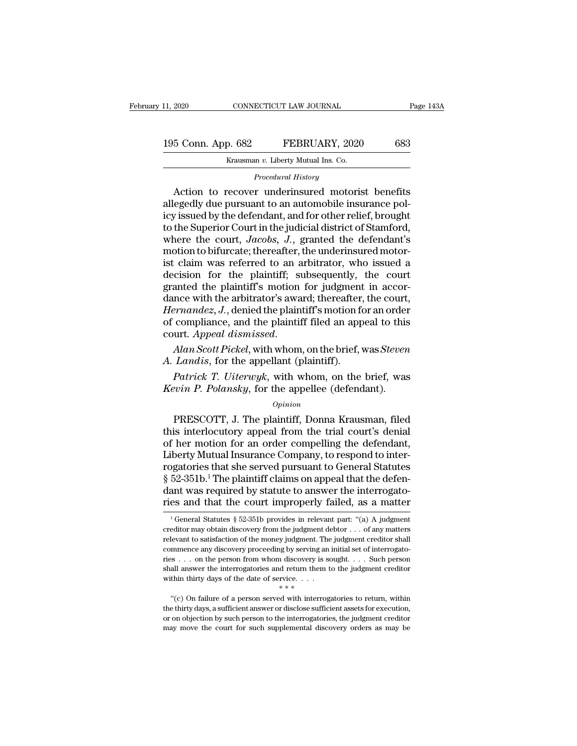*Procedural History*

Action to recover underinsured motorist benefits allegedly due pursuant to an automobile insurance policy issued by the defendant, and for other relief, brought to the Superior Court in the judicial district of Stamford, where the court, *Jacobs*, *J.*, granted the defendant's motion to bifurcate; thereafter, the underinsured motorist claim was referred to an arbitrator, who issued a decision for the plaintiff; subsequently, the court granted the plaintiff's motion for judgment in accordance with the arbitrator's award; thereafter, the court, *Hernandez*, *J.*, denied the plaintiff's motion for an order of compliance, and the plaintiff filed an appeal to this court. *Appeal dismissed.*

*Alan Scott Pickel*, with whom, on the brief, was *Steven A. Landis*, for the appellant (plaintiff).

*Patrick T. Uiterwyk*, with whom, on the brief, was *Kevin P. Polansky*, for the appellee (defendant).

*Opinion*

PRESCOTT, J. The plaintiff, Donna Krausman, filed this interlocutory appeal from the trial court's denial of her motion for an order compelling the defendant, Liberty Mutual Insurance Company, to respond to interrogatories that she served pursuant to General Statutes § 52-351b.[1] The plaintiff claims on appeal that the defendant was required by statute to answer the interrogatories and that the court improperly failed, as a matter

[1] General Statutes § 52-351b provides in relevant part: "(a) A judgment creditor may obtain discovery from the judgment debtor . . . of any matters relevant to satisfaction of the money judgment. The judgment creditor shall commence any discovery proceeding by serving an initial set of interrogatories . . . on the person from whom discovery is sought. . . . Such person shall answer the interrogatories and return them to the judgment creditor within thirty days of the date of service. . . .

\* \* \*

"(c) On failure of a person served with interrogatories to return, within the thirty days, a sufficient answer or disclose sufficient assets for execution, or on objection by such person to the interrogatories, the judgment creditor may move the court for such supplemental discovery orders as may be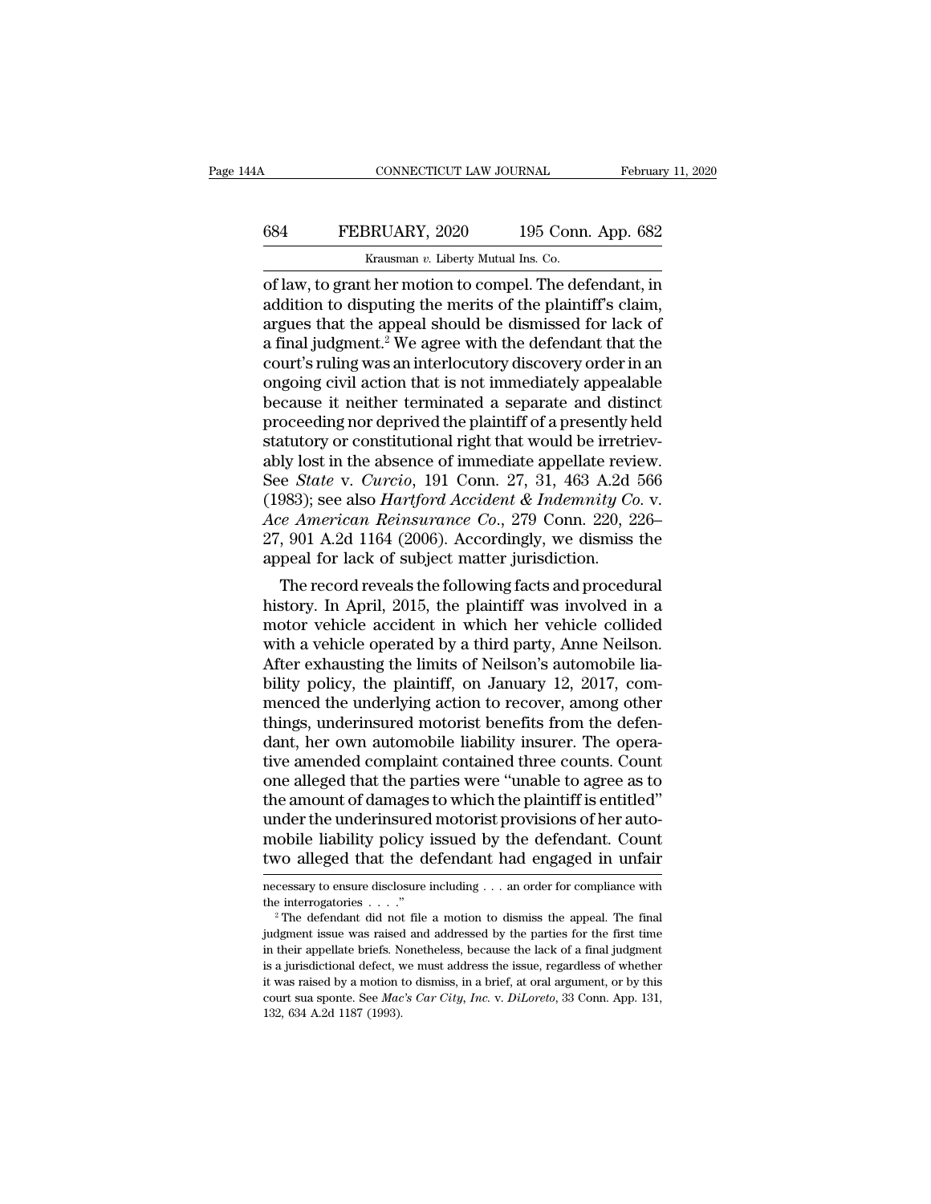of law, to grant her motion to compel. The defendant, in addition to disputing the merits of the plaintiff's claim, argues that the appeal should be dismissed for lack of a final judgment.[2] We agree with the defendant that the court's ruling was an interlocutory discovery order in an ongoing civil action that is not immediately appealable because it neither terminated a separate and distinct proceeding nor deprived the plaintiff of a presently held statutory or constitutional right that would be irretrievably lost in the absence of immediate appellate review. See *State* v. *Curcio*, 191 Conn. 27, 31, 463 A.2d 566 (1983); see also *Hartford Accident & Indemnity Co.* v. *Ace American Reinsurance Co.*, 279 Conn. 220, 226–27, 901 A.2d 1164 (2006). Accordingly, we dismiss the appeal for lack of subject matter jurisdiction.

The record reveals the following facts and procedural history. In April, 2015, the plaintiff was involved in a motor vehicle accident in which her vehicle collided with a vehicle operated by a third party, Anne Neilson. After exhausting the limits of Neilson's automobile liability policy, the plaintiff, on January 12, 2017, commenced the underlying action to recover, among other things, underinsured motorist benefits from the defendant, her own automobile liability insurer. The operative amended complaint contained three counts. Count one alleged that the parties were "unable to agree as to the amount of damages to which the plaintiff is entitled" under the underinsured motorist provisions of her automobile liability policy issued by the defendant. Count two alleged that the defendant had engaged in unfair

---

necessary to ensure disclosure including . . . an order for compliance with the interrogatories . . . ."

[2] The defendant did not file a motion to dismiss the appeal. The final judgment issue was raised and addressed by the parties for the first time in their appellate briefs. Nonetheless, because the lack of a final judgment is a jurisdictional defect, we must address the issue, regardless of whether it was raised by a motion to dismiss, in a brief, at oral argument, or by this court sua sponte. See *Mac's Car City, Inc.* v. *DiLoreto*, 33 Conn. App. 131, 132, 634 A.2d 1187 (1993).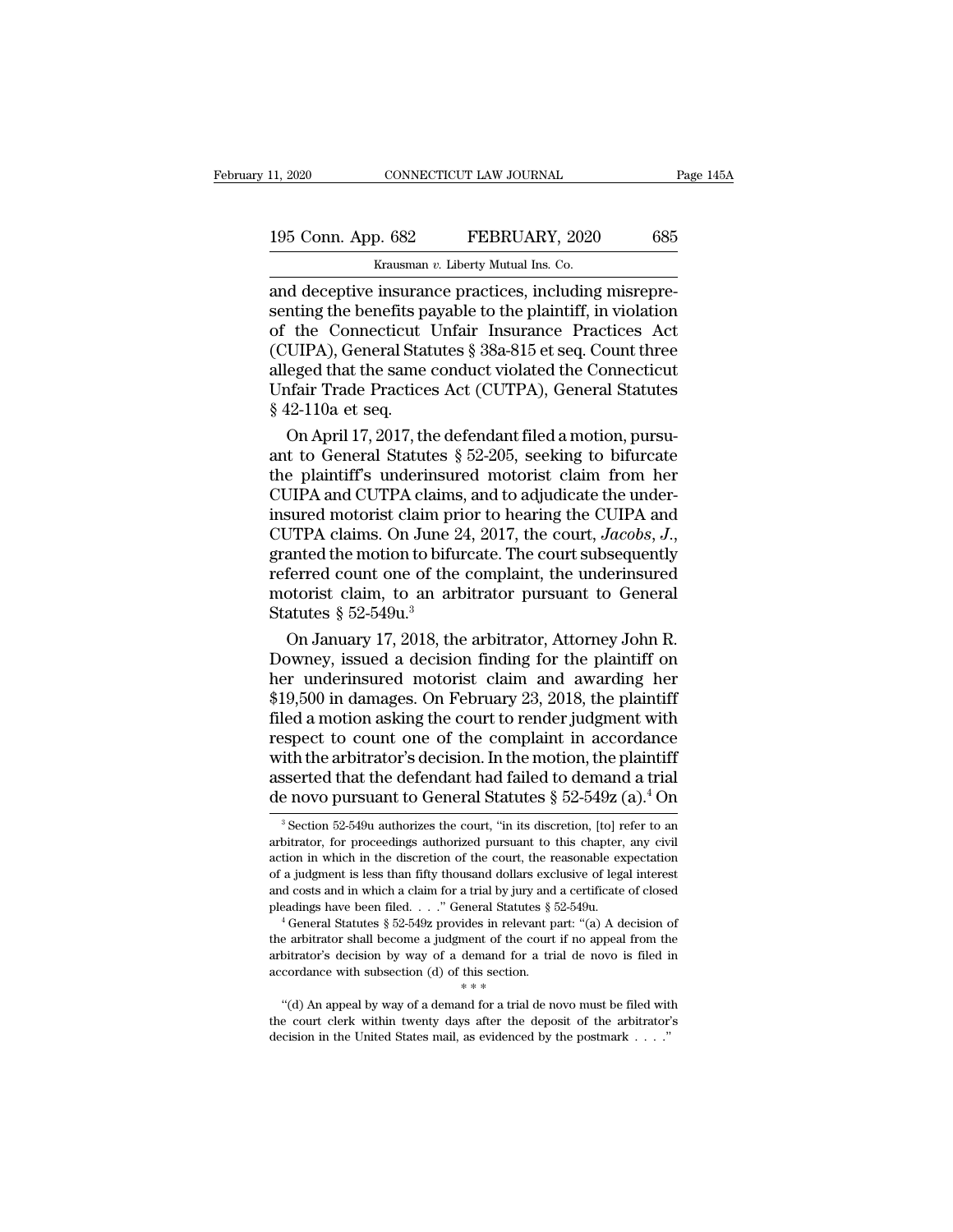and deceptive insurance practices, including misrepresenting the benefits payable to the plaintiff, in violation of the Connecticut Unfair Insurance Practices Act (CUIPA), General Statutes § 38a-815 et seq. Count three alleged that the same conduct violated the Connecticut Unfair Trade Practices Act (CUTPA), General Statutes § 42-110a et seq.

On April 17, 2017, the defendant filed a motion, pursuant to General Statutes § 52-205, seeking to bifurcate the plaintiff's underinsured motorist claim from her CUIPA and CUTPA claims, and to adjudicate the underinsured motorist claim prior to hearing the CUIPA and CUTPA claims. On June 24, 2017, the court, *Jacobs, J.*, granted the motion to bifurcate. The court subsequently referred count one of the complaint, the underinsured motorist claim, to an arbitrator pursuant to General Statutes § 52-549u.[3]

On January 17, 2018, the arbitrator, Attorney John R. Downey, issued a decision finding for the plaintiff on her underinsured motorist claim and awarding her $19,500 in damages. On February 23, 2018, the plaintiff filed a motion asking the court to render judgment with respect to count one of the complaint in accordance with the arbitrator's decision. In the motion, the plaintiff asserted that the defendant had failed to demand a trial de novo pursuant to General Statutes § 52-549z (a).[4] On

[3] Section 52-549u authorizes the court, "in its discretion, [to] refer to an arbitrator, for proceedings authorized pursuant to this chapter, any civil action in which in the discretion of the court, the reasonable expectation of a judgment is less than fifty thousand dollars exclusive of legal interest and costs and in which a claim for a trial by jury and a certificate of closed pleadings have been filed. . . ." General Statutes § 52-549u.

[4] General Statutes § 52-549z provides in relevant part: "(a) A decision of the arbitrator shall become a judgment of the court if no appeal from the arbitrator's decision by way of a demand for a trial de novo is filed in accordance with subsection (d) of this section.

\* \* \*

"(d) An appeal by way of a demand for a trial de novo must be filed with the court clerk within twenty days after the deposit of the arbitrator's decision in the United States mail, as evidenced by the postmark . . . ."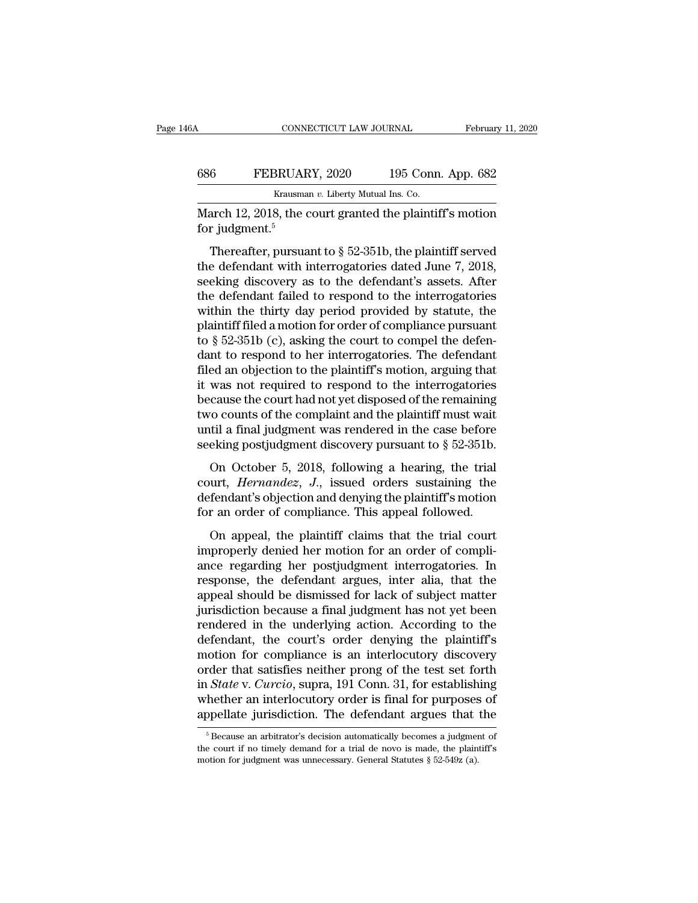March 12, 2018, the court granted the plaintiff's motion for judgment.[5]

Thereafter, pursuant to § 52-351b, the plaintiff served the defendant with interrogatories dated June 7, 2018, seeking discovery as to the defendant's assets. After the defendant failed to respond to the interrogatories within the thirty day period provided by statute, the plaintiff filed a motion for order of compliance pursuant to § 52-351b (c), asking the court to compel the defendant to respond to her interrogatories. The defendant filed an objection to the plaintiff's motion, arguing that it was not required to respond to the interrogatories because the court had not yet disposed of the remaining two counts of the complaint and the plaintiff must wait until a final judgment was rendered in the case before seeking postjudgment discovery pursuant to § 52-351b.

On October 5, 2018, following a hearing, the trial court, *Hernandez, J.*, issued orders sustaining the defendant's objection and denying the plaintiff's motion for an order of compliance. This appeal followed.

On appeal, the plaintiff claims that the trial court improperly denied her motion for an order of compliance regarding her postjudgment interrogatories. In response, the defendant argues, inter alia, that the appeal should be dismissed for lack of subject matter jurisdiction because a final judgment has not yet been rendered in the underlying action. According to the defendant, the court's order denying the plaintiff's motion for compliance is an interlocutory discovery order that satisfies neither prong of the test set forth in *State* v. *Curcio*, supra, 191 Conn. 31, for establishing whether an interlocutory order is final for purposes of appellate jurisdiction. The defendant argues that the

[5] Because an arbitrator's decision automatically becomes a judgment of the court if no timely demand for a trial de novo is made, the plaintiff's motion for judgment was unnecessary. General Statutes § 52-549z (a).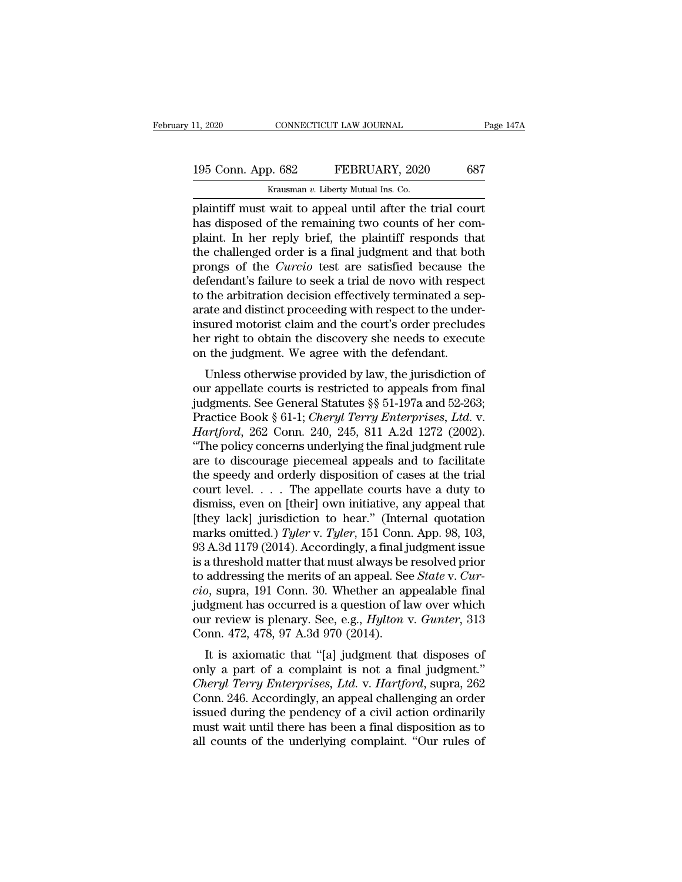plaintiff must wait to appeal until after the trial court has disposed of the remaining two counts of her complaint. In her reply brief, the plaintiff responds that the challenged order is a final judgment and that both prongs of the *Curcio* test are satisfied because the defendant's failure to seek a trial de novo with respect to the arbitration decision effectively terminated a separate and distinct proceeding with respect to the underinsured motorist claim and the court's order precludes her right to obtain the discovery she needs to execute on the judgment. We agree with the defendant.

Unless otherwise provided by law, the jurisdiction of our appellate courts is restricted to appeals from final judgments. See General Statutes §§ 51-197a and 52-263; Practice Book § 61-1; *Cheryl Terry Enterprises, Ltd.* v. *Hartford*, 262 Conn. 240, 245, 811 A.2d 1272 (2002). "The policy concerns underlying the final judgment rule are to discourage piecemeal appeals and to facilitate the speedy and orderly disposition of cases at the trial court level. . . . The appellate courts have a duty to dismiss, even on [their] own initiative, any appeal that [they lack] jurisdiction to hear." (Internal quotation marks omitted.) *Tyler* v. *Tyler*, 151 Conn. App. 98, 103, 93 A.3d 1179 (2014). Accordingly, a final judgment issue is a threshold matter that must always be resolved prior to addressing the merits of an appeal. See *State* v. *Curcio*, supra, 191 Conn. 30. Whether an appealable final judgment has occurred is a question of law over which our review is plenary. See, e.g., *Hylton* v. *Gunter*, 313 Conn. 472, 478, 97 A.3d 970 (2014).

It is axiomatic that "[a] judgment that disposes of only a part of a complaint is not a final judgment." *Cheryl Terry Enterprises, Ltd.* v. *Hartford*, supra, 262 Conn. 246. Accordingly, an appeal challenging an order issued during the pendency of a civil action ordinarily must wait until there has been a final disposition as to all counts of the underlying complaint. "Our rules of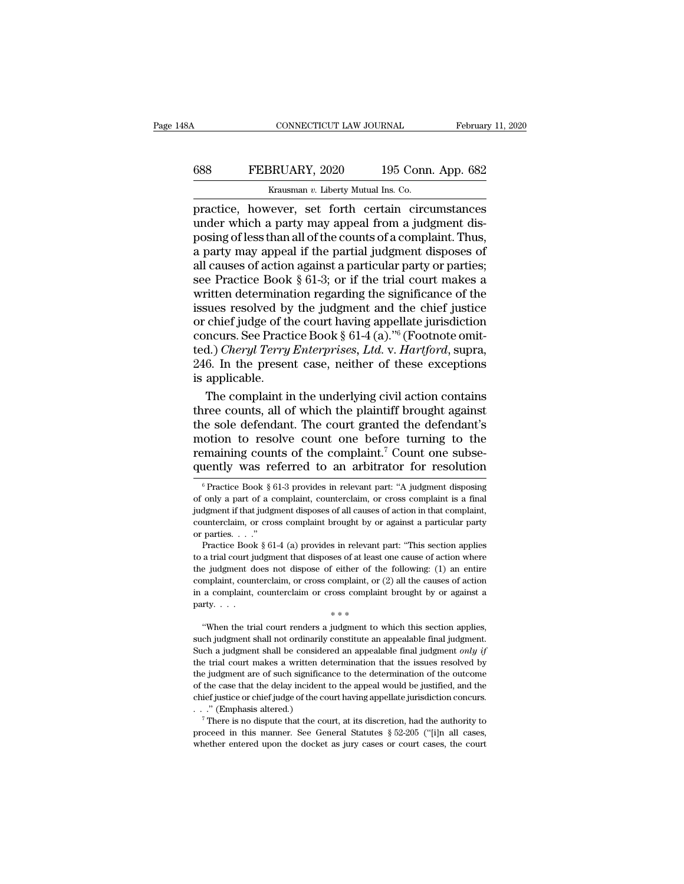practice, however, set forth certain circumstances under which a party may appeal from a judgment disposing of less than all of the counts of a complaint. Thus, a party may appeal if the partial judgment disposes of all causes of action against a particular party or parties; see Practice Book § 61-3; or if the trial court makes a written determination regarding the significance of the issues resolved by the judgment and the chief justice or chief judge of the court having appellate jurisdiction concurs. See Practice Book § 61-4 (a)."[6] (Footnote omitted.) *Cheryl Terry Enterprises, Ltd.* v. *Hartford*, supra, 246. In the present case, neither of these exceptions is applicable.

The complaint in the underlying civil action contains three counts, all of which the plaintiff brought against the sole defendant. The court granted the defendant's motion to resolve count one before turning to the remaining counts of the complaint.[7] Count one subsequently was referred to an arbitrator for resolution

---

[6] Practice Book § 61-3 provides in relevant part: "A judgment disposing of only a part of a complaint, counterclaim, or cross complaint is a final judgment if that judgment disposes of all causes of action in that complaint, counterclaim, or cross complaint brought by or against a particular party or parties. . . ."

Practice Book § 61-4 (a) provides in relevant part: "This section applies to a trial court judgment that disposes of at least one cause of action where the judgment does not dispose of either of the following: (1) an entire complaint, counterclaim, or cross complaint, or (2) all the causes of action in a complaint, counterclaim or cross complaint brought by or against a party. . . .

\* \* \*

"When the trial court renders a judgment to which this section applies, such judgment shall not ordinarily constitute an appealable final judgment. Such a judgment shall be considered an appealable final judgment *only if* the trial court makes a written determination that the issues resolved by the judgment are of such significance to the determination of the outcome of the case that the delay incident to the appeal would be justified, and the chief justice or chief judge of the court having appellate jurisdiction concurs. . . ." (Emphasis altered.)

[7] There is no dispute that the court, at its discretion, had the authority to proceed in this manner. See General Statutes § 52-205 ("[i]n all cases, whether entered upon the docket as jury cases or court cases, the court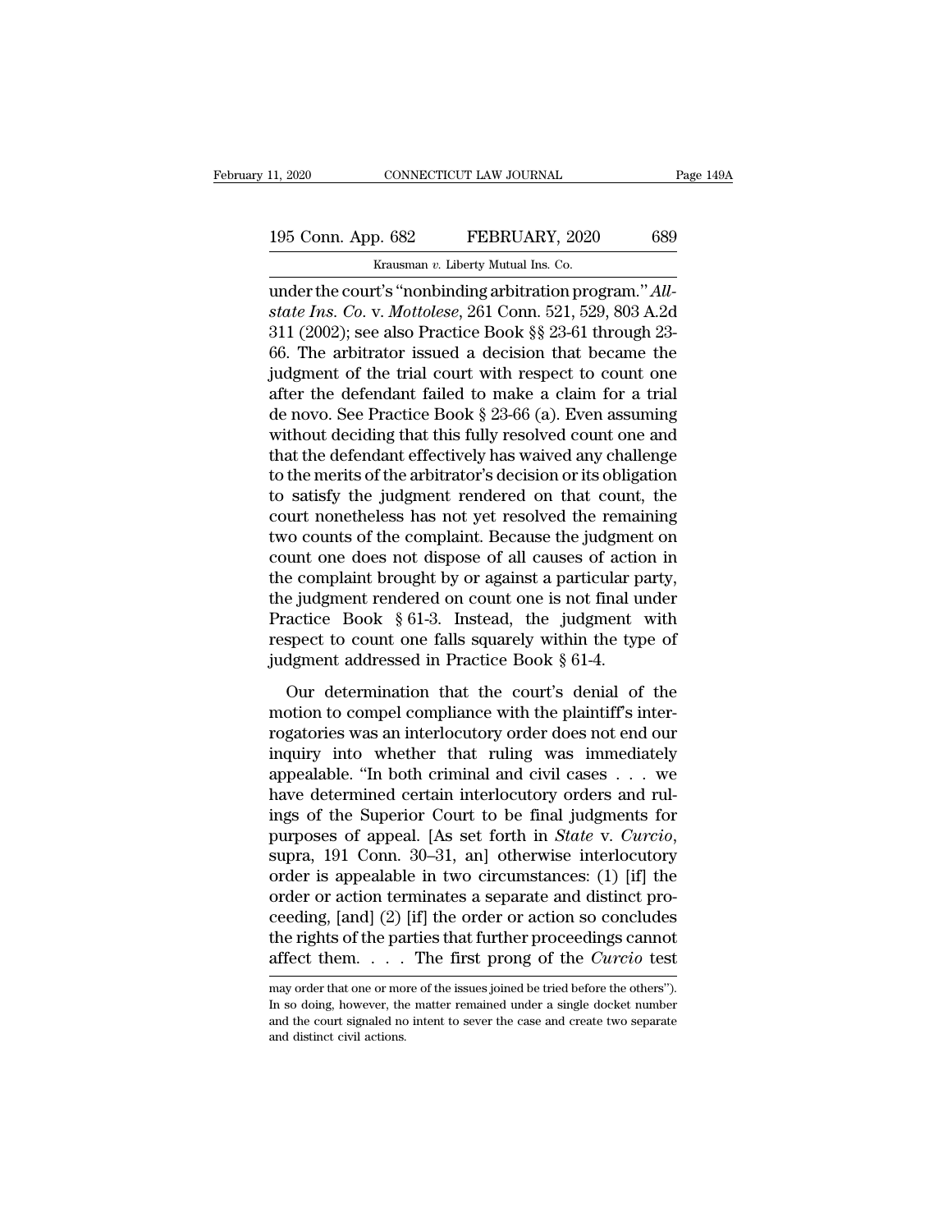under the court's "nonbinding arbitration program." *Allstate Ins. Co.* v. *Mottolese*, 261 Conn. 521, 529, 803 A.2d 311 (2002); see also Practice Book §§ 23-61 through 23-66. The arbitrator issued a decision that became the judgment of the trial court with respect to count one after the defendant failed to make a claim for a trial de novo. See Practice Book § 23-66 (a). Even assuming without deciding that this fully resolved count one and that the defendant effectively has waived any challenge to the merits of the arbitrator's decision or its obligation to satisfy the judgment rendered on that count, the court nonetheless has not yet resolved the remaining two counts of the complaint. Because the judgment on count one does not dispose of all causes of action in the complaint brought by or against a particular party, the judgment rendered on count one is not final under Practice Book § 61-3. Instead, the judgment with respect to count one falls squarely within the type of judgment addressed in Practice Book § 61-4.

Our determination that the court's denial of the motion to compel compliance with the plaintiff's interrogatories was an interlocutory order does not end our inquiry into whether that ruling was immediately appealable. "In both criminal and civil cases . . . we have determined certain interlocutory orders and rulings of the Superior Court to be final judgments for purposes of appeal. [As set forth in *State* v. *Curcio*, supra, 191 Conn. 30–31, an] otherwise interlocutory order is appealable in two circumstances: (1) [if] the order or action terminates a separate and distinct proceeding, [and] (2) [if] the order or action so concludes the rights of the parties that further proceedings cannot affect them. . . . The first prong of the *Curcio* test

may order that one or more of the issues joined be tried before the others"). In so doing, however, the matter remained under a single docket number and the court signaled no intent to sever the case and create two separate and distinct civil actions.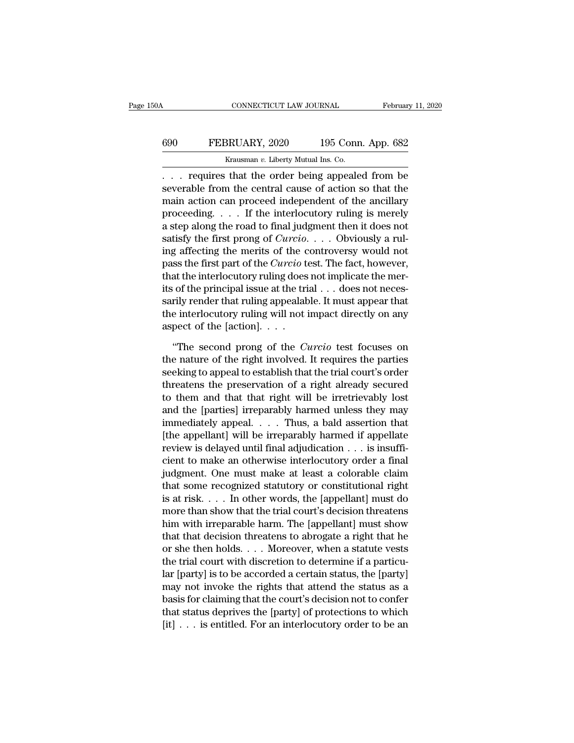. . . requires that the order being appealed from be severable from the central cause of action so that the main action can proceed independent of the ancillary proceeding. . . . If the interlocutory ruling is merely a step along the road to final judgment then it does not satisfy the first prong of *Curcio*. . . . Obviously a ruling affecting the merits of the controversy would not pass the first part of the *Curcio* test. The fact, however, that the interlocutory ruling does not implicate the merits of the principal issue at the trial . . . does not necessarily render that ruling appealable. It must appear that the interlocutory ruling will not impact directly on any aspect of the [action]. . . .

"The second prong of the *Curcio* test focuses on the nature of the right involved. It requires the parties seeking to appeal to establish that the trial court's order threatens the preservation of a right already secured to them and that that right will be irretrievably lost and the [parties] irreparably harmed unless they may immediately appeal. . . . Thus, a bald assertion that [the appellant] will be irreparably harmed if appellate review is delayed until final adjudication . . . is insufficient to make an otherwise interlocutory order a final judgment. One must make at least a colorable claim that some recognized statutory or constitutional right is at risk. . . . In other words, the [appellant] must do more than show that the trial court's decision threatens him with irreparable harm. The [appellant] must show that that decision threatens to abrogate a right that he or she then holds. . . . Moreover, when a statute vests the trial court with discretion to determine if a particular [party] is to be accorded a certain status, the [party] may not invoke the rights that attend the status as a basis for claiming that the court's decision not to confer that status deprives the [party] of protections to which [it] . . . is entitled. For an interlocutory order to be an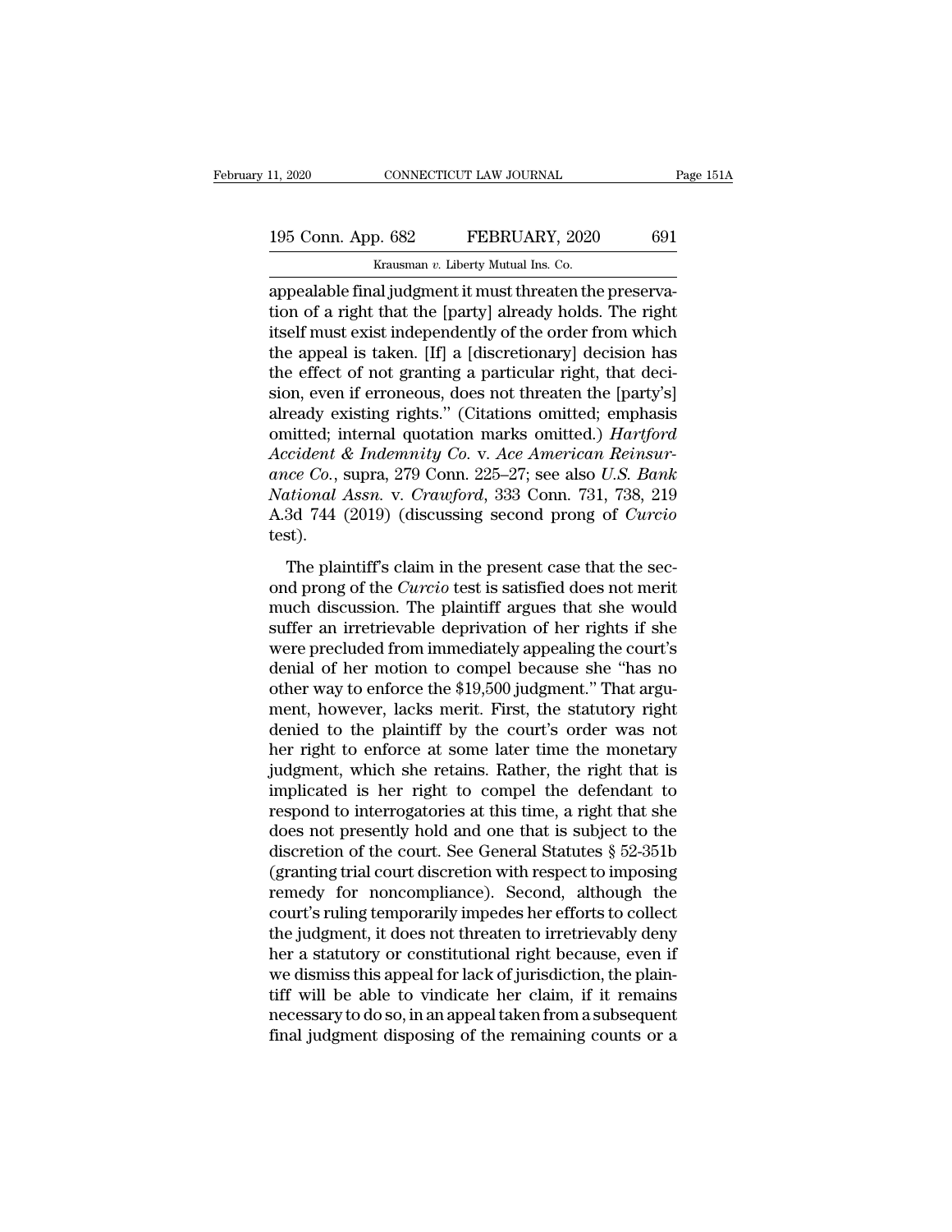appealable final judgment it must threaten the preservation of a right that the [party] already holds. The right itself must exist independently of the order from which the appeal is taken. [If] a [discretionary] decision has the effect of not granting a particular right, that decision, even if erroneous, does not threaten the [party's] already existing rights." (Citations omitted; emphasis omitted; internal quotation marks omitted.) *Hartford Accident & Indemnity Co.* v. *Ace American Reinsurance Co.*, supra, 279 Conn. 225–27; see also *U.S. Bank National Assn.* v. *Crawford*, 333 Conn. 731, 738, 219 A.3d 744 (2019) (discussing second prong of *Curcio* test).

The plaintiff's claim in the present case that the second prong of the *Curcio* test is satisfied does not merit much discussion. The plaintiff argues that she would suffer an irretrievable deprivation of her rights if she were precluded from immediately appealing the court's denial of her motion to compel because she "has no other way to enforce the $19,500 judgment." That argument, however, lacks merit. First, the statutory right denied to the plaintiff by the court's order was not her right to enforce at some later time the monetary judgment, which she retains. Rather, the right that is implicated is her right to compel the defendant to respond to interrogatories at this time, a right that she does not presently hold and one that is subject to the discretion of the court. See General Statutes § 52-351b (granting trial court discretion with respect to imposing remedy for noncompliance). Second, although the court's ruling temporarily impedes her efforts to collect the judgment, it does not threaten to irretrievably deny her a statutory or constitutional right because, even if we dismiss this appeal for lack of jurisdiction, the plaintiff will be able to vindicate her claim, if it remains necessary to do so, in an appeal taken from a subsequent final judgment disposing of the remaining counts or a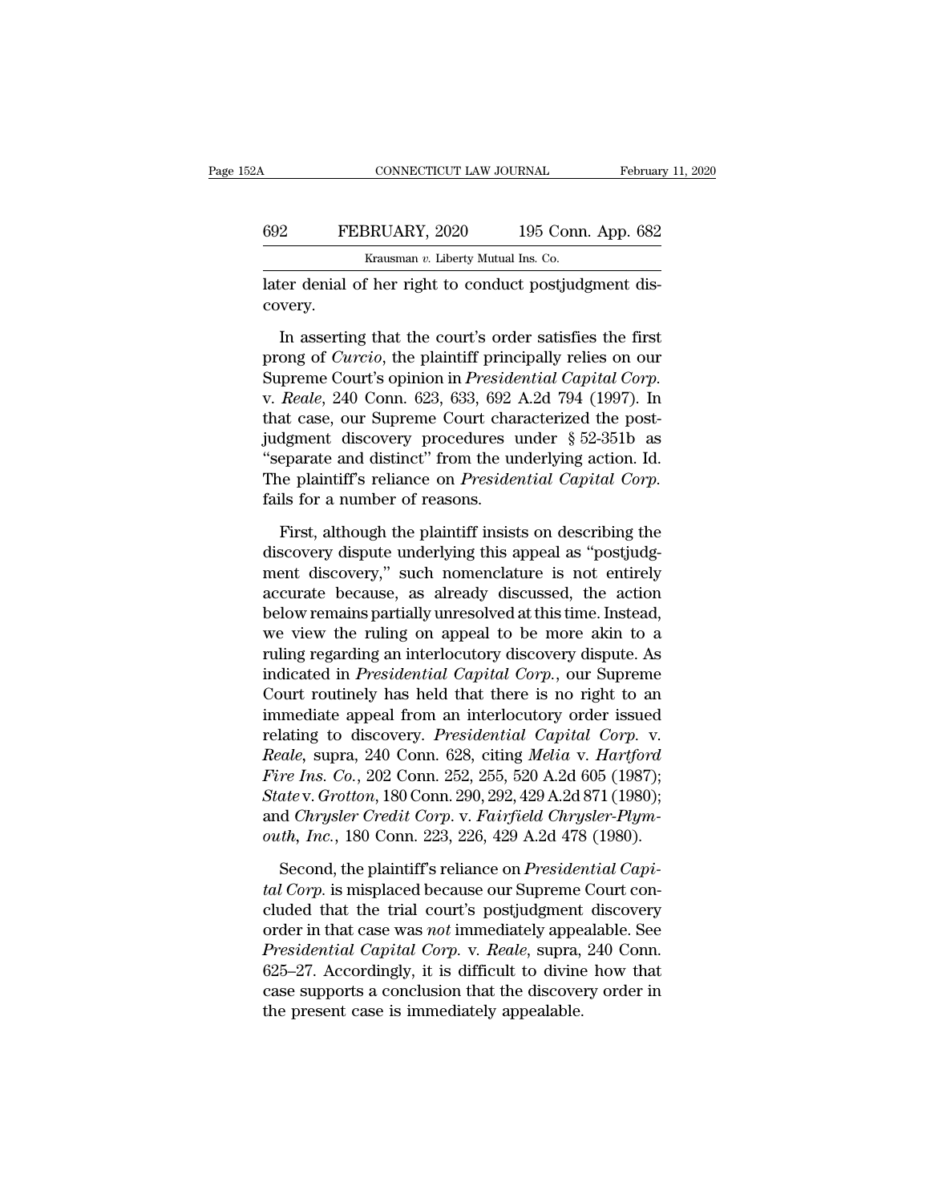later denial of her right to conduct postjudgment discovery.

In asserting that the court's order satisfies the first prong of *Curcio*, the plaintiff principally relies on our Supreme Court's opinion in *Presidential Capital Corp.* v. *Reale*, 240 Conn. 623, 633, 692 A.2d 794 (1997). In that case, our Supreme Court characterized the postjudgment discovery procedures under § 52-351b as "separate and distinct" from the underlying action. Id. The plaintiff's reliance on *Presidential Capital Corp.* fails for a number of reasons.

First, although the plaintiff insists on describing the discovery dispute underlying this appeal as "postjudgment discovery," such nomenclature is not entirely accurate because, as already discussed, the action below remains partially unresolved at this time. Instead, we view the ruling on appeal to be more akin to a ruling regarding an interlocutory discovery dispute. As indicated in *Presidential Capital Corp.*, our Supreme Court routinely has held that there is no right to an immediate appeal from an interlocutory order issued relating to discovery. *Presidential Capital Corp.* v. *Reale*, supra, 240 Conn. 628, citing *Melia* v. *Hartford Fire Ins. Co.*, 202 Conn. 252, 255, 520 A.2d 605 (1987); *State* v. *Grotton*, 180 Conn. 290, 292, 429 A.2d 871 (1980); and *Chrysler Credit Corp.* v. *Fairfield Chrysler-Plymouth, Inc.*, 180 Conn. 223, 226, 429 A.2d 478 (1980).

Second, the plaintiff's reliance on *Presidential Capital Corp.* is misplaced because our Supreme Court concluded that the trial court's postjudgment discovery order in that case was *not* immediately appealable. See *Presidential Capital Corp.* v. *Reale*, supra, 240 Conn. 625–27. Accordingly, it is difficult to divine how that case supports a conclusion that the discovery order in the present case is immediately appealable.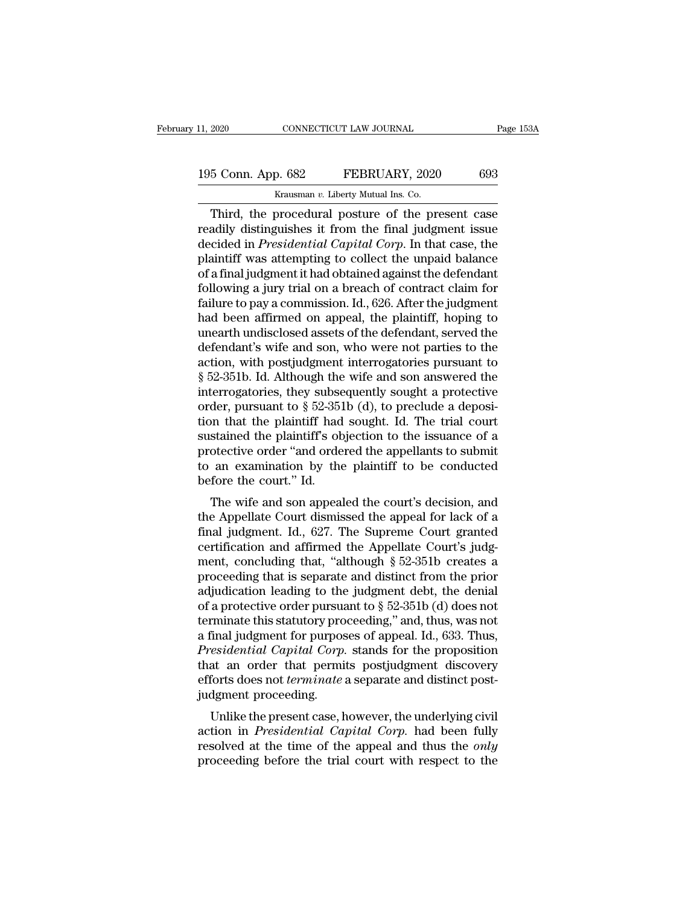Third, the procedural posture of the present case readily distinguishes it from the final judgment issue decided in *Presidential Capital Corp.* In that case, the plaintiff was attempting to collect the unpaid balance of a final judgment it had obtained against the defendant following a jury trial on a breach of contract claim for failure to pay a commission. Id., 626. After the judgment had been affirmed on appeal, the plaintiff, hoping to unearth undisclosed assets of the defendant, served the defendant's wife and son, who were not parties to the action, with postjudgment interrogatories pursuant to § 52-351b. Id. Although the wife and son answered the interrogatories, they subsequently sought a protective order, pursuant to § 52-351b (d), to preclude a deposition that the plaintiff had sought. Id. The trial court sustained the plaintiff's objection to the issuance of a protective order "and ordered the appellants to submit to an examination by the plaintiff to be conducted before the court." Id.

The wife and son appealed the court's decision, and the Appellate Court dismissed the appeal for lack of a final judgment. Id., 627. The Supreme Court granted certification and affirmed the Appellate Court's judgment, concluding that, "although § 52-351b creates a proceeding that is separate and distinct from the prior adjudication leading to the judgment debt, the denial of a protective order pursuant to § 52-351b (d) does not terminate this statutory proceeding," and, thus, was not a final judgment for purposes of appeal. Id., 633. Thus, *Presidential Capital Corp.* stands for the proposition that an order that permits postjudgment discovery efforts does not *terminate* a separate and distinct postjudgment proceeding.

Unlike the present case, however, the underlying civil action in *Presidential Capital Corp.* had been fully resolved at the time of the appeal and thus the *only* proceeding before the trial court with respect to the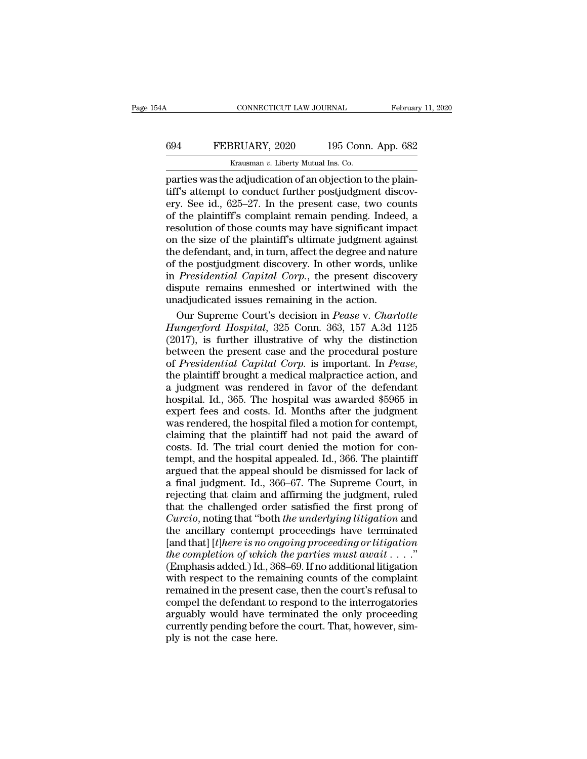parties was the adjudication of an objection to the plaintiff's attempt to conduct further postjudgment discovery. See id., 625–27. In the present case, two counts of the plaintiff's complaint remain pending. Indeed, a resolution of those counts may have significant impact on the size of the plaintiff's ultimate judgment against the defendant, and, in turn, affect the degree and nature of the postjudgment discovery. In other words, unlike in *Presidential Capital Corp.*, the present discovery dispute remains enmeshed or intertwined with the unadjudicated issues remaining in the action.

Our Supreme Court's decision in *Pease* v. *Charlotte Hungerford Hospital*, 325 Conn. 363, 157 A.3d 1125 (2017), is further illustrative of why the distinction between the present case and the procedural posture of *Presidential Capital Corp.* is important. In *Pease*, the plaintiff brought a medical malpractice action, and a judgment was rendered in favor of the defendant hospital. Id., 365. The hospital was awarded $5965 in expert fees and costs. Id. Months after the judgment was rendered, the hospital filed a motion for contempt, claiming that the plaintiff had not paid the award of costs. Id. The trial court denied the motion for contempt, and the hospital appealed. Id., 366. The plaintiff argued that the appeal should be dismissed for lack of a final judgment. Id., 366–67. The Supreme Court, in rejecting that claim and affirming the judgment, ruled that the challenged order satisfied the first prong of *Curcio*, noting that "both *the underlying litigation* and the ancillary contempt proceedings have terminated [and that] [*t*]*here is no ongoing proceeding or litigation the completion of which the parties must await* . . . ." (Emphasis added.) Id., 368–69. If no additional litigation with respect to the remaining counts of the complaint remained in the present case, then the court's refusal to compel the defendant to respond to the interrogatories arguably would have terminated the only proceeding currently pending before the court. That, however, simply is not the case here.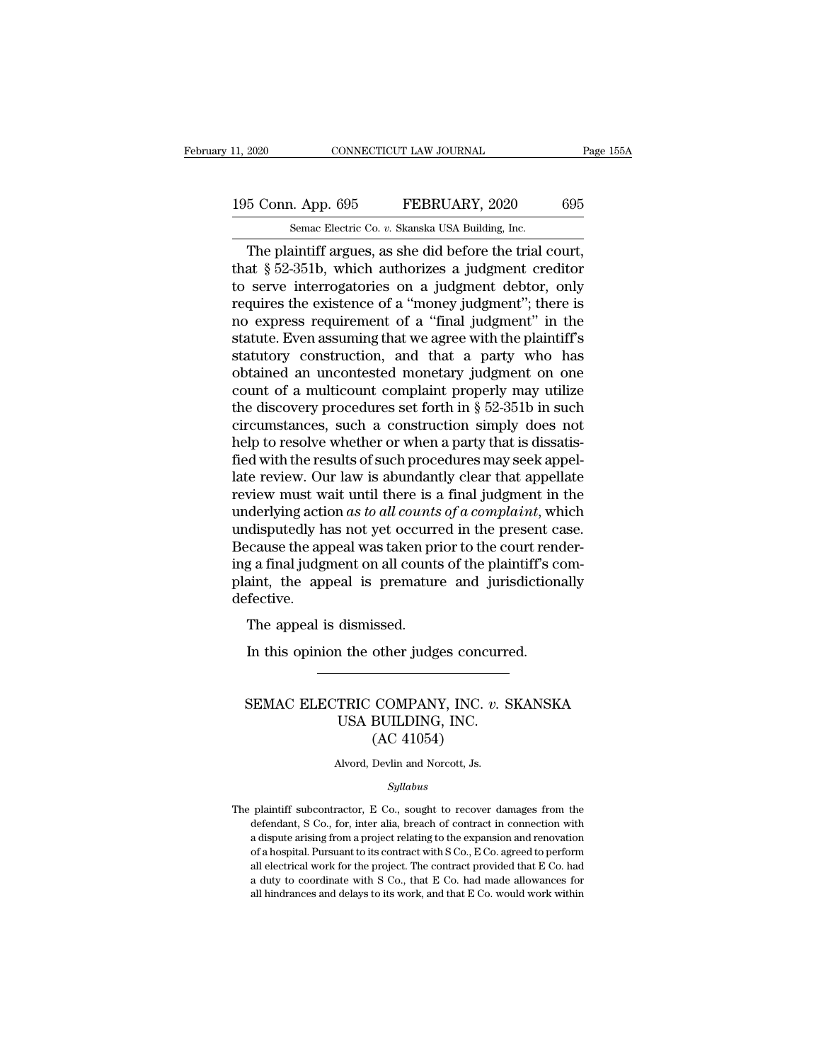The plaintiff argues, as she did before the trial court, that § 52-351b, which authorizes a judgment creditor to serve interrogatories on a judgment debtor, only requires the existence of a "money judgment"; there is no express requirement of a "final judgment" in the statute. Even assuming that we agree with the plaintiff's statutory construction, and that a party who has obtained an uncontested monetary judgment on one count of a multicount complaint properly may utilize the discovery procedures set forth in § 52-351b in such circumstances, such a construction simply does not help to resolve whether or when a party that is dissatisfied with the results of such procedures may seek appellate review. Our law is abundantly clear that appellate review must wait until there is a final judgment in the underlying action *as to all counts of a complaint*, which undisputedly has not yet occurred in the present case. Because the appeal was taken prior to the court rendering a final judgment on all counts of the plaintiff's complaint, the appeal is premature and jurisdictionally defective.

The appeal is dismissed.

In this opinion the other judges concurred.

---

# SEMAC ELECTRIC COMPANY, INC. *v.* SKANSKA USA BUILDING, INC.
## (AC 41054)

Alvord, Devlin and Norcott, Js.

*Syllabus*

The plaintiff subcontractor, E Co., sought to recover damages from the defendant, S Co., for, inter alia, breach of contract in connection with a dispute arising from a project relating to the expansion and renovation of a hospital. Pursuant to its contract with S Co., E Co. agreed to perform all electrical work for the project. The contract provided that E Co. had a duty to coordinate with S Co., that E Co. had made allowances for all hindrances and delays to its work, and that E Co. would work within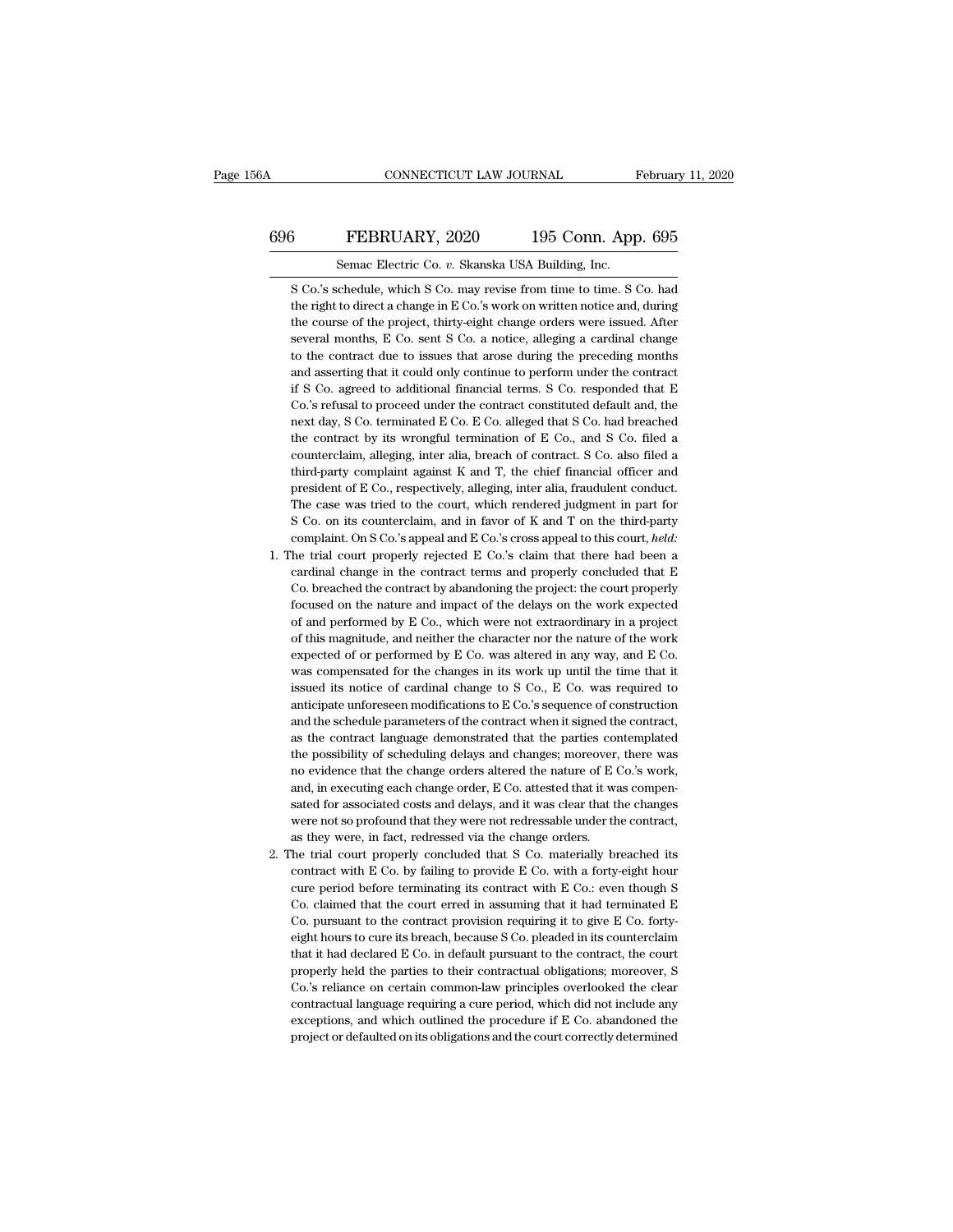S Co.'s schedule, which S Co. may revise from time to time. S Co. had the right to direct a change in E Co.'s work on written notice and, during the course of the project, thirty-eight change orders were issued. After several months, E Co. sent S Co. a notice, alleging a cardinal change to the contract due to issues that arose during the preceding months and asserting that it could only continue to perform under the contract if S Co. agreed to additional financial terms. S Co. responded that E Co.'s refusal to proceed under the contract constituted default and, the next day, S Co. terminated E Co. E Co. alleged that S Co. had breached the contract by its wrongful termination of E Co., and S Co. filed a counterclaim, alleging, inter alia, breach of contract. S Co. also filed a third-party complaint against K and T, the chief financial officer and president of E Co., respectively, alleging, inter alia, fraudulent conduct. The case was tried to the court, which rendered judgment in part for S Co. on its counterclaim, and in favor of K and T on the third-party complaint. On S Co.'s appeal and E Co.'s cross appeal to this court, *held:*

1. The trial court properly rejected E Co.'s claim that there had been a cardinal change in the contract terms and properly concluded that E Co. breached the contract by abandoning the project: the court properly focused on the nature and impact of the delays on the work expected of and performed by E Co., which were not extraordinary in a project of this magnitude, and neither the character nor the nature of the work expected of or performed by E Co. was altered in any way, and E Co. was compensated for the changes in its work up until the time that it issued its notice of cardinal change to S Co., E Co. was required to anticipate unforeseen modifications to E Co.'s sequence of construction and the schedule parameters of the contract when it signed the contract, as the contract language demonstrated that the parties contemplated the possibility of scheduling delays and changes; moreover, there was no evidence that the change orders altered the nature of E Co.'s work, and, in executing each change order, E Co. attested that it was compensated for associated costs and delays, and it was clear that the changes were not so profound that they were not redressable under the contract, as they were, in fact, redressed via the change orders.

2. The trial court properly concluded that S Co. materially breached its contract with E Co. by failing to provide E Co. with a forty-eight hour cure period before terminating its contract with E Co.: even though S Co. claimed that the court erred in assuming that it had terminated E Co. pursuant to the contract provision requiring it to give E Co. forty-eight hours to cure its breach, because S Co. pleaded in its counterclaim that it had declared E Co. in default pursuant to the contract, the court properly held the parties to their contractual obligations; moreover, S Co.'s reliance on certain common-law principles overlooked the clear contractual language requiring a cure period, which did not include any exceptions, and which outlined the procedure if E Co. abandoned the project or defaulted on its obligations and the court correctly determined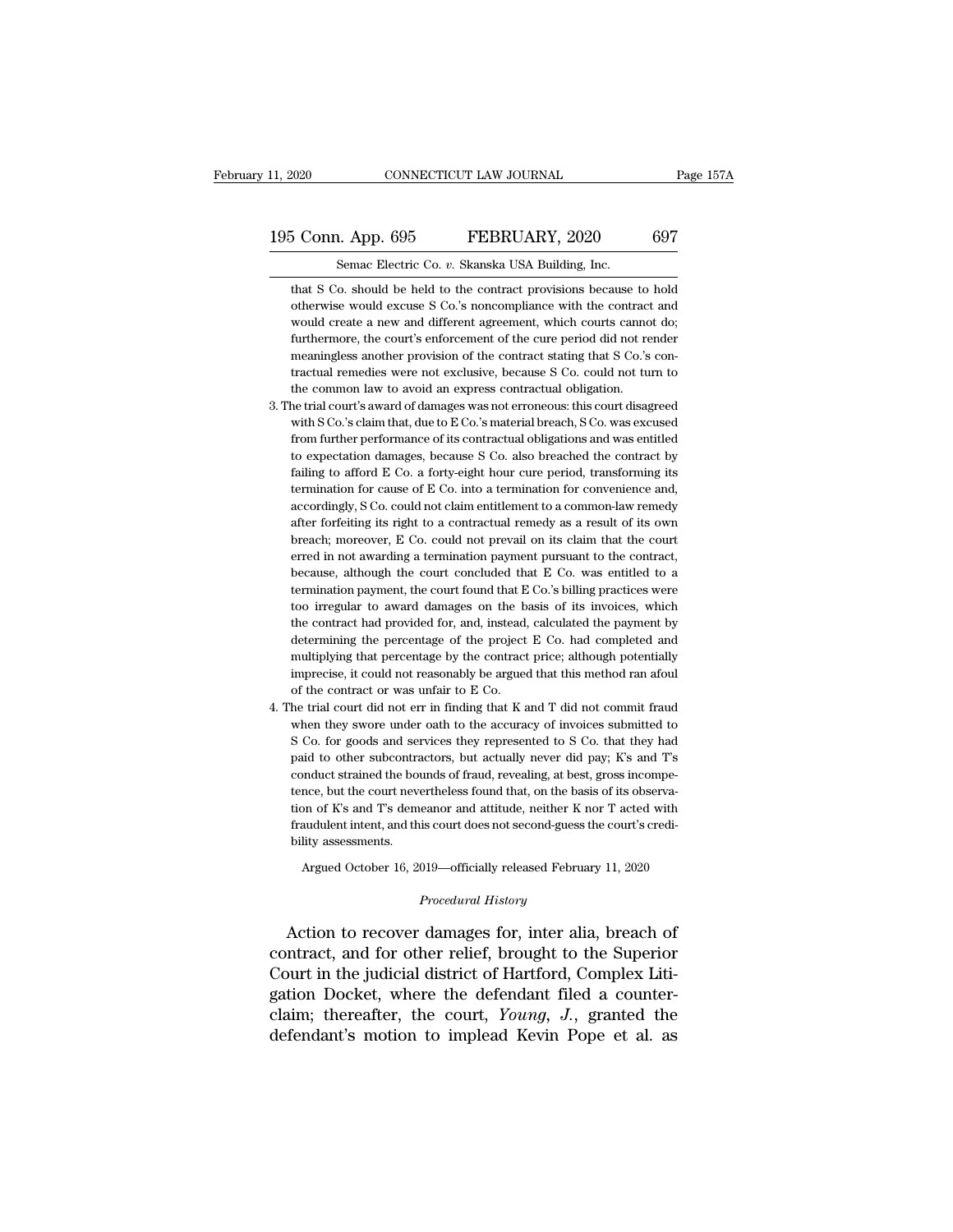that S Co. should be held to the contract provisions because to hold otherwise would excuse S Co.'s noncompliance with the contract and would create a new and different agreement, which courts cannot do; furthermore, the court's enforcement of the cure period did not render meaningless another provision of the contract stating that S Co.'s contractual remedies were not exclusive, because S Co. could not turn to the common law to avoid an express contractual obligation.

3. The trial court's award of damages was not erroneous: this court disagreed with S Co.'s claim that, due to E Co.'s material breach, S Co. was excused from further performance of its contractual obligations and was entitled to expectation damages, because S Co. also breached the contract by failing to afford E Co. a forty-eight hour cure period, transforming its termination for cause of E Co. into a termination for convenience and, accordingly, S Co. could not claim entitlement to a common-law remedy after forfeiting its right to a contractual remedy as a result of its own breach; moreover, E Co. could not prevail on its claim that the court erred in not awarding a termination payment pursuant to the contract, because, although the court concluded that E Co. was entitled to a termination payment, the court found that E Co.'s billing practices were too irregular to award damages on the basis of its invoices, which the contract had provided for, and, instead, calculated the payment by determining the percentage of the project E Co. had completed and multiplying that percentage by the contract price; although potentially imprecise, it could not reasonably be argued that this method ran afoul of the contract or was unfair to E Co.
4. The trial court did not err in finding that K and T did not commit fraud when they swore under oath to the accuracy of invoices submitted to S Co. for goods and services they represented to S Co. that they had paid to other subcontractors, but actually never did pay; K's and T's conduct strained the bounds of fraud, revealing, at best, gross incompetence, but the court nevertheless found that, on the basis of its observation of K's and T's demeanor and attitude, neither K nor T acted with fraudulent intent, and this court does not second-guess the court's credibility assessments.

Argued October 16, 2019—officially released February 11, 2020

*Procedural History*

Action to recover damages for, inter alia, breach of contract, and for other relief, brought to the Superior Court in the judicial district of Hartford, Complex Litigation Docket, where the defendant filed a counterclaim; thereafter, the court, *Young, J.*, granted the defendant's motion to implead Kevin Pope et al. as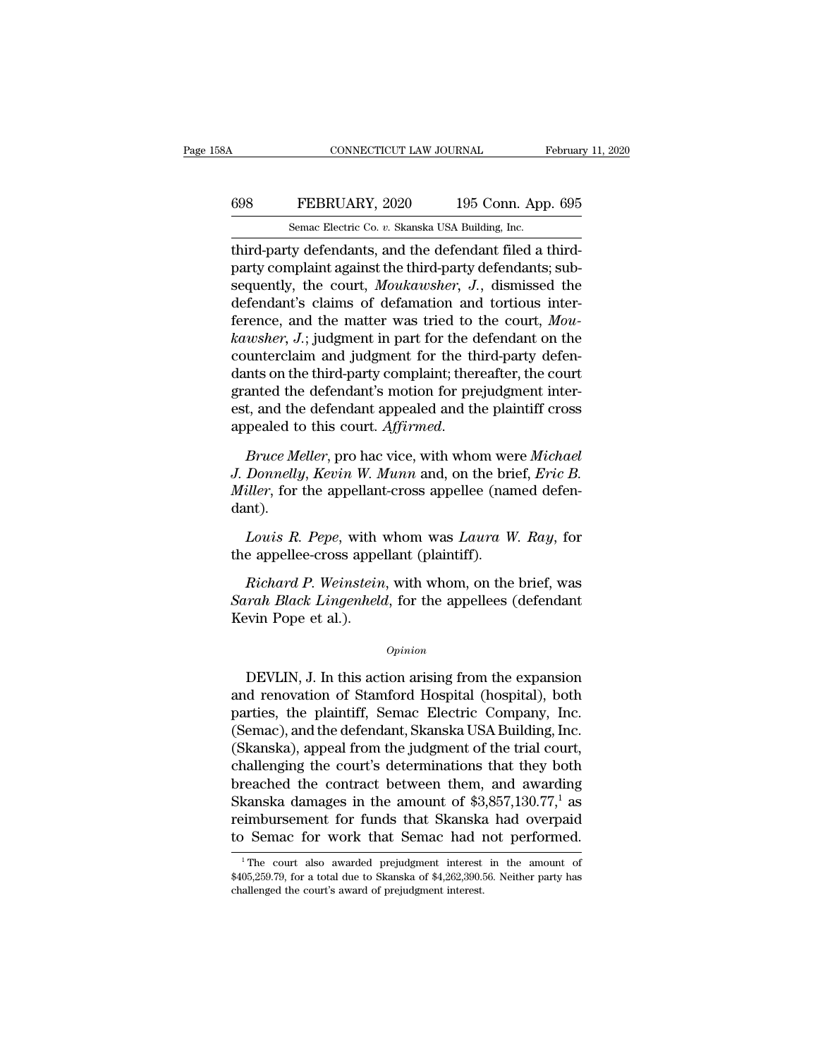third-party defendants, and the defendant filed a third-party complaint against the third-party defendants; subsequently, the court, *Moukawsher*, *J.*, dismissed the defendant's claims of defamation and tortious interference, and the matter was tried to the court, *Moukawsher*, *J.*; judgment in part for the defendant on the counterclaim and judgment for the third-party defendants on the third-party complaint; thereafter, the court granted the defendant's motion for prejudgment interest, and the defendant appealed and the plaintiff cross appealed to this court. *Affirmed*.

*Bruce Meller*, pro hac vice, with whom were *Michael J. Donnelly*, *Kevin W. Munn* and, on the brief, *Eric B. Miller*, for the appellant-cross appellee (named defendant).

*Louis R. Pepe*, with whom was *Laura W. Ray*, for the appellee-cross appellant (plaintiff).

*Richard P. Weinstein*, with whom, on the brief, was *Sarah Black Lingenheld*, for the appellees (defendant Kevin Pope et al.).

*Opinion*

DEVLIN, J. In this action arising from the expansion and renovation of Stamford Hospital (hospital), both parties, the plaintiff, Semac Electric Company, Inc. (Semac), and the defendant, Skanska USA Building, Inc. (Skanska), appeal from the judgment of the trial court, challenging the court's determinations that they both breached the contract between them, and awarding Skanska damages in the amount of $3,857,130.77,[1] as reimbursement for funds that Skanska had overpaid to Semac for work that Semac had not performed.

[1] The court also awarded prejudgment interest in the amount of $405,259.79, for a total due to Skanska of $4,262,390.56. Neither party has challenged the court's award of prejudgment interest.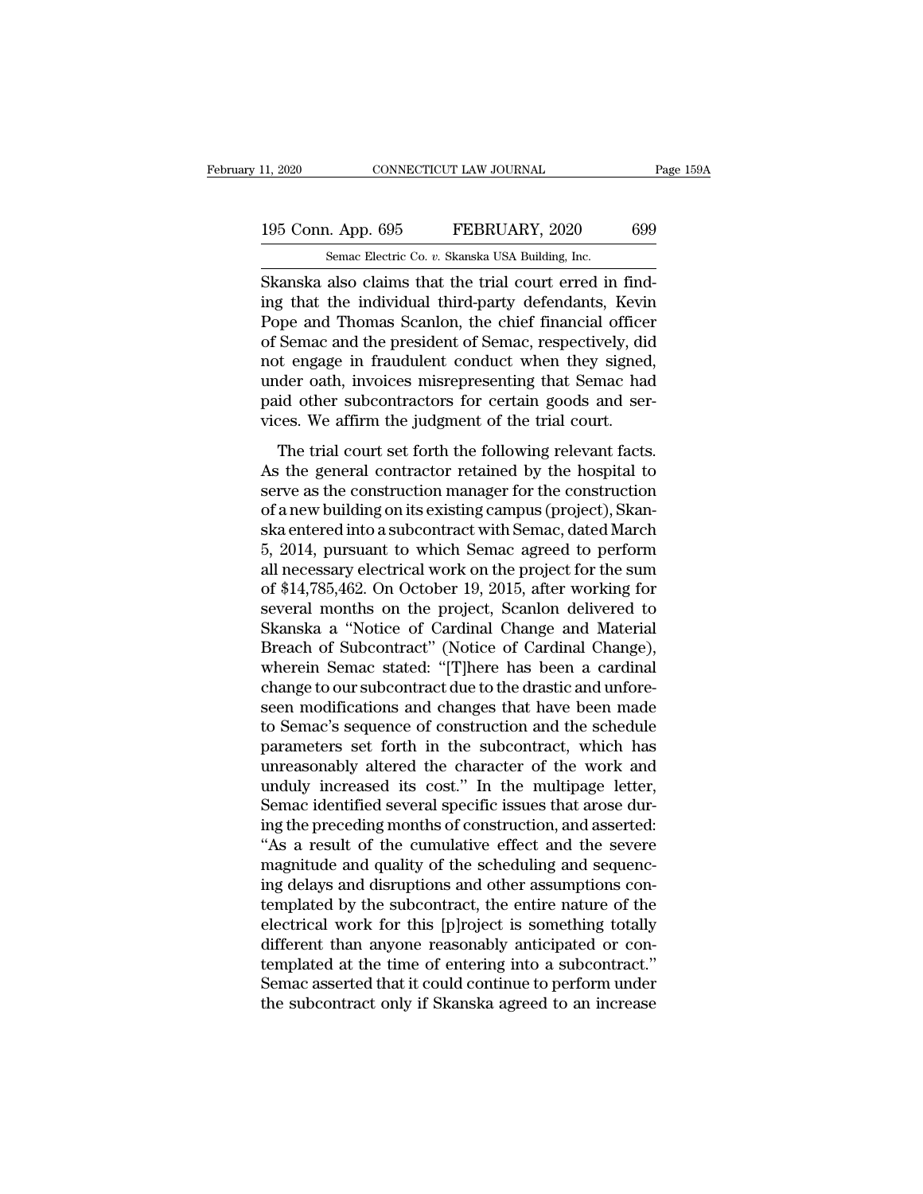Skanska also claims that the trial court erred in finding that the individual third-party defendants, Kevin Pope and Thomas Scanlon, the chief financial officer of Semac and the president of Semac, respectively, did not engage in fraudulent conduct when they signed, under oath, invoices misrepresenting that Semac had paid other subcontractors for certain goods and services. We affirm the judgment of the trial court.

The trial court set forth the following relevant facts. As the general contractor retained by the hospital to serve as the construction manager for the construction of a new building on its existing campus (project), Skanska entered into a subcontract with Semac, dated March 5, 2014, pursuant to which Semac agreed to perform all necessary electrical work on the project for the sum of $14,785,462. On October 19, 2015, after working for several months on the project, Scanlon delivered to Skanska a "Notice of Cardinal Change and Material Breach of Subcontract" (Notice of Cardinal Change), wherein Semac stated: "[T]here has been a cardinal change to our subcontract due to the drastic and unforeseen modifications and changes that have been made to Semac's sequence of construction and the schedule parameters set forth in the subcontract, which has unreasonably altered the character of the work and unduly increased its cost." In the multipage letter, Semac identified several specific issues that arose during the preceding months of construction, and asserted: "As a result of the cumulative effect and the severe magnitude and quality of the scheduling and sequencing delays and disruptions and other assumptions contemplated by the subcontract, the entire nature of the electrical work for this [p]roject is something totally different than anyone reasonably anticipated or contemplated at the time of entering into a subcontract." Semac asserted that it could continue to perform under the subcontract only if Skanska agreed to an increase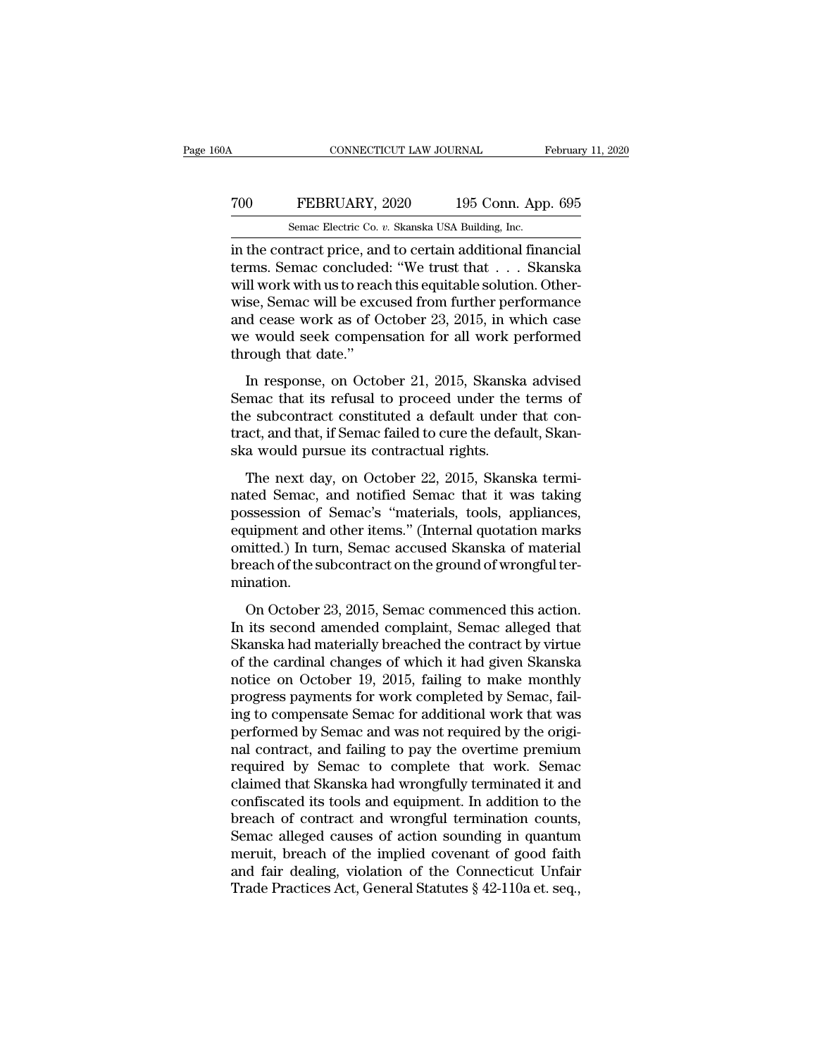in the contract price, and to certain additional financial terms. Semac concluded: "We trust that . . . Skanska will work with us to reach this equitable solution. Otherwise, Semac will be excused from further performance and cease work as of October 23, 2015, in which case we would seek compensation for all work performed through that date."

In response, on October 21, 2015, Skanska advised Semac that its refusal to proceed under the terms of the subcontract constituted a default under that contract, and that, if Semac failed to cure the default, Skanska would pursue its contractual rights.

The next day, on October 22, 2015, Skanska terminated Semac, and notified Semac that it was taking possession of Semac's "materials, tools, appliances, equipment and other items." (Internal quotation marks omitted.) In turn, Semac accused Skanska of material breach of the subcontract on the ground of wrongful termination.

On October 23, 2015, Semac commenced this action. In its second amended complaint, Semac alleged that Skanska had materially breached the contract by virtue of the cardinal changes of which it had given Skanska notice on October 19, 2015, failing to make monthly progress payments for work completed by Semac, failing to compensate Semac for additional work that was performed by Semac and was not required by the original contract, and failing to pay the overtime premium required by Semac to complete that work. Semac claimed that Skanska had wrongfully terminated it and confiscated its tools and equipment. In addition to the breach of contract and wrongful termination counts, Semac alleged causes of action sounding in quantum meruit, breach of the implied covenant of good faith and fair dealing, violation of the Connecticut Unfair Trade Practices Act, General Statutes § 42-110a et. seq.,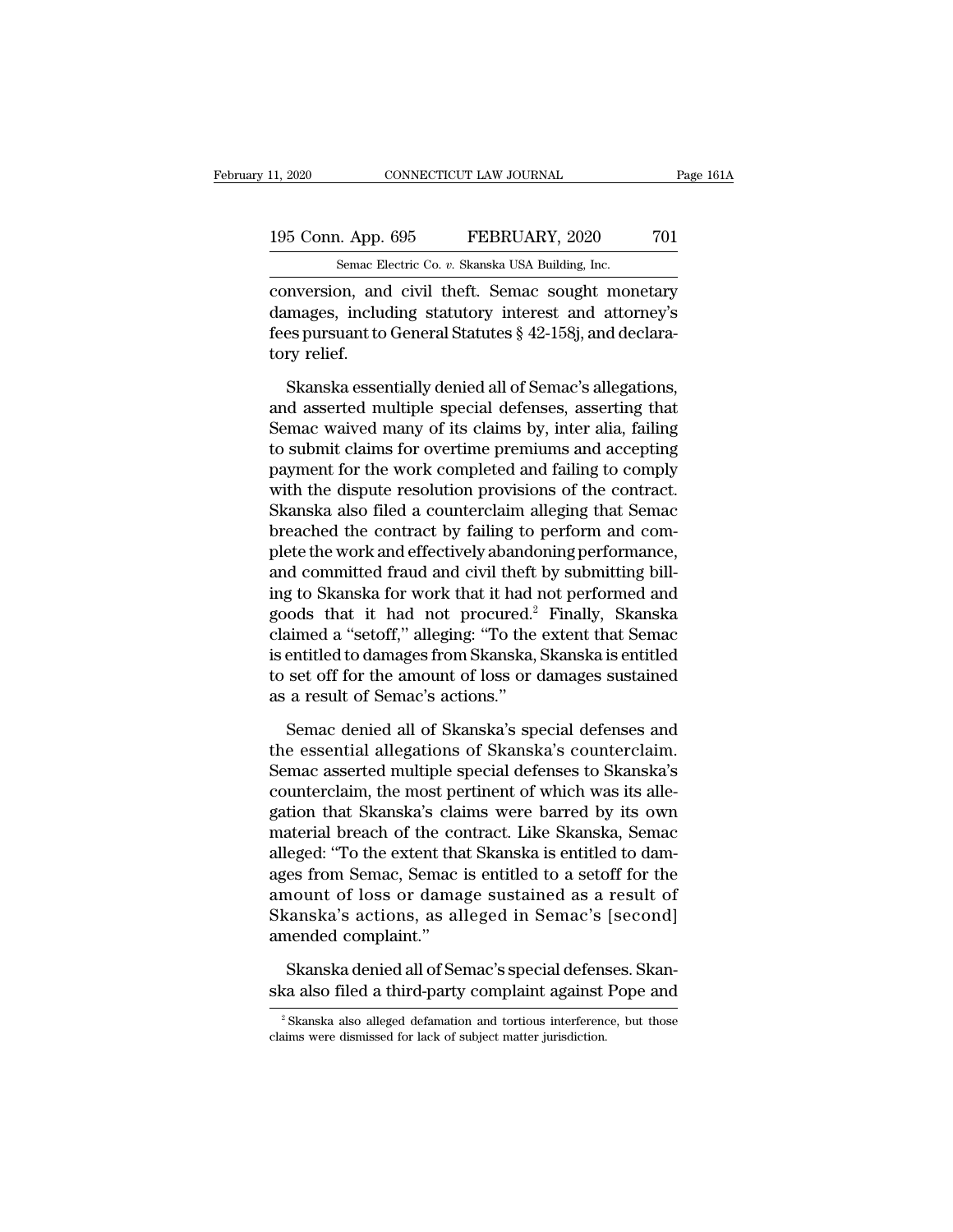conversion, and civil theft. Semac sought monetary damages, including statutory interest and attorney's fees pursuant to General Statutes § 42-158j, and declaratory relief.

Skanska essentially denied all of Semac's allegations, and asserted multiple special defenses, asserting that Semac waived many of its claims by, inter alia, failing to submit claims for overtime premiums and accepting payment for the work completed and failing to comply with the dispute resolution provisions of the contract. Skanska also filed a counterclaim alleging that Semac breached the contract by failing to perform and complete the work and effectively abandoning performance, and committed fraud and civil theft by submitting billing to Skanska for work that it had not performed and goods that it had not procured.[2] Finally, Skanska claimed a "setoff," alleging: "To the extent that Semac is entitled to damages from Skanska, Skanska is entitled to set off for the amount of loss or damages sustained as a result of Semac's actions."

Semac denied all of Skanska's special defenses and the essential allegations of Skanska's counterclaim. Semac asserted multiple special defenses to Skanska's counterclaim, the most pertinent of which was its allegation that Skanska's claims were barred by its own material breach of the contract. Like Skanska, Semac alleged: "To the extent that Skanska is entitled to damages from Semac, Semac is entitled to a setoff for the amount of loss or damage sustained as a result of Skanska's actions, as alleged in Semac's [second] amended complaint."

Skanska denied all of Semac's special defenses. Skanska also filed a third-party complaint against Pope and

[2] Skanska also alleged defamation and tortious interference, but those claims were dismissed for lack of subject matter jurisdiction.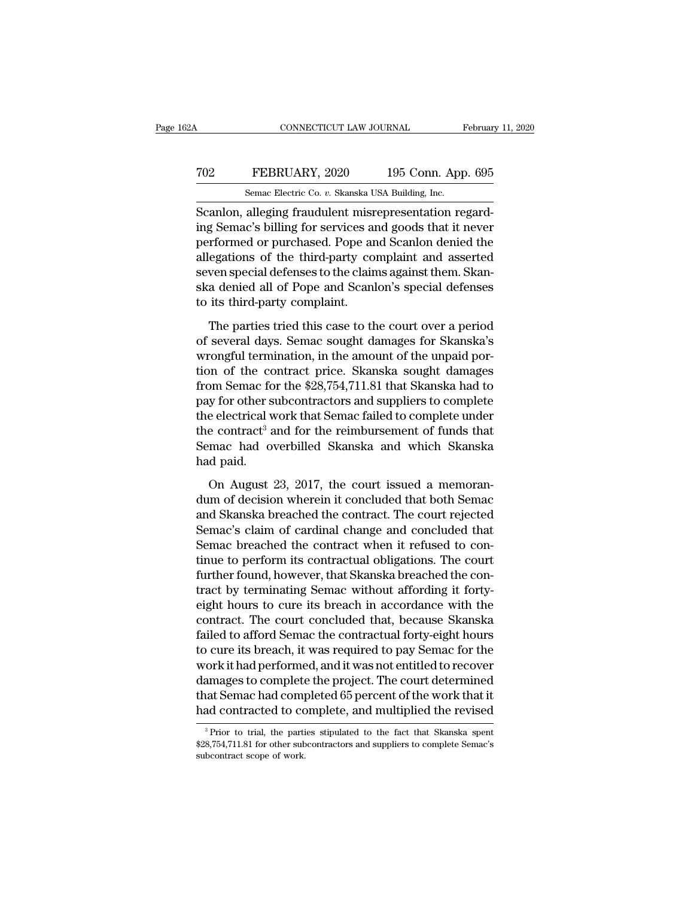Scanlon, alleging fraudulent misrepresentation regarding Semac's billing for services and goods that it never performed or purchased. Pope and Scanlon denied the allegations of the third-party complaint and asserted seven special defenses to the claims against them. Skanska denied all of Pope and Scanlon's special defenses to its third-party complaint.

The parties tried this case to the court over a period of several days. Semac sought damages for Skanska's wrongful termination, in the amount of the unpaid portion of the contract price. Skanska sought damages from Semac for the $28,754,711.81 that Skanska had to pay for other subcontractors and suppliers to complete the electrical work that Semac failed to complete under the contract[3] and for the reimbursement of funds that Semac had overbilled Skanska and which Skanska had paid.

On August 23, 2017, the court issued a memorandum of decision wherein it concluded that both Semac and Skanska breached the contract. The court rejected Semac's claim of cardinal change and concluded that Semac breached the contract when it refused to continue to perform its contractual obligations. The court further found, however, that Skanska breached the contract by terminating Semac without affording it forty-eight hours to cure its breach in accordance with the contract. The court concluded that, because Skanska failed to afford Semac the contractual forty-eight hours to cure its breach, it was required to pay Semac for the work it had performed, and it was not entitled to recover damages to complete the project. The court determined that Semac had completed 65 percent of the work that it had contracted to complete, and multiplied the revised

[3] Prior to trial, the parties stipulated to the fact that Skanska spent $28,754,711.81 for other subcontractors and suppliers to complete Semac's subcontract scope of work.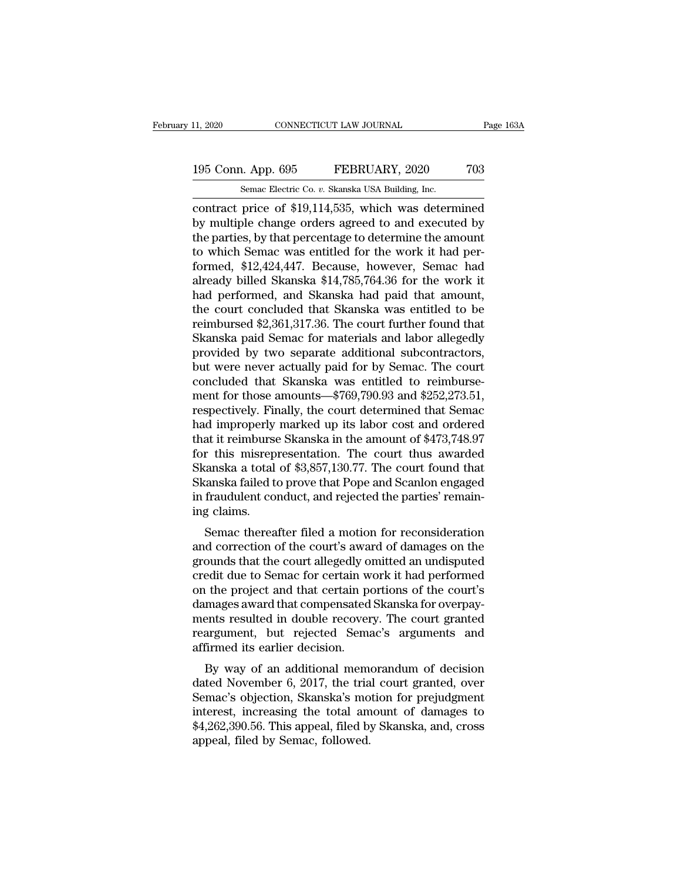contract price of $19,114,535, which was determined by multiple change orders agreed to and executed by the parties, by that percentage to determine the amount to which Semac was entitled for the work it had performed, $12,424,447. Because, however, Semac had already billed Skanska $14,785,764.36 for the work it had performed, and Skanska had paid that amount, the court concluded that Skanska was entitled to be reimbursed $2,361,317.36. The court further found that Skanska paid Semac for materials and labor allegedly provided by two separate additional subcontractors, but were never actually paid for by Semac. The court concluded that Skanska was entitled to reimbursement for those amounts—$769,790.93 and $252,273.51, respectively. Finally, the court determined that Semac had improperly marked up its labor cost and ordered that it reimburse Skanska in the amount of $473,748.97 for this misrepresentation. The court thus awarded Skanska a total of $3,857,130.77. The court found that Skanska failed to prove that Pope and Scanlon engaged in fraudulent conduct, and rejected the parties' remaining claims.

Semac thereafter filed a motion for reconsideration and correction of the court's award of damages on the grounds that the court allegedly omitted an undisputed credit due to Semac for certain work it had performed on the project and that certain portions of the court's damages award that compensated Skanska for overpayments resulted in double recovery. The court granted reargument, but rejected Semac's arguments and affirmed its earlier decision.

By way of an additional memorandum of decision dated November 6, 2017, the trial court granted, over Semac's objection, Skanska's motion for prejudgment interest, increasing the total amount of damages to $4,262,390.56. This appeal, filed by Skanska, and, cross appeal, filed by Semac, followed.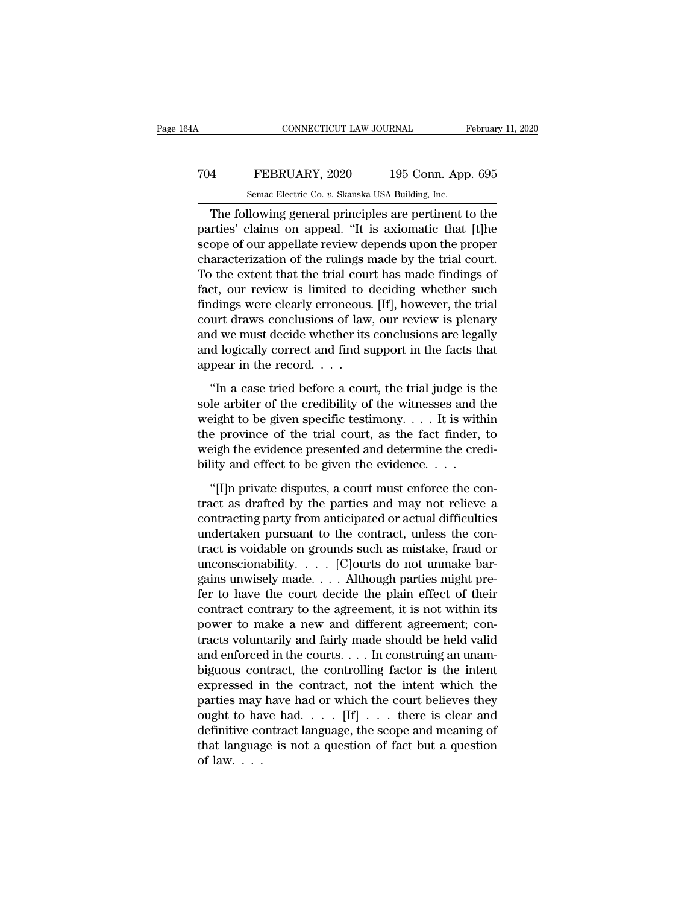The following general principles are pertinent to the parties' claims on appeal. "It is axiomatic that [t]he scope of our appellate review depends upon the proper characterization of the rulings made by the trial court. To the extent that the trial court has made findings of fact, our review is limited to deciding whether such findings were clearly erroneous. [If], however, the trial court draws conclusions of law, our review is plenary and we must decide whether its conclusions are legally and logically correct and find support in the facts that appear in the record. . . .

"In a case tried before a court, the trial judge is the sole arbiter of the credibility of the witnesses and the weight to be given specific testimony. . . . It is within the province of the trial court, as the fact finder, to weigh the evidence presented and determine the credibility and effect to be given the evidence. . . .

"[I]n private disputes, a court must enforce the contract as drafted by the parties and may not relieve a contracting party from anticipated or actual difficulties undertaken pursuant to the contract, unless the contract is voidable on grounds such as mistake, fraud or unconscionability. . . . [C]ourts do not unmake bargains unwisely made. . . . Although parties might prefer to have the court decide the plain effect of their contract contrary to the agreement, it is not within its power to make a new and different agreement; contracts voluntarily and fairly made should be held valid and enforced in the courts. . . . In construing an unambiguous contract, the controlling factor is the intent expressed in the contract, not the intent which the parties may have had or which the court believes they ought to have had. . . . [If] . . . there is clear and definitive contract language, the scope and meaning of that language is not a question of fact but a question of law. . . .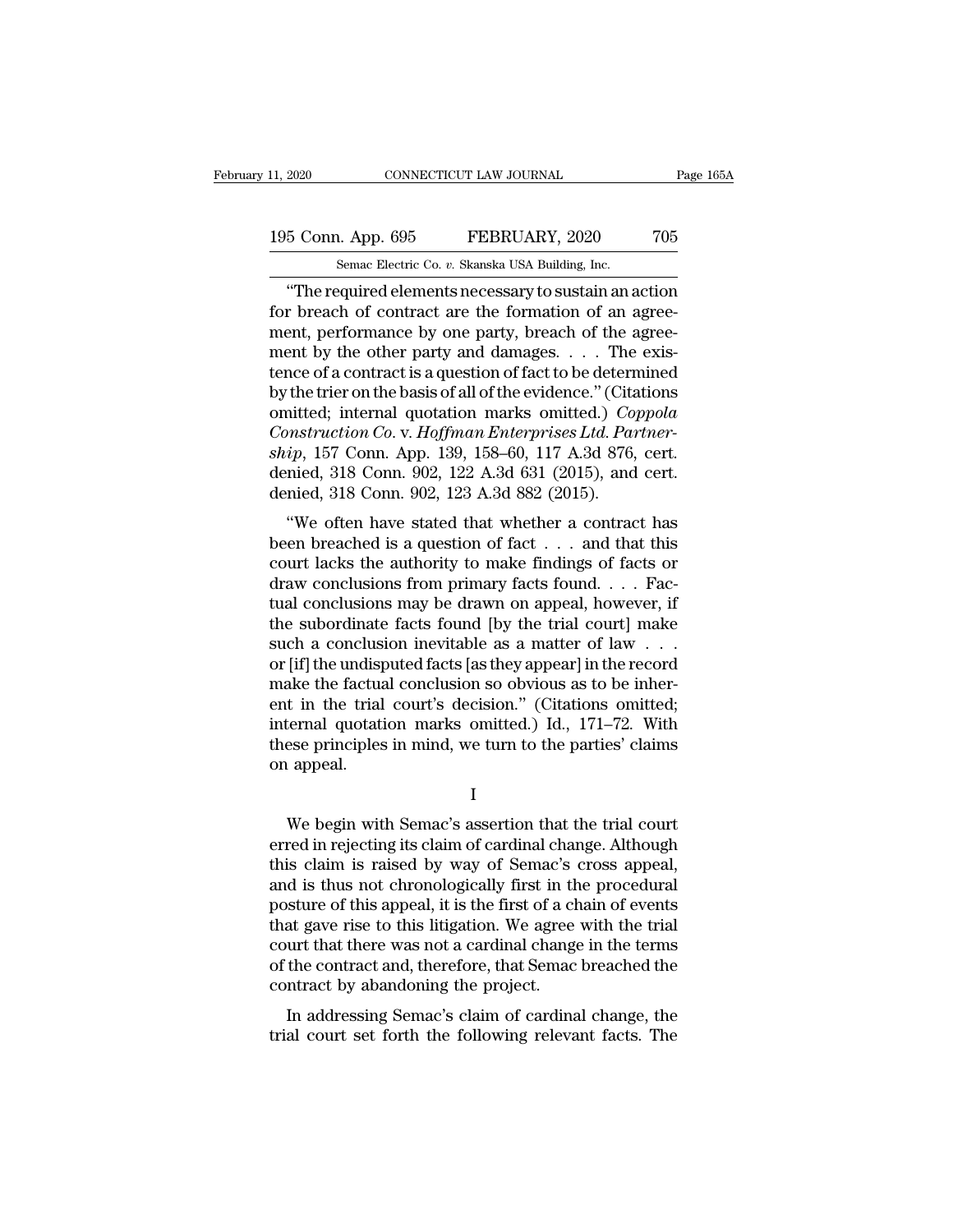"The required elements necessary to sustain an action for breach of contract are the formation of an agreement, performance by one party, breach of the agreement by the other party and damages. . . . The existence of a contract is a question of fact to be determined by the trier on the basis of all of the evidence." (Citations omitted; internal quotation marks omitted.) *Coppola Construction Co.* v. *Hoffman Enterprises Ltd. Partnership*, 157 Conn. App. 139, 158–60, 117 A.3d 876, cert. denied, 318 Conn. 902, 122 A.3d 631 (2015), and cert. denied, 318 Conn. 902, 123 A.3d 882 (2015).

"We often have stated that whether a contract has been breached is a question of fact . . . and that this court lacks the authority to make findings of facts or draw conclusions from primary facts found. . . . Factual conclusions may be drawn on appeal, however, if the subordinate facts found [by the trial court] make such a conclusion inevitable as a matter of law . . . or [if] the undisputed facts [as they appear] in the record make the factual conclusion so obvious as to be inherent in the trial court's decision." (Citations omitted; internal quotation marks omitted.) Id., 171–72. With these principles in mind, we turn to the parties' claims on appeal.

I

We begin with Semac's assertion that the trial court erred in rejecting its claim of cardinal change. Although this claim is raised by way of Semac's cross appeal, and is thus not chronologically first in the procedural posture of this appeal, it is the first of a chain of events that gave rise to this litigation. We agree with the trial court that there was not a cardinal change in the terms of the contract and, therefore, that Semac breached the contract by abandoning the project.

In addressing Semac's claim of cardinal change, the trial court set forth the following relevant facts. The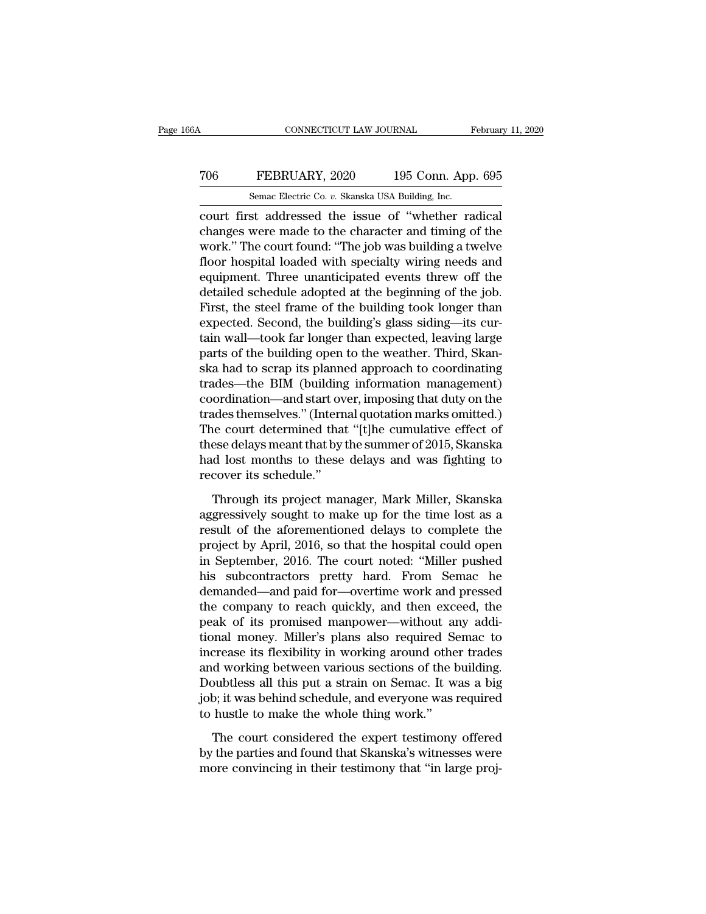court first addressed the issue of "whether radical changes were made to the character and timing of the work." The court found: "The job was building a twelve floor hospital loaded with specialty wiring needs and equipment. Three unanticipated events threw off the detailed schedule adopted at the beginning of the job. First, the steel frame of the building took longer than expected. Second, the building's glass siding—its curtain wall—took far longer than expected, leaving large parts of the building open to the weather. Third, Skanska had to scrap its planned approach to coordinating trades—the BIM (building information management) coordination—and start over, imposing that duty on the trades themselves." (Internal quotation marks omitted.) The court determined that "[t]he cumulative effect of these delays meant that by the summer of 2015, Skanska had lost months to these delays and was fighting to recover its schedule."

Through its project manager, Mark Miller, Skanska aggressively sought to make up for the time lost as a result of the aforementioned delays to complete the project by April, 2016, so that the hospital could open in September, 2016. The court noted: "Miller pushed his subcontractors pretty hard. From Semac he demanded—and paid for—overtime work and pressed the company to reach quickly, and then exceed, the peak of its promised manpower—without any additional money. Miller's plans also required Semac to increase its flexibility in working around other trades and working between various sections of the building. Doubtless all this put a strain on Semac. It was a big job; it was behind schedule, and everyone was required to hustle to make the whole thing work."

The court considered the expert testimony offered by the parties and found that Skanska's witnesses were more convincing in their testimony that "in large proj-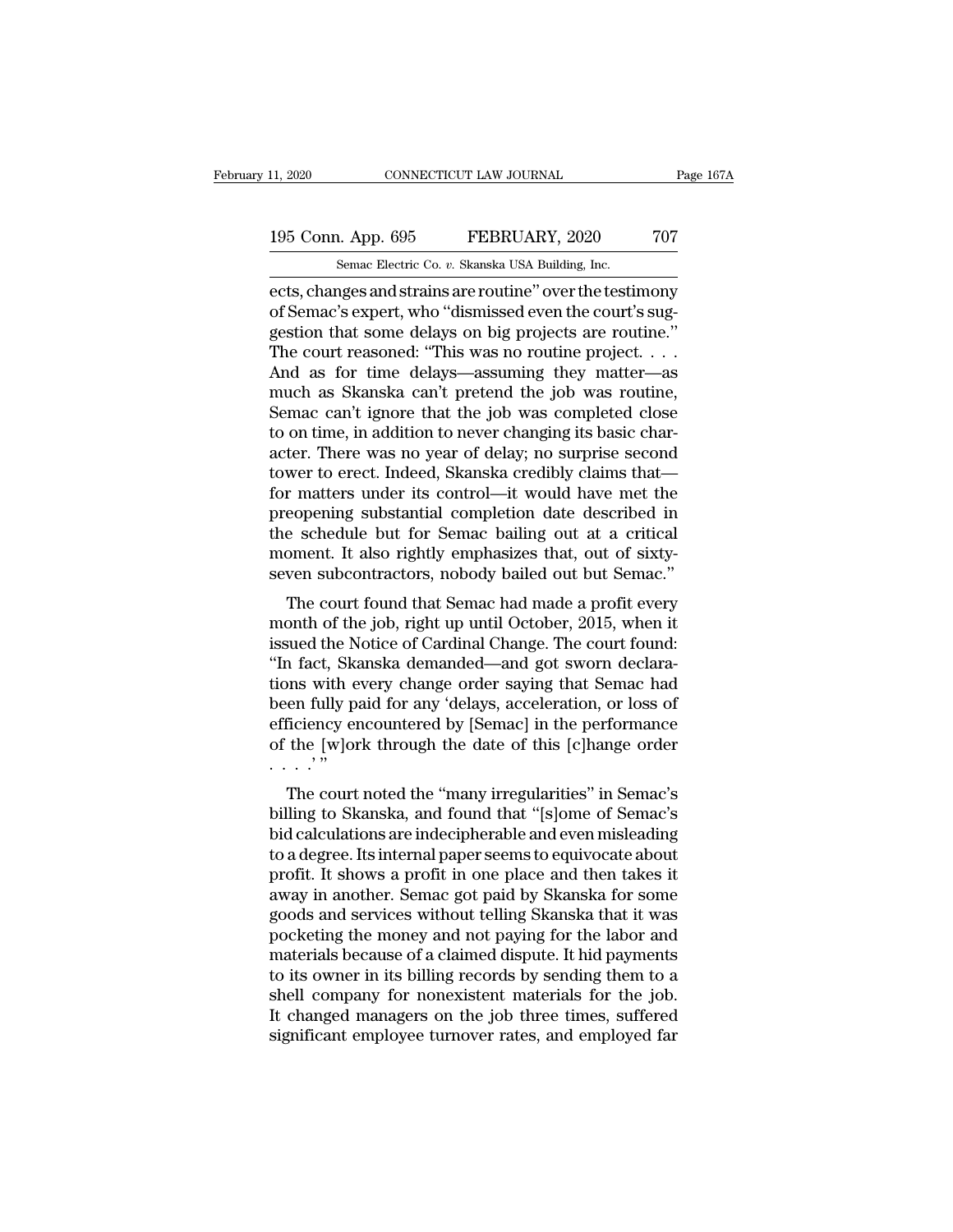ects, changes and strains are routine" over the testimony of Semac's expert, who "dismissed even the court's suggestion that some delays on big projects are routine." The court reasoned: "This was no routine project. . . . And as for time delays—assuming they matter—as much as Skanska can't pretend the job was routine, Semac can't ignore that the job was completed close to on time, in addition to never changing its basic character. There was no year of delay; no surprise second tower to erect. Indeed, Skanska credibly claims that—for matters under its control—it would have met the preopening substantial completion date described in the schedule but for Semac bailing out at a critical moment. It also rightly emphasizes that, out of sixty-seven subcontractors, nobody bailed out but Semac."

The court found that Semac had made a profit every month of the job, right up until October, 2015, when it issued the Notice of Cardinal Change. The court found: "In fact, Skanska demanded—and got sworn declarations with every change order saying that Semac had been fully paid for any 'delays, acceleration, or loss of efficiency encountered by [Semac] in the performance of the [w]ork through the date of this [c]hange order . . . .' "

The court noted the "many irregularities" in Semac's billing to Skanska, and found that "[s]ome of Semac's bid calculations are indecipherable and even misleading to a degree. Its internal paper seems to equivocate about profit. It shows a profit in one place and then takes it away in another. Semac got paid by Skanska for some goods and services without telling Skanska that it was pocketing the money and not paying for the labor and materials because of a claimed dispute. It hid payments to its owner in its billing records by sending them to a shell company for nonexistent materials for the job. It changed managers on the job three times, suffered significant employee turnover rates, and employed far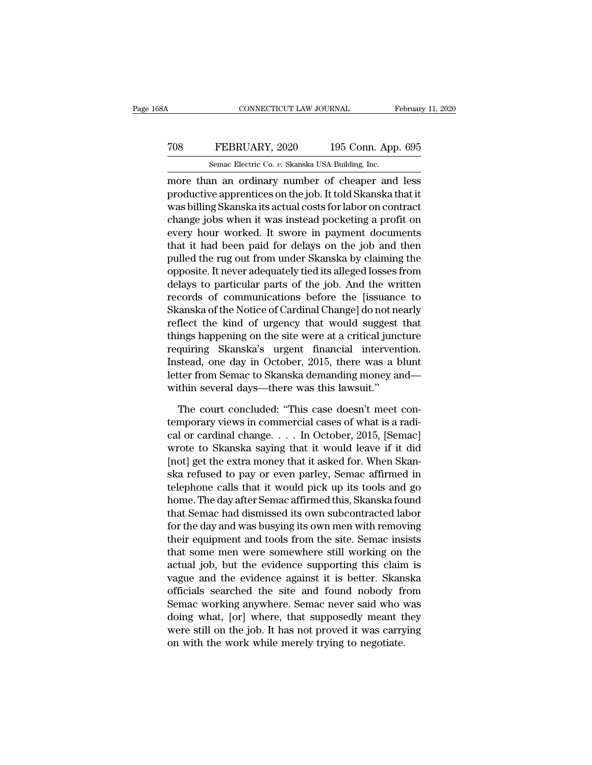more than an ordinary number of cheaper and less productive apprentices on the job. It told Skanska that it was billing Skanska its actual costs for labor on contract change jobs when it was instead pocketing a profit on every hour worked. It swore in payment documents that it had been paid for delays on the job and then pulled the rug out from under Skanska by claiming the opposite. It never adequately tied its alleged losses from delays to particular parts of the job. And the written records of communications before the [issuance to Skanska of the Notice of Cardinal Change] do not nearly reflect the kind of urgency that would suggest that things happening on the site were at a critical juncture requiring Skanska's urgent financial intervention. Instead, one day in October, 2015, there was a blunt letter from Semac to Skanska demanding money and—within several days—there was this lawsuit."

The court concluded: "This case doesn't meet contemporary views in commercial cases of what is a radical or cardinal change. . . . In October, 2015, [Semac] wrote to Skanska saying that it would leave if it did [not] get the extra money that it asked for. When Skanska refused to pay or even parley, Semac affirmed in telephone calls that it would pick up its tools and go home. The day after Semac affirmed this, Skanska found that Semac had dismissed its own subcontracted labor for the day and was busying its own men with removing their equipment and tools from the site. Semac insists that some men were somewhere still working on the actual job, but the evidence supporting this claim is vague and the evidence against it is better. Skanska officials searched the site and found nobody from Semac working anywhere. Semac never said who was doing what, [or] where, that supposedly meant they were still on the job. It has not proved it was carrying on with the work while merely trying to negotiate.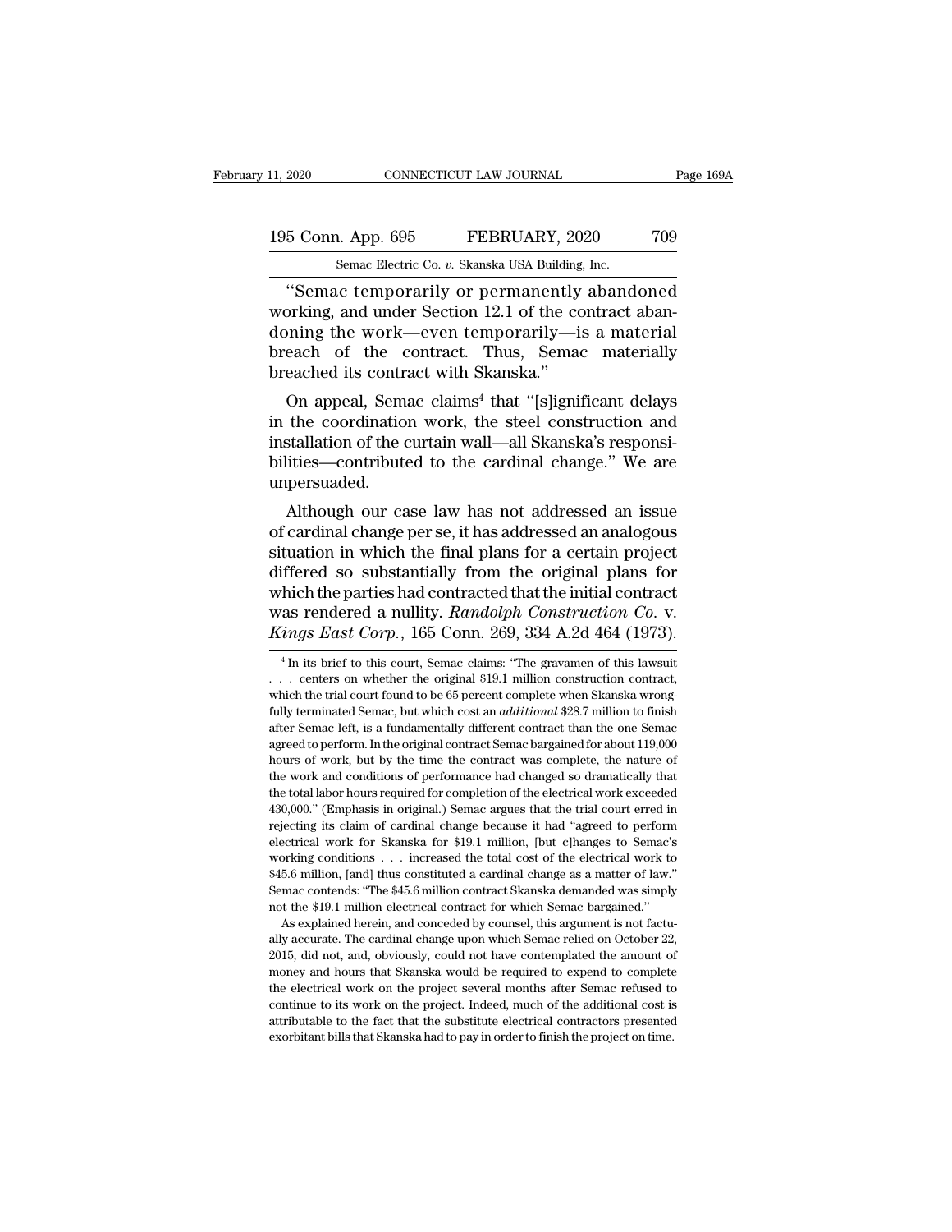"Semac temporarily or permanently abandoned working, and under Section 12.1 of the contract abandoning the work—even temporarily—is a material breach of the contract. Thus, Semac materially breached its contract with Skanska."

On appeal, Semac claims[4] that "[s]ignificant delays in the coordination work, the steel construction and installation of the curtain wall—all Skanska's responsibilities—contributed to the cardinal change." We are unpersuaded.

Although our case law has not addressed an issue of cardinal change per se, it has addressed an analogous situation in which the final plans for a certain project differed so substantially from the original plans for which the parties had contracted that the initial contract was rendered a nullity. *Randolph Construction Co.* v. *Kings East Corp.*, 165 Conn. 269, 334 A.2d 464 (1973).

[4] In its brief to this court, Semac claims: "The gravamen of this lawsuit . . . centers on whether the original $19.1 million construction contract, which the trial court found to be 65 percent complete when Skanska wrongfully terminated Semac, but which cost an *additional* $28.7 million to finish after Semac left, is a fundamentally different contract than the one Semac agreed to perform. In the original contract Semac bargained for about 119,000 hours of work, but by the time the contract was complete, the nature of the work and conditions of performance had changed so dramatically that the total labor hours required for completion of the electrical work exceeded 430,000." (Emphasis in original.) Semac argues that the trial court erred in rejecting its claim of cardinal change because it had "agreed to perform electrical work for Skanska for $19.1 million, [but c]hanges to Semac's working conditions . . . increased the total cost of the electrical work to $45.6 million, [and] thus constituted a cardinal change as a matter of law." Semac contends: "The $45.6 million contract Skanska demanded was simply not the $19.1 million electrical contract for which Semac bargained."

As explained herein, and conceded by counsel, this argument is not factually accurate. The cardinal change upon which Semac relied on October 22, 2015, did not, and, obviously, could not have contemplated the amount of money and hours that Skanska would be required to expend to complete the electrical work on the project several months after Semac refused to continue to its work on the project. Indeed, much of the additional cost is attributable to the fact that the substitute electrical contractors presented exorbitant bills that Skanska had to pay in order to finish the project on time.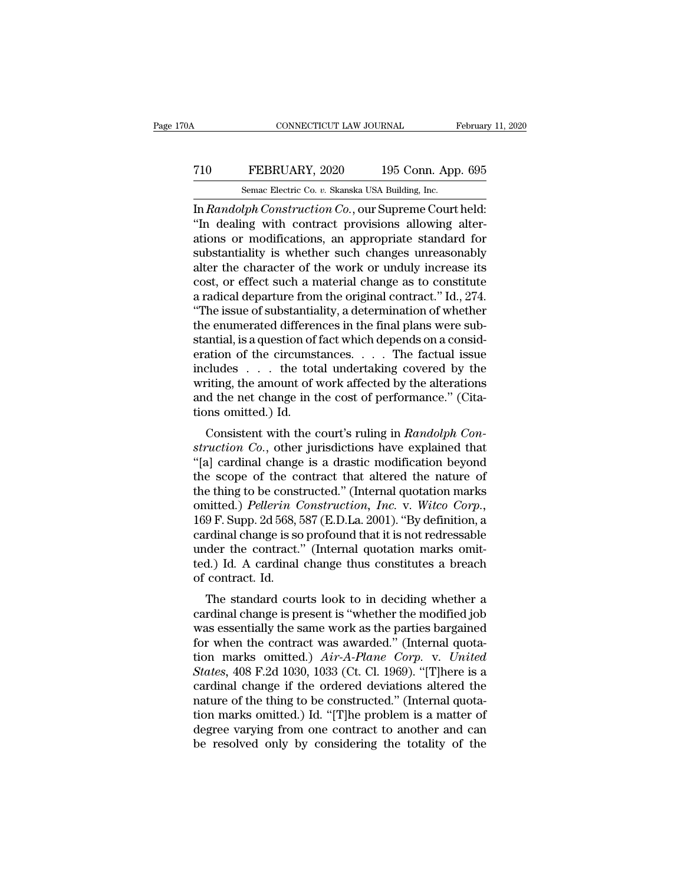In *Randolph Construction Co.*, our Supreme Court held: "In dealing with contract provisions allowing alterations or modifications, an appropriate standard for substantiality is whether such changes unreasonably alter the character of the work or unduly increase its cost, or effect such a material change as to constitute a radical departure from the original contract." Id., 274. "The issue of substantiality, a determination of whether the enumerated differences in the final plans were substantial, is a question of fact which depends on a consideration of the circumstances. . . . The factual issue includes . . . the total undertaking covered by the writing, the amount of work affected by the alterations and the net change in the cost of performance." (Citations omitted.) Id.

Consistent with the court's ruling in *Randolph Construction Co.*, other jurisdictions have explained that "[a] cardinal change is a drastic modification beyond the scope of the contract that altered the nature of the thing to be constructed." (Internal quotation marks omitted.) *Pellerin Construction, Inc.* v. *Witco Corp.*, 169 F. Supp. 2d 568, 587 (E.D.La. 2001). "By definition, a cardinal change is so profound that it is not redressable under the contract." (Internal quotation marks omitted.) Id. A cardinal change thus constitutes a breach of contract. Id.

The standard courts look to in deciding whether a cardinal change is present is "whether the modified job was essentially the same work as the parties bargained for when the contract was awarded." (Internal quotation marks omitted.) *Air-A-Plane Corp.* v. *United States*, 408 F.2d 1030, 1033 (Ct. Cl. 1969). "[T]here is a cardinal change if the ordered deviations altered the nature of the thing to be constructed." (Internal quotation marks omitted.) Id. "[T]he problem is a matter of degree varying from one contract to another and can be resolved only by considering the totality of the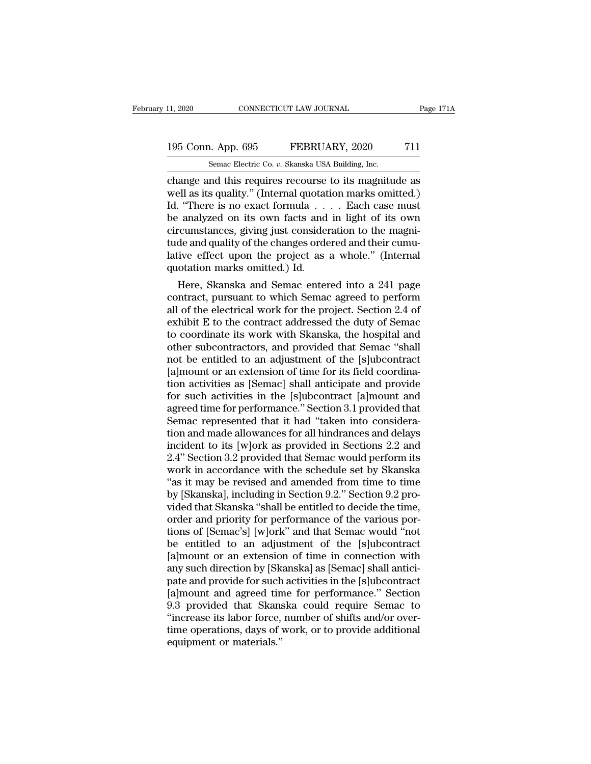change and this requires recourse to its magnitude as well as its quality." (Internal quotation marks omitted.) Id. "There is no exact formula . . . . Each case must be analyzed on its own facts and in light of its own circumstances, giving just consideration to the magnitude and quality of the changes ordered and their cumulative effect upon the project as a whole." (Internal quotation marks omitted.) Id.

Here, Skanska and Semac entered into a 241 page contract, pursuant to which Semac agreed to perform all of the electrical work for the project. Section 2.4 of exhibit E to the contract addressed the duty of Semac to coordinate its work with Skanska, the hospital and other subcontractors, and provided that Semac "shall not be entitled to an adjustment of the [s]ubcontract [a]mount or an extension of time for its field coordination activities as [Semac] shall anticipate and provide for such activities in the [s]ubcontract [a]mount and agreed time for performance." Section 3.1 provided that Semac represented that it had "taken into consideration and made allowances for all hindrances and delays incident to its [w]ork as provided in Sections 2.2 and 2.4" Section 3.2 provided that Semac would perform its work in accordance with the schedule set by Skanska "as it may be revised and amended from time to time by [Skanska], including in Section 9.2." Section 9.2 provided that Skanska "shall be entitled to decide the time, order and priority for performance of the various portions of [Semac's] [w]ork" and that Semac would "not be entitled to an adjustment of the [s]ubcontract [a]mount or an extension of time in connection with any such direction by [Skanska] as [Semac] shall anticipate and provide for such activities in the [s]ubcontract [a]mount and agreed time for performance." Section 9.3 provided that Skanska could require Semac to "increase its labor force, number of shifts and/or overtime operations, days of work, or to provide additional equipment or materials."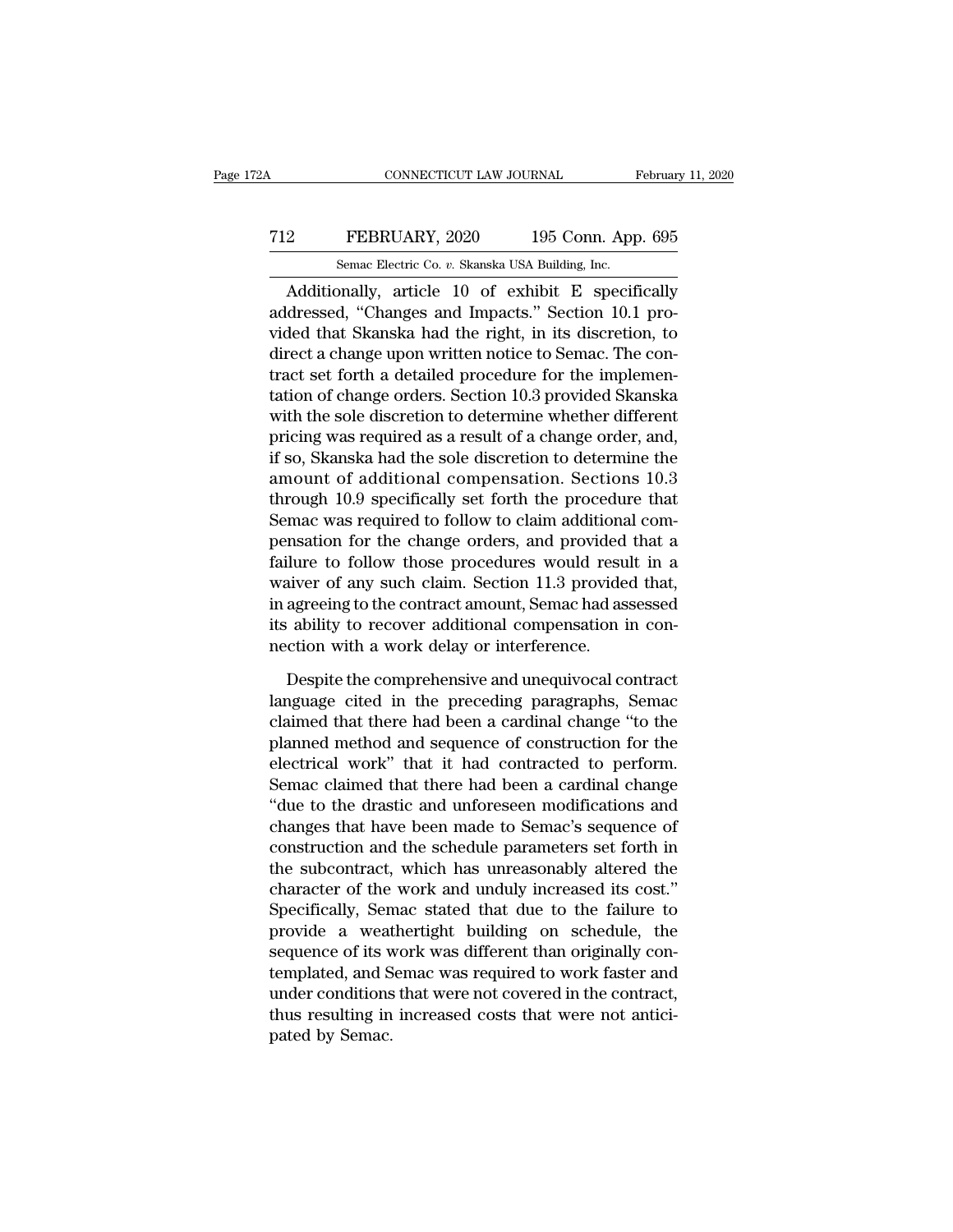Additionally, article 10 of exhibit E specifically addressed, "Changes and Impacts." Section 10.1 provided that Skanska had the right, in its discretion, to direct a change upon written notice to Semac. The contract set forth a detailed procedure for the implementation of change orders. Section 10.3 provided Skanska with the sole discretion to determine whether different pricing was required as a result of a change order, and, if so, Skanska had the sole discretion to determine the amount of additional compensation. Sections 10.3 through 10.9 specifically set forth the procedure that Semac was required to follow to claim additional compensation for the change orders, and provided that a failure to follow those procedures would result in a waiver of any such claim. Section 11.3 provided that, in agreeing to the contract amount, Semac had assessed its ability to recover additional compensation in connection with a work delay or interference.

Despite the comprehensive and unequivocal contract language cited in the preceding paragraphs, Semac claimed that there had been a cardinal change "to the planned method and sequence of construction for the electrical work" that it had contracted to perform. Semac claimed that there had been a cardinal change "due to the drastic and unforeseen modifications and changes that have been made to Semac's sequence of construction and the schedule parameters set forth in the subcontract, which has unreasonably altered the character of the work and unduly increased its cost." Specifically, Semac stated that due to the failure to provide a weathertight building on schedule, the sequence of its work was different than originally contemplated, and Semac was required to work faster and under conditions that were not covered in the contract, thus resulting in increased costs that were not anticipated by Semac.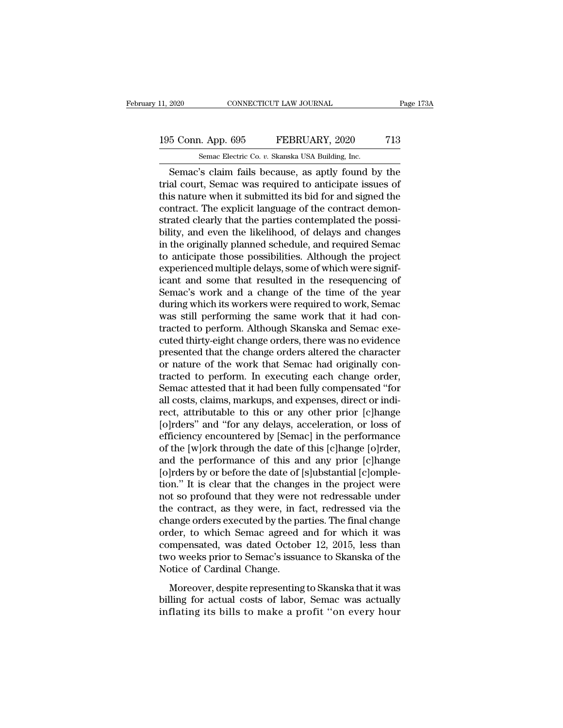Semac's claim fails because, as aptly found by the trial court, Semac was required to anticipate issues of this nature when it submitted its bid for and signed the contract. The explicit language of the contract demonstrated clearly that the parties contemplated the possibility, and even the likelihood, of delays and changes in the originally planned schedule, and required Semac to anticipate those possibilities. Although the project experienced multiple delays, some of which were significant and some that resulted in the resequencing of Semac's work and a change of the time of the year during which its workers were required to work, Semac was still performing the same work that it had contracted to perform. Although Skanska and Semac executed thirty-eight change orders, there was no evidence presented that the change orders altered the character or nature of the work that Semac had originally contracted to perform. In executing each change order, Semac attested that it had been fully compensated "for all costs, claims, markups, and expenses, direct or indirect, attributable to this or any other prior [c]hange [o]rders" and "for any delays, acceleration, or loss of efficiency encountered by [Semac] in the performance of the [w]ork through the date of this [c]hange [o]rder, and the performance of this and any prior [c]hange [o]rders by or before the date of [s]ubstantial [c]ompletion." It is clear that the changes in the project were not so profound that they were not redressable under the contract, as they were, in fact, redressed via the change orders executed by the parties. The final change order, to which Semac agreed and for which it was compensated, was dated October 12, 2015, less than two weeks prior to Semac's issuance to Skanska of the Notice of Cardinal Change.

Moreover, despite representing to Skanska that it was billing for actual costs of labor, Semac was actually inflating its bills to make a profit "on every hour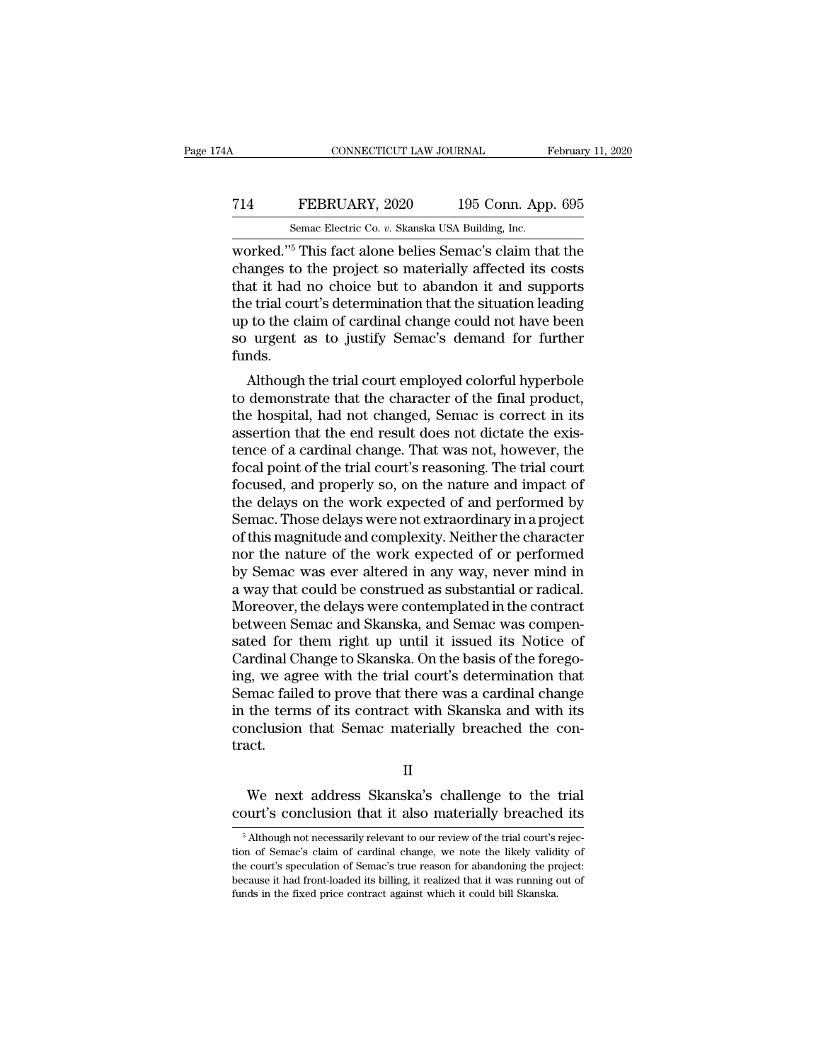worked."[5] This fact alone belies Semac's claim that the changes to the project so materially affected its costs that it had no choice but to abandon it and supports the trial court's determination that the situation leading up to the claim of cardinal change could not have been so urgent as to justify Semac's demand for further funds.

Although the trial court employed colorful hyperbole to demonstrate that the character of the final product, the hospital, had not changed, Semac is correct in its assertion that the end result does not dictate the existence of a cardinal change. That was not, however, the focal point of the trial court's reasoning. The trial court focused, and properly so, on the nature and impact of the delays on the work expected of and performed by Semac. Those delays were not extraordinary in a project of this magnitude and complexity. Neither the character nor the nature of the work expected of or performed by Semac was ever altered in any way, never mind in a way that could be construed as substantial or radical. Moreover, the delays were contemplated in the contract between Semac and Skanska, and Semac was compensated for them right up until it issued its Notice of Cardinal Change to Skanska. On the basis of the foregoing, we agree with the trial court's determination that Semac failed to prove that there was a cardinal change in the terms of its contract with Skanska and with its conclusion that Semac materially breached the contract.

## II

We next address Skanska's challenge to the trial court's conclusion that it also materially breached its

[5] Although not necessarily relevant to our review of the trial court's rejection of Semac's claim of cardinal change, we note the likely validity of the court's speculation of Semac's true reason for abandoning the project: because it had front-loaded its billing, it realized that it was running out of funds in the fixed price contract against which it could bill Skanska.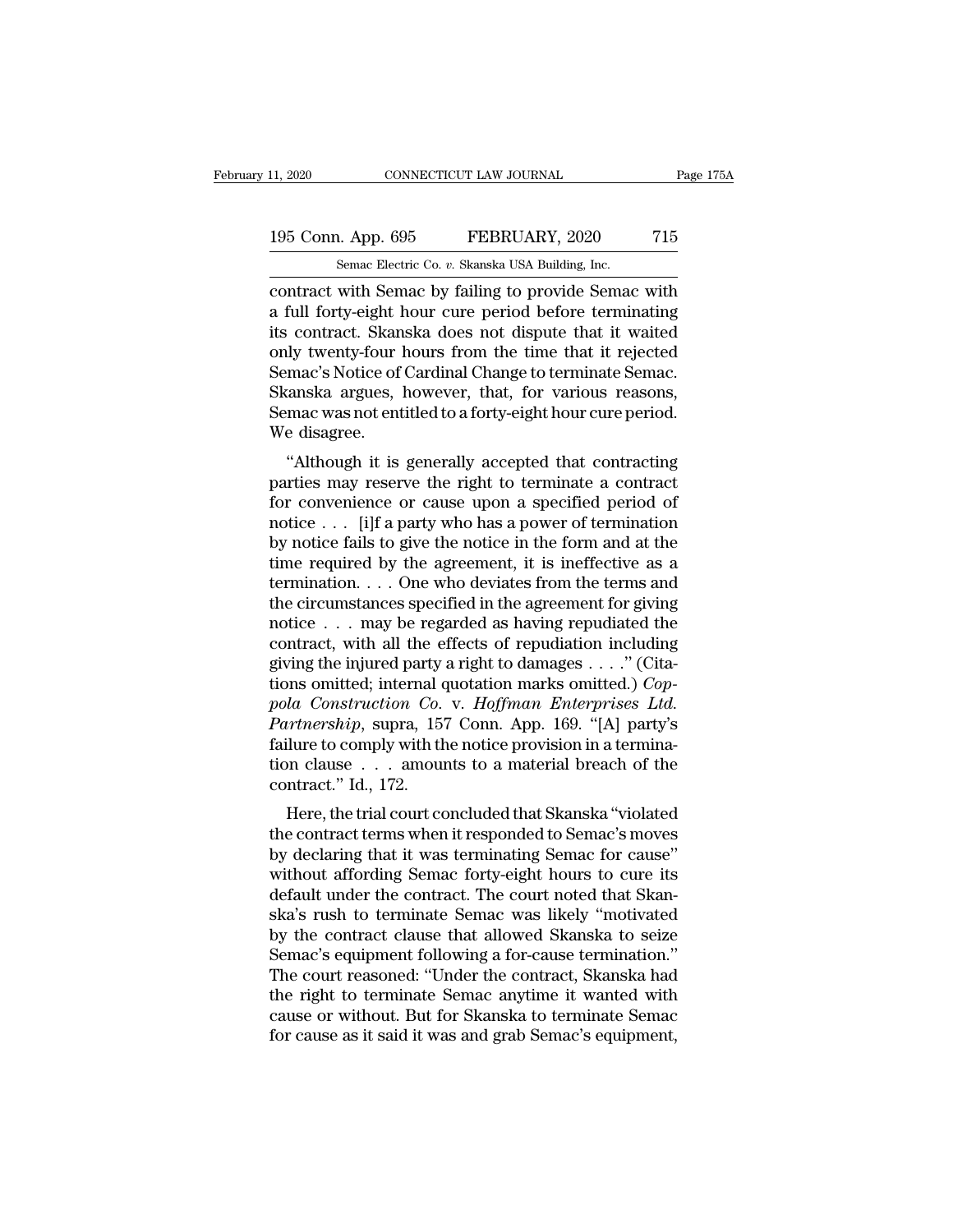contract with Semac by failing to provide Semac with a full forty-eight hour cure period before terminating its contract. Skanska does not dispute that it waited only twenty-four hours from the time that it rejected Semac's Notice of Cardinal Change to terminate Semac. Skanska argues, however, that, for various reasons, Semac was not entitled to a forty-eight hour cure period. We disagree.

"Although it is generally accepted that contracting parties may reserve the right to terminate a contract for convenience or cause upon a specified period of notice . . . [i]f a party who has a power of termination by notice fails to give the notice in the form and at the time required by the agreement, it is ineffective as a termination. . . . One who deviates from the terms and the circumstances specified in the agreement for giving notice . . . may be regarded as having repudiated the contract, with all the effects of repudiation including giving the injured party a right to damages . . . ." (Citations omitted; internal quotation marks omitted.) *Coppola Construction Co.* v. *Hoffman Enterprises Ltd. Partnership*, supra, 157 Conn. App. 169. "[A] party's failure to comply with the notice provision in a termination clause . . . amounts to a material breach of the contract." Id., 172.

Here, the trial court concluded that Skanska "violated the contract terms when it responded to Semac's moves by declaring that it was terminating Semac for cause" without affording Semac forty-eight hours to cure its default under the contract. The court noted that Skanska's rush to terminate Semac was likely "motivated by the contract clause that allowed Skanska to seize Semac's equipment following a for-cause termination." The court reasoned: "Under the contract, Skanska had the right to terminate Semac anytime it wanted with cause or without. But for Skanska to terminate Semac for cause as it said it was and grab Semac's equipment,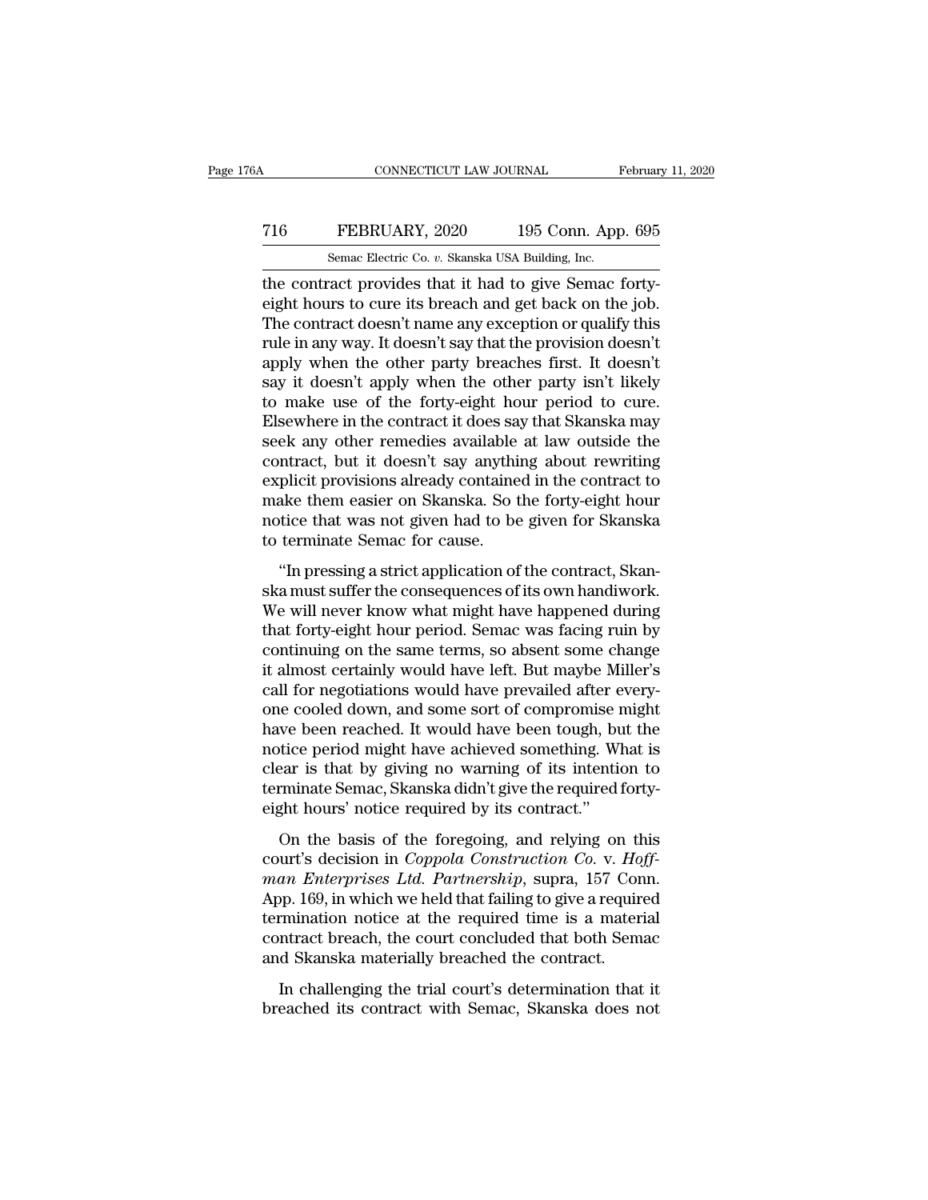the contract provides that it had to give Semac forty-eight hours to cure its breach and get back on the job. The contract doesn't name any exception or qualify this rule in any way. It doesn't say that the provision doesn't apply when the other party breaches first. It doesn't say it doesn't apply when the other party isn't likely to make use of the forty-eight hour period to cure. Elsewhere in the contract it does say that Skanska may seek any other remedies available at law outside the contract, but it doesn't say anything about rewriting explicit provisions already contained in the contract to make them easier on Skanska. So the forty-eight hour notice that was not given had to be given for Skanska to terminate Semac for cause.

"In pressing a strict application of the contract, Skanska must suffer the consequences of its own handiwork. We will never know what might have happened during that forty-eight hour period. Semac was facing ruin by continuing on the same terms, so absent some change it almost certainly would have left. But maybe Miller's call for negotiations would have prevailed after everyone cooled down, and some sort of compromise might have been reached. It would have been tough, but the notice period might have achieved something. What is clear is that by giving no warning of its intention to terminate Semac, Skanska didn't give the required forty-eight hours' notice required by its contract."

On the basis of the foregoing, and relying on this court's decision in *Coppola Construction Co.* v. *Hoffman Enterprises Ltd. Partnership*, supra, 157 Conn. App. 169, in which we held that failing to give a required termination notice at the required time is a material contract breach, the court concluded that both Semac and Skanska materially breached the contract.

In challenging the trial court's determination that it breached its contract with Semac, Skanska does not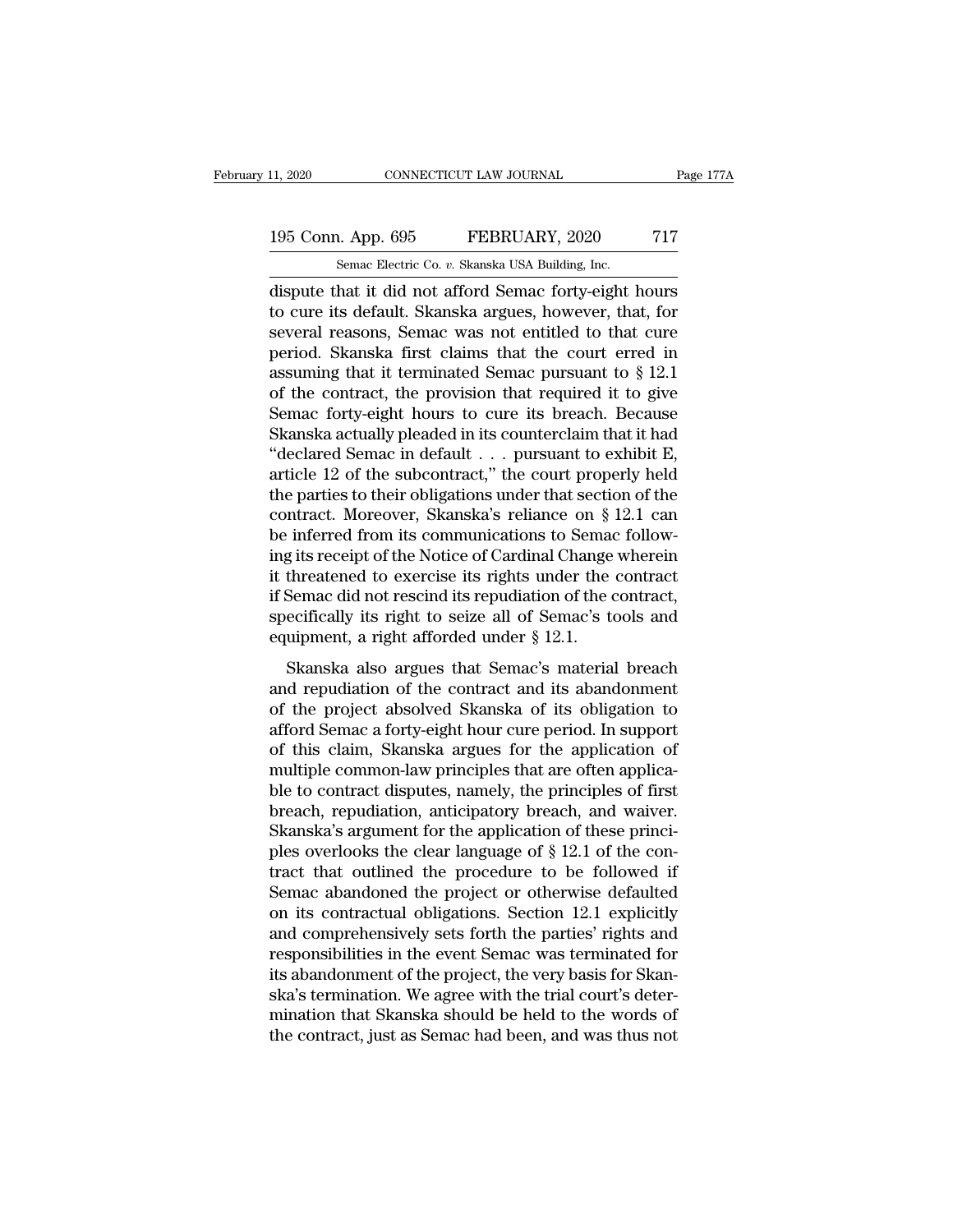dispute that it did not afford Semac forty-eight hours to cure its default. Skanska argues, however, that, for several reasons, Semac was not entitled to that cure period. Skanska first claims that the court erred in assuming that it terminated Semac pursuant to § 12.1 of the contract, the provision that required it to give Semac forty-eight hours to cure its breach. Because Skanska actually pleaded in its counterclaim that it had "declared Semac in default . . . pursuant to exhibit E, article 12 of the subcontract," the court properly held the parties to their obligations under that section of the contract. Moreover, Skanska's reliance on § 12.1 can be inferred from its communications to Semac following its receipt of the Notice of Cardinal Change wherein it threatened to exercise its rights under the contract if Semac did not rescind its repudiation of the contract, specifically its right to seize all of Semac's tools and equipment, a right afforded under § 12.1.

Skanska also argues that Semac's material breach and repudiation of the contract and its abandonment of the project absolved Skanska of its obligation to afford Semac a forty-eight hour cure period. In support of this claim, Skanska argues for the application of multiple common-law principles that are often applicable to contract disputes, namely, the principles of first breach, repudiation, anticipatory breach, and waiver. Skanska's argument for the application of these principles overlooks the clear language of § 12.1 of the contract that outlined the procedure to be followed if Semac abandoned the project or otherwise defaulted on its contractual obligations. Section 12.1 explicitly and comprehensively sets forth the parties' rights and responsibilities in the event Semac was terminated for its abandonment of the project, the very basis for Skanska's termination. We agree with the trial court's determination that Skanska should be held to the words of the contract, just as Semac had been, and was thus not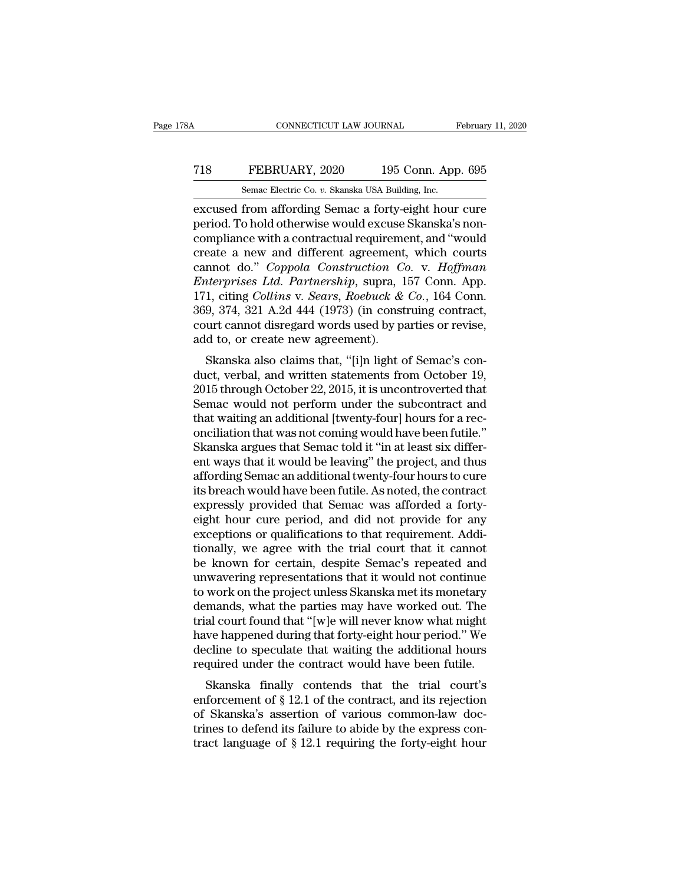excused from affording Semac a forty-eight hour cure period. To hold otherwise would excuse Skanska's noncompliance with a contractual requirement, and "would create a new and different agreement, which courts cannot do." *Coppola Construction Co.* v. *Hoffman Enterprises Ltd. Partnership*, supra, 157 Conn. App. 171, citing *Collins* v. *Sears, Roebuck & Co.*, 164 Conn. 369, 374, 321 A.2d 444 (1973) (in construing contract, court cannot disregard words used by parties or revise, add to, or create new agreement).

Skanska also claims that, "[i]n light of Semac's conduct, verbal, and written statements from October 19, 2015 through October 22, 2015, it is uncontroverted that Semac would not perform under the subcontract and that waiting an additional [twenty-four] hours for a reconciliation that was not coming would have been futile." Skanska argues that Semac told it "in at least six different ways that it would be leaving" the project, and thus affording Semac an additional twenty-four hours to cure its breach would have been futile. As noted, the contract expressly provided that Semac was afforded a forty-eight hour cure period, and did not provide for any exceptions or qualifications to that requirement. Additionally, we agree with the trial court that it cannot be known for certain, despite Semac's repeated and unwavering representations that it would not continue to work on the project unless Skanska met its monetary demands, what the parties may have worked out. The trial court found that "[w]e will never know what might have happened during that forty-eight hour period." We decline to speculate that waiting the additional hours required under the contract would have been futile.

Skanska finally contends that the trial court's enforcement of § 12.1 of the contract, and its rejection of Skanska's assertion of various common-law doctrines to defend its failure to abide by the express contract language of § 12.1 requiring the forty-eight hour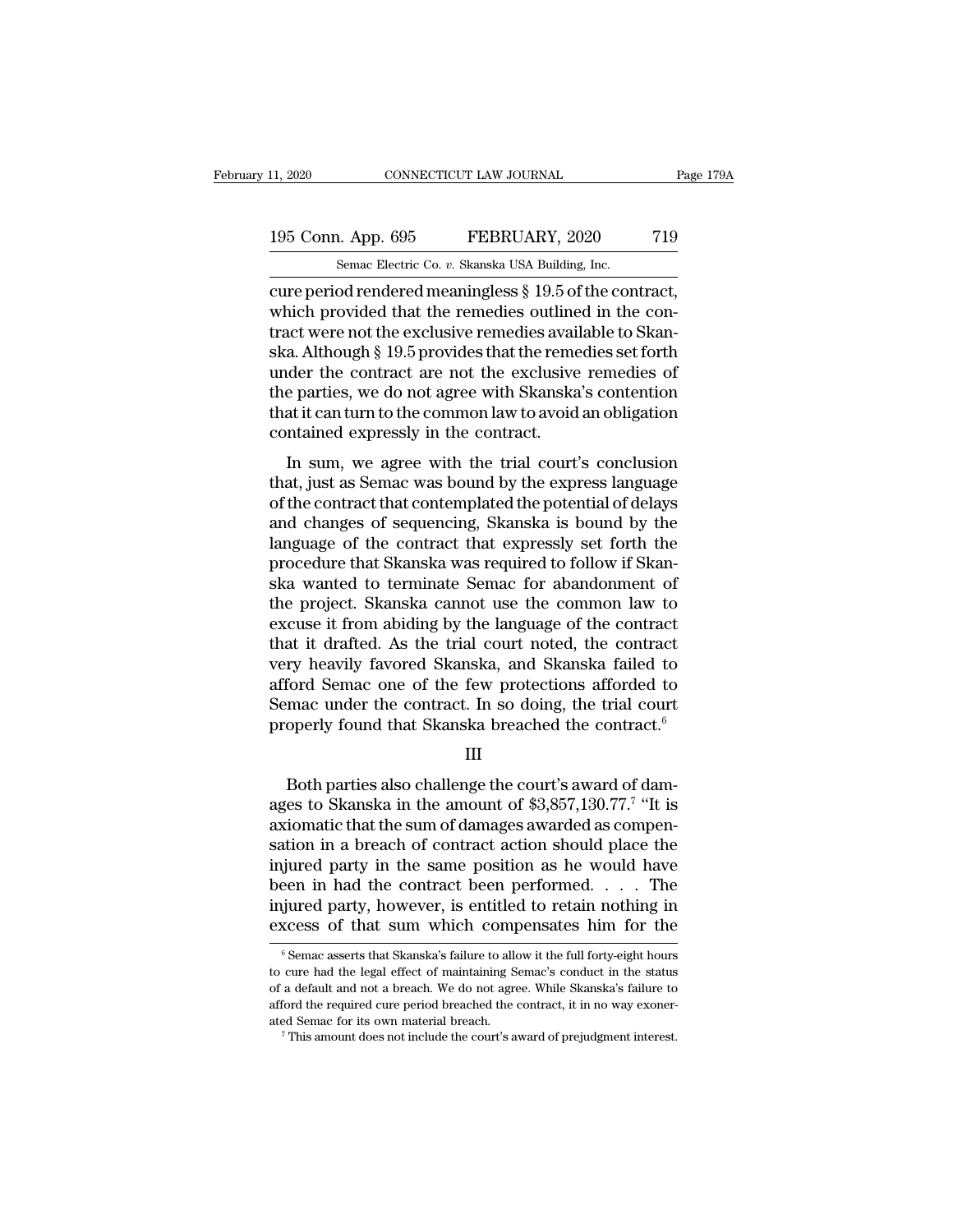cure period rendered meaningless § 19.5 of the contract, which provided that the remedies outlined in the contract were not the exclusive remedies available to Skanska. Although § 19.5 provides that the remedies set forth under the contract are not the exclusive remedies of the parties, we do not agree with Skanska's contention that it can turn to the common law to avoid an obligation contained expressly in the contract.

In sum, we agree with the trial court's conclusion that, just as Semac was bound by the express language of the contract that contemplated the potential of delays and changes of sequencing, Skanska is bound by the language of the contract that expressly set forth the procedure that Skanska was required to follow if Skanska wanted to terminate Semac for abandonment of the project. Skanska cannot use the common law to excuse it from abiding by the language of the contract that it drafted. As the trial court noted, the contract very heavily favored Skanska, and Skanska failed to afford Semac one of the few protections afforded to Semac under the contract. In so doing, the trial court properly found that Skanska breached the contract.[6]

III

Both parties also challenge the court's award of damages to Skanska in the amount of \$3,857,130.77.[7] "It is axiomatic that the sum of damages awarded as compensation in a breach of contract action should place the injured party in the same position as he would have been in had the contract been performed. . . . The injured party, however, is entitled to retain nothing in excess of that sum which compensates him for the

[6] Semac asserts that Skanska's failure to allow it the full forty-eight hours to cure had the legal effect of maintaining Semac's conduct in the status of a default and not a breach. We do not agree. While Skanska's failure to afford the required cure period breached the contract, it in no way exonerated Semac for its own material breach.

[7] This amount does not include the court's award of prejudgment interest.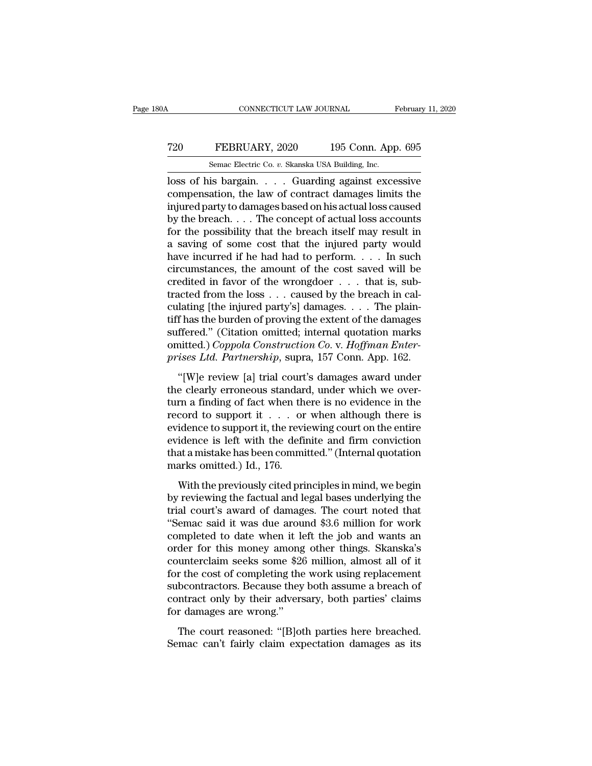loss of his bargain. . . . Guarding against excessive compensation, the law of contract damages limits the injured party to damages based on his actual loss caused by the breach. . . . The concept of actual loss accounts for the possibility that the breach itself may result in a saving of some cost that the injured party would have incurred if he had had to perform. . . . In such circumstances, the amount of the cost saved will be credited in favor of the wrongdoer . . . that is, subtracted from the loss . . . caused by the breach in calculating [the injured party's] damages. . . . The plaintiff has the burden of proving the extent of the damages suffered." (Citation omitted; internal quotation marks omitted.) *Coppola Construction Co.* v. *Hoffman Enterprises Ltd. Partnership*, supra, 157 Conn. App. 162.

"[W]e review [a] trial court's damages award under the clearly erroneous standard, under which we overturn a finding of fact when there is no evidence in the record to support it . . . or when although there is evidence to support it, the reviewing court on the entire evidence is left with the definite and firm conviction that a mistake has been committed." (Internal quotation marks omitted.) Id., 176.

With the previously cited principles in mind, we begin by reviewing the factual and legal bases underlying the trial court's award of damages. The court noted that "Semac said it was due around $3.6 million for work completed to date when it left the job and wants an order for this money among other things. Skanska's counterclaim seeks some $26 million, almost all of it for the cost of completing the work using replacement subcontractors. Because they both assume a breach of contract only by their adversary, both parties' claims for damages are wrong."

The court reasoned: "[B]oth parties here breached. Semac can't fairly claim expectation damages as its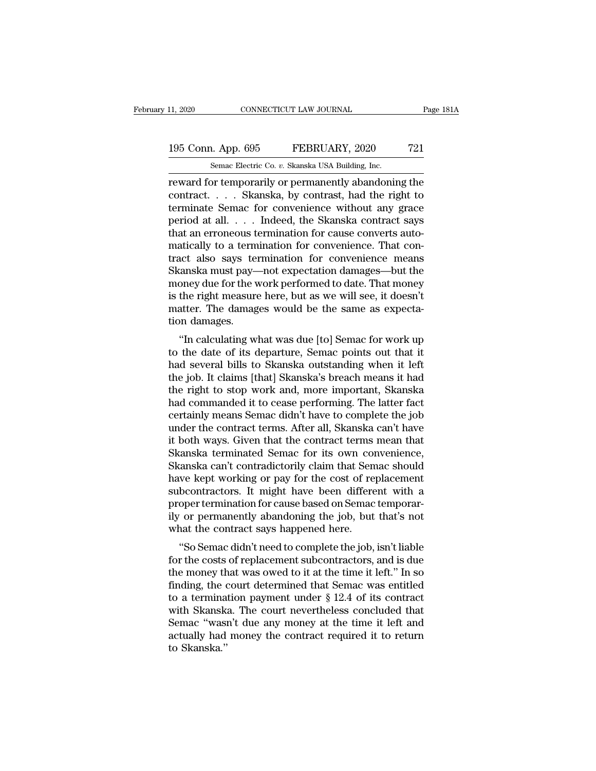reward for temporarily or permanently abandoning the contract. . . . Skanska, by contrast, had the right to terminate Semac for convenience without any grace period at all. . . . Indeed, the Skanska contract says that an erroneous termination for cause converts automatically to a termination for convenience. That contract also says termination for convenience means Skanska must pay—not expectation damages—but the money due for the work performed to date. That money is the right measure here, but as we will see, it doesn't matter. The damages would be the same as expectation damages.

"In calculating what was due [to] Semac for work up to the date of its departure, Semac points out that it had several bills to Skanska outstanding when it left the job. It claims [that] Skanska's breach means it had the right to stop work and, more important, Skanska had commanded it to cease performing. The latter fact certainly means Semac didn't have to complete the job under the contract terms. After all, Skanska can't have it both ways. Given that the contract terms mean that Skanska terminated Semac for its own convenience, Skanska can't contradictorily claim that Semac should have kept working or pay for the cost of replacement subcontractors. It might have been different with a proper termination for cause based on Semac temporarily or permanently abandoning the job, but that's not what the contract says happened here.

"So Semac didn't need to complete the job, isn't liable for the costs of replacement subcontractors, and is due the money that was owed to it at the time it left." In so finding, the court determined that Semac was entitled to a termination payment under § 12.4 of its contract with Skanska. The court nevertheless concluded that Semac "wasn't due any money at the time it left and actually had money the contract required it to return to Skanska."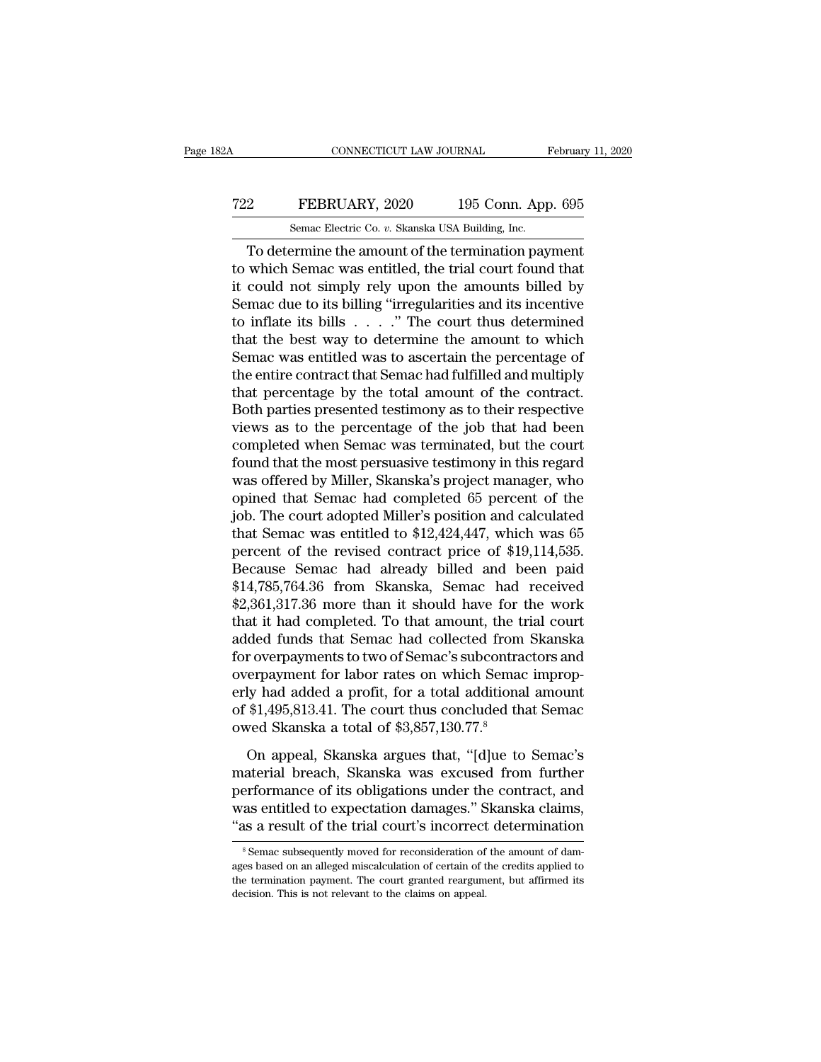To determine the amount of the termination payment to which Semac was entitled, the trial court found that it could not simply rely upon the amounts billed by Semac due to its billing "irregularities and its incentive to inflate its bills . . . ." The court thus determined that the best way to determine the amount to which Semac was entitled was to ascertain the percentage of the entire contract that Semac had fulfilled and multiply that percentage by the total amount of the contract. Both parties presented testimony as to their respective views as to the percentage of the job that had been completed when Semac was terminated, but the court found that the most persuasive testimony in this regard was offered by Miller, Skanska's project manager, who opined that Semac had completed 65 percent of the job. The court adopted Miller's position and calculated that Semac was entitled to $12,424,447, which was 65 percent of the revised contract price of $19,114,535. Because Semac had already billed and been paid $14,785,764.36 from Skanska, Semac had received $2,361,317.36 more than it should have for the work that it had completed. To that amount, the trial court added funds that Semac had collected from Skanska for overpayments to two of Semac's subcontractors and overpayment for labor rates on which Semac improperly had added a profit, for a total additional amount of $1,495,813.41. The court thus concluded that Semac owed Skanska a total of $3,857,130.77.[8]

On appeal, Skanska argues that, "[d]ue to Semac's material breach, Skanska was excused from further performance of its obligations under the contract, and was entitled to expectation damages." Skanska claims, "as a result of the trial court's incorrect determination

[8] Semac subsequently moved for reconsideration of the amount of damages based on an alleged miscalculation of certain of the credits applied to the termination payment. The court granted reargument, but affirmed its decision. This is not relevant to the claims on appeal.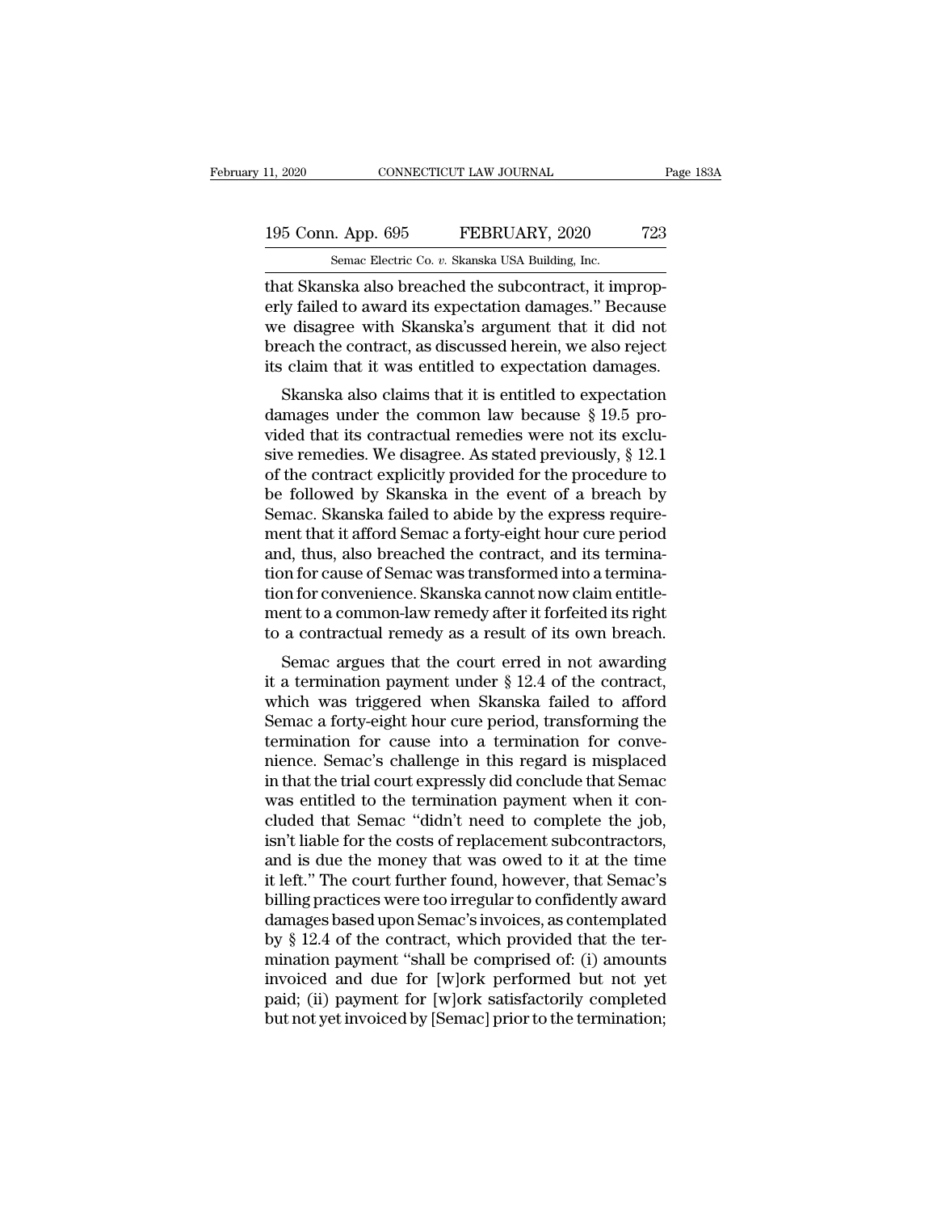that Skanska also breached the subcontract, it improperly failed to award its expectation damages." Because we disagree with Skanska's argument that it did not breach the contract, as discussed herein, we also reject its claim that it was entitled to expectation damages.

Skanska also claims that it is entitled to expectation damages under the common law because § 19.5 provided that its contractual remedies were not its exclusive remedies. We disagree. As stated previously, § 12.1 of the contract explicitly provided for the procedure to be followed by Skanska in the event of a breach by Semac. Skanska failed to abide by the express requirement that it afford Semac a forty-eight hour cure period and, thus, also breached the contract, and its termination for cause of Semac was transformed into a termination for convenience. Skanska cannot now claim entitlement to a common-law remedy after it forfeited its right to a contractual remedy as a result of its own breach.

Semac argues that the court erred in not awarding it a termination payment under § 12.4 of the contract, which was triggered when Skanska failed to afford Semac a forty-eight hour cure period, transforming the termination for cause into a termination for convenience. Semac's challenge in this regard is misplaced in that the trial court expressly did conclude that Semac was entitled to the termination payment when it concluded that Semac "didn't need to complete the job, isn't liable for the costs of replacement subcontractors, and is due the money that was owed to it at the time it left." The court further found, however, that Semac's billing practices were too irregular to confidently award damages based upon Semac's invoices, as contemplated by § 12.4 of the contract, which provided that the termination payment "shall be comprised of: (i) amounts invoiced and due for [w]ork performed but not yet paid; (ii) payment for [w]ork satisfactorily completed but not yet invoiced by [Semac] prior to the termination;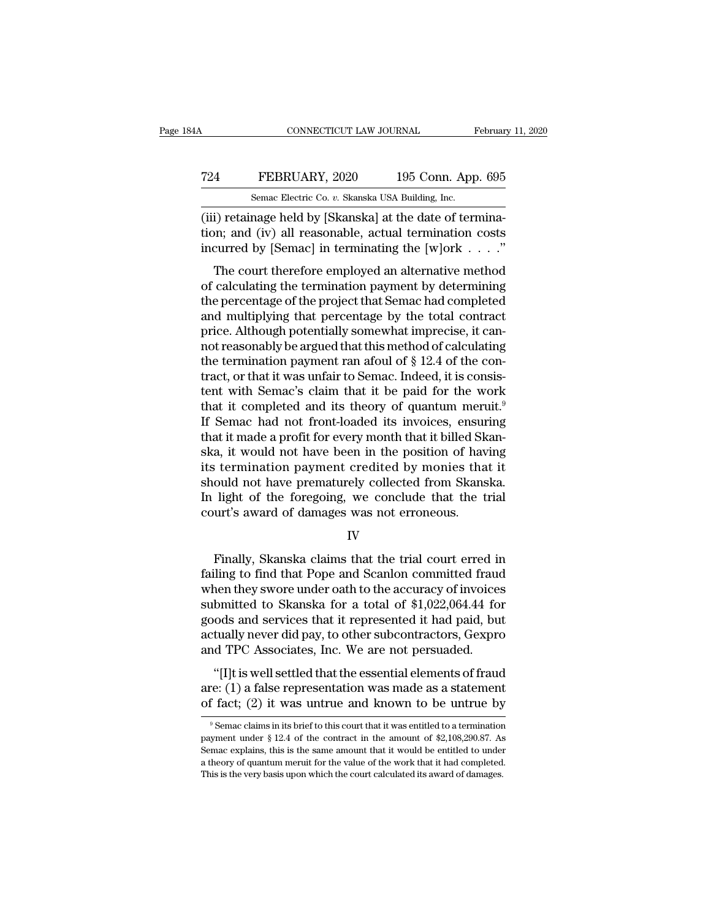(iii) retainage held by [Skanska] at the date of termination; and (iv) all reasonable, actual termination costs incurred by [Semac] in terminating the [w]ork . . . ."

The court therefore employed an alternative method of calculating the termination payment by determining the percentage of the project that Semac had completed and multiplying that percentage by the total contract price. Although potentially somewhat imprecise, it cannot reasonably be argued that this method of calculating the termination payment ran afoul of § 12.4 of the contract, or that it was unfair to Semac. Indeed, it is consistent with Semac's claim that it be paid for the work that it completed and its theory of quantum meruit.[9] If Semac had not front-loaded its invoices, ensuring that it made a profit for every month that it billed Skanska, it would not have been in the position of having its termination payment credited by monies that it should not have prematurely collected from Skanska. In light of the foregoing, we conclude that the trial court's award of damages was not erroneous.

IV

Finally, Skanska claims that the trial court erred in failing to find that Pope and Scanlon committed fraud when they swore under oath to the accuracy of invoices submitted to Skanska for a total of $1,022,064.44 for goods and services that it represented it had paid, but actually never did pay, to other subcontractors, Gexpro and TPC Associates, Inc. We are not persuaded.

"[I]t is well settled that the essential elements of fraud are: (1) a false representation was made as a statement of fact; (2) it was untrue and known to be untrue by

[9] Semac claims in its brief to this court that it was entitled to a termination payment under § 12.4 of the contract in the amount of $2,108,290.87. As Semac explains, this is the same amount that it would be entitled to under a theory of quantum meruit for the value of the work that it had completed. This is the very basis upon which the court calculated its award of damages.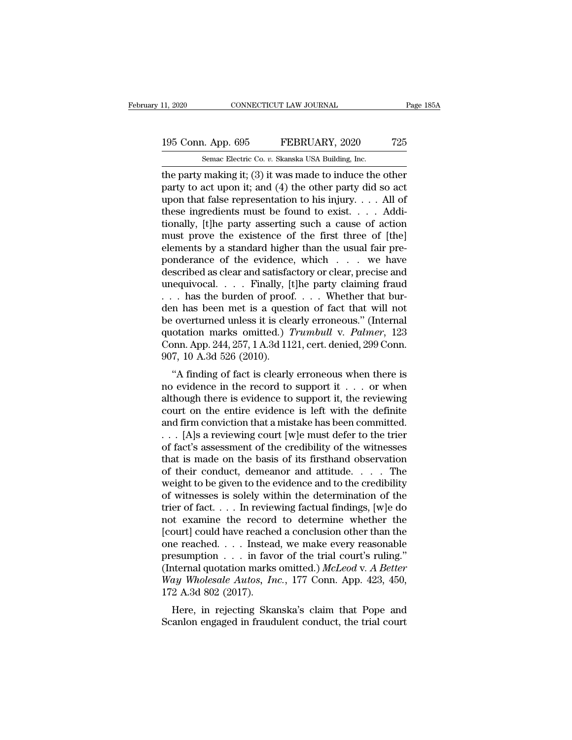the party making it; (3) it was made to induce the other party to act upon it; and (4) the other party did so act upon that false representation to his injury. . . . All of these ingredients must be found to exist. . . . Additionally, [t]he party asserting such a cause of action must prove the existence of the first three of [the] elements by a standard higher than the usual fair preponderance of the evidence, which . . . we have described as clear and satisfactory or clear, precise and unequivocal. . . . Finally, [t]he party claiming fraud . . . has the burden of proof. . . . Whether that burden has been met is a question of fact that will not be overturned unless it is clearly erroneous." (Internal quotation marks omitted.) *Trumbull* v. *Palmer*, 123 Conn. App. 244, 257, 1 A.3d 1121, cert. denied, 299 Conn. 907, 10 A.3d 526 (2010).

"A finding of fact is clearly erroneous when there is no evidence in the record to support it . . . or when although there is evidence to support it, the reviewing court on the entire evidence is left with the definite and firm conviction that a mistake has been committed. . . . [A]s a reviewing court [w]e must defer to the trier of fact's assessment of the credibility of the witnesses that is made on the basis of its firsthand observation of their conduct, demeanor and attitude. . . . The weight to be given to the evidence and to the credibility of witnesses is solely within the determination of the trier of fact. . . . In reviewing factual findings, [w]e do not examine the record to determine whether the [court] could have reached a conclusion other than the one reached. . . . Instead, we make every reasonable presumption . . . in favor of the trial court's ruling." (Internal quotation marks omitted.) *McLeod* v. *A Better Way Wholesale Autos, Inc.*, 177 Conn. App. 423, 450, 172 A.3d 802 (2017).

Here, in rejecting Skanska's claim that Pope and Scanlon engaged in fraudulent conduct, the trial court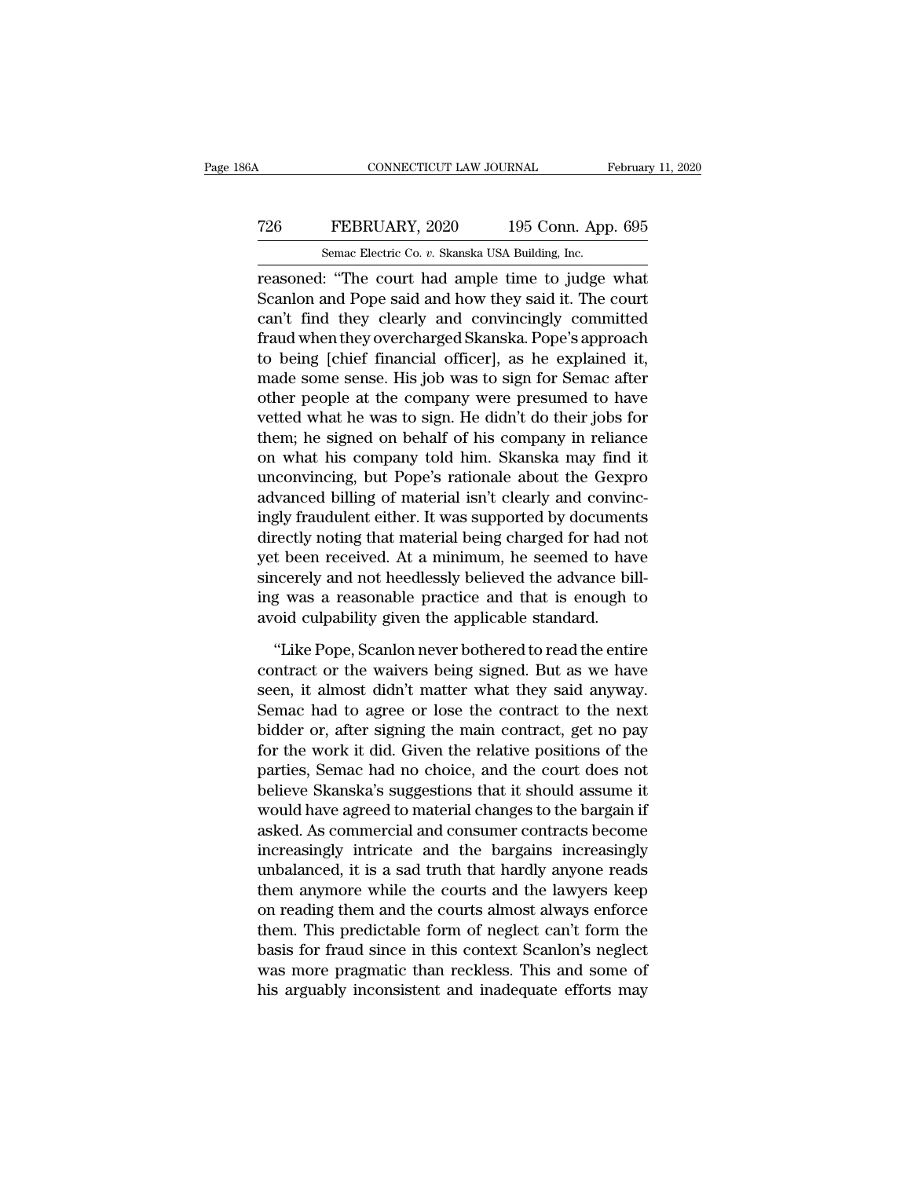reasoned: "The court had ample time to judge what Scanlon and Pope said and how they said it. The court can't find they clearly and convincingly committed fraud when they overcharged Skanska. Pope's approach to being [chief financial officer], as he explained it, made some sense. His job was to sign for Semac after other people at the company were presumed to have vetted what he was to sign. He didn't do their jobs for them; he signed on behalf of his company in reliance on what his company told him. Skanska may find it unconvincing, but Pope's rationale about the Gexpro advanced billing of material isn't clearly and convincingly fraudulent either. It was supported by documents directly noting that material being charged for had not yet been received. At a minimum, he seemed to have sincerely and not heedlessly believed the advance billing was a reasonable practice and that is enough to avoid culpability given the applicable standard.

"Like Pope, Scanlon never bothered to read the entire contract or the waivers being signed. But as we have seen, it almost didn't matter what they said anyway. Semac had to agree or lose the contract to the next bidder or, after signing the main contract, get no pay for the work it did. Given the relative positions of the parties, Semac had no choice, and the court does not believe Skanska's suggestions that it should assume it would have agreed to material changes to the bargain if asked. As commercial and consumer contracts become increasingly intricate and the bargains increasingly unbalanced, it is a sad truth that hardly anyone reads them anymore while the courts and the lawyers keep on reading them and the courts almost always enforce them. This predictable form of neglect can't form the basis for fraud since in this context Scanlon's neglect was more pragmatic than reckless. This and some of his arguably inconsistent and inadequate efforts may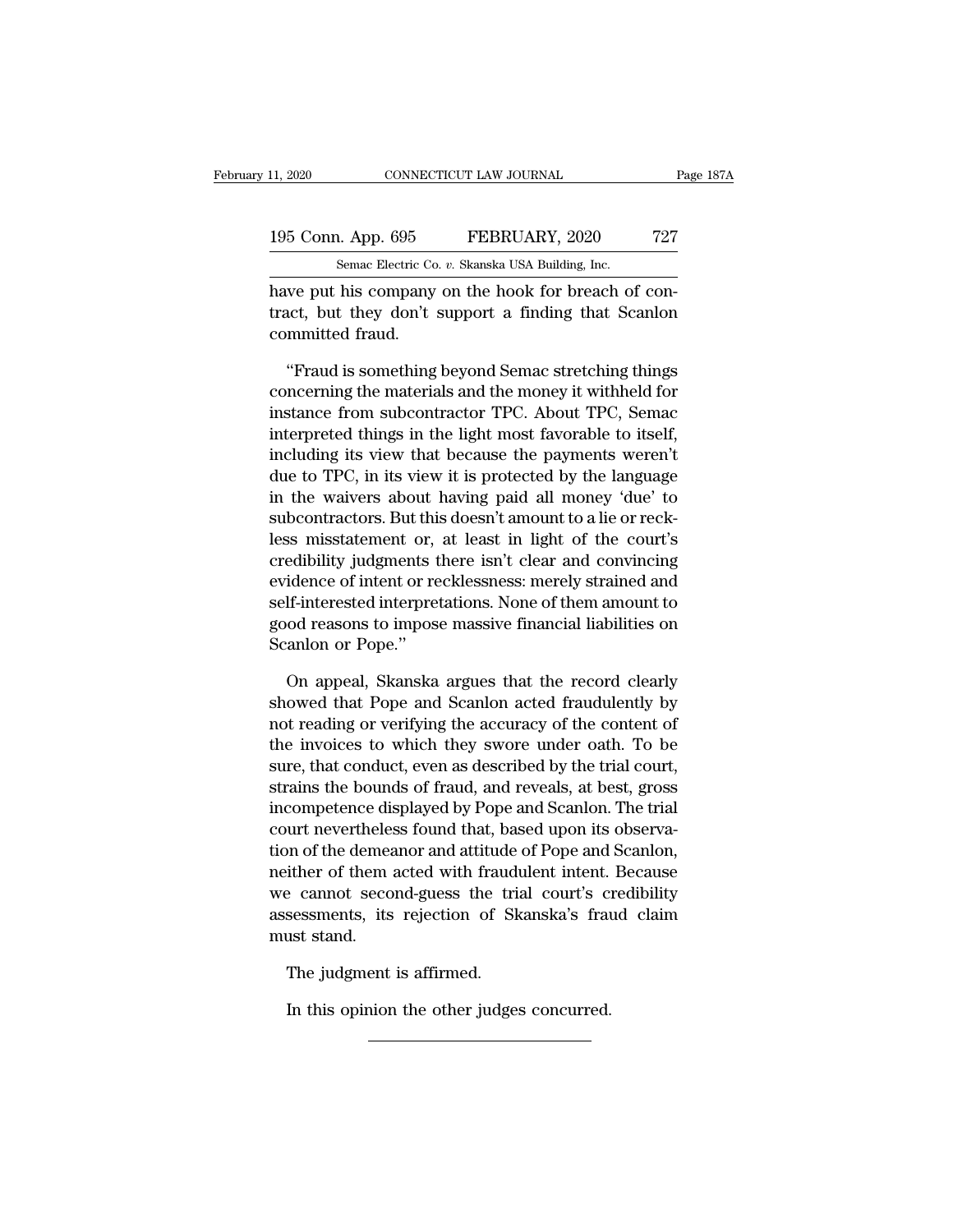have put his company on the hook for breach of contract, but they don't support a finding that Scanlon committed fraud.

"Fraud is something beyond Semac stretching things concerning the materials and the money it withheld for instance from subcontractor TPC. About TPC, Semac interpreted things in the light most favorable to itself, including its view that because the payments weren't due to TPC, in its view it is protected by the language in the waivers about having paid all money 'due' to subcontractors. But this doesn't amount to a lie or reckless misstatement or, at least in light of the court's credibility judgments there isn't clear and convincing evidence of intent or recklessness: merely strained and self-interested interpretations. None of them amount to good reasons to impose massive financial liabilities on Scanlon or Pope."

On appeal, Skanska argues that the record clearly showed that Pope and Scanlon acted fraudulently by not reading or verifying the accuracy of the content of the invoices to which they swore under oath. To be sure, that conduct, even as described by the trial court, strains the bounds of fraud, and reveals, at best, gross incompetence displayed by Pope and Scanlon. The trial court nevertheless found that, based upon its observation of the demeanor and attitude of Pope and Scanlon, neither of them acted with fraudulent intent. Because we cannot second-guess the trial court's credibility assessments, its rejection of Skanska's fraud claim must stand.

The judgment is affirmed.

In this opinion the other judges concurred.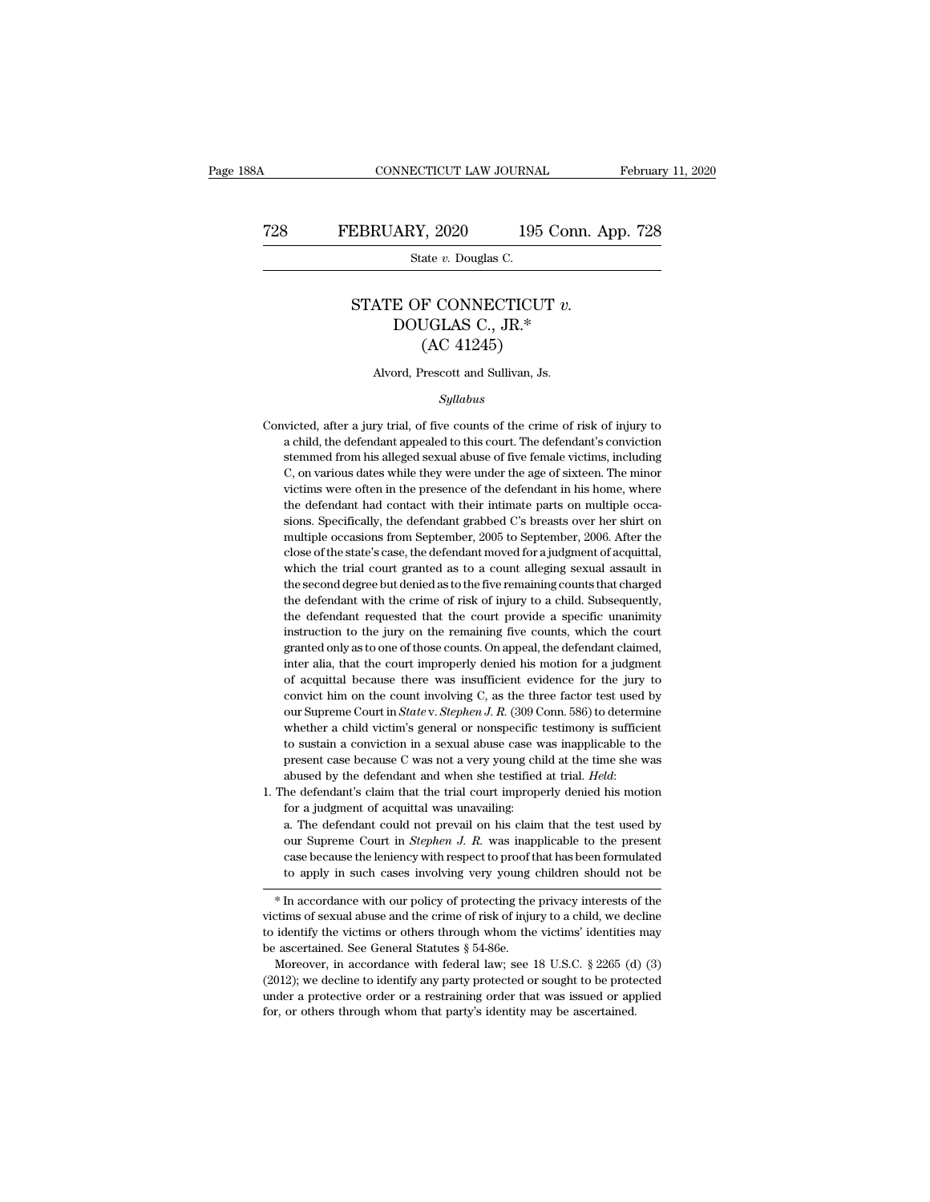# STATE OF CONNECTICUT *v.* DOUGLAS C., JR.*
## (AC 41245)

Alvord, Prescott and Sullivan, Js.

*Syllabus*

Convicted, after a jury trial, of five counts of the crime of risk of injury to a child, the defendant appealed to this court. The defendant's conviction stemmed from his alleged sexual abuse of five female victims, including C, on various dates while they were under the age of sixteen. The minor victims were often in the presence of the defendant in his home, where the defendant had contact with their intimate parts on multiple occasions. Specifically, the defendant grabbed C's breasts over her shirt on multiple occasions from September, 2005 to September, 2006. After the close of the state's case, the defendant moved for a judgment of acquittal, which the trial court granted as to a count alleging sexual assault in the second degree but denied as to the five remaining counts that charged the defendant with the crime of risk of injury to a child. Subsequently, the defendant requested that the court provide a specific unanimity instruction to the jury on the remaining five counts, which the court granted only as to one of those counts. On appeal, the defendant claimed, inter alia, that the court improperly denied his motion for a judgment of acquittal because there was insufficient evidence for the jury to convict him on the count involving C, as the three factor test used by our Supreme Court in *State* v. *Stephen J. R.* (309 Conn. 586) to determine whether a child victim's general or nonspecific testimony is sufficient to sustain a conviction in a sexual abuse case was inapplicable to the present case because C was not a very young child at the time she was abused by the defendant and when she testified at trial. *Held*:

1. The defendant's claim that the trial court improperly denied his motion for a judgment of acquittal was unavailing:

   a. The defendant could not prevail on his claim that the test used by our Supreme Court in *Stephen J. R.* was inapplicable to the present case because the leniency with respect to proof that has been formulated to apply in such cases involving very young children should not be

---

\* In accordance with our policy of protecting the privacy interests of the victims of sexual abuse and the crime of risk of injury to a child, we decline to identify the victims or others through whom the victims' identities may be ascertained. See General Statutes § 54-86e.

Moreover, in accordance with federal law; see 18 U.S.C. § 2265 (d) (3) (2012); we decline to identify any party protected or sought to be protected under a protective order or a restraining order that was issued or applied for, or others through whom that party's identity may be ascertained.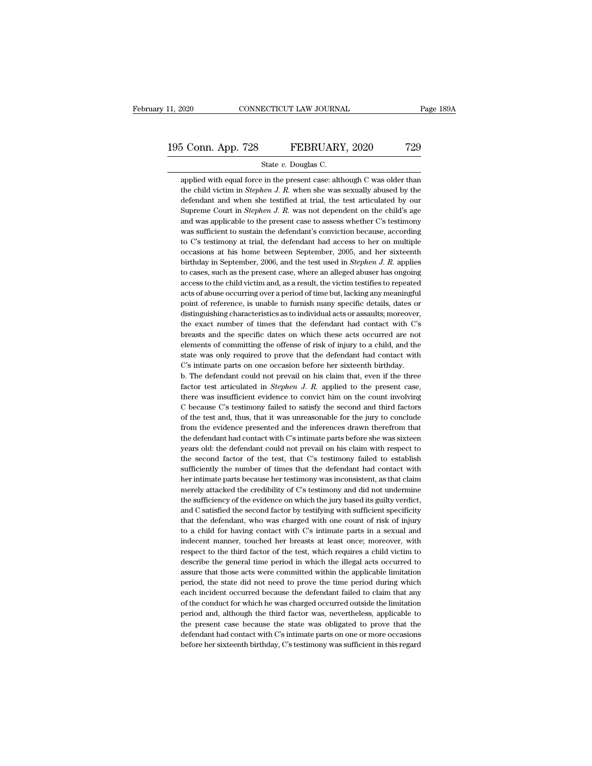applied with equal force in the present case: although C was older than the child victim in *Stephen J. R.* when she was sexually abused by the defendant and when she testified at trial, the test articulated by our Supreme Court in *Stephen J. R.* was not dependent on the child's age and was applicable to the present case to assess whether C's testimony was sufficient to sustain the defendant's conviction because, according to C's testimony at trial, the defendant had access to her on multiple occasions at his home between September, 2005, and her sixteenth birthday in September, 2006, and the test used in *Stephen J. R.* applies to cases, such as the present case, where an alleged abuser has ongoing access to the child victim and, as a result, the victim testifies to repeated acts of abuse occurring over a period of time but, lacking any meaningful point of reference, is unable to furnish many specific details, dates or distinguishing characteristics as to individual acts or assaults; moreover, the exact number of times that the defendant had contact with C's breasts and the specific dates on which these acts occurred are not elements of committing the offense of risk of injury to a child, and the state was only required to prove that the defendant had contact with C's intimate parts on one occasion before her sixteenth birthday.

b. The defendant could not prevail on his claim that, even if the three factor test articulated in *Stephen J. R.* applied to the present case, there was insufficient evidence to convict him on the count involving C because C's testimony failed to satisfy the second and third factors of the test and, thus, that it was unreasonable for the jury to conclude from the evidence presented and the inferences drawn therefrom that the defendant had contact with C's intimate parts before she was sixteen years old: the defendant could not prevail on his claim with respect to the second factor of the test, that C's testimony failed to establish sufficiently the number of times that the defendant had contact with her intimate parts because her testimony was inconsistent, as that claim merely attacked the credibility of C's testimony and did not undermine the sufficiency of the evidence on which the jury based its guilty verdict, and C satisfied the second factor by testifying with sufficient specificity that the defendant, who was charged with one count of risk of injury to a child for having contact with C's intimate parts in a sexual and indecent manner, touched her breasts at least once; moreover, with respect to the third factor of the test, which requires a child victim to describe the general time period in which the illegal acts occurred to assure that those acts were committed within the applicable limitation period, the state did not need to prove the time period during which each incident occurred because the defendant failed to claim that any of the conduct for which he was charged occurred outside the limitation period and, although the third factor was, nevertheless, applicable to the present case because the state was obligated to prove that the defendant had contact with C's intimate parts on one or more occasions before her sixteenth birthday, C's testimony was sufficient in this regard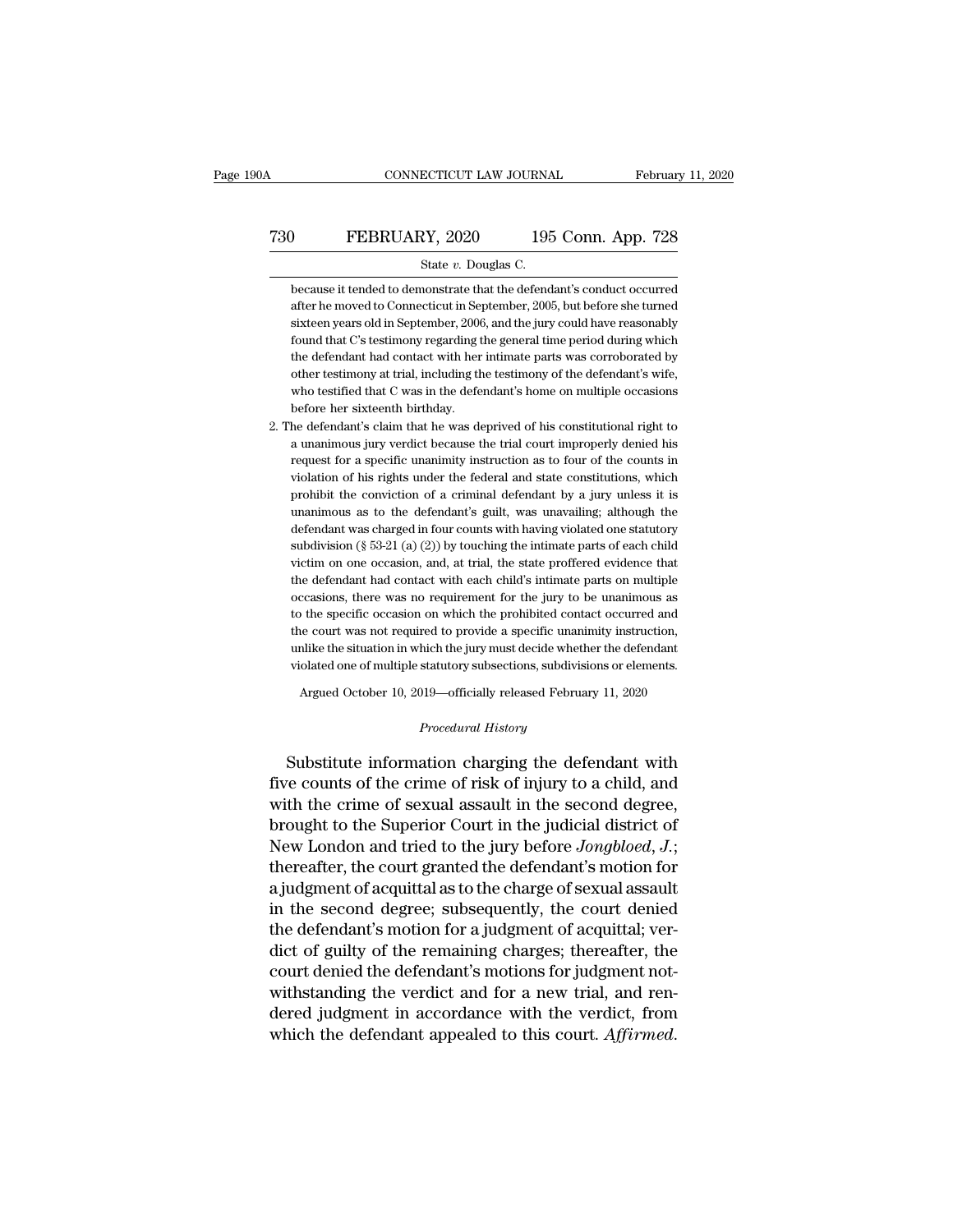because it tended to demonstrate that the defendant's conduct occurred after he moved to Connecticut in September, 2005, but before she turned sixteen years old in September, 2006, and the jury could have reasonably found that C's testimony regarding the general time period during which the defendant had contact with her intimate parts was corroborated by other testimony at trial, including the testimony of the defendant's wife, who testified that C was in the defendant's home on multiple occasions before her sixteenth birthday.

2. The defendant's claim that he was deprived of his constitutional right to a unanimous jury verdict because the trial court improperly denied his request for a specific unanimity instruction as to four of the counts in violation of his rights under the federal and state constitutions, which prohibit the conviction of a criminal defendant by a jury unless it is unanimous as to the defendant's guilt, was unavailing; although the defendant was charged in four counts with having violated one statutory subdivision (§ 53-21 (a) (2)) by touching the intimate parts of each child victim on one occasion, and, at trial, the state proffered evidence that the defendant had contact with each child's intimate parts on multiple occasions, there was no requirement for the jury to be unanimous as to the specific occasion on which the prohibited contact occurred and the court was not required to provide a specific unanimity instruction, unlike the situation in which the jury must decide whether the defendant violated one of multiple statutory subsections, subdivisions or elements.

Argued October 10, 2019—officially released February 11, 2020

*Procedural History*

Substitute information charging the defendant with five counts of the crime of risk of injury to a child, and with the crime of sexual assault in the second degree, brought to the Superior Court in the judicial district of New London and tried to the jury before *Jongbloed, J.*; thereafter, the court granted the defendant's motion for a judgment of acquittal as to the charge of sexual assault in the second degree; subsequently, the court denied the defendant's motion for a judgment of acquittal; verdict of guilty of the remaining charges; thereafter, the court denied the defendant's motions for judgment notwithstanding the verdict and for a new trial, and rendered judgment in accordance with the verdict, from which the defendant appealed to this court. *Affirmed.*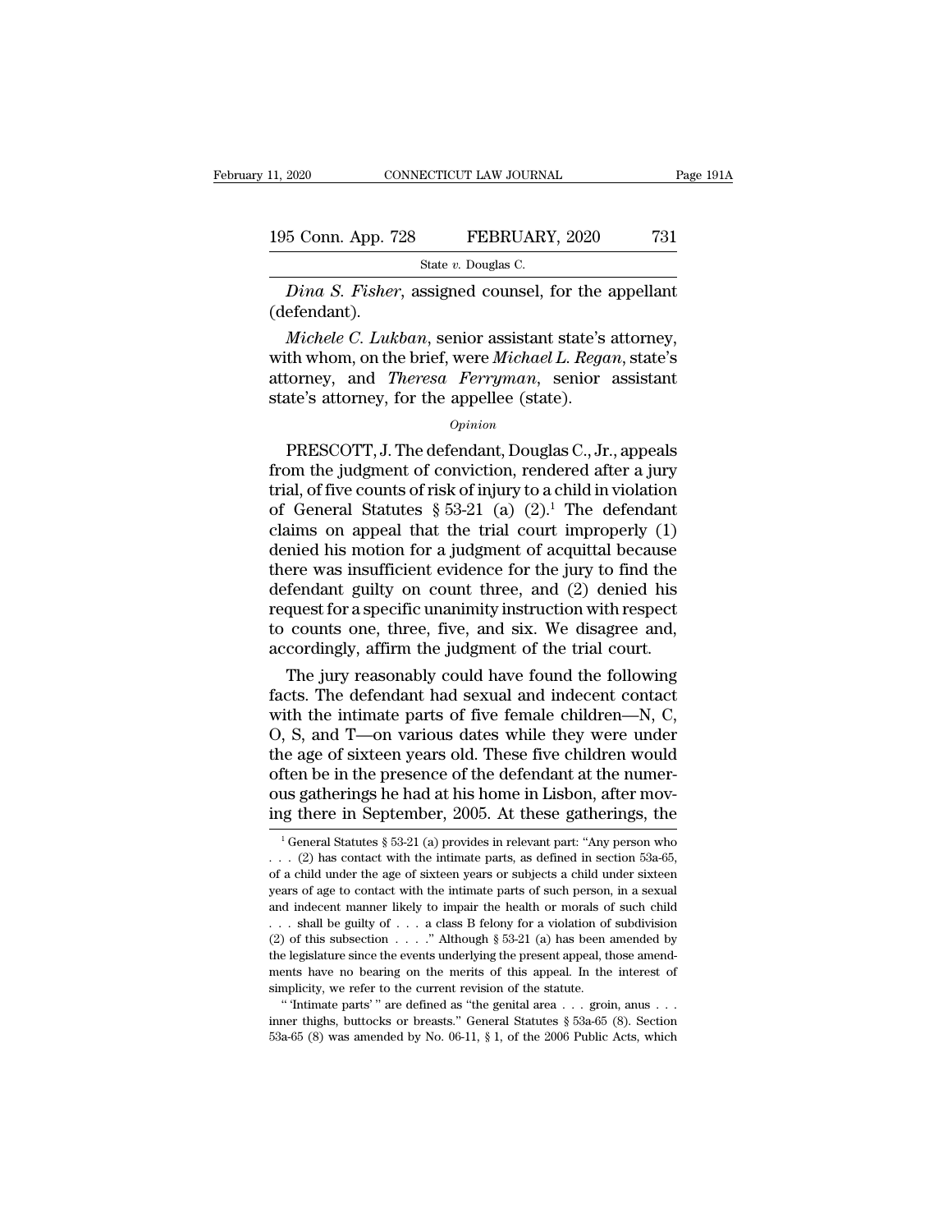*Dina S. Fisher*, assigned counsel, for the appellant (defendant).

*Michele C. Lukban*, senior assistant state's attorney, with whom, on the brief, were *Michael L. Regan*, state's attorney, and *Theresa Ferryman*, senior assistant state's attorney, for the appellee (state).

*Opinion*

PRESCOTT, J. The defendant, Douglas C., Jr., appeals from the judgment of conviction, rendered after a jury trial, of five counts of risk of injury to a child in violation of General Statutes § 53-21 (a) (2).[1] The defendant claims on appeal that the trial court improperly (1) denied his motion for a judgment of acquittal because there was insufficient evidence for the jury to find the defendant guilty on count three, and (2) denied his request for a specific unanimity instruction with respect to counts one, three, five, and six. We disagree and, accordingly, affirm the judgment of the trial court.

The jury reasonably could have found the following facts. The defendant had sexual and indecent contact with the intimate parts of five female children—N, C, O, S, and T—on various dates while they were under the age of sixteen years old. These five children would often be in the presence of the defendant at the numerous gatherings he had at his home in Lisbon, after moving there in September, 2005. At these gatherings, the

---

[1] General Statutes § 53-21 (a) provides in relevant part: "Any person who . . . (2) has contact with the intimate parts, as defined in section 53a-65, of a child under the age of sixteen years or subjects a child under sixteen years of age to contact with the intimate parts of such person, in a sexual and indecent manner likely to impair the health or morals of such child . . . shall be guilty of . . . a class B felony for a violation of subdivision (2) of this subsection . . . ." Although § 53-21 (a) has been amended by the legislature since the events underlying the present appeal, those amendments have no bearing on the merits of this appeal. In the interest of simplicity, we refer to the current revision of the statute.

" 'Intimate parts' " are defined as "the genital area . . . groin, anus . . . inner thighs, buttocks or breasts." General Statutes § 53a-65 (8). Section 53a-65 (8) was amended by No. 06-11, § 1, of the 2006 Public Acts, which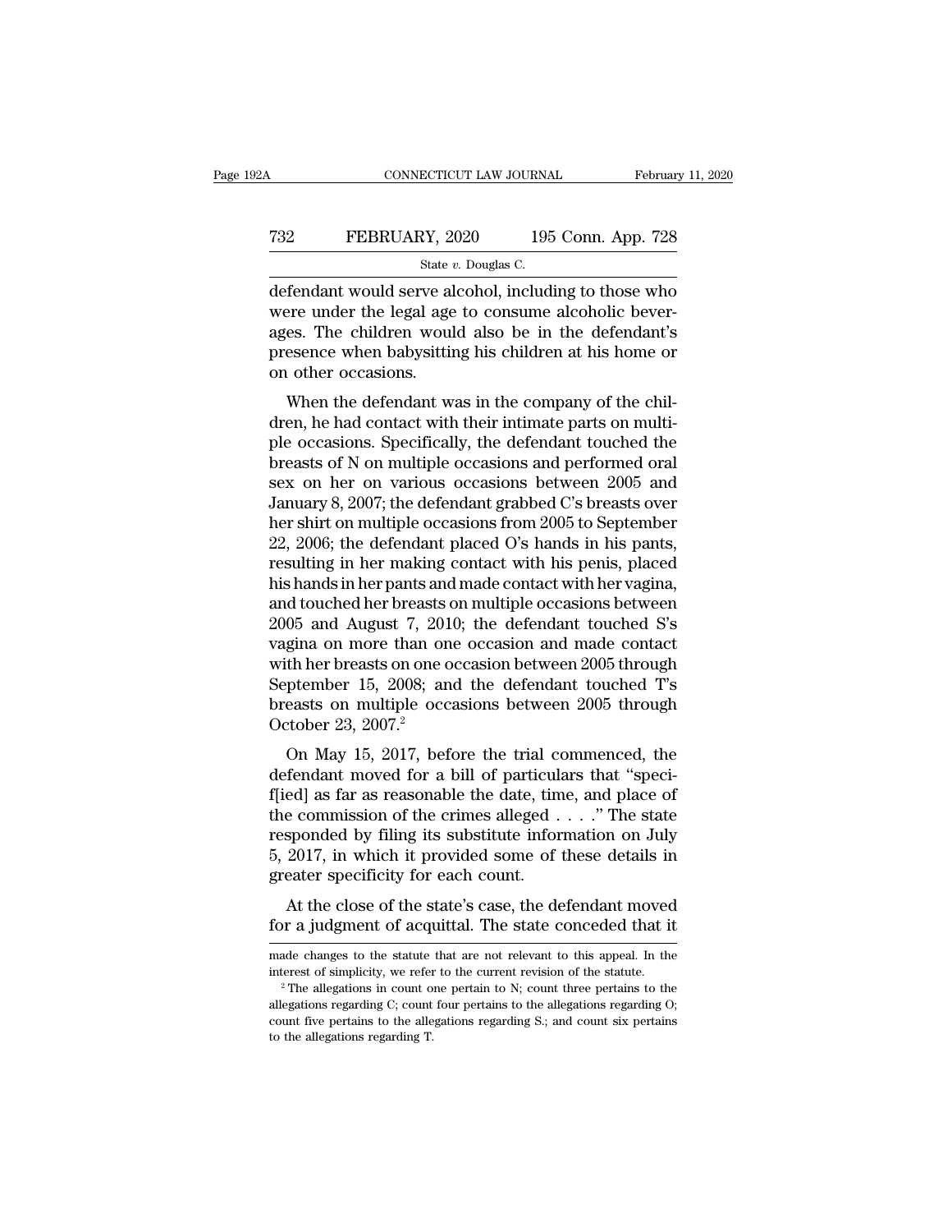defendant would serve alcohol, including to those who were under the legal age to consume alcoholic beverages. The children would also be in the defendant's presence when babysitting his children at his home or on other occasions.

When the defendant was in the company of the children, he had contact with their intimate parts on multiple occasions. Specifically, the defendant touched the breasts of N on multiple occasions and performed oral sex on her on various occasions between 2005 and January 8, 2007; the defendant grabbed C's breasts over her shirt on multiple occasions from 2005 to September 22, 2006; the defendant placed O's hands in his pants, resulting in her making contact with his penis, placed his hands in her pants and made contact with her vagina, and touched her breasts on multiple occasions between 2005 and August 7, 2010; the defendant touched S's vagina on more than one occasion and made contact with her breasts on one occasion between 2005 through September 15, 2008; and the defendant touched T's breasts on multiple occasions between 2005 through October 23, 2007.[2]

On May 15, 2017, before the trial commenced, the defendant moved for a bill of particulars that "specif[ied] as far as reasonable the date, time, and place of the commission of the crimes alleged . . . ." The state responded by filing its substitute information on July 5, 2017, in which it provided some of these details in greater specificity for each count.

At the close of the state's case, the defendant moved for a judgment of acquittal. The state conceded that it

made changes to the statute that are not relevant to this appeal. In the interest of simplicity, we refer to the current revision of the statute.

[2] The allegations in count one pertain to N; count three pertains to the allegations regarding C; count four pertains to the allegations regarding O; count five pertains to the allegations regarding S.; and count six pertains to the allegations regarding T.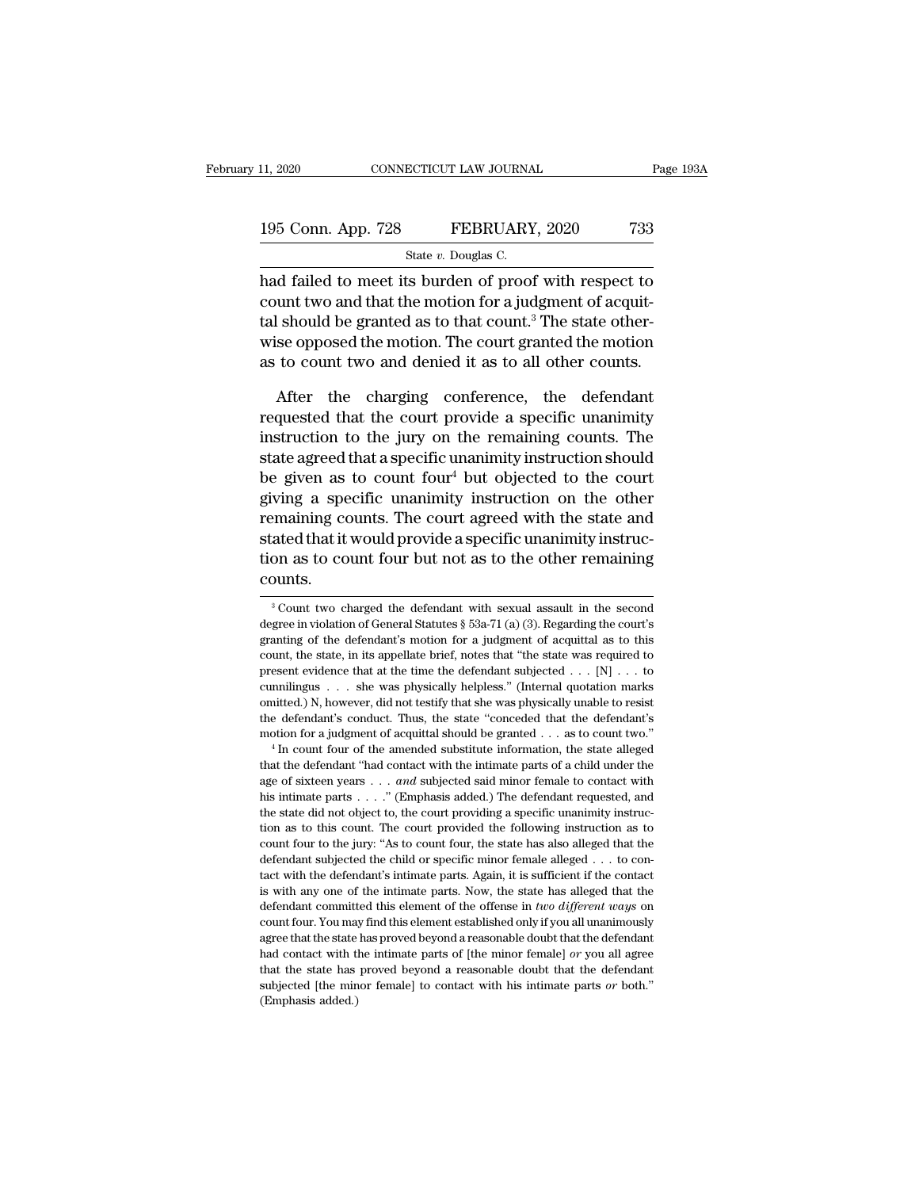had failed to meet its burden of proof with respect to count two and that the motion for a judgment of acquittal should be granted as to that count.[3] The state otherwise opposed the motion. The court granted the motion as to count two and denied it as to all other counts.

After the charging conference, the defendant requested that the court provide a specific unanimity instruction to the jury on the remaining counts. The state agreed that a specific unanimity instruction should be given as to count four[4] but objected to the court giving a specific unanimity instruction on the other remaining counts. The court agreed with the state and stated that it would provide a specific unanimity instruction as to count four but not as to the other remaining counts.

[3] Count two charged the defendant with sexual assault in the second degree in violation of General Statutes § 53a-71 (a) (3). Regarding the court's granting of the defendant's motion for a judgment of acquittal as to this count, the state, in its appellate brief, notes that "the state was required to present evidence that at the time the defendant subjected . . . [N] . . . to cunnilingus . . . she was physically helpless." (Internal quotation marks omitted.) N, however, did not testify that she was physically unable to resist the defendant's conduct. Thus, the state "conceded that the defendant's motion for a judgment of acquittal should be granted . . . as to count two."

[4] In count four of the amended substitute information, the state alleged that the defendant "had contact with the intimate parts of a child under the age of sixteen years . . . *and* subjected said minor female to contact with his intimate parts . . . ." (Emphasis added.) The defendant requested, and the state did not object to, the court providing a specific unanimity instruction as to this count. The court provided the following instruction as to count four to the jury: "As to count four, the state has also alleged that the defendant subjected the child or specific minor female alleged . . . to contact with the defendant's intimate parts. Again, it is sufficient if the contact is with any one of the intimate parts. Now, the state has alleged that the defendant committed this element of the offense in *two different ways* on count four. You may find this element established only if you all unanimously agree that the state has proved beyond a reasonable doubt that the defendant had contact with the intimate parts of [the minor female] *or* you all agree that the state has proved beyond a reasonable doubt that the defendant subjected [the minor female] to contact with his intimate parts *or* both." (Emphasis added.)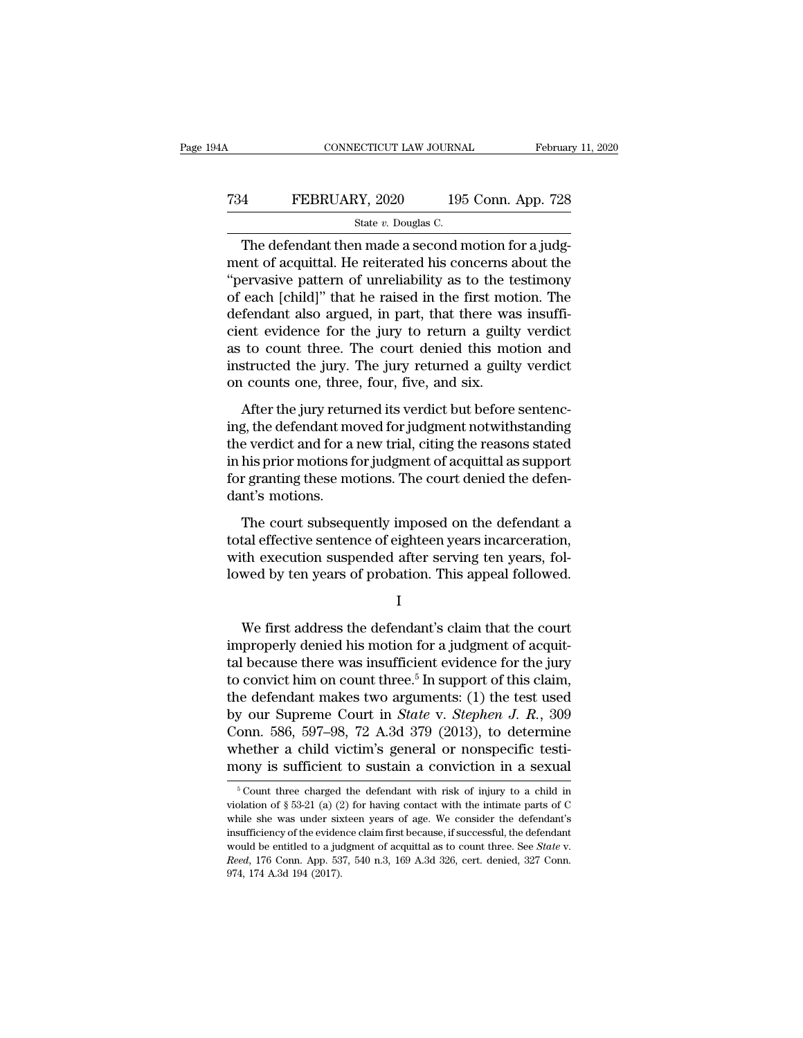The defendant then made a second motion for a judgment of acquittal. He reiterated his concerns about the "pervasive pattern of unreliability as to the testimony of each [child]" that he raised in the first motion. The defendant also argued, in part, that there was insufficient evidence for the jury to return a guilty verdict as to count three. The court denied this motion and instructed the jury. The jury returned a guilty verdict on counts one, three, four, five, and six.

After the jury returned its verdict but before sentencing, the defendant moved for judgment notwithstanding the verdict and for a new trial, citing the reasons stated in his prior motions for judgment of acquittal as support for granting these motions. The court denied the defendant's motions.

The court subsequently imposed on the defendant a total effective sentence of eighteen years incarceration, with execution suspended after serving ten years, followed by ten years of probation. This appeal followed.

I

We first address the defendant's claim that the court improperly denied his motion for a judgment of acquittal because there was insufficient evidence for the jury to convict him on count three.[5] In support of this claim, the defendant makes two arguments: (1) the test used by our Supreme Court in *State* v. *Stephen J. R.*, 309 Conn. 586, 597–98, 72 A.3d 379 (2013), to determine whether a child victim's general or nonspecific testimony is sufficient to sustain a conviction in a sexual

---

[5] Count three charged the defendant with risk of injury to a child in violation of § 53-21 (a) (2) for having contact with the intimate parts of C while she was under sixteen years of age. We consider the defendant's insufficiency of the evidence claim first because, if successful, the defendant would be entitled to a judgment of acquittal as to count three. See *State* v. *Reed*, 176 Conn. App. 537, 540 n.3, 169 A.3d 326, cert. denied, 327 Conn. 974, 174 A.3d 194 (2017).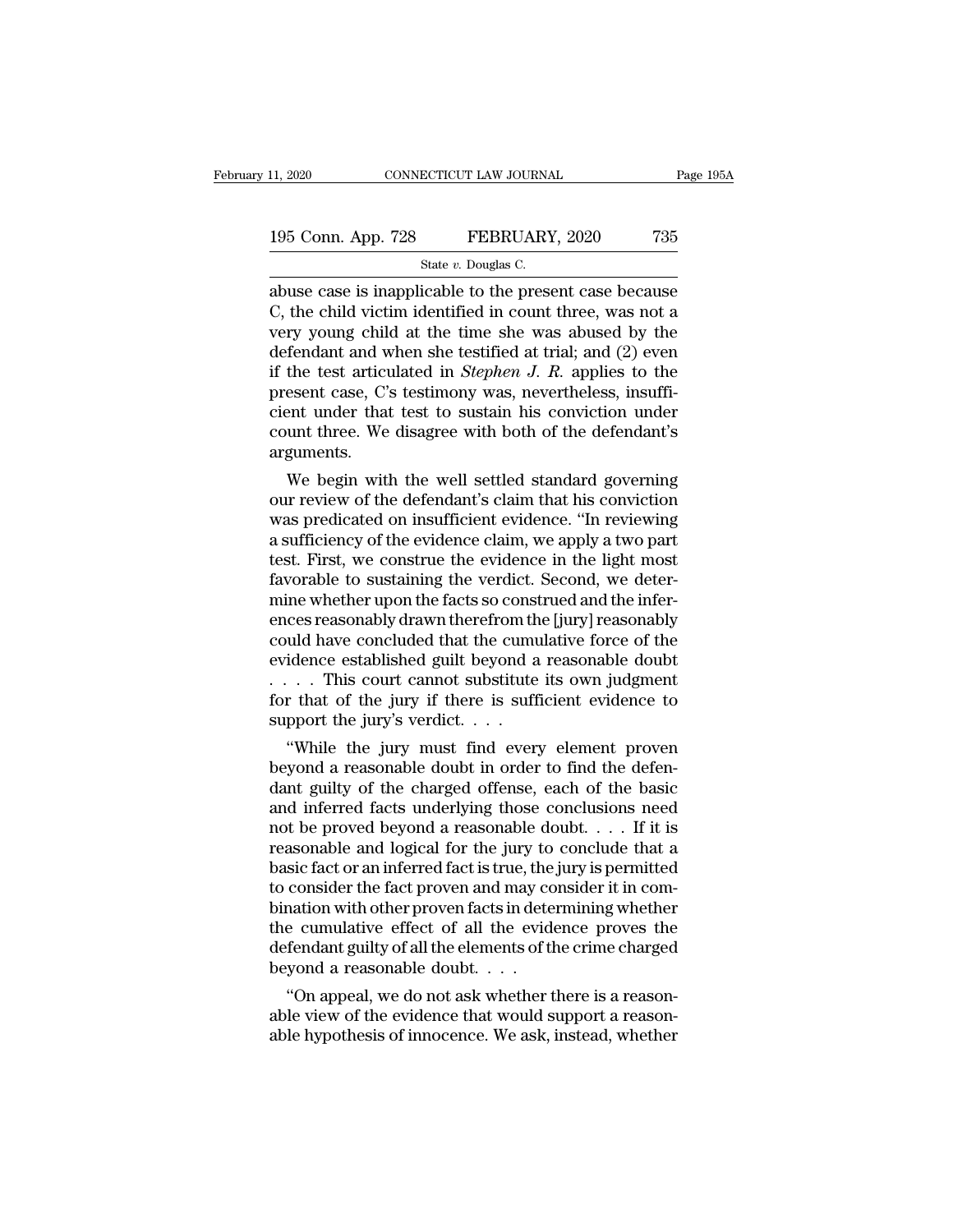abuse case is inapplicable to the present case because C, the child victim identified in count three, was not a very young child at the time she was abused by the defendant and when she testified at trial; and (2) even if the test articulated in *Stephen J. R.* applies to the present case, C's testimony was, nevertheless, insufficient under that test to sustain his conviction under count three. We disagree with both of the defendant's arguments.

We begin with the well settled standard governing our review of the defendant's claim that his conviction was predicated on insufficient evidence. "In reviewing a sufficiency of the evidence claim, we apply a two part test. First, we construe the evidence in the light most favorable to sustaining the verdict. Second, we determine whether upon the facts so construed and the inferences reasonably drawn therefrom the [jury] reasonably could have concluded that the cumulative force of the evidence established guilt beyond a reasonable doubt . . . . This court cannot substitute its own judgment for that of the jury if there is sufficient evidence to support the jury's verdict. . . .

"While the jury must find every element proven beyond a reasonable doubt in order to find the defendant guilty of the charged offense, each of the basic and inferred facts underlying those conclusions need not be proved beyond a reasonable doubt. . . . If it is reasonable and logical for the jury to conclude that a basic fact or an inferred fact is true, the jury is permitted to consider the fact proven and may consider it in combination with other proven facts in determining whether the cumulative effect of all the evidence proves the defendant guilty of all the elements of the crime charged beyond a reasonable doubt. . . .

"On appeal, we do not ask whether there is a reasonable view of the evidence that would support a reasonable hypothesis of innocence. We ask, instead, whether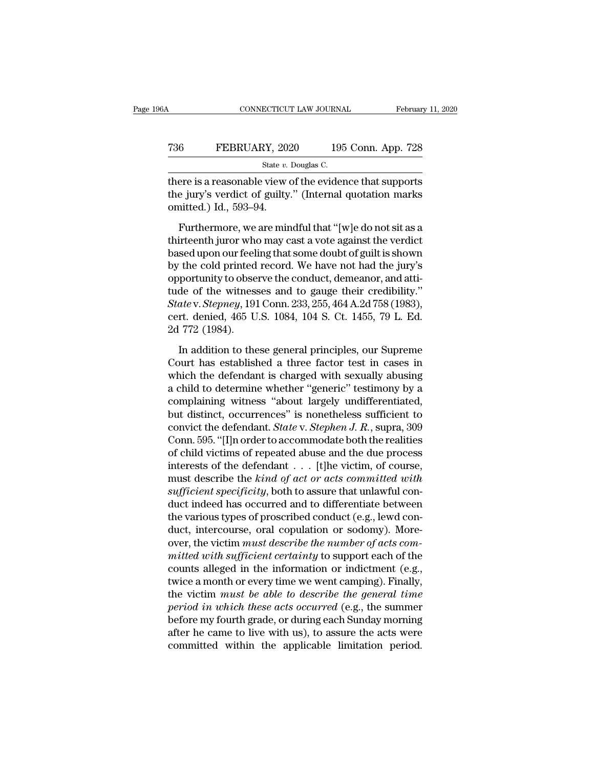there is a reasonable view of the evidence that supports the jury's verdict of guilty." (Internal quotation marks omitted.) Id., 593–94.

Furthermore, we are mindful that "[w]e do not sit as a thirteenth juror who may cast a vote against the verdict based upon our feeling that some doubt of guilt is shown by the cold printed record. We have not had the jury's opportunity to observe the conduct, demeanor, and attitude of the witnesses and to gauge their credibility." *State* v. *Stepney*, 191 Conn. 233, 255, 464 A.2d 758 (1983), cert. denied, 465 U.S. 1084, 104 S. Ct. 1455, 79 L. Ed. 2d 772 (1984).

In addition to these general principles, our Supreme Court has established a three factor test in cases in which the defendant is charged with sexually abusing a child to determine whether "generic" testimony by a complaining witness "about largely undifferentiated, but distinct, occurrences" is nonetheless sufficient to convict the defendant. *State* v. *Stephen J. R.*, supra, 309 Conn. 595. "[I]n order to accommodate both the realities of child victims of repeated abuse and the due process interests of the defendant . . . [t]he victim, of course, must describe the *kind of act or acts committed with sufficient specificity*, both to assure that unlawful conduct indeed has occurred and to differentiate between the various types of proscribed conduct (e.g., lewd conduct, intercourse, oral copulation or sodomy). Moreover, the victim *must describe the number of acts committed with sufficient certainty* to support each of the counts alleged in the information or indictment (e.g., twice a month or every time we went camping). Finally, the victim *must be able to describe the general time period in which these acts occurred* (e.g., the summer before my fourth grade, or during each Sunday morning after he came to live with us), to assure the acts were committed within the applicable limitation period.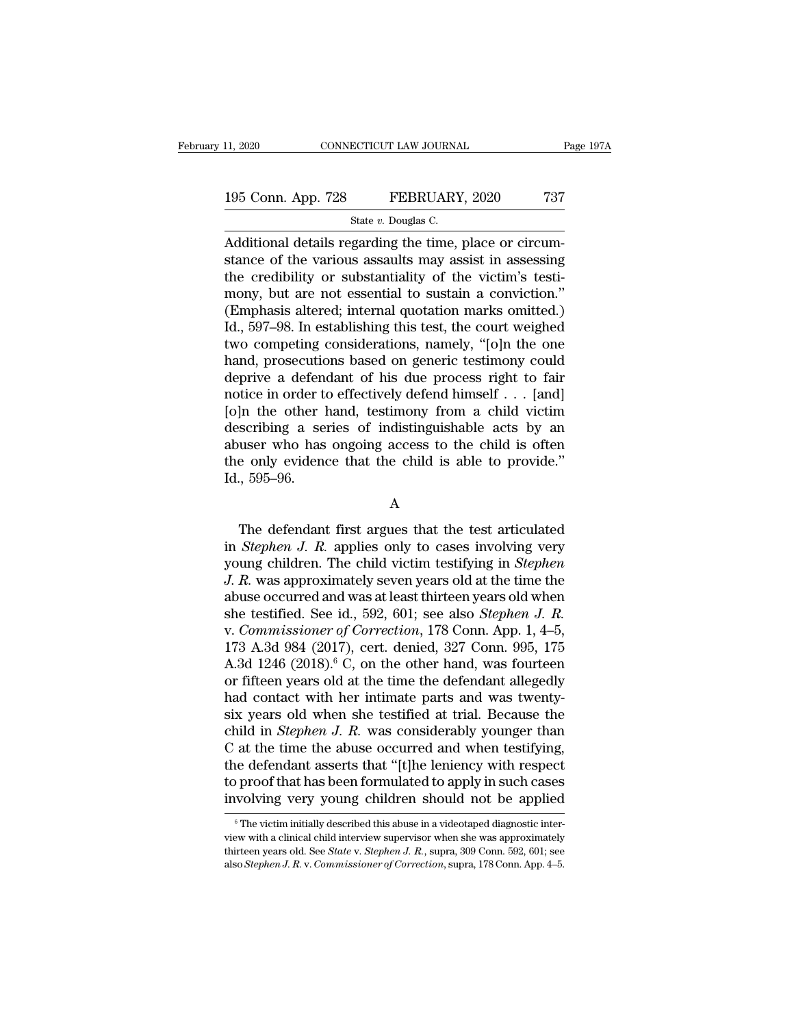Additional details regarding the time, place or circumstance of the various assaults may assist in assessing the credibility or substantiality of the victim's testimony, but are not essential to sustain a conviction." (Emphasis altered; internal quotation marks omitted.) Id., 597–98. In establishing this test, the court weighed two competing considerations, namely, "[o]n the one hand, prosecutions based on generic testimony could deprive a defendant of his due process right to fair notice in order to effectively defend himself . . . [and] [o]n the other hand, testimony from a child victim describing a series of indistinguishable acts by an abuser who has ongoing access to the child is often the only evidence that the child is able to provide." Id., 595–96.

A

The defendant first argues that the test articulated in *Stephen J. R.* applies only to cases involving very young children. The child victim testifying in *Stephen J. R.* was approximately seven years old at the time the abuse occurred and was at least thirteen years old when she testified. See id., 592, 601; see also *Stephen J. R.* v. *Commissioner of Correction*, 178 Conn. App. 1, 4–5, 173 A.3d 984 (2017), cert. denied, 327 Conn. 995, 175 A.3d 1246 (2018).[6] C, on the other hand, was fourteen or fifteen years old at the time the defendant allegedly had contact with her intimate parts and was twenty-six years old when she testified at trial. Because the child in *Stephen J. R.* was considerably younger than C at the time the abuse occurred and when testifying, the defendant asserts that "[t]he leniency with respect to proof that has been formulated to apply in such cases involving very young children should not be applied

[6] The victim initially described this abuse in a videotaped diagnostic interview with a clinical child interview supervisor when she was approximately thirteen years old. See *State* v. *Stephen J. R.*, supra, 309 Conn. 592, 601; see also *Stephen J. R.* v. *Commissioner of Correction*, supra, 178 Conn. App. 4–5.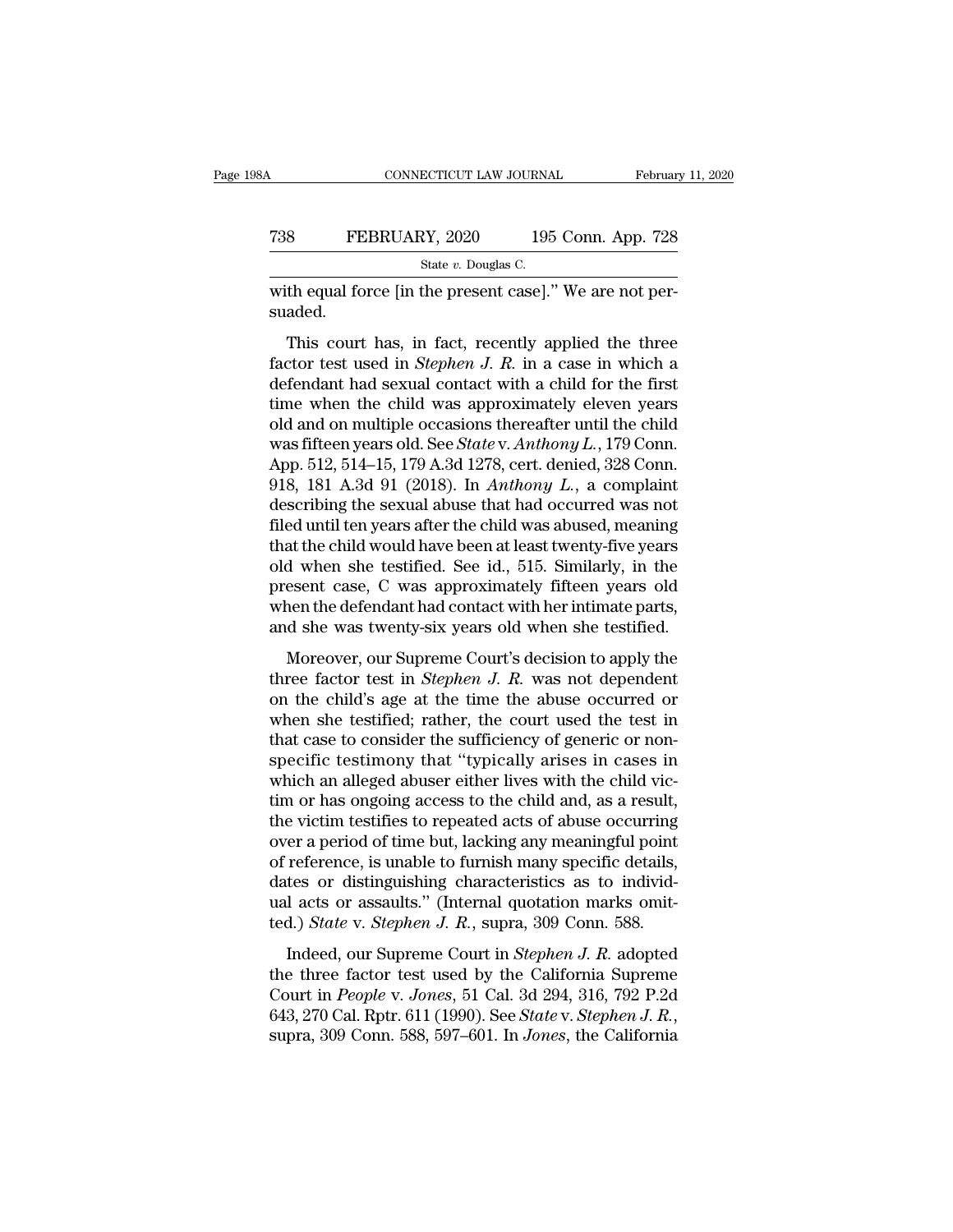with equal force [in the present case]." We are not persuaded.

This court has, in fact, recently applied the three factor test used in *Stephen J. R.* in a case in which a defendant had sexual contact with a child for the first time when the child was approximately eleven years old and on multiple occasions thereafter until the child was fifteen years old. See *State* v. *Anthony L.*, 179 Conn. App. 512, 514–15, 179 A.3d 1278, cert. denied, 328 Conn. 918, 181 A.3d 91 (2018). In *Anthony L.*, a complaint describing the sexual abuse that had occurred was not filed until ten years after the child was abused, meaning that the child would have been at least twenty-five years old when she testified. See id., 515. Similarly, in the present case, C was approximately fifteen years old when the defendant had contact with her intimate parts, and she was twenty-six years old when she testified.

Moreover, our Supreme Court's decision to apply the three factor test in *Stephen J. R.* was not dependent on the child's age at the time the abuse occurred or when she testified; rather, the court used the test in that case to consider the sufficiency of generic or nonspecific testimony that "typically arises in cases in which an alleged abuser either lives with the child victim or has ongoing access to the child and, as a result, the victim testifies to repeated acts of abuse occurring over a period of time but, lacking any meaningful point of reference, is unable to furnish many specific details, dates or distinguishing characteristics as to individual acts or assaults." (Internal quotation marks omitted.) *State* v. *Stephen J. R.*, supra, 309 Conn. 588.

Indeed, our Supreme Court in *Stephen J. R.* adopted the three factor test used by the California Supreme Court in *People* v. *Jones*, 51 Cal. 3d 294, 316, 792 P.2d 643, 270 Cal. Rptr. 611 (1990). See *State* v. *Stephen J. R.*, supra, 309 Conn. 588, 597–601. In *Jones*, the California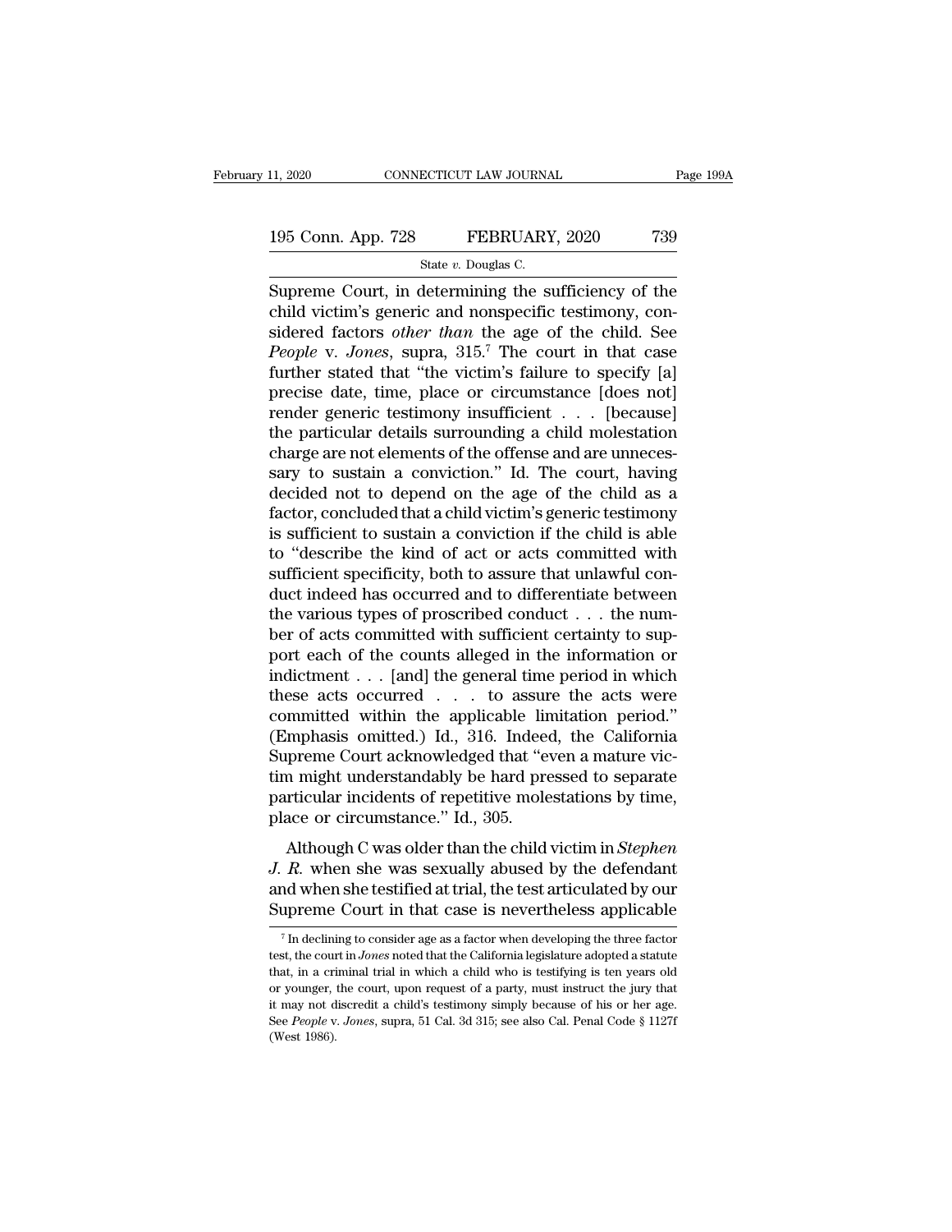Supreme Court, in determining the sufficiency of the child victim's generic and nonspecific testimony, considered factors *other than* the age of the child. See *People* v. *Jones*, supra, 315.[7] The court in that case further stated that "the victim's failure to specify [a] precise date, time, place or circumstance [does not] render generic testimony insufficient . . . [because] the particular details surrounding a child molestation charge are not elements of the offense and are unnecessary to sustain a conviction." Id. The court, having decided not to depend on the age of the child as a factor, concluded that a child victim's generic testimony is sufficient to sustain a conviction if the child is able to "describe the kind of act or acts committed with sufficient specificity, both to assure that unlawful conduct indeed has occurred and to differentiate between the various types of proscribed conduct . . . the number of acts committed with sufficient certainty to support each of the counts alleged in the information or indictment . . . [and] the general time period in which these acts occurred . . . to assure the acts were committed within the applicable limitation period." (Emphasis omitted.) Id., 316. Indeed, the California Supreme Court acknowledged that "even a mature victim might understandably be hard pressed to separate particular incidents of repetitive molestations by time, place or circumstance." Id., 305.

Although C was older than the child victim in *Stephen J. R.* when she was sexually abused by the defendant and when she testified at trial, the test articulated by our Supreme Court in that case is nevertheless applicable

[7] In declining to consider age as a factor when developing the three factor test, the court in *Jones* noted that the California legislature adopted a statute that, in a criminal trial in which a child who is testifying is ten years old or younger, the court, upon request of a party, must instruct the jury that it may not discredit a child's testimony simply because of his or her age. See *People* v. *Jones*, supra, 51 Cal. 3d 315; see also Cal. Penal Code § 1127f (West 1986).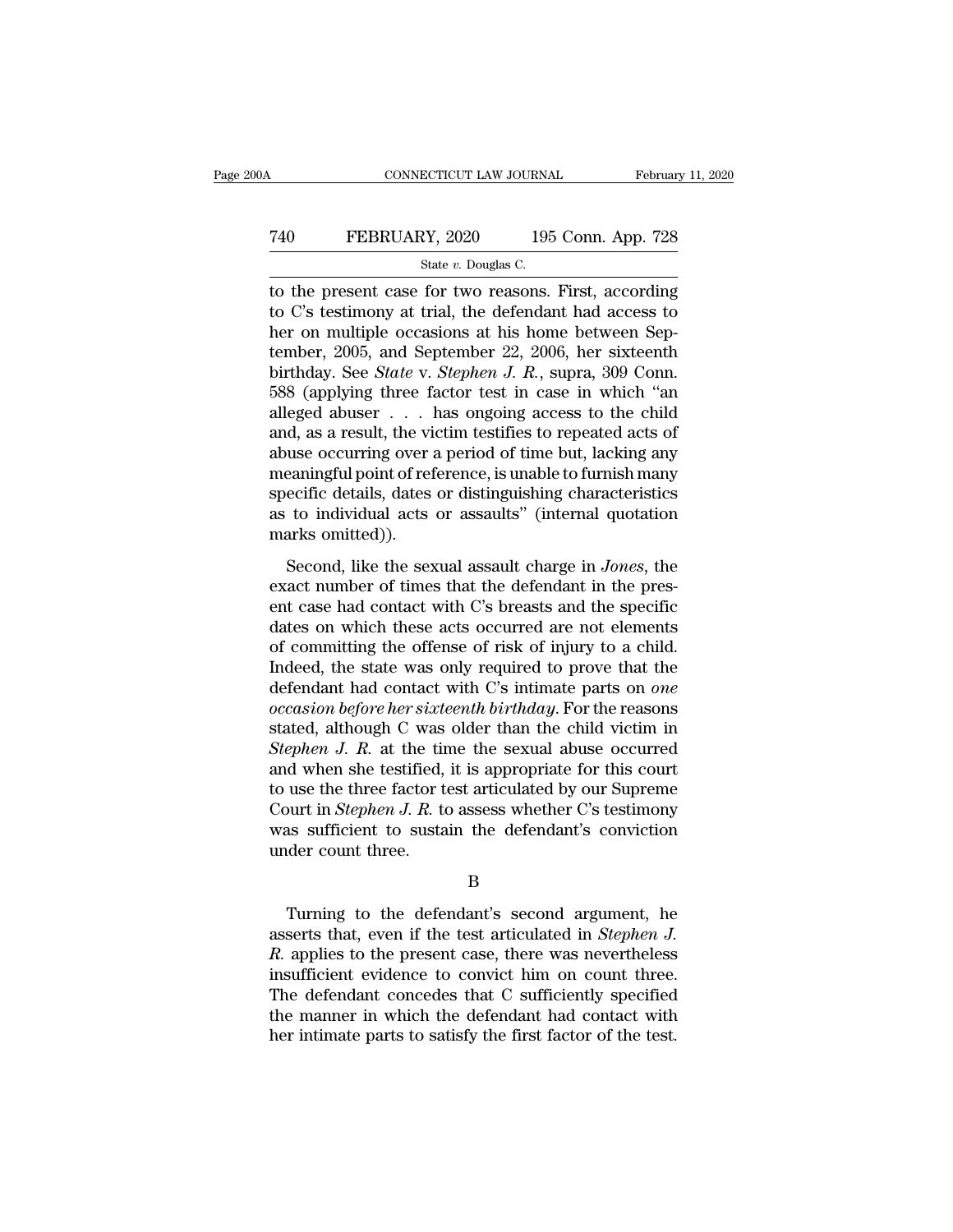to the present case for two reasons. First, according to C's testimony at trial, the defendant had access to her on multiple occasions at his home between September, 2005, and September 22, 2006, her sixteenth birthday. See *State* v. *Stephen J. R.*, supra, 309 Conn. 588 (applying three factor test in case in which "an alleged abuser . . . has ongoing access to the child and, as a result, the victim testifies to repeated acts of abuse occurring over a period of time but, lacking any meaningful point of reference, is unable to furnish many specific details, dates or distinguishing characteristics as to individual acts or assaults" (internal quotation marks omitted)).

Second, like the sexual assault charge in *Jones*, the exact number of times that the defendant in the present case had contact with C's breasts and the specific dates on which these acts occurred are not elements of committing the offense of risk of injury to a child. Indeed, the state was only required to prove that the defendant had contact with C's intimate parts on *one occasion before her sixteenth birthday*. For the reasons stated, although C was older than the child victim in *Stephen J. R.* at the time the sexual abuse occurred and when she testified, it is appropriate for this court to use the three factor test articulated by our Supreme Court in *Stephen J. R.* to assess whether C's testimony was sufficient to sustain the defendant's conviction under count three.

B

Turning to the defendant's second argument, he asserts that, even if the test articulated in *Stephen J. R.* applies to the present case, there was nevertheless insufficient evidence to convict him on count three. The defendant concedes that C sufficiently specified the manner in which the defendant had contact with her intimate parts to satisfy the first factor of the test.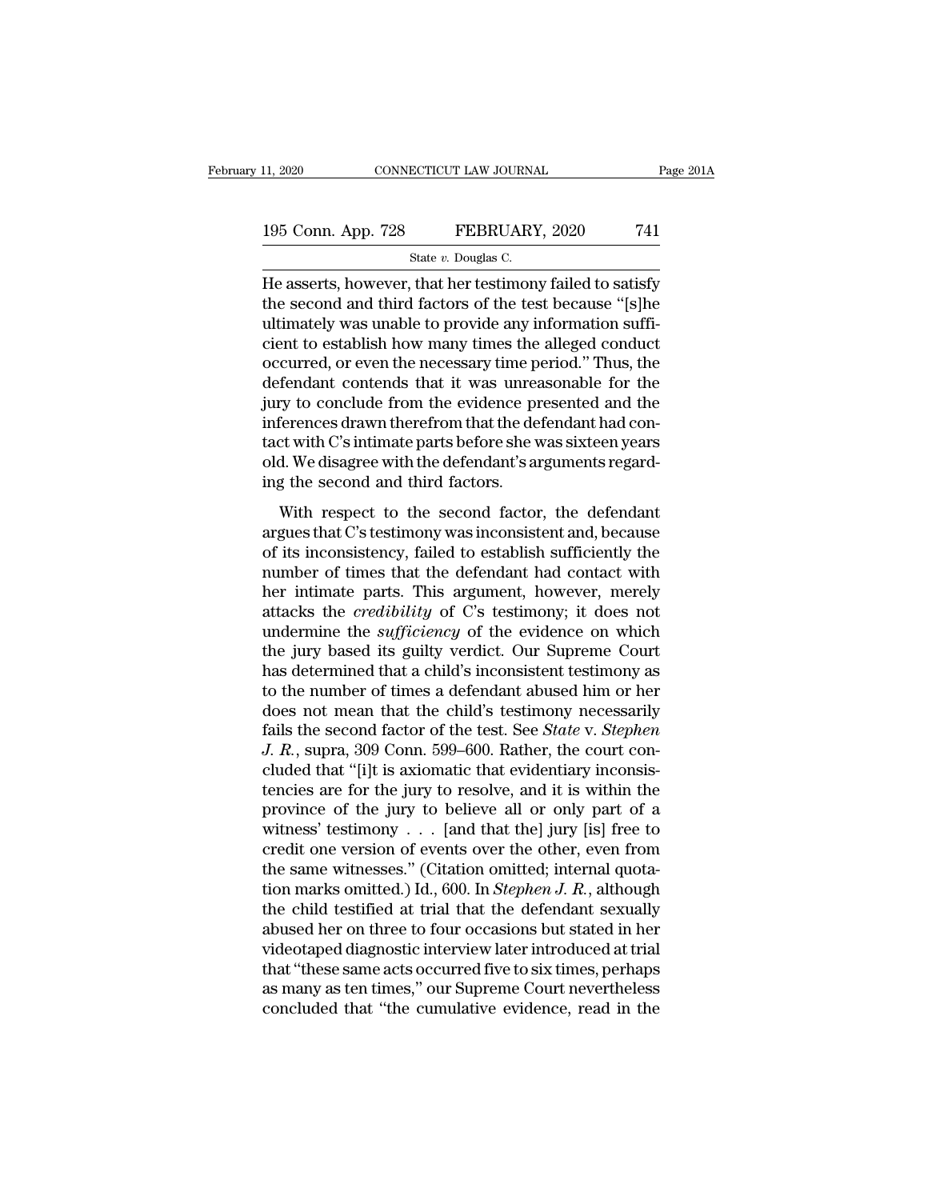He asserts, however, that her testimony failed to satisfy the second and third factors of the test because "[s]he ultimately was unable to provide any information sufficient to establish how many times the alleged conduct occurred, or even the necessary time period." Thus, the defendant contends that it was unreasonable for the jury to conclude from the evidence presented and the inferences drawn therefrom that the defendant had contact with C's intimate parts before she was sixteen years old. We disagree with the defendant's arguments regarding the second and third factors.

With respect to the second factor, the defendant argues that C's testimony was inconsistent and, because of its inconsistency, failed to establish sufficiently the number of times that the defendant had contact with her intimate parts. This argument, however, merely attacks the *credibility* of C's testimony; it does not undermine the *sufficiency* of the evidence on which the jury based its guilty verdict. Our Supreme Court has determined that a child's inconsistent testimony as to the number of times a defendant abused him or her does not mean that the child's testimony necessarily fails the second factor of the test. See *State* v. *Stephen J. R.*, supra, 309 Conn. 599–600. Rather, the court concluded that "[i]t is axiomatic that evidentiary inconsistencies are for the jury to resolve, and it is within the province of the jury to believe all or only part of a witness' testimony . . . [and that the] jury [is] free to credit one version of events over the other, even from the same witnesses." (Citation omitted; internal quotation marks omitted.) Id., 600. In *Stephen J. R.*, although the child testified at trial that the defendant sexually abused her on three to four occasions but stated in her videotaped diagnostic interview later introduced at trial that "these same acts occurred five to six times, perhaps as many as ten times," our Supreme Court nevertheless concluded that "the cumulative evidence, read in the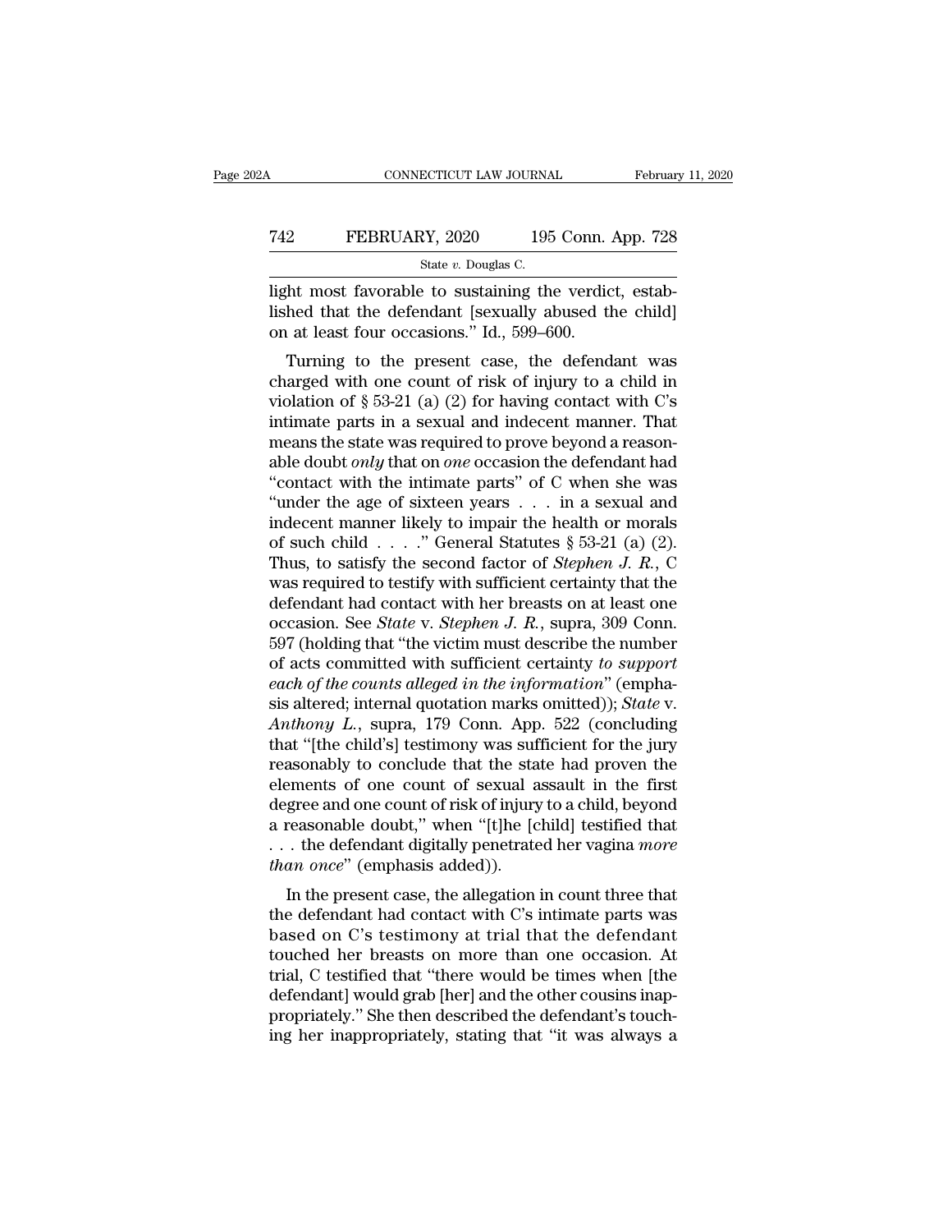light most favorable to sustaining the verdict, established that the defendant [sexually abused the child] on at least four occasions." Id., 599–600.

Turning to the present case, the defendant was charged with one count of risk of injury to a child in violation of § 53-21 (a) (2) for having contact with C's intimate parts in a sexual and indecent manner. That means the state was required to prove beyond a reasonable doubt *only* that on *one* occasion the defendant had "contact with the intimate parts" of C when she was "under the age of sixteen years . . . in a sexual and indecent manner likely to impair the health or morals of such child . . . ." General Statutes § 53-21 (a) (2). Thus, to satisfy the second factor of *Stephen J. R.*, C was required to testify with sufficient certainty that the defendant had contact with her breasts on at least one occasion. See *State* v. *Stephen J. R.*, supra, 309 Conn. 597 (holding that "the victim must describe the number of acts committed with sufficient certainty *to support each of the counts alleged in the information*" (emphasis altered; internal quotation marks omitted)); *State* v. *Anthony L.*, supra, 179 Conn. App. 522 (concluding that "[the child's] testimony was sufficient for the jury reasonably to conclude that the state had proven the elements of one count of sexual assault in the first degree and one count of risk of injury to a child, beyond a reasonable doubt," when "[t]he [child] testified that . . . the defendant digitally penetrated her vagina *more than once*" (emphasis added)).

In the present case, the allegation in count three that the defendant had contact with C's intimate parts was based on C's testimony at trial that the defendant touched her breasts on more than one occasion. At trial, C testified that "there would be times when [the defendant] would grab [her] and the other cousins inappropriately." She then described the defendant's touching her inappropriately, stating that "it was always a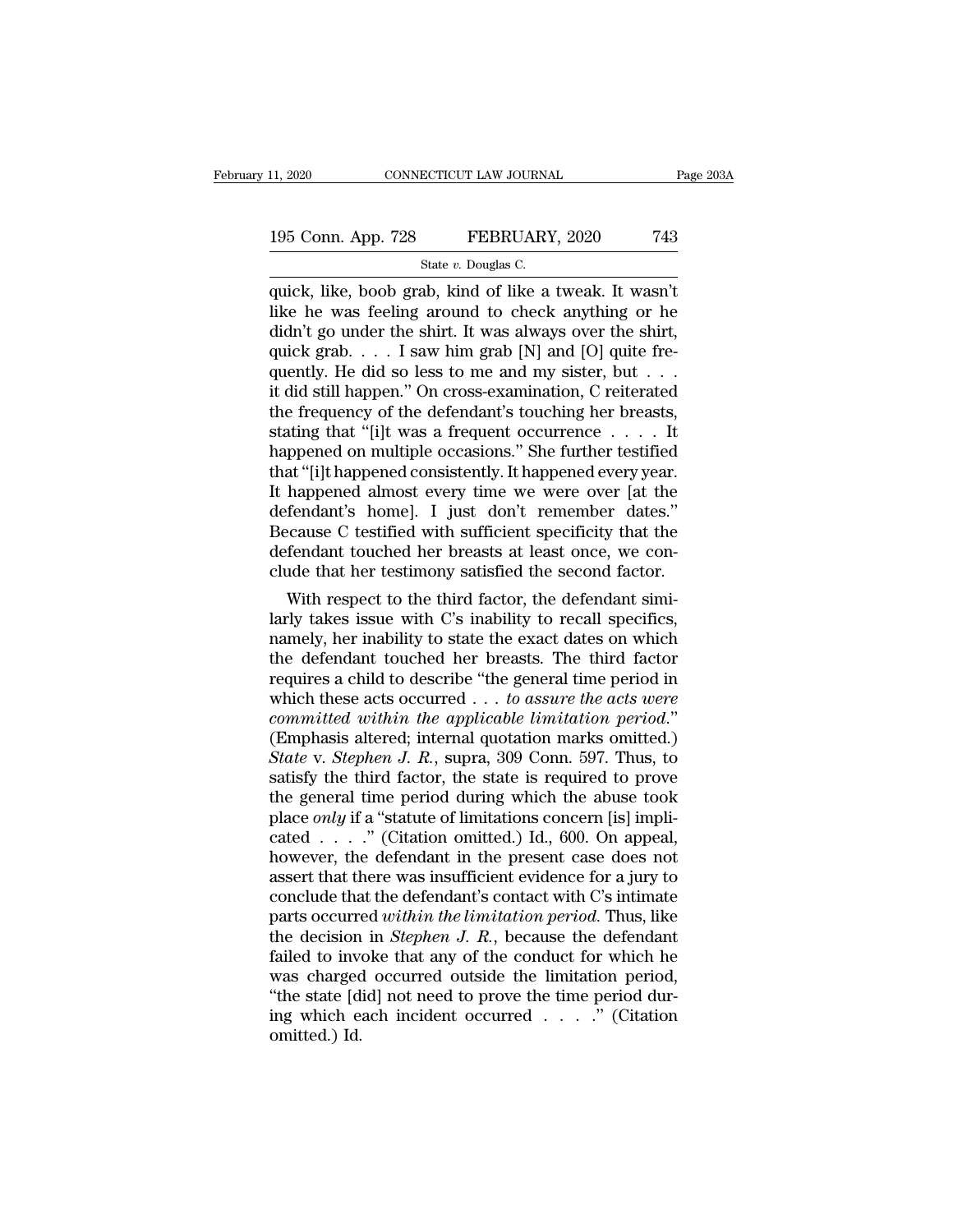quick, like, boob grab, kind of like a tweak. It wasn't like he was feeling around to check anything or he didn't go under the shirt. It was always over the shirt, quick grab. . . . I saw him grab [N] and [O] quite frequently. He did so less to me and my sister, but . . . it did still happen." On cross-examination, C reiterated the frequency of the defendant's touching her breasts, stating that "[i]t was a frequent occurrence . . . . It happened on multiple occasions." She further testified that "[i]t happened consistently. It happened every year. It happened almost every time we were over [at the defendant's home]. I just don't remember dates." Because C testified with sufficient specificity that the defendant touched her breasts at least once, we conclude that her testimony satisfied the second factor.

With respect to the third factor, the defendant similarly takes issue with C's inability to recall specifics, namely, her inability to state the exact dates on which the defendant touched her breasts. The third factor requires a child to describe "the general time period in which these acts occurred . . . *to assure the acts were committed within the applicable limitation period.*" (Emphasis altered; internal quotation marks omitted.) *State* v. *Stephen J. R.*, supra, 309 Conn. 597. Thus, to satisfy the third factor, the state is required to prove the general time period during which the abuse took place *only* if a "statute of limitations concern [is] implicated . . . ." (Citation omitted.) Id., 600. On appeal, however, the defendant in the present case does not assert that there was insufficient evidence for a jury to conclude that the defendant's contact with C's intimate parts occurred *within the limitation period.* Thus, like the decision in *Stephen J. R.*, because the defendant failed to invoke that any of the conduct for which he was charged occurred outside the limitation period, "the state [did] not need to prove the time period during which each incident occurred . . . ." (Citation omitted.) Id.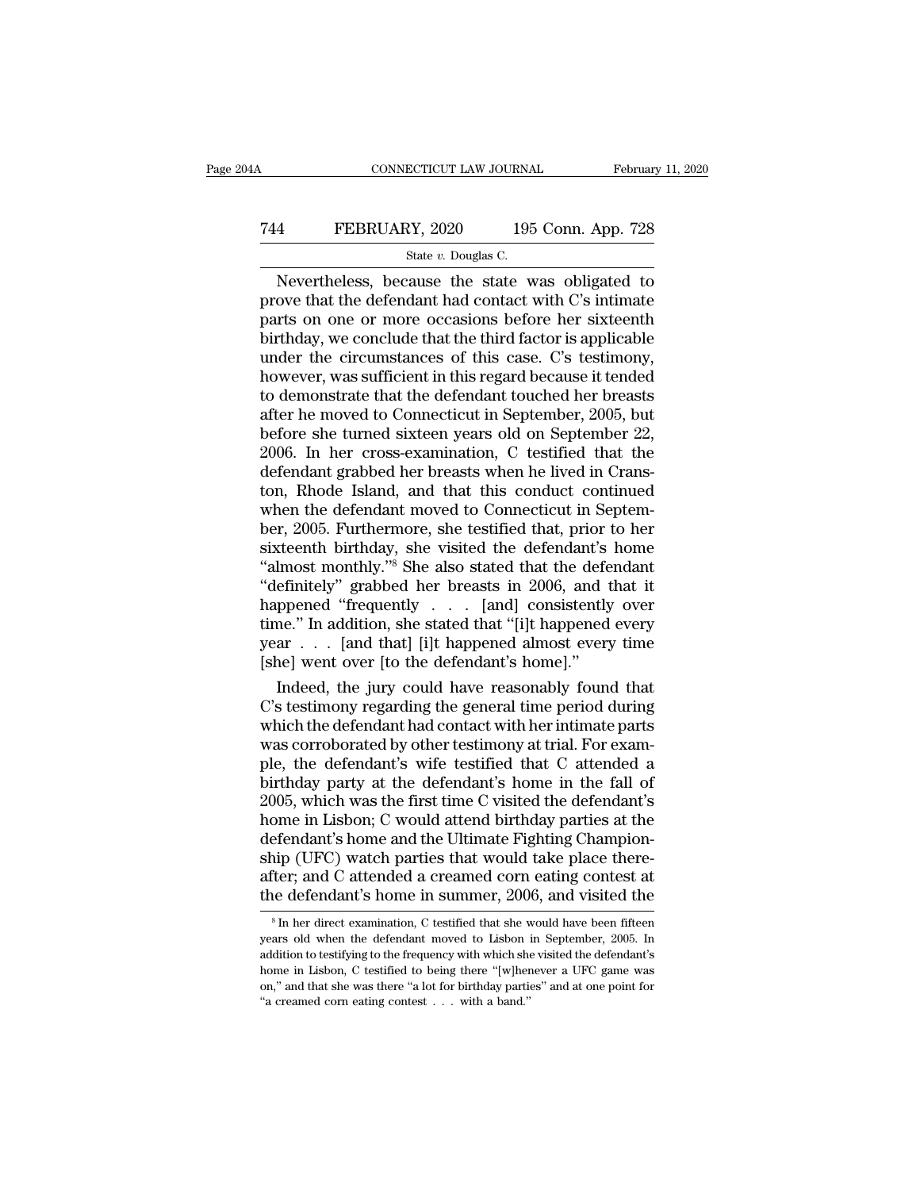Nevertheless, because the state was obligated to prove that the defendant had contact with C's intimate parts on one or more occasions before her sixteenth birthday, we conclude that the third factor is applicable under the circumstances of this case. C's testimony, however, was sufficient in this regard because it tended to demonstrate that the defendant touched her breasts after he moved to Connecticut in September, 2005, but before she turned sixteen years old on September 22, 2006. In her cross-examination, C testified that the defendant grabbed her breasts when he lived in Cranston, Rhode Island, and that this conduct continued when the defendant moved to Connecticut in September, 2005. Furthermore, she testified that, prior to her sixteenth birthday, she visited the defendant's home "almost monthly."[8] She also stated that the defendant "definitely" grabbed her breasts in 2006, and that it happened "frequently . . . . [and] consistently over time." In addition, she stated that "[i]t happened every year . . . [and that] [i]t happened almost every time [she] went over [to the defendant's home]."

Indeed, the jury could have reasonably found that C's testimony regarding the general time period during which the defendant had contact with her intimate parts was corroborated by other testimony at trial. For example, the defendant's wife testified that C attended a birthday party at the defendant's home in the fall of 2005, which was the first time C visited the defendant's home in Lisbon; C would attend birthday parties at the defendant's home and the Ultimate Fighting Championship (UFC) watch parties that would take place thereafter; and C attended a creamed corn eating contest at the defendant's home in summer, 2006, and visited the

[8] In her direct examination, C testified that she would have been fifteen years old when the defendant moved to Lisbon in September, 2005. In addition to testifying to the frequency with which she visited the defendant's home in Lisbon, C testified to being there "[w]henever a UFC game was on," and that she was there "a lot for birthday parties" and at one point for "a creamed corn eating contest . . . with a band."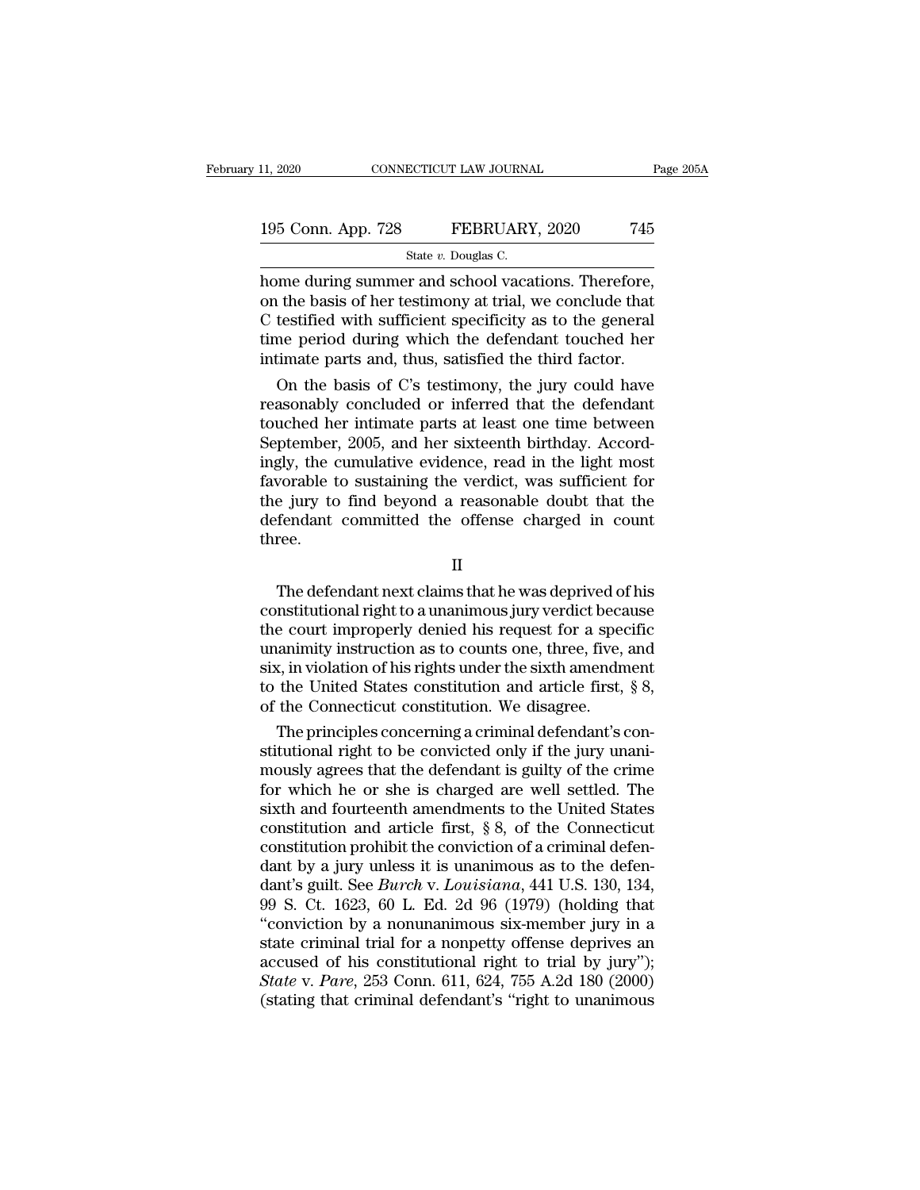home during summer and school vacations. Therefore, on the basis of her testimony at trial, we conclude that C testified with sufficient specificity as to the general time period during which the defendant touched her intimate parts and, thus, satisfied the third factor.

On the basis of C's testimony, the jury could have reasonably concluded or inferred that the defendant touched her intimate parts at least one time between September, 2005, and her sixteenth birthday. Accordingly, the cumulative evidence, read in the light most favorable to sustaining the verdict, was sufficient for the jury to find beyond a reasonable doubt that the defendant committed the offense charged in count three.

II

The defendant next claims that he was deprived of his constitutional right to a unanimous jury verdict because the court improperly denied his request for a specific unanimity instruction as to counts one, three, five, and six, in violation of his rights under the sixth amendment to the United States constitution and article first, § 8, of the Connecticut constitution. We disagree.

The principles concerning a criminal defendant's constitutional right to be convicted only if the jury unanimously agrees that the defendant is guilty of the crime for which he or she is charged are well settled. The sixth and fourteenth amendments to the United States constitution and article first, § 8, of the Connecticut constitution prohibit the conviction of a criminal defendant by a jury unless it is unanimous as to the defendant's guilt. See *Burch* v. *Louisiana*, 441 U.S. 130, 134, 99 S. Ct. 1623, 60 L. Ed. 2d 96 (1979) (holding that "conviction by a nonunanimous six-member jury in a state criminal trial for a nonpetty offense deprives an accused of his constitutional right to trial by jury"); *State* v. *Pare*, 253 Conn. 611, 624, 755 A.2d 180 (2000) (stating that criminal defendant's "right to unanimous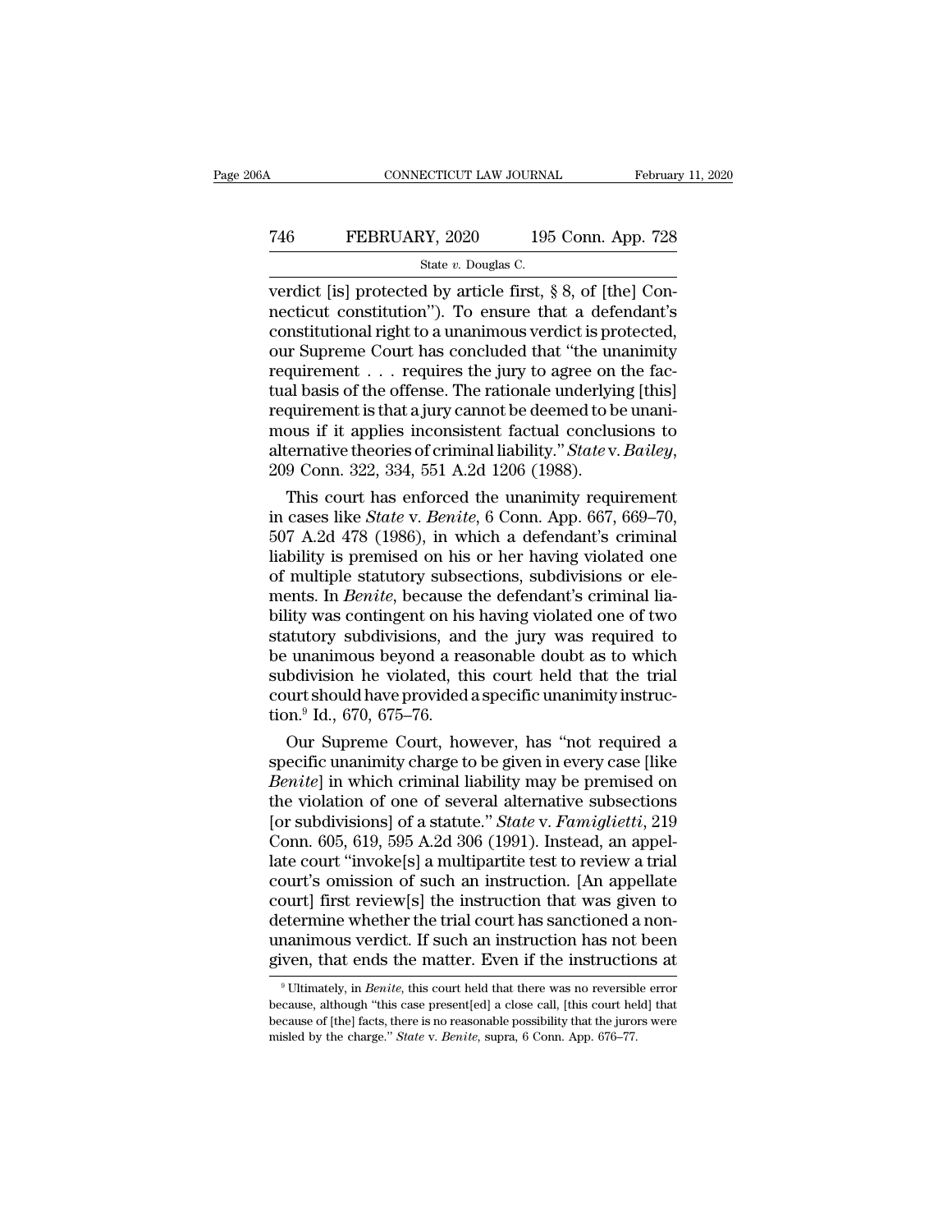verdict [is] protected by article first, § 8, of [the] Connecticut constitution"). To ensure that a defendant's constitutional right to a unanimous verdict is protected, our Supreme Court has concluded that "the unanimity requirement . . . requires the jury to agree on the factual basis of the offense. The rationale underlying [this] requirement is that a jury cannot be deemed to be unanimous if it applies inconsistent factual conclusions to alternative theories of criminal liability." *State* v. *Bailey*, 209 Conn. 322, 334, 551 A.2d 1206 (1988).

This court has enforced the unanimity requirement in cases like *State* v. *Benite*, 6 Conn. App. 667, 669–70, 507 A.2d 478 (1986), in which a defendant's criminal liability is premised on his or her having violated one of multiple statutory subsections, subdivisions or elements. In *Benite*, because the defendant's criminal liability was contingent on his having violated one of two statutory subdivisions, and the jury was required to be unanimous beyond a reasonable doubt as to which subdivision he violated, this court held that the trial court should have provided a specific unanimity instruction.[9] Id., 670, 675–76.

Our Supreme Court, however, has "not required a specific unanimity charge to be given in every case [like *Benite*] in which criminal liability may be premised on the violation of one of several alternative subsections [or subdivisions] of a statute." *State* v. *Famiglietti*, 219 Conn. 605, 619, 595 A.2d 306 (1991). Instead, an appellate court "invoke[s] a multipartite test to review a trial court's omission of such an instruction. [An appellate court] first review[s] the instruction that was given to determine whether the trial court has sanctioned a nonunanimous verdict. If such an instruction has not been given, that ends the matter. Even if the instructions at

[9] Ultimately, in *Benite*, this court held that there was no reversible error because, although "this case present[ed] a close call, [this court held] that because of [the] facts, there is no reasonable possibility that the jurors were misled by the charge." *State* v. *Benite*, supra, 6 Conn. App. 676–77.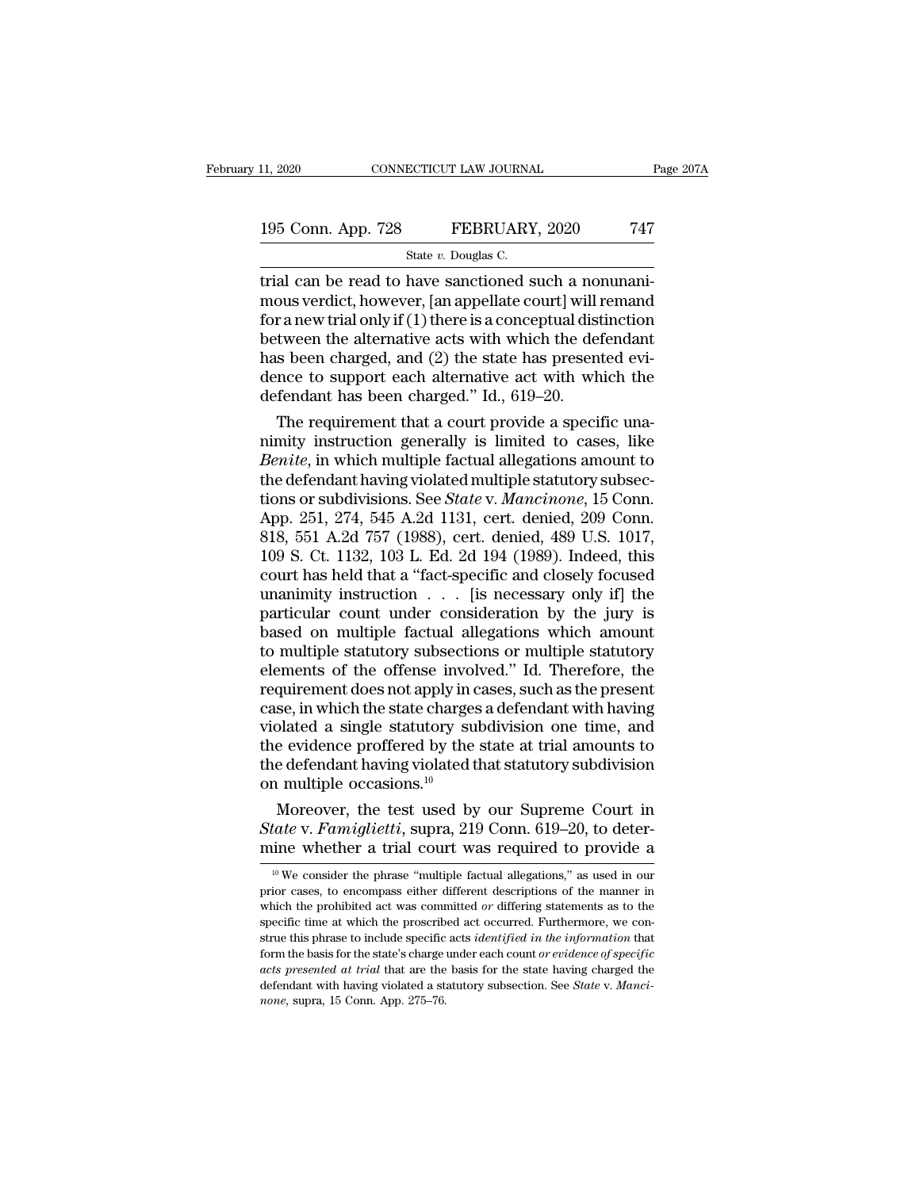trial can be read to have sanctioned such a nonunanimous verdict, however, [an appellate court] will remand for a new trial only if (1) there is a conceptual distinction between the alternative acts with which the defendant has been charged, and (2) the state has presented evidence to support each alternative act with which the defendant has been charged." Id., 619–20.

The requirement that a court provide a specific unanimity instruction generally is limited to cases, like *Benite*, in which multiple factual allegations amount to the defendant having violated multiple statutory subsections or subdivisions. See *State* v. *Mancinone*, 15 Conn. App. 251, 274, 545 A.2d 1131, cert. denied, 209 Conn. 818, 551 A.2d 757 (1988), cert. denied, 489 U.S. 1017, 109 S. Ct. 1132, 103 L. Ed. 2d 194 (1989). Indeed, this court has held that a "fact-specific and closely focused unanimity instruction . . . [is necessary only if] the particular count under consideration by the jury is based on multiple factual allegations which amount to multiple statutory subsections or multiple statutory elements of the offense involved." Id. Therefore, the requirement does not apply in cases, such as the present case, in which the state charges a defendant with having violated a single statutory subdivision one time, and the evidence proffered by the state at trial amounts to the defendant having violated that statutory subdivision on multiple occasions.[10]

Moreover, the test used by our Supreme Court in *State* v. *Famiglietti*, supra, 219 Conn. 619–20, to determine whether a trial court was required to provide a

[10] We consider the phrase "multiple factual allegations," as used in our prior cases, to encompass either different descriptions of the manner in which the prohibited act was committed *or* differing statements as to the specific time at which the proscribed act occurred. Furthermore, we construe this phrase to include specific acts *identified in the information* that form the basis for the state's charge under each count *or evidence of specific acts presented at trial* that are the basis for the state having charged the defendant with having violated a statutory subsection. See *State* v. *Mancinone*, supra, 15 Conn. App. 275–76.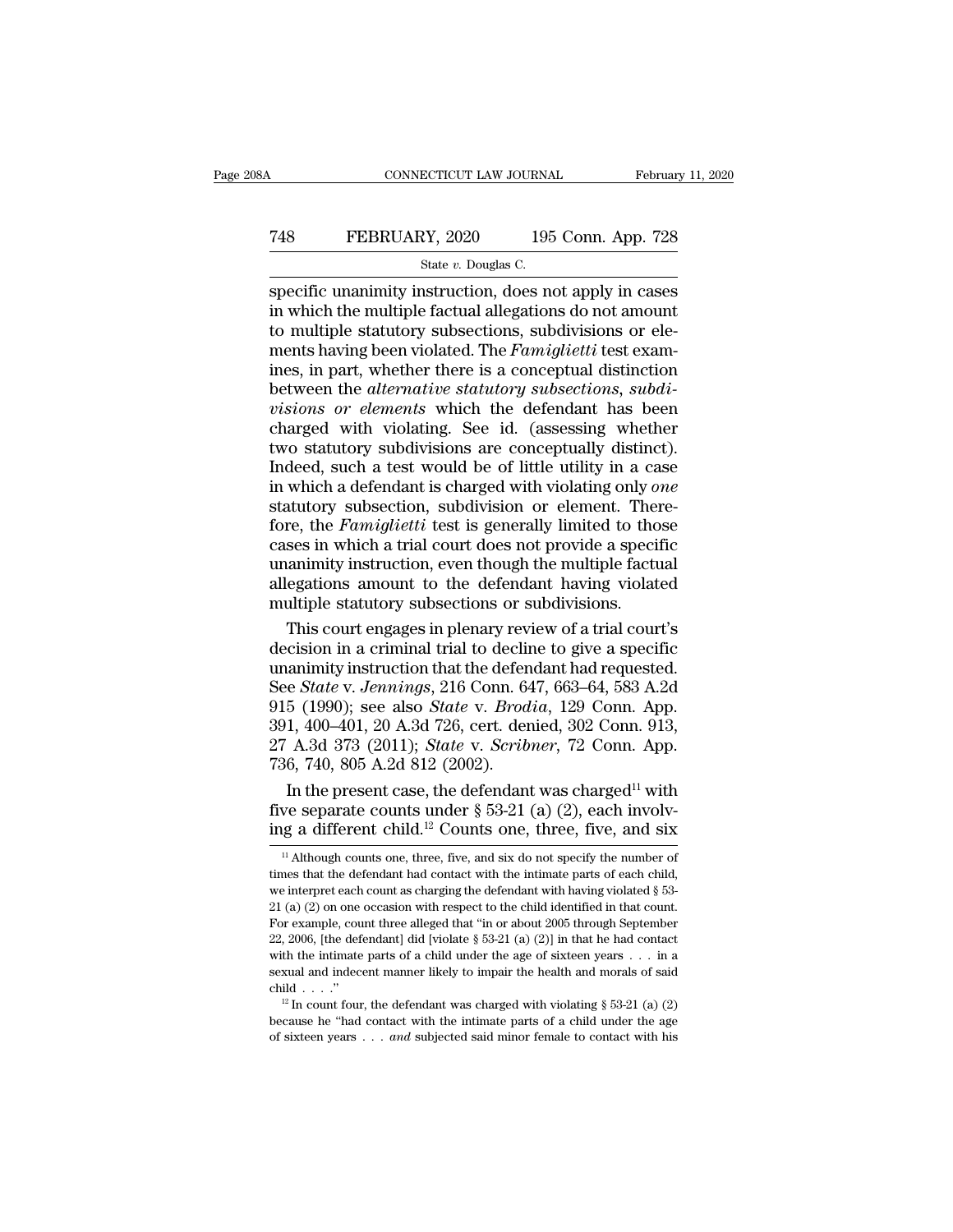specific unanimity instruction, does not apply in cases in which the multiple factual allegations do not amount to multiple statutory subsections, subdivisions or elements having been violated. The *Famiglietti* test examines, in part, whether there is a conceptual distinction between the *alternative statutory subsections, subdivisions or elements* which the defendant has been charged with violating. See id. (assessing whether two statutory subdivisions are conceptually distinct). Indeed, such a test would be of little utility in a case in which a defendant is charged with violating only *one* statutory subsection, subdivision or element. Therefore, the *Famiglietti* test is generally limited to those cases in which a trial court does not provide a specific unanimity instruction, even though the multiple factual allegations amount to the defendant having violated multiple statutory subsections or subdivisions.

This court engages in plenary review of a trial court's decision in a criminal trial to decline to give a specific unanimity instruction that the defendant had requested. See *State* v. *Jennings*, 216 Conn. 647, 663–64, 583 A.2d 915 (1990); see also *State* v. *Brodia*, 129 Conn. App. 391, 400–401, 20 A.3d 726, cert. denied, 302 Conn. 913, 27 A.3d 373 (2011); *State* v. *Scribner*, 72 Conn. App. 736, 740, 805 A.2d 812 (2002).

In the present case, the defendant was charged[11] with five separate counts under § 53-21 (a) (2), each involving a different child.[12] Counts one, three, five, and six

---

[11] Although counts one, three, five, and six do not specify the number of times that the defendant had contact with the intimate parts of each child, we interpret each count as charging the defendant with having violated § 53-21 (a) (2) on one occasion with respect to the child identified in that count. For example, count three alleged that "in or about 2005 through September 22, 2006, [the defendant] did [violate § 53-21 (a) (2)] in that he had contact with the intimate parts of a child under the age of sixteen years . . . in a sexual and indecent manner likely to impair the health and morals of said child . . . ."

[12] In count four, the defendant was charged with violating § 53-21 (a) (2) because he "had contact with the intimate parts of a child under the age of sixteen years . . . *and* subjected said minor female to contact with his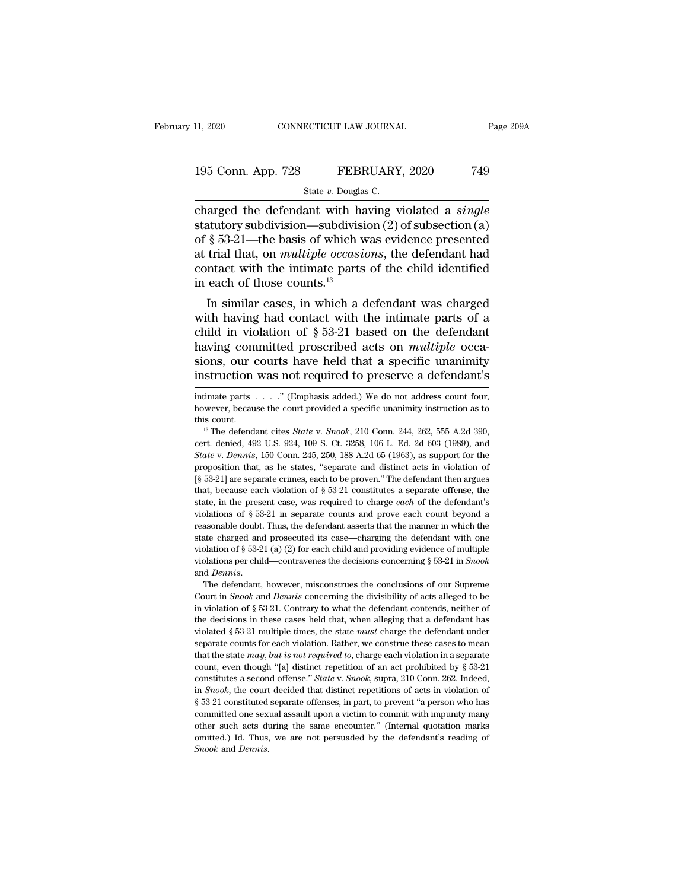charged the defendant with having violated a *single* statutory subdivision—subdivision (2) of subsection (a) of § 53-21—the basis of which was evidence presented at trial that, on *multiple occasions*, the defendant had contact with the intimate parts of the child identified in each of those counts.[13]

In similar cases, in which a defendant was charged with having had contact with the intimate parts of a child in violation of § 53-21 based on the defendant having committed proscribed acts on *multiple* occasions, our courts have held that a specific unanimity instruction was not required to preserve a defendant's

---

intimate parts . . . ." (Emphasis added.) We do not address count four, however, because the court provided a specific unanimity instruction as to this count.

[13] The defendant cites *State* v. *Snook*, 210 Conn. 244, 262, 555 A.2d 390, cert. denied, 492 U.S. 924, 109 S. Ct. 3258, 106 L. Ed. 2d 603 (1989), and *State* v. *Dennis*, 150 Conn. 245, 250, 188 A.2d 65 (1963), as support for the proposition that, as he states, "separate and distinct acts in violation of [§ 53-21] are separate crimes, each to be proven." The defendant then argues that, because each violation of § 53-21 constitutes a separate offense, the state, in the present case, was required to charge *each* of the defendant's violations of § 53-21 in separate counts and prove each count beyond a reasonable doubt. Thus, the defendant asserts that the manner in which the state charged and prosecuted its case—charging the defendant with one violation of § 53-21 (a) (2) for each child and providing evidence of multiple violations per child—contravenes the decisions concerning § 53-21 in *Snook* and *Dennis*.

The defendant, however, misconstrues the conclusions of our Supreme Court in *Snook* and *Dennis* concerning the divisibility of acts alleged to be in violation of § 53-21. Contrary to what the defendant contends, neither of the decisions in these cases held that, when alleging that a defendant has violated § 53-21 multiple times, the state *must* charge the defendant under separate counts for each violation. Rather, we construe these cases to mean that the state *may, but is not required to*, charge each violation in a separate count, even though "[a] distinct repetition of an act prohibited by § 53-21 constitutes a second offense." *State* v. *Snook*, supra, 210 Conn. 262. Indeed, in *Snook*, the court decided that distinct repetitions of acts in violation of § 53-21 constituted separate offenses, in part, to prevent "a person who has committed one sexual assault upon a victim to commit with impunity many other such acts during the same encounter." (Internal quotation marks omitted.) Id. Thus, we are not persuaded by the defendant's reading of *Snook* and *Dennis*.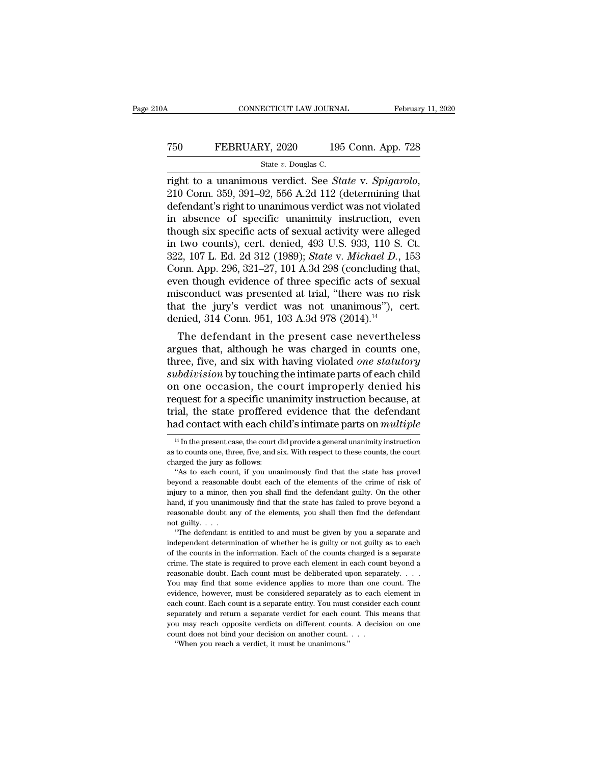right to a unanimous verdict. See *State* v. *Spigarolo*, 210 Conn. 359, 391–92, 556 A.2d 112 (determining that defendant's right to unanimous verdict was not violated in absence of specific unanimity instruction, even though six specific acts of sexual activity were alleged in two counts), cert. denied, 493 U.S. 933, 110 S. Ct. 322, 107 L. Ed. 2d 312 (1989); *State* v. *Michael D.*, 153 Conn. App. 296, 321–27, 101 A.3d 298 (concluding that, even though evidence of three specific acts of sexual misconduct was presented at trial, "there was no risk that the jury's verdict was not unanimous"), cert. denied, 314 Conn. 951, 103 A.3d 978 (2014).[14]

The defendant in the present case nevertheless argues that, although he was charged in counts one, three, five, and six with having violated *one statutory subdivision* by touching the intimate parts of each child on one occasion, the court improperly denied his request for a specific unanimity instruction because, at trial, the state proffered evidence that the defendant had contact with each child's intimate parts on *multiple*

[14] In the present case, the court did provide a general unanimity instruction as to counts one, three, five, and six. With respect to these counts, the court charged the jury as follows:

"As to each count, if you unanimously find that the state has proved beyond a reasonable doubt each of the elements of the crime of risk of injury to a minor, then you shall find the defendant guilty. On the other hand, if you unanimously find that the state has failed to prove beyond a reasonable doubt any of the elements, you shall then find the defendant not guilty. . . .

"The defendant is entitled to and must be given by you a separate and independent determination of whether he is guilty or not guilty as to each of the counts in the information. Each of the counts charged is a separate crime. The state is required to prove each element in each count beyond a reasonable doubt. Each count must be deliberated upon separately. . . . You may find that some evidence applies to more than one count. The evidence, however, must be considered separately as to each element in each count. Each count is a separate entity. You must consider each count separately and return a separate verdict for each count. This means that you may reach opposite verdicts on different counts. A decision on one count does not bind your decision on another count. . . .

"When you reach a verdict, it must be unanimous."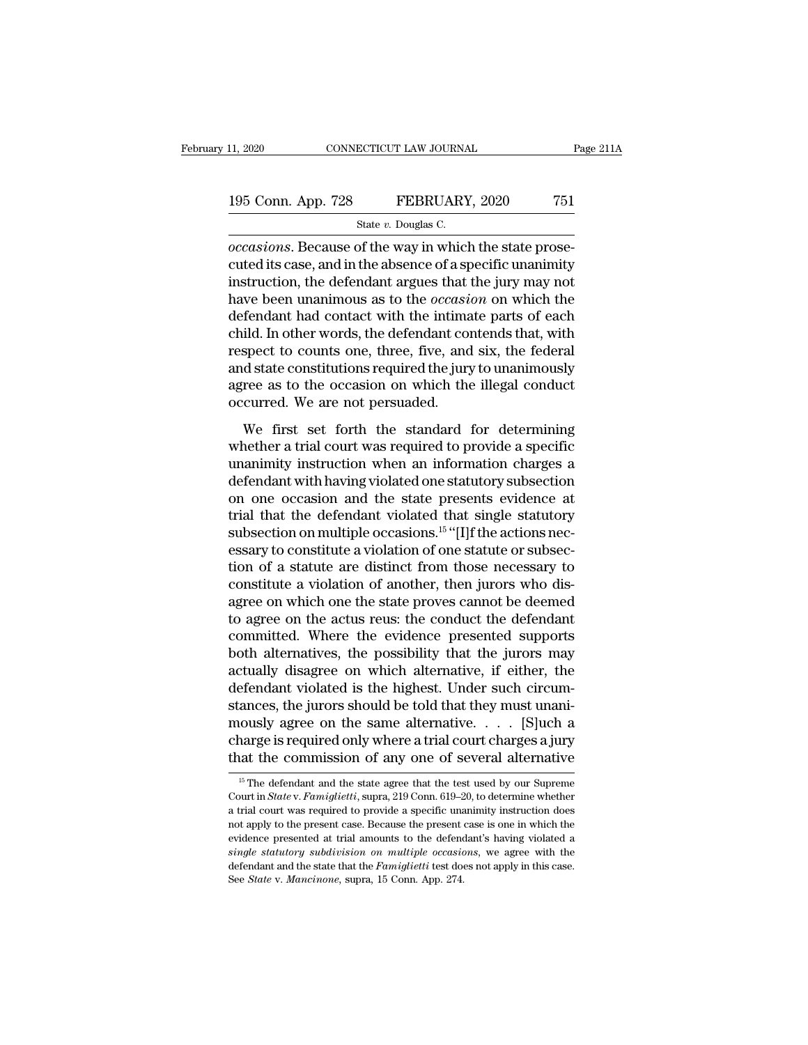*occasions*. Because of the way in which the state prosecuted its case, and in the absence of a specific unanimity instruction, the defendant argues that the jury may not have been unanimous as to the *occasion* on which the defendant had contact with the intimate parts of each child. In other words, the defendant contends that, with respect to counts one, three, five, and six, the federal and state constitutions required the jury to unanimously agree as to the occasion on which the illegal conduct occurred. We are not persuaded.

We first set forth the standard for determining whether a trial court was required to provide a specific unanimity instruction when an information charges a defendant with having violated one statutory subsection on one occasion and the state presents evidence at trial that the defendant violated that single statutory subsection on multiple occasions.[15] "[I]f the actions necessary to constitute a violation of one statute or subsection of a statute are distinct from those necessary to constitute a violation of another, then jurors who disagree on which one the state proves cannot be deemed to agree on the actus reus: the conduct the defendant committed. Where the evidence presented supports both alternatives, the possibility that the jurors may actually disagree on which alternative, if either, the defendant violated is the highest. Under such circumstances, the jurors should be told that they must unanimously agree on the same alternative. . . . [S]uch a charge is required only where a trial court charges a jury that the commission of any one of several alternative

[15] The defendant and the state agree that the test used by our Supreme Court in *State* v. *Famiglietti*, supra, 219 Conn. 619–20, to determine whether a trial court was required to provide a specific unanimity instruction does not apply to the present case. Because the present case is one in which the evidence presented at trial amounts to the defendant's having violated a *single statutory subdivision on multiple occasions*, we agree with the defendant and the state that the *Famiglietti* test does not apply in this case. See *State* v. *Mancinone*, supra, 15 Conn. App. 274.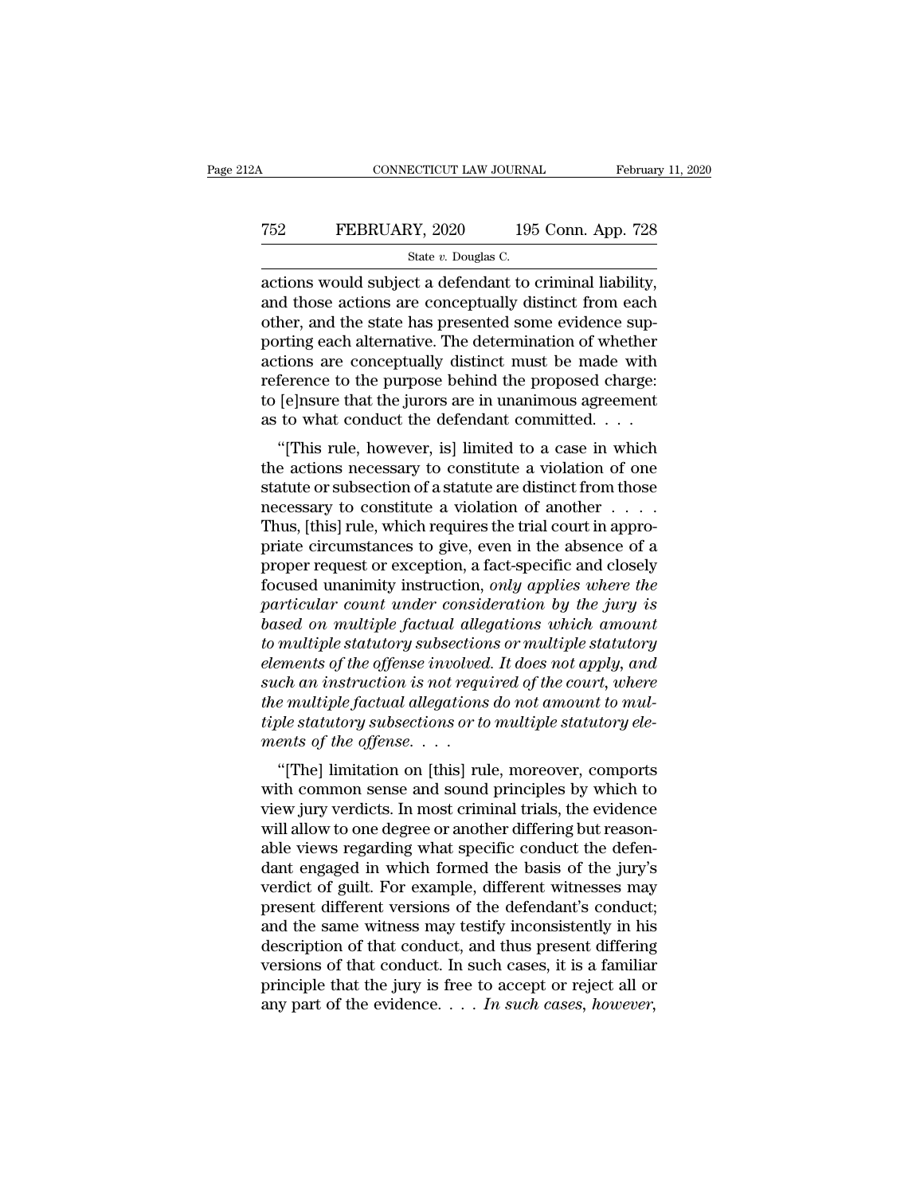actions would subject a defendant to criminal liability, and those actions are conceptually distinct from each other, and the state has presented some evidence supporting each alternative. The determination of whether actions are conceptually distinct must be made with reference to the purpose behind the proposed charge: to [e]nsure that the jurors are in unanimous agreement as to what conduct the defendant committed. . . .

"[This rule, however, is] limited to a case in which the actions necessary to constitute a violation of one statute or subsection of a statute are distinct from those necessary to constitute a violation of another . . . . Thus, [this] rule, which requires the trial court in appropriate circumstances to give, even in the absence of a proper request or exception, a fact-specific and closely focused unanimity instruction, *only applies where the particular count under consideration by the jury is based on multiple factual allegations which amount to multiple statutory subsections or multiple statutory elements of the offense involved. It does not apply, and such an instruction is not required of the court, where the multiple factual allegations do not amount to multiple statutory subsections or to multiple statutory elements of the offense.* . . .

"[The] limitation on [this] rule, moreover, comports with common sense and sound principles by which to view jury verdicts. In most criminal trials, the evidence will allow to one degree or another differing but reasonable views regarding what specific conduct the defendant engaged in which formed the basis of the jury's verdict of guilt. For example, different witnesses may present different versions of the defendant's conduct; and the same witness may testify inconsistently in his description of that conduct, and thus present differing versions of that conduct. In such cases, it is a familiar principle that the jury is free to accept or reject all or any part of the evidence. . . . *In such cases, however,*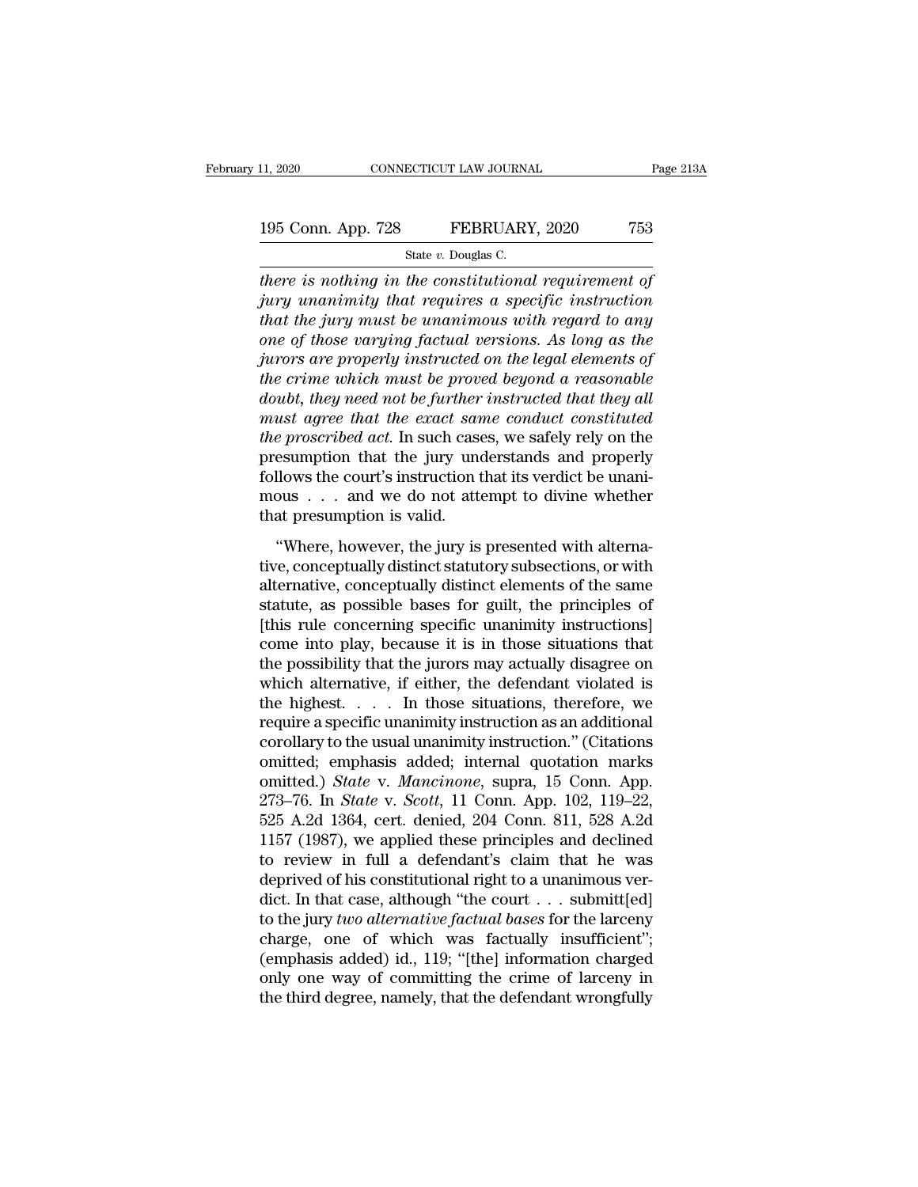*there is nothing in the constitutional requirement of jury unanimity that requires a specific instruction that the jury must be unanimous with regard to any one of those varying factual versions. As long as the jurors are properly instructed on the legal elements of the crime which must be proved beyond a reasonable doubt, they need not be further instructed that they all must agree that the exact same conduct constituted the proscribed act.* In such cases, we safely rely on the presumption that the jury understands and properly follows the court's instruction that its verdict be unanimous . . . and we do not attempt to divine whether that presumption is valid.

"Where, however, the jury is presented with alternative, conceptually distinct statutory subsections, or with alternative, conceptually distinct elements of the same statute, as possible bases for guilt, the principles of [this rule concerning specific unanimity instructions] come into play, because it is in those situations that the possibility that the jurors may actually disagree on which alternative, if either, the defendant violated is the highest. . . . In those situations, therefore, we require a specific unanimity instruction as an additional corollary to the usual unanimity instruction." (Citations omitted; emphasis added; internal quotation marks omitted.) *State* v. *Mancinone*, supra, 15 Conn. App. 273–76. In *State* v. *Scott*, 11 Conn. App. 102, 119–22, 525 A.2d 1364, cert. denied, 204 Conn. 811, 528 A.2d 1157 (1987), we applied these principles and declined to review in full a defendant's claim that he was deprived of his constitutional right to a unanimous verdict. In that case, although "the court . . . submitt[ed] to the jury *two alternative factual bases* for the larceny charge, one of which was factually insufficient"; (emphasis added) id., 119; "[the] information charged only one way of committing the crime of larceny in the third degree, namely, that the defendant wrongfully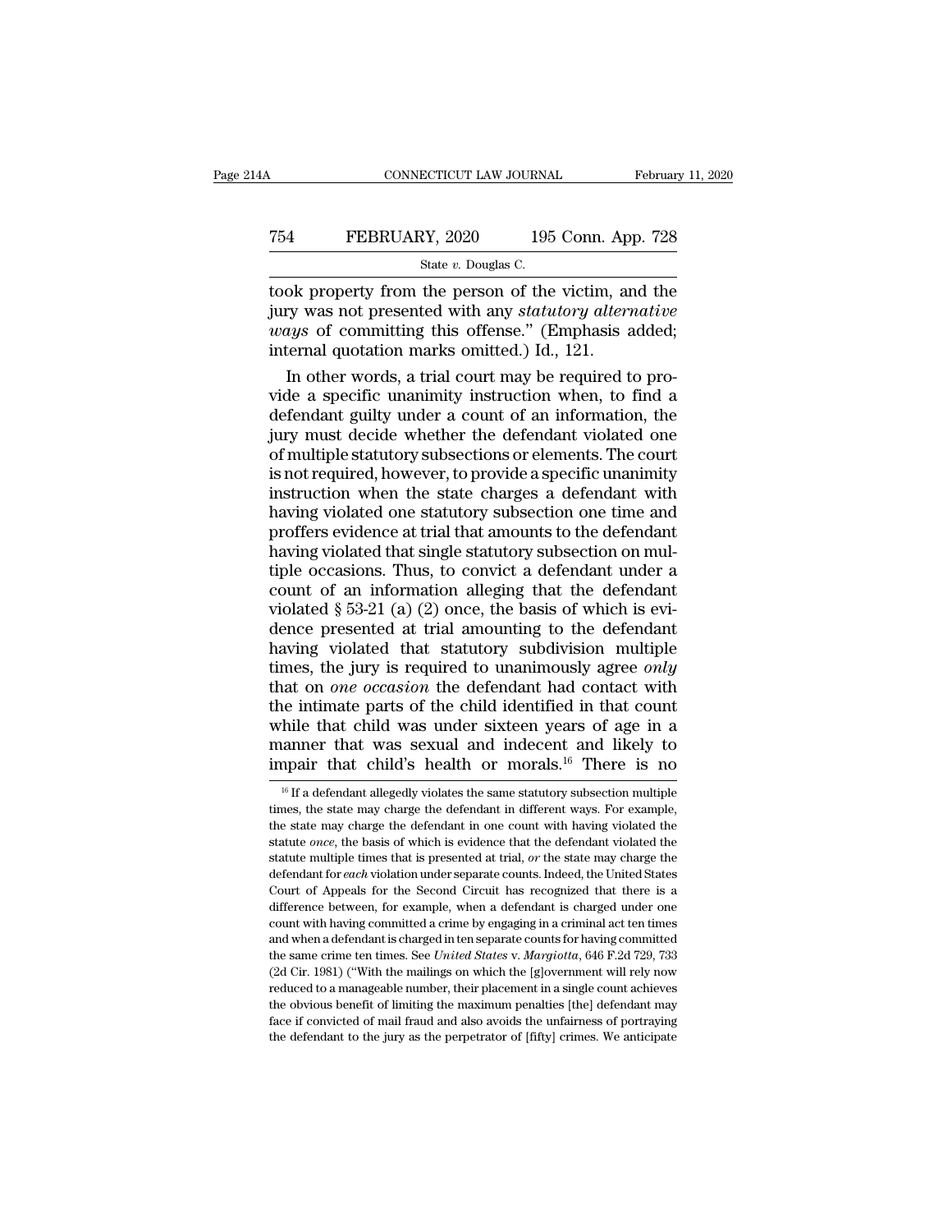took property from the person of the victim, and the jury was not presented with any *statutory alternative ways* of committing this offense." (Emphasis added; internal quotation marks omitted.) Id., 121.

In other words, a trial court may be required to provide a specific unanimity instruction when, to find a defendant guilty under a count of an information, the jury must decide whether the defendant violated one of multiple statutory subsections or elements. The court is not required, however, to provide a specific unanimity instruction when the state charges a defendant with having violated one statutory subsection one time and proffers evidence at trial that amounts to the defendant having violated that single statutory subsection on multiple occasions. Thus, to convict a defendant under a count of an information alleging that the defendant violated § 53-21 (a) (2) once, the basis of which is evidence presented at trial amounting to the defendant having violated that statutory subdivision multiple times, the jury is required to unanimously agree *only* that on *one occasion* the defendant had contact with the intimate parts of the child identified in that count while that child was under sixteen years of age in a manner that was sexual and indecent and likely to impair that child's health or morals.[16] There is no

[16] If a defendant allegedly violates the same statutory subsection multiple times, the state may charge the defendant in different ways. For example, the state may charge the defendant in one count with having violated the statute *once*, the basis of which is evidence that the defendant violated the statute multiple times that is presented at trial, *or* the state may charge the defendant for *each* violation under separate counts. Indeed, the United States Court of Appeals for the Second Circuit has recognized that there is a difference between, for example, when a defendant is charged under one count with having committed a crime by engaging in a criminal act ten times and when a defendant is charged in ten separate counts for having committed the same crime ten times. See *United States* v. *Margiotta*, 646 F.2d 729, 733 (2d Cir. 1981) ("With the mailings on which the [g]overnment will rely now reduced to a manageable number, their placement in a single count achieves the obvious benefit of limiting the maximum penalties [the] defendant may face if convicted of mail fraud and also avoids the unfairness of portraying the defendant to the jury as the perpetrator of [fifty] crimes. We anticipate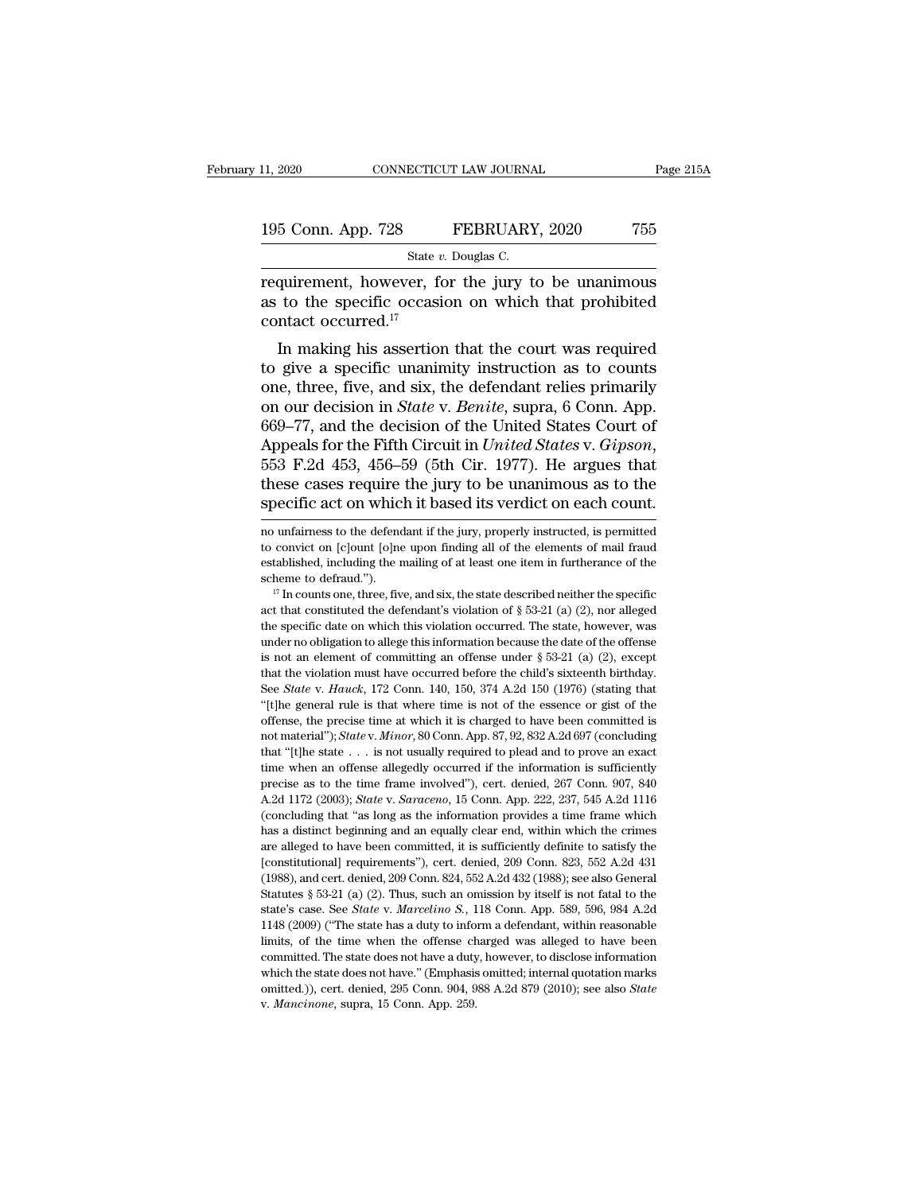requirement, however, for the jury to be unanimous as to the specific occasion on which that prohibited contact occurred.[17]

In making his assertion that the court was required to give a specific unanimity instruction as to counts one, three, five, and six, the defendant relies primarily on our decision in *State* v. *Benite*, supra, 6 Conn. App. 669–77, and the decision of the United States Court of Appeals for the Fifth Circuit in *United States* v. *Gipson*, 553 F.2d 453, 456–59 (5th Cir. 1977). He argues that these cases require the jury to be unanimous as to the specific act on which it based its verdict on each count.

---

no unfairness to the defendant if the jury, properly instructed, is permitted to convict on [c]ount [o]ne upon finding all of the elements of mail fraud established, including the mailing of at least one item in furtherance of the scheme to defraud.").

[17] In counts one, three, five, and six, the state described neither the specific act that constituted the defendant's violation of § 53-21 (a) (2), nor alleged the specific date on which this violation occurred. The state, however, was under no obligation to allege this information because the date of the offense is not an element of committing an offense under § 53-21 (a) (2), except that the violation must have occurred before the child's sixteenth birthday. See *State* v. *Hauck*, 172 Conn. 140, 150, 374 A.2d 150 (1976) (stating that "[t]he general rule is that where time is not of the essence or gist of the offense, the precise time at which it is charged to have been committed is not material"); *State* v. *Minor*, 80 Conn. App. 87, 92, 832 A.2d 697 (concluding that "[t]he state . . . is not usually required to plead and to prove an exact time when an offense allegedly occurred if the information is sufficiently precise as to the time frame involved"), cert. denied, 267 Conn. 907, 840 A.2d 1172 (2003); *State* v. *Saraceno*, 15 Conn. App. 222, 237, 545 A.2d 1116 (concluding that "as long as the information provides a time frame which has a distinct beginning and an equally clear end, within which the crimes are alleged to have been committed, it is sufficiently definite to satisfy the [constitutional] requirements"), cert. denied, 209 Conn. 823, 552 A.2d 431 (1988), and cert. denied, 209 Conn. 824, 552 A.2d 432 (1988); see also General Statutes § 53-21 (a) (2). Thus, such an omission by itself is not fatal to the state's case. See *State* v. *Marcelino S.*, 118 Conn. App. 589, 596, 984 A.2d 1148 (2009) ("The state has a duty to inform a defendant, within reasonable limits, of the time when the offense charged was alleged to have been committed. The state does not have a duty, however, to disclose information which the state does not have." (Emphasis omitted; internal quotation marks omitted.)), cert. denied, 295 Conn. 904, 988 A.2d 879 (2010); see also *State* v. *Mancinone*, supra, 15 Conn. App. 259.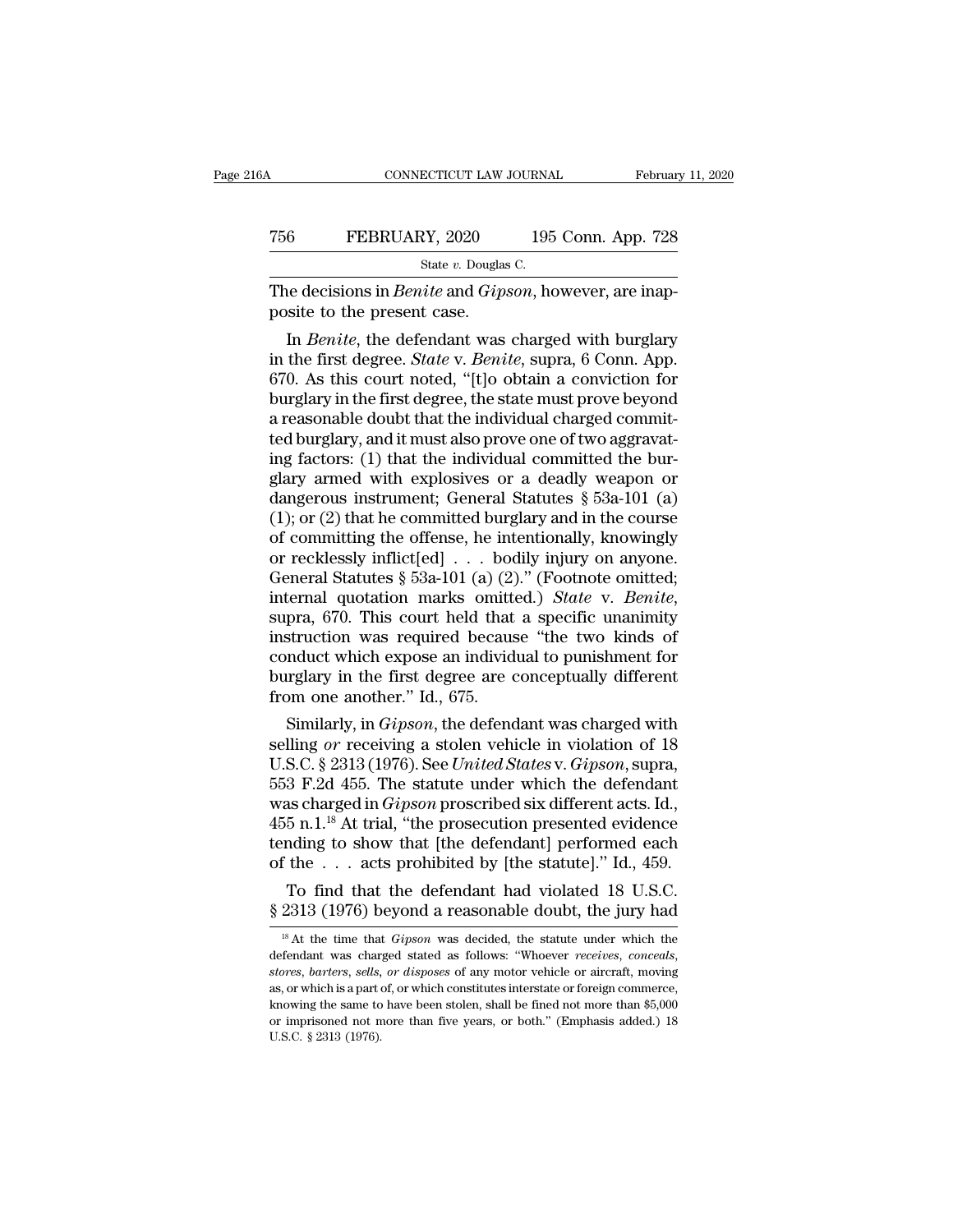The decisions in *Benite* and *Gipson*, however, are inapposite to the present case.

In *Benite*, the defendant was charged with burglary in the first degree. *State* v. *Benite*, supra, 6 Conn. App. 670. As this court noted, "[t]o obtain a conviction for burglary in the first degree, the state must prove beyond a reasonable doubt that the individual charged committed burglary, and it must also prove one of two aggravating factors: (1) that the individual committed the burglary armed with explosives or a deadly weapon or dangerous instrument; General Statutes § 53a-101 (a) (1); or (2) that he committed burglary and in the course of committing the offense, he intentionally, knowingly or recklessly inflict[ed] . . . bodily injury on anyone. General Statutes § 53a-101 (a) (2)." (Footnote omitted; internal quotation marks omitted.) *State* v. *Benite*, supra, 670. This court held that a specific unanimity instruction was required because "the two kinds of conduct which expose an individual to punishment for burglary in the first degree are conceptually different from one another." Id., 675.

Similarly, in *Gipson*, the defendant was charged with selling *or* receiving a stolen vehicle in violation of 18 U.S.C. § 2313 (1976). See *United States* v. *Gipson*, supra, 553 F.2d 455. The statute under which the defendant was charged in *Gipson* proscribed six different acts. Id., 455 n.1.[18] At trial, "the prosecution presented evidence tending to show that [the defendant] performed each of the . . . acts prohibited by [the statute]." Id., 459.

To find that the defendant had violated 18 U.S.C. § 2313 (1976) beyond a reasonable doubt, the jury had

[18] At the time that *Gipson* was decided, the statute under which the defendant was charged stated as follows: "Whoever *receives*, *conceals*, *stores*, *barters*, *sells*, *or disposes* of any motor vehicle or aircraft, moving as, or which is a part of, or which constitutes interstate or foreign commerce, knowing the same to have been stolen, shall be fined not more than $5,000 or imprisoned not more than five years, or both." (Emphasis added.) 18 U.S.C. § 2313 (1976).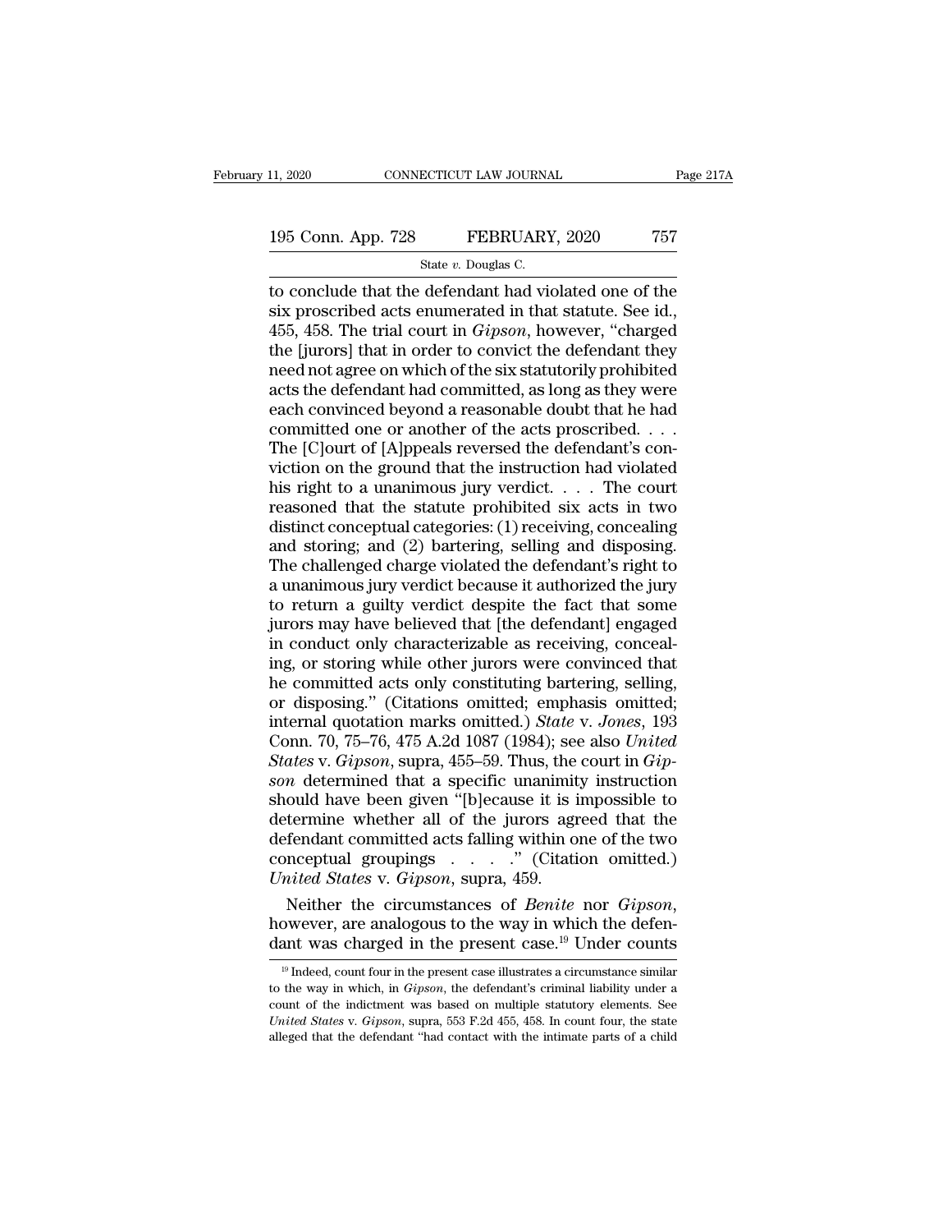to conclude that the defendant had violated one of the six proscribed acts enumerated in that statute. See id., 455, 458. The trial court in *Gipson*, however, "charged the [jurors] that in order to convict the defendant they need not agree on which of the six statutorily prohibited acts the defendant had committed, as long as they were each convinced beyond a reasonable doubt that he had committed one or another of the acts proscribed. . . . The [C]ourt of [A]ppeals reversed the defendant's conviction on the ground that the instruction had violated his right to a unanimous jury verdict. . . . The court reasoned that the statute prohibited six acts in two distinct conceptual categories: (1) receiving, concealing and storing; and (2) bartering, selling and disposing. The challenged charge violated the defendant's right to a unanimous jury verdict because it authorized the jury to return a guilty verdict despite the fact that some jurors may have believed that [the defendant] engaged in conduct only characterizable as receiving, concealing, or storing while other jurors were convinced that he committed acts only constituting bartering, selling, or disposing." (Citations omitted; emphasis omitted; internal quotation marks omitted.) *State* v. *Jones*, 193 Conn. 70, 75–76, 475 A.2d 1087 (1984); see also *United States* v. *Gipson*, supra, 455–59. Thus, the court in *Gipson* determined that a specific unanimity instruction should have been given "[b]ecause it is impossible to determine whether all of the jurors agreed that the defendant committed acts falling within one of the two conceptual groupings . . . ." (Citation omitted.) *United States* v. *Gipson*, supra, 459.

Neither the circumstances of *Benite* nor *Gipson*, however, are analogous to the way in which the defendant was charged in the present case.[19] Under counts

[19] Indeed, count four in the present case illustrates a circumstance similar to the way in which, in *Gipson*, the defendant's criminal liability under a count of the indictment was based on multiple statutory elements. See *United States* v. *Gipson*, supra, 553 F.2d 455, 458. In count four, the state alleged that the defendant "had contact with the intimate parts of a child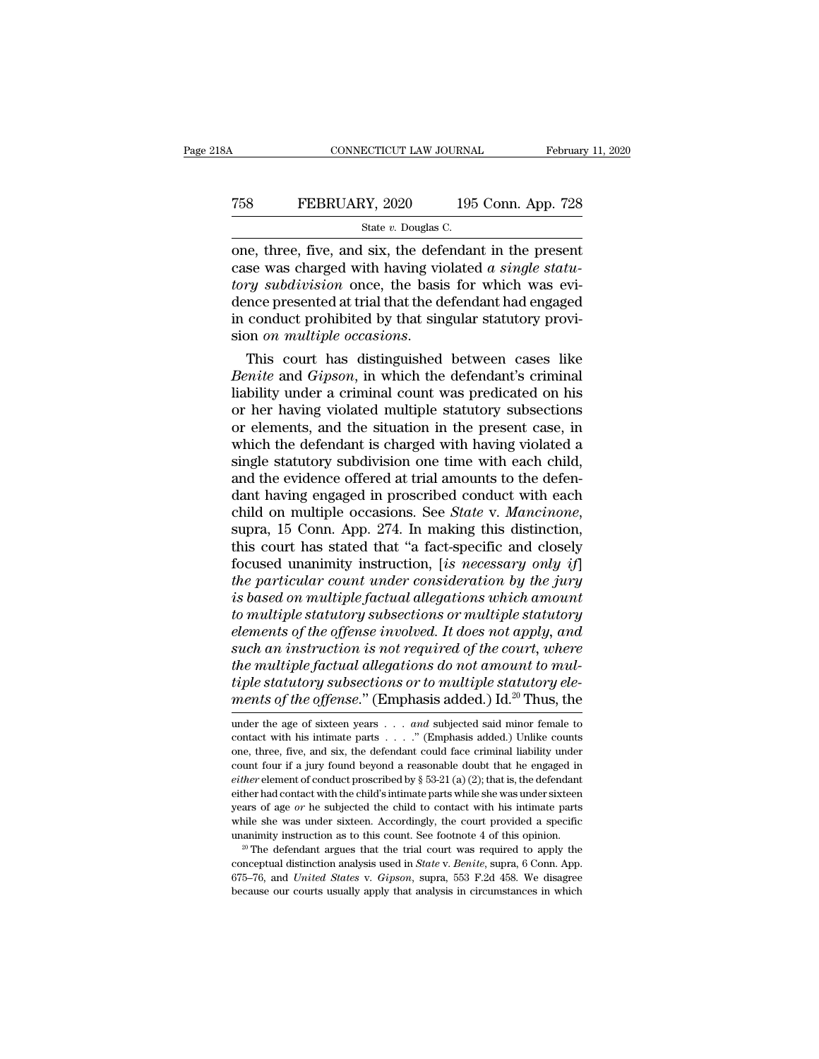one, three, five, and six, the defendant in the present case was charged with having violated *a single statutory subdivision* once, the basis for which was evidence presented at trial that the defendant had engaged in conduct prohibited by that singular statutory provision *on multiple occasions*.

This court has distinguished between cases like *Benite* and *Gipson*, in which the defendant's criminal liability under a criminal count was predicated on his or her having violated multiple statutory subsections or elements, and the situation in the present case, in which the defendant is charged with having violated a single statutory subdivision one time with each child, and the evidence offered at trial amounts to the defendant having engaged in proscribed conduct with each child on multiple occasions. See *State* v. *Mancinone*, supra, 15 Conn. App. 274. In making this distinction, this court has stated that "a fact-specific and closely focused unanimity instruction, [*is necessary only if*] *the particular count under consideration by the jury is based on multiple factual allegations which amount to multiple statutory subsections or multiple statutory elements of the offense involved. It does not apply, and such an instruction is not required of the court, where the multiple factual allegations do not amount to multiple statutory subsections or to multiple statutory elements of the offense*." (Emphasis added.) Id.[20] Thus, the

---

under the age of sixteen years . . . *and* subjected said minor female to contact with his intimate parts . . . ." (Emphasis added.) Unlike counts one, three, five, and six, the defendant could face criminal liability under count four if a jury found beyond a reasonable doubt that he engaged in *either* element of conduct proscribed by § 53-21 (a) (2); that is, the defendant either had contact with the child's intimate parts while she was under sixteen years of age *or* he subjected the child to contact with his intimate parts while she was under sixteen. Accordingly, the court provided a specific unanimity instruction as to this count. See footnote 4 of this opinion.

[20] The defendant argues that the trial court was required to apply the conceptual distinction analysis used in *State* v. *Benite*, supra, 6 Conn. App. 675–76, and *United States* v. *Gipson*, supra, 553 F.2d 458. We disagree because our courts usually apply that analysis in circumstances in which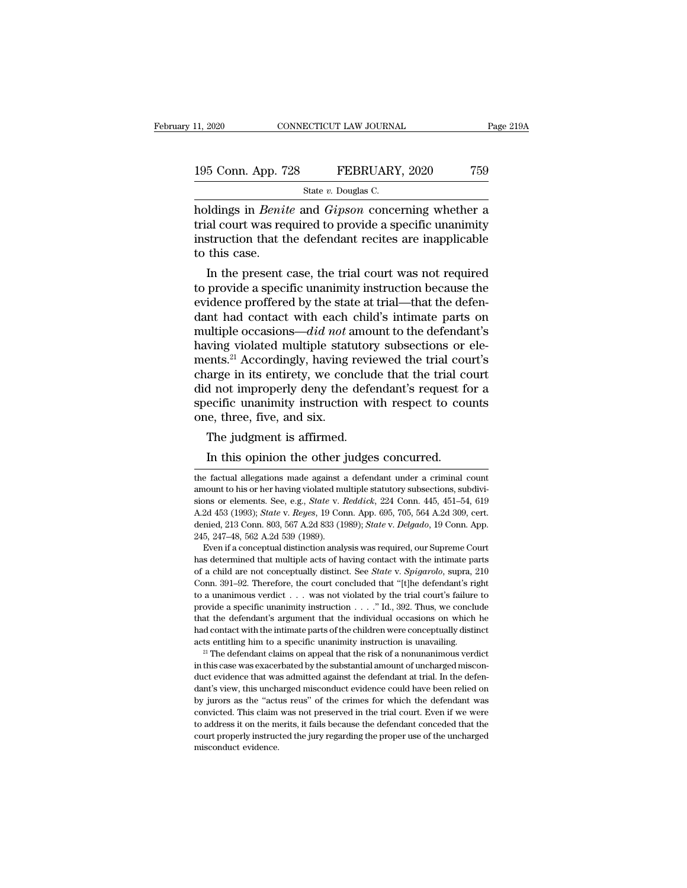holdings in *Benite* and *Gipson* concerning whether a trial court was required to provide a specific unanimity instruction that the defendant recites are inapplicable to this case.

In the present case, the trial court was not required to provide a specific unanimity instruction because the evidence proffered by the state at trial—that the defendant had contact with each child's intimate parts on multiple occasions—*did not* amount to the defendant's having violated multiple statutory subsections or elements.[21] Accordingly, having reviewed the trial court's charge in its entirety, we conclude that the trial court did not improperly deny the defendant's request for a specific unanimity instruction with respect to counts one, three, five, and six.

The judgment is affirmed.

In this opinion the other judges concurred.

---

the factual allegations made against a defendant under a criminal count amount to his or her having violated multiple statutory subsections, subdivisions or elements. See, e.g., *State* v. *Reddick*, 224 Conn. 445, 451–54, 619 A.2d 453 (1993); *State* v. *Reyes*, 19 Conn. App. 695, 705, 564 A.2d 309, cert. denied, 213 Conn. 803, 567 A.2d 833 (1989); *State* v. *Delgado*, 19 Conn. App. 245, 247–48, 562 A.2d 539 (1989).

Even if a conceptual distinction analysis was required, our Supreme Court has determined that multiple acts of having contact with the intimate parts of a child are not conceptually distinct. See *State* v. *Spigarolo*, supra, 210 Conn. 391–92. Therefore, the court concluded that "[t]he defendant's right to a unanimous verdict . . . was not violated by the trial court's failure to provide a specific unanimity instruction . . . ." Id., 392. Thus, we conclude that the defendant's argument that the individual occasions on which he had contact with the intimate parts of the children were conceptually distinct acts entitling him to a specific unanimity instruction is unavailing.

[21] The defendant claims on appeal that the risk of a nonunanimous verdict in this case was exacerbated by the substantial amount of uncharged misconduct evidence that was admitted against the defendant at trial. In the defendant's view, this uncharged misconduct evidence could have been relied on by jurors as the "actus reus" of the crimes for which the defendant was convicted. This claim was not preserved in the trial court. Even if we were to address it on the merits, it fails because the defendant conceded that the court properly instructed the jury regarding the proper use of the uncharged misconduct evidence.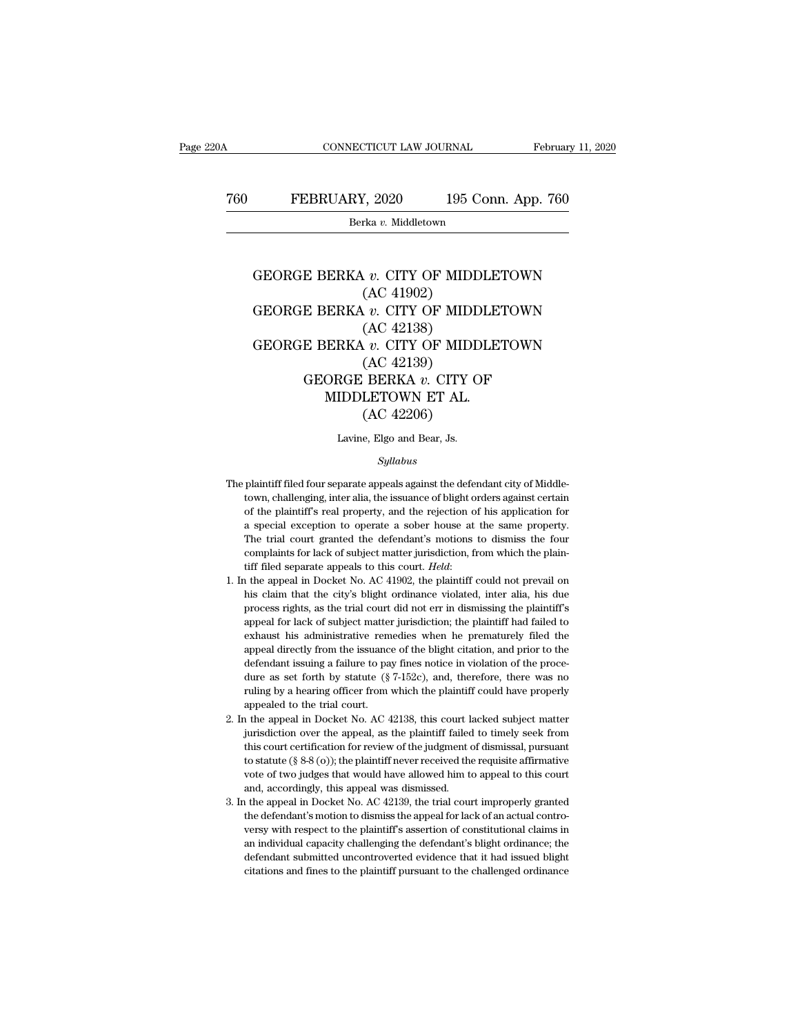# GEORGE BERKA *v.* CITY OF MIDDLETOWN (AC 41902)

# GEORGE BERKA *v.* CITY OF MIDDLETOWN (AC 42138)

# GEORGE BERKA *v.* CITY OF MIDDLETOWN (AC 42139)

# GEORGE BERKA *v.* CITY OF MIDDLETOWN ET AL. (AC 42206)

Lavine, Elgo and Bear, Js.

*Syllabus*

The plaintiff filed four separate appeals against the defendant city of Middletown, challenging, inter alia, the issuance of blight orders against certain of the plaintiff's real property, and the rejection of his application for a special exception to operate a sober house at the same property. The trial court granted the defendant's motions to dismiss the four complaints for lack of subject matter jurisdiction, from which the plaintiff filed separate appeals to this court. *Held*:

1. In the appeal in Docket No. AC 41902, the plaintiff could not prevail on his claim that the city's blight ordinance violated, inter alia, his due process rights, as the trial court did not err in dismissing the plaintiff's appeal for lack of subject matter jurisdiction; the plaintiff had failed to exhaust his administrative remedies when he prematurely filed the appeal directly from the issuance of the blight citation, and prior to the defendant issuing a failure to pay fines notice in violation of the procedure as set forth by statute (§ 7-152c), and, therefore, there was no ruling by a hearing officer from which the plaintiff could have properly appealed to the trial court.
2. In the appeal in Docket No. AC 42138, this court lacked subject matter jurisdiction over the appeal, as the plaintiff failed to timely seek from this court certification for review of the judgment of dismissal, pursuant to statute (§ 8-8 (o)); the plaintiff never received the requisite affirmative vote of two judges that would have allowed him to appeal to this court and, accordingly, this appeal was dismissed.
3. In the appeal in Docket No. AC 42139, the trial court improperly granted the defendant's motion to dismiss the appeal for lack of an actual controversy with respect to the plaintiff's assertion of constitutional claims in an individual capacity challenging the defendant's blight ordinance; the defendant submitted uncontroverted evidence that it had issued blight citations and fines to the plaintiff pursuant to the challenged ordinance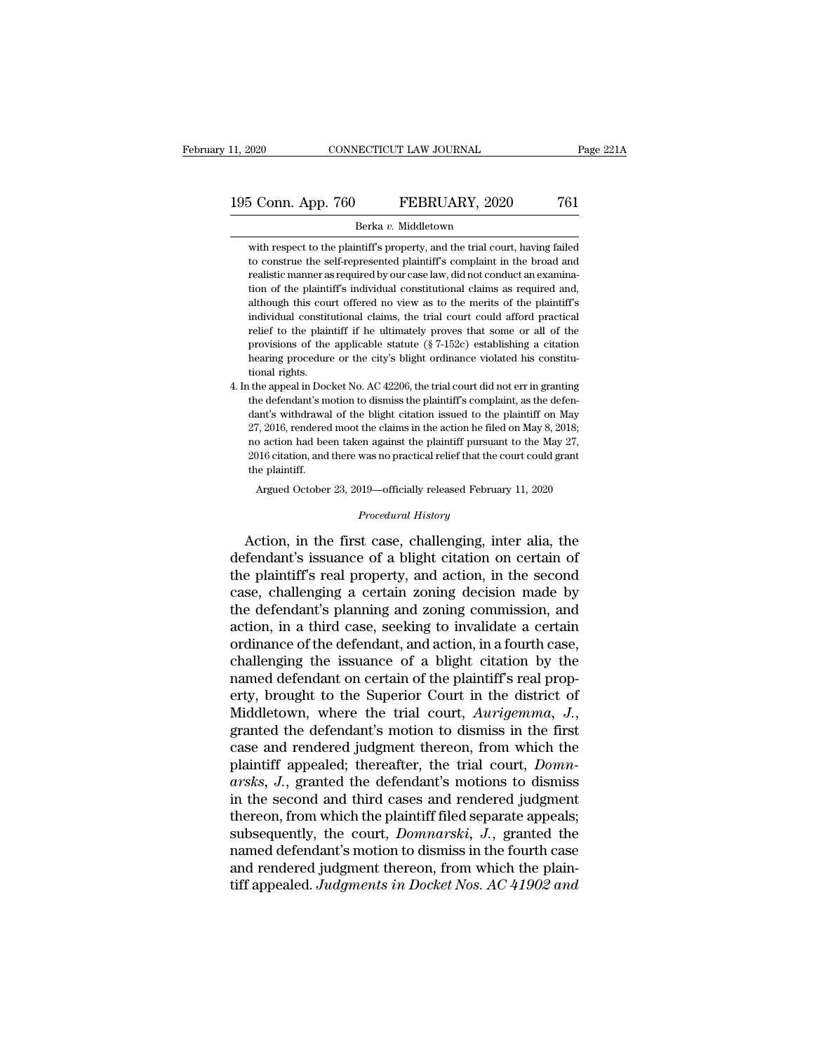with respect to the plaintiff's property, and the trial court, having failed to construe the self-represented plaintiff's complaint in the broad and realistic manner as required by our case law, did not conduct an examination of the plaintiff's individual constitutional claims as required and, although this court offered no view as to the merits of the plaintiff's individual constitutional claims, the trial court could afford practical relief to the plaintiff if he ultimately proves that some or all of the provisions of the applicable statute (§ 7-152c) establishing a citation hearing procedure or the city's blight ordinance violated his constitutional rights.

4. In the appeal in Docket No. AC 42206, the trial court did not err in granting the defendant's motion to dismiss the plaintiff's complaint, as the defendant's withdrawal of the blight citation issued to the plaintiff on May 27, 2016, rendered moot the claims in the action he filed on May 8, 2018; no action had been taken against the plaintiff pursuant to the May 27, 2016 citation, and there was no practical relief that the court could grant the plaintiff.

Argued October 23, 2019—officially released February 11, 2020

*Procedural History*

Action, in the first case, challenging, inter alia, the defendant's issuance of a blight citation on certain of the plaintiff's real property, and action, in the second case, challenging a certain zoning decision made by the defendant's planning and zoning commission, and action, in a third case, seeking to invalidate a certain ordinance of the defendant, and action, in a fourth case, challenging the issuance of a blight citation by the named defendant on certain of the plaintiff's real property, brought to the Superior Court in the district of Middletown, where the trial court, *Aurigemma, J.*, granted the defendant's motion to dismiss in the first case and rendered judgment thereon, from which the plaintiff appealed; thereafter, the trial court, *Domnarsks, J.*, granted the defendant's motions to dismiss in the second and third cases and rendered judgment thereon, from which the plaintiff filed separate appeals; subsequently, the court, *Domnarski, J.*, granted the named defendant's motion to dismiss in the fourth case and rendered judgment thereon, from which the plaintiff appealed. *Judgments in Docket Nos. AC 41902 and*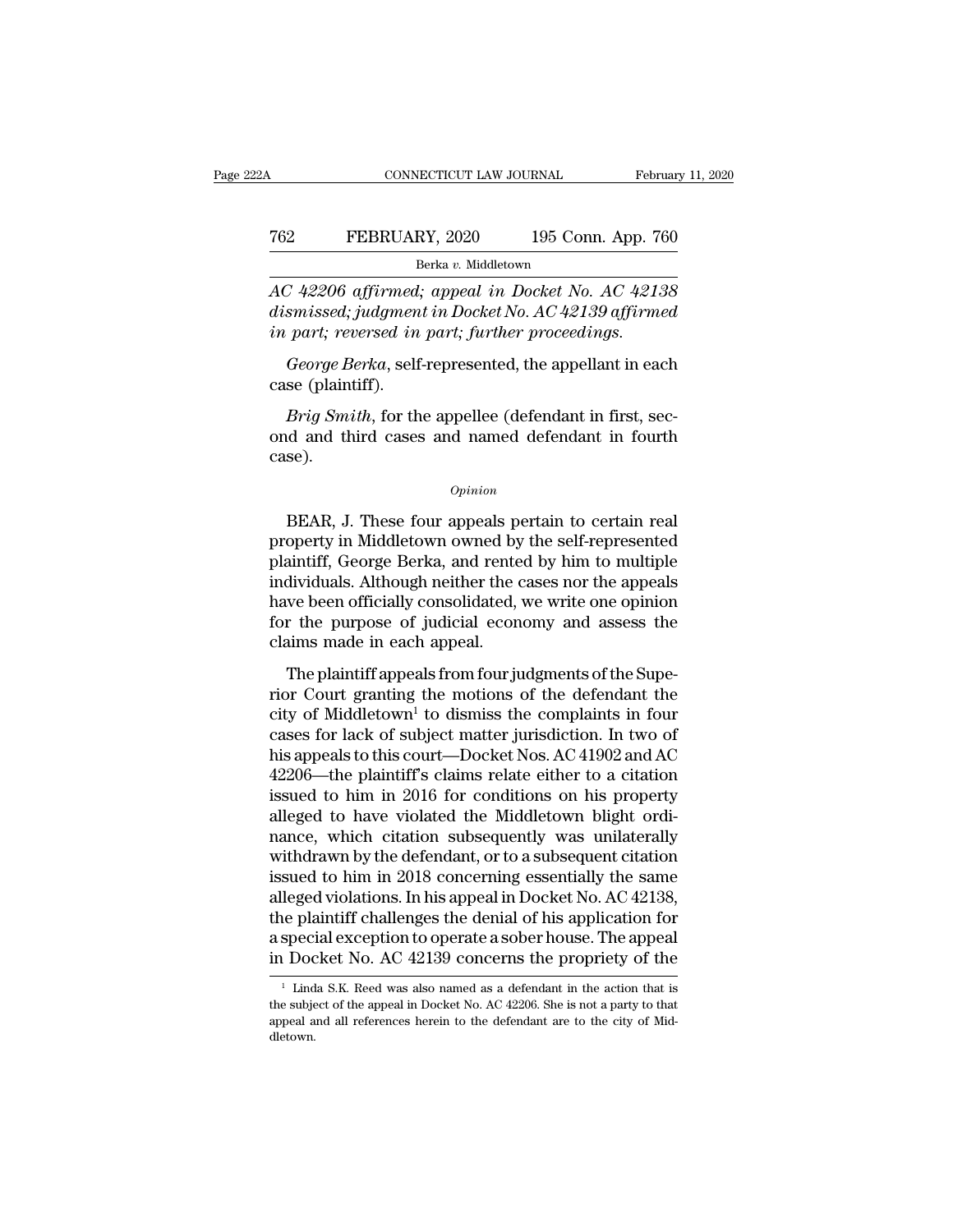*AC 42206 affirmed; appeal in Docket No. AC 42138 dismissed; judgment in Docket No. AC 42139 affirmed in part; reversed in part; further proceedings.*

*George Berka*, self-represented, the appellant in each case (plaintiff).

*Brig Smith*, for the appellee (defendant in first, second and third cases and named defendant in fourth case).

*Opinion*

BEAR, J. These four appeals pertain to certain real property in Middletown owned by the self-represented plaintiff, George Berka, and rented by him to multiple individuals. Although neither the cases nor the appeals have been officially consolidated, we write one opinion for the purpose of judicial economy and assess the claims made in each appeal.

The plaintiff appeals from four judgments of the Superior Court granting the motions of the defendant the city of Middletown[1] to dismiss the complaints in four cases for lack of subject matter jurisdiction. In two of his appeals to this court—Docket Nos. AC 41902 and AC 42206—the plaintiff's claims relate either to a citation issued to him in 2016 for conditions on his property alleged to have violated the Middletown blight ordinance, which citation subsequently was unilaterally withdrawn by the defendant, or to a subsequent citation issued to him in 2018 concerning essentially the same alleged violations. In his appeal in Docket No. AC 42138, the plaintiff challenges the denial of his application for a special exception to operate a sober house. The appeal in Docket No. AC 42139 concerns the propriety of the

[1] Linda S.K. Reed was also named as a defendant in the action that is the subject of the appeal in Docket No. AC 42206. She is not a party to that appeal and all references herein to the defendant are to the city of Middletown.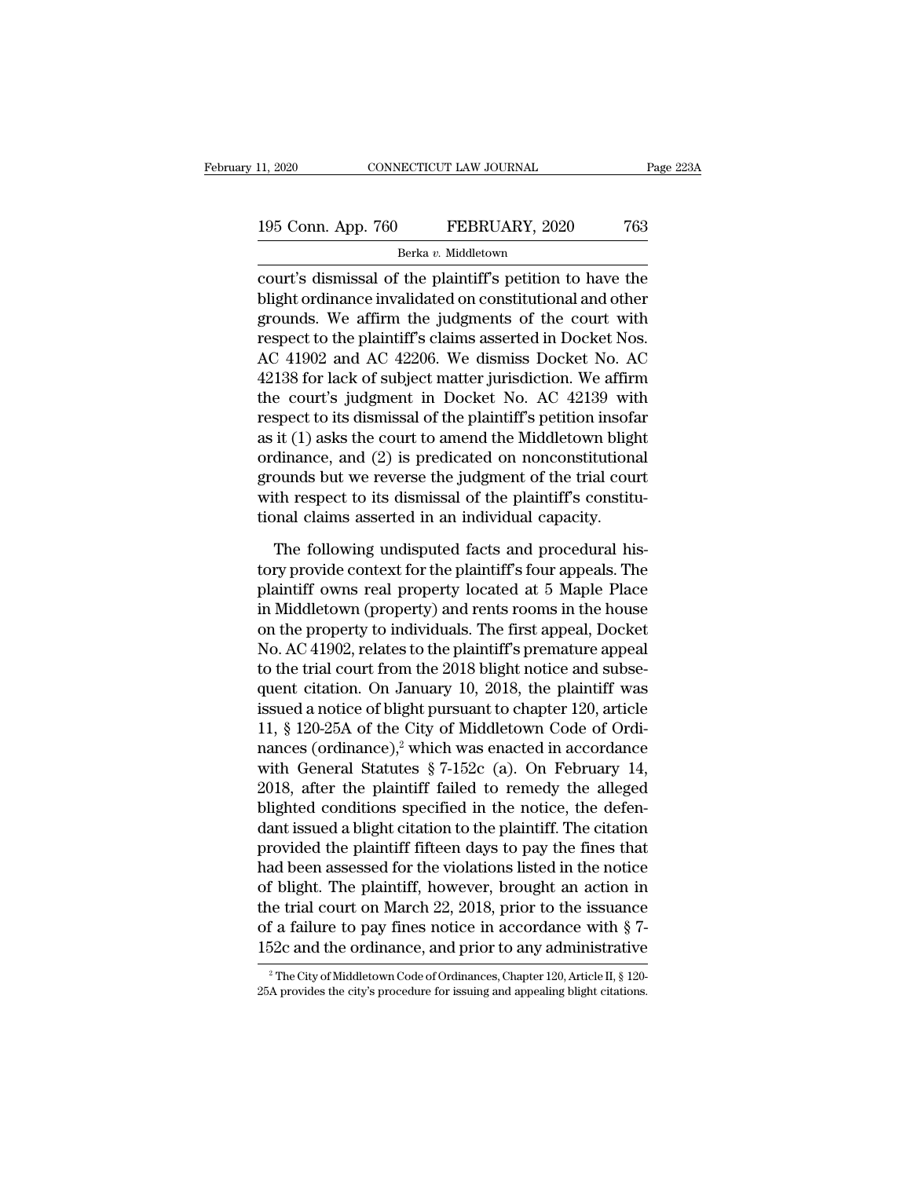court's dismissal of the plaintiff's petition to have the blight ordinance invalidated on constitutional and other grounds. We affirm the judgments of the court with respect to the plaintiff's claims asserted in Docket Nos. AC 41902 and AC 42206. We dismiss Docket No. AC 42138 for lack of subject matter jurisdiction. We affirm the court's judgment in Docket No. AC 42139 with respect to its dismissal of the plaintiff's petition insofar as it (1) asks the court to amend the Middletown blight ordinance, and (2) is predicated on nonconstitutional grounds but we reverse the judgment of the trial court with respect to its dismissal of the plaintiff's constitutional claims asserted in an individual capacity.

The following undisputed facts and procedural history provide context for the plaintiff's four appeals. The plaintiff owns real property located at 5 Maple Place in Middletown (property) and rents rooms in the house on the property to individuals. The first appeal, Docket No. AC 41902, relates to the plaintiff's premature appeal to the trial court from the 2018 blight notice and subsequent citation. On January 10, 2018, the plaintiff was issued a notice of blight pursuant to chapter 120, article 11, § 120-25A of the City of Middletown Code of Ordinances (ordinance),[2] which was enacted in accordance with General Statutes § 7-152c (a). On February 14, 2018, after the plaintiff failed to remedy the alleged blighted conditions specified in the notice, the defendant issued a blight citation to the plaintiff. The citation provided the plaintiff fifteen days to pay the fines that had been assessed for the violations listed in the notice of blight. The plaintiff, however, brought an action in the trial court on March 22, 2018, prior to the issuance of a failure to pay fines notice in accordance with § 7-152c and the ordinance, and prior to any administrative

[2] The City of Middletown Code of Ordinances, Chapter 120, Article II, § 120-25A provides the city's procedure for issuing and appealing blight citations.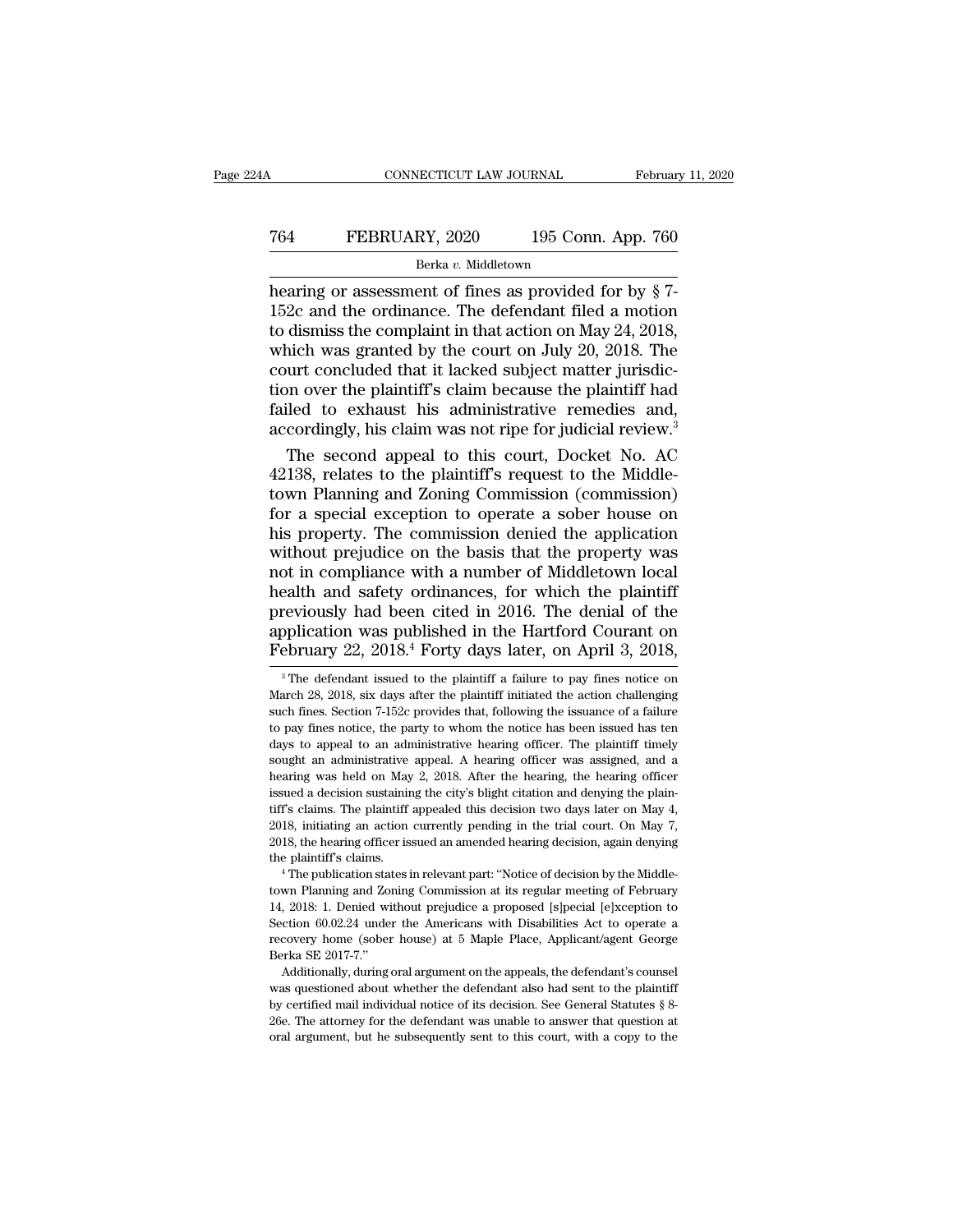hearing or assessment of fines as provided for by § 7-152c and the ordinance. The defendant filed a motion to dismiss the complaint in that action on May 24, 2018, which was granted by the court on July 20, 2018. The court concluded that it lacked subject matter jurisdiction over the plaintiff's claim because the plaintiff had failed to exhaust his administrative remedies and, accordingly, his claim was not ripe for judicial review.[3]

The second appeal to this court, Docket No. AC 42138, relates to the plaintiff's request to the Middletown Planning and Zoning Commission (commission) for a special exception to operate a sober house on his property. The commission denied the application without prejudice on the basis that the property was not in compliance with a number of Middletown local health and safety ordinances, for which the plaintiff previously had been cited in 2016. The denial of the application was published in the Hartford Courant on February 22, 2018.[4] Forty days later, on April 3, 2018,

---

[3] The defendant issued to the plaintiff a failure to pay fines notice on March 28, 2018, six days after the plaintiff initiated the action challenging such fines. Section 7-152c provides that, following the issuance of a failure to pay fines notice, the party to whom the notice has been issued has ten days to appeal to an administrative hearing officer. The plaintiff timely sought an administrative appeal. A hearing officer was assigned, and a hearing was held on May 2, 2018. After the hearing, the hearing officer issued a decision sustaining the city's blight citation and denying the plaintiff's claims. The plaintiff appealed this decision two days later on May 4, 2018, initiating an action currently pending in the trial court. On May 7, 2018, the hearing officer issued an amended hearing decision, again denying the plaintiff's claims.

[4] The publication states in relevant part: "Notice of decision by the Middletown Planning and Zoning Commission at its regular meeting of February 14, 2018: 1. Denied without prejudice a proposed [s]pecial [e]xception to Section 60.02.24 under the Americans with Disabilities Act to operate a recovery home (sober house) at 5 Maple Place, Applicant/agent George Berka SE 2017-7."

Additionally, during oral argument on the appeals, the defendant's counsel was questioned about whether the defendant also had sent to the plaintiff by certified mail individual notice of its decision. See General Statutes § 8-26e. The attorney for the defendant was unable to answer that question at oral argument, but he subsequently sent to this court, with a copy to the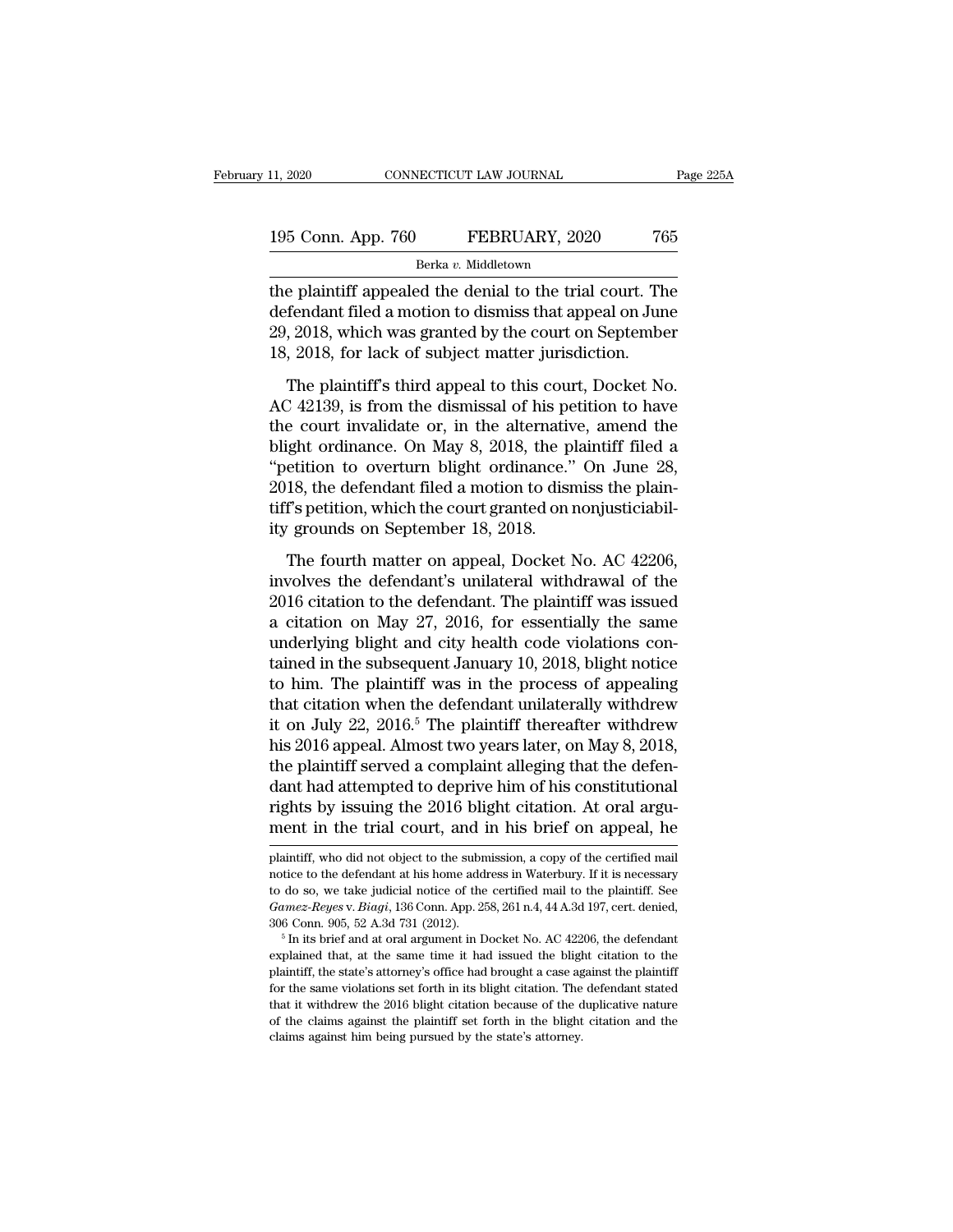the plaintiff appealed the denial to the trial court. The defendant filed a motion to dismiss that appeal on June 29, 2018, which was granted by the court on September 18, 2018, for lack of subject matter jurisdiction.

The plaintiff's third appeal to this court, Docket No. AC 42139, is from the dismissal of his petition to have the court invalidate or, in the alternative, amend the blight ordinance. On May 8, 2018, the plaintiff filed a "petition to overturn blight ordinance." On June 28, 2018, the defendant filed a motion to dismiss the plaintiff's petition, which the court granted on nonjusticiability grounds on September 18, 2018.

The fourth matter on appeal, Docket No. AC 42206, involves the defendant's unilateral withdrawal of the 2016 citation to the defendant. The plaintiff was issued a citation on May 27, 2016, for essentially the same underlying blight and city health code violations contained in the subsequent January 10, 2018, blight notice to him. The plaintiff was in the process of appealing that citation when the defendant unilaterally withdrew it on July 22, 2016.[5] The plaintiff thereafter withdrew his 2016 appeal. Almost two years later, on May 8, 2018, the plaintiff served a complaint alleging that the defendant had attempted to deprive him of his constitutional rights by issuing the 2016 blight citation. At oral argument in the trial court, and in his brief on appeal, he

---

plaintiff, who did not object to the submission, a copy of the certified mail notice to the defendant at his home address in Waterbury. If it is necessary to do so, we take judicial notice of the certified mail to the plaintiff. See *Gamez-Reyes* v. *Biagi*, 136 Conn. App. 258, 261 n.4, 44 A.3d 197, cert. denied, 306 Conn. 905, 52 A.3d 731 (2012).

[5] In its brief and at oral argument in Docket No. AC 42206, the defendant explained that, at the same time it had issued the blight citation to the plaintiff, the state's attorney's office had brought a case against the plaintiff for the same violations set forth in its blight citation. The defendant stated that it withdrew the 2016 blight citation because of the duplicative nature of the claims against the plaintiff set forth in the blight citation and the claims against him being pursued by the state's attorney.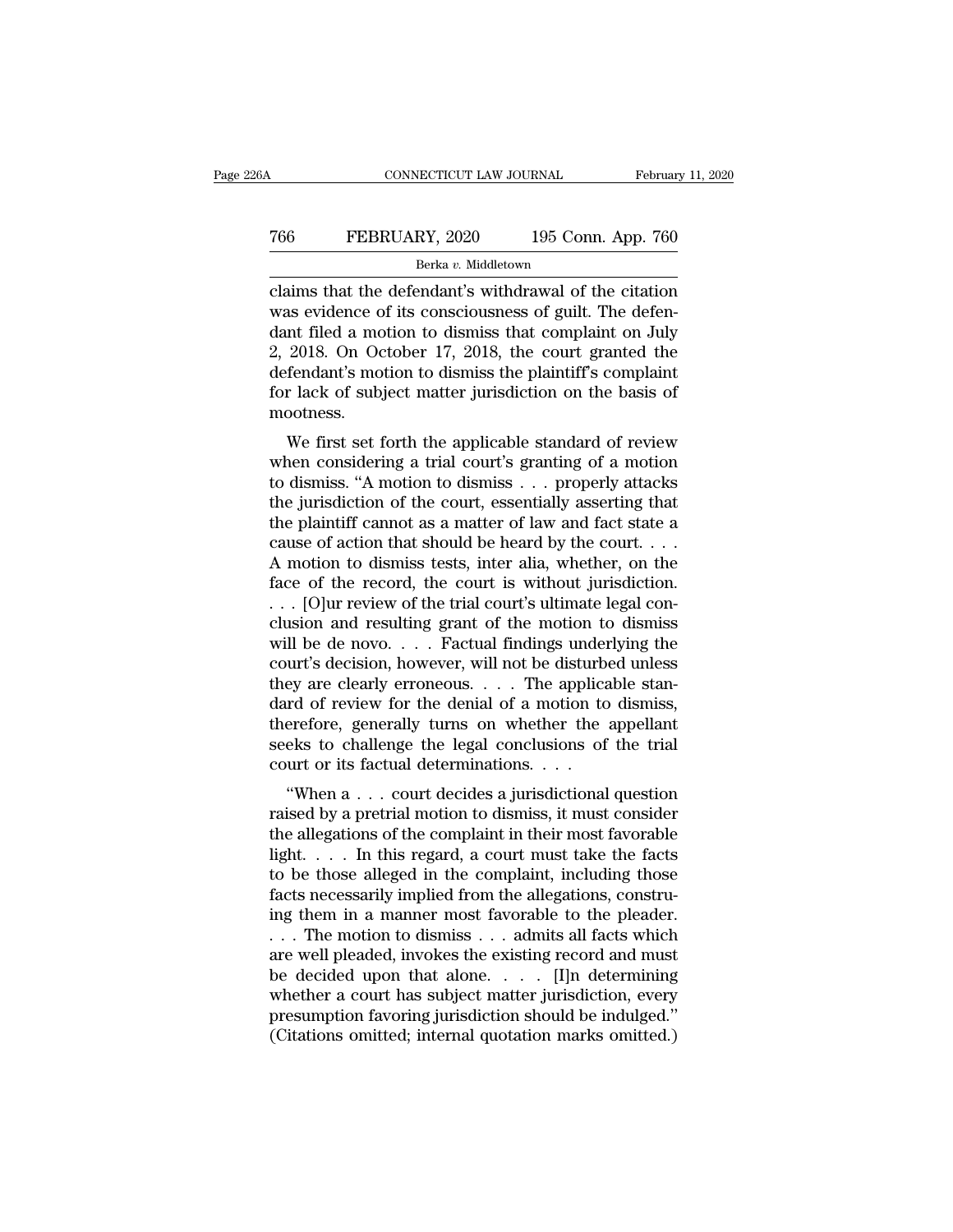claims that the defendant's withdrawal of the citation was evidence of its consciousness of guilt. The defendant filed a motion to dismiss that complaint on July 2, 2018. On October 17, 2018, the court granted the defendant's motion to dismiss the plaintiff's complaint for lack of subject matter jurisdiction on the basis of mootness.

We first set forth the applicable standard of review when considering a trial court's granting of a motion to dismiss. "A motion to dismiss . . . properly attacks the jurisdiction of the court, essentially asserting that the plaintiff cannot as a matter of law and fact state a cause of action that should be heard by the court. . . . A motion to dismiss tests, inter alia, whether, on the face of the record, the court is without jurisdiction. . . . [O]ur review of the trial court's ultimate legal conclusion and resulting grant of the motion to dismiss will be de novo. . . . Factual findings underlying the court's decision, however, will not be disturbed unless they are clearly erroneous. . . . The applicable standard of review for the denial of a motion to dismiss, therefore, generally turns on whether the appellant seeks to challenge the legal conclusions of the trial court or its factual determinations. . . .

"When a . . . court decides a jurisdictional question raised by a pretrial motion to dismiss, it must consider the allegations of the complaint in their most favorable light. . . . In this regard, a court must take the facts to be those alleged in the complaint, including those facts necessarily implied from the allegations, construing them in a manner most favorable to the pleader. . . . The motion to dismiss . . . admits all facts which are well pleaded, invokes the existing record and must be decided upon that alone. . . . [I]n determining whether a court has subject matter jurisdiction, every presumption favoring jurisdiction should be indulged." (Citations omitted; internal quotation marks omitted.)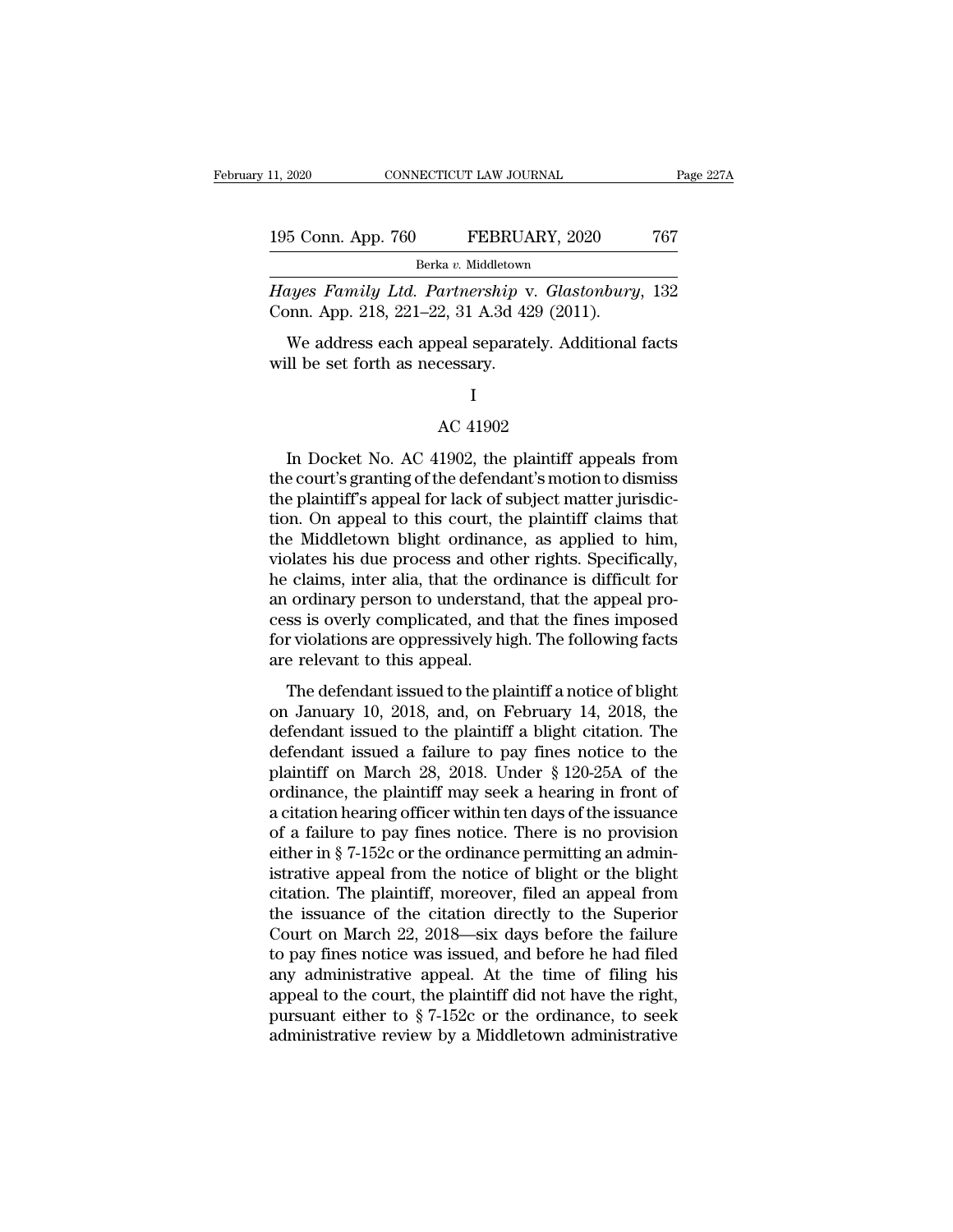*Hayes Family Ltd. Partnership* v. *Glastonbury*, 132 Conn. App. 218, 221–22, 31 A.3d 429 (2011).

We address each appeal separately. Additional facts will be set forth as necessary.

I

AC 41902

In Docket No. AC 41902, the plaintiff appeals from the court's granting of the defendant's motion to dismiss the plaintiff's appeal for lack of subject matter jurisdiction. On appeal to this court, the plaintiff claims that the Middletown blight ordinance, as applied to him, violates his due process and other rights. Specifically, he claims, inter alia, that the ordinance is difficult for an ordinary person to understand, that the appeal process is overly complicated, and that the fines imposed for violations are oppressively high. The following facts are relevant to this appeal.

The defendant issued to the plaintiff a notice of blight on January 10, 2018, and, on February 14, 2018, the defendant issued to the plaintiff a blight citation. The defendant issued a failure to pay fines notice to the plaintiff on March 28, 2018. Under § 120-25A of the ordinance, the plaintiff may seek a hearing in front of a citation hearing officer within ten days of the issuance of a failure to pay fines notice. There is no provision either in § 7-152c or the ordinance permitting an administrative appeal from the notice of blight or the blight citation. The plaintiff, moreover, filed an appeal from the issuance of the citation directly to the Superior Court on March 22, 2018—six days before the failure to pay fines notice was issued, and before he had filed any administrative appeal. At the time of filing his appeal to the court, the plaintiff did not have the right, pursuant either to § 7-152c or the ordinance, to seek administrative review by a Middletown administrative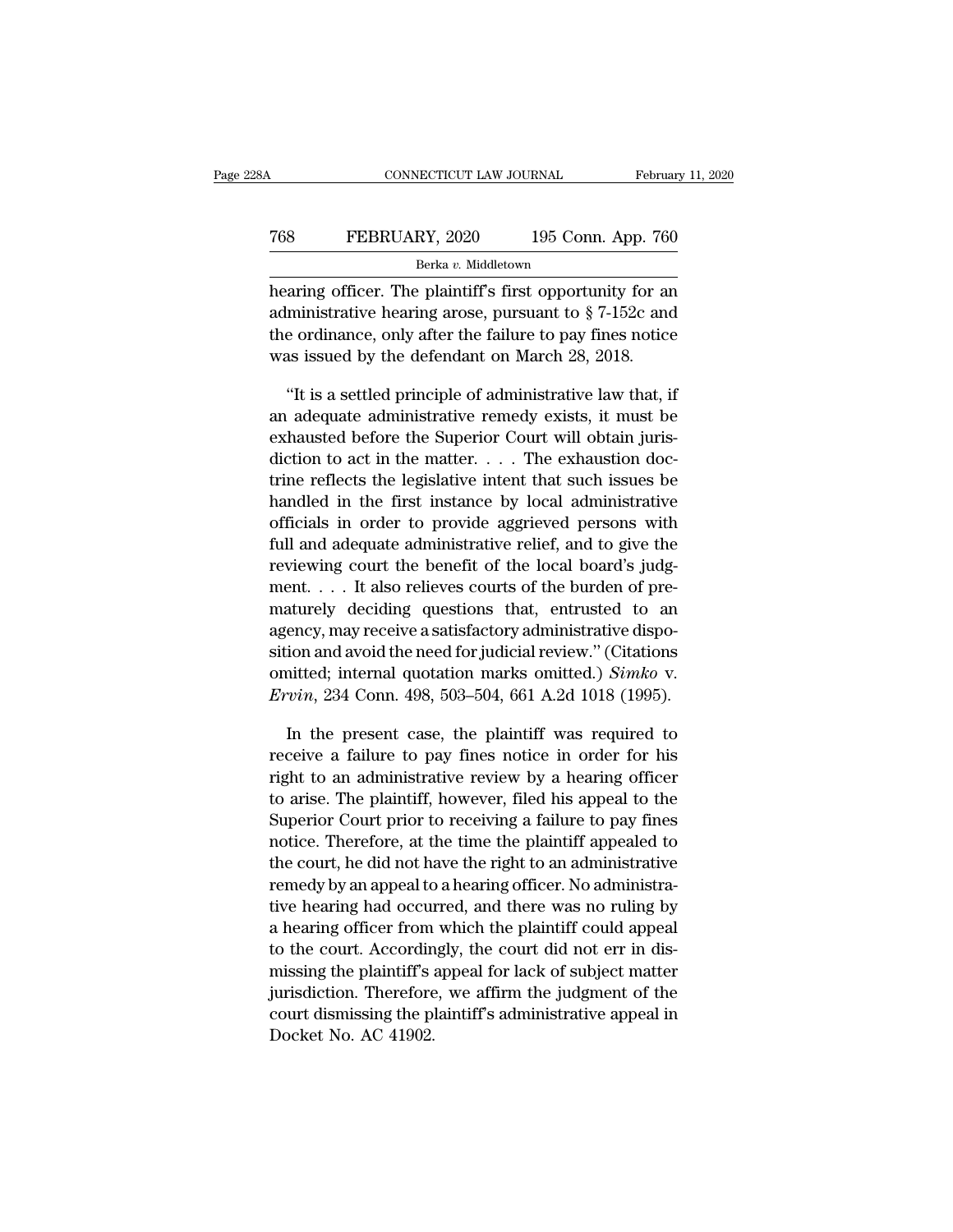hearing officer. The plaintiff's first opportunity for an administrative hearing arose, pursuant to § 7-152c and the ordinance, only after the failure to pay fines notice was issued by the defendant on March 28, 2018.

"It is a settled principle of administrative law that, if an adequate administrative remedy exists, it must be exhausted before the Superior Court will obtain jurisdiction to act in the matter. . . . The exhaustion doctrine reflects the legislative intent that such issues be handled in the first instance by local administrative officials in order to provide aggrieved persons with full and adequate administrative relief, and to give the reviewing court the benefit of the local board's judgment. . . . It also relieves courts of the burden of prematurely deciding questions that, entrusted to an agency, may receive a satisfactory administrative disposition and avoid the need for judicial review." (Citations omitted; internal quotation marks omitted.) *Simko* v. *Ervin*, 234 Conn. 498, 503–504, 661 A.2d 1018 (1995).

In the present case, the plaintiff was required to receive a failure to pay fines notice in order for his right to an administrative review by a hearing officer to arise. The plaintiff, however, filed his appeal to the Superior Court prior to receiving a failure to pay fines notice. Therefore, at the time the plaintiff appealed to the court, he did not have the right to an administrative remedy by an appeal to a hearing officer. No administrative hearing had occurred, and there was no ruling by a hearing officer from which the plaintiff could appeal to the court. Accordingly, the court did not err in dismissing the plaintiff's appeal for lack of subject matter jurisdiction. Therefore, we affirm the judgment of the court dismissing the plaintiff's administrative appeal in Docket No. AC 41902.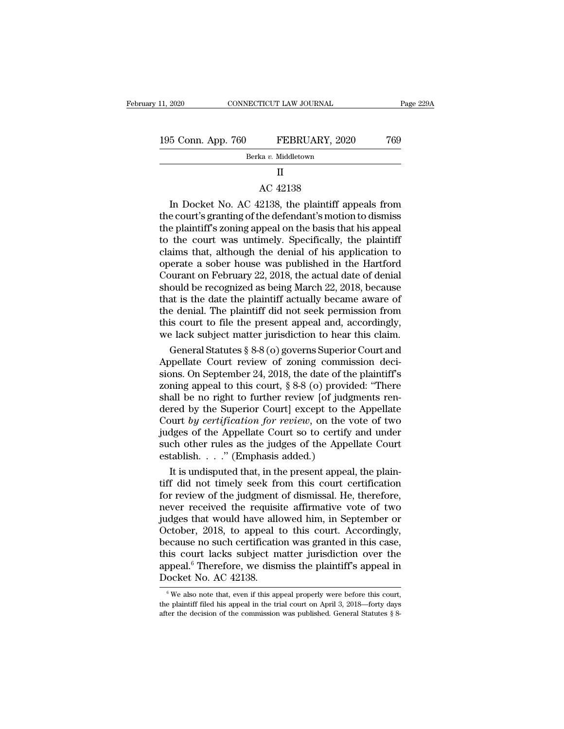II

AC 42138

In Docket No. AC 42138, the plaintiff appeals from the court's granting of the defendant's motion to dismiss the plaintiff's zoning appeal on the basis that his appeal to the court was untimely. Specifically, the plaintiff claims that, although the denial of his application to operate a sober house was published in the Hartford Courant on February 22, 2018, the actual date of denial should be recognized as being March 22, 2018, because that is the date the plaintiff actually became aware of the denial. The plaintiff did not seek permission from this court to file the present appeal and, accordingly, we lack subject matter jurisdiction to hear this claim.

General Statutes § 8-8 (o) governs Superior Court and Appellate Court review of zoning commission decisions. On September 24, 2018, the date of the plaintiff's zoning appeal to this court, § 8-8 (o) provided: "There shall be no right to further review [of judgments rendered by the Superior Court] except to the Appellate Court *by certification for review*, on the vote of two judges of the Appellate Court so to certify and under such other rules as the judges of the Appellate Court establish. . . ." (Emphasis added.)

It is undisputed that, in the present appeal, the plaintiff did not timely seek from this court certification for review of the judgment of dismissal. He, therefore, never received the requisite affirmative vote of two judges that would have allowed him, in September or October, 2018, to appeal to this court. Accordingly, because no such certification was granted in this case, this court lacks subject matter jurisdiction over the appeal.[6] Therefore, we dismiss the plaintiff's appeal in Docket No. AC 42138.

[6] We also note that, even if this appeal properly were before this court, the plaintiff filed his appeal in the trial court on April 3, 2018—forty days after the decision of the commission was published. General Statutes § 8-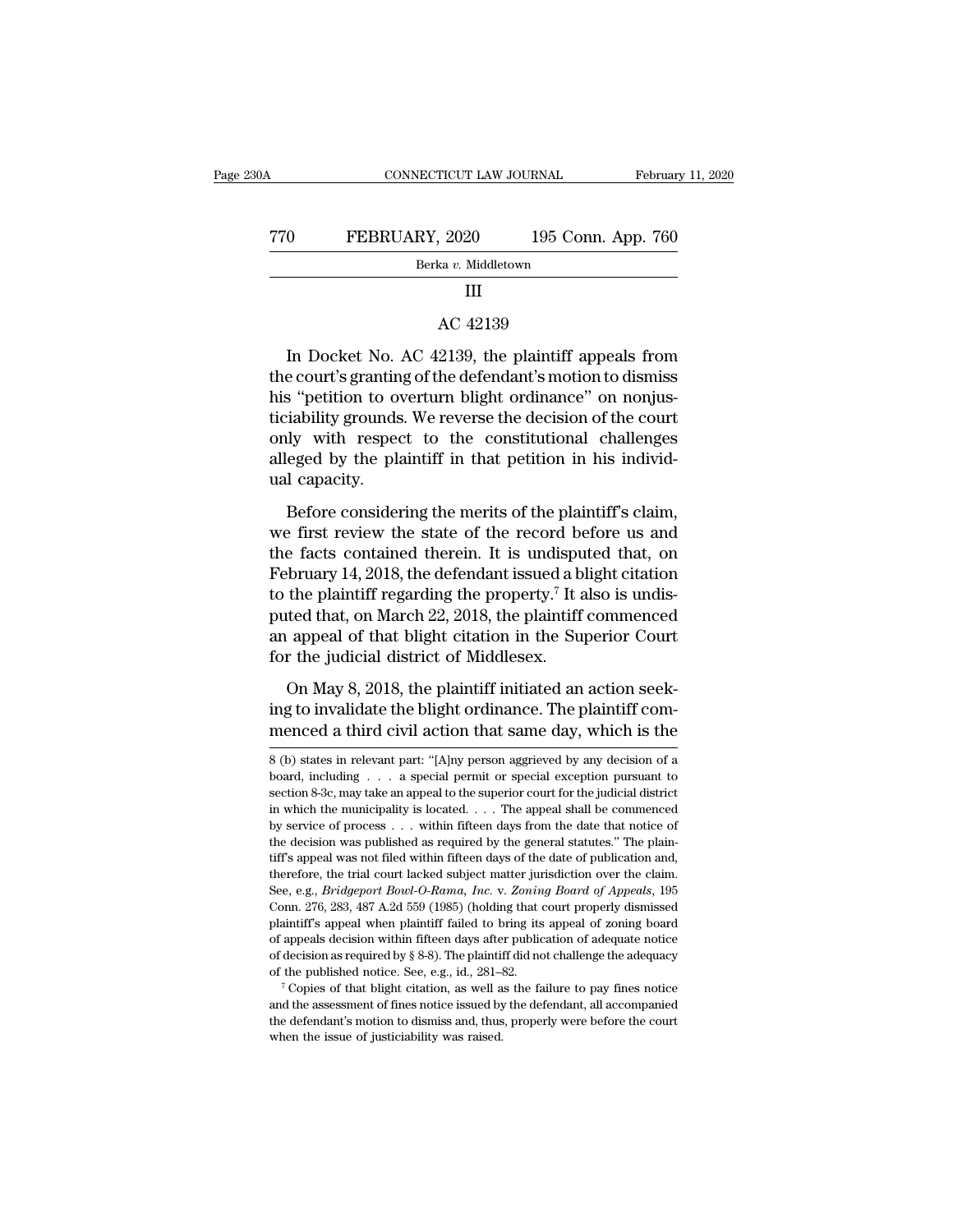## III

### AC 42139

In Docket No. AC 42139, the plaintiff appeals from the court's granting of the defendant's motion to dismiss his "petition to overturn blight ordinance" on nonjusticiability grounds. We reverse the decision of the court only with respect to the constitutional challenges alleged by the plaintiff in that petition in his individual capacity.

Before considering the merits of the plaintiff's claim, we first review the state of the record before us and the facts contained therein. It is undisputed that, on February 14, 2018, the defendant issued a blight citation to the plaintiff regarding the property.[7] It also is undisputed that, on March 22, 2018, the plaintiff commenced an appeal of that blight citation in the Superior Court for the judicial district of Middlesex.

On May 8, 2018, the plaintiff initiated an action seeking to invalidate the blight ordinance. The plaintiff commenced a third civil action that same day, which is the

---

8 (b) states in relevant part: "[A]ny person aggrieved by any decision of a board, including . . . a special permit or special exception pursuant to section 8-3c, may take an appeal to the superior court for the judicial district in which the municipality is located. . . . The appeal shall be commenced by service of process . . . within fifteen days from the date that notice of the decision was published as required by the general statutes." The plaintiff's appeal was not filed within fifteen days of the date of publication and, therefore, the trial court lacked subject matter jurisdiction over the claim. See, e.g., *Bridgeport Bowl-O-Rama, Inc.* v. *Zoning Board of Appeals*, 195 Conn. 276, 283, 487 A.2d 559 (1985) (holding that court properly dismissed plaintiff's appeal when plaintiff failed to bring its appeal of zoning board of appeals decision within fifteen days after publication of adequate notice of decision as required by § 8-8). The plaintiff did not challenge the adequacy of the published notice. See, e.g., id., 281–82.

[7] Copies of that blight citation, as well as the failure to pay fines notice and the assessment of fines notice issued by the defendant, all accompanied the defendant's motion to dismiss and, thus, properly were before the court when the issue of justiciability was raised.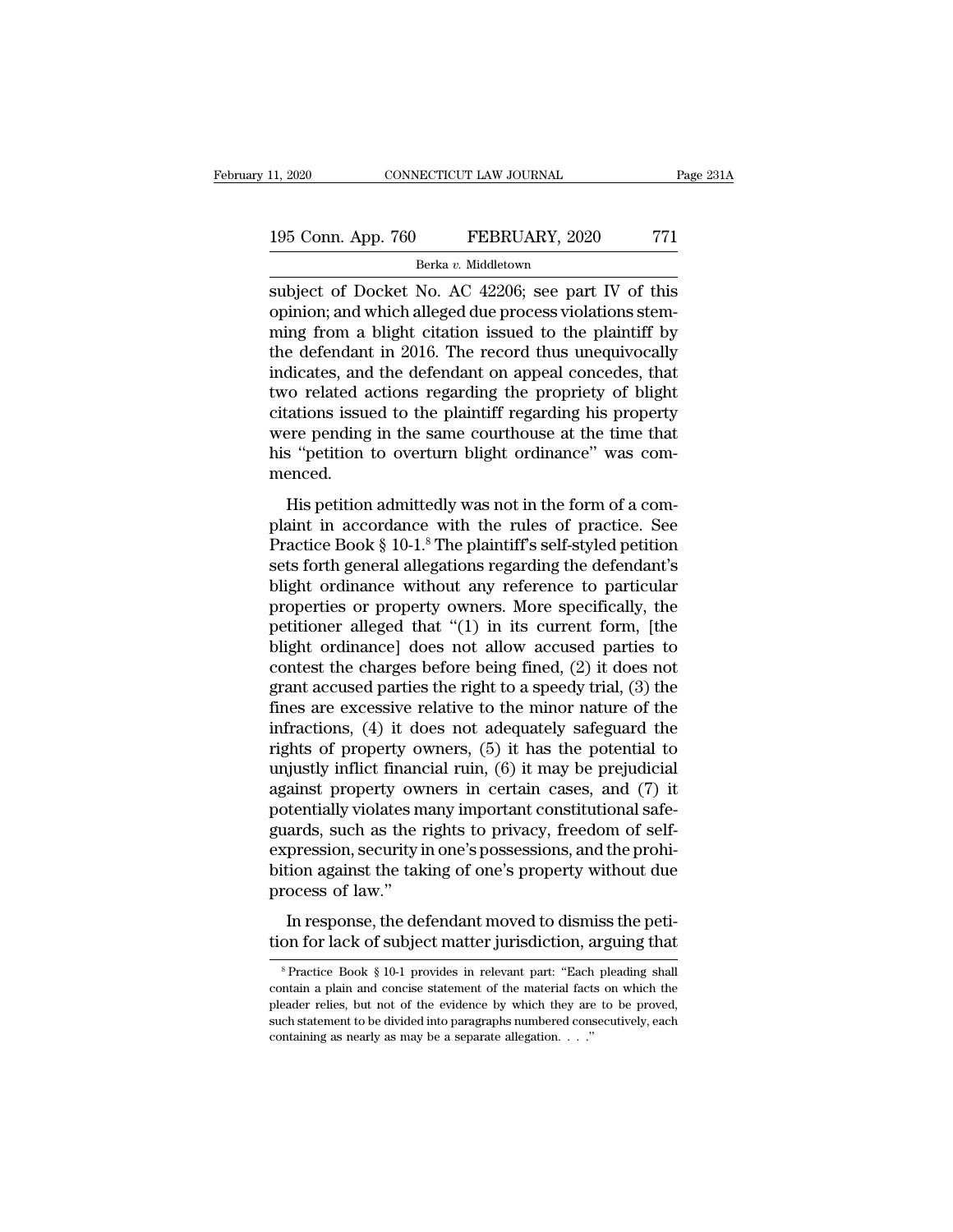subject of Docket No. AC 42206; see part IV of this opinion; and which alleged due process violations stemming from a blight citation issued to the plaintiff by the defendant in 2016. The record thus unequivocally indicates, and the defendant on appeal concedes, that two related actions regarding the propriety of blight citations issued to the plaintiff regarding his property were pending in the same courthouse at the time that his "petition to overturn blight ordinance" was commenced.

His petition admittedly was not in the form of a complaint in accordance with the rules of practice. See Practice Book § 10-1.[8] The plaintiff's self-styled petition sets forth general allegations regarding the defendant's blight ordinance without any reference to particular properties or property owners. More specifically, the petitioner alleged that "(1) in its current form, [the blight ordinance] does not allow accused parties to contest the charges before being fined, (2) it does not grant accused parties the right to a speedy trial, (3) the fines are excessive relative to the minor nature of the infractions, (4) it does not adequately safeguard the rights of property owners, (5) it has the potential to unjustly inflict financial ruin, (6) it may be prejudicial against property owners in certain cases, and (7) it potentially violates many important constitutional safeguards, such as the rights to privacy, freedom of self-expression, security in one's possessions, and the prohibition against the taking of one's property without due process of law."

In response, the defendant moved to dismiss the petition for lack of subject matter jurisdiction, arguing that

[8] Practice Book § 10-1 provides in relevant part: "Each pleading shall contain a plain and concise statement of the material facts on which the pleader relies, but not of the evidence by which they are to be proved, such statement to be divided into paragraphs numbered consecutively, each containing as nearly as may be a separate allegation. . . ."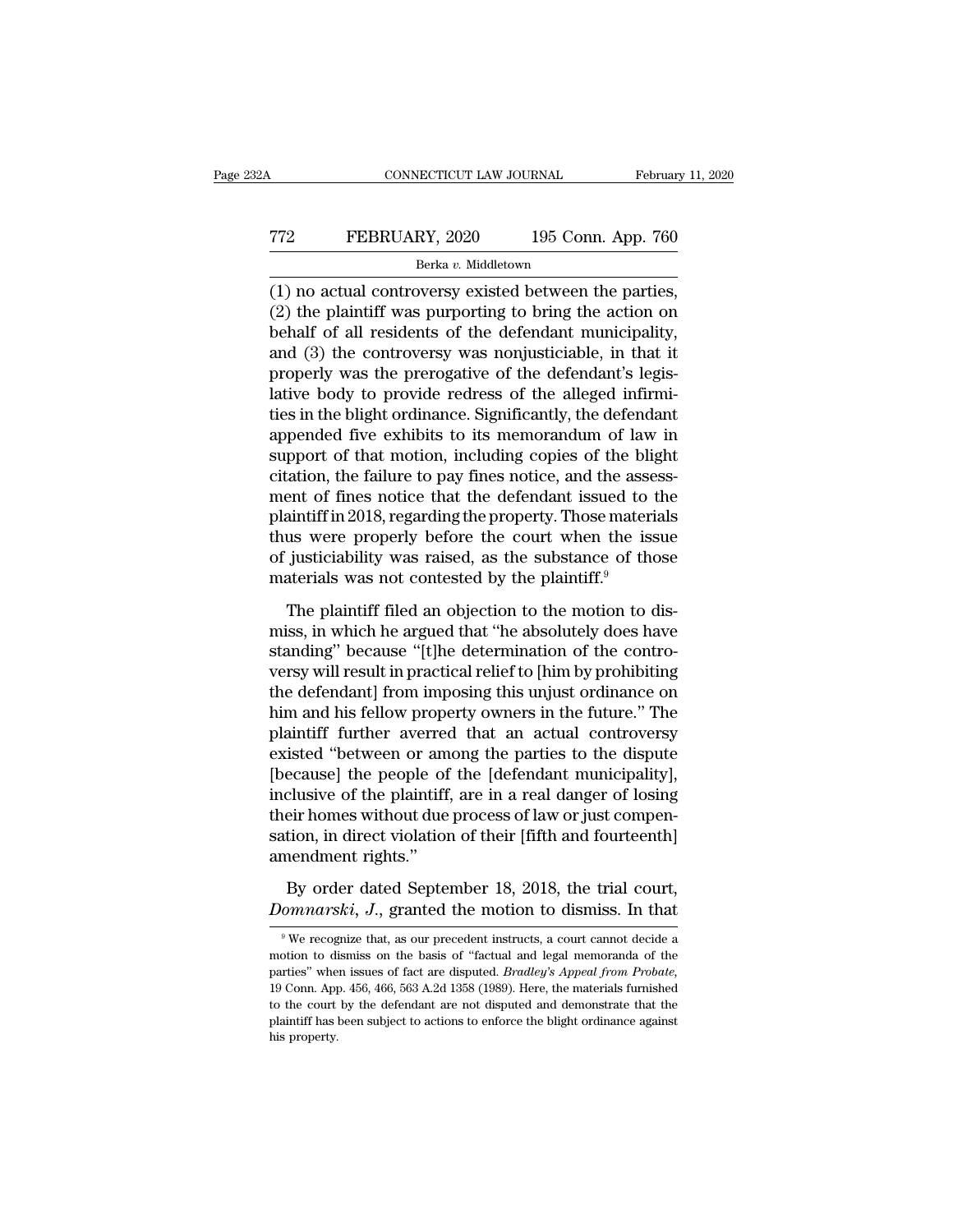(1) no actual controversy existed between the parties, (2) the plaintiff was purporting to bring the action on behalf of all residents of the defendant municipality, and (3) the controversy was nonjusticiable, in that it properly was the prerogative of the defendant's legislative body to provide redress of the alleged infirmities in the blight ordinance. Significantly, the defendant appended five exhibits to its memorandum of law in support of that motion, including copies of the blight citation, the failure to pay fines notice, and the assessment of fines notice that the defendant issued to the plaintiff in 2018, regarding the property. Those materials thus were properly before the court when the issue of justiciability was raised, as the substance of those materials was not contested by the plaintiff.[9]

The plaintiff filed an objection to the motion to dismiss, in which he argued that "he absolutely does have standing" because "[t]he determination of the controversy will result in practical relief to [him by prohibiting the defendant] from imposing this unjust ordinance on him and his fellow property owners in the future." The plaintiff further averred that an actual controversy existed "between or among the parties to the dispute [because] the people of the [defendant municipality], inclusive of the plaintiff, are in a real danger of losing their homes without due process of law or just compensation, in direct violation of their [fifth and fourteenth] amendment rights."

By order dated September 18, 2018, the trial court, *Domnarski, J.*, granted the motion to dismiss. In that

---

[9] We recognize that, as our precedent instructs, a court cannot decide a motion to dismiss on the basis of "factual and legal memoranda of the parties" when issues of fact are disputed. *Bradley's Appeal from Probate*, 19 Conn. App. 456, 466, 563 A.2d 1358 (1989). Here, the materials furnished to the court by the defendant are not disputed and demonstrate that the plaintiff has been subject to actions to enforce the blight ordinance against his property.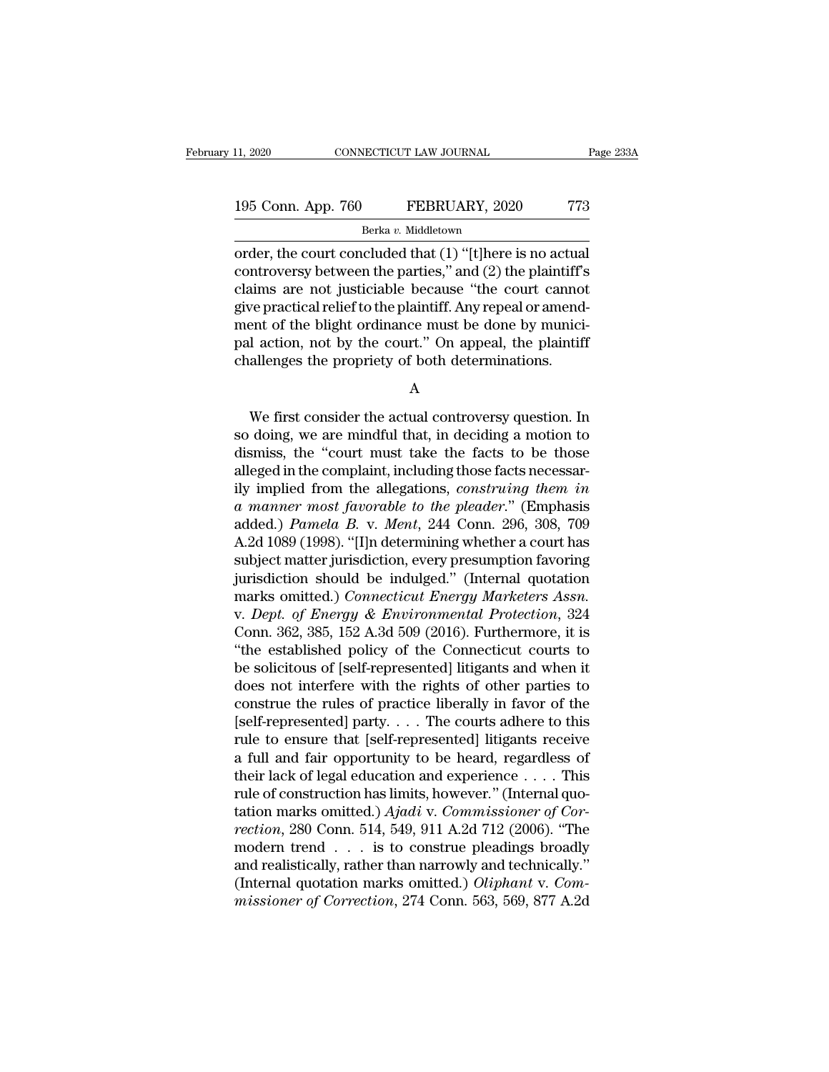order, the court concluded that (1) "[t]here is no actual controversy between the parties," and (2) the plaintiff's claims are not justiciable because "the court cannot give practical relief to the plaintiff. Any repeal or amendment of the blight ordinance must be done by municipal action, not by the court." On appeal, the plaintiff challenges the propriety of both determinations.

A

We first consider the actual controversy question. In so doing, we are mindful that, in deciding a motion to dismiss, the "court must take the facts to be those alleged in the complaint, including those facts necessarily implied from the allegations, *construing them in a manner most favorable to the pleader*." (Emphasis added.) *Pamela B.* v. *Ment*, 244 Conn. 296, 308, 709 A.2d 1089 (1998). "[I]n determining whether a court has subject matter jurisdiction, every presumption favoring jurisdiction should be indulged." (Internal quotation marks omitted.) *Connecticut Energy Marketers Assn.* v. *Dept. of Energy & Environmental Protection*, 324 Conn. 362, 385, 152 A.3d 509 (2016). Furthermore, it is "the established policy of the Connecticut courts to be solicitous of [self-represented] litigants and when it does not interfere with the rights of other parties to construe the rules of practice liberally in favor of the [self-represented] party. . . . The courts adhere to this rule to ensure that [self-represented] litigants receive a full and fair opportunity to be heard, regardless of their lack of legal education and experience . . . . This rule of construction has limits, however." (Internal quotation marks omitted.) *Ajadi* v. *Commissioner of Correction*, 280 Conn. 514, 549, 911 A.2d 712 (2006). "The modern trend . . . is to construe pleadings broadly and realistically, rather than narrowly and technically." (Internal quotation marks omitted.) *Oliphant* v. *Commissioner of Correction*, 274 Conn. 563, 569, 877 A.2d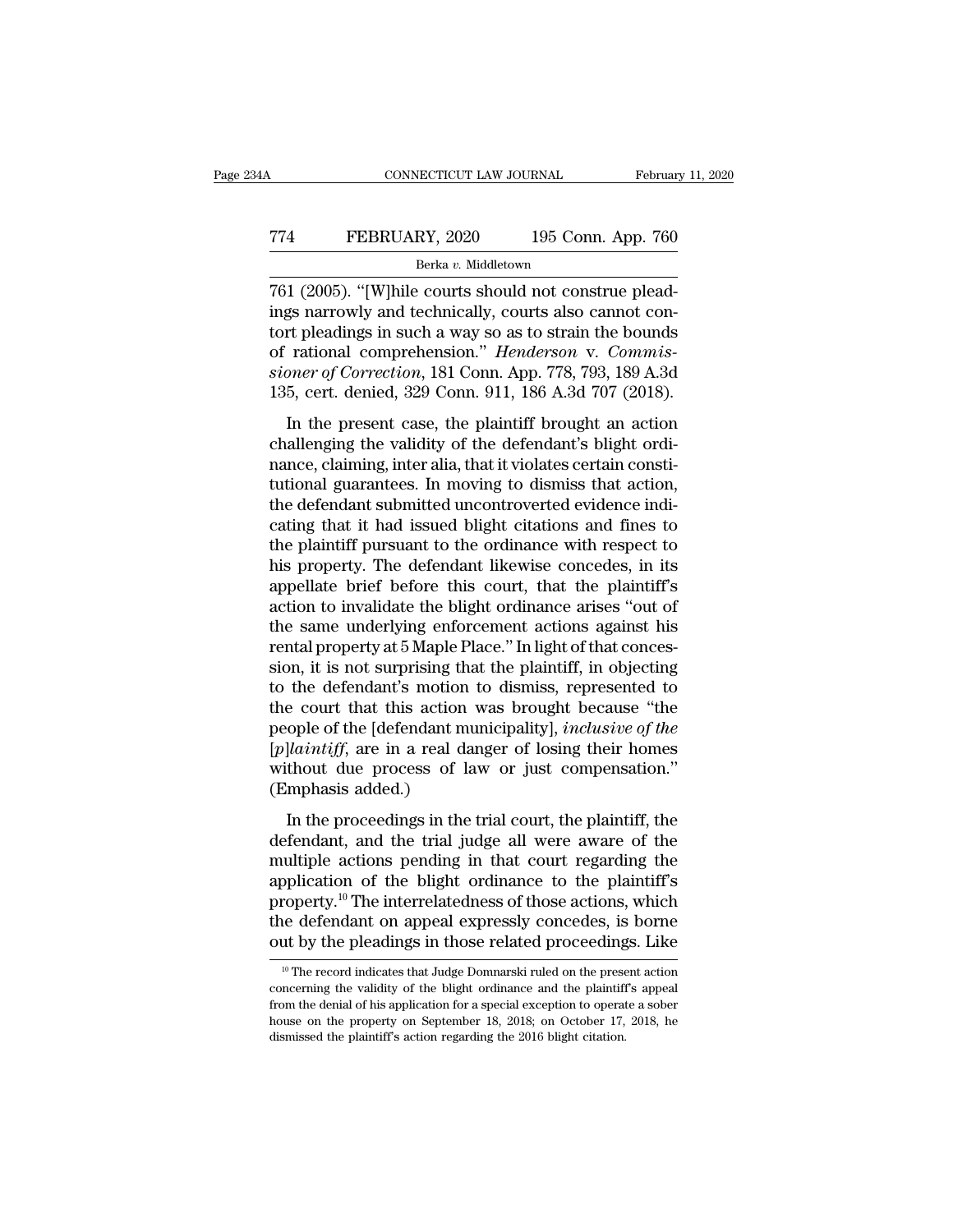761 (2005). "[W]hile courts should not construe pleadings narrowly and technically, courts also cannot contort pleadings in such a way so as to strain the bounds of rational comprehension." *Henderson* v. *Commissioner of Correction*, 181 Conn. App. 778, 793, 189 A.3d 135, cert. denied, 329 Conn. 911, 186 A.3d 707 (2018).

In the present case, the plaintiff brought an action challenging the validity of the defendant's blight ordinance, claiming, inter alia, that it violates certain constitutional guarantees. In moving to dismiss that action, the defendant submitted uncontroverted evidence indicating that it had issued blight citations and fines to the plaintiff pursuant to the ordinance with respect to his property. The defendant likewise concedes, in its appellate brief before this court, that the plaintiff's action to invalidate the blight ordinance arises "out of the same underlying enforcement actions against his rental property at 5 Maple Place." In light of that concession, it is not surprising that the plaintiff, in objecting to the defendant's motion to dismiss, represented to the court that this action was brought because "the people of the [defendant municipality], *inclusive of the [p]laintiff*, are in a real danger of losing their homes without due process of law or just compensation." (Emphasis added.)

In the proceedings in the trial court, the plaintiff, the defendant, and the trial judge all were aware of the multiple actions pending in that court regarding the application of the blight ordinance to the plaintiff's property.[10] The interrelatedness of those actions, which the defendant on appeal expressly concedes, is borne out by the pleadings in those related proceedings. Like

[10] The record indicates that Judge Domnarski ruled on the present action concerning the validity of the blight ordinance and the plaintiff's appeal from the denial of his application for a special exception to operate a sober house on the property on September 18, 2018; on October 17, 2018, he dismissed the plaintiff's action regarding the 2016 blight citation.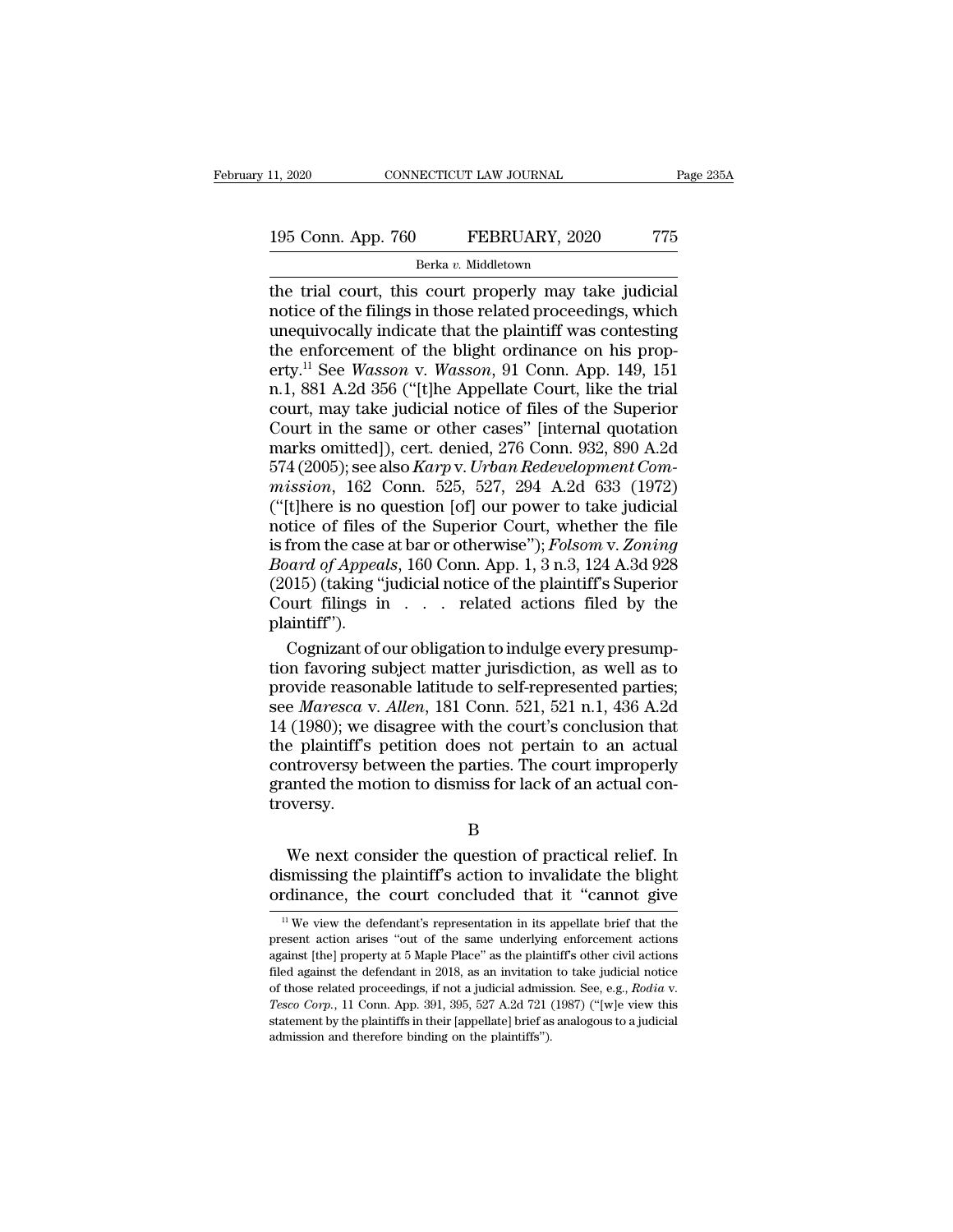the trial court, this court properly may take judicial notice of the filings in those related proceedings, which unequivocally indicate that the plaintiff was contesting the enforcement of the blight ordinance on his property.[11] See *Wasson* v. *Wasson*, 91 Conn. App. 149, 151 n.1, 881 A.2d 356 ("[t]he Appellate Court, like the trial court, may take judicial notice of files of the Superior Court in the same or other cases" [internal quotation marks omitted]), cert. denied, 276 Conn. 932, 890 A.2d 574 (2005); see also *Karp* v. *Urban Redevelopment Commission*, 162 Conn. 525, 527, 294 A.2d 633 (1972) ("[t]here is no question [of] our power to take judicial notice of files of the Superior Court, whether the file is from the case at bar or otherwise"); *Folsom* v. *Zoning Board of Appeals*, 160 Conn. App. 1, 3 n.3, 124 A.3d 928 (2015) (taking "judicial notice of the plaintiff's Superior Court filings in . . . related actions filed by the plaintiff").

Cognizant of our obligation to indulge every presumption favoring subject matter jurisdiction, as well as to provide reasonable latitude to self-represented parties; see *Maresca* v. *Allen*, 181 Conn. 521, 521 n.1, 436 A.2d 14 (1980); we disagree with the court's conclusion that the plaintiff's petition does not pertain to an actual controversy between the parties. The court improperly granted the motion to dismiss for lack of an actual controversy.

B

We next consider the question of practical relief. In dismissing the plaintiff's action to invalidate the blight ordinance, the court concluded that it "cannot give

[11] We view the defendant's representation in its appellate brief that the present action arises "out of the same underlying enforcement actions against [the] property at 5 Maple Place" as the plaintiff's other civil actions filed against the defendant in 2018, as an invitation to take judicial notice of those related proceedings, if not a judicial admission. See, e.g., *Rodia* v. *Tesco Corp.*, 11 Conn. App. 391, 395, 527 A.2d 721 (1987) ("[w]e view this statement by the plaintiffs in their [appellate] brief as analogous to a judicial admission and therefore binding on the plaintiffs").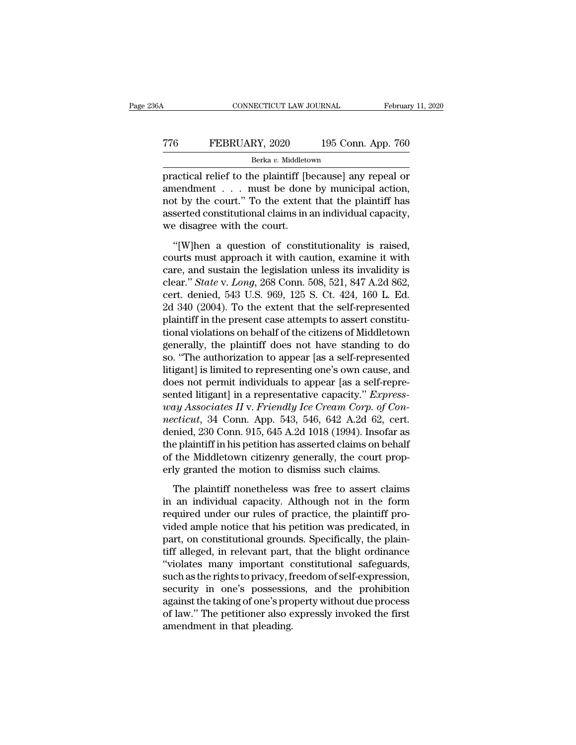practical relief to the plaintiff [because] any repeal or amendment . . . must be done by municipal action, not by the court." To the extent that the plaintiff has asserted constitutional claims in an individual capacity, we disagree with the court.

"[W]hen a question of constitutionality is raised, courts must approach it with caution, examine it with care, and sustain the legislation unless its invalidity is clear." *State* v. *Long*, 268 Conn. 508, 521, 847 A.2d 862, cert. denied, 543 U.S. 969, 125 S. Ct. 424, 160 L. Ed. 2d 340 (2004). To the extent that the self-represented plaintiff in the present case attempts to assert constitutional violations on behalf of the citizens of Middletown generally, the plaintiff does not have standing to do so. "The authorization to appear [as a self-represented litigant] is limited to representing one's own cause, and does not permit individuals to appear [as a self-represented litigant] in a representative capacity." *Expressway Associates II* v. *Friendly Ice Cream Corp. of Connecticut*, 34 Conn. App. 543, 546, 642 A.2d 62, cert. denied, 230 Conn. 915, 645 A.2d 1018 (1994). Insofar as the plaintiff in his petition has asserted claims on behalf of the Middletown citizenry generally, the court properly granted the motion to dismiss such claims.

The plaintiff nonetheless was free to assert claims in an individual capacity. Although not in the form required under our rules of practice, the plaintiff provided ample notice that his petition was predicated, in part, on constitutional grounds. Specifically, the plaintiff alleged, in relevant part, that the blight ordinance "violates many important constitutional safeguards, such as the rights to privacy, freedom of self-expression, security in one's possessions, and the prohibition against the taking of one's property without due process of law." The petitioner also expressly invoked the first amendment in that pleading.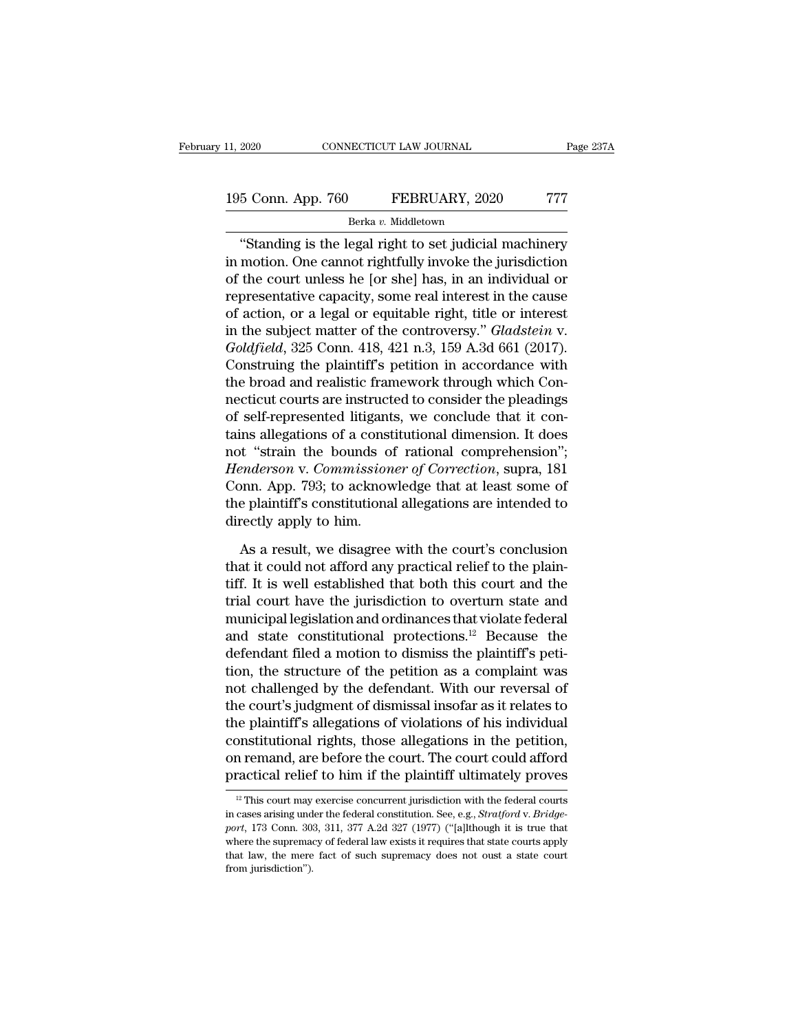"Standing is the legal right to set judicial machinery in motion. One cannot rightfully invoke the jurisdiction of the court unless he [or she] has, in an individual or representative capacity, some real interest in the cause of action, or a legal or equitable right, title or interest in the subject matter of the controversy." *Gladstein* v. *Goldfield*, 325 Conn. 418, 421 n.3, 159 A.3d 661 (2017). Construing the plaintiff's petition in accordance with the broad and realistic framework through which Connecticut courts are instructed to consider the pleadings of self-represented litigants, we conclude that it contains allegations of a constitutional dimension. It does not "strain the bounds of rational comprehension"; *Henderson* v. *Commissioner of Correction*, supra, 181 Conn. App. 793; to acknowledge that at least some of the plaintiff's constitutional allegations are intended to directly apply to him.

As a result, we disagree with the court's conclusion that it could not afford any practical relief to the plaintiff. It is well established that both this court and the trial court have the jurisdiction to overturn state and municipal legislation and ordinances that violate federal and state constitutional protections.[12] Because the defendant filed a motion to dismiss the plaintiff's petition, the structure of the petition as a complaint was not challenged by the defendant. With our reversal of the court's judgment of dismissal insofar as it relates to the plaintiff's allegations of violations of his individual constitutional rights, those allegations in the petition, on remand, are before the court. The court could afford practical relief to him if the plaintiff ultimately proves

[12] This court may exercise concurrent jurisdiction with the federal courts in cases arising under the federal constitution. See, e.g., *Stratford* v. *Bridgeport*, 173 Conn. 303, 311, 377 A.2d 327 (1977) ("[a]lthough it is true that where the supremacy of federal law exists it requires that state courts apply that law, the mere fact of such supremacy does not oust a state court from jurisdiction").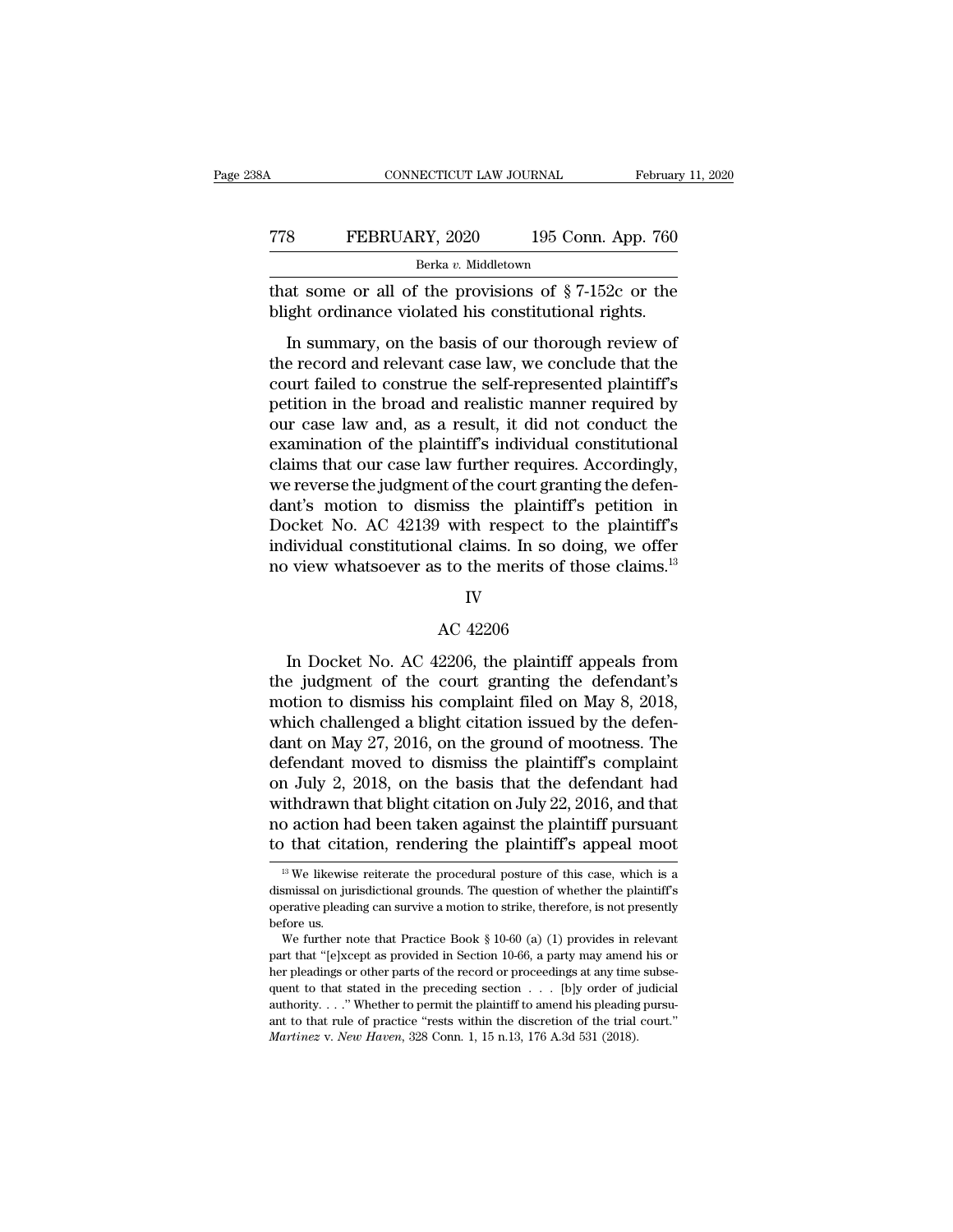that some or all of the provisions of § 7-152c or the blight ordinance violated his constitutional rights.

In summary, on the basis of our thorough review of the record and relevant case law, we conclude that the court failed to construe the self-represented plaintiff's petition in the broad and realistic manner required by our case law and, as a result, it did not conduct the examination of the plaintiff's individual constitutional claims that our case law further requires. Accordingly, we reverse the judgment of the court granting the defendant's motion to dismiss the plaintiff's petition in Docket No. AC 42139 with respect to the plaintiff's individual constitutional claims. In so doing, we offer no view whatsoever as to the merits of those claims.[13]

## IV

### AC 42206

In Docket No. AC 42206, the plaintiff appeals from the judgment of the court granting the defendant's motion to dismiss his complaint filed on May 8, 2018, which challenged a blight citation issued by the defendant on May 27, 2016, on the ground of mootness. The defendant moved to dismiss the plaintiff's complaint on July 2, 2018, on the basis that the defendant had withdrawn that blight citation on July 22, 2016, and that no action had been taken against the plaintiff pursuant to that citation, rendering the plaintiff's appeal moot

---

[13] We likewise reiterate the procedural posture of this case, which is a dismissal on jurisdictional grounds. The question of whether the plaintiff's operative pleading can survive a motion to strike, therefore, is not presently before us.

We further note that Practice Book § 10-60 (a) (1) provides in relevant part that "[e]xcept as provided in Section 10-66, a party may amend his or her pleadings or other parts of the record or proceedings at any time subsequent to that stated in the preceding section . . . [b]y order of judicial authority. . . ." Whether to permit the plaintiff to amend his pleading pursuant to that rule of practice "rests within the discretion of the trial court." *Martinez* v. *New Haven*, 328 Conn. 1, 15 n.13, 176 A.3d 531 (2018).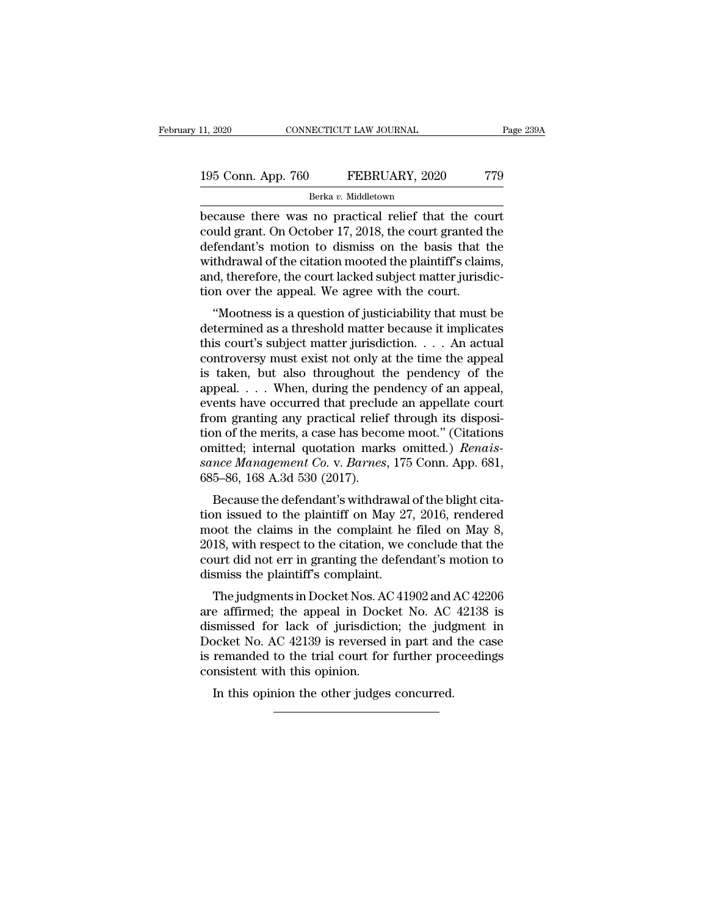because there was no practical relief that the court could grant. On October 17, 2018, the court granted the defendant's motion to dismiss on the basis that the withdrawal of the citation mooted the plaintiff's claims, and, therefore, the court lacked subject matter jurisdiction over the appeal. We agree with the court.

"Mootness is a question of justiciability that must be determined as a threshold matter because it implicates this court's subject matter jurisdiction. . . . An actual controversy must exist not only at the time the appeal is taken, but also throughout the pendency of the appeal. . . . When, during the pendency of an appeal, events have occurred that preclude an appellate court from granting any practical relief through its disposition of the merits, a case has become moot." (Citations omitted; internal quotation marks omitted.) *Renaissance Management Co.* v. *Barnes*, 175 Conn. App. 681, 685–86, 168 A.3d 530 (2017).

Because the defendant's withdrawal of the blight citation issued to the plaintiff on May 27, 2016, rendered moot the claims in the complaint he filed on May 8, 2018, with respect to the citation, we conclude that the court did not err in granting the defendant's motion to dismiss the plaintiff's complaint.

The judgments in Docket Nos. AC 41902 and AC 42206 are affirmed; the appeal in Docket No. AC 42138 is dismissed for lack of jurisdiction; the judgment in Docket No. AC 42139 is reversed in part and the case is remanded to the trial court for further proceedings consistent with this opinion.

In this opinion the other judges concurred.